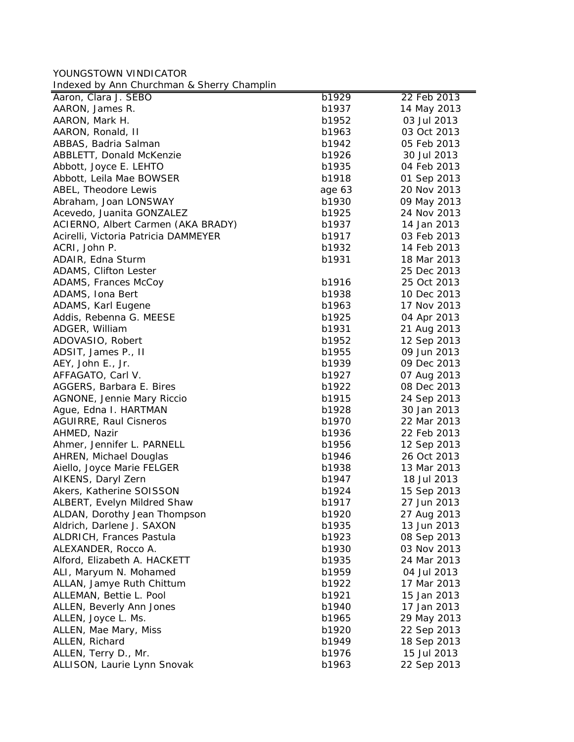YOUNGSTOWN VINDICATOR

Indexed by Ann Churchman & Sherry Champlin

| | | |
|---|---|---|
| Aaron, Clara J. SEBO | b1929 | 22 Feb 2013 |
| AARON, James R. | b1937 | 14 May 2013 |
| AARON, Mark H. | b1952 | 03 Jul 2013 |
| AARON, Ronald, II | b1963 | 03 Oct 2013 |
| ABBAS, Badria Salman | b1942 | 05 Feb 2013 |
| ABBLETT, Donald McKenzie | b1926 | 30 Jul 2013 |
| Abbott, Joyce E. LEHTO | b1935 | 04 Feb 2013 |
| Abbott, Leila Mae BOWSER | b1918 | 01 Sep 2013 |
| ABEL, Theodore Lewis | age 63 | 20 Nov 2013 |
| Abraham, Joan LONSWAY | b1930 | 09 May 2013 |
| Acevedo, Juanita GONZALEZ | b1925 | 24 Nov 2013 |
| ACIERNO, Albert Carmen (AKA BRADY) | b1937 | 14 Jan 2013 |
| Acirelli, Victoria Patricia DAMMEYER | b1917 | 03 Feb 2013 |
| ACRI, John P. | b1932 | 14 Feb 2013 |
| ADAIR, Edna Sturm | b1931 | 18 Mar 2013 |
| ADAMS, Clifton Lester | | 25 Dec 2013 |
| ADAMS, Frances McCoy | b1916 | 25 Oct 2013 |
| ADAMS, Iona Bert | b1938 | 10 Dec 2013 |
| ADAMS, Karl Eugene | b1963 | 17 Nov 2013 |
| Addis, Rebenna G. MEESE | b1925 | 04 Apr 2013 |
| ADGER, William | b1931 | 21 Aug 2013 |
| ADOVASIO, Robert | b1952 | 12 Sep 2013 |
| ADSIT, James P., II | b1955 | 09 Jun 2013 |
| AEY, John E., Jr. | b1939 | 09 Dec 2013 |
| AFFAGATO, Carl V. | b1927 | 07 Aug 2013 |
| AGGERS, Barbara E. Bires | b1922 | 08 Dec 2013 |
| AGNONE, Jennie Mary Riccio | b1915 | 24 Sep 2013 |
| Ague, Edna I. HARTMAN | b1928 | 30 Jan 2013 |
| AGUIRRE, Raul Cisneros | b1970 | 22 Mar 2013 |
| AHMED, Nazir | b1936 | 22 Feb 2013 |
| Ahmer, Jennifer L. PARNELL | b1956 | 12 Sep 2013 |
| AHREN, Michael Douglas | b1946 | 26 Oct 2013 |
| Aiello, Joyce Marie FELGER | b1938 | 13 Mar 2013 |
| AIKENS, Daryl Zern | b1947 | 18 Jul 2013 |
| Akers, Katherine SOISSON | b1924 | 15 Sep 2013 |
| ALBERT, Evelyn Mildred Shaw | b1917 | 27 Jun 2013 |
| ALDAN, Dorothy Jean Thompson | b1920 | 27 Aug 2013 |
| Aldrich, Darlene J. SAXON | b1935 | 13 Jun 2013 |
| ALDRICH, Frances Pastula | b1923 | 08 Sep 2013 |
| ALEXANDER, Rocco A. | b1930 | 03 Nov 2013 |
| Alford, Elizabeth A. HACKETT | b1935 | 24 Mar 2013 |
| ALI, Maryum N. Mohamed | b1959 | 04 Jul 2013 |
| ALLAN, Jamye Ruth Chittum | b1922 | 17 Mar 2013 |
| ALLEMAN, Bettie L. Pool | b1921 | 15 Jan 2013 |
| ALLEN, Beverly Ann Jones | b1940 | 17 Jan 2013 |
| ALLEN, Joyce L. Ms. | b1965 | 29 May 2013 |
| ALLEN, Mae Mary, Miss | b1920 | 22 Sep 2013 |
| ALLEN, Richard | b1949 | 18 Sep 2013 |
| ALLEN, Terry D., Mr. | b1976 | 15 Jul 2013 |
| ALLISON, Laurie Lynn Snovak | b1963 | 22 Sep 2013 |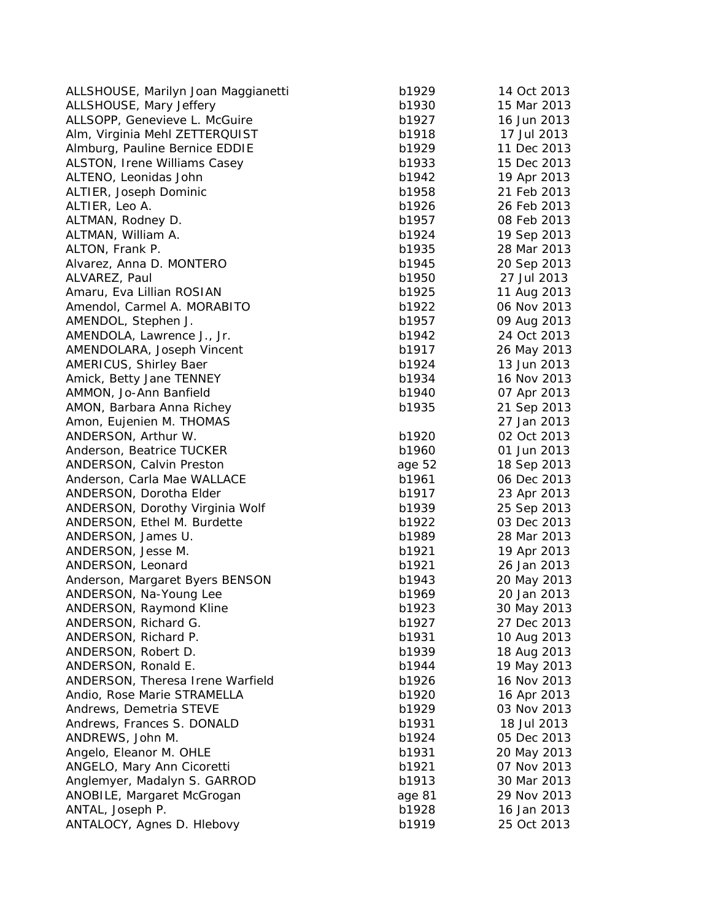| | | |
|---|---|---|
| ALLSHOUSE, Marilyn Joan Maggianetti | b1929 | 14 Oct 2013 |
| ALLSHOUSE, Mary Jeffery | b1930 | 15 Mar 2013 |
| ALLSOPP, Genevieve L. McGuire | b1927 | 16 Jun 2013 |
| Alm, Virginia Mehl ZETTERQUIST | b1918 | 17 Jul 2013 |
| Almburg, Pauline Bernice EDDIE | b1929 | 11 Dec 2013 |
| ALSTON, Irene Williams Casey | b1933 | 15 Dec 2013 |
| ALTENO, Leonidas John | b1942 | 19 Apr 2013 |
| ALTIER, Joseph Dominic | b1958 | 21 Feb 2013 |
| ALTIER, Leo A. | b1926 | 26 Feb 2013 |
| ALTMAN, Rodney D. | b1957 | 08 Feb 2013 |
| ALTMAN, William A. | b1924 | 19 Sep 2013 |
| ALTON, Frank P. | b1935 | 28 Mar 2013 |
| Alvarez, Anna D. MONTERO | b1945 | 20 Sep 2013 |
| ALVAREZ, Paul | b1950 | 27 Jul 2013 |
| Amaru, Eva Lillian ROSIAN | b1925 | 11 Aug 2013 |
| Amendol, Carmel A. MORABITO | b1922 | 06 Nov 2013 |
| AMENDOL, Stephen J. | b1957 | 09 Aug 2013 |
| AMENDOLA, Lawrence J., Jr. | b1942 | 24 Oct 2013 |
| AMENDOLARA, Joseph Vincent | b1917 | 26 May 2013 |
| AMERICUS, Shirley Baer | b1924 | 13 Jun 2013 |
| Amick, Betty Jane TENNEY | b1934 | 16 Nov 2013 |
| AMMON, Jo-Ann Banfield | b1940 | 07 Apr 2013 |
| AMON, Barbara Anna Richey | b1935 | 21 Sep 2013 |
| Amon, Eujenien M. THOMAS | | 27 Jan 2013 |
| ANDERSON, Arthur W. | b1920 | 02 Oct 2013 |
| Anderson, Beatrice TUCKER | b1960 | 01 Jun 2013 |
| ANDERSON, Calvin Preston | age 52 | 18 Sep 2013 |
| Anderson, Carla Mae WALLACE | b1961 | 06 Dec 2013 |
| ANDERSON, Dorotha Elder | b1917 | 23 Apr 2013 |
| ANDERSON, Dorothy Virginia Wolf | b1939 | 25 Sep 2013 |
| ANDERSON, Ethel M. Burdette | b1922 | 03 Dec 2013 |
| ANDERSON, James U. | b1989 | 28 Mar 2013 |
| ANDERSON, Jesse M. | b1921 | 19 Apr 2013 |
| ANDERSON, Leonard | b1921 | 26 Jan 2013 |
| Anderson, Margaret Byers BENSON | b1943 | 20 May 2013 |
| ANDERSON, Na-Young Lee | b1969 | 20 Jan 2013 |
| ANDERSON, Raymond Kline | b1923 | 30 May 2013 |
| ANDERSON, Richard G. | b1927 | 27 Dec 2013 |
| ANDERSON, Richard P. | b1931 | 10 Aug 2013 |
| ANDERSON, Robert D. | b1939 | 18 Aug 2013 |
| ANDERSON, Ronald E. | b1944 | 19 May 2013 |
| ANDERSON, Theresa Irene Warfield | b1926 | 16 Nov 2013 |
| Andio, Rose Marie STRAMELLA | b1920 | 16 Apr 2013 |
| Andrews, Demetria STEVE | b1929 | 03 Nov 2013 |
| Andrews, Frances S. DONALD | b1931 | 18 Jul 2013 |
| ANDREWS, John M. | b1924 | 05 Dec 2013 |
| Angelo, Eleanor M. OHLE | b1931 | 20 May 2013 |
| ANGELO, Mary Ann Cicoretti | b1921 | 07 Nov 2013 |
| Anglemyer, Madalyn S. GARROD | b1913 | 30 Mar 2013 |
| ANOBILE, Margaret McGrogan | age 81 | 29 Nov 2013 |
| ANTAL, Joseph P. | b1928 | 16 Jan 2013 |
| ANTALOCY, Agnes D. Hlebovy | b1919 | 25 Oct 2013 |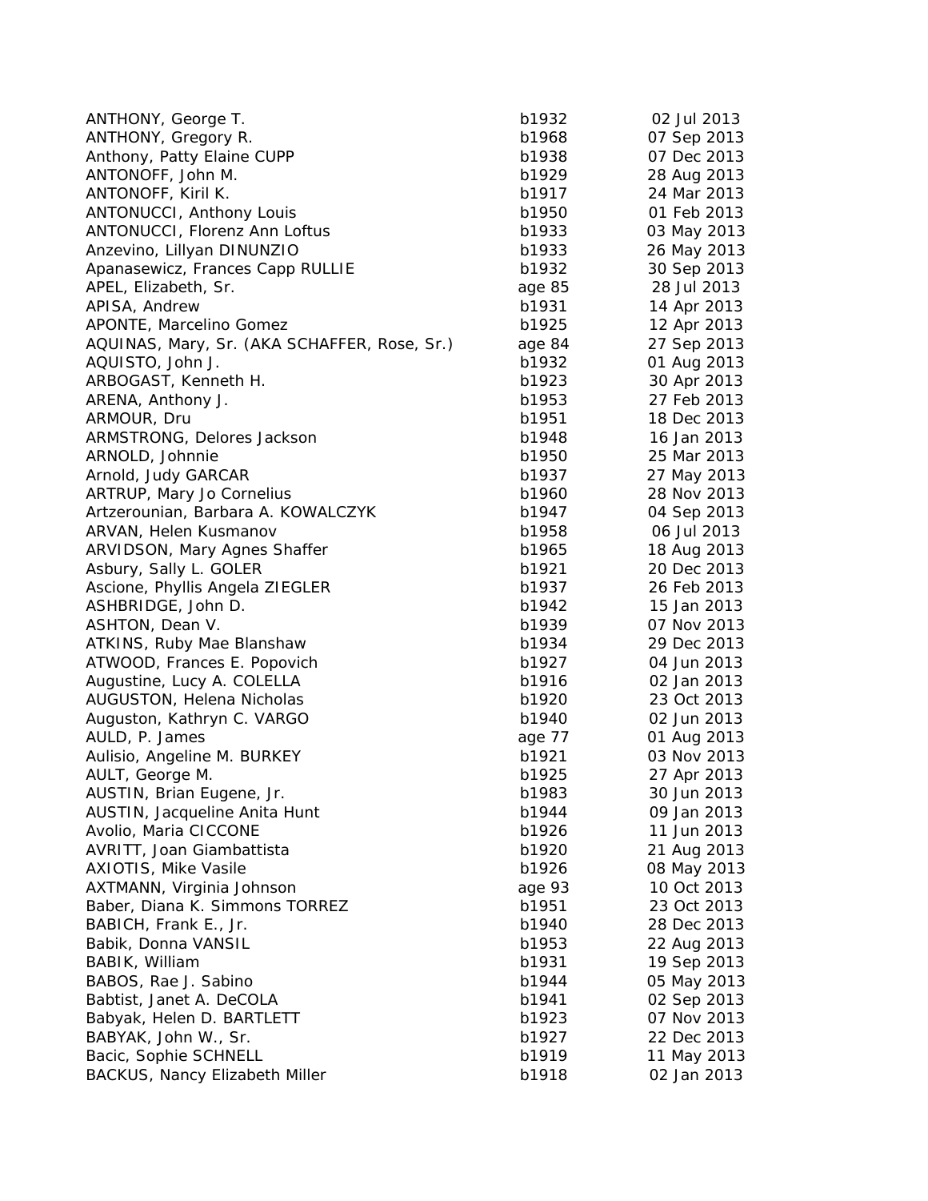| | | |
|---|---|---|
| ANTHONY, George T. | b1932 | 02 Jul 2013 |
| ANTHONY, Gregory R. | b1968 | 07 Sep 2013 |
| Anthony, Patty Elaine CUPP | b1938 | 07 Dec 2013 |
| ANTONOFF, John M. | b1929 | 28 Aug 2013 |
| ANTONOFF, Kiril K. | b1917 | 24 Mar 2013 |
| ANTONUCCI, Anthony Louis | b1950 | 01 Feb 2013 |
| ANTONUCCI, Florenz Ann Loftus | b1933 | 03 May 2013 |
| Anzevino, Lillyan DINUNZIO | b1933 | 26 May 2013 |
| Apanasewicz, Frances Capp RULLIE | b1932 | 30 Sep 2013 |
| APEL, Elizabeth, Sr. | age 85 | 28 Jul 2013 |
| APISA, Andrew | b1931 | 14 Apr 2013 |
| APONTE, Marcelino Gomez | b1925 | 12 Apr 2013 |
| AQUINAS, Mary, Sr. (AKA SCHAFFER, Rose, Sr.) | age 84 | 27 Sep 2013 |
| AQUISTO, John J. | b1932 | 01 Aug 2013 |
| ARBOGAST, Kenneth H. | b1923 | 30 Apr 2013 |
| ARENA, Anthony J. | b1953 | 27 Feb 2013 |
| ARMOUR, Dru | b1951 | 18 Dec 2013 |
| ARMSTRONG, Delores Jackson | b1948 | 16 Jan 2013 |
| ARNOLD, Johnnie | b1950 | 25 Mar 2013 |
| Arnold, Judy GARCAR | b1937 | 27 May 2013 |
| ARTRUP, Mary Jo Cornelius | b1960 | 28 Nov 2013 |
| Artzerounian, Barbara A. KOWALCZYK | b1947 | 04 Sep 2013 |
| ARVAN, Helen Kusmanov | b1958 | 06 Jul 2013 |
| ARVIDSON, Mary Agnes Shaffer | b1965 | 18 Aug 2013 |
| Asbury, Sally L. GOLER | b1921 | 20 Dec 2013 |
| Ascione, Phyllis Angela ZIEGLER | b1937 | 26 Feb 2013 |
| ASHBRIDGE, John D. | b1942 | 15 Jan 2013 |
| ASHTON, Dean V. | b1939 | 07 Nov 2013 |
| ATKINS, Ruby Mae Blanshaw | b1934 | 29 Dec 2013 |
| ATWOOD, Frances E. Popovich | b1927 | 04 Jun 2013 |
| Augustine, Lucy A. COLELLA | b1916 | 02 Jan 2013 |
| AUGUSTON, Helena Nicholas | b1920 | 23 Oct 2013 |
| Auguston, Kathryn C. VARGO | b1940 | 02 Jun 2013 |
| AULD, P. James | age 77 | 01 Aug 2013 |
| Aulisio, Angeline M. BURKEY | b1921 | 03 Nov 2013 |
| AULT, George M. | b1925 | 27 Apr 2013 |
| AUSTIN, Brian Eugene, Jr. | b1983 | 30 Jun 2013 |
| AUSTIN, Jacqueline Anita Hunt | b1944 | 09 Jan 2013 |
| Avolio, Maria CICCONE | b1926 | 11 Jun 2013 |
| AVRITT, Joan Giambattista | b1920 | 21 Aug 2013 |
| AXIOTIS, Mike Vasile | b1926 | 08 May 2013 |
| AXTMANN, Virginia Johnson | age 93 | 10 Oct 2013 |
| Baber, Diana K. Simmons TORREZ | b1951 | 23 Oct 2013 |
| BABICH, Frank E., Jr. | b1940 | 28 Dec 2013 |
| Babik, Donna VANSIL | b1953 | 22 Aug 2013 |
| BABIK, William | b1931 | 19 Sep 2013 |
| BABOS, Rae J. Sabino | b1944 | 05 May 2013 |
| Babtist, Janet A. DeCOLA | b1941 | 02 Sep 2013 |
| Babyak, Helen D. BARTLETT | b1923 | 07 Nov 2013 |
| BABYAK, John W., Sr. | b1927 | 22 Dec 2013 |
| Bacic, Sophie SCHNELL | b1919 | 11 May 2013 |
| BACKUS, Nancy Elizabeth Miller | b1918 | 02 Jan 2013 |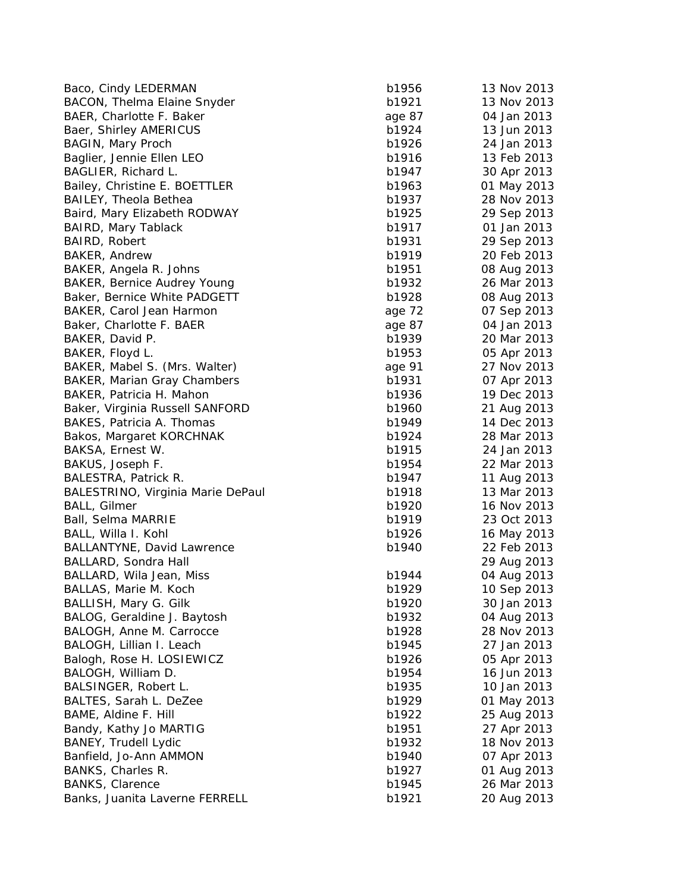| | | |
|---|---|---|
| Baco, Cindy LEDERMAN | b1956 | 13 Nov 2013 |
| BACON, Thelma Elaine Snyder | b1921 | 13 Nov 2013 |
| BAER, Charlotte F. Baker | age 87 | 04 Jan 2013 |
| Baer, Shirley AMERICUS | b1924 | 13 Jun 2013 |
| BAGIN, Mary Proch | b1926 | 24 Jan 2013 |
| Baglier, Jennie Ellen LEO | b1916 | 13 Feb 2013 |
| BAGLIER, Richard L. | b1947 | 30 Apr 2013 |
| Bailey, Christine E. BOETTLER | b1963 | 01 May 2013 |
| BAILEY, Theola Bethea | b1937 | 28 Nov 2013 |
| Baird, Mary Elizabeth RODWAY | b1925 | 29 Sep 2013 |
| BAIRD, Mary Tablack | b1917 | 01 Jan 2013 |
| BAIRD, Robert | b1931 | 29 Sep 2013 |
| BAKER, Andrew | b1919 | 20 Feb 2013 |
| BAKER, Angela R. Johns | b1951 | 08 Aug 2013 |
| BAKER, Bernice Audrey Young | b1932 | 26 Mar 2013 |
| Baker, Bernice White PADGETT | b1928 | 08 Aug 2013 |
| BAKER, Carol Jean Harmon | age 72 | 07 Sep 2013 |
| Baker, Charlotte F. BAER | age 87 | 04 Jan 2013 |
| BAKER, David P. | b1939 | 20 Mar 2013 |
| BAKER, Floyd L. | b1953 | 05 Apr 2013 |
| BAKER, Mabel S. (Mrs. Walter) | age 91 | 27 Nov 2013 |
| BAKER, Marian Gray Chambers | b1931 | 07 Apr 2013 |
| BAKER, Patricia H. Mahon | b1936 | 19 Dec 2013 |
| Baker, Virginia Russell SANFORD | b1960 | 21 Aug 2013 |
| BAKES, Patricia A. Thomas | b1949 | 14 Dec 2013 |
| Bakos, Margaret KORCHNAK | b1924 | 28 Mar 2013 |
| BAKSA, Ernest W. | b1915 | 24 Jan 2013 |
| BAKUS, Joseph F. | b1954 | 22 Mar 2013 |
| BALESTRA, Patrick R. | b1947 | 11 Aug 2013 |
| BALESTRINO, Virginia Marie DePaul | b1918 | 13 Mar 2013 |
| BALL, Gilmer | b1920 | 16 Nov 2013 |
| Ball, Selma MARRIE | b1919 | 23 Oct 2013 |
| BALL, Willa I. Kohl | b1926 | 16 May 2013 |
| BALLANTYNE, David Lawrence | b1940 | 22 Feb 2013 |
| BALLARD, Sondra Hall | | 29 Aug 2013 |
| BALLARD, Wila Jean, Miss | b1944 | 04 Aug 2013 |
| BALLAS, Marie M. Koch | b1929 | 10 Sep 2013 |
| BALLISH, Mary G. Gilk | b1920 | 30 Jan 2013 |
| BALOG, Geraldine J. Baytosh | b1932 | 04 Aug 2013 |
| BALOGH, Anne M. Carrocce | b1928 | 28 Nov 2013 |
| BALOGH, Lillian I. Leach | b1945 | 27 Jan 2013 |
| Balogh, Rose H. LOSIEWICZ | b1926 | 05 Apr 2013 |
| BALOGH, William D. | b1954 | 16 Jun 2013 |
| BALSINGER, Robert L. | b1935 | 10 Jan 2013 |
| BALTES, Sarah L. DeZee | b1929 | 01 May 2013 |
| BAME, Aldine F. Hill | b1922 | 25 Aug 2013 |
| Bandy, Kathy Jo MARTIG | b1951 | 27 Apr 2013 |
| BANEY, Trudell Lydic | b1932 | 18 Nov 2013 |
| Banfield, Jo-Ann AMMON | b1940 | 07 Apr 2013 |
| BANKS, Charles R. | b1927 | 01 Aug 2013 |
| BANKS, Clarence | b1945 | 26 Mar 2013 |
| Banks, Juanita Laverne FERRELL | b1921 | 20 Aug 2013 |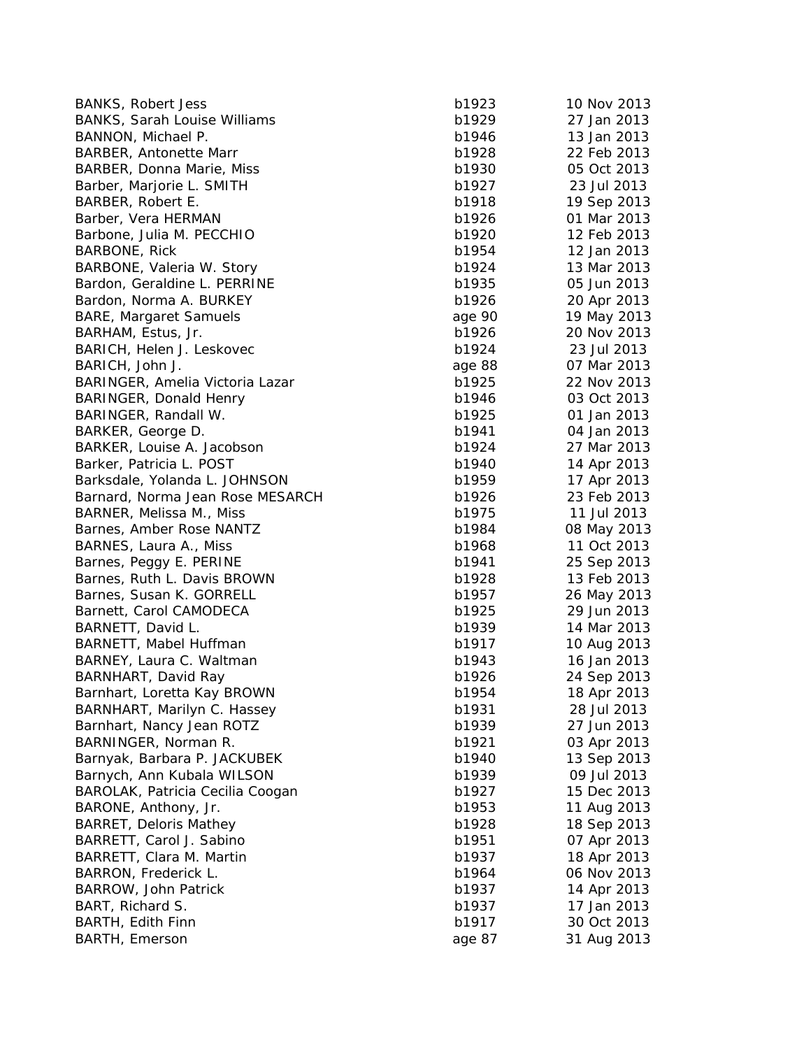| | | |
|---|---|---|
| BANKS, Robert Jess | b1923 | 10 Nov 2013 |
| BANKS, Sarah Louise Williams | b1929 | 27 Jan 2013 |
| BANNON, Michael P. | b1946 | 13 Jan 2013 |
| BARBER, Antonette Marr | b1928 | 22 Feb 2013 |
| BARBER, Donna Marie, Miss | b1930 | 05 Oct 2013 |
| Barber, Marjorie L. SMITH | b1927 | 23 Jul 2013 |
| BARBER, Robert E. | b1918 | 19 Sep 2013 |
| Barber, Vera HERMAN | b1926 | 01 Mar 2013 |
| Barbone, Julia M. PECCHIO | b1920 | 12 Feb 2013 |
| BARBONE, Rick | b1954 | 12 Jan 2013 |
| BARBONE, Valeria W. Story | b1924 | 13 Mar 2013 |
| Bardon, Geraldine L. PERRINE | b1935 | 05 Jun 2013 |
| Bardon, Norma A. BURKEY | b1926 | 20 Apr 2013 |
| BARE, Margaret Samuels | age 90 | 19 May 2013 |
| BARHAM, Estus, Jr. | b1926 | 20 Nov 2013 |
| BARICH, Helen J. Leskovec | b1924 | 23 Jul 2013 |
| BARICH, John J. | age 88 | 07 Mar 2013 |
| BARINGER, Amelia Victoria Lazar | b1925 | 22 Nov 2013 |
| BARINGER, Donald Henry | b1946 | 03 Oct 2013 |
| BARINGER, Randall W. | b1925 | 01 Jan 2013 |
| BARKER, George D. | b1941 | 04 Jan 2013 |
| BARKER, Louise A. Jacobson | b1924 | 27 Mar 2013 |
| Barker, Patricia L. POST | b1940 | 14 Apr 2013 |
| Barksdale, Yolanda L. JOHNSON | b1959 | 17 Apr 2013 |
| Barnard, Norma Jean Rose MESARCH | b1926 | 23 Feb 2013 |
| BARNER, Melissa M., Miss | b1975 | 11 Jul 2013 |
| Barnes, Amber Rose NANTZ | b1984 | 08 May 2013 |
| BARNES, Laura A., Miss | b1968 | 11 Oct 2013 |
| Barnes, Peggy E. PERINE | b1941 | 25 Sep 2013 |
| Barnes, Ruth L. Davis BROWN | b1928 | 13 Feb 2013 |
| Barnes, Susan K. GORRELL | b1957 | 26 May 2013 |
| Barnett, Carol CAMODECA | b1925 | 29 Jun 2013 |
| BARNETT, David L. | b1939 | 14 Mar 2013 |
| BARNETT, Mabel Huffman | b1917 | 10 Aug 2013 |
| BARNEY, Laura C. Waltman | b1943 | 16 Jan 2013 |
| BARNHART, David Ray | b1926 | 24 Sep 2013 |
| Barnhart, Loretta Kay BROWN | b1954 | 18 Apr 2013 |
| BARNHART, Marilyn C. Hassey | b1931 | 28 Jul 2013 |
| Barnhart, Nancy Jean ROTZ | b1939 | 27 Jun 2013 |
| BARNINGER, Norman R. | b1921 | 03 Apr 2013 |
| Barnyak, Barbara P. JACKUBEK | b1940 | 13 Sep 2013 |
| Barnych, Ann Kubala WILSON | b1939 | 09 Jul 2013 |
| BAROLAK, Patricia Cecilia Coogan | b1927 | 15 Dec 2013 |
| BARONE, Anthony, Jr. | b1953 | 11 Aug 2013 |
| BARRET, Deloris Mathey | b1928 | 18 Sep 2013 |
| BARRETT, Carol J. Sabino | b1951 | 07 Apr 2013 |
| BARRETT, Clara M. Martin | b1937 | 18 Apr 2013 |
| BARRON, Frederick L. | b1964 | 06 Nov 2013 |
| BARROW, John Patrick | b1937 | 14 Apr 2013 |
| BART, Richard S. | b1937 | 17 Jan 2013 |
| BARTH, Edith Finn | b1917 | 30 Oct 2013 |
| BARTH, Emerson | age 87 | 31 Aug 2013 |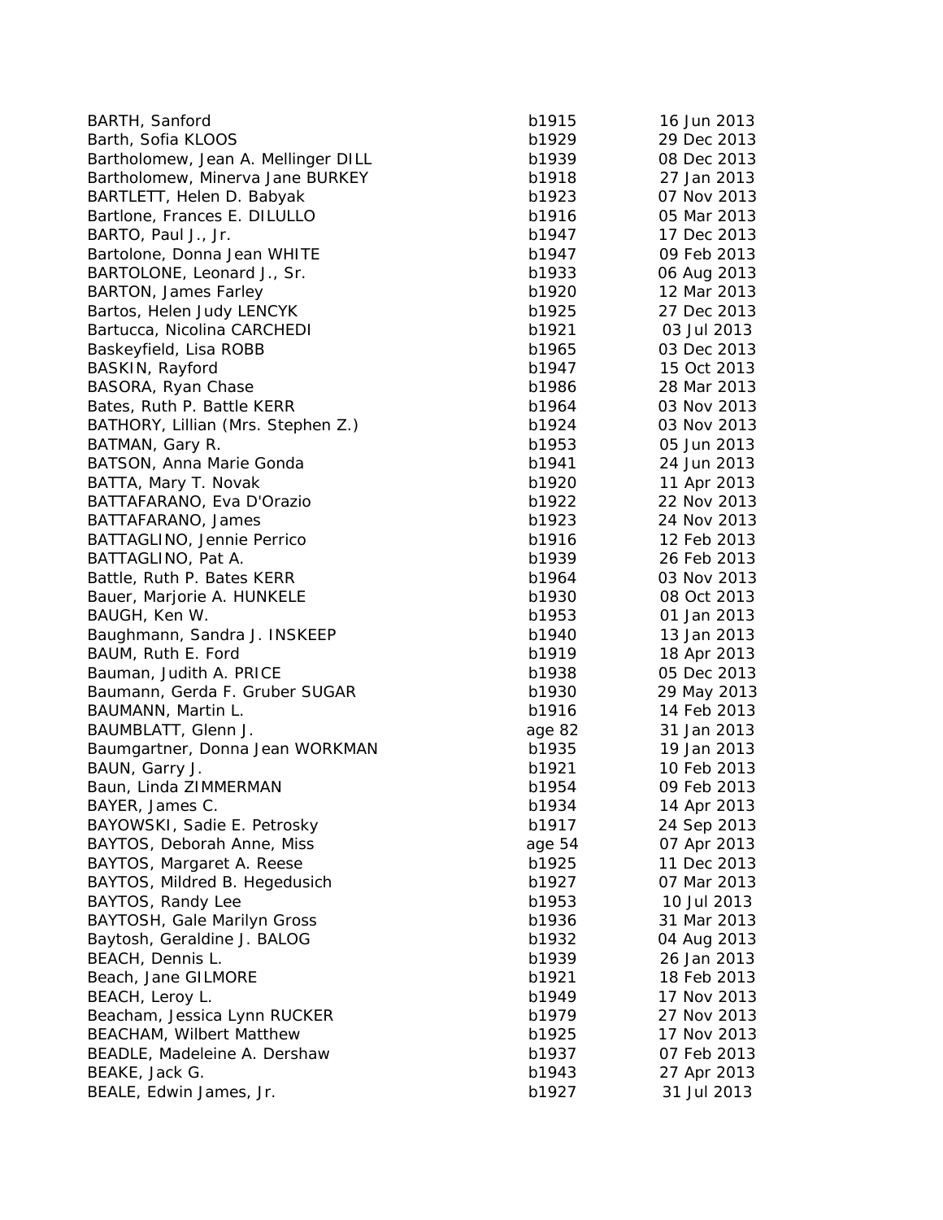| | | |
|---|---|---|
| BARTH, Sanford | b1915 | 16 Jun 2013 |
| Barth, Sofia KLOOS | b1929 | 29 Dec 2013 |
| Bartholomew, Jean A. Mellinger DILL | b1939 | 08 Dec 2013 |
| Bartholomew, Minerva Jane BURKEY | b1918 | 27 Jan 2013 |
| BARTLETT, Helen D. Babyak | b1923 | 07 Nov 2013 |
| Bartlone, Frances E. DILULLO | b1916 | 05 Mar 2013 |
| BARTO, Paul J., Jr. | b1947 | 17 Dec 2013 |
| Bartolone, Donna Jean WHITE | b1947 | 09 Feb 2013 |
| BARTOLONE, Leonard J., Sr. | b1933 | 06 Aug 2013 |
| BARTON, James Farley | b1920 | 12 Mar 2013 |
| Bartos, Helen Judy LENCYK | b1925 | 27 Dec 2013 |
| Bartucca, Nicolina CARCHEDI | b1921 | 03 Jul 2013 |
| Baskeyfield, Lisa ROBB | b1965 | 03 Dec 2013 |
| BASKIN, Rayford | b1947 | 15 Oct 2013 |
| BASORA, Ryan Chase | b1986 | 28 Mar 2013 |
| Bates, Ruth P. Battle KERR | b1964 | 03 Nov 2013 |
| BATHORY, Lillian (Mrs. Stephen Z.) | b1924 | 03 Nov 2013 |
| BATMAN, Gary R. | b1953 | 05 Jun 2013 |
| BATSON, Anna Marie Gonda | b1941 | 24 Jun 2013 |
| BATTA, Mary T. Novak | b1920 | 11 Apr 2013 |
| BATTAFARANO, Eva D'Orazio | b1922 | 22 Nov 2013 |
| BATTAFARANO, James | b1923 | 24 Nov 2013 |
| BATTAGLINO, Jennie Perrico | b1916 | 12 Feb 2013 |
| BATTAGLINO, Pat A. | b1939 | 26 Feb 2013 |
| Battle, Ruth P. Bates KERR | b1964 | 03 Nov 2013 |
| Bauer, Marjorie A. HUNKELE | b1930 | 08 Oct 2013 |
| BAUGH, Ken W. | b1953 | 01 Jan 2013 |
| Baughmann, Sandra J. INSKEEP | b1940 | 13 Jan 2013 |
| BAUM, Ruth E. Ford | b1919 | 18 Apr 2013 |
| Bauman, Judith A. PRICE | b1938 | 05 Dec 2013 |
| Baumann, Gerda F. Gruber SUGAR | b1930 | 29 May 2013 |
| BAUMANN, Martin L. | b1916 | 14 Feb 2013 |
| BAUMBLATT, Glenn J. | age 82 | 31 Jan 2013 |
| Baumgartner, Donna Jean WORKMAN | b1935 | 19 Jan 2013 |
| BAUN, Garry J. | b1921 | 10 Feb 2013 |
| Baun, Linda ZIMMERMAN | b1954 | 09 Feb 2013 |
| BAYER, James C. | b1934 | 14 Apr 2013 |
| BAYOWSKI, Sadie E. Petrosky | b1917 | 24 Sep 2013 |
| BAYTOS, Deborah Anne, Miss | age 54 | 07 Apr 2013 |
| BAYTOS, Margaret A. Reese | b1925 | 11 Dec 2013 |
| BAYTOS, Mildred B. Hegedusich | b1927 | 07 Mar 2013 |
| BAYTOS, Randy Lee | b1953 | 10 Jul 2013 |
| BAYTOSH, Gale Marilyn Gross | b1936 | 31 Mar 2013 |
| Baytosh, Geraldine J. BALOG | b1932 | 04 Aug 2013 |
| BEACH, Dennis L. | b1939 | 26 Jan 2013 |
| Beach, Jane GILMORE | b1921 | 18 Feb 2013 |
| BEACH, Leroy L. | b1949 | 17 Nov 2013 |
| Beacham, Jessica Lynn RUCKER | b1979 | 27 Nov 2013 |
| BEACHAM, Wilbert Matthew | b1925 | 17 Nov 2013 |
| BEADLE, Madeleine A. Dershaw | b1937 | 07 Feb 2013 |
| BEAKE, Jack G. | b1943 | 27 Apr 2013 |
| BEALE, Edwin James, Jr. | b1927 | 31 Jul 2013 |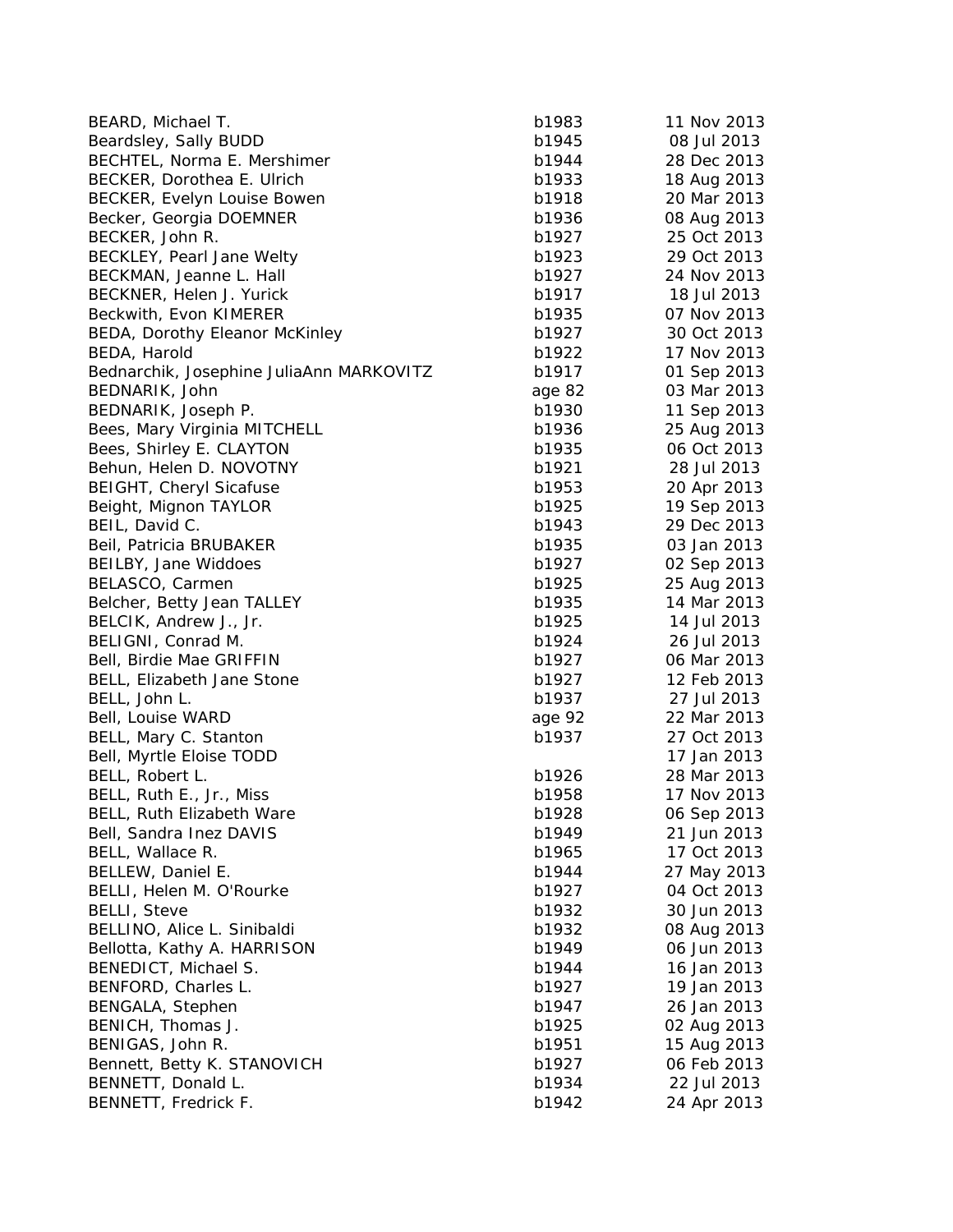| | | |
|---|---|---|
| BEARD, Michael T. | b1983 | 11 Nov 2013 |
| Beardsley, Sally BUDD | b1945 | 08 Jul 2013 |
| BECHTEL, Norma E. Mershimer | b1944 | 28 Dec 2013 |
| BECKER, Dorothea E. Ulrich | b1933 | 18 Aug 2013 |
| BECKER, Evelyn Louise Bowen | b1918 | 20 Mar 2013 |
| Becker, Georgia DOEMNER | b1936 | 08 Aug 2013 |
| BECKER, John R. | b1927 | 25 Oct 2013 |
| BECKLEY, Pearl Jane Welty | b1923 | 29 Oct 2013 |
| BECKMAN, Jeanne L. Hall | b1927 | 24 Nov 2013 |
| BECKNER, Helen J. Yurick | b1917 | 18 Jul 2013 |
| Beckwith, Evon KIMERER | b1935 | 07 Nov 2013 |
| BEDA, Dorothy Eleanor McKinley | b1927 | 30 Oct 2013 |
| BEDA, Harold | b1922 | 17 Nov 2013 |
| Bednarchik, Josephine JuliaAnn MARKOVITZ | b1917 | 01 Sep 2013 |
| BEDNARIK, John | age 82 | 03 Mar 2013 |
| BEDNARIK, Joseph P. | b1930 | 11 Sep 2013 |
| Bees, Mary Virginia MITCHELL | b1936 | 25 Aug 2013 |
| Bees, Shirley E. CLAYTON | b1935 | 06 Oct 2013 |
| Behun, Helen D. NOVOTNY | b1921 | 28 Jul 2013 |
| BEIGHT, Cheryl Sicafuse | b1953 | 20 Apr 2013 |
| Beight, Mignon TAYLOR | b1925 | 19 Sep 2013 |
| BEIL, David C. | b1943 | 29 Dec 2013 |
| Beil, Patricia BRUBAKER | b1935 | 03 Jan 2013 |
| BEILBY, Jane Widdoes | b1927 | 02 Sep 2013 |
| BELASCO, Carmen | b1925 | 25 Aug 2013 |
| Belcher, Betty Jean TALLEY | b1935 | 14 Mar 2013 |
| BELCIK, Andrew J., Jr. | b1925 | 14 Jul 2013 |
| BELIGNI, Conrad M. | b1924 | 26 Jul 2013 |
| Bell, Birdie Mae GRIFFIN | b1927 | 06 Mar 2013 |
| BELL, Elizabeth Jane Stone | b1927 | 12 Feb 2013 |
| BELL, John L. | b1937 | 27 Jul 2013 |
| Bell, Louise WARD | age 92 | 22 Mar 2013 |
| BELL, Mary C. Stanton | b1937 | 27 Oct 2013 |
| Bell, Myrtle Eloise TODD | | 17 Jan 2013 |
| BELL, Robert L. | b1926 | 28 Mar 2013 |
| BELL, Ruth E., Jr., Miss | b1958 | 17 Nov 2013 |
| BELL, Ruth Elizabeth Ware | b1928 | 06 Sep 2013 |
| Bell, Sandra Inez DAVIS | b1949 | 21 Jun 2013 |
| BELL, Wallace R. | b1965 | 17 Oct 2013 |
| BELLEW, Daniel E. | b1944 | 27 May 2013 |
| BELLI, Helen M. O'Rourke | b1927 | 04 Oct 2013 |
| BELLI, Steve | b1932 | 30 Jun 2013 |
| BELLINO, Alice L. Sinibaldi | b1932 | 08 Aug 2013 |
| Bellotta, Kathy A. HARRISON | b1949 | 06 Jun 2013 |
| BENEDICT, Michael S. | b1944 | 16 Jan 2013 |
| BENFORD, Charles L. | b1927 | 19 Jan 2013 |
| BENGALA, Stephen | b1947 | 26 Jan 2013 |
| BENICH, Thomas J. | b1925 | 02 Aug 2013 |
| BENIGAS, John R. | b1951 | 15 Aug 2013 |
| Bennett, Betty K. STANOVICH | b1927 | 06 Feb 2013 |
| BENNETT, Donald L. | b1934 | 22 Jul 2013 |
| BENNETT, Fredrick F. | b1942 | 24 Apr 2013 |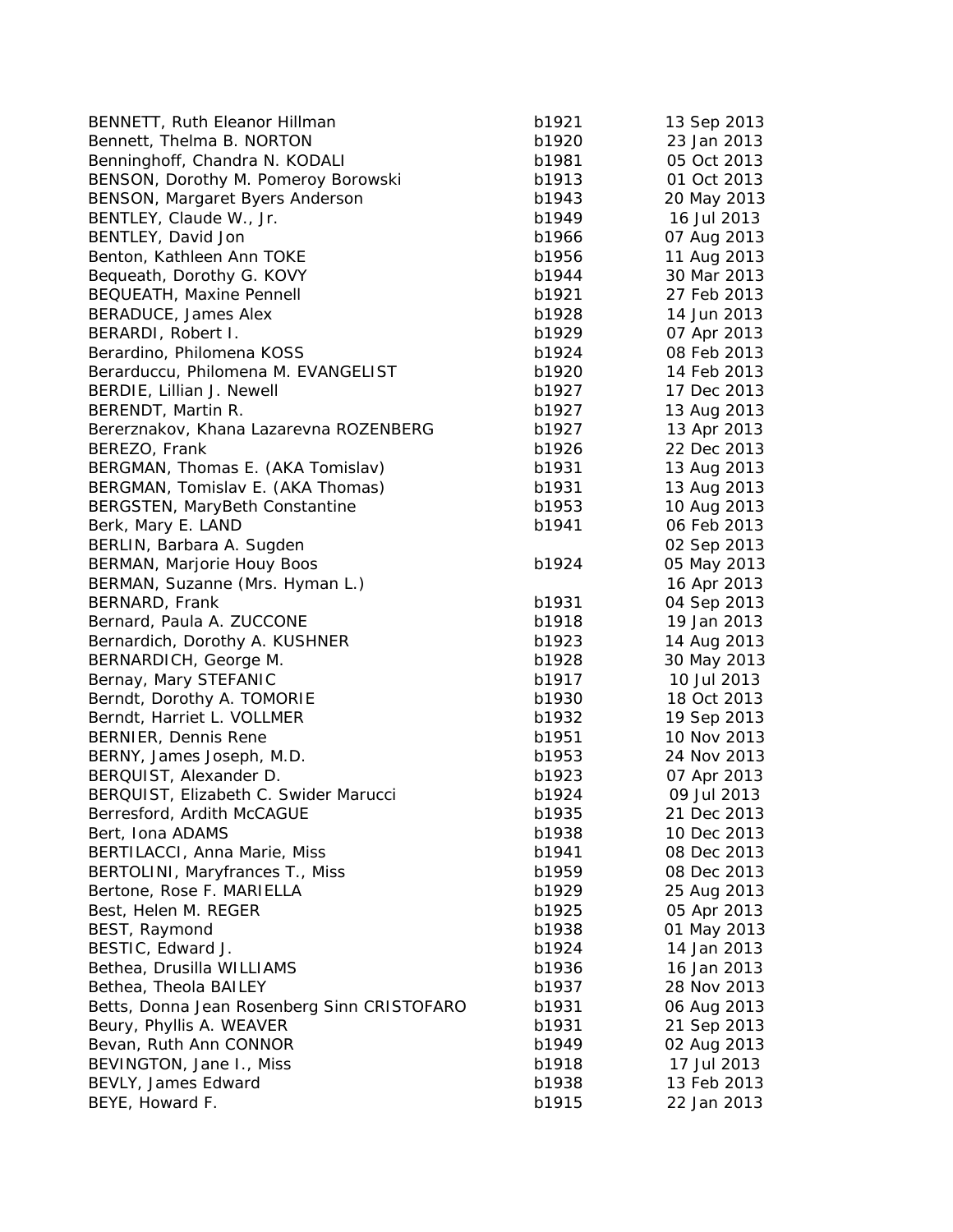| | | |
|---|---|---|
| BENNETT, Ruth Eleanor Hillman | b1921 | 13 Sep 2013 |
| Bennett, Thelma B. NORTON | b1920 | 23 Jan 2013 |
| Benninghoff, Chandra N. KODALI | b1981 | 05 Oct 2013 |
| BENSON, Dorothy M. Pomeroy Borowski | b1913 | 01 Oct 2013 |
| BENSON, Margaret Byers Anderson | b1943 | 20 May 2013 |
| BENTLEY, Claude W., Jr. | b1949 | 16 Jul 2013 |
| BENTLEY, David Jon | b1966 | 07 Aug 2013 |
| Benton, Kathleen Ann TOKE | b1956 | 11 Aug 2013 |
| Bequeath, Dorothy G. KOVY | b1944 | 30 Mar 2013 |
| BEQUEATH, Maxine Pennell | b1921 | 27 Feb 2013 |
| BERADUCE, James Alex | b1928 | 14 Jun 2013 |
| BERARDI, Robert I. | b1929 | 07 Apr 2013 |
| Berardino, Philomena KOSS | b1924 | 08 Feb 2013 |
| Berarduccu, Philomena M. EVANGELIST | b1920 | 14 Feb 2013 |
| BERDIE, Lillian J. Newell | b1927 | 17 Dec 2013 |
| BERENDT, Martin R. | b1927 | 13 Aug 2013 |
| Bererznakov, Khana Lazarevna ROZENBERG | b1927 | 13 Apr 2013 |
| BEREZO, Frank | b1926 | 22 Dec 2013 |
| BERGMAN, Thomas E. (AKA Tomislav) | b1931 | 13 Aug 2013 |
| BERGMAN, Tomislav E. (AKA Thomas) | b1931 | 13 Aug 2013 |
| BERGSTEN, MaryBeth Constantine | b1953 | 10 Aug 2013 |
| Berk, Mary E. LAND | b1941 | 06 Feb 2013 |
| BERLIN, Barbara A. Sugden | | 02 Sep 2013 |
| BERMAN, Marjorie Houy Boos | b1924 | 05 May 2013 |
| BERMAN, Suzanne (Mrs. Hyman L.) | | 16 Apr 2013 |
| BERNARD, Frank | b1931 | 04 Sep 2013 |
| Bernard, Paula A. ZUCCONE | b1918 | 19 Jan 2013 |
| Bernardich, Dorothy A. KUSHNER | b1923 | 14 Aug 2013 |
| BERNARDICH, George M. | b1928 | 30 May 2013 |
| Bernay, Mary STEFANIC | b1917 | 10 Jul 2013 |
| Berndt, Dorothy A. TOMORIE | b1930 | 18 Oct 2013 |
| Berndt, Harriet L. VOLLMER | b1932 | 19 Sep 2013 |
| BERNIER, Dennis Rene | b1951 | 10 Nov 2013 |
| BERNY, James Joseph, M.D. | b1953 | 24 Nov 2013 |
| BERQUIST, Alexander D. | b1923 | 07 Apr 2013 |
| BERQUIST, Elizabeth C. Swider Marucci | b1924 | 09 Jul 2013 |
| Berresford, Ardith McCAGUE | b1935 | 21 Dec 2013 |
| Bert, Iona ADAMS | b1938 | 10 Dec 2013 |
| BERTILACCI, Anna Marie, Miss | b1941 | 08 Dec 2013 |
| BERTOLINI, Maryfrances T., Miss | b1959 | 08 Dec 2013 |
| Bertone, Rose F. MARIELLA | b1929 | 25 Aug 2013 |
| Best, Helen M. REGER | b1925 | 05 Apr 2013 |
| BEST, Raymond | b1938 | 01 May 2013 |
| BESTIC, Edward J. | b1924 | 14 Jan 2013 |
| Bethea, Drusilla WILLIAMS | b1936 | 16 Jan 2013 |
| Bethea, Theola BAILEY | b1937 | 28 Nov 2013 |
| Betts, Donna Jean Rosenberg Sinn CRISTOFARO | b1931 | 06 Aug 2013 |
| Beury, Phyllis A. WEAVER | b1931 | 21 Sep 2013 |
| Bevan, Ruth Ann CONNOR | b1949 | 02 Aug 2013 |
| BEVINGTON, Jane I., Miss | b1918 | 17 Jul 2013 |
| BEVLY, James Edward | b1938 | 13 Feb 2013 |
| BEYE, Howard F. | b1915 | 22 Jan 2013 |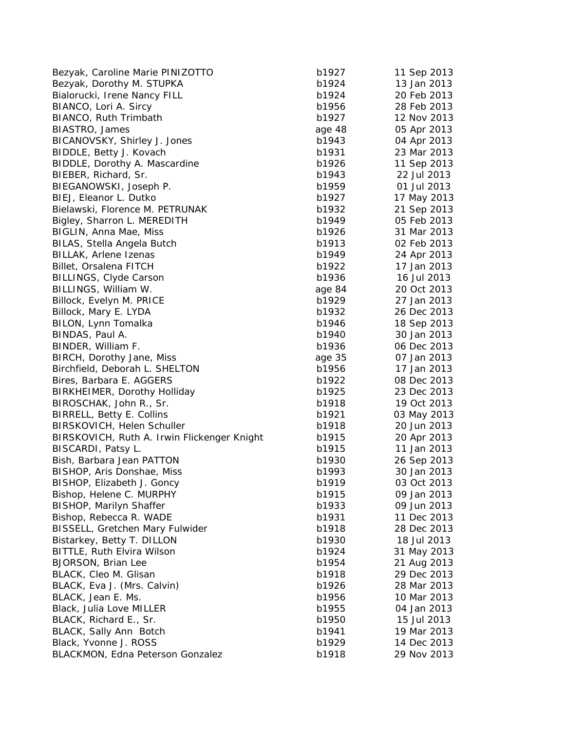| | | |
|---|---|---|
| Bezyak, Caroline Marie PINIZOTTO | b1927 | 11 Sep 2013 |
| Bezyak, Dorothy M. STUPKA | b1924 | 13 Jan 2013 |
| Bialorucki, Irene Nancy FILL | b1924 | 20 Feb 2013 |
| BIANCO, Lori A. Sircy | b1956 | 28 Feb 2013 |
| BIANCO, Ruth Trimbath | b1927 | 12 Nov 2013 |
| BIASTRO, James | age 48 | 05 Apr 2013 |
| BICANOVSKY, Shirley J. Jones | b1943 | 04 Apr 2013 |
| BIDDLE, Betty J. Kovach | b1931 | 23 Mar 2013 |
| BIDDLE, Dorothy A. Mascardine | b1926 | 11 Sep 2013 |
| BIEBER, Richard, Sr. | b1943 | 22 Jul 2013 |
| BIEGANOWSKI, Joseph P. | b1959 | 01 Jul 2013 |
| BIEJ, Eleanor L. Dutko | b1927 | 17 May 2013 |
| Bielawski, Florence M. PETRUNAK | b1932 | 21 Sep 2013 |
| Bigley, Sharron L. MEREDITH | b1949 | 05 Feb 2013 |
| BIGLIN, Anna Mae, Miss | b1926 | 31 Mar 2013 |
| BILAS, Stella Angela Butch | b1913 | 02 Feb 2013 |
| BILLAK, Arlene Izenas | b1949 | 24 Apr 2013 |
| Billet, Orsalena FITCH | b1922 | 17 Jan 2013 |
| BILLINGS, Clyde Carson | b1936 | 16 Jul 2013 |
| BILLINGS, William W. | age 84 | 20 Oct 2013 |
| Billock, Evelyn M. PRICE | b1929 | 27 Jan 2013 |
| Billock, Mary E. LYDA | b1932 | 26 Dec 2013 |
| BILON, Lynn Tomalka | b1946 | 18 Sep 2013 |
| BINDAS, Paul A. | b1940 | 30 Jan 2013 |
| BINDER, William F. | b1936 | 06 Dec 2013 |
| BIRCH, Dorothy Jane, Miss | age 35 | 07 Jan 2013 |
| Birchfield, Deborah L. SHELTON | b1956 | 17 Jan 2013 |
| Bires, Barbara E. AGGERS | b1922 | 08 Dec 2013 |
| BIRKHEIMER, Dorothy Holliday | b1925 | 23 Dec 2013 |
| BIROSCHAK, John R., Sr. | b1918 | 19 Oct 2013 |
| BIRRELL, Betty E. Collins | b1921 | 03 May 2013 |
| BIRSKOVICH, Helen Schuller | b1918 | 20 Jun 2013 |
| BIRSKOVICH, Ruth A. Irwin Flickenger Knight | b1915 | 20 Apr 2013 |
| BISCARDI, Patsy L. | b1915 | 11 Jan 2013 |
| Bish, Barbara Jean PATTON | b1930 | 26 Sep 2013 |
| BISHOP, Aris Donshae, Miss | b1993 | 30 Jan 2013 |
| BISHOP, Elizabeth J. Goncy | b1919 | 03 Oct 2013 |
| Bishop, Helene C. MURPHY | b1915 | 09 Jan 2013 |
| BISHOP, Marilyn Shaffer | b1933 | 09 Jun 2013 |
| Bishop, Rebecca R. WADE | b1931 | 11 Dec 2013 |
| BISSELL, Gretchen Mary Fulwider | b1918 | 28 Dec 2013 |
| Bistarkey, Betty T. DILLON | b1930 | 18 Jul 2013 |
| BITTLE, Ruth Elvira Wilson | b1924 | 31 May 2013 |
| BJORSON, Brian Lee | b1954 | 21 Aug 2013 |
| BLACK, Cleo M. Glisan | b1918 | 29 Dec 2013 |
| BLACK, Eva J. (Mrs. Calvin) | b1926 | 28 Mar 2013 |
| BLACK, Jean E. Ms. | b1956 | 10 Mar 2013 |
| Black, Julia Love MILLER | b1955 | 04 Jan 2013 |
| BLACK, Richard E., Sr. | b1950 | 15 Jul 2013 |
| BLACK, Sally Ann Botch | b1941 | 19 Mar 2013 |
| Black, Yvonne J. ROSS | b1929 | 14 Dec 2013 |
| BLACKMON, Edna Peterson Gonzalez | b1918 | 29 Nov 2013 |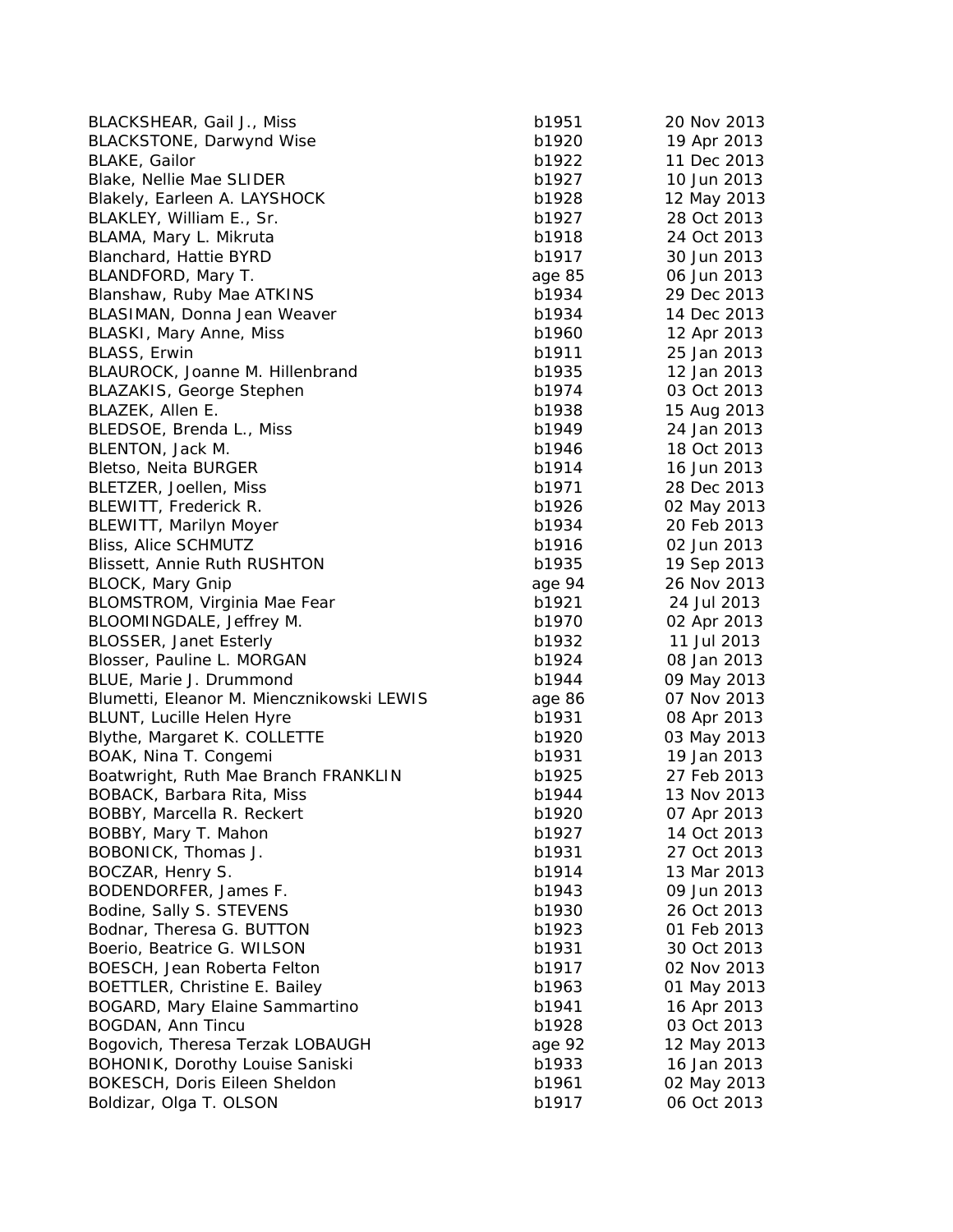| | | |
|---|---|---|
| BLACKSHEAR, Gail J., Miss | b1951 | 20 Nov 2013 |
| BLACKSTONE, Darwynd Wise | b1920 | 19 Apr 2013 |
| BLAKE, Gailor | b1922 | 11 Dec 2013 |
| Blake, Nellie Mae SLIDER | b1927 | 10 Jun 2013 |
| Blakely, Earleen A. LAYSHOCK | b1928 | 12 May 2013 |
| BLAKLEY, William E., Sr. | b1927 | 28 Oct 2013 |
| BLAMA, Mary L. Mikruta | b1918 | 24 Oct 2013 |
| Blanchard, Hattie BYRD | b1917 | 30 Jun 2013 |
| BLANDFORD, Mary T. | age 85 | 06 Jun 2013 |
| Blanshaw, Ruby Mae ATKINS | b1934 | 29 Dec 2013 |
| BLASIMAN, Donna Jean Weaver | b1934 | 14 Dec 2013 |
| BLASKI, Mary Anne, Miss | b1960 | 12 Apr 2013 |
| BLASS, Erwin | b1911 | 25 Jan 2013 |
| BLAUROCK, Joanne M. Hillenbrand | b1935 | 12 Jan 2013 |
| BLAZAKIS, George Stephen | b1974 | 03 Oct 2013 |
| BLAZEK, Allen E. | b1938 | 15 Aug 2013 |
| BLEDSOE, Brenda L., Miss | b1949 | 24 Jan 2013 |
| BLENTON, Jack M. | b1946 | 18 Oct 2013 |
| Bletso, Neita BURGER | b1914 | 16 Jun 2013 |
| BLETZER, Joellen, Miss | b1971 | 28 Dec 2013 |
| BLEWITT, Frederick R. | b1926 | 02 May 2013 |
| BLEWITT, Marilyn Moyer | b1934 | 20 Feb 2013 |
| Bliss, Alice SCHMUTZ | b1916 | 02 Jun 2013 |
| Blissett, Annie Ruth RUSHTON | b1935 | 19 Sep 2013 |
| BLOCK, Mary Gnip | age 94 | 26 Nov 2013 |
| BLOMSTROM, Virginia Mae Fear | b1921 | 24 Jul 2013 |
| BLOOMINGDALE, Jeffrey M. | b1970 | 02 Apr 2013 |
| BLOSSER, Janet Esterly | b1932 | 11 Jul 2013 |
| Blosser, Pauline L. MORGAN | b1924 | 08 Jan 2013 |
| BLUE, Marie J. Drummond | b1944 | 09 May 2013 |
| Blumetti, Eleanor M. Miencznikowski LEWIS | age 86 | 07 Nov 2013 |
| BLUNT, Lucille Helen Hyre | b1931 | 08 Apr 2013 |
| Blythe, Margaret K. COLLETTE | b1920 | 03 May 2013 |
| BOAK, Nina T. Congemi | b1931 | 19 Jan 2013 |
| Boatwright, Ruth Mae Branch FRANKLIN | b1925 | 27 Feb 2013 |
| BOBACK, Barbara Rita, Miss | b1944 | 13 Nov 2013 |
| BOBBY, Marcella R. Reckert | b1920 | 07 Apr 2013 |
| BOBBY, Mary T. Mahon | b1927 | 14 Oct 2013 |
| BOBONICK, Thomas J. | b1931 | 27 Oct 2013 |
| BOCZAR, Henry S. | b1914 | 13 Mar 2013 |
| BODENDORFER, James F. | b1943 | 09 Jun 2013 |
| Bodine, Sally S. STEVENS | b1930 | 26 Oct 2013 |
| Bodnar, Theresa G. BUTTON | b1923 | 01 Feb 2013 |
| Boerio, Beatrice G. WILSON | b1931 | 30 Oct 2013 |
| BOESCH, Jean Roberta Felton | b1917 | 02 Nov 2013 |
| BOETTLER, Christine E. Bailey | b1963 | 01 May 2013 |
| BOGARD, Mary Elaine Sammartino | b1941 | 16 Apr 2013 |
| BOGDAN, Ann Tincu | b1928 | 03 Oct 2013 |
| Bogovich, Theresa Terzak LOBAUGH | age 92 | 12 May 2013 |
| BOHONIK, Dorothy Louise Saniski | b1933 | 16 Jan 2013 |
| BOKESCH, Doris Eileen Sheldon | b1961 | 02 May 2013 |
| Boldizar, Olga T. OLSON | b1917 | 06 Oct 2013 |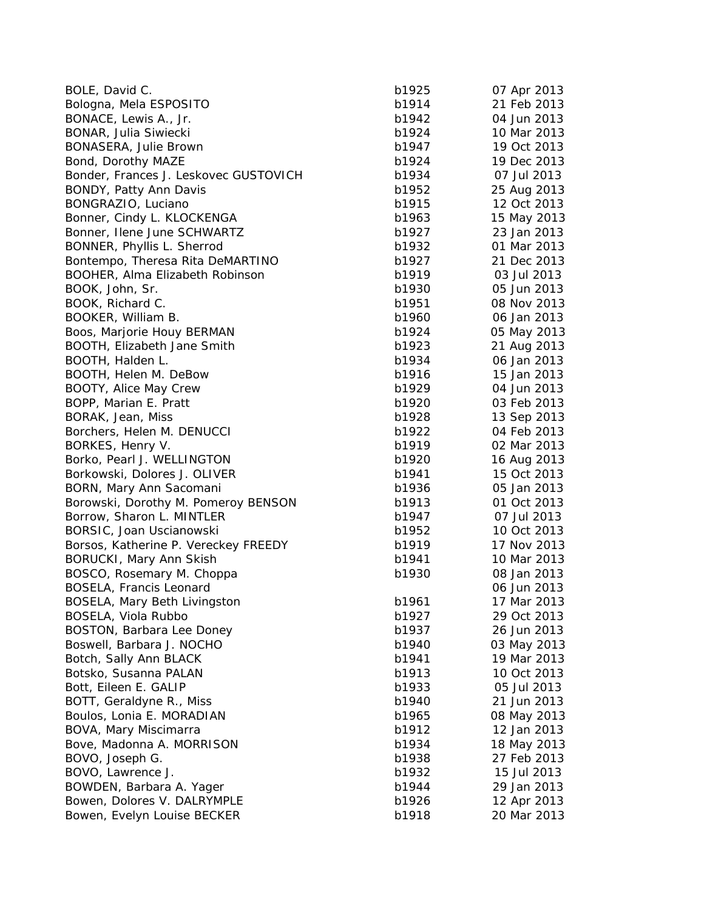| | | |
|---|---|---|
| BOLE, David C. | b1925 | 07 Apr 2013 |
| Bologna, Mela ESPOSITO | b1914 | 21 Feb 2013 |
| BONACE, Lewis A., Jr. | b1942 | 04 Jun 2013 |
| BONAR, Julia Siwiecki | b1924 | 10 Mar 2013 |
| BONASERA, Julie Brown | b1947 | 19 Oct 2013 |
| Bond, Dorothy MAZE | b1924 | 19 Dec 2013 |
| Bonder, Frances J. Leskovec GUSTOVICH | b1934 | 07 Jul 2013 |
| BONDY, Patty Ann Davis | b1952 | 25 Aug 2013 |
| BONGRAZIO, Luciano | b1915 | 12 Oct 2013 |
| Bonner, Cindy L. KLOCKENGA | b1963 | 15 May 2013 |
| Bonner, Ilene June SCHWARTZ | b1927 | 23 Jan 2013 |
| BONNER, Phyllis L. Sherrod | b1932 | 01 Mar 2013 |
| Bontempo, Theresa Rita DeMARTINO | b1927 | 21 Dec 2013 |
| BOOHER, Alma Elizabeth Robinson | b1919 | 03 Jul 2013 |
| BOOK, John, Sr. | b1930 | 05 Jun 2013 |
| BOOK, Richard C. | b1951 | 08 Nov 2013 |
| BOOKER, William B. | b1960 | 06 Jan 2013 |
| Boos, Marjorie Houy BERMAN | b1924 | 05 May 2013 |
| BOOTH, Elizabeth Jane Smith | b1923 | 21 Aug 2013 |
| BOOTH, Halden L. | b1934 | 06 Jan 2013 |
| BOOTH, Helen M. DeBow | b1916 | 15 Jan 2013 |
| BOOTY, Alice May Crew | b1929 | 04 Jun 2013 |
| BOPP, Marian E. Pratt | b1920 | 03 Feb 2013 |
| BORAK, Jean, Miss | b1928 | 13 Sep 2013 |
| Borchers, Helen M. DENUCCI | b1922 | 04 Feb 2013 |
| BORKES, Henry V. | b1919 | 02 Mar 2013 |
| Borko, Pearl J. WELLINGTON | b1920 | 16 Aug 2013 |
| Borkowski, Dolores J. OLIVER | b1941 | 15 Oct 2013 |
| BORN, Mary Ann Sacomani | b1936 | 05 Jan 2013 |
| Borowski, Dorothy M. Pomeroy BENSON | b1913 | 01 Oct 2013 |
| Borrow, Sharon L. MINTLER | b1947 | 07 Jul 2013 |
| BORSIC, Joan Uscianowski | b1952 | 10 Oct 2013 |
| Borsos, Katherine P. Vereckey FREEDY | b1919 | 17 Nov 2013 |
| BORUCKI, Mary Ann Skish | b1941 | 10 Mar 2013 |
| BOSCO, Rosemary M. Choppa | b1930 | 08 Jan 2013 |
| BOSELA, Francis Leonard | | 06 Jun 2013 |
| BOSELA, Mary Beth Livingston | b1961 | 17 Mar 2013 |
| BOSELA, Viola Rubbo | b1927 | 29 Oct 2013 |
| BOSTON, Barbara Lee Doney | b1937 | 26 Jun 2013 |
| Boswell, Barbara J. NOCHO | b1940 | 03 May 2013 |
| Botch, Sally Ann BLACK | b1941 | 19 Mar 2013 |
| Botsko, Susanna PALAN | b1913 | 10 Oct 2013 |
| Bott, Eileen E. GALIP | b1933 | 05 Jul 2013 |
| BOTT, Geraldyne R., Miss | b1940 | 21 Jun 2013 |
| Boulos, Lonia E. MORADIAN | b1965 | 08 May 2013 |
| BOVA, Mary Miscimarra | b1912 | 12 Jan 2013 |
| Bove, Madonna A. MORRISON | b1934 | 18 May 2013 |
| BOVO, Joseph G. | b1938 | 27 Feb 2013 |
| BOVO, Lawrence J. | b1932 | 15 Jul 2013 |
| BOWDEN, Barbara A. Yager | b1944 | 29 Jan 2013 |
| Bowen, Dolores V. DALRYMPLE | b1926 | 12 Apr 2013 |
| Bowen, Evelyn Louise BECKER | b1918 | 20 Mar 2013 |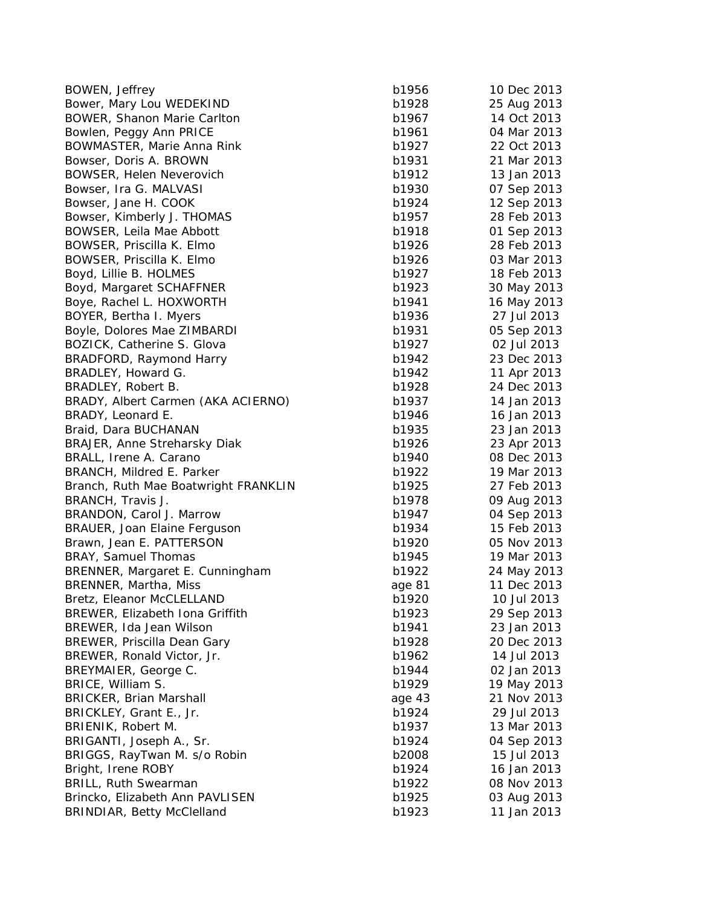| | | |
|---|---|---|
| BOWEN, Jeffrey | b1956 | 10 Dec 2013 |
| Bower, Mary Lou WEDEKIND | b1928 | 25 Aug 2013 |
| BOWER, Shanon Marie Carlton | b1967 | 14 Oct 2013 |
| Bowlen, Peggy Ann PRICE | b1961 | 04 Mar 2013 |
| BOWMASTER, Marie Anna Rink | b1927 | 22 Oct 2013 |
| Bowser, Doris A. BROWN | b1931 | 21 Mar 2013 |
| BOWSER, Helen Neverovich | b1912 | 13 Jan 2013 |
| Bowser, Ira G. MALVASI | b1930 | 07 Sep 2013 |
| Bowser, Jane H. COOK | b1924 | 12 Sep 2013 |
| Bowser, Kimberly J. THOMAS | b1957 | 28 Feb 2013 |
| BOWSER, Leila Mae Abbott | b1918 | 01 Sep 2013 |
| BOWSER, Priscilla K. Elmo | b1926 | 28 Feb 2013 |
| BOWSER, Priscilla K. Elmo | b1926 | 03 Mar 2013 |
| Boyd, Lillie B. HOLMES | b1927 | 18 Feb 2013 |
| Boyd, Margaret SCHAFFNER | b1923 | 30 May 2013 |
| Boye, Rachel L. HOXWORTH | b1941 | 16 May 2013 |
| BOYER, Bertha I. Myers | b1936 | 27 Jul 2013 |
| Boyle, Dolores Mae ZIMBARDI | b1931 | 05 Sep 2013 |
| BOZICK, Catherine S. Glova | b1927 | 02 Jul 2013 |
| BRADFORD, Raymond Harry | b1942 | 23 Dec 2013 |
| BRADLEY, Howard G. | b1942 | 11 Apr 2013 |
| BRADLEY, Robert B. | b1928 | 24 Dec 2013 |
| BRADY, Albert Carmen (AKA ACIERNO) | b1937 | 14 Jan 2013 |
| BRADY, Leonard E. | b1946 | 16 Jan 2013 |
| Braid, Dara BUCHANAN | b1935 | 23 Jan 2013 |
| BRAJER, Anne Streharsky Diak | b1926 | 23 Apr 2013 |
| BRALL, Irene A. Carano | b1940 | 08 Dec 2013 |
| BRANCH, Mildred E. Parker | b1922 | 19 Mar 2013 |
| Branch, Ruth Mae Boatwright FRANKLIN | b1925 | 27 Feb 2013 |
| BRANCH, Travis J. | b1978 | 09 Aug 2013 |
| BRANDON, Carol J. Marrow | b1947 | 04 Sep 2013 |
| BRAUER, Joan Elaine Ferguson | b1934 | 15 Feb 2013 |
| Brawn, Jean E. PATTERSON | b1920 | 05 Nov 2013 |
| BRAY, Samuel Thomas | b1945 | 19 Mar 2013 |
| BRENNER, Margaret E. Cunningham | b1922 | 24 May 2013 |
| BRENNER, Martha, Miss | age 81 | 11 Dec 2013 |
| Bretz, Eleanor McCLELLAND | b1920 | 10 Jul 2013 |
| BREWER, Elizabeth Iona Griffith | b1923 | 29 Sep 2013 |
| BREWER, Ida Jean Wilson | b1941 | 23 Jan 2013 |
| BREWER, Priscilla Dean Gary | b1928 | 20 Dec 2013 |
| BREWER, Ronald Victor, Jr. | b1962 | 14 Jul 2013 |
| BREYMAIER, George C. | b1944 | 02 Jan 2013 |
| BRICE, William S. | b1929 | 19 May 2013 |
| BRICKER, Brian Marshall | age 43 | 21 Nov 2013 |
| BRICKLEY, Grant E., Jr. | b1924 | 29 Jul 2013 |
| BRIENIK, Robert M. | b1937 | 13 Mar 2013 |
| BRIGANTI, Joseph A., Sr. | b1924 | 04 Sep 2013 |
| BRIGGS, RayTwan M. s/o Robin | b2008 | 15 Jul 2013 |
| Bright, Irene ROBY | b1924 | 16 Jan 2013 |
| BRILL, Ruth Swearman | b1922 | 08 Nov 2013 |
| Brincko, Elizabeth Ann PAVLISEN | b1925 | 03 Aug 2013 |
| BRINDIAR, Betty McClelland | b1923 | 11 Jan 2013 |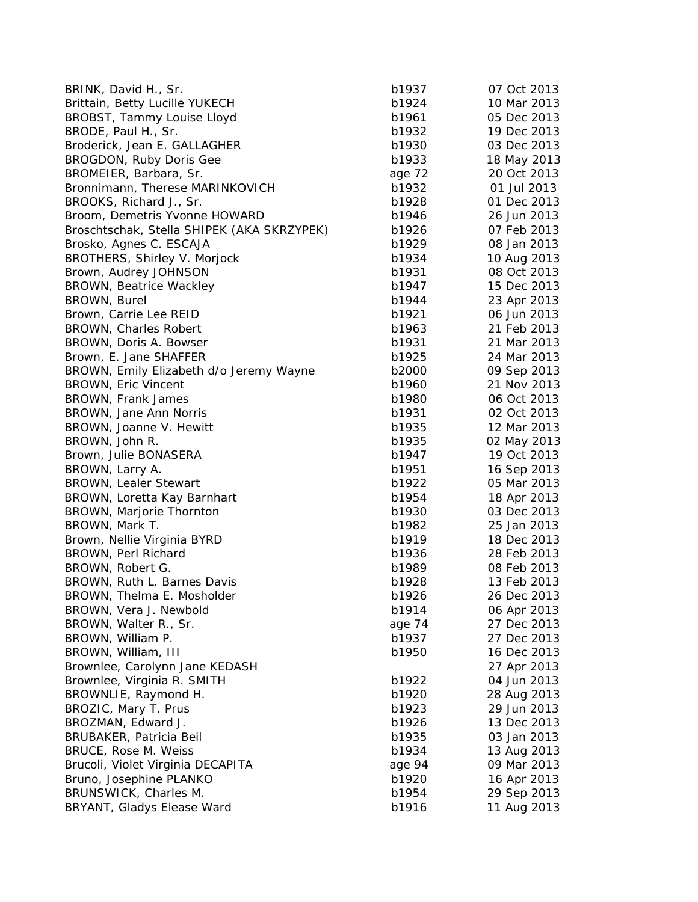| | | |
|---|---|---|
| BRINK, David H., Sr. | b1937 | 07 Oct 2013 |
| Brittain, Betty Lucille YUKECH | b1924 | 10 Mar 2013 |
| BROBST, Tammy Louise Lloyd | b1961 | 05 Dec 2013 |
| BRODE, Paul H., Sr. | b1932 | 19 Dec 2013 |
| Broderick, Jean E. GALLAGHER | b1930 | 03 Dec 2013 |
| BROGDON, Ruby Doris Gee | b1933 | 18 May 2013 |
| BROMEIER, Barbara, Sr. | age 72 | 20 Oct 2013 |
| Bronnimann, Therese MARINKOVICH | b1932 | 01 Jul 2013 |
| BROOKS, Richard J., Sr. | b1928 | 01 Dec 2013 |
| Broom, Demetris Yvonne HOWARD | b1946 | 26 Jun 2013 |
| Broschtschak, Stella SHIPEK (AKA SKRZYPEK) | b1926 | 07 Feb 2013 |
| Brosko, Agnes C. ESCAJA | b1929 | 08 Jan 2013 |
| BROTHERS, Shirley V. Morjock | b1934 | 10 Aug 2013 |
| Brown, Audrey JOHNSON | b1931 | 08 Oct 2013 |
| BROWN, Beatrice Wackley | b1947 | 15 Dec 2013 |
| BROWN, Burel | b1944 | 23 Apr 2013 |
| Brown, Carrie Lee REID | b1921 | 06 Jun 2013 |
| BROWN, Charles Robert | b1963 | 21 Feb 2013 |
| BROWN, Doris A. Bowser | b1931 | 21 Mar 2013 |
| Brown, E. Jane SHAFFER | b1925 | 24 Mar 2013 |
| BROWN, Emily Elizabeth d/o Jeremy Wayne | b2000 | 09 Sep 2013 |
| BROWN, Eric Vincent | b1960 | 21 Nov 2013 |
| BROWN, Frank James | b1980 | 06 Oct 2013 |
| BROWN, Jane Ann Norris | b1931 | 02 Oct 2013 |
| BROWN, Joanne V. Hewitt | b1935 | 12 Mar 2013 |
| BROWN, John R. | b1935 | 02 May 2013 |
| Brown, Julie BONASERA | b1947 | 19 Oct 2013 |
| BROWN, Larry A. | b1951 | 16 Sep 2013 |
| BROWN, Lealer Stewart | b1922 | 05 Mar 2013 |
| BROWN, Loretta Kay Barnhart | b1954 | 18 Apr 2013 |
| BROWN, Marjorie Thornton | b1930 | 03 Dec 2013 |
| BROWN, Mark T. | b1982 | 25 Jan 2013 |
| Brown, Nellie Virginia BYRD | b1919 | 18 Dec 2013 |
| BROWN, Perl Richard | b1936 | 28 Feb 2013 |
| BROWN, Robert G. | b1989 | 08 Feb 2013 |
| BROWN, Ruth L. Barnes Davis | b1928 | 13 Feb 2013 |
| BROWN, Thelma E. Mosholder | b1926 | 26 Dec 2013 |
| BROWN, Vera J. Newbold | b1914 | 06 Apr 2013 |
| BROWN, Walter R., Sr. | age 74 | 27 Dec 2013 |
| BROWN, William P. | b1937 | 27 Dec 2013 |
| BROWN, William, III | b1950 | 16 Dec 2013 |
| Brownlee, Carolynn Jane KEDASH | | 27 Apr 2013 |
| Brownlee, Virginia R. SMITH | b1922 | 04 Jun 2013 |
| BROWNLIE, Raymond H. | b1920 | 28 Aug 2013 |
| BROZIC, Mary T. Prus | b1923 | 29 Jun 2013 |
| BROZMAN, Edward J. | b1926 | 13 Dec 2013 |
| BRUBAKER, Patricia Beil | b1935 | 03 Jan 2013 |
| BRUCE, Rose M. Weiss | b1934 | 13 Aug 2013 |
| Brucoli, Violet Virginia DECAPITA | age 94 | 09 Mar 2013 |
| Bruno, Josephine PLANKO | b1920 | 16 Apr 2013 |
| BRUNSWICK, Charles M. | b1954 | 29 Sep 2013 |
| BRYANT, Gladys Elease Ward | b1916 | 11 Aug 2013 |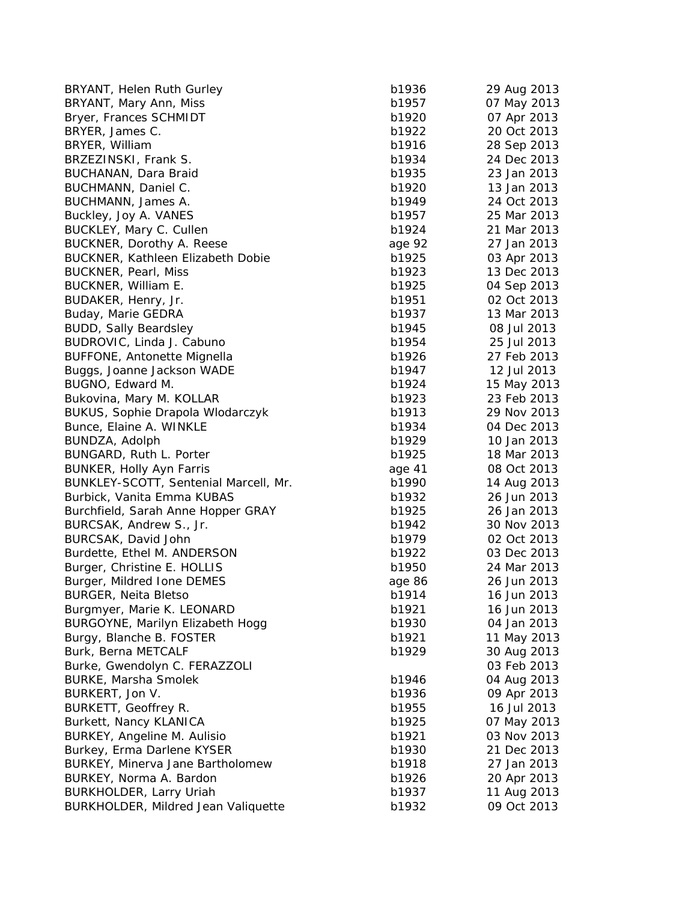| | | |
|---|---|---|
| BRYANT, Helen Ruth Gurley | b1936 | 29 Aug 2013 |
| BRYANT, Mary Ann, Miss | b1957 | 07 May 2013 |
| Bryer, Frances SCHMIDT | b1920 | 07 Apr 2013 |
| BRYER, James C. | b1922 | 20 Oct 2013 |
| BRYER, William | b1916 | 28 Sep 2013 |
| BRZEZINSKI, Frank S. | b1934 | 24 Dec 2013 |
| BUCHANAN, Dara Braid | b1935 | 23 Jan 2013 |
| BUCHMANN, Daniel C. | b1920 | 13 Jan 2013 |
| BUCHMANN, James A. | b1949 | 24 Oct 2013 |
| Buckley, Joy A. VANES | b1957 | 25 Mar 2013 |
| BUCKLEY, Mary C. Cullen | b1924 | 21 Mar 2013 |
| BUCKNER, Dorothy A. Reese | age 92 | 27 Jan 2013 |
| BUCKNER, Kathleen Elizabeth Dobie | b1925 | 03 Apr 2013 |
| BUCKNER, Pearl, Miss | b1923 | 13 Dec 2013 |
| BUCKNER, William E. | b1925 | 04 Sep 2013 |
| BUDAKER, Henry, Jr. | b1951 | 02 Oct 2013 |
| Buday, Marie GEDRA | b1937 | 13 Mar 2013 |
| BUDD, Sally Beardsley | b1945 | 08 Jul 2013 |
| BUDROVIC, Linda J. Cabuno | b1954 | 25 Jul 2013 |
| BUFFONE, Antonette Mignella | b1926 | 27 Feb 2013 |
| Buggs, Joanne Jackson WADE | b1947 | 12 Jul 2013 |
| BUGNO, Edward M. | b1924 | 15 May 2013 |
| Bukovina, Mary M. KOLLAR | b1923 | 23 Feb 2013 |
| BUKUS, Sophie Drapola Wlodarczyk | b1913 | 29 Nov 2013 |
| Bunce, Elaine A. WINKLE | b1934 | 04 Dec 2013 |
| BUNDZA, Adolph | b1929 | 10 Jan 2013 |
| BUNGARD, Ruth L. Porter | b1925 | 18 Mar 2013 |
| BUNKER, Holly Ayn Farris | age 41 | 08 Oct 2013 |
| BUNKLEY-SCOTT, Sentenial Marcell, Mr. | b1990 | 14 Aug 2013 |
| Burbick, Vanita Emma KUBAS | b1932 | 26 Jun 2013 |
| Burchfield, Sarah Anne Hopper GRAY | b1925 | 26 Jan 2013 |
| BURCSAK, Andrew S., Jr. | b1942 | 30 Nov 2013 |
| BURCSAK, David John | b1979 | 02 Oct 2013 |
| Burdette, Ethel M. ANDERSON | b1922 | 03 Dec 2013 |
| Burger, Christine E. HOLLIS | b1950 | 24 Mar 2013 |
| Burger, Mildred Ione DEMES | age 86 | 26 Jun 2013 |
| BURGER, Neita Bletso | b1914 | 16 Jun 2013 |
| Burgmyer, Marie K. LEONARD | b1921 | 16 Jun 2013 |
| BURGOYNE, Marilyn Elizabeth Hogg | b1930 | 04 Jan 2013 |
| Burgy, Blanche B. FOSTER | b1921 | 11 May 2013 |
| Burk, Berna METCALF | b1929 | 30 Aug 2013 |
| Burke, Gwendolyn C. FERAZZOLI | | 03 Feb 2013 |
| BURKE, Marsha Smolek | b1946 | 04 Aug 2013 |
| BURKERT, Jon V. | b1936 | 09 Apr 2013 |
| BURKETT, Geoffrey R. | b1955 | 16 Jul 2013 |
| Burkett, Nancy KLANICA | b1925 | 07 May 2013 |
| BURKEY, Angeline M. Aulisio | b1921 | 03 Nov 2013 |
| Burkey, Erma Darlene KYSER | b1930 | 21 Dec 2013 |
| BURKEY, Minerva Jane Bartholomew | b1918 | 27 Jan 2013 |
| BURKEY, Norma A. Bardon | b1926 | 20 Apr 2013 |
| BURKHOLDER, Larry Uriah | b1937 | 11 Aug 2013 |
| BURKHOLDER, Mildred Jean Valiquette | b1932 | 09 Oct 2013 |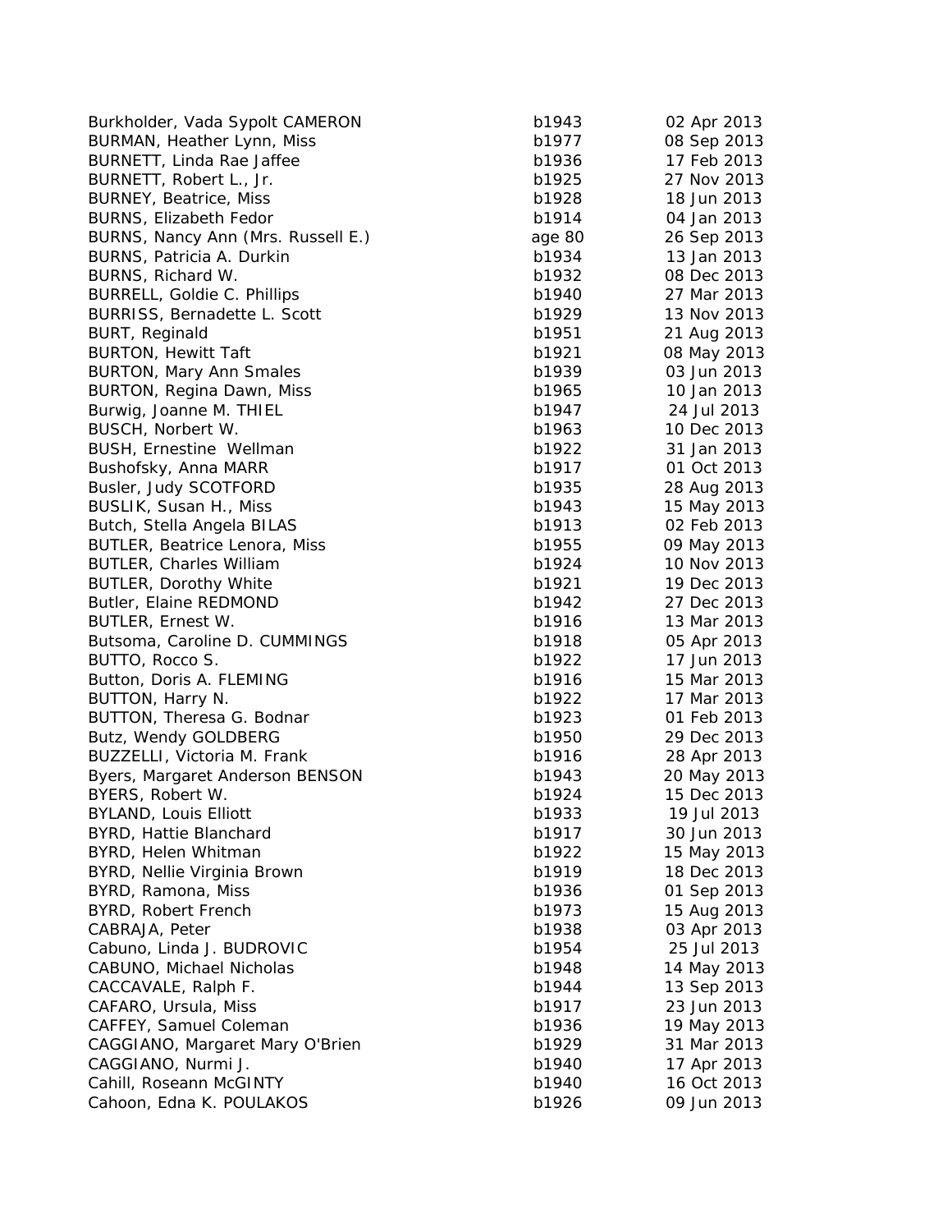| | | |
|---|---|---|
| Burkholder, Vada Sypolt CAMERON | b1943 | 02 Apr 2013 |
| BURMAN, Heather Lynn, Miss | b1977 | 08 Sep 2013 |
| BURNETT, Linda Rae Jaffee | b1936 | 17 Feb 2013 |
| BURNETT, Robert L., Jr. | b1925 | 27 Nov 2013 |
| BURNEY, Beatrice, Miss | b1928 | 18 Jun 2013 |
| BURNS, Elizabeth Fedor | b1914 | 04 Jan 2013 |
| BURNS, Nancy Ann (Mrs. Russell E.) | age 80 | 26 Sep 2013 |
| BURNS, Patricia A. Durkin | b1934 | 13 Jan 2013 |
| BURNS, Richard W. | b1932 | 08 Dec 2013 |
| BURRELL, Goldie C. Phillips | b1940 | 27 Mar 2013 |
| BURRISS, Bernadette L. Scott | b1929 | 13 Nov 2013 |
| BURT, Reginald | b1951 | 21 Aug 2013 |
| BURTON, Hewitt Taft | b1921 | 08 May 2013 |
| BURTON, Mary Ann Smales | b1939 | 03 Jun 2013 |
| BURTON, Regina Dawn, Miss | b1965 | 10 Jan 2013 |
| Burwig, Joanne M. THIEL | b1947 | 24 Jul 2013 |
| BUSCH, Norbert W. | b1963 | 10 Dec 2013 |
| BUSH, Ernestine Wellman | b1922 | 31 Jan 2013 |
| Bushofsky, Anna MARR | b1917 | 01 Oct 2013 |
| Busler, Judy SCOTFORD | b1935 | 28 Aug 2013 |
| BUSLIK, Susan H., Miss | b1943 | 15 May 2013 |
| Butch, Stella Angela BILAS | b1913 | 02 Feb 2013 |
| BUTLER, Beatrice Lenora, Miss | b1955 | 09 May 2013 |
| BUTLER, Charles William | b1924 | 10 Nov 2013 |
| BUTLER, Dorothy White | b1921 | 19 Dec 2013 |
| Butler, Elaine REDMOND | b1942 | 27 Dec 2013 |
| BUTLER, Ernest W. | b1916 | 13 Mar 2013 |
| Butsoma, Caroline D. CUMMINGS | b1918 | 05 Apr 2013 |
| BUTTO, Rocco S. | b1922 | 17 Jun 2013 |
| Button, Doris A. FLEMING | b1916 | 15 Mar 2013 |
| BUTTON, Harry N. | b1922 | 17 Mar 2013 |
| BUTTON, Theresa G. Bodnar | b1923 | 01 Feb 2013 |
| Butz, Wendy GOLDBERG | b1950 | 29 Dec 2013 |
| BUZZELLI, Victoria M. Frank | b1916 | 28 Apr 2013 |
| Byers, Margaret Anderson BENSON | b1943 | 20 May 2013 |
| BYERS, Robert W. | b1924 | 15 Dec 2013 |
| BYLAND, Louis Elliott | b1933 | 19 Jul 2013 |
| BYRD, Hattie Blanchard | b1917 | 30 Jun 2013 |
| BYRD, Helen Whitman | b1922 | 15 May 2013 |
| BYRD, Nellie Virginia Brown | b1919 | 18 Dec 2013 |
| BYRD, Ramona, Miss | b1936 | 01 Sep 2013 |
| BYRD, Robert French | b1973 | 15 Aug 2013 |
| CABRAJA, Peter | b1938 | 03 Apr 2013 |
| Cabuno, Linda J. BUDROVIC | b1954 | 25 Jul 2013 |
| CABUNO, Michael Nicholas | b1948 | 14 May 2013 |
| CACCAVALE, Ralph F. | b1944 | 13 Sep 2013 |
| CAFARO, Ursula, Miss | b1917 | 23 Jun 2013 |
| CAFFEY, Samuel Coleman | b1936 | 19 May 2013 |
| CAGGIANO, Margaret Mary O'Brien | b1929 | 31 Mar 2013 |
| CAGGIANO, Nurmi J. | b1940 | 17 Apr 2013 |
| Cahill, Roseann McGINTY | b1940 | 16 Oct 2013 |
| Cahoon, Edna K. POULAKOS | b1926 | 09 Jun 2013 |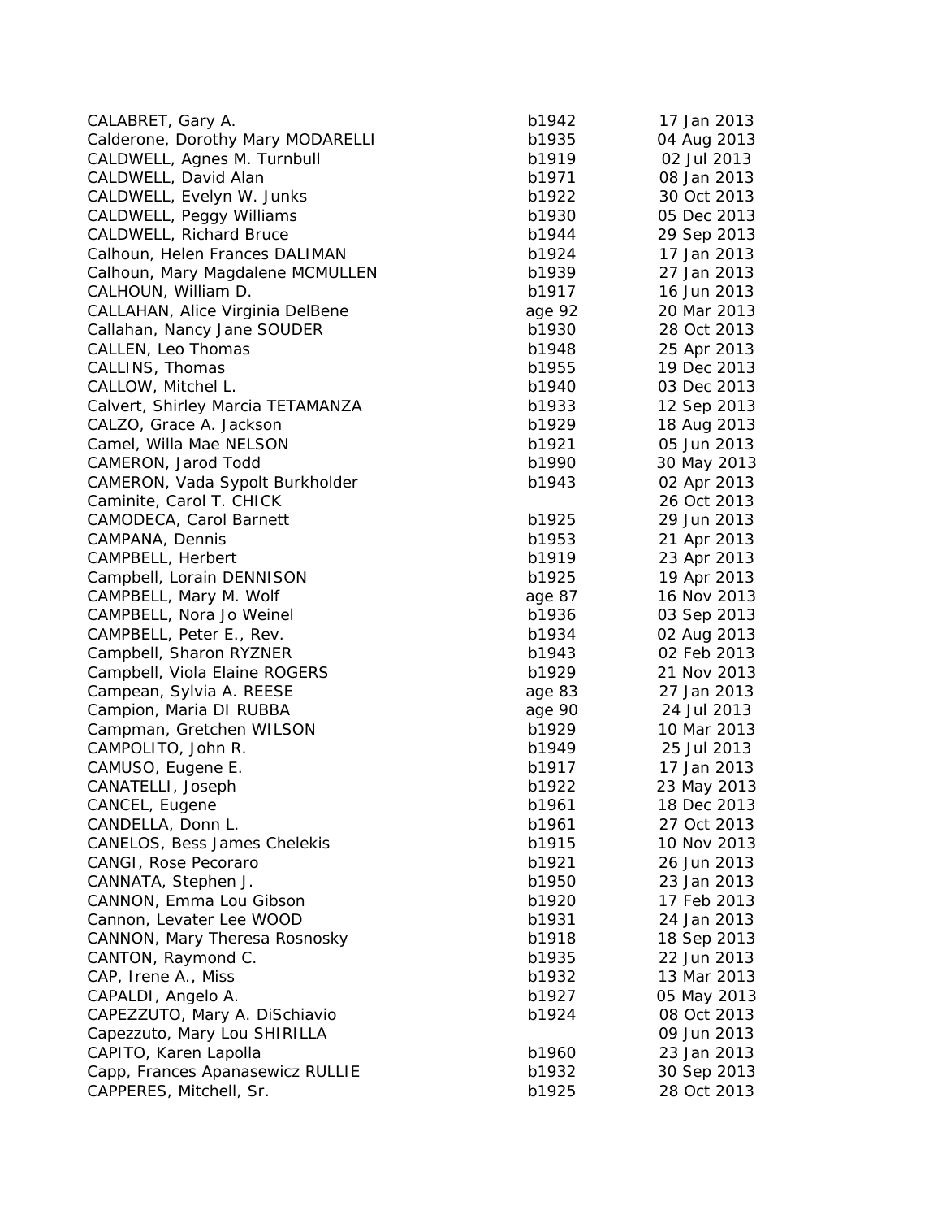| | | |
|---|---|---|
| CALABRET, Gary A. | b1942 | 17 Jan 2013 |
| Calderone, Dorothy Mary MODARELLI | b1935 | 04 Aug 2013 |
| CALDWELL, Agnes M. Turnbull | b1919 | 02 Jul 2013 |
| CALDWELL, David Alan | b1971 | 08 Jan 2013 |
| CALDWELL, Evelyn W. Junks | b1922 | 30 Oct 2013 |
| CALDWELL, Peggy Williams | b1930 | 05 Dec 2013 |
| CALDWELL, Richard Bruce | b1944 | 29 Sep 2013 |
| Calhoun, Helen Frances DALIMAN | b1924 | 17 Jan 2013 |
| Calhoun, Mary Magdalene MCMULLEN | b1939 | 27 Jan 2013 |
| CALHOUN, William D. | b1917 | 16 Jun 2013 |
| CALLAHAN, Alice Virginia DelBene | age 92 | 20 Mar 2013 |
| Callahan, Nancy Jane SOUDER | b1930 | 28 Oct 2013 |
| CALLEN, Leo Thomas | b1948 | 25 Apr 2013 |
| CALLINS, Thomas | b1955 | 19 Dec 2013 |
| CALLOW, Mitchel L. | b1940 | 03 Dec 2013 |
| Calvert, Shirley Marcia TETAMANZA | b1933 | 12 Sep 2013 |
| CALZO, Grace A. Jackson | b1929 | 18 Aug 2013 |
| Camel, Willa Mae NELSON | b1921 | 05 Jun 2013 |
| CAMERON, Jarod Todd | b1990 | 30 May 2013 |
| CAMERON, Vada Sypolt Burkholder | b1943 | 02 Apr 2013 |
| Caminite, Carol T. CHICK | | 26 Oct 2013 |
| CAMODECA, Carol Barnett | b1925 | 29 Jun 2013 |
| CAMPANA, Dennis | b1953 | 21 Apr 2013 |
| CAMPBELL, Herbert | b1919 | 23 Apr 2013 |
| Campbell, Lorain DENNISON | b1925 | 19 Apr 2013 |
| CAMPBELL, Mary M. Wolf | age 87 | 16 Nov 2013 |
| CAMPBELL, Nora Jo Weinel | b1936 | 03 Sep 2013 |
| CAMPBELL, Peter E., Rev. | b1934 | 02 Aug 2013 |
| Campbell, Sharon RYZNER | b1943 | 02 Feb 2013 |
| Campbell, Viola Elaine ROGERS | b1929 | 21 Nov 2013 |
| Campean, Sylvia A. REESE | age 83 | 27 Jan 2013 |
| Campion, Maria DI RUBBA | age 90 | 24 Jul 2013 |
| Campman, Gretchen WILSON | b1929 | 10 Mar 2013 |
| CAMPOLITO, John R. | b1949 | 25 Jul 2013 |
| CAMUSO, Eugene E. | b1917 | 17 Jan 2013 |
| CANATELLI, Joseph | b1922 | 23 May 2013 |
| CANCEL, Eugene | b1961 | 18 Dec 2013 |
| CANDELLA, Donn L. | b1961 | 27 Oct 2013 |
| CANELOS, Bess James Chelekis | b1915 | 10 Nov 2013 |
| CANGI, Rose Pecoraro | b1921 | 26 Jun 2013 |
| CANNATA, Stephen J. | b1950 | 23 Jan 2013 |
| CANNON, Emma Lou Gibson | b1920 | 17 Feb 2013 |
| Cannon, Levater Lee WOOD | b1931 | 24 Jan 2013 |
| CANNON, Mary Theresa Rosnosky | b1918 | 18 Sep 2013 |
| CANTON, Raymond C. | b1935 | 22 Jun 2013 |
| CAP, Irene A., Miss | b1932 | 13 Mar 2013 |
| CAPALDI, Angelo A. | b1927 | 05 May 2013 |
| CAPEZZUTO, Mary A. DiSchiavio | b1924 | 08 Oct 2013 |
| Capezzuto, Mary Lou SHIRILLA | | 09 Jun 2013 |
| CAPITO, Karen Lapolla | b1960 | 23 Jan 2013 |
| Capp, Frances Apanasewicz RULLIE | b1932 | 30 Sep 2013 |
| CAPPERES, Mitchell, Sr. | b1925 | 28 Oct 2013 |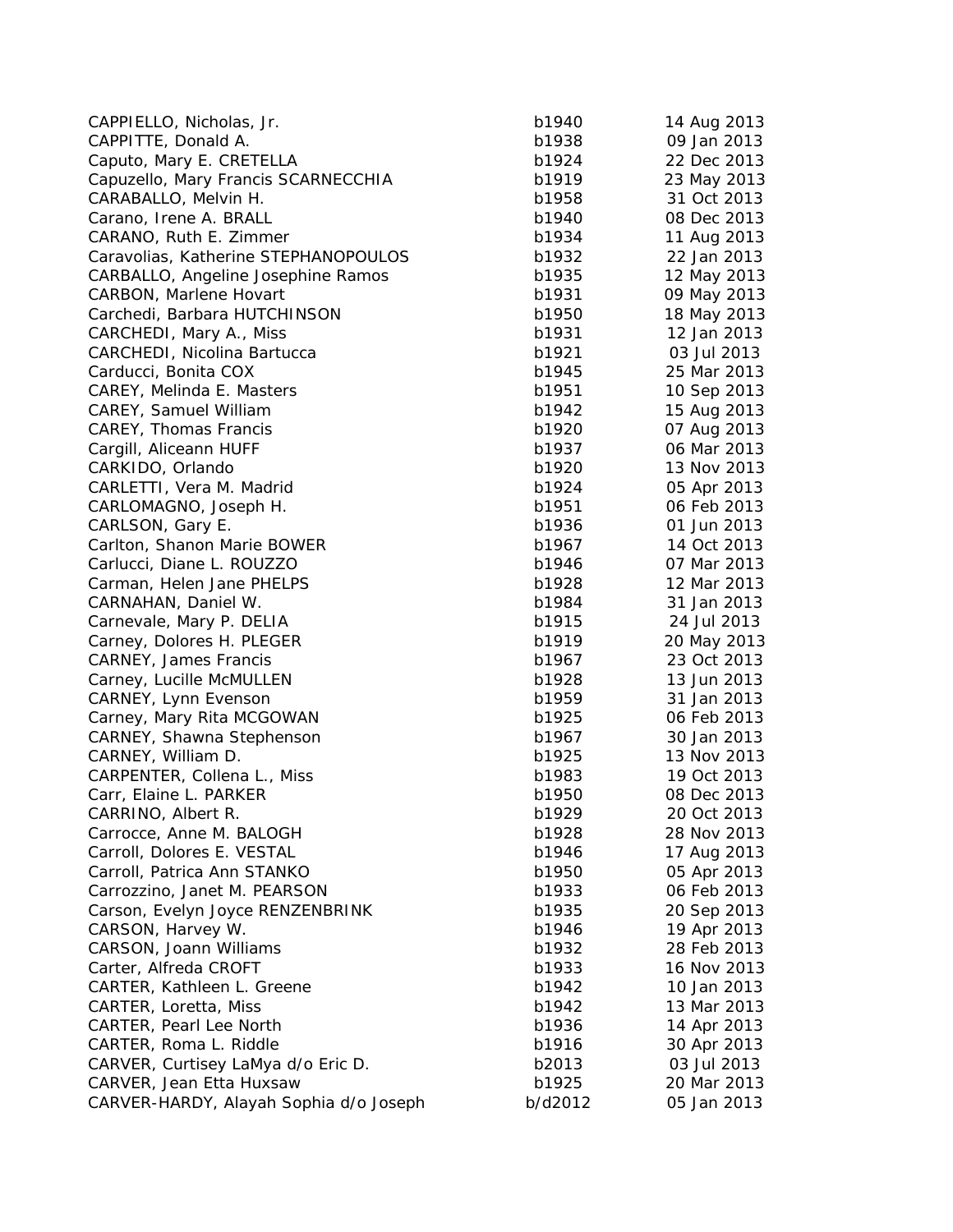| | | |
|---|---|---|
| CAPPIELLO, Nicholas, Jr. | b1940 | 14 Aug 2013 |
| CAPPITTE, Donald A. | b1938 | 09 Jan 2013 |
| Caputo, Mary E. CRETELLA | b1924 | 22 Dec 2013 |
| Capuzello, Mary Francis SCARNECCHIA | b1919 | 23 May 2013 |
| CARABALLO, Melvin H. | b1958 | 31 Oct 2013 |
| Carano, Irene A. BRALL | b1940 | 08 Dec 2013 |
| CARANO, Ruth E. Zimmer | b1934 | 11 Aug 2013 |
| Caravolias, Katherine STEPHANOPOULOS | b1932 | 22 Jan 2013 |
| CARBALLO, Angeline Josephine Ramos | b1935 | 12 May 2013 |
| CARBON, Marlene Hovart | b1931 | 09 May 2013 |
| Carchedi, Barbara HUTCHINSON | b1950 | 18 May 2013 |
| CARCHEDI, Mary A., Miss | b1931 | 12 Jan 2013 |
| CARCHEDI, Nicolina Bartucca | b1921 | 03 Jul 2013 |
| Carducci, Bonita COX | b1945 | 25 Mar 2013 |
| CAREY, Melinda E. Masters | b1951 | 10 Sep 2013 |
| CAREY, Samuel William | b1942 | 15 Aug 2013 |
| CAREY, Thomas Francis | b1920 | 07 Aug 2013 |
| Cargill, Aliceann HUFF | b1937 | 06 Mar 2013 |
| CARKIDO, Orlando | b1920 | 13 Nov 2013 |
| CARLETTI, Vera M. Madrid | b1924 | 05 Apr 2013 |
| CARLOMAGNO, Joseph H. | b1951 | 06 Feb 2013 |
| CARLSON, Gary E. | b1936 | 01 Jun 2013 |
| Carlton, Shanon Marie BOWER | b1967 | 14 Oct 2013 |
| Carlucci, Diane L. ROUZZO | b1946 | 07 Mar 2013 |
| Carman, Helen Jane PHELPS | b1928 | 12 Mar 2013 |
| CARNAHAN, Daniel W. | b1984 | 31 Jan 2013 |
| Carnevale, Mary P. DELIA | b1915 | 24 Jul 2013 |
| Carney, Dolores H. PLEGER | b1919 | 20 May 2013 |
| CARNEY, James Francis | b1967 | 23 Oct 2013 |
| Carney, Lucille McMULLEN | b1928 | 13 Jun 2013 |
| CARNEY, Lynn Evenson | b1959 | 31 Jan 2013 |
| Carney, Mary Rita MCGOWAN | b1925 | 06 Feb 2013 |
| CARNEY, Shawna Stephenson | b1967 | 30 Jan 2013 |
| CARNEY, William D. | b1925 | 13 Nov 2013 |
| CARPENTER, Collena L., Miss | b1983 | 19 Oct 2013 |
| Carr, Elaine L. PARKER | b1950 | 08 Dec 2013 |
| CARRINO, Albert R. | b1929 | 20 Oct 2013 |
| Carrocce, Anne M. BALOGH | b1928 | 28 Nov 2013 |
| Carroll, Dolores E. VESTAL | b1946 | 17 Aug 2013 |
| Carroll, Patrica Ann STANKO | b1950 | 05 Apr 2013 |
| Carrozzino, Janet M. PEARSON | b1933 | 06 Feb 2013 |
| Carson, Evelyn Joyce RENZENBRINK | b1935 | 20 Sep 2013 |
| CARSON, Harvey W. | b1946 | 19 Apr 2013 |
| CARSON, Joann Williams | b1932 | 28 Feb 2013 |
| Carter, Alfreda CROFT | b1933 | 16 Nov 2013 |
| CARTER, Kathleen L. Greene | b1942 | 10 Jan 2013 |
| CARTER, Loretta, Miss | b1942 | 13 Mar 2013 |
| CARTER, Pearl Lee North | b1936 | 14 Apr 2013 |
| CARTER, Roma L. Riddle | b1916 | 30 Apr 2013 |
| CARVER, Curtisey LaMya d/o Eric D. | b2013 | 03 Jul 2013 |
| CARVER, Jean Etta Huxsaw | b1925 | 20 Mar 2013 |
| CARVER-HARDY, Alayah Sophia d/o Joseph | b/d2012 | 05 Jan 2013 |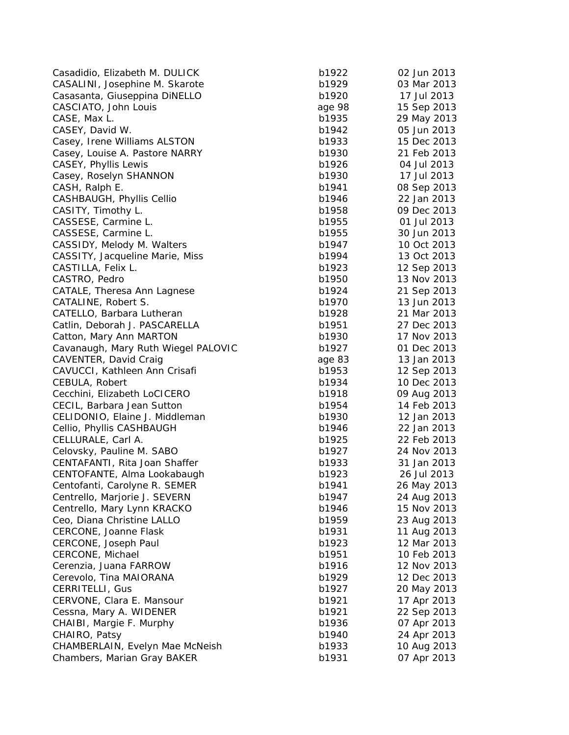| | | |
|---|---|---|
| Casadidio, Elizabeth M. DULICK | b1922 | 02 Jun 2013 |
| CASALINI, Josephine M. Skarote | b1929 | 03 Mar 2013 |
| Casasanta, Giuseppina DiNELLO | b1920 | 17 Jul 2013 |
| CASCIATO, John Louis | age 98 | 15 Sep 2013 |
| CASE, Max L. | b1935 | 29 May 2013 |
| CASEY, David W. | b1942 | 05 Jun 2013 |
| Casey, Irene Williams ALSTON | b1933 | 15 Dec 2013 |
| Casey, Louise A. Pastore NARRY | b1930 | 21 Feb 2013 |
| CASEY, Phyllis Lewis | b1926 | 04 Jul 2013 |
| Casey, Roselyn SHANNON | b1930 | 17 Jul 2013 |
| CASH, Ralph E. | b1941 | 08 Sep 2013 |
| CASHBAUGH, Phyllis Cellio | b1946 | 22 Jan 2013 |
| CASITY, Timothy L. | b1958 | 09 Dec 2013 |
| CASSESE, Carmine L. | b1955 | 01 Jul 2013 |
| CASSESE, Carmine L. | b1955 | 30 Jun 2013 |
| CASSIDY, Melody M. Walters | b1947 | 10 Oct 2013 |
| CASSITY, Jacqueline Marie, Miss | b1994 | 13 Oct 2013 |
| CASTILLA, Felix L. | b1923 | 12 Sep 2013 |
| CASTRO, Pedro | b1950 | 13 Nov 2013 |
| CATALE, Theresa Ann Lagnese | b1924 | 21 Sep 2013 |
| CATALINE, Robert S. | b1970 | 13 Jun 2013 |
| CATELLO, Barbara Lutheran | b1928 | 21 Mar 2013 |
| Catlin, Deborah J. PASCARELLA | b1951 | 27 Dec 2013 |
| Catton, Mary Ann MARTON | b1930 | 17 Nov 2013 |
| Cavanaugh, Mary Ruth Wiegel PALOVIC | b1927 | 01 Dec 2013 |
| CAVENTER, David Craig | age 83 | 13 Jan 2013 |
| CAVUCCI, Kathleen Ann Crisafi | b1953 | 12 Sep 2013 |
| CEBULA, Robert | b1934 | 10 Dec 2013 |
| Cecchini, Elizabeth LoCICERO | b1918 | 09 Aug 2013 |
| CECIL, Barbara Jean Sutton | b1954 | 14 Feb 2013 |
| CELIDONIO, Elaine J. Middleman | b1930 | 12 Jan 2013 |
| Cellio, Phyllis CASHBAUGH | b1946 | 22 Jan 2013 |
| CELLURALE, Carl A. | b1925 | 22 Feb 2013 |
| Celovsky, Pauline M. SABO | b1927 | 24 Nov 2013 |
| CENTAFANTI, Rita Joan Shaffer | b1933 | 31 Jan 2013 |
| CENTOFANTE, Alma Lookabaugh | b1923 | 26 Jul 2013 |
| Centofanti, Carolyne R. SEMER | b1941 | 26 May 2013 |
| Centrello, Marjorie J. SEVERN | b1947 | 24 Aug 2013 |
| Centrello, Mary Lynn KRACKO | b1946 | 15 Nov 2013 |
| Ceo, Diana Christine LALLO | b1959 | 23 Aug 2013 |
| CERCONE, Joanne Flask | b1931 | 11 Aug 2013 |
| CERCONE, Joseph Paul | b1923 | 12 Mar 2013 |
| CERCONE, Michael | b1951 | 10 Feb 2013 |
| Cerenzia, Juana FARROW | b1916 | 12 Nov 2013 |
| Cerevolo, Tina MAIORANA | b1929 | 12 Dec 2013 |
| CERRITELLI, Gus | b1927 | 20 May 2013 |
| CERVONE, Clara E. Mansour | b1921 | 17 Apr 2013 |
| Cessna, Mary A. WIDENER | b1921 | 22 Sep 2013 |
| CHAIBI, Margie F. Murphy | b1936 | 07 Apr 2013 |
| CHAIRO, Patsy | b1940 | 24 Apr 2013 |
| CHAMBERLAIN, Evelyn Mae McNeish | b1933 | 10 Aug 2013 |
| Chambers, Marian Gray BAKER | b1931 | 07 Apr 2013 |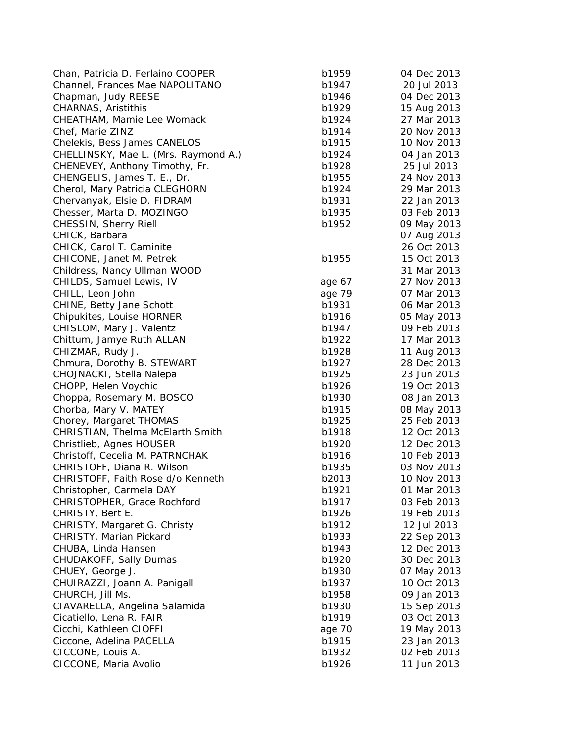| | | |
|---|---|---|
| Chan, Patricia D. Ferlaino COOPER | b1959 | 04 Dec 2013 |
| Channel, Frances Mae NAPOLITANO | b1947 | 20 Jul 2013 |
| Chapman, Judy REESE | b1946 | 04 Dec 2013 |
| CHARNAS, Aristithis | b1929 | 15 Aug 2013 |
| CHEATHAM, Mamie Lee Womack | b1924 | 27 Mar 2013 |
| Chef, Marie ZINZ | b1914 | 20 Nov 2013 |
| Chelekis, Bess James CANELOS | b1915 | 10 Nov 2013 |
| CHELLINSKY, Mae L. (Mrs. Raymond A.) | b1924 | 04 Jan 2013 |
| CHENEVEY, Anthony Timothy, Fr. | b1928 | 25 Jul 2013 |
| CHENGELIS, James T. E., Dr. | b1955 | 24 Nov 2013 |
| Cherol, Mary Patricia CLEGHORN | b1924 | 29 Mar 2013 |
| Chervanyak, Elsie D. FIDRAM | b1931 | 22 Jan 2013 |
| Chesser, Marta D. MOZINGO | b1935 | 03 Feb 2013 |
| CHESSIN, Sherry Riell | b1952 | 09 May 2013 |
| CHICK, Barbara | | 07 Aug 2013 |
| CHICK, Carol T. Caminite | | 26 Oct 2013 |
| CHICONE, Janet M. Petrek | b1955 | 15 Oct 2013 |
| Childress, Nancy Ullman WOOD | | 31 Mar 2013 |
| CHILDS, Samuel Lewis, IV | age 67 | 27 Nov 2013 |
| CHILL, Leon John | age 79 | 07 Mar 2013 |
| CHINE, Betty Jane Schott | b1931 | 06 Mar 2013 |
| Chipukites, Louise HORNER | b1916 | 05 May 2013 |
| CHISLOM, Mary J. Valentz | b1947 | 09 Feb 2013 |
| Chittum, Jamye Ruth ALLAN | b1922 | 17 Mar 2013 |
| CHIZMAR, Rudy J. | b1928 | 11 Aug 2013 |
| Chmura, Dorothy B. STEWART | b1927 | 28 Dec 2013 |
| CHOJNACKI, Stella Nalepa | b1925 | 23 Jun 2013 |
| CHOPP, Helen Voychic | b1926 | 19 Oct 2013 |
| Choppa, Rosemary M. BOSCO | b1930 | 08 Jan 2013 |
| Chorba, Mary V. MATEY | b1915 | 08 May 2013 |
| Chorey, Margaret THOMAS | b1925 | 25 Feb 2013 |
| CHRISTIAN, Thelma McElarth Smith | b1918 | 12 Oct 2013 |
| Christlieb, Agnes HOUSER | b1920 | 12 Dec 2013 |
| Christoff, Cecelia M. PATRNCHAK | b1916 | 10 Feb 2013 |
| CHRISTOFF, Diana R. Wilson | b1935 | 03 Nov 2013 |
| CHRISTOFF, Faith Rose d/o Kenneth | b2013 | 10 Nov 2013 |
| Christopher, Carmela DAY | b1921 | 01 Mar 2013 |
| CHRISTOPHER, Grace Rochford | b1917 | 03 Feb 2013 |
| CHRISTY, Bert E. | b1926 | 19 Feb 2013 |
| CHRISTY, Margaret G. Christy | b1912 | 12 Jul 2013 |
| CHRISTY, Marian Pickard | b1933 | 22 Sep 2013 |
| CHUBA, Linda Hansen | b1943 | 12 Dec 2013 |
| CHUDAKOFF, Sally Dumas | b1920 | 30 Dec 2013 |
| CHUEY, George J. | b1930 | 07 May 2013 |
| CHUIRAZZI, Joann A. Panigall | b1937 | 10 Oct 2013 |
| CHURCH, Jill Ms. | b1958 | 09 Jan 2013 |
| CIAVARELLA, Angelina Salamida | b1930 | 15 Sep 2013 |
| Cicatiello, Lena R. FAIR | b1919 | 03 Oct 2013 |
| Cicchi, Kathleen CIOFFI | age 70 | 19 May 2013 |
| Ciccone, Adelina PACELLA | b1915 | 23 Jan 2013 |
| CICCONE, Louis A. | b1932 | 02 Feb 2013 |
| CICCONE, Maria Avolio | b1926 | 11 Jun 2013 |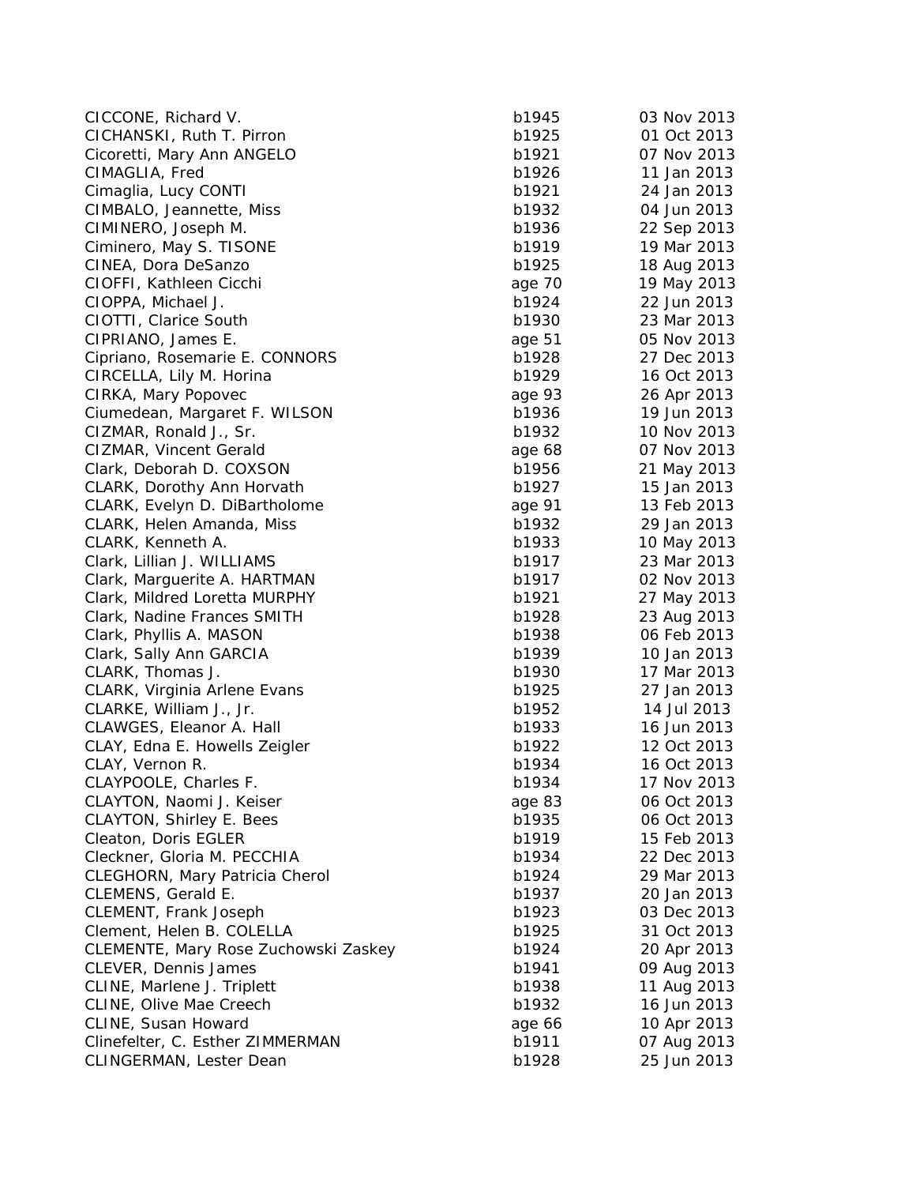| | | |
|---|---|---|
| CICCONE, Richard V. | b1945 | 03 Nov 2013 |
| CICHANSKI, Ruth T. Pirron | b1925 | 01 Oct 2013 |
| Cicoretti, Mary Ann ANGELO | b1921 | 07 Nov 2013 |
| CIMAGLIA, Fred | b1926 | 11 Jan 2013 |
| Cimaglia, Lucy CONTI | b1921 | 24 Jan 2013 |
| CIMBALO, Jeannette, Miss | b1932 | 04 Jun 2013 |
| CIMINERO, Joseph M. | b1936 | 22 Sep 2013 |
| Ciminero, May S. TISONE | b1919 | 19 Mar 2013 |
| CINEA, Dora DeSanzo | b1925 | 18 Aug 2013 |
| CIOFFI, Kathleen Cicchi | age 70 | 19 May 2013 |
| CIOPPA, Michael J. | b1924 | 22 Jun 2013 |
| CIOTTI, Clarice South | b1930 | 23 Mar 2013 |
| CIPRIANO, James E. | age 51 | 05 Nov 2013 |
| Cipriano, Rosemarie E. CONNORS | b1928 | 27 Dec 2013 |
| CIRCELLA, Lily M. Horina | b1929 | 16 Oct 2013 |
| CIRKA, Mary Popovec | age 93 | 26 Apr 2013 |
| Ciumedean, Margaret F. WILSON | b1936 | 19 Jun 2013 |
| CIZMAR, Ronald J., Sr. | b1932 | 10 Nov 2013 |
| CIZMAR, Vincent Gerald | age 68 | 07 Nov 2013 |
| Clark, Deborah D. COXSON | b1956 | 21 May 2013 |
| CLARK, Dorothy Ann Horvath | b1927 | 15 Jan 2013 |
| CLARK, Evelyn D. DiBartholome | age 91 | 13 Feb 2013 |
| CLARK, Helen Amanda, Miss | b1932 | 29 Jan 2013 |
| CLARK, Kenneth A. | b1933 | 10 May 2013 |
| Clark, Lillian J. WILLIAMS | b1917 | 23 Mar 2013 |
| Clark, Marguerite A. HARTMAN | b1917 | 02 Nov 2013 |
| Clark, Mildred Loretta MURPHY | b1921 | 27 May 2013 |
| Clark, Nadine Frances SMITH | b1928 | 23 Aug 2013 |
| Clark, Phyllis A. MASON | b1938 | 06 Feb 2013 |
| Clark, Sally Ann GARCIA | b1939 | 10 Jan 2013 |
| CLARK, Thomas J. | b1930 | 17 Mar 2013 |
| CLARK, Virginia Arlene Evans | b1925 | 27 Jan 2013 |
| CLARKE, William J., Jr. | b1952 | 14 Jul 2013 |
| CLAWGES, Eleanor A. Hall | b1933 | 16 Jun 2013 |
| CLAY, Edna E. Howells Zeigler | b1922 | 12 Oct 2013 |
| CLAY, Vernon R. | b1934 | 16 Oct 2013 |
| CLAYPOOLE, Charles F. | b1934 | 17 Nov 2013 |
| CLAYTON, Naomi J. Keiser | age 83 | 06 Oct 2013 |
| CLAYTON, Shirley E. Bees | b1935 | 06 Oct 2013 |
| Cleaton, Doris EGLER | b1919 | 15 Feb 2013 |
| Cleckner, Gloria M. PECCHIA | b1934 | 22 Dec 2013 |
| CLEGHORN, Mary Patricia Cherol | b1924 | 29 Mar 2013 |
| CLEMENS, Gerald E. | b1937 | 20 Jan 2013 |
| CLEMENT, Frank Joseph | b1923 | 03 Dec 2013 |
| Clement, Helen B. COLELLA | b1925 | 31 Oct 2013 |
| CLEMENTE, Mary Rose Zuchowski Zaskey | b1924 | 20 Apr 2013 |
| CLEVER, Dennis James | b1941 | 09 Aug 2013 |
| CLINE, Marlene J. Triplett | b1938 | 11 Aug 2013 |
| CLINE, Olive Mae Creech | b1932 | 16 Jun 2013 |
| CLINE, Susan Howard | age 66 | 10 Apr 2013 |
| Clinefelter, C. Esther ZIMMERMAN | b1911 | 07 Aug 2013 |
| CLINGERMAN, Lester Dean | b1928 | 25 Jun 2013 |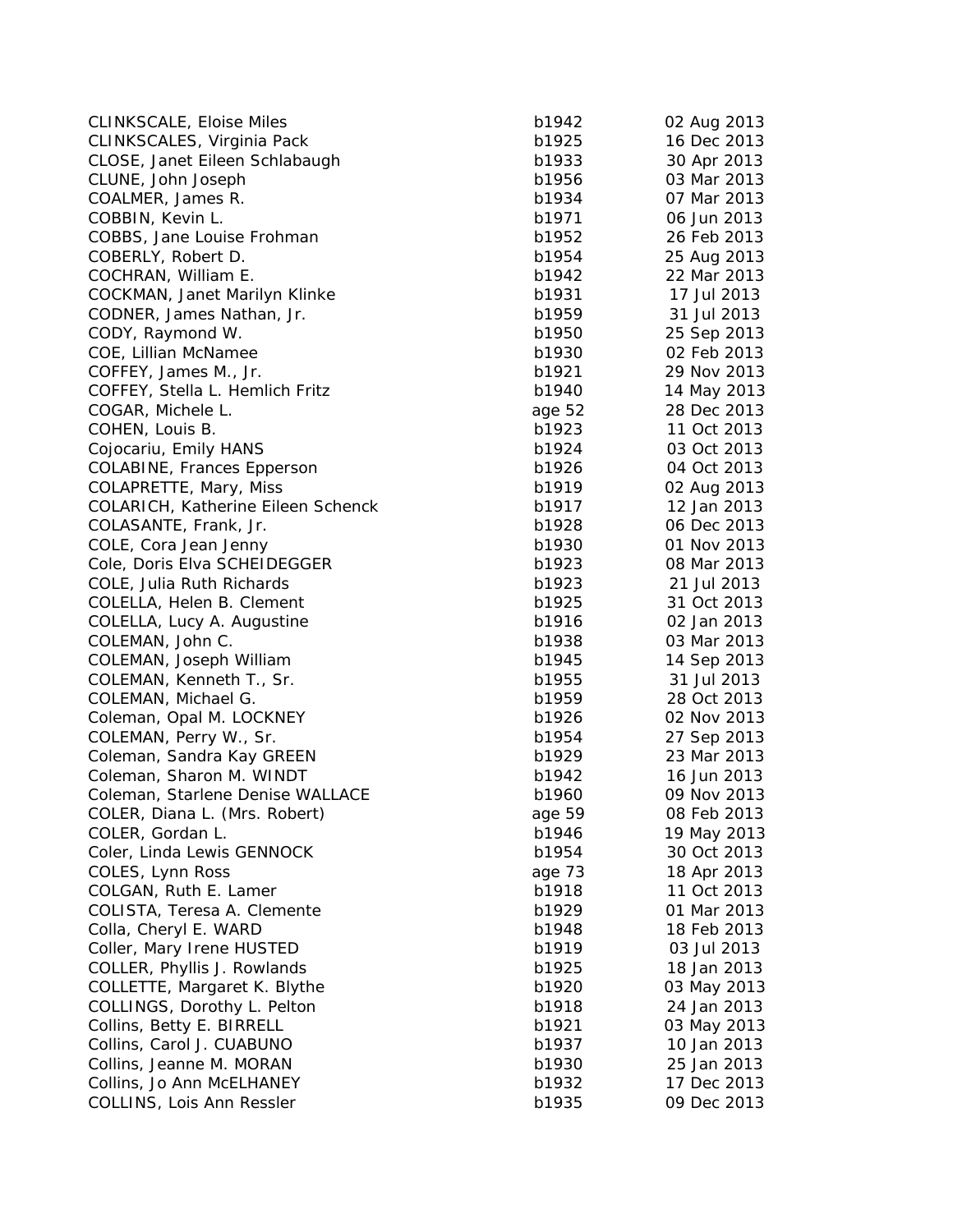| | | |
|---|---|---|
| CLINKSCALE, Eloise Miles | b1942 | 02 Aug 2013 |
| CLINKSCALES, Virginia Pack | b1925 | 16 Dec 2013 |
| CLOSE, Janet Eileen Schlabaugh | b1933 | 30 Apr 2013 |
| CLUNE, John Joseph | b1956 | 03 Mar 2013 |
| COALMER, James R. | b1934 | 07 Mar 2013 |
| COBBIN, Kevin L. | b1971 | 06 Jun 2013 |
| COBBS, Jane Louise Frohman | b1952 | 26 Feb 2013 |
| COBERLY, Robert D. | b1954 | 25 Aug 2013 |
| COCHRAN, William E. | b1942 | 22 Mar 2013 |
| COCKMAN, Janet Marilyn Klinke | b1931 | 17 Jul 2013 |
| CODNER, James Nathan, Jr. | b1959 | 31 Jul 2013 |
| CODY, Raymond W. | b1950 | 25 Sep 2013 |
| COE, Lillian McNamee | b1930 | 02 Feb 2013 |
| COFFEY, James M., Jr. | b1921 | 29 Nov 2013 |
| COFFEY, Stella L. Hemlich Fritz | b1940 | 14 May 2013 |
| COGAR, Michele L. | age 52 | 28 Dec 2013 |
| COHEN, Louis B. | b1923 | 11 Oct 2013 |
| Cojocariu, Emily HANS | b1924 | 03 Oct 2013 |
| COLABINE, Frances Epperson | b1926 | 04 Oct 2013 |
| COLAPRETTE, Mary, Miss | b1919 | 02 Aug 2013 |
| COLARICH, Katherine Eileen Schenck | b1917 | 12 Jan 2013 |
| COLASANTE, Frank, Jr. | b1928 | 06 Dec 2013 |
| COLE, Cora Jean Jenny | b1930 | 01 Nov 2013 |
| Cole, Doris Elva SCHEIDEGGER | b1923 | 08 Mar 2013 |
| COLE, Julia Ruth Richards | b1923 | 21 Jul 2013 |
| COLELLA, Helen B. Clement | b1925 | 31 Oct 2013 |
| COLELLA, Lucy A. Augustine | b1916 | 02 Jan 2013 |
| COLEMAN, John C. | b1938 | 03 Mar 2013 |
| COLEMAN, Joseph William | b1945 | 14 Sep 2013 |
| COLEMAN, Kenneth T., Sr. | b1955 | 31 Jul 2013 |
| COLEMAN, Michael G. | b1959 | 28 Oct 2013 |
| Coleman, Opal M. LOCKNEY | b1926 | 02 Nov 2013 |
| COLEMAN, Perry W., Sr. | b1954 | 27 Sep 2013 |
| Coleman, Sandra Kay GREEN | b1929 | 23 Mar 2013 |
| Coleman, Sharon M. WINDT | b1942 | 16 Jun 2013 |
| Coleman, Starlene Denise WALLACE | b1960 | 09 Nov 2013 |
| COLER, Diana L. (Mrs. Robert) | age 59 | 08 Feb 2013 |
| COLER, Gordan L. | b1946 | 19 May 2013 |
| Coler, Linda Lewis GENNOCK | b1954 | 30 Oct 2013 |
| COLES, Lynn Ross | age 73 | 18 Apr 2013 |
| COLGAN, Ruth E. Lamer | b1918 | 11 Oct 2013 |
| COLISTA, Teresa A. Clemente | b1929 | 01 Mar 2013 |
| Colla, Cheryl E. WARD | b1948 | 18 Feb 2013 |
| Coller, Mary Irene HUSTED | b1919 | 03 Jul 2013 |
| COLLER, Phyllis J. Rowlands | b1925 | 18 Jan 2013 |
| COLLETTE, Margaret K. Blythe | b1920 | 03 May 2013 |
| COLLINGS, Dorothy L. Pelton | b1918 | 24 Jan 2013 |
| Collins, Betty E. BIRRELL | b1921 | 03 May 2013 |
| Collins, Carol J. CUABUNO | b1937 | 10 Jan 2013 |
| Collins, Jeanne M. MORAN | b1930 | 25 Jan 2013 |
| Collins, Jo Ann McELHANEY | b1932 | 17 Dec 2013 |
| COLLINS, Lois Ann Ressler | b1935 | 09 Dec 2013 |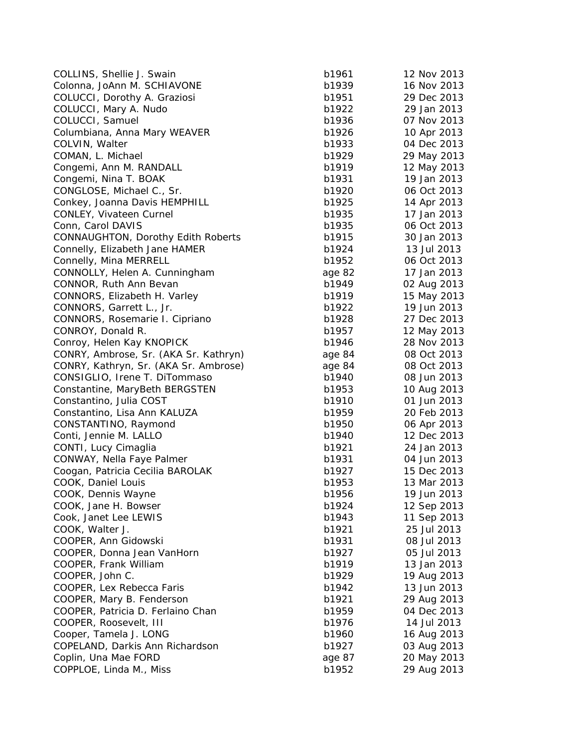| | | |
|---|---|---|
| COLLINS, Shellie J. Swain | b1961 | 12 Nov 2013 |
| Colonna, JoAnn M. SCHIAVONE | b1939 | 16 Nov 2013 |
| COLUCCI, Dorothy A. Graziosi | b1951 | 29 Dec 2013 |
| COLUCCI, Mary A. Nudo | b1922 | 29 Jan 2013 |
| COLUCCI, Samuel | b1936 | 07 Nov 2013 |
| Columbiana, Anna Mary WEAVER | b1926 | 10 Apr 2013 |
| COLVIN, Walter | b1933 | 04 Dec 2013 |
| COMAN, L. Michael | b1929 | 29 May 2013 |
| Congemi, Ann M. RANDALL | b1919 | 12 May 2013 |
| Congemi, Nina T. BOAK | b1931 | 19 Jan 2013 |
| CONGLOSE, Michael C., Sr. | b1920 | 06 Oct 2013 |
| Conkey, Joanna Davis HEMPHILL | b1925 | 14 Apr 2013 |
| CONLEY, Vivateen Curnel | b1935 | 17 Jan 2013 |
| Conn, Carol DAVIS | b1935 | 06 Oct 2013 |
| CONNAUGHTON, Dorothy Edith Roberts | b1915 | 30 Jan 2013 |
| Connelly, Elizabeth Jane HAMER | b1924 | 13 Jul 2013 |
| Connelly, Mina MERRELL | b1952 | 06 Oct 2013 |
| CONNOLLY, Helen A. Cunningham | age 82 | 17 Jan 2013 |
| CONNOR, Ruth Ann Bevan | b1949 | 02 Aug 2013 |
| CONNORS, Elizabeth H. Varley | b1919 | 15 May 2013 |
| CONNORS, Garrett L., Jr. | b1922 | 19 Jun 2013 |
| CONNORS, Rosemarie I. Cipriano | b1928 | 27 Dec 2013 |
| CONROY, Donald R. | b1957 | 12 May 2013 |
| Conroy, Helen Kay KNOPICK | b1946 | 28 Nov 2013 |
| CONRY, Ambrose, Sr. (AKA Sr. Kathryn) | age 84 | 08 Oct 2013 |
| CONRY, Kathryn, Sr. (AKA Sr. Ambrose) | age 84 | 08 Oct 2013 |
| CONSIGLIO, Irene T. DiTommaso | b1940 | 08 Jun 2013 |
| Constantine, MaryBeth BERGSTEN | b1953 | 10 Aug 2013 |
| Constantino, Julia COST | b1910 | 01 Jun 2013 |
| Constantino, Lisa Ann KALUZA | b1959 | 20 Feb 2013 |
| CONSTANTINO, Raymond | b1950 | 06 Apr 2013 |
| Conti, Jennie M. LALLO | b1940 | 12 Dec 2013 |
| CONTI, Lucy Cimaglia | b1921 | 24 Jan 2013 |
| CONWAY, Nella Faye Palmer | b1931 | 04 Jun 2013 |
| Coogan, Patricia Cecilia BAROLAK | b1927 | 15 Dec 2013 |
| COOK, Daniel Louis | b1953 | 13 Mar 2013 |
| COOK, Dennis Wayne | b1956 | 19 Jun 2013 |
| COOK, Jane H. Bowser | b1924 | 12 Sep 2013 |
| Cook, Janet Lee LEWIS | b1943 | 11 Sep 2013 |
| COOK, Walter J. | b1921 | 25 Jul 2013 |
| COOPER, Ann Gidowski | b1931 | 08 Jul 2013 |
| COOPER, Donna Jean VanHorn | b1927 | 05 Jul 2013 |
| COOPER, Frank William | b1919 | 13 Jan 2013 |
| COOPER, John C. | b1929 | 19 Aug 2013 |
| COOPER, Lex Rebecca Faris | b1942 | 13 Jun 2013 |
| COOPER, Mary B. Fenderson | b1921 | 29 Aug 2013 |
| COOPER, Patricia D. Ferlaino Chan | b1959 | 04 Dec 2013 |
| COOPER, Roosevelt, III | b1976 | 14 Jul 2013 |
| Cooper, Tamela J. LONG | b1960 | 16 Aug 2013 |
| COPELAND, Darkis Ann Richardson | b1927 | 03 Aug 2013 |
| Coplin, Una Mae FORD | age 87 | 20 May 2013 |
| COPPLOE, Linda M., Miss | b1952 | 29 Aug 2013 |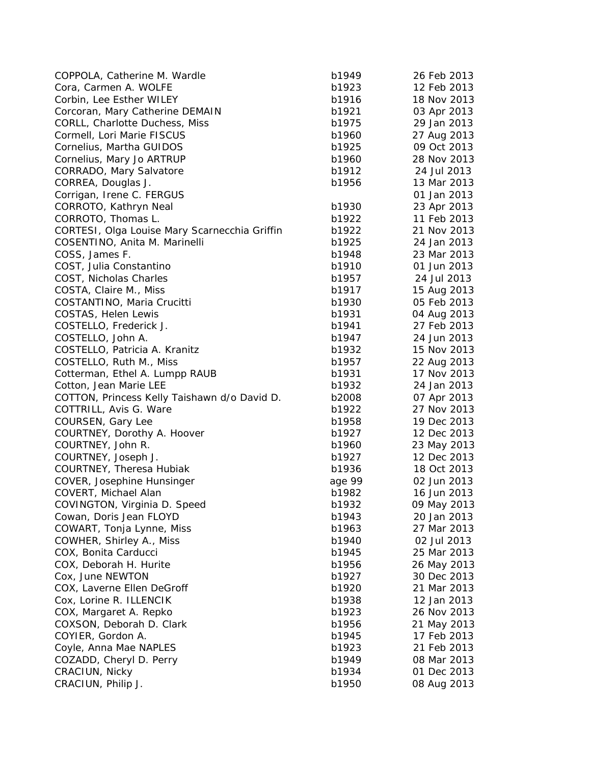| | | |
|---|---|---|
| COPPOLA, Catherine M. Wardle | b1949 | 26 Feb 2013 |
| Cora, Carmen A. WOLFE | b1923 | 12 Feb 2013 |
| Corbin, Lee Esther WILEY | b1916 | 18 Nov 2013 |
| Corcoran, Mary Catherine DEMAIN | b1921 | 03 Apr 2013 |
| CORLL, Charlotte Duchess, Miss | b1975 | 29 Jan 2013 |
| Cormell, Lori Marie FISCUS | b1960 | 27 Aug 2013 |
| Cornelius, Martha GUIDOS | b1925 | 09 Oct 2013 |
| Cornelius, Mary Jo ARTRUP | b1960 | 28 Nov 2013 |
| CORRADO, Mary Salvatore | b1912 | 24 Jul 2013 |
| CORREA, Douglas J. | b1956 | 13 Mar 2013 |
| Corrigan, Irene C. FERGUS | | 01 Jan 2013 |
| CORROTO, Kathryn Neal | b1930 | 23 Apr 2013 |
| CORROTO, Thomas L. | b1922 | 11 Feb 2013 |
| CORTESI, Olga Louise Mary Scarnecchia Griffin | b1922 | 21 Nov 2013 |
| COSENTINO, Anita M. Marinelli | b1925 | 24 Jan 2013 |
| COSS, James F. | b1948 | 23 Mar 2013 |
| COST, Julia Constantino | b1910 | 01 Jun 2013 |
| COST, Nicholas Charles | b1957 | 24 Jul 2013 |
| COSTA, Claire M., Miss | b1917 | 15 Aug 2013 |
| COSTANTINO, Maria Crucitti | b1930 | 05 Feb 2013 |
| COSTAS, Helen Lewis | b1931 | 04 Aug 2013 |
| COSTELLO, Frederick J. | b1941 | 27 Feb 2013 |
| COSTELLO, John A. | b1947 | 24 Jun 2013 |
| COSTELLO, Patricia A. Kranitz | b1932 | 15 Nov 2013 |
| COSTELLO, Ruth M., Miss | b1957 | 22 Aug 2013 |
| Cotterman, Ethel A. Lumpp RAUB | b1931 | 17 Nov 2013 |
| Cotton, Jean Marie LEE | b1932 | 24 Jan 2013 |
| COTTON, Princess Kelly Taishawn d/o David D. | b2008 | 07 Apr 2013 |
| COTTRILL, Avis G. Ware | b1922 | 27 Nov 2013 |
| COURSEN, Gary Lee | b1958 | 19 Dec 2013 |
| COURTNEY, Dorothy A. Hoover | b1927 | 12 Dec 2013 |
| COURTNEY, John R. | b1960 | 23 May 2013 |
| COURTNEY, Joseph J. | b1927 | 12 Dec 2013 |
| COURTNEY, Theresa Hubiak | b1936 | 18 Oct 2013 |
| COVER, Josephine Hunsinger | age 99 | 02 Jun 2013 |
| COVERT, Michael Alan | b1982 | 16 Jun 2013 |
| COVINGTON, Virginia D. Speed | b1932 | 09 May 2013 |
| Cowan, Doris Jean FLOYD | b1943 | 20 Jan 2013 |
| COWART, Tonja Lynne, Miss | b1963 | 27 Mar 2013 |
| COWHER, Shirley A., Miss | b1940 | 02 Jul 2013 |
| COX, Bonita Carducci | b1945 | 25 Mar 2013 |
| COX, Deborah H. Hurite | b1956 | 26 May 2013 |
| Cox, June NEWTON | b1927 | 30 Dec 2013 |
| COX, Laverne Ellen DeGroff | b1920 | 21 Mar 2013 |
| Cox, Lorine R. ILLENCIK | b1938 | 12 Jan 2013 |
| COX, Margaret A. Repko | b1923 | 26 Nov 2013 |
| COXSON, Deborah D. Clark | b1956 | 21 May 2013 |
| COYIER, Gordon A. | b1945 | 17 Feb 2013 |
| Coyle, Anna Mae NAPLES | b1923 | 21 Feb 2013 |
| COZADD, Cheryl D. Perry | b1949 | 08 Mar 2013 |
| CRACIUN, Nicky | b1934 | 01 Dec 2013 |
| CRACIUN, Philip J. | b1950 | 08 Aug 2013 |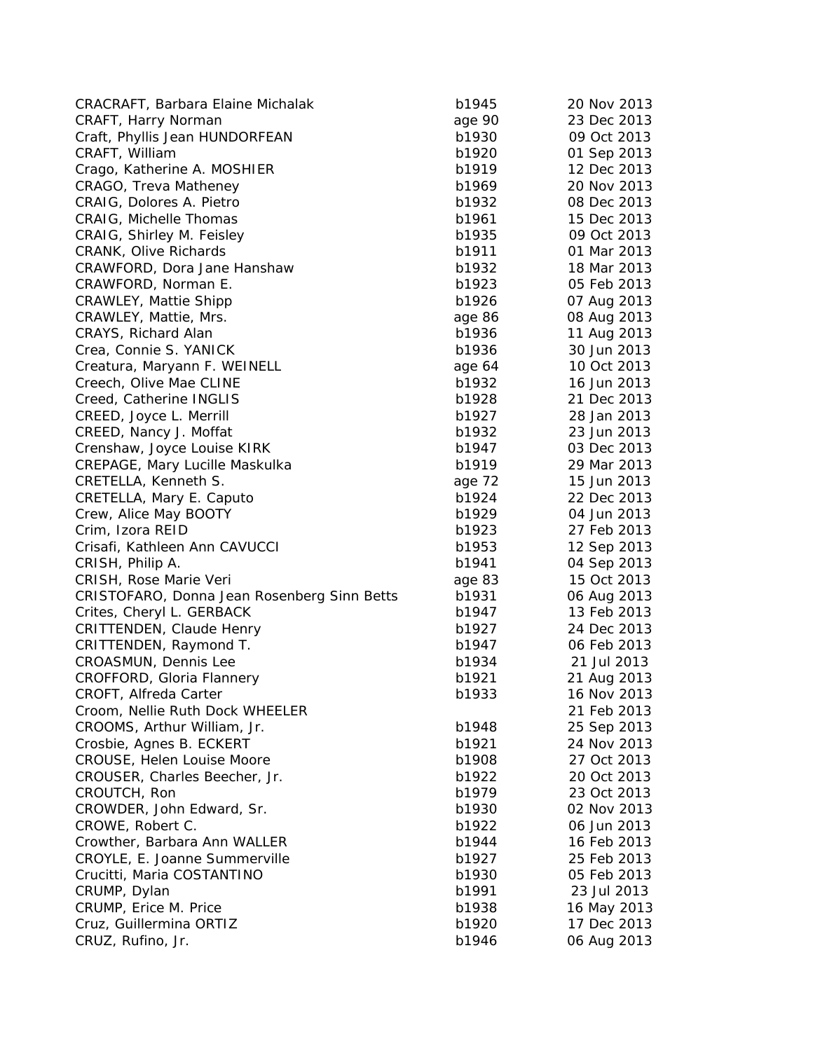| | | |
|---|---|---|
| CRACRAFT, Barbara Elaine Michalak | b1945 | 20 Nov 2013 |
| CRAFT, Harry Norman | age 90 | 23 Dec 2013 |
| Craft, Phyllis Jean HUNDORFEAN | b1930 | 09 Oct 2013 |
| CRAFT, William | b1920 | 01 Sep 2013 |
| Crago, Katherine A. MOSHIER | b1919 | 12 Dec 2013 |
| CRAGO, Treva Matheney | b1969 | 20 Nov 2013 |
| CRAIG, Dolores A. Pietro | b1932 | 08 Dec 2013 |
| CRAIG, Michelle Thomas | b1961 | 15 Dec 2013 |
| CRAIG, Shirley M. Feisley | b1935 | 09 Oct 2013 |
| CRANK, Olive Richards | b1911 | 01 Mar 2013 |
| CRAWFORD, Dora Jane Hanshaw | b1932 | 18 Mar 2013 |
| CRAWFORD, Norman E. | b1923 | 05 Feb 2013 |
| CRAWLEY, Mattie Shipp | b1926 | 07 Aug 2013 |
| CRAWLEY, Mattie, Mrs. | age 86 | 08 Aug 2013 |
| CRAYS, Richard Alan | b1936 | 11 Aug 2013 |
| Crea, Connie S. YANICK | b1936 | 30 Jun 2013 |
| Creatura, Maryann F. WEINELL | age 64 | 10 Oct 2013 |
| Creech, Olive Mae CLINE | b1932 | 16 Jun 2013 |
| Creed, Catherine INGLIS | b1928 | 21 Dec 2013 |
| CREED, Joyce L. Merrill | b1927 | 28 Jan 2013 |
| CREED, Nancy J. Moffat | b1932 | 23 Jun 2013 |
| Crenshaw, Joyce Louise KIRK | b1947 | 03 Dec 2013 |
| CREPAGE, Mary Lucille Maskulka | b1919 | 29 Mar 2013 |
| CRETELLA, Kenneth S. | age 72 | 15 Jun 2013 |
| CRETELLA, Mary E. Caputo | b1924 | 22 Dec 2013 |
| Crew, Alice May BOOTY | b1929 | 04 Jun 2013 |
| Crim, Izora REID | b1923 | 27 Feb 2013 |
| Crisafi, Kathleen Ann CAVUCCI | b1953 | 12 Sep 2013 |
| CRISH, Philip A. | b1941 | 04 Sep 2013 |
| CRISH, Rose Marie Veri | age 83 | 15 Oct 2013 |
| CRISTOFARO, Donna Jean Rosenberg Sinn Betts | b1931 | 06 Aug 2013 |
| Crites, Cheryl L. GERBACK | b1947 | 13 Feb 2013 |
| CRITTENDEN, Claude Henry | b1927 | 24 Dec 2013 |
| CRITTENDEN, Raymond T. | b1947 | 06 Feb 2013 |
| CROASMUN, Dennis Lee | b1934 | 21 Jul 2013 |
| CROFFORD, Gloria Flannery | b1921 | 21 Aug 2013 |
| CROFT, Alfreda Carter | b1933 | 16 Nov 2013 |
| Croom, Nellie Ruth Dock WHEELER | | 21 Feb 2013 |
| CROOMS, Arthur William, Jr. | b1948 | 25 Sep 2013 |
| Crosbie, Agnes B. ECKERT | b1921 | 24 Nov 2013 |
| CROUSE, Helen Louise Moore | b1908 | 27 Oct 2013 |
| CROUSER, Charles Beecher, Jr. | b1922 | 20 Oct 2013 |
| CROUTCH, Ron | b1979 | 23 Oct 2013 |
| CROWDER, John Edward, Sr. | b1930 | 02 Nov 2013 |
| CROWE, Robert C. | b1922 | 06 Jun 2013 |
| Crowther, Barbara Ann WALLER | b1944 | 16 Feb 2013 |
| CROYLE, E. Joanne Summerville | b1927 | 25 Feb 2013 |
| Crucitti, Maria COSTANTINO | b1930 | 05 Feb 2013 |
| CRUMP, Dylan | b1991 | 23 Jul 2013 |
| CRUMP, Erice M. Price | b1938 | 16 May 2013 |
| Cruz, Guillermina ORTIZ | b1920 | 17 Dec 2013 |
| CRUZ, Rufino, Jr. | b1946 | 06 Aug 2013 |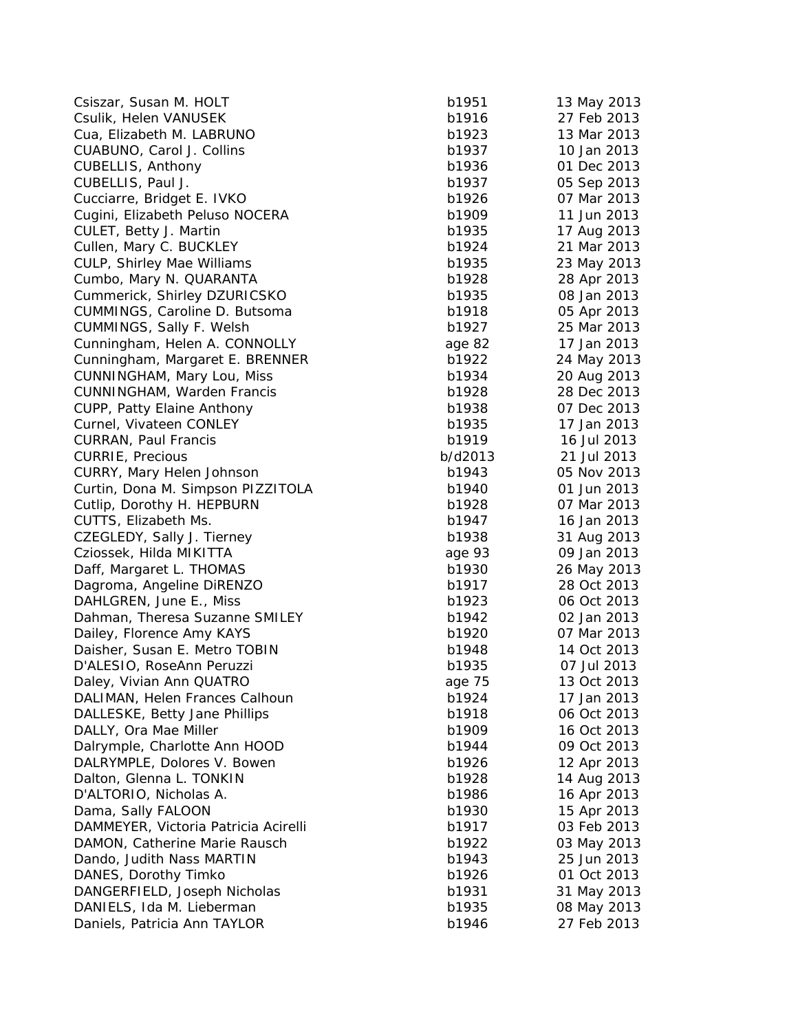| | | |
|---|---|---|
| Csiszar, Susan M. HOLT | b1951 | 13 May 2013 |
| Csulik, Helen VANUSEK | b1916 | 27 Feb 2013 |
| Cua, Elizabeth M. LABRUNO | b1923 | 13 Mar 2013 |
| CUABUNO, Carol J. Collins | b1937 | 10 Jan 2013 |
| CUBELLIS, Anthony | b1936 | 01 Dec 2013 |
| CUBELLIS, Paul J. | b1937 | 05 Sep 2013 |
| Cucciarre, Bridget E. IVKO | b1926 | 07 Mar 2013 |
| Cugini, Elizabeth Peluso NOCERA | b1909 | 11 Jun 2013 |
| CULET, Betty J. Martin | b1935 | 17 Aug 2013 |
| Cullen, Mary C. BUCKLEY | b1924 | 21 Mar 2013 |
| CULP, Shirley Mae Williams | b1935 | 23 May 2013 |
| Cumbo, Mary N. QUARANTA | b1928 | 28 Apr 2013 |
| Cummerick, Shirley DZURICSKO | b1935 | 08 Jan 2013 |
| CUMMINGS, Caroline D. Butsoma | b1918 | 05 Apr 2013 |
| CUMMINGS, Sally F. Welsh | b1927 | 25 Mar 2013 |
| Cunningham, Helen A. CONNOLLY | age 82 | 17 Jan 2013 |
| Cunningham, Margaret E. BRENNER | b1922 | 24 May 2013 |
| CUNNINGHAM, Mary Lou, Miss | b1934 | 20 Aug 2013 |
| CUNNINGHAM, Warden Francis | b1928 | 28 Dec 2013 |
| CUPP, Patty Elaine Anthony | b1938 | 07 Dec 2013 |
| Curnel, Vivateen CONLEY | b1935 | 17 Jan 2013 |
| CURRAN, Paul Francis | b1919 | 16 Jul 2013 |
| CURRIE, Precious | b/d2013 | 21 Jul 2013 |
| CURRY, Mary Helen Johnson | b1943 | 05 Nov 2013 |
| Curtin, Dona M. Simpson PIZZITOLA | b1940 | 01 Jun 2013 |
| Cutlip, Dorothy H. HEPBURN | b1928 | 07 Mar 2013 |
| CUTTS, Elizabeth Ms. | b1947 | 16 Jan 2013 |
| CZEGLEDY, Sally J. Tierney | b1938 | 31 Aug 2013 |
| Cziossek, Hilda MIKITTA | age 93 | 09 Jan 2013 |
| Daff, Margaret L. THOMAS | b1930 | 26 May 2013 |
| Dagroma, Angeline DiRENZO | b1917 | 28 Oct 2013 |
| DAHLGREN, June E., Miss | b1923 | 06 Oct 2013 |
| Dahman, Theresa Suzanne SMILEY | b1942 | 02 Jan 2013 |
| Dailey, Florence Amy KAYS | b1920 | 07 Mar 2013 |
| Daisher, Susan E. Metro TOBIN | b1948 | 14 Oct 2013 |
| D'ALESIO, RoseAnn Peruzzi | b1935 | 07 Jul 2013 |
| Daley, Vivian Ann QUATRO | age 75 | 13 Oct 2013 |
| DALIMAN, Helen Frances Calhoun | b1924 | 17 Jan 2013 |
| DALLESKE, Betty Jane Phillips | b1918 | 06 Oct 2013 |
| DALLY, Ora Mae Miller | b1909 | 16 Oct 2013 |
| Dalrymple, Charlotte Ann HOOD | b1944 | 09 Oct 2013 |
| DALRYMPLE, Dolores V. Bowen | b1926 | 12 Apr 2013 |
| Dalton, Glenna L. TONKIN | b1928 | 14 Aug 2013 |
| D'ALTORIO, Nicholas A. | b1986 | 16 Apr 2013 |
| Dama, Sally FALOON | b1930 | 15 Apr 2013 |
| DAMMEYER, Victoria Patricia Acirelli | b1917 | 03 Feb 2013 |
| DAMON, Catherine Marie Rausch | b1922 | 03 May 2013 |
| Dando, Judith Nass MARTIN | b1943 | 25 Jun 2013 |
| DANES, Dorothy Timko | b1926 | 01 Oct 2013 |
| DANGERFIELD, Joseph Nicholas | b1931 | 31 May 2013 |
| DANIELS, Ida M. Lieberman | b1935 | 08 May 2013 |
| Daniels, Patricia Ann TAYLOR | b1946 | 27 Feb 2013 |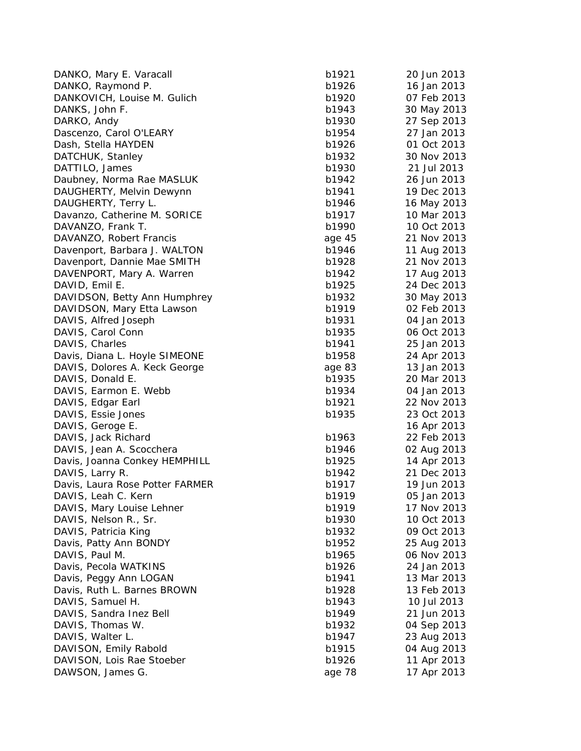| Name | Birth/Age | Date |
| --- | --- | --- |
| DANKO, Mary E. Varacall | b1921 | 20 Jun 2013 |
| DANKO, Raymond P. | b1926 | 16 Jan 2013 |
| DANKOVICH, Louise M. Gulich | b1920 | 07 Feb 2013 |
| DANKS, John F. | b1943 | 30 May 2013 |
| DARKO, Andy | b1930 | 27 Sep 2013 |
| Dascenzo, Carol O'LEARY | b1954 | 27 Jan 2013 |
| Dash, Stella HAYDEN | b1926 | 01 Oct 2013 |
| DATCHUK, Stanley | b1932 | 30 Nov 2013 |
| DATTILO, James | b1930 | 21 Jul 2013 |
| Daubney, Norma Rae MASLUK | b1942 | 26 Jun 2013 |
| DAUGHERTY, Melvin Dewynn | b1941 | 19 Dec 2013 |
| DAUGHERTY, Terry L. | b1946 | 16 May 2013 |
| Davanzo, Catherine M. SORICE | b1917 | 10 Mar 2013 |
| DAVANZO, Frank T. | b1990 | 10 Oct 2013 |
| DAVANZO, Robert Francis | age 45 | 21 Nov 2013 |
| Davenport, Barbara J. WALTON | b1946 | 11 Aug 2013 |
| Davenport, Dannie Mae SMITH | b1928 | 21 Nov 2013 |
| DAVENPORT, Mary A. Warren | b1942 | 17 Aug 2013 |
| DAVID, Emil E. | b1925 | 24 Dec 2013 |
| DAVIDSON, Betty Ann Humphrey | b1932 | 30 May 2013 |
| DAVIDSON, Mary Etta Lawson | b1919 | 02 Feb 2013 |
| DAVIS, Alfred Joseph | b1931 | 04 Jan 2013 |
| DAVIS, Carol Conn | b1935 | 06 Oct 2013 |
| DAVIS, Charles | b1941 | 25 Jan 2013 |
| Davis, Diana L. Hoyle SIMEONE | b1958 | 24 Apr 2013 |
| DAVIS, Dolores A. Keck George | age 83 | 13 Jan 2013 |
| DAVIS, Donald E. | b1935 | 20 Mar 2013 |
| DAVIS, Earmon E. Webb | b1934 | 04 Jan 2013 |
| DAVIS, Edgar Earl | b1921 | 22 Nov 2013 |
| DAVIS, Essie Jones | b1935 | 23 Oct 2013 |
| DAVIS, Geroge E. | | 16 Apr 2013 |
| DAVIS, Jack Richard | b1963 | 22 Feb 2013 |
| DAVIS, Jean A. Scocchera | b1946 | 02 Aug 2013 |
| Davis, Joanna Conkey HEMPHILL | b1925 | 14 Apr 2013 |
| DAVIS, Larry R. | b1942 | 21 Dec 2013 |
| Davis, Laura Rose Potter FARMER | b1917 | 19 Jun 2013 |
| DAVIS, Leah C. Kern | b1919 | 05 Jan 2013 |
| DAVIS, Mary Louise Lehner | b1919 | 17 Nov 2013 |
| DAVIS, Nelson R., Sr. | b1930 | 10 Oct 2013 |
| DAVIS, Patricia King | b1932 | 09 Oct 2013 |
| Davis, Patty Ann BONDY | b1952 | 25 Aug 2013 |
| DAVIS, Paul M. | b1965 | 06 Nov 2013 |
| Davis, Pecola WATKINS | b1926 | 24 Jan 2013 |
| Davis, Peggy Ann LOGAN | b1941 | 13 Mar 2013 |
| Davis, Ruth L. Barnes BROWN | b1928 | 13 Feb 2013 |
| DAVIS, Samuel H. | b1943 | 10 Jul 2013 |
| DAVIS, Sandra Inez Bell | b1949 | 21 Jun 2013 |
| DAVIS, Thomas W. | b1932 | 04 Sep 2013 |
| DAVIS, Walter L. | b1947 | 23 Aug 2013 |
| DAVISON, Emily Rabold | b1915 | 04 Aug 2013 |
| DAVISON, Lois Rae Stoeber | b1926 | 11 Apr 2013 |
| DAWSON, James G. | age 78 | 17 Apr 2013 |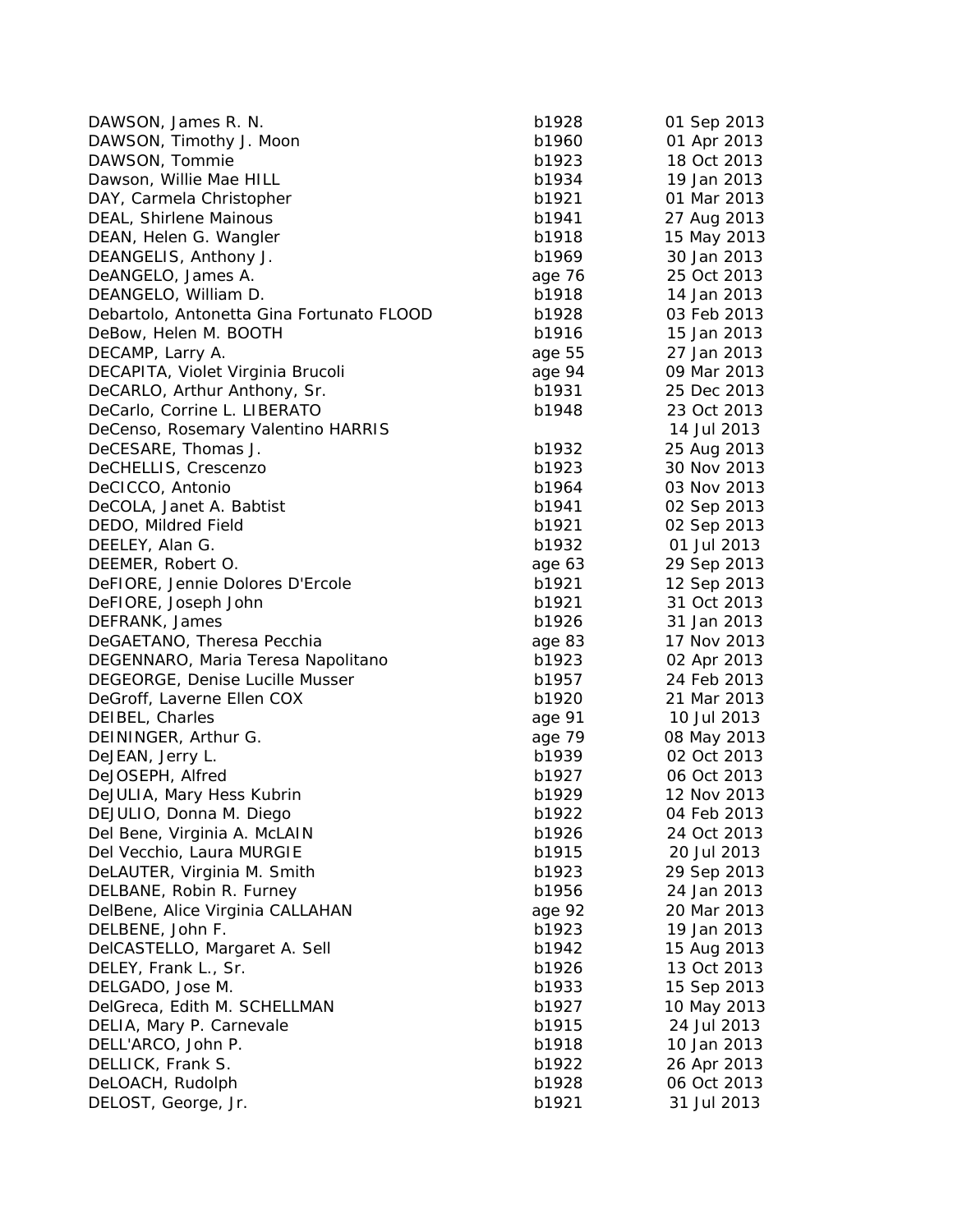| | | |
|---|---|---|
| DAWSON, James R. N. | b1928 | 01 Sep 2013 |
| DAWSON, Timothy J. Moon | b1960 | 01 Apr 2013 |
| DAWSON, Tommie | b1923 | 18 Oct 2013 |
| Dawson, Willie Mae HILL | b1934 | 19 Jan 2013 |
| DAY, Carmela Christopher | b1921 | 01 Mar 2013 |
| DEAL, Shirlene Mainous | b1941 | 27 Aug 2013 |
| DEAN, Helen G. Wangler | b1918 | 15 May 2013 |
| DEANGELIS, Anthony J. | b1969 | 30 Jan 2013 |
| DeANGELO, James A. | age 76 | 25 Oct 2013 |
| DEANGELO, William D. | b1918 | 14 Jan 2013 |
| Debartolo, Antonetta Gina Fortunato FLOOD | b1928 | 03 Feb 2013 |
| DeBow, Helen M. BOOTH | b1916 | 15 Jan 2013 |
| DECAMP, Larry A. | age 55 | 27 Jan 2013 |
| DECAPITA, Violet Virginia Brucoli | age 94 | 09 Mar 2013 |
| DeCARLO, Arthur Anthony, Sr. | b1931 | 25 Dec 2013 |
| DeCarlo, Corrine L. LIBERATO | b1948 | 23 Oct 2013 |
| DeCenso, Rosemary Valentino HARRIS | | 14 Jul 2013 |
| DeCESARE, Thomas J. | b1932 | 25 Aug 2013 |
| DeCHELLIS, Crescenzo | b1923 | 30 Nov 2013 |
| DeCICCO, Antonio | b1964 | 03 Nov 2013 |
| DeCOLA, Janet A. Babtist | b1941 | 02 Sep 2013 |
| DEDO, Mildred Field | b1921 | 02 Sep 2013 |
| DEELEY, Alan G. | b1932 | 01 Jul 2013 |
| DEEMER, Robert O. | age 63 | 29 Sep 2013 |
| DeFIORE, Jennie Dolores D'Ercole | b1921 | 12 Sep 2013 |
| DeFIORE, Joseph John | b1921 | 31 Oct 2013 |
| DEFRANK, James | b1926 | 31 Jan 2013 |
| DeGAETANO, Theresa Pecchia | age 83 | 17 Nov 2013 |
| DEGENNARO, Maria Teresa Napolitano | b1923 | 02 Apr 2013 |
| DEGEORGE, Denise Lucille Musser | b1957 | 24 Feb 2013 |
| DeGroff, Laverne Ellen COX | b1920 | 21 Mar 2013 |
| DEIBEL, Charles | age 91 | 10 Jul 2013 |
| DEININGER, Arthur G. | age 79 | 08 May 2013 |
| DeJEAN, Jerry L. | b1939 | 02 Oct 2013 |
| DeJOSEPH, Alfred | b1927 | 06 Oct 2013 |
| DeJULIA, Mary Hess Kubrin | b1929 | 12 Nov 2013 |
| DEJULIO, Donna M. Diego | b1922 | 04 Feb 2013 |
| Del Bene, Virginia A. McLAIN | b1926 | 24 Oct 2013 |
| Del Vecchio, Laura MURGIE | b1915 | 20 Jul 2013 |
| DeLAUTER, Virginia M. Smith | b1923 | 29 Sep 2013 |
| DELBANE, Robin R. Furney | b1956 | 24 Jan 2013 |
| DelBene, Alice Virginia CALLAHAN | age 92 | 20 Mar 2013 |
| DELBENE, John F. | b1923 | 19 Jan 2013 |
| DelCASTELLO, Margaret A. Sell | b1942 | 15 Aug 2013 |
| DELEY, Frank L., Sr. | b1926 | 13 Oct 2013 |
| DELGADO, Jose M. | b1933 | 15 Sep 2013 |
| DelGreca, Edith M. SCHELLMAN | b1927 | 10 May 2013 |
| DELIA, Mary P. Carnevale | b1915 | 24 Jul 2013 |
| DELL'ARCO, John P. | b1918 | 10 Jan 2013 |
| DELLICK, Frank S. | b1922 | 26 Apr 2013 |
| DeLOACH, Rudolph | b1928 | 06 Oct 2013 |
| DELOST, George, Jr. | b1921 | 31 Jul 2013 |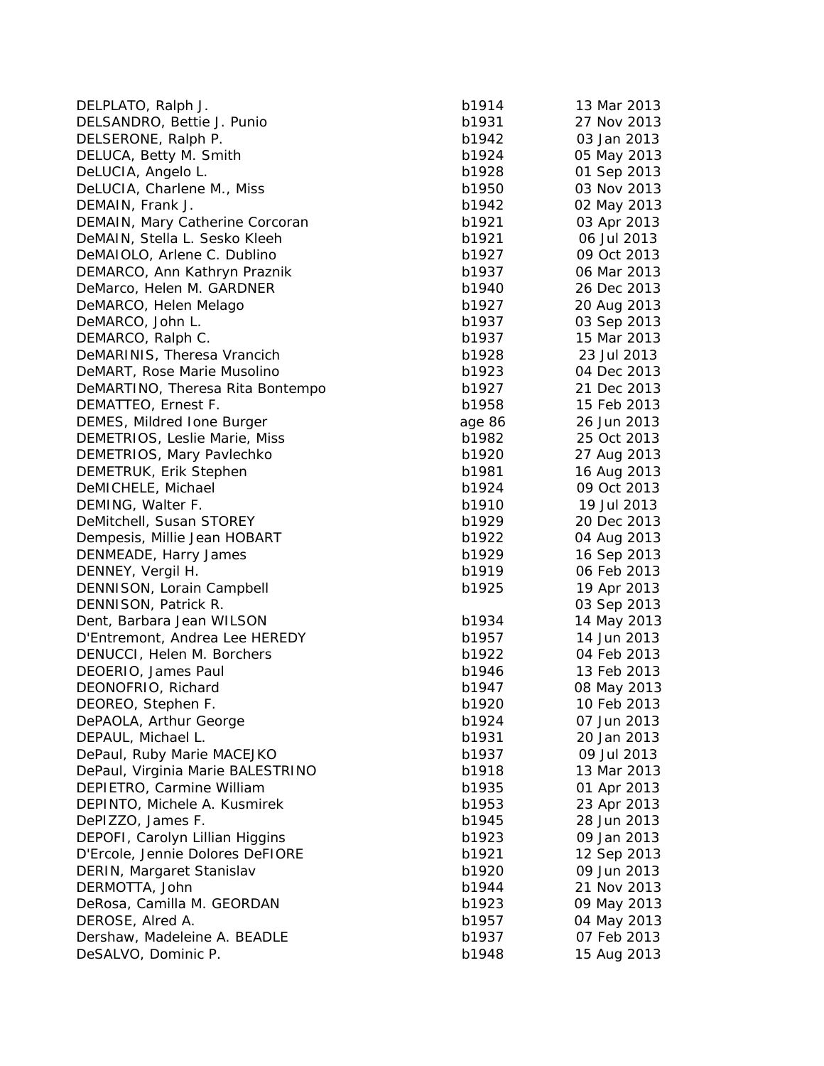| | | |
|---|---|---|
| DELPLATO, Ralph J. | b1914 | 13 Mar 2013 |
| DELSANDRO, Bettie J. Punio | b1931 | 27 Nov 2013 |
| DELSERONE, Ralph P. | b1942 | 03 Jan 2013 |
| DELUCA, Betty M. Smith | b1924 | 05 May 2013 |
| DeLUCIA, Angelo L. | b1928 | 01 Sep 2013 |
| DeLUCIA, Charlene M., Miss | b1950 | 03 Nov 2013 |
| DEMAIN, Frank J. | b1942 | 02 May 2013 |
| DEMAIN, Mary Catherine Corcoran | b1921 | 03 Apr 2013 |
| DeMAIN, Stella L. Sesko Kleeh | b1921 | 06 Jul 2013 |
| DeMAIOLO, Arlene C. Dublino | b1927 | 09 Oct 2013 |
| DEMARCO, Ann Kathryn Praznik | b1937 | 06 Mar 2013 |
| DeMarco, Helen M. GARDNER | b1940 | 26 Dec 2013 |
| DeMARCO, Helen Melago | b1927 | 20 Aug 2013 |
| DeMARCO, John L. | b1937 | 03 Sep 2013 |
| DEMARCO, Ralph C. | b1937 | 15 Mar 2013 |
| DeMARINIS, Theresa Vrancich | b1928 | 23 Jul 2013 |
| DeMART, Rose Marie Musolino | b1923 | 04 Dec 2013 |
| DeMARTINO, Theresa Rita Bontempo | b1927 | 21 Dec 2013 |
| DEMATTEO, Ernest F. | b1958 | 15 Feb 2013 |
| DEMES, Mildred Ione Burger | age 86 | 26 Jun 2013 |
| DEMETRIOS, Leslie Marie, Miss | b1982 | 25 Oct 2013 |
| DEMETRIOS, Mary Pavlechko | b1920 | 27 Aug 2013 |
| DEMETRUK, Erik Stephen | b1981 | 16 Aug 2013 |
| DeMICHELE, Michael | b1924 | 09 Oct 2013 |
| DEMING, Walter F. | b1910 | 19 Jul 2013 |
| DeMitchell, Susan STOREY | b1929 | 20 Dec 2013 |
| Dempesis, Millie Jean HOBART | b1922 | 04 Aug 2013 |
| DENMEADE, Harry James | b1929 | 16 Sep 2013 |
| DENNEY, Vergil H. | b1919 | 06 Feb 2013 |
| DENNISON, Lorain Campbell | b1925 | 19 Apr 2013 |
| DENNISON, Patrick R. | | 03 Sep 2013 |
| Dent, Barbara Jean WILSON | b1934 | 14 May 2013 |
| D'Entremont, Andrea Lee HEREDY | b1957 | 14 Jun 2013 |
| DENUCCI, Helen M. Borchers | b1922 | 04 Feb 2013 |
| DEOERIO, James Paul | b1946 | 13 Feb 2013 |
| DEONOFRIO, Richard | b1947 | 08 May 2013 |
| DEOREO, Stephen F. | b1920 | 10 Feb 2013 |
| DePAOLA, Arthur George | b1924 | 07 Jun 2013 |
| DEPAUL, Michael L. | b1931 | 20 Jan 2013 |
| DePaul, Ruby Marie MACEJKO | b1937 | 09 Jul 2013 |
| DePaul, Virginia Marie BALESTRINO | b1918 | 13 Mar 2013 |
| DEPIETRO, Carmine William | b1935 | 01 Apr 2013 |
| DEPINTO, Michele A. Kusmirek | b1953 | 23 Apr 2013 |
| DePIZZO, James F. | b1945 | 28 Jun 2013 |
| DEPOFI, Carolyn Lillian Higgins | b1923 | 09 Jan 2013 |
| D'Ercole, Jennie Dolores DeFIORE | b1921 | 12 Sep 2013 |
| DERIN, Margaret Stanislav | b1920 | 09 Jun 2013 |
| DERMOTTA, John | b1944 | 21 Nov 2013 |
| DeRosa, Camilla M. GEORDAN | b1923 | 09 May 2013 |
| DEROSE, Alred A. | b1957 | 04 May 2013 |
| Dershaw, Madeleine A. BEADLE | b1937 | 07 Feb 2013 |
| DeSALVO, Dominic P. | b1948 | 15 Aug 2013 |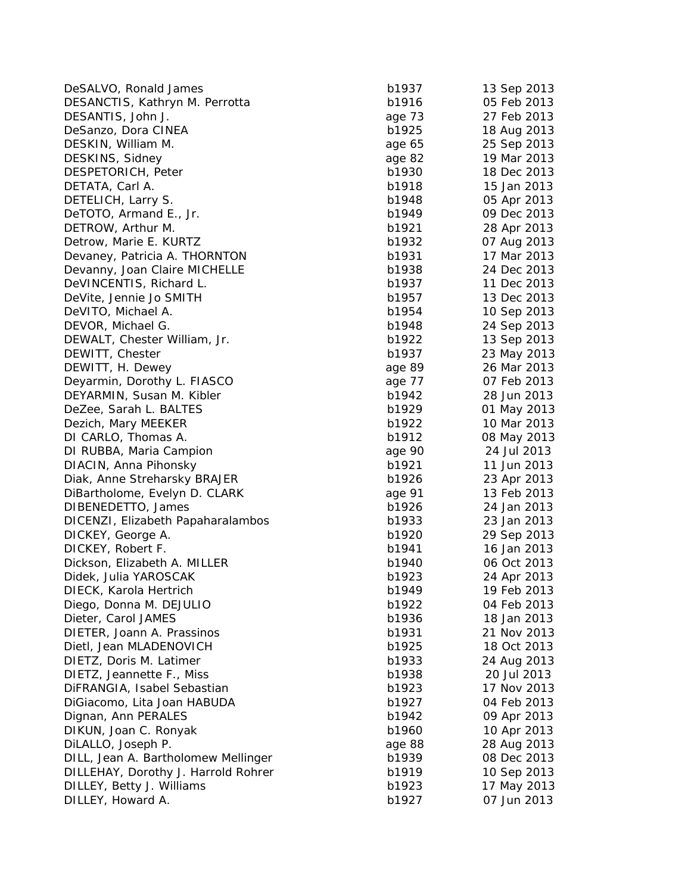| | | |
|---|---|---|
| DeSALVO, Ronald James | b1937 | 13 Sep 2013 |
| DESANCTIS, Kathryn M. Perrotta | b1916 | 05 Feb 2013 |
| DESANTIS, John J. | age 73 | 27 Feb 2013 |
| DeSanzo, Dora CINEA | b1925 | 18 Aug 2013 |
| DESKIN, William M. | age 65 | 25 Sep 2013 |
| DESKINS, Sidney | age 82 | 19 Mar 2013 |
| DESPETORICH, Peter | b1930 | 18 Dec 2013 |
| DETATA, Carl A. | b1918 | 15 Jan 2013 |
| DETELICH, Larry S. | b1948 | 05 Apr 2013 |
| DeTOTO, Armand E., Jr. | b1949 | 09 Dec 2013 |
| DETROW, Arthur M. | b1921 | 28 Apr 2013 |
| Detrow, Marie E. KURTZ | b1932 | 07 Aug 2013 |
| Devaney, Patricia A. THORNTON | b1931 | 17 Mar 2013 |
| Devanny, Joan Claire MICHELLE | b1938 | 24 Dec 2013 |
| DeVINCENTIS, Richard L. | b1937 | 11 Dec 2013 |
| DeVite, Jennie Jo SMITH | b1957 | 13 Dec 2013 |
| DeVITO, Michael A. | b1954 | 10 Sep 2013 |
| DEVOR, Michael G. | b1948 | 24 Sep 2013 |
| DEWALT, Chester William, Jr. | b1922 | 13 Sep 2013 |
| DEWITT, Chester | b1937 | 23 May 2013 |
| DEWITT, H. Dewey | age 89 | 26 Mar 2013 |
| Deyarmin, Dorothy L. FIASCO | age 77 | 07 Feb 2013 |
| DEYARMIN, Susan M. Kibler | b1942 | 28 Jun 2013 |
| DeZee, Sarah L. BALTES | b1929 | 01 May 2013 |
| Dezich, Mary MEEKER | b1922 | 10 Mar 2013 |
| DI CARLO, Thomas A. | b1912 | 08 May 2013 |
| DI RUBBA, Maria Campion | age 90 | 24 Jul 2013 |
| DIACIN, Anna Pihonsky | b1921 | 11 Jun 2013 |
| Diak, Anne Streharsky BRAJER | b1926 | 23 Apr 2013 |
| DiBartholome, Evelyn D. CLARK | age 91 | 13 Feb 2013 |
| DIBENEDETTO, James | b1926 | 24 Jan 2013 |
| DICENZI, Elizabeth Papaharalambos | b1933 | 23 Jan 2013 |
| DICKEY, George A. | b1920 | 29 Sep 2013 |
| DICKEY, Robert F. | b1941 | 16 Jan 2013 |
| Dickson, Elizabeth A. MILLER | b1940 | 06 Oct 2013 |
| Didek, Julia YAROSCAK | b1923 | 24 Apr 2013 |
| DIECK, Karola Hertrich | b1949 | 19 Feb 2013 |
| Diego, Donna M. DEJULIO | b1922 | 04 Feb 2013 |
| Dieter, Carol JAMES | b1936 | 18 Jan 2013 |
| DIETER, Joann A. Prassinos | b1931 | 21 Nov 2013 |
| Dietl, Jean MLADENOVICH | b1925 | 18 Oct 2013 |
| DIETZ, Doris M. Latimer | b1933 | 24 Aug 2013 |
| DIETZ, Jeannette F., Miss | b1938 | 20 Jul 2013 |
| DiFRANGIA, Isabel Sebastian | b1923 | 17 Nov 2013 |
| DiGiacomo, Lita Joan HABUDA | b1927 | 04 Feb 2013 |
| Dignan, Ann PERALES | b1942 | 09 Apr 2013 |
| DIKUN, Joan C. Ronyak | b1960 | 10 Apr 2013 |
| DiLALLO, Joseph P. | age 88 | 28 Aug 2013 |
| DILL, Jean A. Bartholomew Mellinger | b1939 | 08 Dec 2013 |
| DILLEHAY, Dorothy J. Harrold Rohrer | b1919 | 10 Sep 2013 |
| DILLEY, Betty J. Williams | b1923 | 17 May 2013 |
| DILLEY, Howard A. | b1927 | 07 Jun 2013 |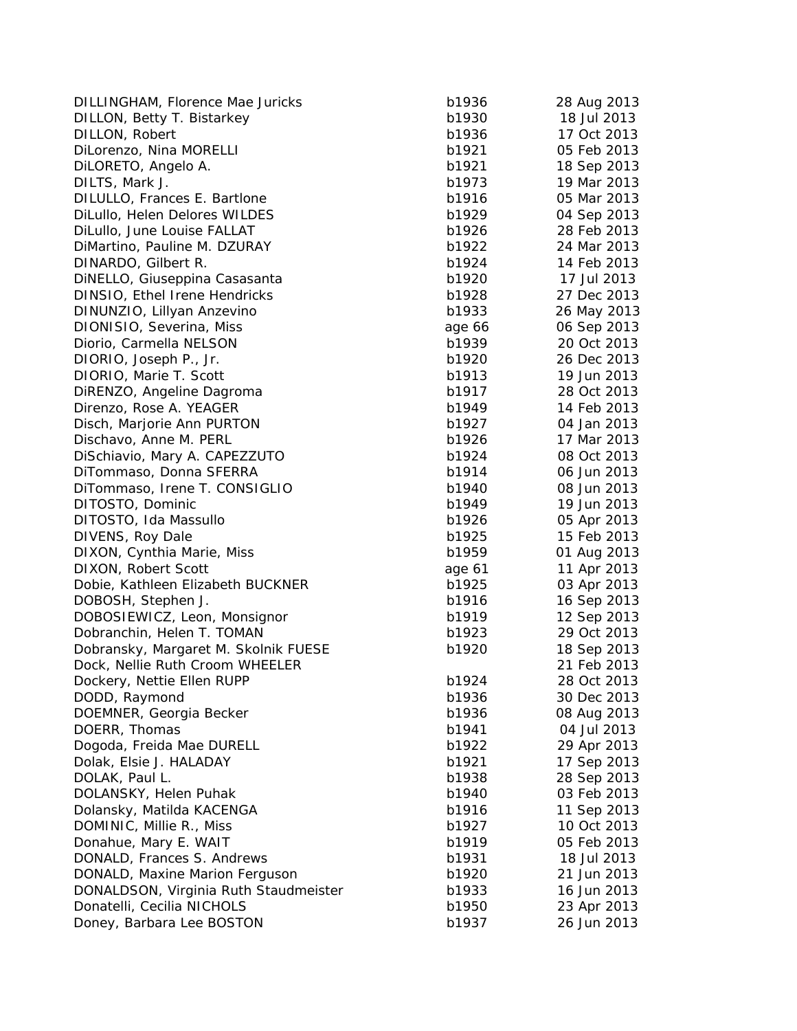| | | |
|---|---|---|
| DILLINGHAM, Florence Mae Juricks | b1936 | 28 Aug 2013 |
| DILLON, Betty T. Bistarkey | b1930 | 18 Jul 2013 |
| DILLON, Robert | b1936 | 17 Oct 2013 |
| DiLorenzo, Nina MORELLI | b1921 | 05 Feb 2013 |
| DiLORETO, Angelo A. | b1921 | 18 Sep 2013 |
| DILTS, Mark J. | b1973 | 19 Mar 2013 |
| DILULLO, Frances E. Bartlone | b1916 | 05 Mar 2013 |
| DiLullo, Helen Delores WILDES | b1929 | 04 Sep 2013 |
| DiLullo, June Louise FALLAT | b1926 | 28 Feb 2013 |
| DiMartino, Pauline M. DZURAY | b1922 | 24 Mar 2013 |
| DINARDO, Gilbert R. | b1924 | 14 Feb 2013 |
| DiNELLO, Giuseppina Casasanta | b1920 | 17 Jul 2013 |
| DINSIO, Ethel Irene Hendricks | b1928 | 27 Dec 2013 |
| DINUNZIO, Lillyan Anzevino | b1933 | 26 May 2013 |
| DIONISIO, Severina, Miss | age 66 | 06 Sep 2013 |
| Diorio, Carmella NELSON | b1939 | 20 Oct 2013 |
| DIORIO, Joseph P., Jr. | b1920 | 26 Dec 2013 |
| DIORIO, Marie T. Scott | b1913 | 19 Jun 2013 |
| DiRENZO, Angeline Dagroma | b1917 | 28 Oct 2013 |
| Direnzo, Rose A. YEAGER | b1949 | 14 Feb 2013 |
| Disch, Marjorie Ann PURTON | b1927 | 04 Jan 2013 |
| Dischavo, Anne M. PERL | b1926 | 17 Mar 2013 |
| DiSchiavio, Mary A. CAPEZZUTO | b1924 | 08 Oct 2013 |
| DiTommaso, Donna SFERRA | b1914 | 06 Jun 2013 |
| DiTommaso, Irene T. CONSIGLIO | b1940 | 08 Jun 2013 |
| DITOSTO, Dominic | b1949 | 19 Jun 2013 |
| DITOSTO, Ida Massullo | b1926 | 05 Apr 2013 |
| DIVENS, Roy Dale | b1925 | 15 Feb 2013 |
| DIXON, Cynthia Marie, Miss | b1959 | 01 Aug 2013 |
| DIXON, Robert Scott | age 61 | 11 Apr 2013 |
| Dobie, Kathleen Elizabeth BUCKNER | b1925 | 03 Apr 2013 |
| DOBOSH, Stephen J. | b1916 | 16 Sep 2013 |
| DOBOSIEWICZ, Leon, Monsignor | b1919 | 12 Sep 2013 |
| Dobranchin, Helen T. TOMAN | b1923 | 29 Oct 2013 |
| Dobransky, Margaret M. Skolnik FUESE | b1920 | 18 Sep 2013 |
| Dock, Nellie Ruth Croom WHEELER | | 21 Feb 2013 |
| Dockery, Nettie Ellen RUPP | b1924 | 28 Oct 2013 |
| DODD, Raymond | b1936 | 30 Dec 2013 |
| DOEMNER, Georgia Becker | b1936 | 08 Aug 2013 |
| DOERR, Thomas | b1941 | 04 Jul 2013 |
| Dogoda, Freida Mae DURELL | b1922 | 29 Apr 2013 |
| Dolak, Elsie J. HALADAY | b1921 | 17 Sep 2013 |
| DOLAK, Paul L. | b1938 | 28 Sep 2013 |
| DOLANSKY, Helen Puhak | b1940 | 03 Feb 2013 |
| Dolansky, Matilda KACENGA | b1916 | 11 Sep 2013 |
| DOMINIC, Millie R., Miss | b1927 | 10 Oct 2013 |
| Donahue, Mary E. WAIT | b1919 | 05 Feb 2013 |
| DONALD, Frances S. Andrews | b1931 | 18 Jul 2013 |
| DONALD, Maxine Marion Ferguson | b1920 | 21 Jun 2013 |
| DONALDSON, Virginia Ruth Staudmeister | b1933 | 16 Jun 2013 |
| Donatelli, Cecilia NICHOLS | b1950 | 23 Apr 2013 |
| Doney, Barbara Lee BOSTON | b1937 | 26 Jun 2013 |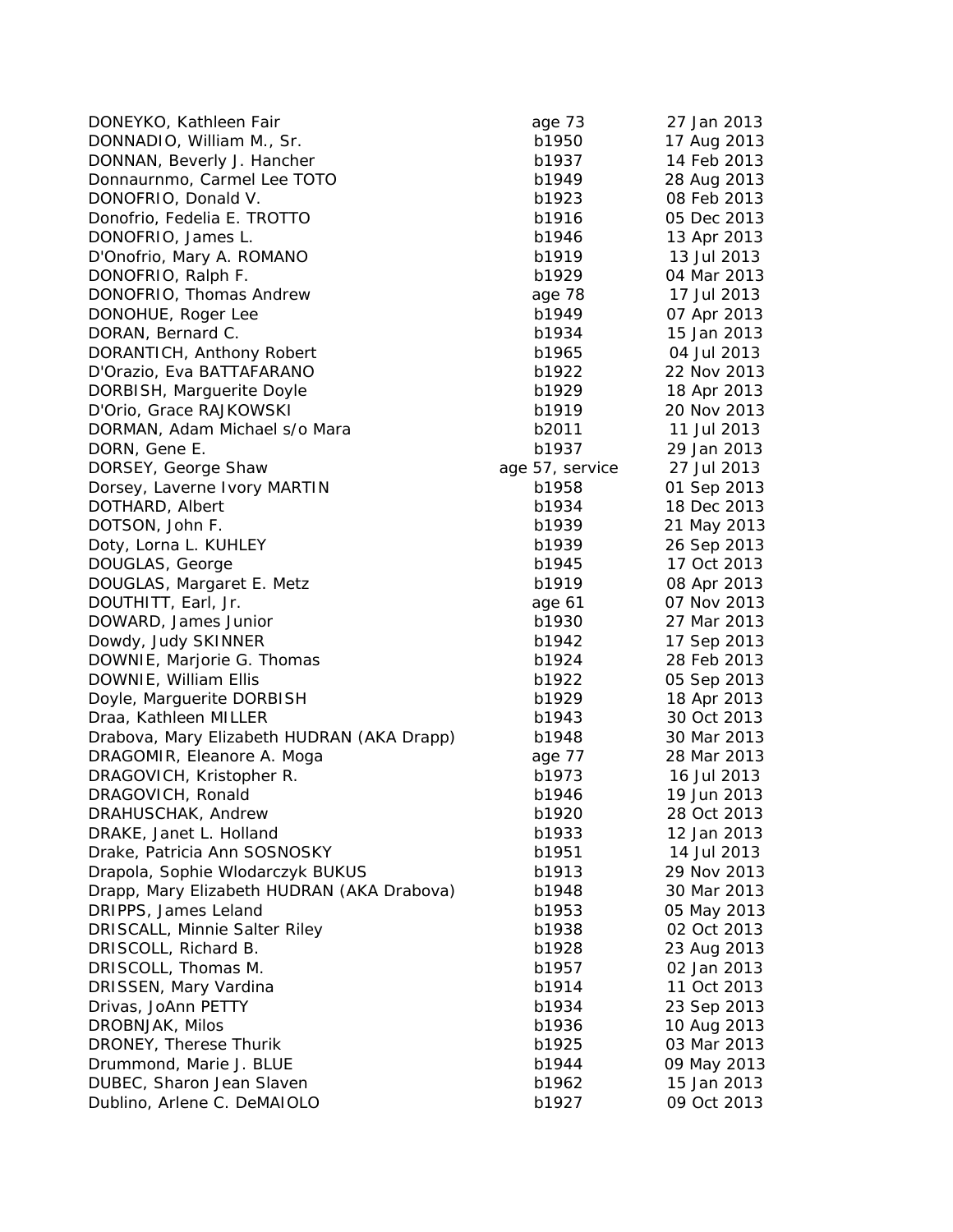| | | |
|---|---|---|
| DONEYKO, Kathleen Fair | age 73 | 27 Jan 2013 |
| DONNADIO, William M., Sr. | b1950 | 17 Aug 2013 |
| DONNAN, Beverly J. Hancher | b1937 | 14 Feb 2013 |
| Donnaurnmo, Carmel Lee TOTO | b1949 | 28 Aug 2013 |
| DONOFRIO, Donald V. | b1923 | 08 Feb 2013 |
| Donofrio, Fedelia E. TROTTO | b1916 | 05 Dec 2013 |
| DONOFRIO, James L. | b1946 | 13 Apr 2013 |
| D'Onofrio, Mary A. ROMANO | b1919 | 13 Jul 2013 |
| DONOFRIO, Ralph F. | b1929 | 04 Mar 2013 |
| DONOFRIO, Thomas Andrew | age 78 | 17 Jul 2013 |
| DONOHUE, Roger Lee | b1949 | 07 Apr 2013 |
| DORAN, Bernard C. | b1934 | 15 Jan 2013 |
| DORANTICH, Anthony Robert | b1965 | 04 Jul 2013 |
| D'Orazio, Eva BATTAFARANO | b1922 | 22 Nov 2013 |
| DORBISH, Marguerite Doyle | b1929 | 18 Apr 2013 |
| D'Orio, Grace RAJKOWSKI | b1919 | 20 Nov 2013 |
| DORMAN, Adam Michael s/o Mara | b2011 | 11 Jul 2013 |
| DORN, Gene E. | b1937 | 29 Jan 2013 |
| DORSEY, George Shaw | age 57, service | 27 Jul 2013 |
| Dorsey, Laverne Ivory MARTIN | b1958 | 01 Sep 2013 |
| DOTHARD, Albert | b1934 | 18 Dec 2013 |
| DOTSON, John F. | b1939 | 21 May 2013 |
| Doty, Lorna L. KUHLEY | b1939 | 26 Sep 2013 |
| DOUGLAS, George | b1945 | 17 Oct 2013 |
| DOUGLAS, Margaret E. Metz | b1919 | 08 Apr 2013 |
| DOUTHITT, Earl, Jr. | age 61 | 07 Nov 2013 |
| DOWARD, James Junior | b1930 | 27 Mar 2013 |
| Dowdy, Judy SKINNER | b1942 | 17 Sep 2013 |
| DOWNIE, Marjorie G. Thomas | b1924 | 28 Feb 2013 |
| DOWNIE, William Ellis | b1922 | 05 Sep 2013 |
| Doyle, Marguerite DORBISH | b1929 | 18 Apr 2013 |
| Draa, Kathleen MILLER | b1943 | 30 Oct 2013 |
| Drabova, Mary Elizabeth HUDRAN (AKA Drapp) | b1948 | 30 Mar 2013 |
| DRAGOMIR, Eleanore A. Moga | age 77 | 28 Mar 2013 |
| DRAGOVICH, Kristopher R. | b1973 | 16 Jul 2013 |
| DRAGOVICH, Ronald | b1946 | 19 Jun 2013 |
| DRAHUSCHAK, Andrew | b1920 | 28 Oct 2013 |
| DRAKE, Janet L. Holland | b1933 | 12 Jan 2013 |
| Drake, Patricia Ann SOSNOSKY | b1951 | 14 Jul 2013 |
| Drapola, Sophie Wlodarczyk BUKUS | b1913 | 29 Nov 2013 |
| Drapp, Mary Elizabeth HUDRAN (AKA Drabova) | b1948 | 30 Mar 2013 |
| DRIPPS, James Leland | b1953 | 05 May 2013 |
| DRISCALL, Minnie Salter Riley | b1938 | 02 Oct 2013 |
| DRISCOLL, Richard B. | b1928 | 23 Aug 2013 |
| DRISCOLL, Thomas M. | b1957 | 02 Jan 2013 |
| DRISSEN, Mary Vardina | b1914 | 11 Oct 2013 |
| Drivas, JoAnn PETTY | b1934 | 23 Sep 2013 |
| DROBNJAK, Milos | b1936 | 10 Aug 2013 |
| DRONEY, Therese Thurik | b1925 | 03 Mar 2013 |
| Drummond, Marie J. BLUE | b1944 | 09 May 2013 |
| DUBEC, Sharon Jean Slaven | b1962 | 15 Jan 2013 |
| Dublino, Arlene C. DeMAIOLO | b1927 | 09 Oct 2013 |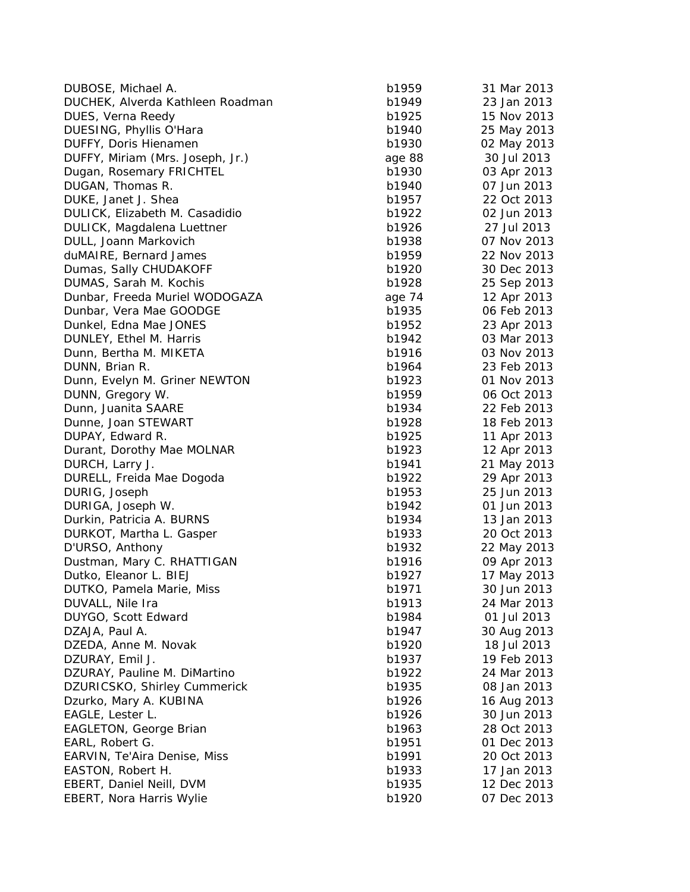| | | |
|---|---|---|
| DUBOSE, Michael A. | b1959 | 31 Mar 2013 |
| DUCHEK, Alverda Kathleen Roadman | b1949 | 23 Jan 2013 |
| DUES, Verna Reedy | b1925 | 15 Nov 2013 |
| DUESING, Phyllis O'Hara | b1940 | 25 May 2013 |
| DUFFY, Doris Hienamen | b1930 | 02 May 2013 |
| DUFFY, Miriam (Mrs. Joseph, Jr.) | age 88 | 30 Jul 2013 |
| Dugan, Rosemary FRICHTEL | b1930 | 03 Apr 2013 |
| DUGAN, Thomas R. | b1940 | 07 Jun 2013 |
| DUKE, Janet J. Shea | b1957 | 22 Oct 2013 |
| DULICK, Elizabeth M. Casadidio | b1922 | 02 Jun 2013 |
| DULICK, Magdalena Luettner | b1926 | 27 Jul 2013 |
| DULL, Joann Markovich | b1938 | 07 Nov 2013 |
| duMAIRE, Bernard James | b1959 | 22 Nov 2013 |
| Dumas, Sally CHUDAKOFF | b1920 | 30 Dec 2013 |
| DUMAS, Sarah M. Kochis | b1928 | 25 Sep 2013 |
| Dunbar, Freeda Muriel WODOGAZA | age 74 | 12 Apr 2013 |
| Dunbar, Vera Mae GOODGE | b1935 | 06 Feb 2013 |
| Dunkel, Edna Mae JONES | b1952 | 23 Apr 2013 |
| DUNLEY, Ethel M. Harris | b1942 | 03 Mar 2013 |
| Dunn, Bertha M. MIKETA | b1916 | 03 Nov 2013 |
| DUNN, Brian R. | b1964 | 23 Feb 2013 |
| Dunn, Evelyn M. Griner NEWTON | b1923 | 01 Nov 2013 |
| DUNN, Gregory W. | b1959 | 06 Oct 2013 |
| Dunn, Juanita SAARE | b1934 | 22 Feb 2013 |
| Dunne, Joan STEWART | b1928 | 18 Feb 2013 |
| DUPAY, Edward R. | b1925 | 11 Apr 2013 |
| Durant, Dorothy Mae MOLNAR | b1923 | 12 Apr 2013 |
| DURCH, Larry J. | b1941 | 21 May 2013 |
| DURELL, Freida Mae Dogoda | b1922 | 29 Apr 2013 |
| DURIG, Joseph | b1953 | 25 Jun 2013 |
| DURIGA, Joseph W. | b1942 | 01 Jun 2013 |
| Durkin, Patricia A. BURNS | b1934 | 13 Jan 2013 |
| DURKOT, Martha L. Gasper | b1933 | 20 Oct 2013 |
| D'URSO, Anthony | b1932 | 22 May 2013 |
| Dustman, Mary C. RHATTIGAN | b1916 | 09 Apr 2013 |
| Dutko, Eleanor L. BIEJ | b1927 | 17 May 2013 |
| DUTKO, Pamela Marie, Miss | b1971 | 30 Jun 2013 |
| DUVALL, Nile Ira | b1913 | 24 Mar 2013 |
| DUYGO, Scott Edward | b1984 | 01 Jul 2013 |
| DZAJA, Paul A. | b1947 | 30 Aug 2013 |
| DZEDA, Anne M. Novak | b1920 | 18 Jul 2013 |
| DZURAY, Emil J. | b1937 | 19 Feb 2013 |
| DZURAY, Pauline M. DiMartino | b1922 | 24 Mar 2013 |
| DZURICSKO, Shirley Cummerick | b1935 | 08 Jan 2013 |
| Dzurko, Mary A. KUBINA | b1926 | 16 Aug 2013 |
| EAGLE, Lester L. | b1926 | 30 Jun 2013 |
| EAGLETON, George Brian | b1963 | 28 Oct 2013 |
| EARL, Robert G. | b1951 | 01 Dec 2013 |
| EARVIN, Te'Aira Denise, Miss | b1991 | 20 Oct 2013 |
| EASTON, Robert H. | b1933 | 17 Jan 2013 |
| EBERT, Daniel Neill, DVM | b1935 | 12 Dec 2013 |
| EBERT, Nora Harris Wylie | b1920 | 07 Dec 2013 |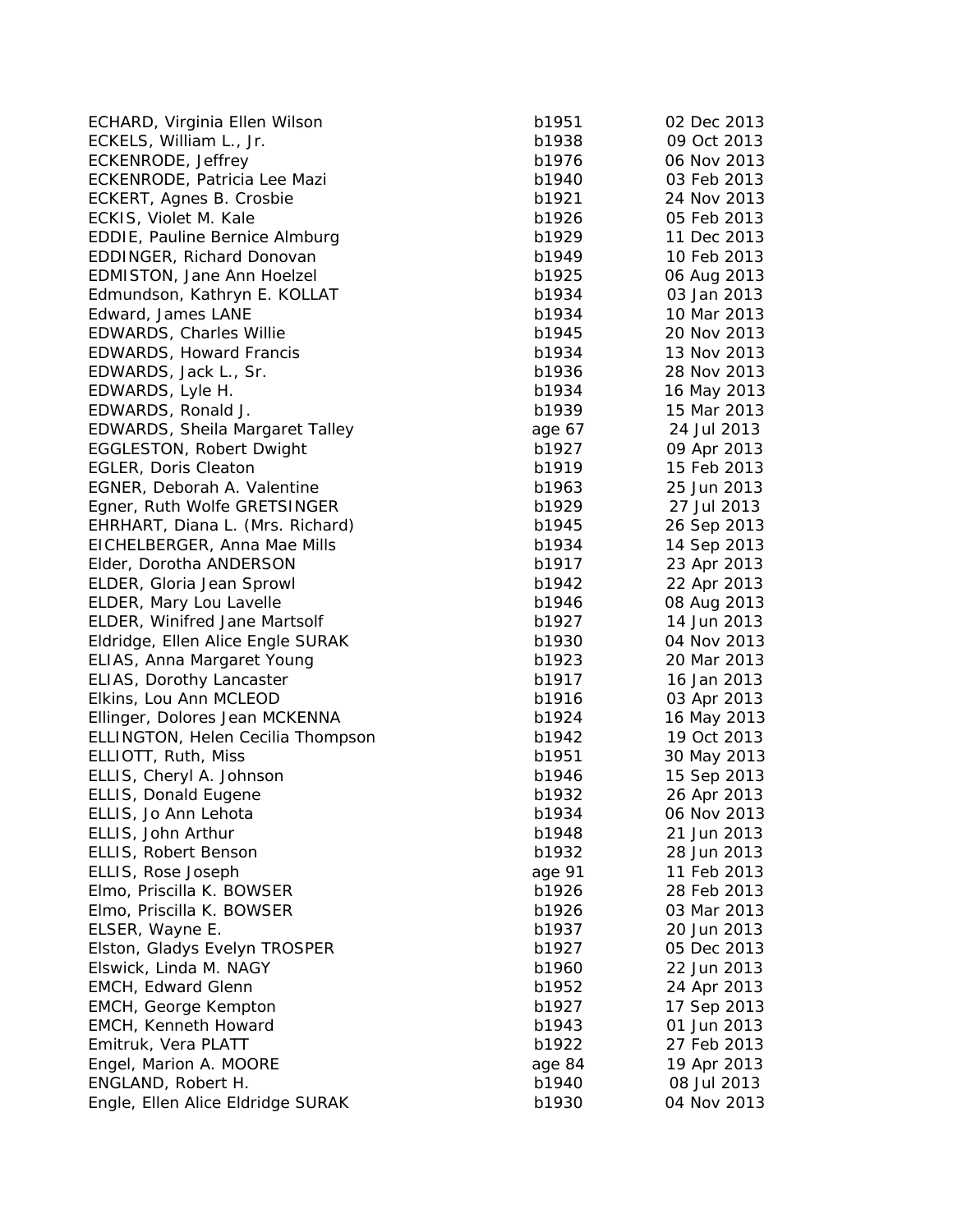| Name | Birth/Age | Date |
|---|---|---|
| ECHARD, Virginia Ellen Wilson | b1951 | 02 Dec 2013 |
| ECKELS, William L., Jr. | b1938 | 09 Oct 2013 |
| ECKENRODE, Jeffrey | b1976 | 06 Nov 2013 |
| ECKENRODE, Patricia Lee Mazi | b1940 | 03 Feb 2013 |
| ECKERT, Agnes B. Crosbie | b1921 | 24 Nov 2013 |
| ECKIS, Violet M. Kale | b1926 | 05 Feb 2013 |
| EDDIE, Pauline Bernice Almburg | b1929 | 11 Dec 2013 |
| EDDINGER, Richard Donovan | b1949 | 10 Feb 2013 |
| EDMISTON, Jane Ann Hoelzel | b1925 | 06 Aug 2013 |
| Edmundson, Kathryn E. KOLLAT | b1934 | 03 Jan 2013 |
| Edward, James LANE | b1934 | 10 Mar 2013 |
| EDWARDS, Charles Willie | b1945 | 20 Nov 2013 |
| EDWARDS, Howard Francis | b1934 | 13 Nov 2013 |
| EDWARDS, Jack L., Sr. | b1936 | 28 Nov 2013 |
| EDWARDS, Lyle H. | b1934 | 16 May 2013 |
| EDWARDS, Ronald J. | b1939 | 15 Mar 2013 |
| EDWARDS, Sheila Margaret Talley | age 67 | 24 Jul 2013 |
| EGGLESTON, Robert Dwight | b1927 | 09 Apr 2013 |
| EGLER, Doris Cleaton | b1919 | 15 Feb 2013 |
| EGNER, Deborah A. Valentine | b1963 | 25 Jun 2013 |
| Egner, Ruth Wolfe GRETSINGER | b1929 | 27 Jul 2013 |
| EHRHART, Diana L. (Mrs. Richard) | b1945 | 26 Sep 2013 |
| EICHELBERGER, Anna Mae Mills | b1934 | 14 Sep 2013 |
| Elder, Dorotha ANDERSON | b1917 | 23 Apr 2013 |
| ELDER, Gloria Jean Sprowl | b1942 | 22 Apr 2013 |
| ELDER, Mary Lou Lavelle | b1946 | 08 Aug 2013 |
| ELDER, Winifred Jane Martsolf | b1927 | 14 Jun 2013 |
| Eldridge, Ellen Alice Engle SURAK | b1930 | 04 Nov 2013 |
| ELIAS, Anna Margaret Young | b1923 | 20 Mar 2013 |
| ELIAS, Dorothy Lancaster | b1917 | 16 Jan 2013 |
| Elkins, Lou Ann MCLEOD | b1916 | 03 Apr 2013 |
| Ellinger, Dolores Jean MCKENNA | b1924 | 16 May 2013 |
| ELLINGTON, Helen Cecilia Thompson | b1942 | 19 Oct 2013 |
| ELLIOTT, Ruth, Miss | b1951 | 30 May 2013 |
| ELLIS, Cheryl A. Johnson | b1946 | 15 Sep 2013 |
| ELLIS, Donald Eugene | b1932 | 26 Apr 2013 |
| ELLIS, Jo Ann Lehota | b1934 | 06 Nov 2013 |
| ELLIS, John Arthur | b1948 | 21 Jun 2013 |
| ELLIS, Robert Benson | b1932 | 28 Jun 2013 |
| ELLIS, Rose Joseph | age 91 | 11 Feb 2013 |
| Elmo, Priscilla K. BOWSER | b1926 | 28 Feb 2013 |
| Elmo, Priscilla K. BOWSER | b1926 | 03 Mar 2013 |
| ELSER, Wayne E. | b1937 | 20 Jun 2013 |
| Elston, Gladys Evelyn TROSPER | b1927 | 05 Dec 2013 |
| Elswick, Linda M. NAGY | b1960 | 22 Jun 2013 |
| EMCH, Edward Glenn | b1952 | 24 Apr 2013 |
| EMCH, George Kempton | b1927 | 17 Sep 2013 |
| EMCH, Kenneth Howard | b1943 | 01 Jun 2013 |
| Emitruk, Vera PLATT | b1922 | 27 Feb 2013 |
| Engel, Marion A. MOORE | age 84 | 19 Apr 2013 |
| ENGLAND, Robert H. | b1940 | 08 Jul 2013 |
| Engle, Ellen Alice Eldridge SURAK | b1930 | 04 Nov 2013 |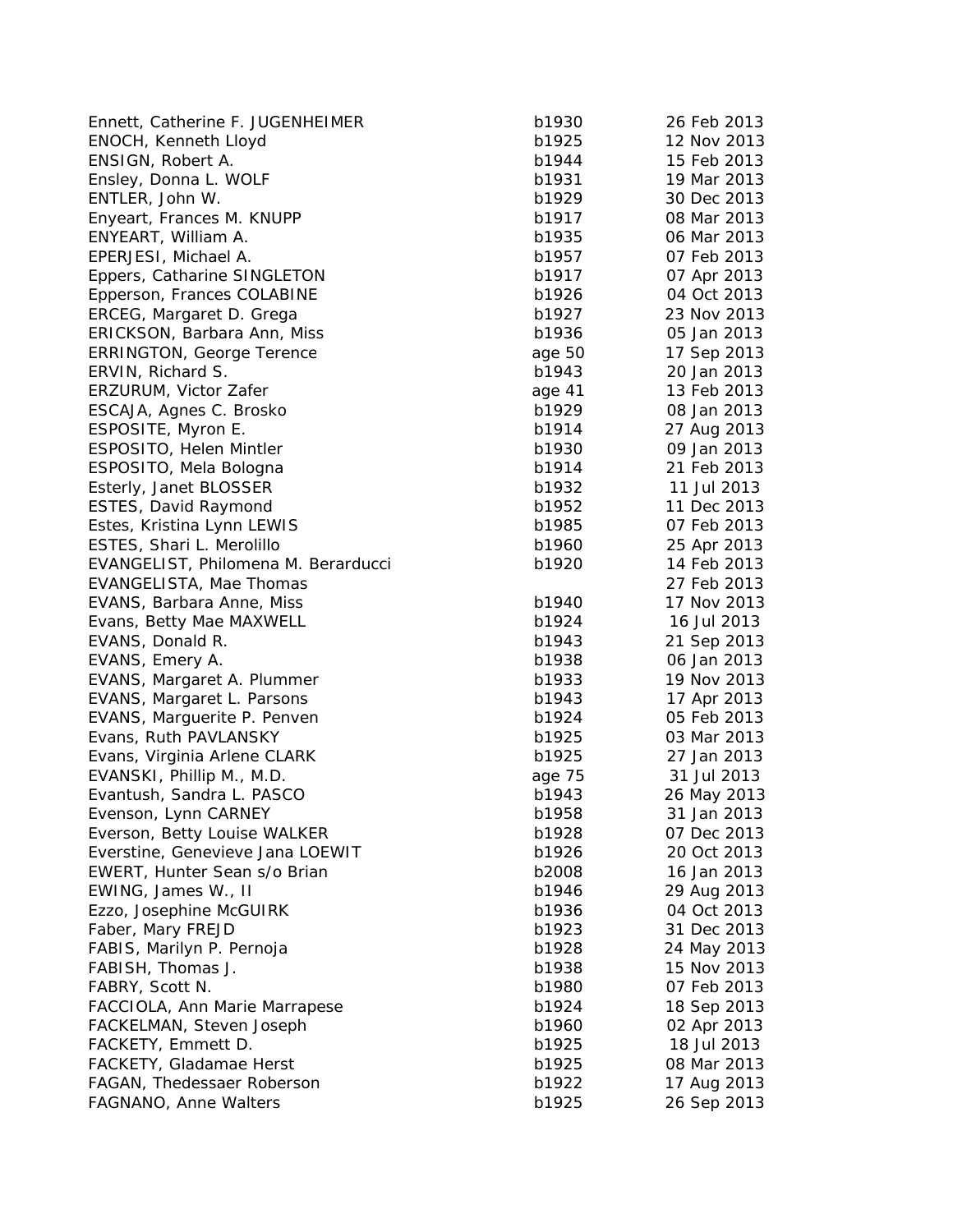| | | |
|---|---|---|
| Ennett, Catherine F. JUGENHEIMER | b1930 | 26 Feb 2013 |
| ENOCH, Kenneth Lloyd | b1925 | 12 Nov 2013 |
| ENSIGN, Robert A. | b1944 | 15 Feb 2013 |
| Ensley, Donna L. WOLF | b1931 | 19 Mar 2013 |
| ENTLER, John W. | b1929 | 30 Dec 2013 |
| Enyeart, Frances M. KNUPP | b1917 | 08 Mar 2013 |
| ENYEART, William A. | b1935 | 06 Mar 2013 |
| EPERJESI, Michael A. | b1957 | 07 Feb 2013 |
| Eppers, Catharine SINGLETON | b1917 | 07 Apr 2013 |
| Epperson, Frances COLABINE | b1926 | 04 Oct 2013 |
| ERCEG, Margaret D. Grega | b1927 | 23 Nov 2013 |
| ERICKSON, Barbara Ann, Miss | b1936 | 05 Jan 2013 |
| ERRINGTON, George Terence | age 50 | 17 Sep 2013 |
| ERVIN, Richard S. | b1943 | 20 Jan 2013 |
| ERZURUM, Victor Zafer | age 41 | 13 Feb 2013 |
| ESCAJA, Agnes C. Brosko | b1929 | 08 Jan 2013 |
| ESPOSITE, Myron E. | b1914 | 27 Aug 2013 |
| ESPOSITO, Helen Mintler | b1930 | 09 Jan 2013 |
| ESPOSITO, Mela Bologna | b1914 | 21 Feb 2013 |
| Esterly, Janet BLOSSER | b1932 | 11 Jul 2013 |
| ESTES, David Raymond | b1952 | 11 Dec 2013 |
| Estes, Kristina Lynn LEWIS | b1985 | 07 Feb 2013 |
| ESTES, Shari L. Merolillo | b1960 | 25 Apr 2013 |
| EVANGELIST, Philomena M. Berarducci | b1920 | 14 Feb 2013 |
| EVANGELISTA, Mae Thomas | | 27 Feb 2013 |
| EVANS, Barbara Anne, Miss | b1940 | 17 Nov 2013 |
| Evans, Betty Mae MAXWELL | b1924 | 16 Jul 2013 |
| EVANS, Donald R. | b1943 | 21 Sep 2013 |
| EVANS, Emery A. | b1938 | 06 Jan 2013 |
| EVANS, Margaret A. Plummer | b1933 | 19 Nov 2013 |
| EVANS, Margaret L. Parsons | b1943 | 17 Apr 2013 |
| EVANS, Marguerite P. Penven | b1924 | 05 Feb 2013 |
| Evans, Ruth PAVLANSKY | b1925 | 03 Mar 2013 |
| Evans, Virginia Arlene CLARK | b1925 | 27 Jan 2013 |
| EVANSKI, Phillip M., M.D. | age 75 | 31 Jul 2013 |
| Evantush, Sandra L. PASCO | b1943 | 26 May 2013 |
| Evenson, Lynn CARNEY | b1958 | 31 Jan 2013 |
| Everson, Betty Louise WALKER | b1928 | 07 Dec 2013 |
| Everstine, Genevieve Jana LOEWIT | b1926 | 20 Oct 2013 |
| EWERT, Hunter Sean s/o Brian | b2008 | 16 Jan 2013 |
| EWING, James W., II | b1946 | 29 Aug 2013 |
| Ezzo, Josephine McGUIRK | b1936 | 04 Oct 2013 |
| Faber, Mary FREJD | b1923 | 31 Dec 2013 |
| FABIS, Marilyn P. Pernoja | b1928 | 24 May 2013 |
| FABISH, Thomas J. | b1938 | 15 Nov 2013 |
| FABRY, Scott N. | b1980 | 07 Feb 2013 |
| FACCIOLA, Ann Marie Marrapese | b1924 | 18 Sep 2013 |
| FACKELMAN, Steven Joseph | b1960 | 02 Apr 2013 |
| FACKETY, Emmett D. | b1925 | 18 Jul 2013 |
| FACKETY, Gladamae Herst | b1925 | 08 Mar 2013 |
| FAGAN, Thedessaer Roberson | b1922 | 17 Aug 2013 |
| FAGNANO, Anne Walters | b1925 | 26 Sep 2013 |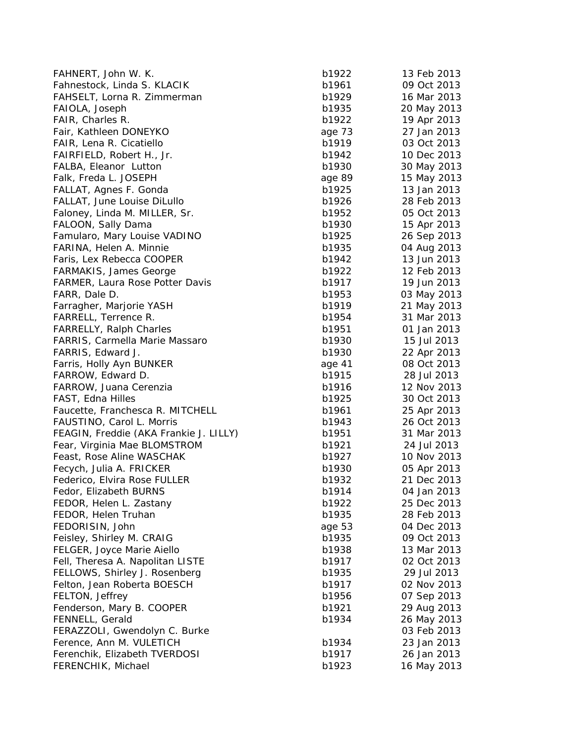| | | |
|---|---|---|
| FAHNERT, John W. K. | b1922 | 13 Feb 2013 |
| Fahnestock, Linda S. KLACIK | b1961 | 09 Oct 2013 |
| FAHSELT, Lorna R. Zimmerman | b1929 | 16 Mar 2013 |
| FAIOLA, Joseph | b1935 | 20 May 2013 |
| FAIR, Charles R. | b1922 | 19 Apr 2013 |
| Fair, Kathleen DONEYKO | age 73 | 27 Jan 2013 |
| FAIR, Lena R. Cicatiello | b1919 | 03 Oct 2013 |
| FAIRFIELD, Robert H., Jr. | b1942 | 10 Dec 2013 |
| FALBA, Eleanor Lutton | b1930 | 30 May 2013 |
| Falk, Freda L. JOSEPH | age 89 | 15 May 2013 |
| FALLAT, Agnes F. Gonda | b1925 | 13 Jan 2013 |
| FALLAT, June Louise DiLullo | b1926 | 28 Feb 2013 |
| Faloney, Linda M. MILLER, Sr. | b1952 | 05 Oct 2013 |
| FALOON, Sally Dama | b1930 | 15 Apr 2013 |
| Famularo, Mary Louise VADINO | b1925 | 26 Sep 2013 |
| FARINA, Helen A. Minnie | b1935 | 04 Aug 2013 |
| Faris, Lex Rebecca COOPER | b1942 | 13 Jun 2013 |
| FARMAKIS, James George | b1922 | 12 Feb 2013 |
| FARMER, Laura Rose Potter Davis | b1917 | 19 Jun 2013 |
| FARR, Dale D. | b1953 | 03 May 2013 |
| Farragher, Marjorie YASH | b1919 | 21 May 2013 |
| FARRELL, Terrence R. | b1954 | 31 Mar 2013 |
| FARRELLY, Ralph Charles | b1951 | 01 Jan 2013 |
| FARRIS, Carmella Marie Massaro | b1930 | 15 Jul 2013 |
| FARRIS, Edward J. | b1930 | 22 Apr 2013 |
| Farris, Holly Ayn BUNKER | age 41 | 08 Oct 2013 |
| FARROW, Edward D. | b1915 | 28 Jul 2013 |
| FARROW, Juana Cerenzia | b1916 | 12 Nov 2013 |
| FAST, Edna Hilles | b1925 | 30 Oct 2013 |
| Faucette, Franchesca R. MITCHELL | b1961 | 25 Apr 2013 |
| FAUSTINO, Carol L. Morris | b1943 | 26 Oct 2013 |
| FEAGIN, Freddie (AKA Frankie J. LILLY) | b1951 | 31 Mar 2013 |
| Fear, Virginia Mae BLOMSTROM | b1921 | 24 Jul 2013 |
| Feast, Rose Aline WASCHAK | b1927 | 10 Nov 2013 |
| Fecych, Julia A. FRICKER | b1930 | 05 Apr 2013 |
| Federico, Elvira Rose FULLER | b1932 | 21 Dec 2013 |
| Fedor, Elizabeth BURNS | b1914 | 04 Jan 2013 |
| FEDOR, Helen L. Zastany | b1922 | 25 Dec 2013 |
| FEDOR, Helen Truhan | b1935 | 28 Feb 2013 |
| FEDORISIN, John | age 53 | 04 Dec 2013 |
| Feisley, Shirley M. CRAIG | b1935 | 09 Oct 2013 |
| FELGER, Joyce Marie Aiello | b1938 | 13 Mar 2013 |
| Fell, Theresa A. Napolitan LISTE | b1917 | 02 Oct 2013 |
| FELLOWS, Shirley J. Rosenberg | b1935 | 29 Jul 2013 |
| Felton, Jean Roberta BOESCH | b1917 | 02 Nov 2013 |
| FELTON, Jeffrey | b1956 | 07 Sep 2013 |
| Fenderson, Mary B. COOPER | b1921 | 29 Aug 2013 |
| FENNELL, Gerald | b1934 | 26 May 2013 |
| FERAZZOLI, Gwendolyn C. Burke | | 03 Feb 2013 |
| Ference, Ann M. VULETICH | b1934 | 23 Jan 2013 |
| Ferenchik, Elizabeth TVERDOSI | b1917 | 26 Jan 2013 |
| FERENCHIK, Michael | b1923 | 16 May 2013 |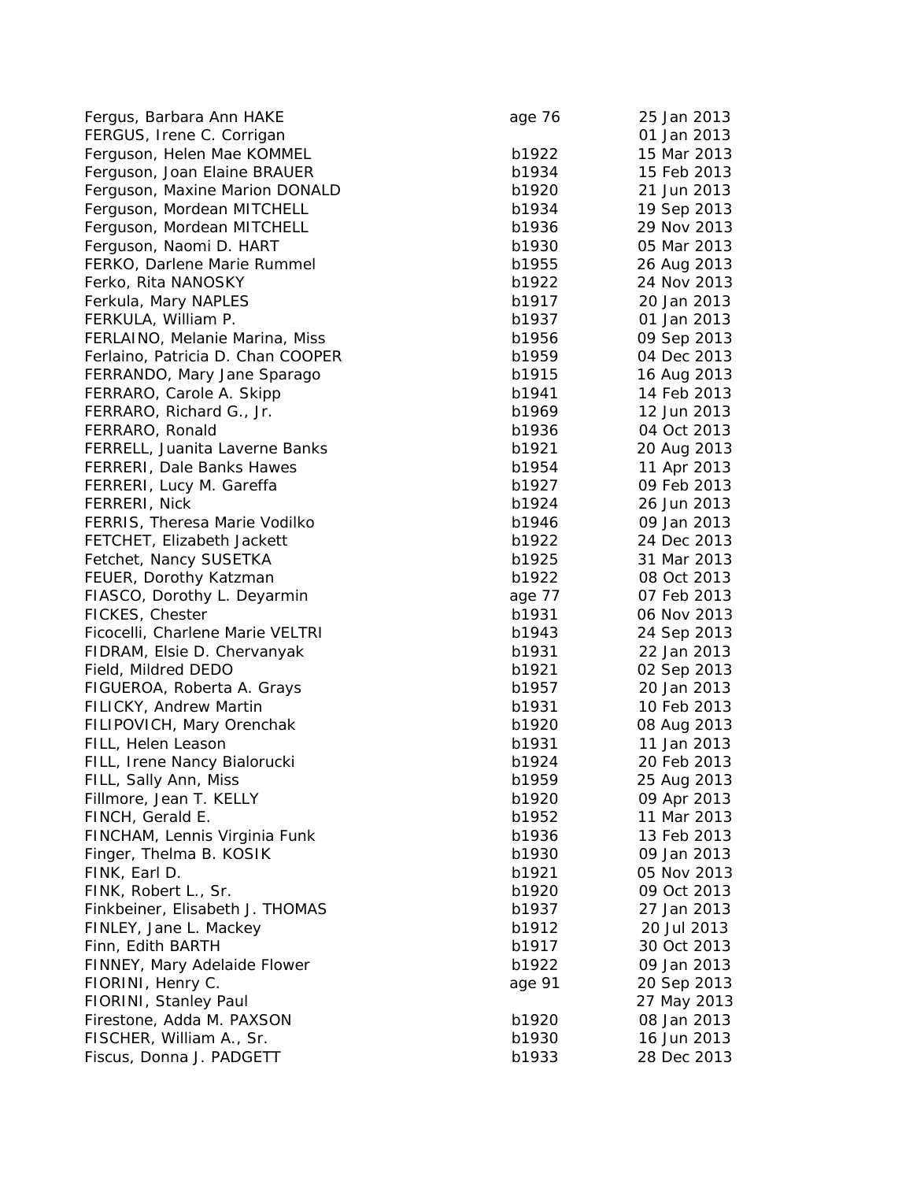| | | |
|---|---|---|
| Fergus, Barbara Ann HAKE | age 76 | 25 Jan 2013 |
| FERGUS, Irene C. Corrigan | | 01 Jan 2013 |
| Ferguson, Helen Mae KOMMEL | b1922 | 15 Mar 2013 |
| Ferguson, Joan Elaine BRAUER | b1934 | 15 Feb 2013 |
| Ferguson, Maxine Marion DONALD | b1920 | 21 Jun 2013 |
| Ferguson, Mordean MITCHELL | b1934 | 19 Sep 2013 |
| Ferguson, Mordean MITCHELL | b1936 | 29 Nov 2013 |
| Ferguson, Naomi D. HART | b1930 | 05 Mar 2013 |
| FERKO, Darlene Marie Rummel | b1955 | 26 Aug 2013 |
| Ferko, Rita NANOSKY | b1922 | 24 Nov 2013 |
| Ferkula, Mary NAPLES | b1917 | 20 Jan 2013 |
| FERKULA, William P. | b1937 | 01 Jan 2013 |
| FERLAINO, Melanie Marina, Miss | b1956 | 09 Sep 2013 |
| Ferlaino, Patricia D. Chan COOPER | b1959 | 04 Dec 2013 |
| FERRANDO, Mary Jane Sparago | b1915 | 16 Aug 2013 |
| FERRARO, Carole A. Skipp | b1941 | 14 Feb 2013 |
| FERRARO, Richard G., Jr. | b1969 | 12 Jun 2013 |
| FERRARO, Ronald | b1936 | 04 Oct 2013 |
| FERRELL, Juanita Laverne Banks | b1921 | 20 Aug 2013 |
| FERRERI, Dale Banks Hawes | b1954 | 11 Apr 2013 |
| FERRERI, Lucy M. Gareffa | b1927 | 09 Feb 2013 |
| FERRERI, Nick | b1924 | 26 Jun 2013 |
| FERRIS, Theresa Marie Vodilko | b1946 | 09 Jan 2013 |
| FETCHET, Elizabeth Jackett | b1922 | 24 Dec 2013 |
| Fetchet, Nancy SUSETKA | b1925 | 31 Mar 2013 |
| FEUER, Dorothy Katzman | b1922 | 08 Oct 2013 |
| FIASCO, Dorothy L. Deyarmin | age 77 | 07 Feb 2013 |
| FICKES, Chester | b1931 | 06 Nov 2013 |
| Ficocelli, Charlene Marie VELTRI | b1943 | 24 Sep 2013 |
| FIDRAM, Elsie D. Chervanyak | b1931 | 22 Jan 2013 |
| Field, Mildred DEDO | b1921 | 02 Sep 2013 |
| FIGUEROA, Roberta A. Grays | b1957 | 20 Jan 2013 |
| FILICKY, Andrew Martin | b1931 | 10 Feb 2013 |
| FILIPOVICH, Mary Orenchak | b1920 | 08 Aug 2013 |
| FILL, Helen Leason | b1931 | 11 Jan 2013 |
| FILL, Irene Nancy Bialorucki | b1924 | 20 Feb 2013 |
| FILL, Sally Ann, Miss | b1959 | 25 Aug 2013 |
| Fillmore, Jean T. KELLY | b1920 | 09 Apr 2013 |
| FINCH, Gerald E. | b1952 | 11 Mar 2013 |
| FINCHAM, Lennis Virginia Funk | b1936 | 13 Feb 2013 |
| Finger, Thelma B. KOSIK | b1930 | 09 Jan 2013 |
| FINK, Earl D. | b1921 | 05 Nov 2013 |
| FINK, Robert L., Sr. | b1920 | 09 Oct 2013 |
| Finkbeiner, Elisabeth J. THOMAS | b1937 | 27 Jan 2013 |
| FINLEY, Jane L. Mackey | b1912 | 20 Jul 2013 |
| Finn, Edith BARTH | b1917 | 30 Oct 2013 |
| FINNEY, Mary Adelaide Flower | b1922 | 09 Jan 2013 |
| FIORINI, Henry C. | age 91 | 20 Sep 2013 |
| FIORINI, Stanley Paul | | 27 May 2013 |
| Firestone, Adda M. PAXSON | b1920 | 08 Jan 2013 |
| FISCHER, William A., Sr. | b1930 | 16 Jun 2013 |
| Fiscus, Donna J. PADGETT | b1933 | 28 Dec 2013 |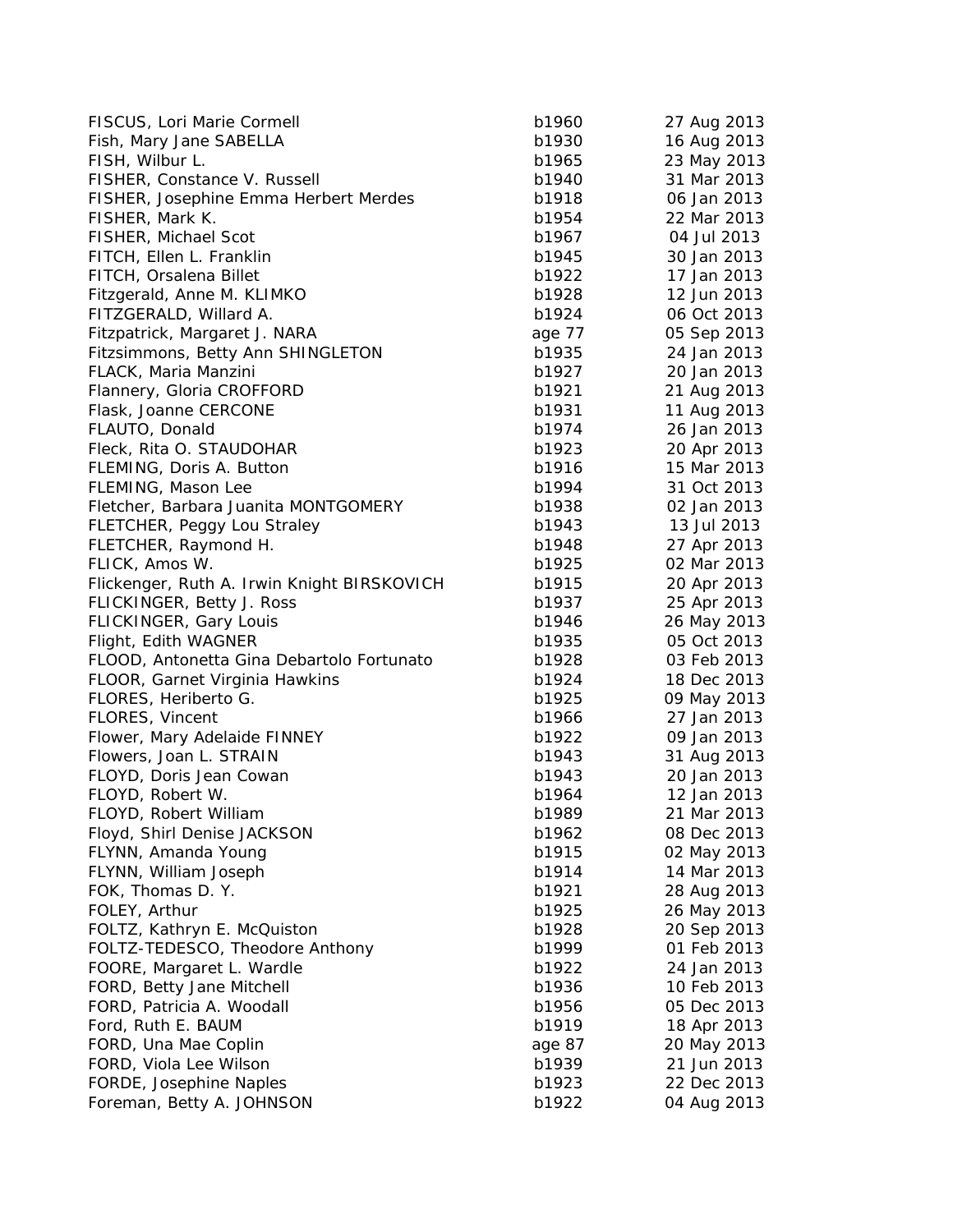| | | |
|---|---|---|
| FISCUS, Lori Marie Cormell | b1960 | 27 Aug 2013 |
| Fish, Mary Jane SABELLA | b1930 | 16 Aug 2013 |
| FISH, Wilbur L. | b1965 | 23 May 2013 |
| FISHER, Constance V. Russell | b1940 | 31 Mar 2013 |
| FISHER, Josephine Emma Herbert Merdes | b1918 | 06 Jan 2013 |
| FISHER, Mark K. | b1954 | 22 Mar 2013 |
| FISHER, Michael Scot | b1967 | 04 Jul 2013 |
| FITCH, Ellen L. Franklin | b1945 | 30 Jan 2013 |
| FITCH, Orsalena Billet | b1922 | 17 Jan 2013 |
| Fitzgerald, Anne M. KLIMKO | b1928 | 12 Jun 2013 |
| FITZGERALD, Willard A. | b1924 | 06 Oct 2013 |
| Fitzpatrick, Margaret J. NARA | age 77 | 05 Sep 2013 |
| Fitzsimmons, Betty Ann SHINGLETON | b1935 | 24 Jan 2013 |
| FLACK, Maria Manzini | b1927 | 20 Jan 2013 |
| Flannery, Gloria CROFFORD | b1921 | 21 Aug 2013 |
| Flask, Joanne CERCONE | b1931 | 11 Aug 2013 |
| FLAUTO, Donald | b1974 | 26 Jan 2013 |
| Fleck, Rita O. STAUDOHAR | b1923 | 20 Apr 2013 |
| FLEMING, Doris A. Button | b1916 | 15 Mar 2013 |
| FLEMING, Mason Lee | b1994 | 31 Oct 2013 |
| Fletcher, Barbara Juanita MONTGOMERY | b1938 | 02 Jan 2013 |
| FLETCHER, Peggy Lou Straley | b1943 | 13 Jul 2013 |
| FLETCHER, Raymond H. | b1948 | 27 Apr 2013 |
| FLICK, Amos W. | b1925 | 02 Mar 2013 |
| Flickenger, Ruth A. Irwin Knight BIRSKOVICH | b1915 | 20 Apr 2013 |
| FLICKINGER, Betty J. Ross | b1937 | 25 Apr 2013 |
| FLICKINGER, Gary Louis | b1946 | 26 May 2013 |
| Flight, Edith WAGNER | b1935 | 05 Oct 2013 |
| FLOOD, Antonetta Gina Debartolo Fortunato | b1928 | 03 Feb 2013 |
| FLOOR, Garnet Virginia Hawkins | b1924 | 18 Dec 2013 |
| FLORES, Heriberto G. | b1925 | 09 May 2013 |
| FLORES, Vincent | b1966 | 27 Jan 2013 |
| Flower, Mary Adelaide FINNEY | b1922 | 09 Jan 2013 |
| Flowers, Joan L. STRAIN | b1943 | 31 Aug 2013 |
| FLOYD, Doris Jean Cowan | b1943 | 20 Jan 2013 |
| FLOYD, Robert W. | b1964 | 12 Jan 2013 |
| FLOYD, Robert William | b1989 | 21 Mar 2013 |
| Floyd, Shirl Denise JACKSON | b1962 | 08 Dec 2013 |
| FLYNN, Amanda Young | b1915 | 02 May 2013 |
| FLYNN, William Joseph | b1914 | 14 Mar 2013 |
| FOK, Thomas D. Y. | b1921 | 28 Aug 2013 |
| FOLEY, Arthur | b1925 | 26 May 2013 |
| FOLTZ, Kathryn E. McQuiston | b1928 | 20 Sep 2013 |
| FOLTZ-TEDESCO, Theodore Anthony | b1999 | 01 Feb 2013 |
| FOORE, Margaret L. Wardle | b1922 | 24 Jan 2013 |
| FORD, Betty Jane Mitchell | b1936 | 10 Feb 2013 |
| FORD, Patricia A. Woodall | b1956 | 05 Dec 2013 |
| Ford, Ruth E. BAUM | b1919 | 18 Apr 2013 |
| FORD, Una Mae Coplin | age 87 | 20 May 2013 |
| FORD, Viola Lee Wilson | b1939 | 21 Jun 2013 |
| FORDE, Josephine Naples | b1923 | 22 Dec 2013 |
| Foreman, Betty A. JOHNSON | b1922 | 04 Aug 2013 |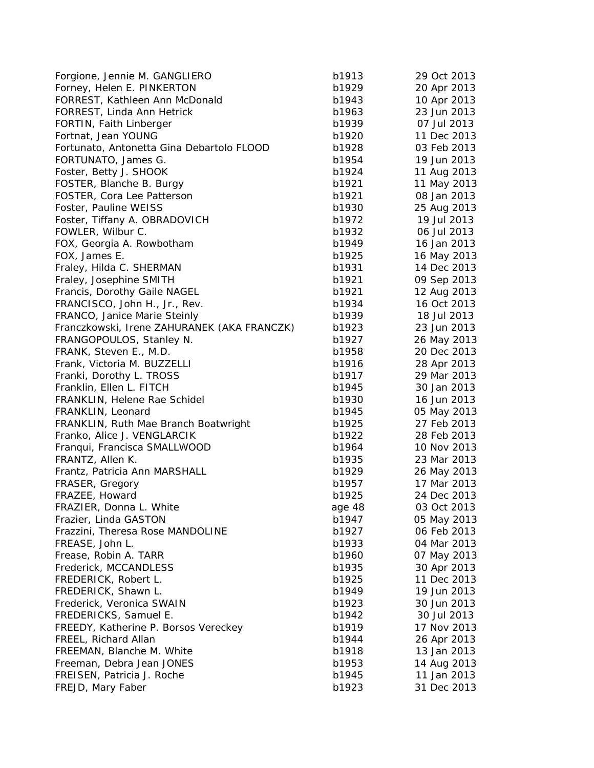| | | |
|---|---|---|
| Forgione, Jennie M. GANGLIERO | b1913 | 29 Oct 2013 |
| Forney, Helen E. PINKERTON | b1929 | 20 Apr 2013 |
| FORREST, Kathleen Ann McDonald | b1943 | 10 Apr 2013 |
| FORREST, Linda Ann Hetrick | b1963 | 23 Jun 2013 |
| FORTIN, Faith Linberger | b1939 | 07 Jul 2013 |
| Fortnat, Jean YOUNG | b1920 | 11 Dec 2013 |
| Fortunato, Antonetta Gina Debartolo FLOOD | b1928 | 03 Feb 2013 |
| FORTUNATO, James G. | b1954 | 19 Jun 2013 |
| Foster, Betty J. SHOOK | b1924 | 11 Aug 2013 |
| FOSTER, Blanche B. Burgy | b1921 | 11 May 2013 |
| FOSTER, Cora Lee Patterson | b1921 | 08 Jan 2013 |
| Foster, Pauline WEISS | b1930 | 25 Aug 2013 |
| Foster, Tiffany A. OBRADOVICH | b1972 | 19 Jul 2013 |
| FOWLER, Wilbur C. | b1932 | 06 Jul 2013 |
| FOX, Georgia A. Rowbotham | b1949 | 16 Jan 2013 |
| FOX, James E. | b1925 | 16 May 2013 |
| Fraley, Hilda C. SHERMAN | b1931 | 14 Dec 2013 |
| Fraley, Josephine SMITH | b1921 | 09 Sep 2013 |
| Francis, Dorothy Gaile NAGEL | b1921 | 12 Aug 2013 |
| FRANCISCO, John H., Jr., Rev. | b1934 | 16 Oct 2013 |
| FRANCO, Janice Marie Steinly | b1939 | 18 Jul 2013 |
| Franczkowski, Irene ZAHURANEK (AKA FRANCZK) | b1923 | 23 Jun 2013 |
| FRANGOPOULOS, Stanley N. | b1927 | 26 May 2013 |
| FRANK, Steven E., M.D. | b1958 | 20 Dec 2013 |
| Frank, Victoria M. BUZZELLI | b1916 | 28 Apr 2013 |
| Franki, Dorothy L. TROSS | b1917 | 29 Mar 2013 |
| Franklin, Ellen L. FITCH | b1945 | 30 Jan 2013 |
| FRANKLIN, Helene Rae Schidel | b1930 | 16 Jun 2013 |
| FRANKLIN, Leonard | b1945 | 05 May 2013 |
| FRANKLIN, Ruth Mae Branch Boatwright | b1925 | 27 Feb 2013 |
| Franko, Alice J. VENGLARCIK | b1922 | 28 Feb 2013 |
| Franqui, Francisca SMALLWOOD | b1964 | 10 Nov 2013 |
| FRANTZ, Allen K. | b1935 | 23 Mar 2013 |
| Frantz, Patricia Ann MARSHALL | b1929 | 26 May 2013 |
| FRASER, Gregory | b1957 | 17 Mar 2013 |
| FRAZEE, Howard | b1925 | 24 Dec 2013 |
| FRAZIER, Donna L. White | age 48 | 03 Oct 2013 |
| Frazier, Linda GASTON | b1947 | 05 May 2013 |
| Frazzini, Theresa Rose MANDOLINE | b1927 | 06 Feb 2013 |
| FREASE, John L. | b1933 | 04 Mar 2013 |
| Frease, Robin A. TARR | b1960 | 07 May 2013 |
| Frederick, MCCANDLESS | b1935 | 30 Apr 2013 |
| FREDERICK, Robert L. | b1925 | 11 Dec 2013 |
| FREDERICK, Shawn L. | b1949 | 19 Jun 2013 |
| Frederick, Veronica SWAIN | b1923 | 30 Jun 2013 |
| FREDERICKS, Samuel E. | b1942 | 30 Jul 2013 |
| FREEDY, Katherine P. Borsos Vereckey | b1919 | 17 Nov 2013 |
| FREEL, Richard Allan | b1944 | 26 Apr 2013 |
| FREEMAN, Blanche M. White | b1918 | 13 Jan 2013 |
| Freeman, Debra Jean JONES | b1953 | 14 Aug 2013 |
| FREISEN, Patricia J. Roche | b1945 | 11 Jan 2013 |
| FREJD, Mary Faber | b1923 | 31 Dec 2013 |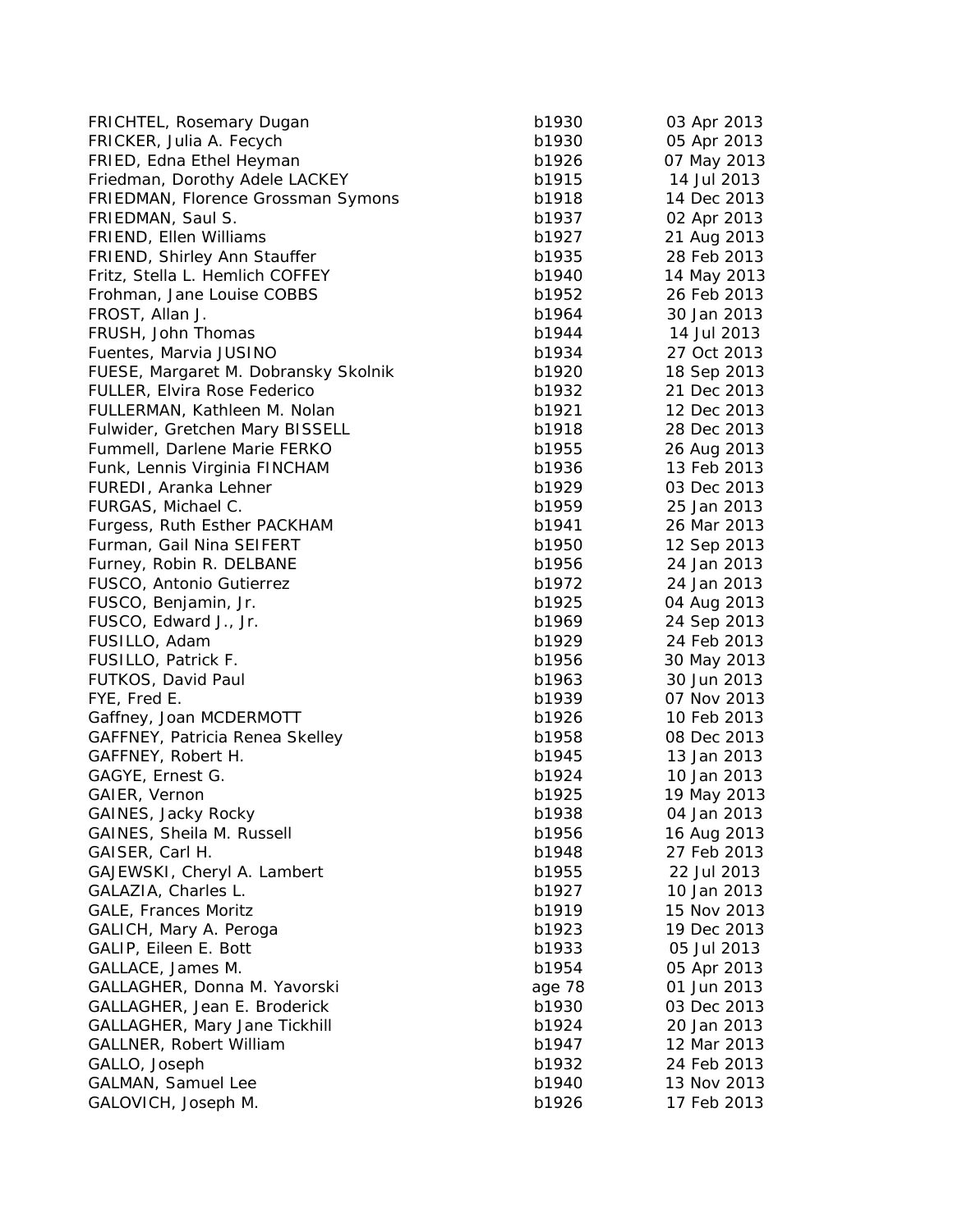| | | |
|---|---|---|
| FRICHTEL, Rosemary Dugan | b1930 | 03 Apr 2013 |
| FRICKER, Julia A. Fecych | b1930 | 05 Apr 2013 |
| FRIED, Edna Ethel Heyman | b1926 | 07 May 2013 |
| Friedman, Dorothy Adele LACKEY | b1915 | 14 Jul 2013 |
| FRIEDMAN, Florence Grossman Symons | b1918 | 14 Dec 2013 |
| FRIEDMAN, Saul S. | b1937 | 02 Apr 2013 |
| FRIEND, Ellen Williams | b1927 | 21 Aug 2013 |
| FRIEND, Shirley Ann Stauffer | b1935 | 28 Feb 2013 |
| Fritz, Stella L. Hemlich COFFEY | b1940 | 14 May 2013 |
| Frohman, Jane Louise COBBS | b1952 | 26 Feb 2013 |
| FROST, Allan J. | b1964 | 30 Jan 2013 |
| FRUSH, John Thomas | b1944 | 14 Jul 2013 |
| Fuentes, Marvia JUSINO | b1934 | 27 Oct 2013 |
| FUESE, Margaret M. Dobransky Skolnik | b1920 | 18 Sep 2013 |
| FULLER, Elvira Rose Federico | b1932 | 21 Dec 2013 |
| FULLERMAN, Kathleen M. Nolan | b1921 | 12 Dec 2013 |
| Fulwider, Gretchen Mary BISSELL | b1918 | 28 Dec 2013 |
| Fummell, Darlene Marie FERKO | b1955 | 26 Aug 2013 |
| Funk, Lennis Virginia FINCHAM | b1936 | 13 Feb 2013 |
| FUREDI, Aranka Lehner | b1929 | 03 Dec 2013 |
| FURGAS, Michael C. | b1959 | 25 Jan 2013 |
| Furgess, Ruth Esther PACKHAM | b1941 | 26 Mar 2013 |
| Furman, Gail Nina SEIFERT | b1950 | 12 Sep 2013 |
| Furney, Robin R. DELBANE | b1956 | 24 Jan 2013 |
| FUSCO, Antonio Gutierrez | b1972 | 24 Jan 2013 |
| FUSCO, Benjamin, Jr. | b1925 | 04 Aug 2013 |
| FUSCO, Edward J., Jr. | b1969 | 24 Sep 2013 |
| FUSILLO, Adam | b1929 | 24 Feb 2013 |
| FUSILLO, Patrick F. | b1956 | 30 May 2013 |
| FUTKOS, David Paul | b1963 | 30 Jun 2013 |
| FYE, Fred E. | b1939 | 07 Nov 2013 |
| Gaffney, Joan MCDERMOTT | b1926 | 10 Feb 2013 |
| GAFFNEY, Patricia Renea Skelley | b1958 | 08 Dec 2013 |
| GAFFNEY, Robert H. | b1945 | 13 Jan 2013 |
| GAGYE, Ernest G. | b1924 | 10 Jan 2013 |
| GAIER, Vernon | b1925 | 19 May 2013 |
| GAINES, Jacky Rocky | b1938 | 04 Jan 2013 |
| GAINES, Sheila M. Russell | b1956 | 16 Aug 2013 |
| GAISER, Carl H. | b1948 | 27 Feb 2013 |
| GAJEWSKI, Cheryl A. Lambert | b1955 | 22 Jul 2013 |
| GALAZIA, Charles L. | b1927 | 10 Jan 2013 |
| GALE, Frances Moritz | b1919 | 15 Nov 2013 |
| GALICH, Mary A. Peroga | b1923 | 19 Dec 2013 |
| GALIP, Eileen E. Bott | b1933 | 05 Jul 2013 |
| GALLACE, James M. | b1954 | 05 Apr 2013 |
| GALLAGHER, Donna M. Yavorski | age 78 | 01 Jun 2013 |
| GALLAGHER, Jean E. Broderick | b1930 | 03 Dec 2013 |
| GALLAGHER, Mary Jane Tickhill | b1924 | 20 Jan 2013 |
| GALLNER, Robert William | b1947 | 12 Mar 2013 |
| GALLO, Joseph | b1932 | 24 Feb 2013 |
| GALMAN, Samuel Lee | b1940 | 13 Nov 2013 |
| GALOVICH, Joseph M. | b1926 | 17 Feb 2013 |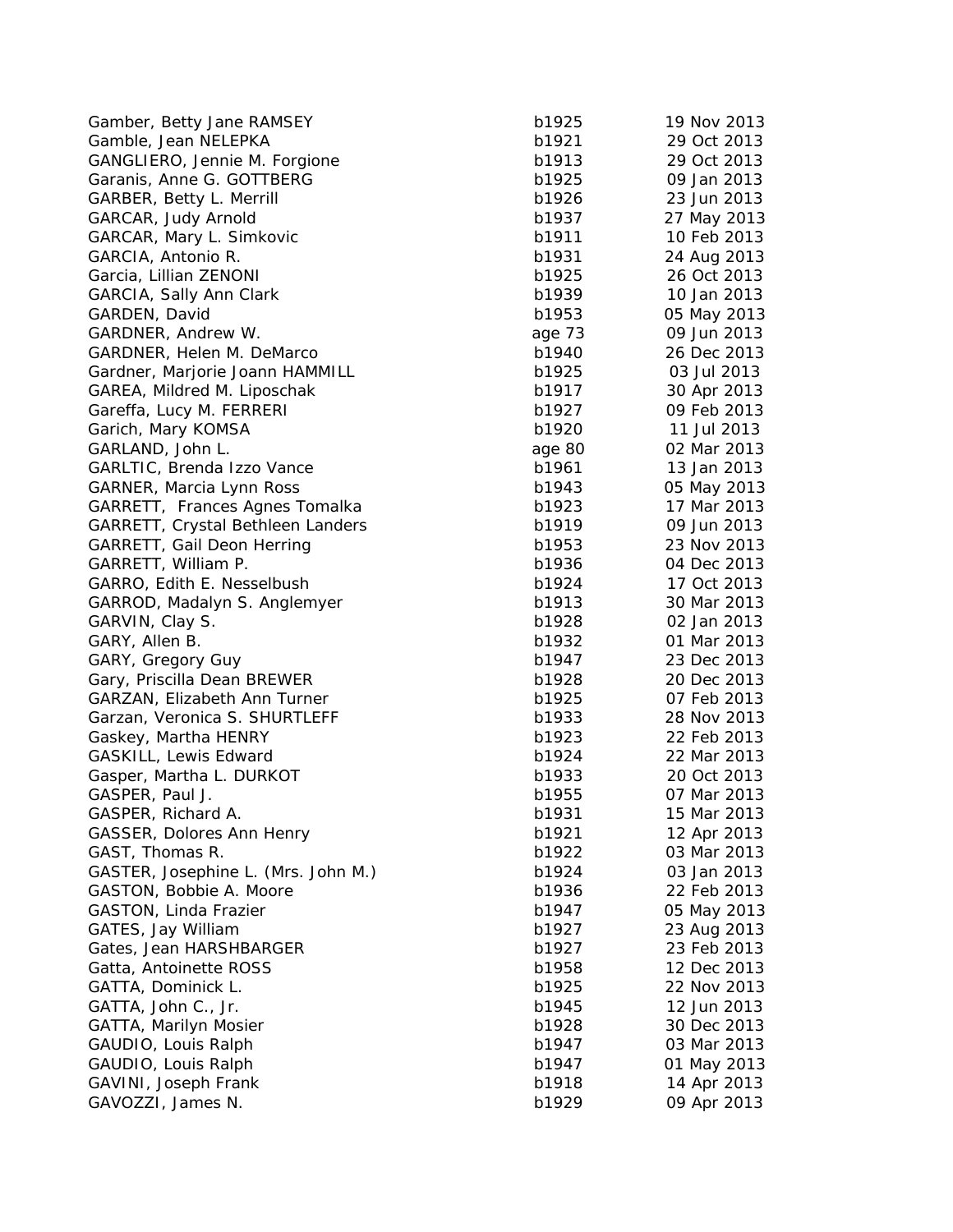| | | |
|---|---|---|
| Gamber, Betty Jane RAMSEY | b1925 | 19 Nov 2013 |
| Gamble, Jean NELEPKA | b1921 | 29 Oct 2013 |
| GANGLIERO, Jennie M. Forgione | b1913 | 29 Oct 2013 |
| Garanis, Anne G. GOTTBERG | b1925 | 09 Jan 2013 |
| GARBER, Betty L. Merrill | b1926 | 23 Jun 2013 |
| GARCAR, Judy Arnold | b1937 | 27 May 2013 |
| GARCAR, Mary L. Simkovic | b1911 | 10 Feb 2013 |
| GARCIA, Antonio R. | b1931 | 24 Aug 2013 |
| Garcia, Lillian ZENONI | b1925 | 26 Oct 2013 |
| GARCIA, Sally Ann Clark | b1939 | 10 Jan 2013 |
| GARDEN, David | b1953 | 05 May 2013 |
| GARDNER, Andrew W. | age 73 | 09 Jun 2013 |
| GARDNER, Helen M. DeMarco | b1940 | 26 Dec 2013 |
| Gardner, Marjorie Joann HAMMILL | b1925 | 03 Jul 2013 |
| GAREA, Mildred M. Liposchak | b1917 | 30 Apr 2013 |
| Gareffa, Lucy M. FERRERI | b1927 | 09 Feb 2013 |
| Garich, Mary KOMSA | b1920 | 11 Jul 2013 |
| GARLAND, John L. | age 80 | 02 Mar 2013 |
| GARLTIC, Brenda Izzo Vance | b1961 | 13 Jan 2013 |
| GARNER, Marcia Lynn Ross | b1943 | 05 May 2013 |
| GARRETT, Frances Agnes Tomalka | b1923 | 17 Mar 2013 |
| GARRETT, Crystal Bethleen Landers | b1919 | 09 Jun 2013 |
| GARRETT, Gail Deon Herring | b1953 | 23 Nov 2013 |
| GARRETT, William P. | b1936 | 04 Dec 2013 |
| GARRO, Edith E. Nesselbush | b1924 | 17 Oct 2013 |
| GARROD, Madalyn S. Anglemyer | b1913 | 30 Mar 2013 |
| GARVIN, Clay S. | b1928 | 02 Jan 2013 |
| GARY, Allen B. | b1932 | 01 Mar 2013 |
| GARY, Gregory Guy | b1947 | 23 Dec 2013 |
| Gary, Priscilla Dean BREWER | b1928 | 20 Dec 2013 |
| GARZAN, Elizabeth Ann Turner | b1925 | 07 Feb 2013 |
| Garzan, Veronica S. SHURTLEFF | b1933 | 28 Nov 2013 |
| Gaskey, Martha HENRY | b1923 | 22 Feb 2013 |
| GASKILL, Lewis Edward | b1924 | 22 Mar 2013 |
| Gasper, Martha L. DURKOT | b1933 | 20 Oct 2013 |
| GASPER, Paul J. | b1955 | 07 Mar 2013 |
| GASPER, Richard A. | b1931 | 15 Mar 2013 |
| GASSER, Dolores Ann Henry | b1921 | 12 Apr 2013 |
| GAST, Thomas R. | b1922 | 03 Mar 2013 |
| GASTER, Josephine L. (Mrs. John M.) | b1924 | 03 Jan 2013 |
| GASTON, Bobbie A. Moore | b1936 | 22 Feb 2013 |
| GASTON, Linda Frazier | b1947 | 05 May 2013 |
| GATES, Jay William | b1927 | 23 Aug 2013 |
| Gates, Jean HARSHBARGER | b1927 | 23 Feb 2013 |
| Gatta, Antoinette ROSS | b1958 | 12 Dec 2013 |
| GATTA, Dominick L. | b1925 | 22 Nov 2013 |
| GATTA, John C., Jr. | b1945 | 12 Jun 2013 |
| GATTA, Marilyn Mosier | b1928 | 30 Dec 2013 |
| GAUDIO, Louis Ralph | b1947 | 03 Mar 2013 |
| GAUDIO, Louis Ralph | b1947 | 01 May 2013 |
| GAVINI, Joseph Frank | b1918 | 14 Apr 2013 |
| GAVOZZI, James N. | b1929 | 09 Apr 2013 |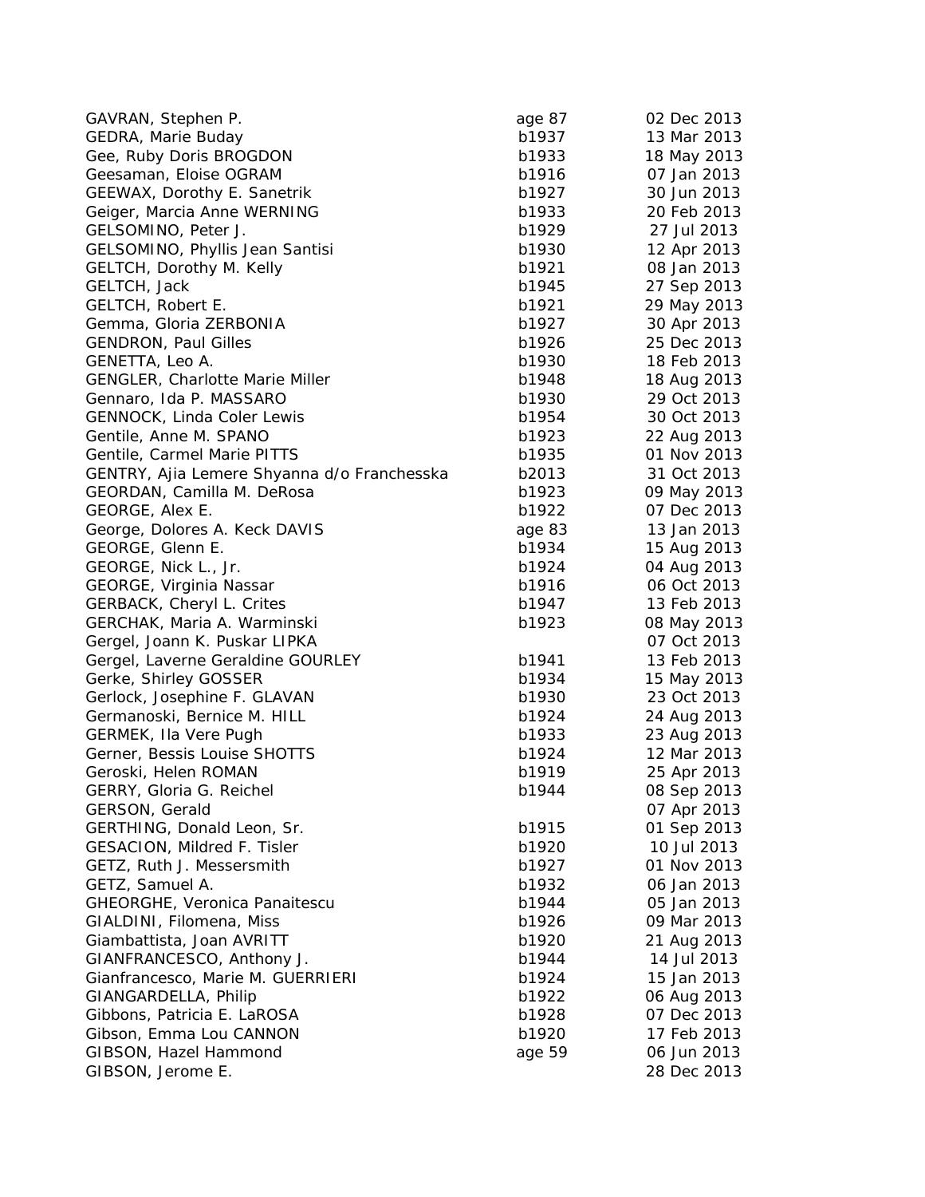| | | |
|---|---|---|
| GAVRAN, Stephen P. | age 87 | 02 Dec 2013 |
| GEDRA, Marie Buday | b1937 | 13 Mar 2013 |
| Gee, Ruby Doris BROGDON | b1933 | 18 May 2013 |
| Geesaman, Eloise OGRAM | b1916 | 07 Jan 2013 |
| GEEWAX, Dorothy E. Sanetrik | b1927 | 30 Jun 2013 |
| Geiger, Marcia Anne WERNING | b1933 | 20 Feb 2013 |
| GELSOMINO, Peter J. | b1929 | 27 Jul 2013 |
| GELSOMINO, Phyllis Jean Santisi | b1930 | 12 Apr 2013 |
| GELTCH, Dorothy M. Kelly | b1921 | 08 Jan 2013 |
| GELTCH, Jack | b1945 | 27 Sep 2013 |
| GELTCH, Robert E. | b1921 | 29 May 2013 |
| Gemma, Gloria ZERBONIA | b1927 | 30 Apr 2013 |
| GENDRON, Paul Gilles | b1926 | 25 Dec 2013 |
| GENETTA, Leo A. | b1930 | 18 Feb 2013 |
| GENGLER, Charlotte Marie Miller | b1948 | 18 Aug 2013 |
| Gennaro, Ida P. MASSARO | b1930 | 29 Oct 2013 |
| GENNOCK, Linda Coler Lewis | b1954 | 30 Oct 2013 |
| Gentile, Anne M. SPANO | b1923 | 22 Aug 2013 |
| Gentile, Carmel Marie PITTS | b1935 | 01 Nov 2013 |
| GENTRY, Ajia Lemere Shyanna d/o Franchesska | b2013 | 31 Oct 2013 |
| GEORDAN, Camilla M. DeRosa | b1923 | 09 May 2013 |
| GEORGE, Alex E. | b1922 | 07 Dec 2013 |
| George, Dolores A. Keck DAVIS | age 83 | 13 Jan 2013 |
| GEORGE, Glenn E. | b1934 | 15 Aug 2013 |
| GEORGE, Nick L., Jr. | b1924 | 04 Aug 2013 |
| GEORGE, Virginia Nassar | b1916 | 06 Oct 2013 |
| GERBACK, Cheryl L. Crites | b1947 | 13 Feb 2013 |
| GERCHAK, Maria A. Warminski | b1923 | 08 May 2013 |
| Gergel, Joann K. Puskar LIPKA | | 07 Oct 2013 |
| Gergel, Laverne Geraldine GOURLEY | b1941 | 13 Feb 2013 |
| Gerke, Shirley GOSSER | b1934 | 15 May 2013 |
| Gerlock, Josephine F. GLAVAN | b1930 | 23 Oct 2013 |
| Germanoski, Bernice M. HILL | b1924 | 24 Aug 2013 |
| GERMEK, Ila Vere Pugh | b1933 | 23 Aug 2013 |
| Gerner, Bessis Louise SHOTTS | b1924 | 12 Mar 2013 |
| Geroski, Helen ROMAN | b1919 | 25 Apr 2013 |
| GERRY, Gloria G. Reichel | b1944 | 08 Sep 2013 |
| GERSON, Gerald | | 07 Apr 2013 |
| GERTHING, Donald Leon, Sr. | b1915 | 01 Sep 2013 |
| GESACION, Mildred F. Tisler | b1920 | 10 Jul 2013 |
| GETZ, Ruth J. Messersmith | b1927 | 01 Nov 2013 |
| GETZ, Samuel A. | b1932 | 06 Jan 2013 |
| GHEORGHE, Veronica Panaitescu | b1944 | 05 Jan 2013 |
| GIALDINI, Filomena, Miss | b1926 | 09 Mar 2013 |
| Giambattista, Joan AVRITT | b1920 | 21 Aug 2013 |
| GIANFRANCESCO, Anthony J. | b1944 | 14 Jul 2013 |
| Gianfrancesco, Marie M. GUERRIERI | b1924 | 15 Jan 2013 |
| GIANGARDELLA, Philip | b1922 | 06 Aug 2013 |
| Gibbons, Patricia E. LaROSA | b1928 | 07 Dec 2013 |
| Gibson, Emma Lou CANNON | b1920 | 17 Feb 2013 |
| GIBSON, Hazel Hammond | age 59 | 06 Jun 2013 |
| GIBSON, Jerome E. | | 28 Dec 2013 |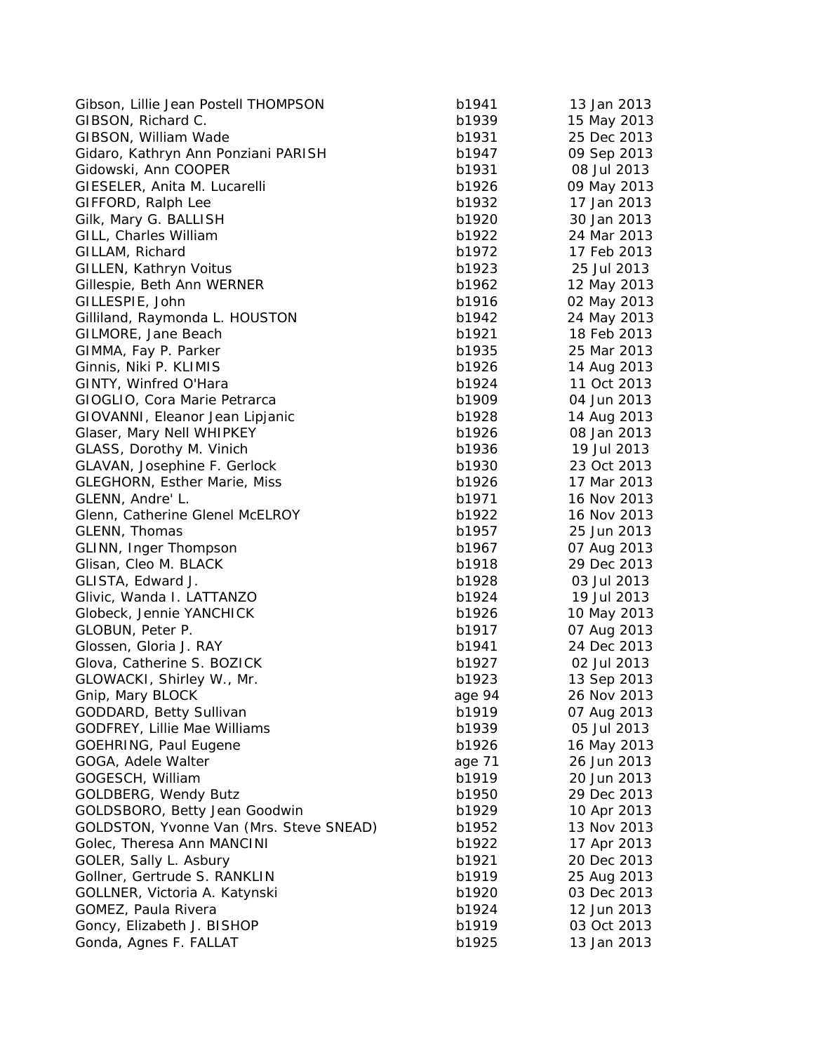| | | |
|---|---|---|
| Gibson, Lillie Jean Postell THOMPSON | b1941 | 13 Jan 2013 |
| GIBSON, Richard C. | b1939 | 15 May 2013 |
| GIBSON, William Wade | b1931 | 25 Dec 2013 |
| Gidaro, Kathryn Ann Ponziani PARISH | b1947 | 09 Sep 2013 |
| Gidowski, Ann COOPER | b1931 | 08 Jul 2013 |
| GIESELER, Anita M. Lucarelli | b1926 | 09 May 2013 |
| GIFFORD, Ralph Lee | b1932 | 17 Jan 2013 |
| Gilk, Mary G. BALLISH | b1920 | 30 Jan 2013 |
| GILL, Charles William | b1922 | 24 Mar 2013 |
| GILLAM, Richard | b1972 | 17 Feb 2013 |
| GILLEN, Kathryn Voitus | b1923 | 25 Jul 2013 |
| Gillespie, Beth Ann WERNER | b1962 | 12 May 2013 |
| GILLESPIE, John | b1916 | 02 May 2013 |
| Gilliland, Raymonda L. HOUSTON | b1942 | 24 May 2013 |
| GILMORE, Jane Beach | b1921 | 18 Feb 2013 |
| GIMMA, Fay P. Parker | b1935 | 25 Mar 2013 |
| Ginnis, Niki P. KLIMIS | b1926 | 14 Aug 2013 |
| GINTY, Winfred O'Hara | b1924 | 11 Oct 2013 |
| GIOGLIO, Cora Marie Petrarca | b1909 | 04 Jun 2013 |
| GIOVANNI, Eleanor Jean Lipjanic | b1928 | 14 Aug 2013 |
| Glaser, Mary Nell WHIPKEY | b1926 | 08 Jan 2013 |
| GLASS, Dorothy M. Vinich | b1936 | 19 Jul 2013 |
| GLAVAN, Josephine F. Gerlock | b1930 | 23 Oct 2013 |
| GLEGHORN, Esther Marie, Miss | b1926 | 17 Mar 2013 |
| GLENN, Andre' L. | b1971 | 16 Nov 2013 |
| Glenn, Catherine Glenel McELROY | b1922 | 16 Nov 2013 |
| GLENN, Thomas | b1957 | 25 Jun 2013 |
| GLINN, Inger Thompson | b1967 | 07 Aug 2013 |
| Glisan, Cleo M. BLACK | b1918 | 29 Dec 2013 |
| GLISTA, Edward J. | b1928 | 03 Jul 2013 |
| Glivic, Wanda I. LATTANZO | b1924 | 19 Jul 2013 |
| Globeck, Jennie YANCHICK | b1926 | 10 May 2013 |
| GLOBUN, Peter P. | b1917 | 07 Aug 2013 |
| Glossen, Gloria J. RAY | b1941 | 24 Dec 2013 |
| Glova, Catherine S. BOZICK | b1927 | 02 Jul 2013 |
| GLOWACKI, Shirley W., Mr. | b1923 | 13 Sep 2013 |
| Gnip, Mary BLOCK | age 94 | 26 Nov 2013 |
| GODDARD, Betty Sullivan | b1919 | 07 Aug 2013 |
| GODFREY, Lillie Mae Williams | b1939 | 05 Jul 2013 |
| GOEHRING, Paul Eugene | b1926 | 16 May 2013 |
| GOGA, Adele Walter | age 71 | 26 Jun 2013 |
| GOGESCH, William | b1919 | 20 Jun 2013 |
| GOLDBERG, Wendy Butz | b1950 | 29 Dec 2013 |
| GOLDSBORO, Betty Jean Goodwin | b1929 | 10 Apr 2013 |
| GOLDSTON, Yvonne Van (Mrs. Steve SNEAD) | b1952 | 13 Nov 2013 |
| Golec, Theresa Ann MANCINI | b1922 | 17 Apr 2013 |
| GOLER, Sally L. Asbury | b1921 | 20 Dec 2013 |
| Gollner, Gertrude S. RANKLIN | b1919 | 25 Aug 2013 |
| GOLLNER, Victoria A. Katynski | b1920 | 03 Dec 2013 |
| GOMEZ, Paula Rivera | b1924 | 12 Jun 2013 |
| Goncy, Elizabeth J. BISHOP | b1919 | 03 Oct 2013 |
| Gonda, Agnes F. FALLAT | b1925 | 13 Jan 2013 |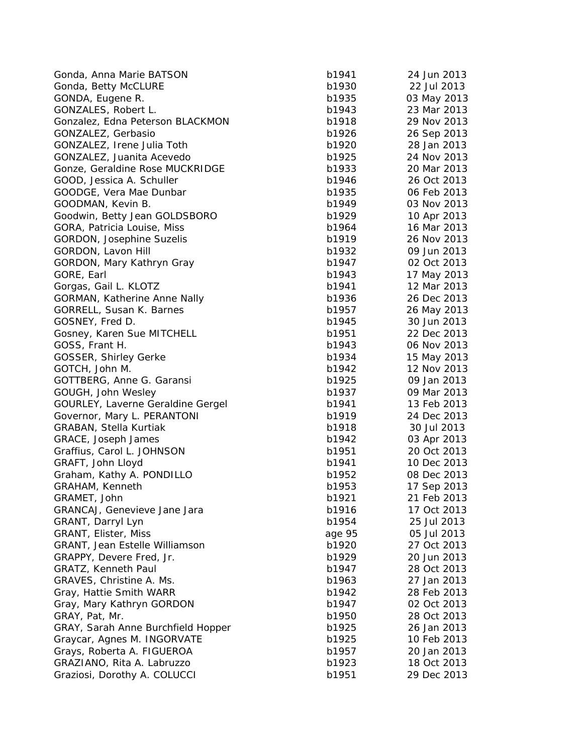| | | |
|---|---|---|
| Gonda, Anna Marie BATSON | b1941 | 24 Jun 2013 |
| Gonda, Betty McCLURE | b1930 | 22 Jul 2013 |
| GONDA, Eugene R. | b1935 | 03 May 2013 |
| GONZALES, Robert L. | b1943 | 23 Mar 2013 |
| Gonzalez, Edna Peterson BLACKMON | b1918 | 29 Nov 2013 |
| GONZALEZ, Gerbasio | b1926 | 26 Sep 2013 |
| GONZALEZ, Irene Julia Toth | b1920 | 28 Jan 2013 |
| GONZALEZ, Juanita Acevedo | b1925 | 24 Nov 2013 |
| Gonze, Geraldine Rose MUCKRIDGE | b1933 | 20 Mar 2013 |
| GOOD, Jessica A. Schuller | b1946 | 26 Oct 2013 |
| GOODGE, Vera Mae Dunbar | b1935 | 06 Feb 2013 |
| GOODMAN, Kevin B. | b1949 | 03 Nov 2013 |
| Goodwin, Betty Jean GOLDSBORO | b1929 | 10 Apr 2013 |
| GORA, Patricia Louise, Miss | b1964 | 16 Mar 2013 |
| GORDON, Josephine Suzelis | b1919 | 26 Nov 2013 |
| GORDON, Lavon Hill | b1932 | 09 Jun 2013 |
| GORDON, Mary Kathryn Gray | b1947 | 02 Oct 2013 |
| GORE, Earl | b1943 | 17 May 2013 |
| Gorgas, Gail L. KLOTZ | b1941 | 12 Mar 2013 |
| GORMAN, Katherine Anne Nally | b1936 | 26 Dec 2013 |
| GORRELL, Susan K. Barnes | b1957 | 26 May 2013 |
| GOSNEY, Fred D. | b1945 | 30 Jun 2013 |
| Gosney, Karen Sue MITCHELL | b1951 | 22 Dec 2013 |
| GOSS, Frant H. | b1943 | 06 Nov 2013 |
| GOSSER, Shirley Gerke | b1934 | 15 May 2013 |
| GOTCH, John M. | b1942 | 12 Nov 2013 |
| GOTTBERG, Anne G. Garansi | b1925 | 09 Jan 2013 |
| GOUGH, John Wesley | b1937 | 09 Mar 2013 |
| GOURLEY, Laverne Geraldine Gergel | b1941 | 13 Feb 2013 |
| Governor, Mary L. PERANTONI | b1919 | 24 Dec 2013 |
| GRABAN, Stella Kurtiak | b1918 | 30 Jul 2013 |
| GRACE, Joseph James | b1942 | 03 Apr 2013 |
| Graffius, Carol L. JOHNSON | b1951 | 20 Oct 2013 |
| GRAFT, John Lloyd | b1941 | 10 Dec 2013 |
| Graham, Kathy A. PONDILLO | b1952 | 08 Dec 2013 |
| GRAHAM, Kenneth | b1953 | 17 Sep 2013 |
| GRAMET, John | b1921 | 21 Feb 2013 |
| GRANCAJ, Genevieve Jane Jara | b1916 | 17 Oct 2013 |
| GRANT, Darryl Lyn | b1954 | 25 Jul 2013 |
| GRANT, Elister, Miss | age 95 | 05 Jul 2013 |
| GRANT, Jean Estelle Williamson | b1920 | 27 Oct 2013 |
| GRAPPY, Devere Fred, Jr. | b1929 | 20 Jun 2013 |
| GRATZ, Kenneth Paul | b1947 | 28 Oct 2013 |
| GRAVES, Christine A. Ms. | b1963 | 27 Jan 2013 |
| Gray, Hattie Smith WARR | b1942 | 28 Feb 2013 |
| Gray, Mary Kathryn GORDON | b1947 | 02 Oct 2013 |
| GRAY, Pat, Mr. | b1950 | 28 Oct 2013 |
| GRAY, Sarah Anne Burchfield Hopper | b1925 | 26 Jan 2013 |
| Graycar, Agnes M. INGORVATE | b1925 | 10 Feb 2013 |
| Grays, Roberta A. FIGUEROA | b1957 | 20 Jan 2013 |
| GRAZIANO, Rita A. Labruzzo | b1923 | 18 Oct 2013 |
| Graziosi, Dorothy A. COLUCCI | b1951 | 29 Dec 2013 |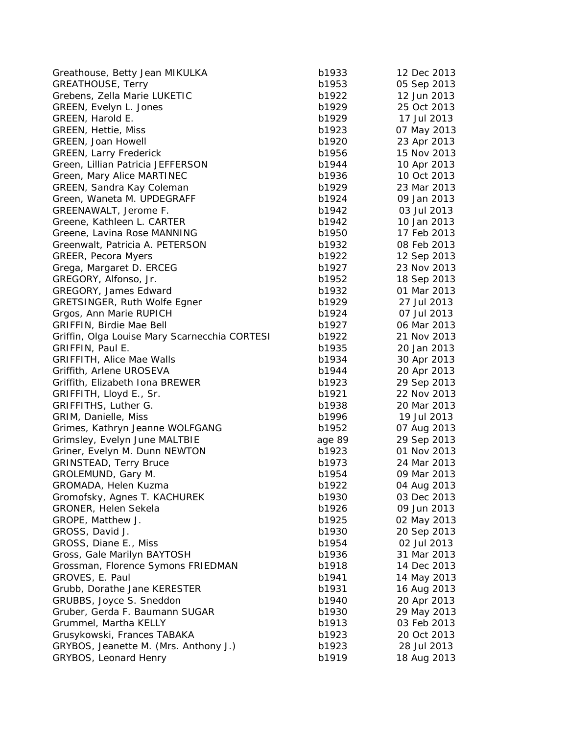| | | |
|---|---|---|
| Greathouse, Betty Jean MIKULKA | b1933 | 12 Dec 2013 |
| GREATHOUSE, Terry | b1953 | 05 Sep 2013 |
| Grebens, Zella Marie LUKETIC | b1922 | 12 Jun 2013 |
| GREEN, Evelyn L. Jones | b1929 | 25 Oct 2013 |
| GREEN, Harold E. | b1929 | 17 Jul 2013 |
| GREEN, Hettie, Miss | b1923 | 07 May 2013 |
| GREEN, Joan Howell | b1920 | 23 Apr 2013 |
| GREEN, Larry Frederick | b1956 | 15 Nov 2013 |
| Green, Lillian Patricia JEFFERSON | b1944 | 10 Apr 2013 |
| Green, Mary Alice MARTINEC | b1936 | 10 Oct 2013 |
| GREEN, Sandra Kay Coleman | b1929 | 23 Mar 2013 |
| Green, Waneta M. UPDEGRAFF | b1924 | 09 Jan 2013 |
| GREENAWALT, Jerome F. | b1942 | 03 Jul 2013 |
| Greene, Kathleen L. CARTER | b1942 | 10 Jan 2013 |
| Greene, Lavina Rose MANNING | b1950 | 17 Feb 2013 |
| Greenwalt, Patricia A. PETERSON | b1932 | 08 Feb 2013 |
| GREER, Pecora Myers | b1922 | 12 Sep 2013 |
| Grega, Margaret D. ERCEG | b1927 | 23 Nov 2013 |
| GREGORY, Alfonso, Jr. | b1952 | 18 Sep 2013 |
| GREGORY, James Edward | b1932 | 01 Mar 2013 |
| GRETSINGER, Ruth Wolfe Egner | b1929 | 27 Jul 2013 |
| Grgos, Ann Marie RUPICH | b1924 | 07 Jul 2013 |
| GRIFFIN, Birdie Mae Bell | b1927 | 06 Mar 2013 |
| Griffin, Olga Louise Mary Scarnecchia CORTESI | b1922 | 21 Nov 2013 |
| GRIFFIN, Paul E. | b1935 | 20 Jan 2013 |
| GRIFFITH, Alice Mae Walls | b1934 | 30 Apr 2013 |
| Griffith, Arlene UROSEVA | b1944 | 20 Apr 2013 |
| Griffith, Elizabeth Iona BREWER | b1923 | 29 Sep 2013 |
| GRIFFITH, Lloyd E., Sr. | b1921 | 22 Nov 2013 |
| GRIFFITHS, Luther G. | b1938 | 20 Mar 2013 |
| GRIM, Danielle, Miss | b1996 | 19 Jul 2013 |
| Grimes, Kathryn Jeanne WOLFGANG | b1952 | 07 Aug 2013 |
| Grimsley, Evelyn June MALTBIE | age 89 | 29 Sep 2013 |
| Griner, Evelyn M. Dunn NEWTON | b1923 | 01 Nov 2013 |
| GRINSTEAD, Terry Bruce | b1973 | 24 Mar 2013 |
| GROLEMUND, Gary M. | b1954 | 09 Mar 2013 |
| GROMADA, Helen Kuzma | b1922 | 04 Aug 2013 |
| Gromofsky, Agnes T. KACHUREK | b1930 | 03 Dec 2013 |
| GRONER, Helen Sekela | b1926 | 09 Jun 2013 |
| GROPE, Matthew J. | b1925 | 02 May 2013 |
| GROSS, David J. | b1930 | 20 Sep 2013 |
| GROSS, Diane E., Miss | b1954 | 02 Jul 2013 |
| Gross, Gale Marilyn BAYTOSH | b1936 | 31 Mar 2013 |
| Grossman, Florence Symons FRIEDMAN | b1918 | 14 Dec 2013 |
| GROVES, E. Paul | b1941 | 14 May 2013 |
| Grubb, Dorathe Jane KERESTER | b1931 | 16 Aug 2013 |
| GRUBBS, Joyce S. Sneddon | b1940 | 20 Apr 2013 |
| Gruber, Gerda F. Baumann SUGAR | b1930 | 29 May 2013 |
| Grummel, Martha KELLY | b1913 | 03 Feb 2013 |
| Grusykowski, Frances TABAKA | b1923 | 20 Oct 2013 |
| GRYBOS, Jeanette M. (Mrs. Anthony J.) | b1923 | 28 Jul 2013 |
| GRYBOS, Leonard Henry | b1919 | 18 Aug 2013 |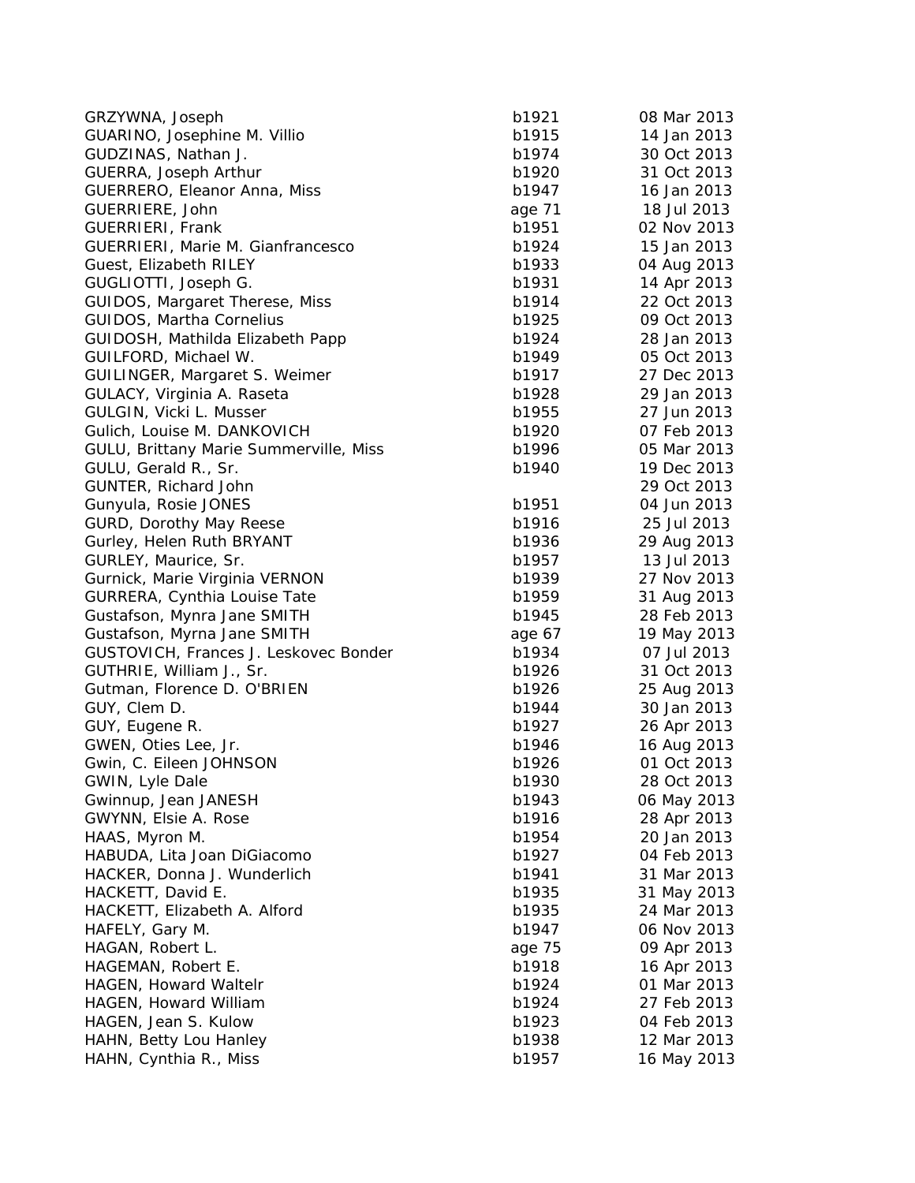| | | |
|---|---|---|
| GRZYWNA, Joseph | b1921 | 08 Mar 2013 |
| GUARINO, Josephine M. Villio | b1915 | 14 Jan 2013 |
| GUDZINAS, Nathan J. | b1974 | 30 Oct 2013 |
| GUERRA, Joseph Arthur | b1920 | 31 Oct 2013 |
| GUERRERO, Eleanor Anna, Miss | b1947 | 16 Jan 2013 |
| GUERRIERE, John | age 71 | 18 Jul 2013 |
| GUERRIERI, Frank | b1951 | 02 Nov 2013 |
| GUERRIERI, Marie M. Gianfrancesco | b1924 | 15 Jan 2013 |
| Guest, Elizabeth RILEY | b1933 | 04 Aug 2013 |
| GUGLIOTTI, Joseph G. | b1931 | 14 Apr 2013 |
| GUIDOS, Margaret Therese, Miss | b1914 | 22 Oct 2013 |
| GUIDOS, Martha Cornelius | b1925 | 09 Oct 2013 |
| GUIDOSH, Mathilda Elizabeth Papp | b1924 | 28 Jan 2013 |
| GUILFORD, Michael W. | b1949 | 05 Oct 2013 |
| GUILINGER, Margaret S. Weimer | b1917 | 27 Dec 2013 |
| GULACY, Virginia A. Raseta | b1928 | 29 Jan 2013 |
| GULGIN, Vicki L. Musser | b1955 | 27 Jun 2013 |
| Gulich, Louise M. DANKOVICH | b1920 | 07 Feb 2013 |
| GULU, Brittany Marie Summerville, Miss | b1996 | 05 Mar 2013 |
| GULU, Gerald R., Sr. | b1940 | 19 Dec 2013 |
| GUNTER, Richard John | | 29 Oct 2013 |
| Gunyula, Rosie JONES | b1951 | 04 Jun 2013 |
| GURD, Dorothy May Reese | b1916 | 25 Jul 2013 |
| Gurley, Helen Ruth BRYANT | b1936 | 29 Aug 2013 |
| GURLEY, Maurice, Sr. | b1957 | 13 Jul 2013 |
| Gurnick, Marie Virginia VERNON | b1939 | 27 Nov 2013 |
| GURRERA, Cynthia Louise Tate | b1959 | 31 Aug 2013 |
| Gustafson, Mynra Jane SMITH | b1945 | 28 Feb 2013 |
| Gustafson, Myrna Jane SMITH | age 67 | 19 May 2013 |
| GUSTOVICH, Frances J. Leskovec Bonder | b1934 | 07 Jul 2013 |
| GUTHRIE, William J., Sr. | b1926 | 31 Oct 2013 |
| Gutman, Florence D. O'BRIEN | b1926 | 25 Aug 2013 |
| GUY, Clem D. | b1944 | 30 Jan 2013 |
| GUY, Eugene R. | b1927 | 26 Apr 2013 |
| GWEN, Oties Lee, Jr. | b1946 | 16 Aug 2013 |
| Gwin, C. Eileen JOHNSON | b1926 | 01 Oct 2013 |
| GWIN, Lyle Dale | b1930 | 28 Oct 2013 |
| Gwinnup, Jean JANESH | b1943 | 06 May 2013 |
| GWYNN, Elsie A. Rose | b1916 | 28 Apr 2013 |
| HAAS, Myron M. | b1954 | 20 Jan 2013 |
| HABUDA, Lita Joan DiGiacomo | b1927 | 04 Feb 2013 |
| HACKER, Donna J. Wunderlich | b1941 | 31 Mar 2013 |
| HACKETT, David E. | b1935 | 31 May 2013 |
| HACKETT, Elizabeth A. Alford | b1935 | 24 Mar 2013 |
| HAFELY, Gary M. | b1947 | 06 Nov 2013 |
| HAGAN, Robert L. | age 75 | 09 Apr 2013 |
| HAGEMAN, Robert E. | b1918 | 16 Apr 2013 |
| HAGEN, Howard Waltelr | b1924 | 01 Mar 2013 |
| HAGEN, Howard William | b1924 | 27 Feb 2013 |
| HAGEN, Jean S. Kulow | b1923 | 04 Feb 2013 |
| HAHN, Betty Lou Hanley | b1938 | 12 Mar 2013 |
| HAHN, Cynthia R., Miss | b1957 | 16 May 2013 |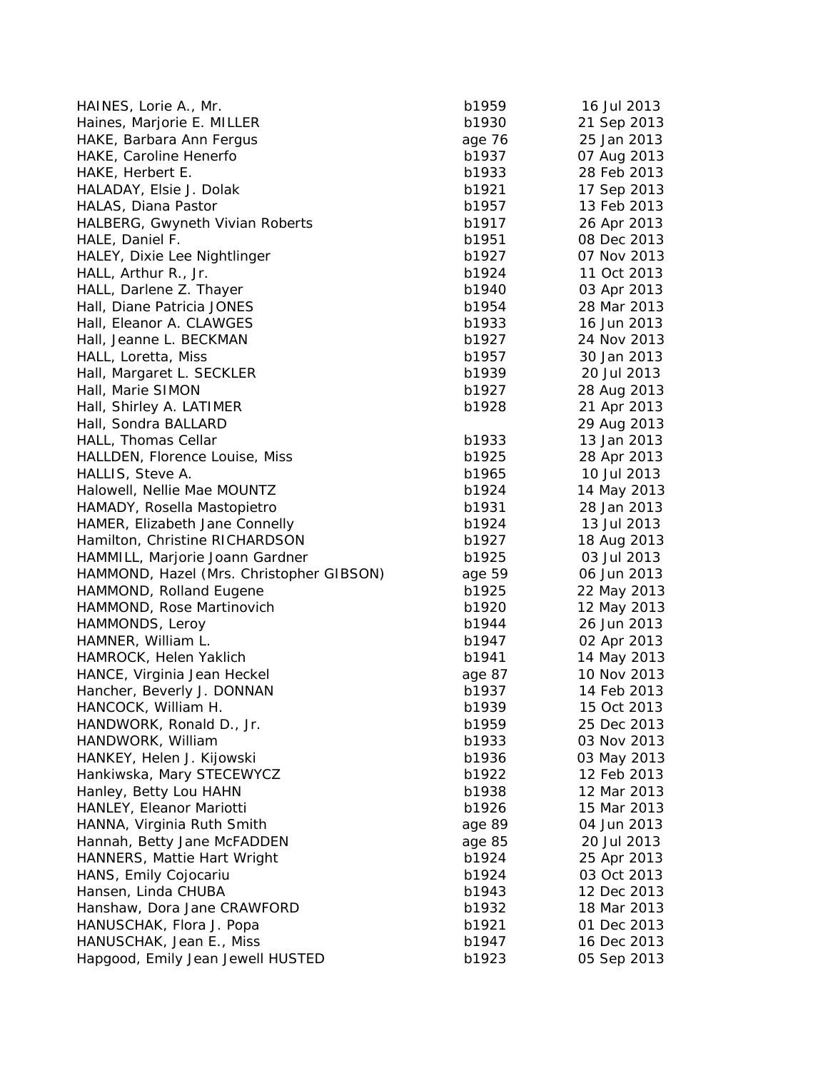| | | |
|---|---|---|
| HAINES, Lorie A., Mr. | b1959 | 16 Jul 2013 |
| Haines, Marjorie E. MILLER | b1930 | 21 Sep 2013 |
| HAKE, Barbara Ann Fergus | age 76 | 25 Jan 2013 |
| HAKE, Caroline Henerfo | b1937 | 07 Aug 2013 |
| HAKE, Herbert E. | b1933 | 28 Feb 2013 |
| HALADAY, Elsie J. Dolak | b1921 | 17 Sep 2013 |
| HALAS, Diana Pastor | b1957 | 13 Feb 2013 |
| HALBERG, Gwyneth Vivian Roberts | b1917 | 26 Apr 2013 |
| HALE, Daniel F. | b1951 | 08 Dec 2013 |
| HALEY, Dixie Lee Nightlinger | b1927 | 07 Nov 2013 |
| HALL, Arthur R., Jr. | b1924 | 11 Oct 2013 |
| HALL, Darlene Z. Thayer | b1940 | 03 Apr 2013 |
| Hall, Diane Patricia JONES | b1954 | 28 Mar 2013 |
| Hall, Eleanor A. CLAWGES | b1933 | 16 Jun 2013 |
| Hall, Jeanne L. BECKMAN | b1927 | 24 Nov 2013 |
| HALL, Loretta, Miss | b1957 | 30 Jan 2013 |
| Hall, Margaret L. SECKLER | b1939 | 20 Jul 2013 |
| Hall, Marie SIMON | b1927 | 28 Aug 2013 |
| Hall, Shirley A. LATIMER | b1928 | 21 Apr 2013 |
| Hall, Sondra BALLARD | | 29 Aug 2013 |
| HALL, Thomas Cellar | b1933 | 13 Jan 2013 |
| HALLDEN, Florence Louise, Miss | b1925 | 28 Apr 2013 |
| HALLIS, Steve A. | b1965 | 10 Jul 2013 |
| Halowell, Nellie Mae MOUNTZ | b1924 | 14 May 2013 |
| HAMADY, Rosella Mastopietro | b1931 | 28 Jan 2013 |
| HAMER, Elizabeth Jane Connelly | b1924 | 13 Jul 2013 |
| Hamilton, Christine RICHARDSON | b1927 | 18 Aug 2013 |
| HAMMILL, Marjorie Joann Gardner | b1925 | 03 Jul 2013 |
| HAMMOND, Hazel (Mrs. Christopher GIBSON) | age 59 | 06 Jun 2013 |
| HAMMOND, Rolland Eugene | b1925 | 22 May 2013 |
| HAMMOND, Rose Martinovich | b1920 | 12 May 2013 |
| HAMMONDS, Leroy | b1944 | 26 Jun 2013 |
| HAMNER, William L. | b1947 | 02 Apr 2013 |
| HAMROCK, Helen Yaklich | b1941 | 14 May 2013 |
| HANCE, Virginia Jean Heckel | age 87 | 10 Nov 2013 |
| Hancher, Beverly J. DONNAN | b1937 | 14 Feb 2013 |
| HANCOCK, William H. | b1939 | 15 Oct 2013 |
| HANDWORK, Ronald D., Jr. | b1959 | 25 Dec 2013 |
| HANDWORK, William | b1933 | 03 Nov 2013 |
| HANKEY, Helen J. Kijowski | b1936 | 03 May 2013 |
| Hankiwska, Mary STECEWYCZ | b1922 | 12 Feb 2013 |
| Hanley, Betty Lou HAHN | b1938 | 12 Mar 2013 |
| HANLEY, Eleanor Mariotti | b1926 | 15 Mar 2013 |
| HANNA, Virginia Ruth Smith | age 89 | 04 Jun 2013 |
| Hannah, Betty Jane McFADDEN | age 85 | 20 Jul 2013 |
| HANNERS, Mattie Hart Wright | b1924 | 25 Apr 2013 |
| HANS, Emily Cojocariu | b1924 | 03 Oct 2013 |
| Hansen, Linda CHUBA | b1943 | 12 Dec 2013 |
| Hanshaw, Dora Jane CRAWFORD | b1932 | 18 Mar 2013 |
| HANUSCHAK, Flora J. Popa | b1921 | 01 Dec 2013 |
| HANUSCHAK, Jean E., Miss | b1947 | 16 Dec 2013 |
| Hapgood, Emily Jean Jewell HUSTED | b1923 | 05 Sep 2013 |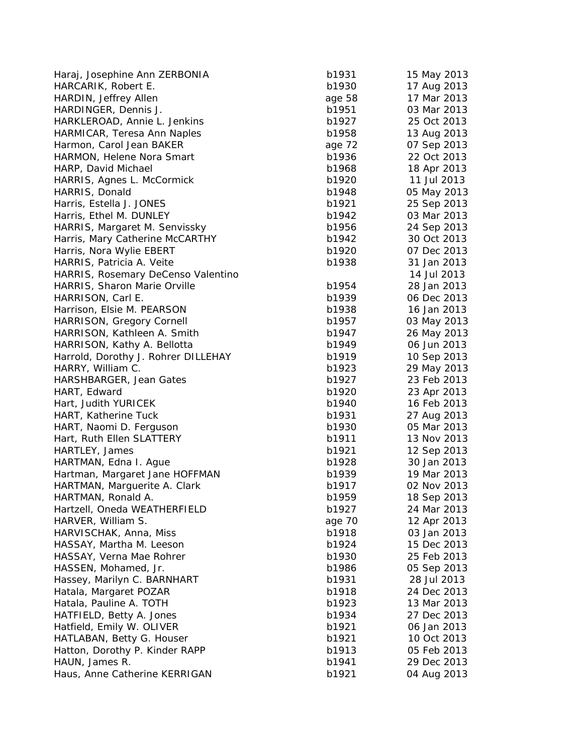| | | |
|---|---|---|
| Haraj, Josephine Ann ZERBONIA | b1931 | 15 May 2013 |
| HARCARIK, Robert E. | b1930 | 17 Aug 2013 |
| HARDIN, Jeffrey Allen | age 58 | 17 Mar 2013 |
| HARDINGER, Dennis J. | b1951 | 03 Mar 2013 |
| HARKLEROAD, Annie L. Jenkins | b1927 | 25 Oct 2013 |
| HARMICAR, Teresa Ann Naples | b1958 | 13 Aug 2013 |
| Harmon, Carol Jean BAKER | age 72 | 07 Sep 2013 |
| HARMON, Helene Nora Smart | b1936 | 22 Oct 2013 |
| HARP, David Michael | b1968 | 18 Apr 2013 |
| HARRIS, Agnes L. McCormick | b1920 | 11 Jul 2013 |
| HARRIS, Donald | b1948 | 05 May 2013 |
| Harris, Estella J. JONES | b1921 | 25 Sep 2013 |
| Harris, Ethel M. DUNLEY | b1942 | 03 Mar 2013 |
| HARRIS, Margaret M. Senvissky | b1956 | 24 Sep 2013 |
| Harris, Mary Catherine McCARTHY | b1942 | 30 Oct 2013 |
| Harris, Nora Wylie EBERT | b1920 | 07 Dec 2013 |
| HARRIS, Patricia A. Veite | b1938 | 31 Jan 2013 |
| HARRIS, Rosemary DeCenso Valentino | | 14 Jul 2013 |
| HARRIS, Sharon Marie Orville | b1954 | 28 Jan 2013 |
| HARRISON, Carl E. | b1939 | 06 Dec 2013 |
| Harrison, Elsie M. PEARSON | b1938 | 16 Jan 2013 |
| HARRISON, Gregory Cornell | b1957 | 03 May 2013 |
| HARRISON, Kathleen A. Smith | b1947 | 26 May 2013 |
| HARRISON, Kathy A. Bellotta | b1949 | 06 Jun 2013 |
| Harrold, Dorothy J. Rohrer DILLEHAY | b1919 | 10 Sep 2013 |
| HARRY, William C. | b1923 | 29 May 2013 |
| HARSHBARGER, Jean Gates | b1927 | 23 Feb 2013 |
| HART, Edward | b1920 | 23 Apr 2013 |
| Hart, Judith YURICEK | b1940 | 16 Feb 2013 |
| HART, Katherine Tuck | b1931 | 27 Aug 2013 |
| HART, Naomi D. Ferguson | b1930 | 05 Mar 2013 |
| Hart, Ruth Ellen SLATTERY | b1911 | 13 Nov 2013 |
| HARTLEY, James | b1921 | 12 Sep 2013 |
| HARTMAN, Edna I. Ague | b1928 | 30 Jan 2013 |
| Hartman, Margaret Jane HOFFMAN | b1939 | 19 Mar 2013 |
| HARTMAN, Marguerite A. Clark | b1917 | 02 Nov 2013 |
| HARTMAN, Ronald A. | b1959 | 18 Sep 2013 |
| Hartzell, Oneda WEATHERFIELD | b1927 | 24 Mar 2013 |
| HARVER, William S. | age 70 | 12 Apr 2013 |
| HARVISCHAK, Anna, Miss | b1918 | 03 Jan 2013 |
| HASSAY, Martha M. Leeson | b1924 | 15 Dec 2013 |
| HASSAY, Verna Mae Rohrer | b1930 | 25 Feb 2013 |
| HASSEN, Mohamed, Jr. | b1986 | 05 Sep 2013 |
| Hassey, Marilyn C. BARNHART | b1931 | 28 Jul 2013 |
| Hatala, Margaret POZAR | b1918 | 24 Dec 2013 |
| Hatala, Pauline A. TOTH | b1923 | 13 Mar 2013 |
| HATFIELD, Betty A. Jones | b1934 | 27 Dec 2013 |
| Hatfield, Emily W. OLIVER | b1921 | 06 Jan 2013 |
| HATLABAN, Betty G. Houser | b1921 | 10 Oct 2013 |
| Hatton, Dorothy P. Kinder RAPP | b1913 | 05 Feb 2013 |
| HAUN, James R. | b1941 | 29 Dec 2013 |
| Haus, Anne Catherine KERRIGAN | b1921 | 04 Aug 2013 |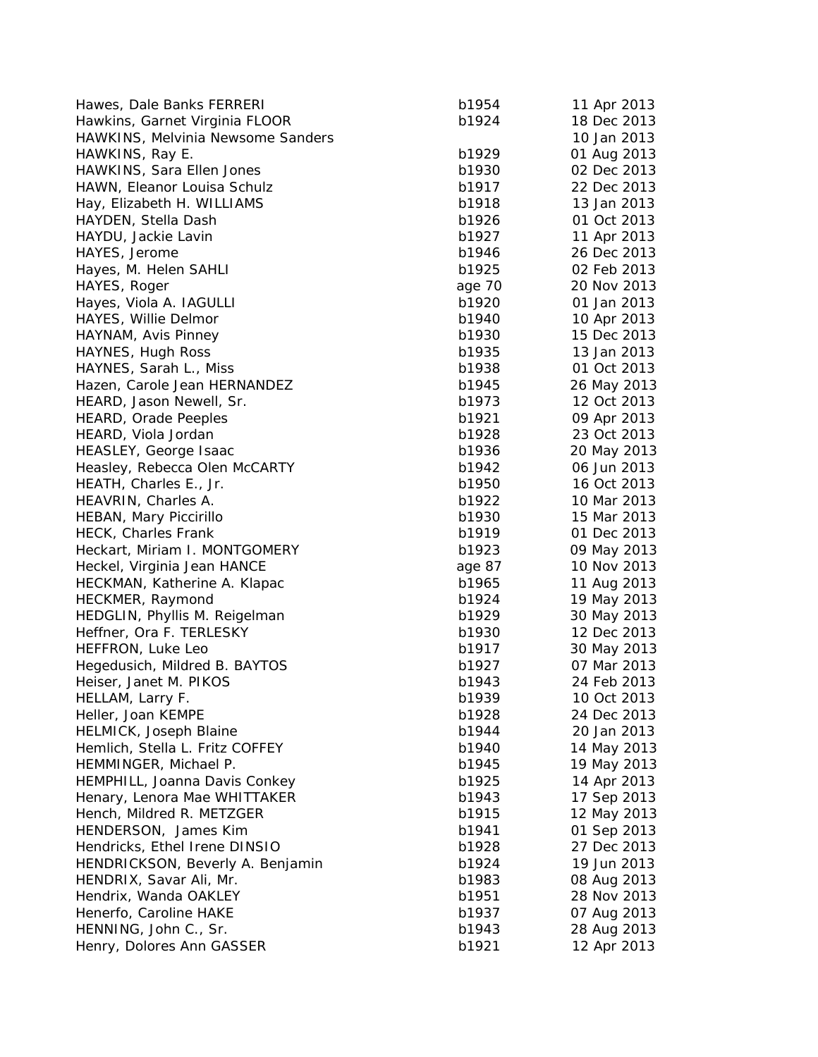| | | |
|---|---|---|
| Hawes, Dale Banks FERRERI | b1954 | 11 Apr 2013 |
| Hawkins, Garnet Virginia FLOOR | b1924 | 18 Dec 2013 |
| HAWKINS, Melvinia Newsome Sanders | | 10 Jan 2013 |
| HAWKINS, Ray E. | b1929 | 01 Aug 2013 |
| HAWKINS, Sara Ellen Jones | b1930 | 02 Dec 2013 |
| HAWN, Eleanor Louisa Schulz | b1917 | 22 Dec 2013 |
| Hay, Elizabeth H. WILLIAMS | b1918 | 13 Jan 2013 |
| HAYDEN, Stella Dash | b1926 | 01 Oct 2013 |
| HAYDU, Jackie Lavin | b1927 | 11 Apr 2013 |
| HAYES, Jerome | b1946 | 26 Dec 2013 |
| Hayes, M. Helen SAHLI | b1925 | 02 Feb 2013 |
| HAYES, Roger | age 70 | 20 Nov 2013 |
| Hayes, Viola A. IAGULLI | b1920 | 01 Jan 2013 |
| HAYES, Willie Delmor | b1940 | 10 Apr 2013 |
| HAYNAM, Avis Pinney | b1930 | 15 Dec 2013 |
| HAYNES, Hugh Ross | b1935 | 13 Jan 2013 |
| HAYNES, Sarah L., Miss | b1938 | 01 Oct 2013 |
| Hazen, Carole Jean HERNANDEZ | b1945 | 26 May 2013 |
| HEARD, Jason Newell, Sr. | b1973 | 12 Oct 2013 |
| HEARD, Orade Peeples | b1921 | 09 Apr 2013 |
| HEARD, Viola Jordan | b1928 | 23 Oct 2013 |
| HEASLEY, George Isaac | b1936 | 20 May 2013 |
| Heasley, Rebecca Olen McCARTY | b1942 | 06 Jun 2013 |
| HEATH, Charles E., Jr. | b1950 | 16 Oct 2013 |
| HEAVRIN, Charles A. | b1922 | 10 Mar 2013 |
| HEBAN, Mary Piccirillo | b1930 | 15 Mar 2013 |
| HECK, Charles Frank | b1919 | 01 Dec 2013 |
| Heckart, Miriam I. MONTGOMERY | b1923 | 09 May 2013 |
| Heckel, Virginia Jean HANCE | age 87 | 10 Nov 2013 |
| HECKMAN, Katherine A. Klapac | b1965 | 11 Aug 2013 |
| HECKMER, Raymond | b1924 | 19 May 2013 |
| HEDGLIN, Phyllis M. Reigelman | b1929 | 30 May 2013 |
| Heffner, Ora F. TERLESKY | b1930 | 12 Dec 2013 |
| HEFFRON, Luke Leo | b1917 | 30 May 2013 |
| Hegedusich, Mildred B. BAYTOS | b1927 | 07 Mar 2013 |
| Heiser, Janet M. PIKOS | b1943 | 24 Feb 2013 |
| HELLAM, Larry F. | b1939 | 10 Oct 2013 |
| Heller, Joan KEMPE | b1928 | 24 Dec 2013 |
| HELMICK, Joseph Blaine | b1944 | 20 Jan 2013 |
| Hemlich, Stella L. Fritz COFFEY | b1940 | 14 May 2013 |
| HEMMINGER, Michael P. | b1945 | 19 May 2013 |
| HEMPHILL, Joanna Davis Conkey | b1925 | 14 Apr 2013 |
| Henary, Lenora Mae WHITTAKER | b1943 | 17 Sep 2013 |
| Hench, Mildred R. METZGER | b1915 | 12 May 2013 |
| HENDERSON, James Kim | b1941 | 01 Sep 2013 |
| Hendricks, Ethel Irene DINSIO | b1928 | 27 Dec 2013 |
| HENDRICKSON, Beverly A. Benjamin | b1924 | 19 Jun 2013 |
| HENDRIX, Savar Ali, Mr. | b1983 | 08 Aug 2013 |
| Hendrix, Wanda OAKLEY | b1951 | 28 Nov 2013 |
| Henerfo, Caroline HAKE | b1937 | 07 Aug 2013 |
| HENNING, John C., Sr. | b1943 | 28 Aug 2013 |
| Henry, Dolores Ann GASSER | b1921 | 12 Apr 2013 |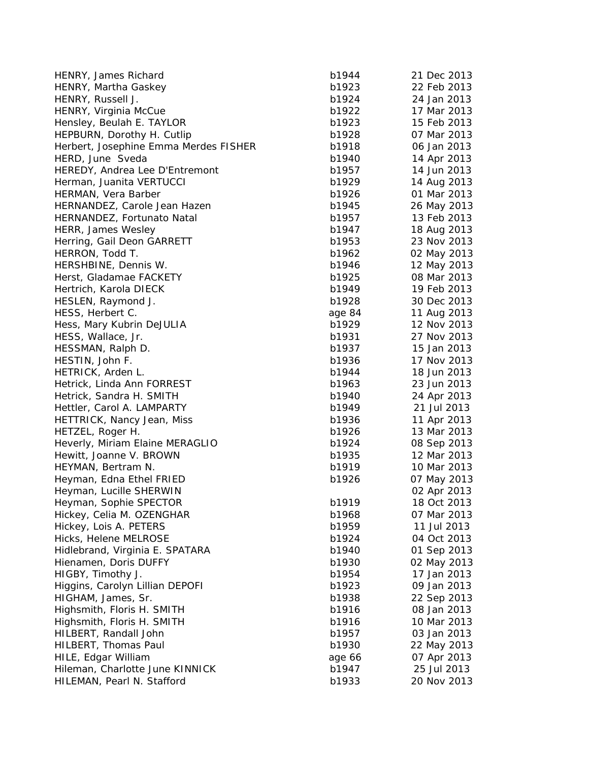| | | |
|---|---|---|
| HENRY, James Richard | b1944 | 21 Dec 2013 |
| HENRY, Martha Gaskey | b1923 | 22 Feb 2013 |
| HENRY, Russell J. | b1924 | 24 Jan 2013 |
| HENRY, Virginia McCue | b1922 | 17 Mar 2013 |
| Hensley, Beulah E. TAYLOR | b1923 | 15 Feb 2013 |
| HEPBURN, Dorothy H. Cutlip | b1928 | 07 Mar 2013 |
| Herbert, Josephine Emma Merdes FISHER | b1918 | 06 Jan 2013 |
| HERD, June Sveda | b1940 | 14 Apr 2013 |
| HEREDY, Andrea Lee D'Entremont | b1957 | 14 Jun 2013 |
| Herman, Juanita VERTUCCI | b1929 | 14 Aug 2013 |
| HERMAN, Vera Barber | b1926 | 01 Mar 2013 |
| HERNANDEZ, Carole Jean Hazen | b1945 | 26 May 2013 |
| HERNANDEZ, Fortunato Natal | b1957 | 13 Feb 2013 |
| HERR, James Wesley | b1947 | 18 Aug 2013 |
| Herring, Gail Deon GARRETT | b1953 | 23 Nov 2013 |
| HERRON, Todd T. | b1962 | 02 May 2013 |
| HERSHBINE, Dennis W. | b1946 | 12 May 2013 |
| Herst, Gladamae FACKETY | b1925 | 08 Mar 2013 |
| Hertrich, Karola DIECK | b1949 | 19 Feb 2013 |
| HESLEN, Raymond J. | b1928 | 30 Dec 2013 |
| HESS, Herbert C. | age 84 | 11 Aug 2013 |
| Hess, Mary Kubrin DeJULIA | b1929 | 12 Nov 2013 |
| HESS, Wallace, Jr. | b1931 | 27 Nov 2013 |
| HESSMAN, Ralph D. | b1937 | 15 Jan 2013 |
| HESTIN, John F. | b1936 | 17 Nov 2013 |
| HETRICK, Arden L. | b1944 | 18 Jun 2013 |
| Hetrick, Linda Ann FORREST | b1963 | 23 Jun 2013 |
| Hetrick, Sandra H. SMITH | b1940 | 24 Apr 2013 |
| Hettler, Carol A. LAMPARTY | b1949 | 21 Jul 2013 |
| HETTRICK, Nancy Jean, Miss | b1936 | 11 Apr 2013 |
| HETZEL, Roger H. | b1926 | 13 Mar 2013 |
| Heverly, Miriam Elaine MERAGLIO | b1924 | 08 Sep 2013 |
| Hewitt, Joanne V. BROWN | b1935 | 12 Mar 2013 |
| HEYMAN, Bertram N. | b1919 | 10 Mar 2013 |
| Heyman, Edna Ethel FRIED | b1926 | 07 May 2013 |
| Heyman, Lucille SHERWIN | | 02 Apr 2013 |
| Heyman, Sophie SPECTOR | b1919 | 18 Oct 2013 |
| Hickey, Celia M. OZENGHAR | b1968 | 07 Mar 2013 |
| Hickey, Lois A. PETERS | b1959 | 11 Jul 2013 |
| Hicks, Helene MELROSE | b1924 | 04 Oct 2013 |
| Hidlebrand, Virginia E. SPATARA | b1940 | 01 Sep 2013 |
| Hienamen, Doris DUFFY | b1930 | 02 May 2013 |
| HIGBY, Timothy J. | b1954 | 17 Jan 2013 |
| Higgins, Carolyn Lillian DEPOFI | b1923 | 09 Jan 2013 |
| HIGHAM, James, Sr. | b1938 | 22 Sep 2013 |
| Highsmith, Floris H. SMITH | b1916 | 08 Jan 2013 |
| Highsmith, Floris H. SMITH | b1916 | 10 Mar 2013 |
| HILBERT, Randall John | b1957 | 03 Jan 2013 |
| HILBERT, Thomas Paul | b1930 | 22 May 2013 |
| HILE, Edgar William | age 66 | 07 Apr 2013 |
| Hileman, Charlotte June KINNICK | b1947 | 25 Jul 2013 |
| HILEMAN, Pearl N. Stafford | b1933 | 20 Nov 2013 |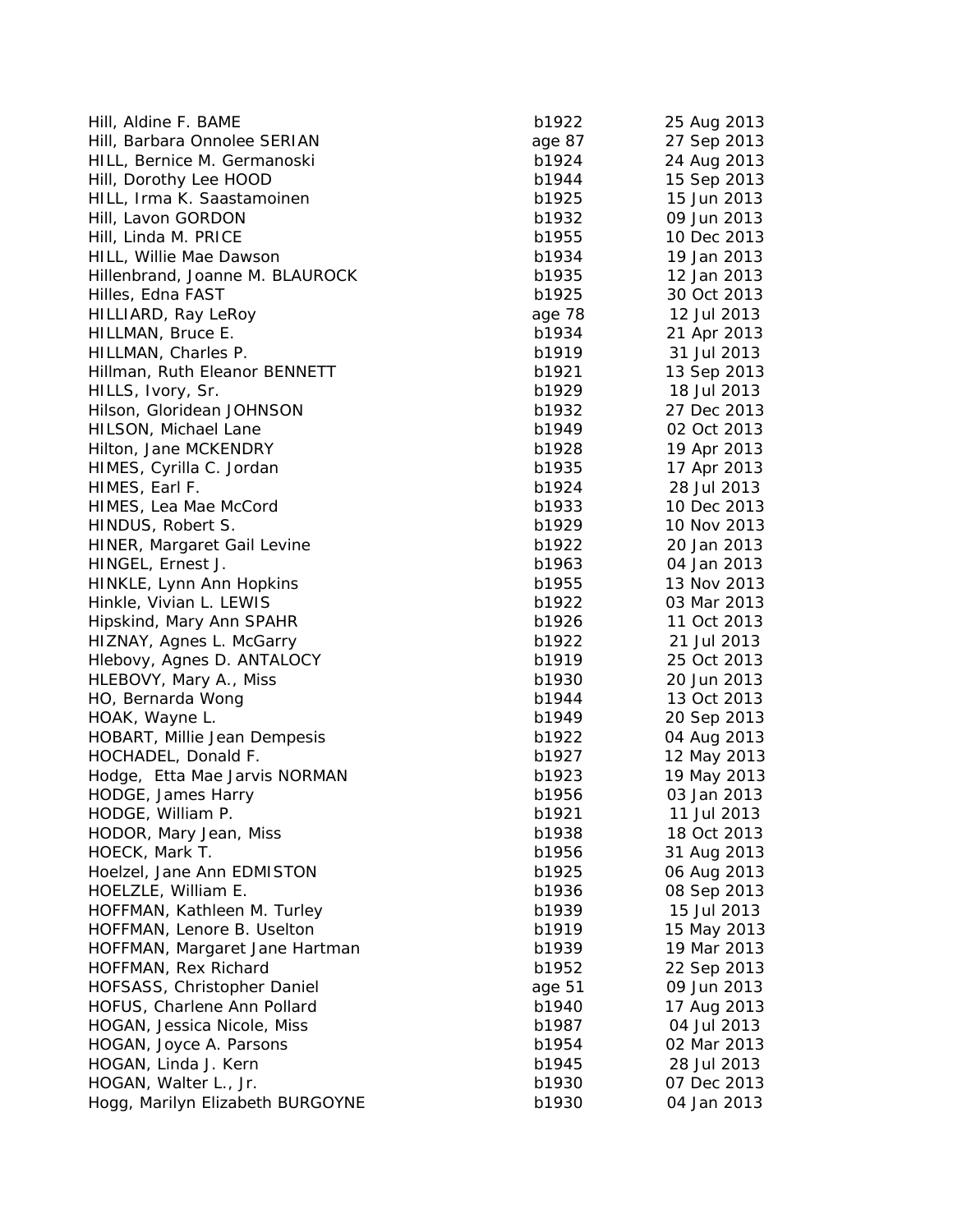| | | |
|---|---|---|
| Hill, Aldine F. BAME | b1922 | 25 Aug 2013 |
| Hill, Barbara Onnolee SERIAN | age 87 | 27 Sep 2013 |
| HILL, Bernice M. Germanoski | b1924 | 24 Aug 2013 |
| Hill, Dorothy Lee HOOD | b1944 | 15 Sep 2013 |
| HILL, Irma K. Saastamoinen | b1925 | 15 Jun 2013 |
| Hill, Lavon GORDON | b1932 | 09 Jun 2013 |
| Hill, Linda M. PRICE | b1955 | 10 Dec 2013 |
| HILL, Willie Mae Dawson | b1934 | 19 Jan 2013 |
| Hillenbrand, Joanne M. BLAUROCK | b1935 | 12 Jan 2013 |
| Hilles, Edna FAST | b1925 | 30 Oct 2013 |
| HILLIARD, Ray LeRoy | age 78 | 12 Jul 2013 |
| HILLMAN, Bruce E. | b1934 | 21 Apr 2013 |
| HILLMAN, Charles P. | b1919 | 31 Jul 2013 |
| Hillman, Ruth Eleanor BENNETT | b1921 | 13 Sep 2013 |
| HILLS, Ivory, Sr. | b1929 | 18 Jul 2013 |
| Hilson, Gloridean JOHNSON | b1932 | 27 Dec 2013 |
| HILSON, Michael Lane | b1949 | 02 Oct 2013 |
| Hilton, Jane MCKENDRY | b1928 | 19 Apr 2013 |
| HIMES, Cyrilla C. Jordan | b1935 | 17 Apr 2013 |
| HIMES, Earl F. | b1924 | 28 Jul 2013 |
| HIMES, Lea Mae McCord | b1933 | 10 Dec 2013 |
| HINDUS, Robert S. | b1929 | 10 Nov 2013 |
| HINER, Margaret Gail Levine | b1922 | 20 Jan 2013 |
| HINGEL, Ernest J. | b1963 | 04 Jan 2013 |
| HINKLE, Lynn Ann Hopkins | b1955 | 13 Nov 2013 |
| Hinkle, Vivian L. LEWIS | b1922 | 03 Mar 2013 |
| Hipskind, Mary Ann SPAHR | b1926 | 11 Oct 2013 |
| HIZNAY, Agnes L. McGarry | b1922 | 21 Jul 2013 |
| Hlebovy, Agnes D. ANTALOCY | b1919 | 25 Oct 2013 |
| HLEBOVY, Mary A., Miss | b1930 | 20 Jun 2013 |
| HO, Bernarda Wong | b1944 | 13 Oct 2013 |
| HOAK, Wayne L. | b1949 | 20 Sep 2013 |
| HOBART, Millie Jean Dempesis | b1922 | 04 Aug 2013 |
| HOCHADEL, Donald F. | b1927 | 12 May 2013 |
| Hodge, Etta Mae Jarvis NORMAN | b1923 | 19 May 2013 |
| HODGE, James Harry | b1956 | 03 Jan 2013 |
| HODGE, William P. | b1921 | 11 Jul 2013 |
| HODOR, Mary Jean, Miss | b1938 | 18 Oct 2013 |
| HOECK, Mark T. | b1956 | 31 Aug 2013 |
| Hoelzel, Jane Ann EDMISTON | b1925 | 06 Aug 2013 |
| HOELZLE, William E. | b1936 | 08 Sep 2013 |
| HOFFMAN, Kathleen M. Turley | b1939 | 15 Jul 2013 |
| HOFFMAN, Lenore B. Uselton | b1919 | 15 May 2013 |
| HOFFMAN, Margaret Jane Hartman | b1939 | 19 Mar 2013 |
| HOFFMAN, Rex Richard | b1952 | 22 Sep 2013 |
| HOFSASS, Christopher Daniel | age 51 | 09 Jun 2013 |
| HOFUS, Charlene Ann Pollard | b1940 | 17 Aug 2013 |
| HOGAN, Jessica Nicole, Miss | b1987 | 04 Jul 2013 |
| HOGAN, Joyce A. Parsons | b1954 | 02 Mar 2013 |
| HOGAN, Linda J. Kern | b1945 | 28 Jul 2013 |
| HOGAN, Walter L., Jr. | b1930 | 07 Dec 2013 |
| Hogg, Marilyn Elizabeth BURGOYNE | b1930 | 04 Jan 2013 |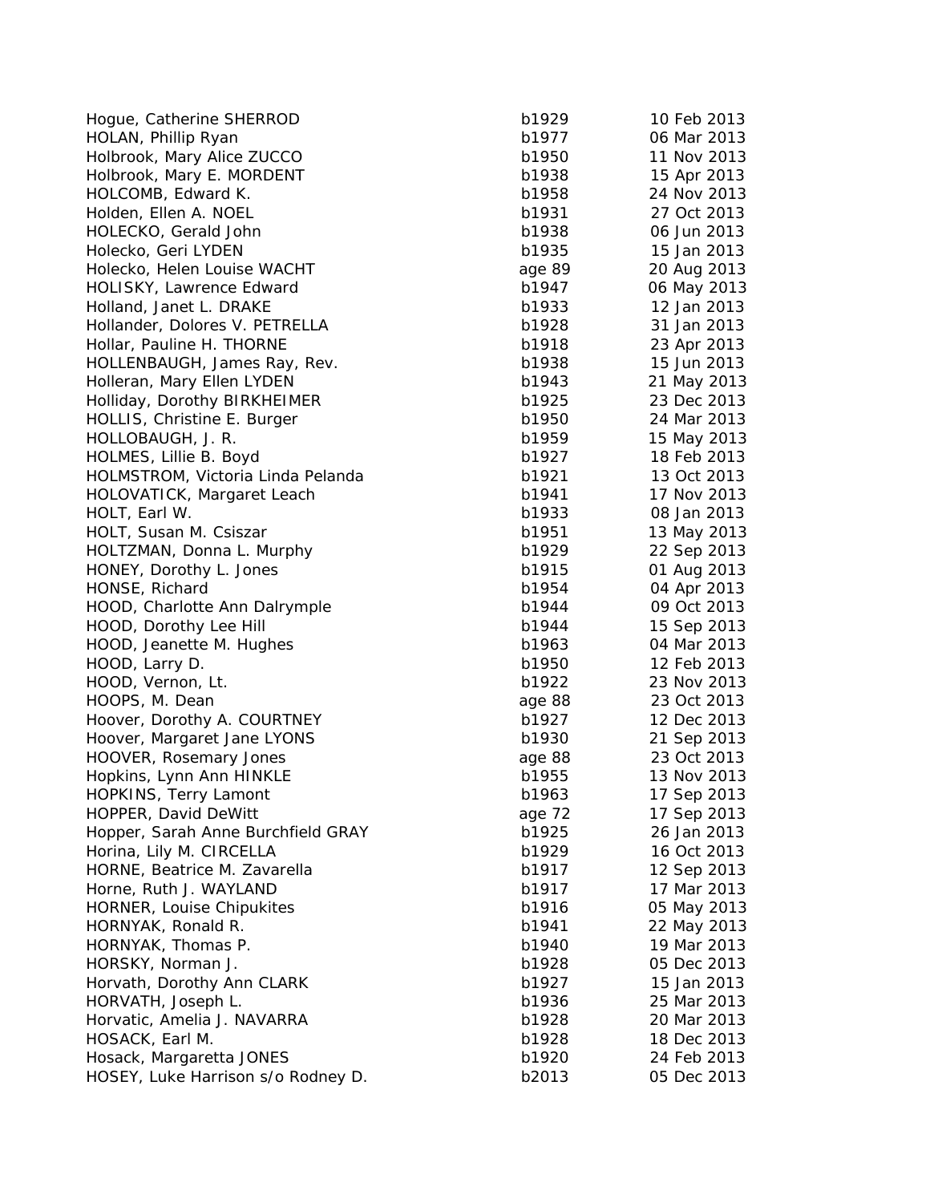| | | |
|---|---|---|
| Hogue, Catherine SHERROD | b1929 | 10 Feb 2013 |
| HOLAN, Phillip Ryan | b1977 | 06 Mar 2013 |
| Holbrook, Mary Alice ZUCCO | b1950 | 11 Nov 2013 |
| Holbrook, Mary E. MORDENT | b1938 | 15 Apr 2013 |
| HOLCOMB, Edward K. | b1958 | 24 Nov 2013 |
| Holden, Ellen A. NOEL | b1931 | 27 Oct 2013 |
| HOLECKO, Gerald John | b1938 | 06 Jun 2013 |
| Holecko, Geri LYDEN | b1935 | 15 Jan 2013 |
| Holecko, Helen Louise WACHT | age 89 | 20 Aug 2013 |
| HOLISKY, Lawrence Edward | b1947 | 06 May 2013 |
| Holland, Janet L. DRAKE | b1933 | 12 Jan 2013 |
| Hollander, Dolores V. PETRELLA | b1928 | 31 Jan 2013 |
| Hollar, Pauline H. THORNE | b1918 | 23 Apr 2013 |
| HOLLENBAUGH, James Ray, Rev. | b1938 | 15 Jun 2013 |
| Holleran, Mary Ellen LYDEN | b1943 | 21 May 2013 |
| Holliday, Dorothy BIRKHEIMER | b1925 | 23 Dec 2013 |
| HOLLIS, Christine E. Burger | b1950 | 24 Mar 2013 |
| HOLLOBAUGH, J. R. | b1959 | 15 May 2013 |
| HOLMES, Lillie B. Boyd | b1927 | 18 Feb 2013 |
| HOLMSTROM, Victoria Linda Pelanda | b1921 | 13 Oct 2013 |
| HOLOVATICK, Margaret Leach | b1941 | 17 Nov 2013 |
| HOLT, Earl W. | b1933 | 08 Jan 2013 |
| HOLT, Susan M. Csiszar | b1951 | 13 May 2013 |
| HOLTZMAN, Donna L. Murphy | b1929 | 22 Sep 2013 |
| HONEY, Dorothy L. Jones | b1915 | 01 Aug 2013 |
| HONSE, Richard | b1954 | 04 Apr 2013 |
| HOOD, Charlotte Ann Dalrymple | b1944 | 09 Oct 2013 |
| HOOD, Dorothy Lee Hill | b1944 | 15 Sep 2013 |
| HOOD, Jeanette M. Hughes | b1963 | 04 Mar 2013 |
| HOOD, Larry D. | b1950 | 12 Feb 2013 |
| HOOD, Vernon, Lt. | b1922 | 23 Nov 2013 |
| HOOPS, M. Dean | age 88 | 23 Oct 2013 |
| Hoover, Dorothy A. COURTNEY | b1927 | 12 Dec 2013 |
| Hoover, Margaret Jane LYONS | b1930 | 21 Sep 2013 |
| HOOVER, Rosemary Jones | age 88 | 23 Oct 2013 |
| Hopkins, Lynn Ann HINKLE | b1955 | 13 Nov 2013 |
| HOPKINS, Terry Lamont | b1963 | 17 Sep 2013 |
| HOPPER, David DeWitt | age 72 | 17 Sep 2013 |
| Hopper, Sarah Anne Burchfield GRAY | b1925 | 26 Jan 2013 |
| Horina, Lily M. CIRCELLA | b1929 | 16 Oct 2013 |
| HORNE, Beatrice M. Zavarella | b1917 | 12 Sep 2013 |
| Horne, Ruth J. WAYLAND | b1917 | 17 Mar 2013 |
| HORNER, Louise Chipukites | b1916 | 05 May 2013 |
| HORNYAK, Ronald R. | b1941 | 22 May 2013 |
| HORNYAK, Thomas P. | b1940 | 19 Mar 2013 |
| HORSKY, Norman J. | b1928 | 05 Dec 2013 |
| Horvath, Dorothy Ann CLARK | b1927 | 15 Jan 2013 |
| HORVATH, Joseph L. | b1936 | 25 Mar 2013 |
| Horvatic, Amelia J. NAVARRA | b1928 | 20 Mar 2013 |
| HOSACK, Earl M. | b1928 | 18 Dec 2013 |
| Hosack, Margaretta JONES | b1920 | 24 Feb 2013 |
| HOSEY, Luke Harrison s/o Rodney D. | b2013 | 05 Dec 2013 |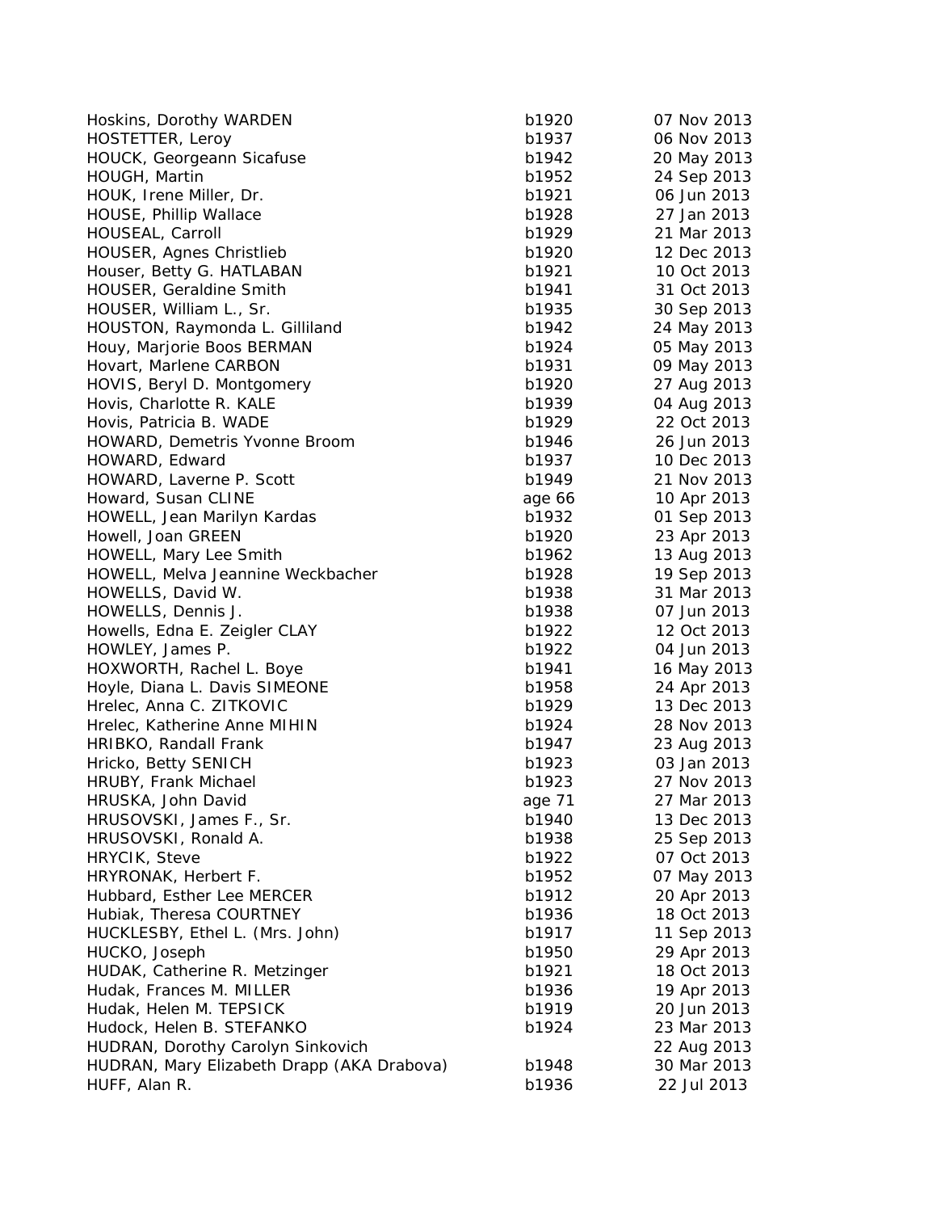| | | |
|---|---|---|
| Hoskins, Dorothy WARDEN | b1920 | 07 Nov 2013 |
| HOSTETTER, Leroy | b1937 | 06 Nov 2013 |
| HOUCK, Georgeann Sicafuse | b1942 | 20 May 2013 |
| HOUGH, Martin | b1952 | 24 Sep 2013 |
| HOUK, Irene Miller, Dr. | b1921 | 06 Jun 2013 |
| HOUSE, Phillip Wallace | b1928 | 27 Jan 2013 |
| HOUSEAL, Carroll | b1929 | 21 Mar 2013 |
| HOUSER, Agnes Christlieb | b1920 | 12 Dec 2013 |
| Houser, Betty G. HATLABAN | b1921 | 10 Oct 2013 |
| HOUSER, Geraldine Smith | b1941 | 31 Oct 2013 |
| HOUSER, William L., Sr. | b1935 | 30 Sep 2013 |
| HOUSTON, Raymonda L. Gilliland | b1942 | 24 May 2013 |
| Houy, Marjorie Boos BERMAN | b1924 | 05 May 2013 |
| Hovart, Marlene CARBON | b1931 | 09 May 2013 |
| HOVIS, Beryl D. Montgomery | b1920 | 27 Aug 2013 |
| Hovis, Charlotte R. KALE | b1939 | 04 Aug 2013 |
| Hovis, Patricia B. WADE | b1929 | 22 Oct 2013 |
| HOWARD, Demetris Yvonne Broom | b1946 | 26 Jun 2013 |
| HOWARD, Edward | b1937 | 10 Dec 2013 |
| HOWARD, Laverne P. Scott | b1949 | 21 Nov 2013 |
| Howard, Susan CLINE | age 66 | 10 Apr 2013 |
| HOWELL, Jean Marilyn Kardas | b1932 | 01 Sep 2013 |
| Howell, Joan GREEN | b1920 | 23 Apr 2013 |
| HOWELL, Mary Lee Smith | b1962 | 13 Aug 2013 |
| HOWELL, Melva Jeannine Weckbacher | b1928 | 19 Sep 2013 |
| HOWELLS, David W. | b1938 | 31 Mar 2013 |
| HOWELLS, Dennis J. | b1938 | 07 Jun 2013 |
| Howells, Edna E. Zeigler CLAY | b1922 | 12 Oct 2013 |
| HOWLEY, James P. | b1922 | 04 Jun 2013 |
| HOXWORTH, Rachel L. Boye | b1941 | 16 May 2013 |
| Hoyle, Diana L. Davis SIMEONE | b1958 | 24 Apr 2013 |
| Hrelec, Anna C. ZITKOVIC | b1929 | 13 Dec 2013 |
| Hrelec, Katherine Anne MIHIN | b1924 | 28 Nov 2013 |
| HRIBKO, Randall Frank | b1947 | 23 Aug 2013 |
| Hricko, Betty SENICH | b1923 | 03 Jan 2013 |
| HRUBY, Frank Michael | b1923 | 27 Nov 2013 |
| HRUSKA, John David | age 71 | 27 Mar 2013 |
| HRUSOVSKI, James F., Sr. | b1940 | 13 Dec 2013 |
| HRUSOVSKI, Ronald A. | b1938 | 25 Sep 2013 |
| HRYCIK, Steve | b1922 | 07 Oct 2013 |
| HRYRONAK, Herbert F. | b1952 | 07 May 2013 |
| Hubbard, Esther Lee MERCER | b1912 | 20 Apr 2013 |
| Hubiak, Theresa COURTNEY | b1936 | 18 Oct 2013 |
| HUCKLESBY, Ethel L. (Mrs. John) | b1917 | 11 Sep 2013 |
| HUCKO, Joseph | b1950 | 29 Apr 2013 |
| HUDAK, Catherine R. Metzinger | b1921 | 18 Oct 2013 |
| Hudak, Frances M. MILLER | b1936 | 19 Apr 2013 |
| Hudak, Helen M. TEPSICK | b1919 | 20 Jun 2013 |
| Hudock, Helen B. STEFANKO | b1924 | 23 Mar 2013 |
| HUDRAN, Dorothy Carolyn Sinkovich | | 22 Aug 2013 |
| HUDRAN, Mary Elizabeth Drapp (AKA Drabova) | b1948 | 30 Mar 2013 |
| HUFF, Alan R. | b1936 | 22 Jul 2013 |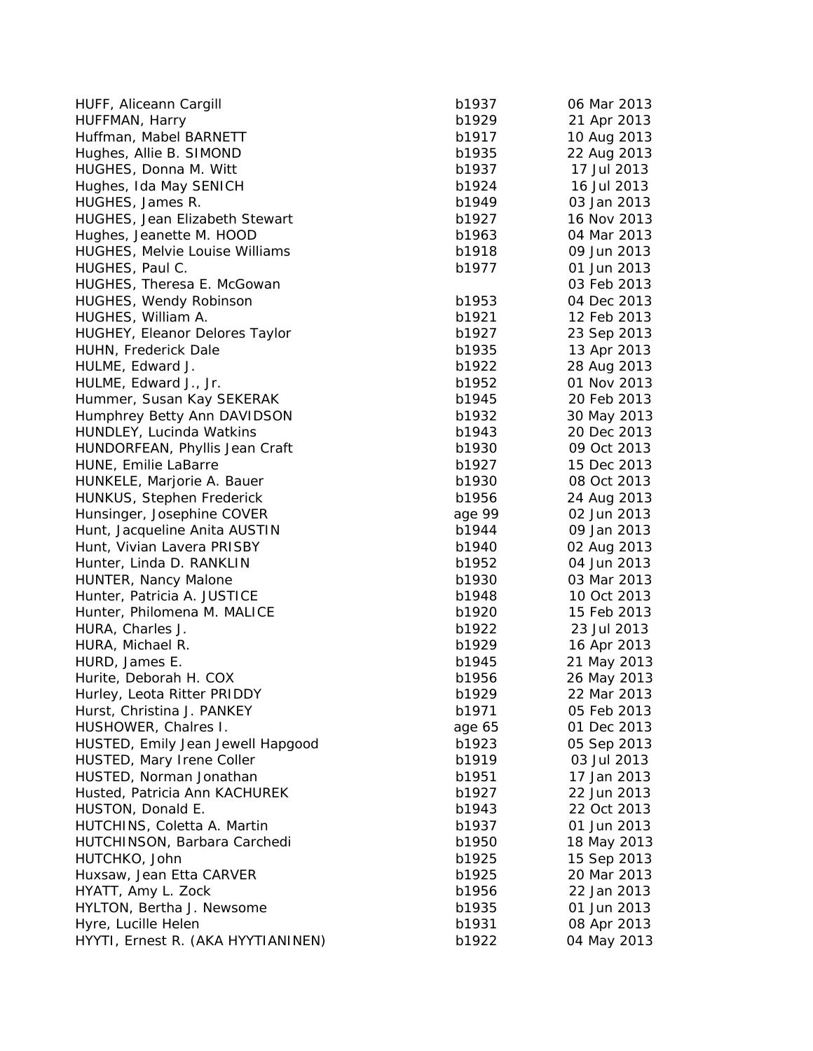| | | |
|---|---|---|
| HUFF, Aliceann Cargill | b1937 | 06 Mar 2013 |
| HUFFMAN, Harry | b1929 | 21 Apr 2013 |
| Huffman, Mabel BARNETT | b1917 | 10 Aug 2013 |
| Hughes, Allie B. SIMOND | b1935 | 22 Aug 2013 |
| HUGHES, Donna M. Witt | b1937 | 17 Jul 2013 |
| Hughes, Ida May SENICH | b1924 | 16 Jul 2013 |
| HUGHES, James R. | b1949 | 03 Jan 2013 |
| HUGHES, Jean Elizabeth Stewart | b1927 | 16 Nov 2013 |
| Hughes, Jeanette M. HOOD | b1963 | 04 Mar 2013 |
| HUGHES, Melvie Louise Williams | b1918 | 09 Jun 2013 |
| HUGHES, Paul C. | b1977 | 01 Jun 2013 |
| HUGHES, Theresa E. McGowan | | 03 Feb 2013 |
| HUGHES, Wendy Robinson | b1953 | 04 Dec 2013 |
| HUGHES, William A. | b1921 | 12 Feb 2013 |
| HUGHEY, Eleanor Delores Taylor | b1927 | 23 Sep 2013 |
| HUHN, Frederick Dale | b1935 | 13 Apr 2013 |
| HULME, Edward J. | b1922 | 28 Aug 2013 |
| HULME, Edward J., Jr. | b1952 | 01 Nov 2013 |
| Hummer, Susan Kay SEKERAK | b1945 | 20 Feb 2013 |
| Humphrey Betty Ann DAVIDSON | b1932 | 30 May 2013 |
| HUNDLEY, Lucinda Watkins | b1943 | 20 Dec 2013 |
| HUNDORFEAN, Phyllis Jean Craft | b1930 | 09 Oct 2013 |
| HUNE, Emilie LaBarre | b1927 | 15 Dec 2013 |
| HUNKELE, Marjorie A. Bauer | b1930 | 08 Oct 2013 |
| HUNKUS, Stephen Frederick | b1956 | 24 Aug 2013 |
| Hunsinger, Josephine COVER | age 99 | 02 Jun 2013 |
| Hunt, Jacqueline Anita AUSTIN | b1944 | 09 Jan 2013 |
| Hunt, Vivian Lavera PRISBY | b1940 | 02 Aug 2013 |
| Hunter, Linda D. RANKLIN | b1952 | 04 Jun 2013 |
| HUNTER, Nancy Malone | b1930 | 03 Mar 2013 |
| Hunter, Patricia A. JUSTICE | b1948 | 10 Oct 2013 |
| Hunter, Philomena M. MALICE | b1920 | 15 Feb 2013 |
| HURA, Charles J. | b1922 | 23 Jul 2013 |
| HURA, Michael R. | b1929 | 16 Apr 2013 |
| HURD, James E. | b1945 | 21 May 2013 |
| Hurite, Deborah H. COX | b1956 | 26 May 2013 |
| Hurley, Leota Ritter PRIDDY | b1929 | 22 Mar 2013 |
| Hurst, Christina J. PANKEY | b1971 | 05 Feb 2013 |
| HUSHOWER, Chalres I. | age 65 | 01 Dec 2013 |
| HUSTED, Emily Jean Jewell Hapgood | b1923 | 05 Sep 2013 |
| HUSTED, Mary Irene Coller | b1919 | 03 Jul 2013 |
| HUSTED, Norman Jonathan | b1951 | 17 Jan 2013 |
| Husted, Patricia Ann KACHUREK | b1927 | 22 Jun 2013 |
| HUSTON, Donald E. | b1943 | 22 Oct 2013 |
| HUTCHINS, Coletta A. Martin | b1937 | 01 Jun 2013 |
| HUTCHINSON, Barbara Carchedi | b1950 | 18 May 2013 |
| HUTCHKO, John | b1925 | 15 Sep 2013 |
| Huxsaw, Jean Etta CARVER | b1925 | 20 Mar 2013 |
| HYATT, Amy L. Zock | b1956 | 22 Jan 2013 |
| HYLTON, Bertha J. Newsome | b1935 | 01 Jun 2013 |
| Hyre, Lucille Helen | b1931 | 08 Apr 2013 |
| HYYTI, Ernest R. (AKA HYYTIANINEN) | b1922 | 04 May 2013 |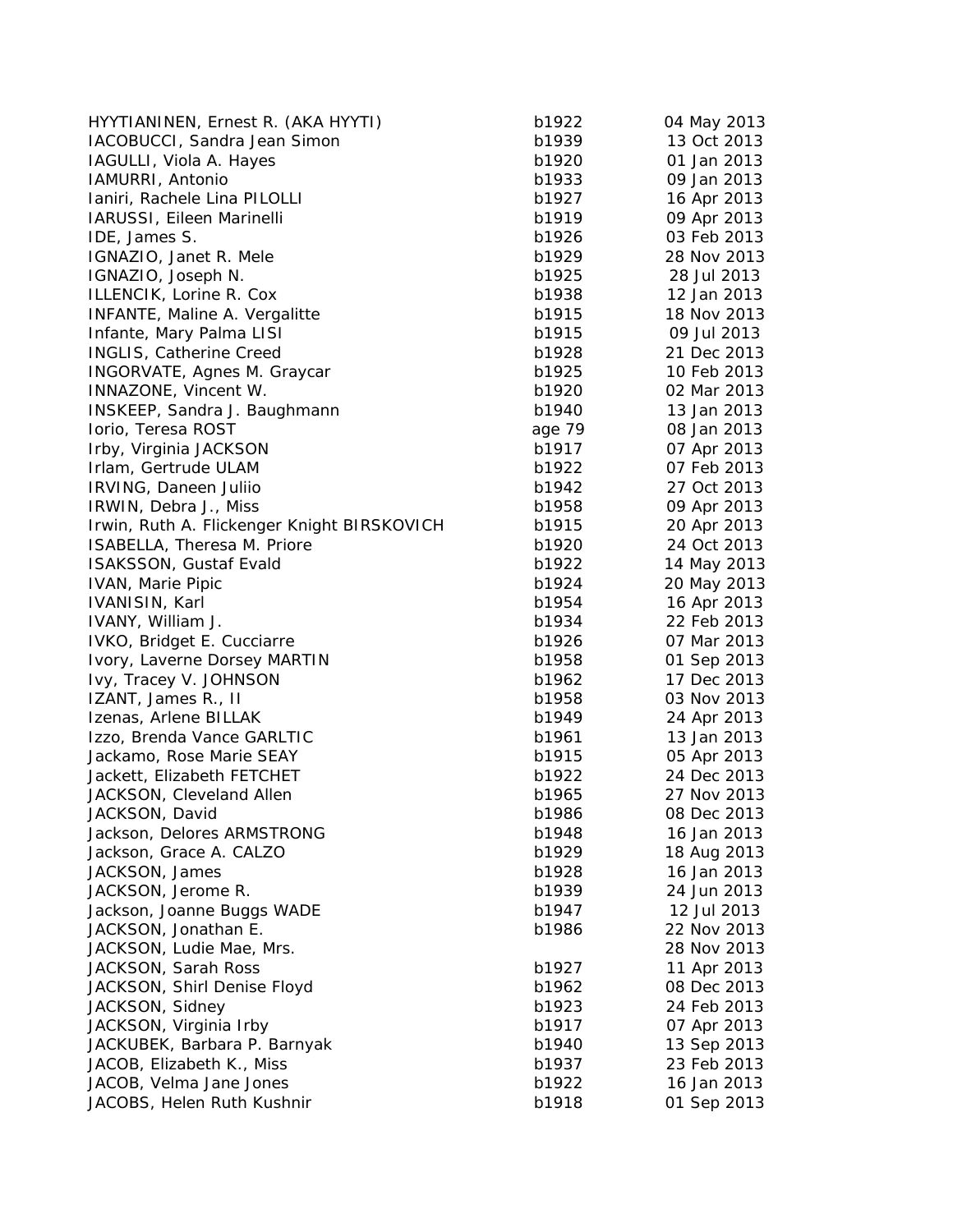| | | |
|---|---|---|
| HYYTIANINEN, Ernest R. (AKA HYYTI) | b1922 | 04 May 2013 |
| IACOBUCCI, Sandra Jean Simon | b1939 | 13 Oct 2013 |
| IAGULLI, Viola A. Hayes | b1920 | 01 Jan 2013 |
| IAMURRI, Antonio | b1933 | 09 Jan 2013 |
| Ianiri, Rachele Lina PILOLLI | b1927 | 16 Apr 2013 |
| IARUSSI, Eileen Marinelli | b1919 | 09 Apr 2013 |
| IDE, James S. | b1926 | 03 Feb 2013 |
| IGNAZIO, Janet R. Mele | b1929 | 28 Nov 2013 |
| IGNAZIO, Joseph N. | b1925 | 28 Jul 2013 |
| ILLENCIK, Lorine R. Cox | b1938 | 12 Jan 2013 |
| INFANTE, Maline A. Vergalitte | b1915 | 18 Nov 2013 |
| Infante, Mary Palma LISI | b1915 | 09 Jul 2013 |
| INGLIS, Catherine Creed | b1928 | 21 Dec 2013 |
| INGORVATE, Agnes M. Graycar | b1925 | 10 Feb 2013 |
| INNAZONE, Vincent W. | b1920 | 02 Mar 2013 |
| INSKEEP, Sandra J. Baughmann | b1940 | 13 Jan 2013 |
| Iorio, Teresa ROST | age 79 | 08 Jan 2013 |
| Irby, Virginia JACKSON | b1917 | 07 Apr 2013 |
| Irlam, Gertrude ULAM | b1922 | 07 Feb 2013 |
| IRVING, Daneen Juliio | b1942 | 27 Oct 2013 |
| IRWIN, Debra J., Miss | b1958 | 09 Apr 2013 |
| Irwin, Ruth A. Flickenger Knight BIRSKOVICH | b1915 | 20 Apr 2013 |
| ISABELLA, Theresa M. Priore | b1920 | 24 Oct 2013 |
| ISAKSSON, Gustaf Evald | b1922 | 14 May 2013 |
| IVAN, Marie Pipic | b1924 | 20 May 2013 |
| IVANISIN, Karl | b1954 | 16 Apr 2013 |
| IVANY, William J. | b1934 | 22 Feb 2013 |
| IVKO, Bridget E. Cucciarre | b1926 | 07 Mar 2013 |
| Ivory, Laverne Dorsey MARTIN | b1958 | 01 Sep 2013 |
| Ivy, Tracey V. JOHNSON | b1962 | 17 Dec 2013 |
| IZANT, James R., II | b1958 | 03 Nov 2013 |
| Izenas, Arlene BILLAK | b1949 | 24 Apr 2013 |
| Izzo, Brenda Vance GARLTIC | b1961 | 13 Jan 2013 |
| Jackamo, Rose Marie SEAY | b1915 | 05 Apr 2013 |
| Jackett, Elizabeth FETCHET | b1922 | 24 Dec 2013 |
| JACKSON, Cleveland Allen | b1965 | 27 Nov 2013 |
| JACKSON, David | b1986 | 08 Dec 2013 |
| Jackson, Delores ARMSTRONG | b1948 | 16 Jan 2013 |
| Jackson, Grace A. CALZO | b1929 | 18 Aug 2013 |
| JACKSON, James | b1928 | 16 Jan 2013 |
| JACKSON, Jerome R. | b1939 | 24 Jun 2013 |
| Jackson, Joanne Buggs WADE | b1947 | 12 Jul 2013 |
| JACKSON, Jonathan E. | b1986 | 22 Nov 2013 |
| JACKSON, Ludie Mae, Mrs. | | 28 Nov 2013 |
| JACKSON, Sarah Ross | b1927 | 11 Apr 2013 |
| JACKSON, Shirl Denise Floyd | b1962 | 08 Dec 2013 |
| JACKSON, Sidney | b1923 | 24 Feb 2013 |
| JACKSON, Virginia Irby | b1917 | 07 Apr 2013 |
| JACKUBEK, Barbara P. Barnyak | b1940 | 13 Sep 2013 |
| JACOB, Elizabeth K., Miss | b1937 | 23 Feb 2013 |
| JACOB, Velma Jane Jones | b1922 | 16 Jan 2013 |
| JACOBS, Helen Ruth Kushnir | b1918 | 01 Sep 2013 |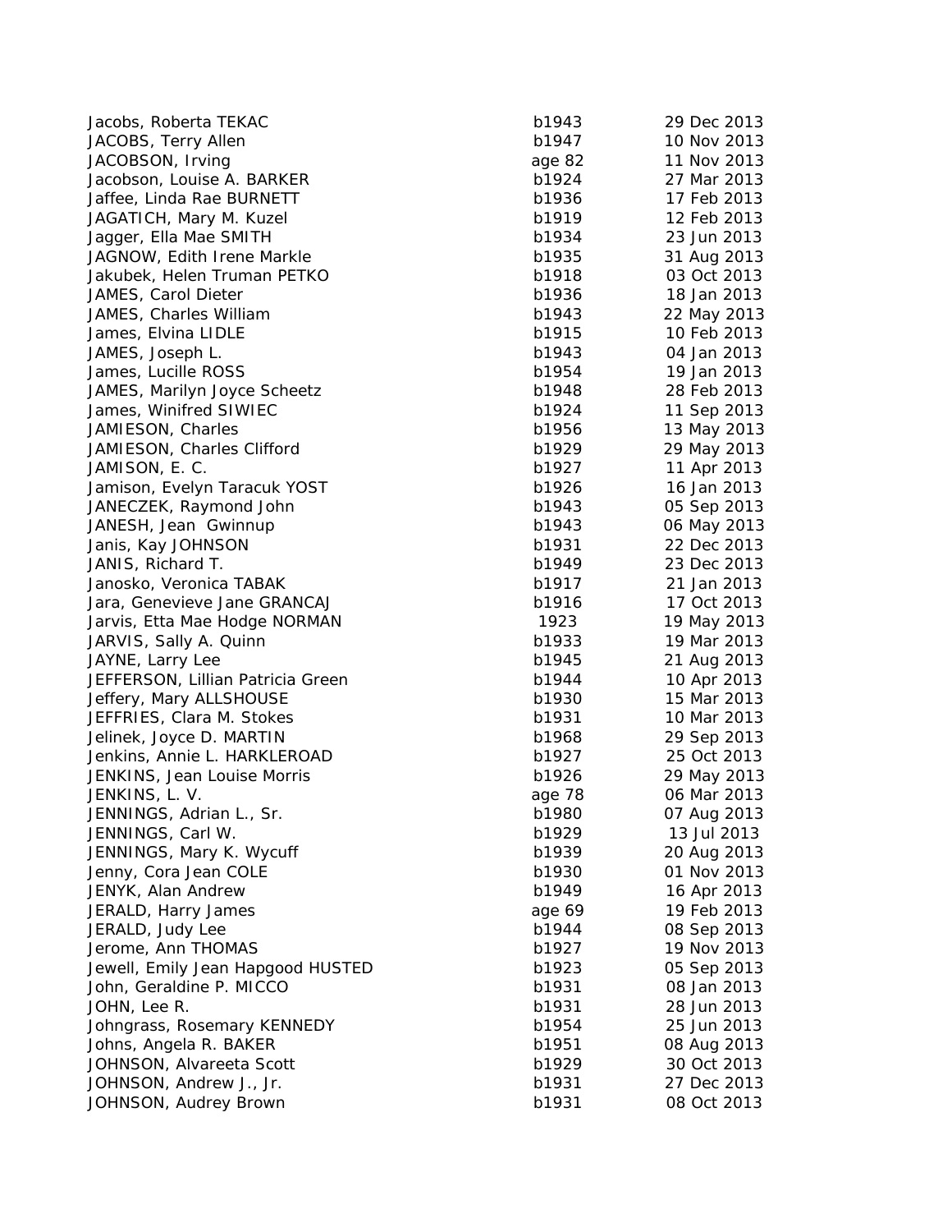| | | |
|---|---|---|
| Jacobs, Roberta TEKAC | b1943 | 29 Dec 2013 |
| JACOBS, Terry Allen | b1947 | 10 Nov 2013 |
| JACOBSON, Irving | age 82 | 11 Nov 2013 |
| Jacobson, Louise A. BARKER | b1924 | 27 Mar 2013 |
| Jaffee, Linda Rae BURNETT | b1936 | 17 Feb 2013 |
| JAGATICH, Mary M. Kuzel | b1919 | 12 Feb 2013 |
| Jagger, Ella Mae SMITH | b1934 | 23 Jun 2013 |
| JAGNOW, Edith Irene Markle | b1935 | 31 Aug 2013 |
| Jakubek, Helen Truman PETKO | b1918 | 03 Oct 2013 |
| JAMES, Carol Dieter | b1936 | 18 Jan 2013 |
| JAMES, Charles William | b1943 | 22 May 2013 |
| James, Elvina LIDLE | b1915 | 10 Feb 2013 |
| JAMES, Joseph L. | b1943 | 04 Jan 2013 |
| James, Lucille ROSS | b1954 | 19 Jan 2013 |
| JAMES, Marilyn Joyce Scheetz | b1948 | 28 Feb 2013 |
| James, Winifred SIWIEC | b1924 | 11 Sep 2013 |
| JAMIESON, Charles | b1956 | 13 May 2013 |
| JAMIESON, Charles Clifford | b1929 | 29 May 2013 |
| JAMISON, E. C. | b1927 | 11 Apr 2013 |
| Jamison, Evelyn Taracuk YOST | b1926 | 16 Jan 2013 |
| JANECZEK, Raymond John | b1943 | 05 Sep 2013 |
| JANESH, Jean Gwinnup | b1943 | 06 May 2013 |
| Janis, Kay JOHNSON | b1931 | 22 Dec 2013 |
| JANIS, Richard T. | b1949 | 23 Dec 2013 |
| Janosko, Veronica TABAK | b1917 | 21 Jan 2013 |
| Jara, Genevieve Jane GRANCAJ | b1916 | 17 Oct 2013 |
| Jarvis, Etta Mae Hodge NORMAN | 1923 | 19 May 2013 |
| JARVIS, Sally A. Quinn | b1933 | 19 Mar 2013 |
| JAYNE, Larry Lee | b1945 | 21 Aug 2013 |
| JEFFERSON, Lillian Patricia Green | b1944 | 10 Apr 2013 |
| Jeffery, Mary ALLSHOUSE | b1930 | 15 Mar 2013 |
| JEFFRIES, Clara M. Stokes | b1931 | 10 Mar 2013 |
| Jelinek, Joyce D. MARTIN | b1968 | 29 Sep 2013 |
| Jenkins, Annie L. HARKLEROAD | b1927 | 25 Oct 2013 |
| JENKINS, Jean Louise Morris | b1926 | 29 May 2013 |
| JENKINS, L. V. | age 78 | 06 Mar 2013 |
| JENNINGS, Adrian L., Sr. | b1980 | 07 Aug 2013 |
| JENNINGS, Carl W. | b1929 | 13 Jul 2013 |
| JENNINGS, Mary K. Wycuff | b1939 | 20 Aug 2013 |
| Jenny, Cora Jean COLE | b1930 | 01 Nov 2013 |
| JENYK, Alan Andrew | b1949 | 16 Apr 2013 |
| JERALD, Harry James | age 69 | 19 Feb 2013 |
| JERALD, Judy Lee | b1944 | 08 Sep 2013 |
| Jerome, Ann THOMAS | b1927 | 19 Nov 2013 |
| Jewell, Emily Jean Hapgood HUSTED | b1923 | 05 Sep 2013 |
| John, Geraldine P. MICCO | b1931 | 08 Jan 2013 |
| JOHN, Lee R. | b1931 | 28 Jun 2013 |
| Johngrass, Rosemary KENNEDY | b1954 | 25 Jun 2013 |
| Johns, Angela R. BAKER | b1951 | 08 Aug 2013 |
| JOHNSON, Alvareeta Scott | b1929 | 30 Oct 2013 |
| JOHNSON, Andrew J., Jr. | b1931 | 27 Dec 2013 |
| JOHNSON, Audrey Brown | b1931 | 08 Oct 2013 |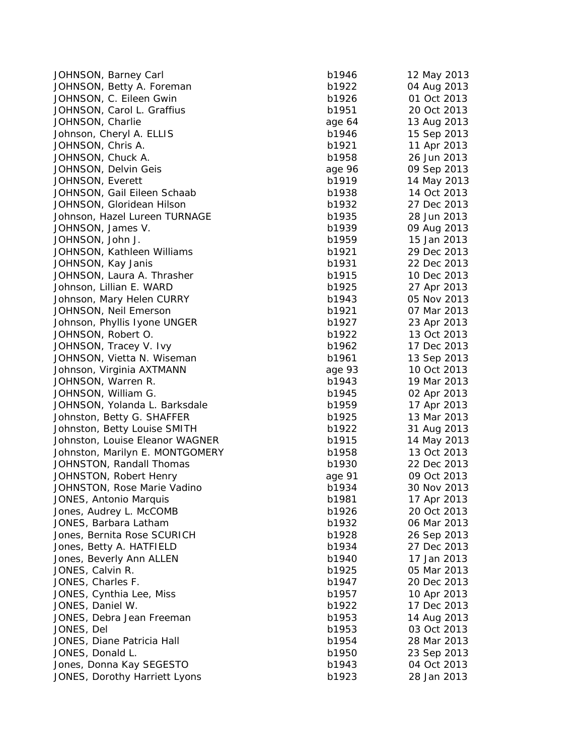| | | |
|---|---|---|
| JOHNSON, Barney Carl | b1946 | 12 May 2013 |
| JOHNSON, Betty A. Foreman | b1922 | 04 Aug 2013 |
| JOHNSON, C. Eileen Gwin | b1926 | 01 Oct 2013 |
| JOHNSON, Carol L. Graffius | b1951 | 20 Oct 2013 |
| JOHNSON, Charlie | age 64 | 13 Aug 2013 |
| Johnson, Cheryl A. ELLIS | b1946 | 15 Sep 2013 |
| JOHNSON, Chris A. | b1921 | 11 Apr 2013 |
| JOHNSON, Chuck A. | b1958 | 26 Jun 2013 |
| JOHNSON, Delvin Geis | age 96 | 09 Sep 2013 |
| JOHNSON, Everett | b1919 | 14 May 2013 |
| JOHNSON, Gail Eileen Schaab | b1938 | 14 Oct 2013 |
| JOHNSON, Gloridean Hilson | b1932 | 27 Dec 2013 |
| Johnson, Hazel Lureen TURNAGE | b1935 | 28 Jun 2013 |
| JOHNSON, James V. | b1939 | 09 Aug 2013 |
| JOHNSON, John J. | b1959 | 15 Jan 2013 |
| JOHNSON, Kathleen Williams | b1921 | 29 Dec 2013 |
| JOHNSON, Kay Janis | b1931 | 22 Dec 2013 |
| JOHNSON, Laura A. Thrasher | b1915 | 10 Dec 2013 |
| Johnson, Lillian E. WARD | b1925 | 27 Apr 2013 |
| Johnson, Mary Helen CURRY | b1943 | 05 Nov 2013 |
| JOHNSON, Neil Emerson | b1921 | 07 Mar 2013 |
| Johnson, Phyllis Iyone UNGER | b1927 | 23 Apr 2013 |
| JOHNSON, Robert O. | b1922 | 13 Oct 2013 |
| JOHNSON, Tracey V. Ivy | b1962 | 17 Dec 2013 |
| JOHNSON, Vietta N. Wiseman | b1961 | 13 Sep 2013 |
| Johnson, Virginia AXTMANN | age 93 | 10 Oct 2013 |
| JOHNSON, Warren R. | b1943 | 19 Mar 2013 |
| JOHNSON, William G. | b1945 | 02 Apr 2013 |
| JOHNSON, Yolanda L. Barksdale | b1959 | 17 Apr 2013 |
| Johnston, Betty G. SHAFFER | b1925 | 13 Mar 2013 |
| Johnston, Betty Louise SMITH | b1922 | 31 Aug 2013 |
| Johnston, Louise Eleanor WAGNER | b1915 | 14 May 2013 |
| Johnston, Marilyn E. MONTGOMERY | b1958 | 13 Oct 2013 |
| JOHNSTON, Randall Thomas | b1930 | 22 Dec 2013 |
| JOHNSTON, Robert Henry | age 91 | 09 Oct 2013 |
| JOHNSTON, Rose Marie Vadino | b1934 | 30 Nov 2013 |
| JONES, Antonio Marquis | b1981 | 17 Apr 2013 |
| Jones, Audrey L. McCOMB | b1926 | 20 Oct 2013 |
| JONES, Barbara Latham | b1932 | 06 Mar 2013 |
| Jones, Bernita Rose SCURICH | b1928 | 26 Sep 2013 |
| Jones, Betty A. HATFIELD | b1934 | 27 Dec 2013 |
| Jones, Beverly Ann ALLEN | b1940 | 17 Jan 2013 |
| JONES, Calvin R. | b1925 | 05 Mar 2013 |
| JONES, Charles F. | b1947 | 20 Dec 2013 |
| JONES, Cynthia Lee, Miss | b1957 | 10 Apr 2013 |
| JONES, Daniel W. | b1922 | 17 Dec 2013 |
| JONES, Debra Jean Freeman | b1953 | 14 Aug 2013 |
| JONES, Del | b1953 | 03 Oct 2013 |
| JONES, Diane Patricia Hall | b1954 | 28 Mar 2013 |
| JONES, Donald L. | b1950 | 23 Sep 2013 |
| Jones, Donna Kay SEGESTO | b1943 | 04 Oct 2013 |
| JONES, Dorothy Harriett Lyons | b1923 | 28 Jan 2013 |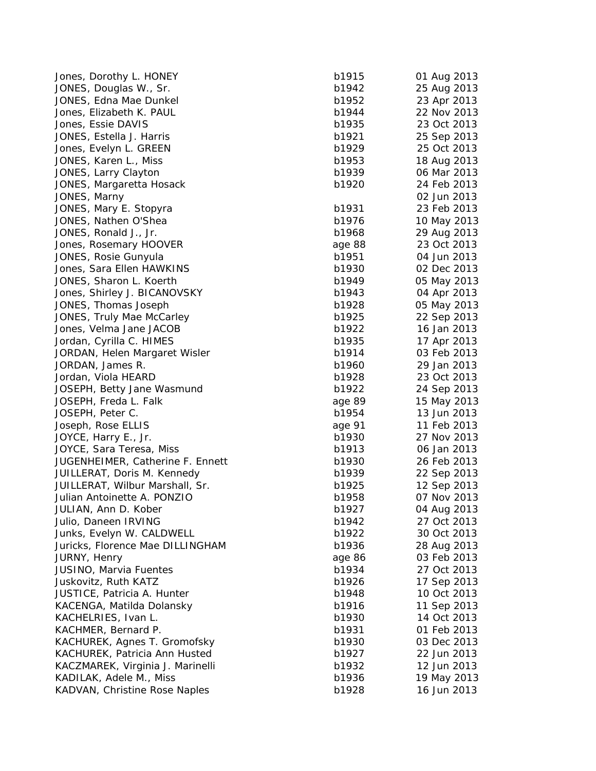| | | |
|---|---|---|
| Jones, Dorothy L. HONEY | b1915 | 01 Aug 2013 |
| JONES, Douglas W., Sr. | b1942 | 25 Aug 2013 |
| JONES, Edna Mae Dunkel | b1952 | 23 Apr 2013 |
| Jones, Elizabeth K. PAUL | b1944 | 22 Nov 2013 |
| Jones, Essie DAVIS | b1935 | 23 Oct 2013 |
| JONES, Estella J. Harris | b1921 | 25 Sep 2013 |
| Jones, Evelyn L. GREEN | b1929 | 25 Oct 2013 |
| JONES, Karen L., Miss | b1953 | 18 Aug 2013 |
| JONES, Larry Clayton | b1939 | 06 Mar 2013 |
| JONES, Margaretta Hosack | b1920 | 24 Feb 2013 |
| JONES, Marny | | 02 Jun 2013 |
| JONES, Mary E. Stopyra | b1931 | 23 Feb 2013 |
| JONES, Nathen O'Shea | b1976 | 10 May 2013 |
| JONES, Ronald J., Jr. | b1968 | 29 Aug 2013 |
| Jones, Rosemary HOOVER | age 88 | 23 Oct 2013 |
| JONES, Rosie Gunyula | b1951 | 04 Jun 2013 |
| Jones, Sara Ellen HAWKINS | b1930 | 02 Dec 2013 |
| JONES, Sharon L. Koerth | b1949 | 05 May 2013 |
| Jones, Shirley J. BICANOVSKY | b1943 | 04 Apr 2013 |
| JONES, Thomas Joseph | b1928 | 05 May 2013 |
| JONES, Truly Mae McCarley | b1925 | 22 Sep 2013 |
| Jones, Velma Jane JACOB | b1922 | 16 Jan 2013 |
| Jordan, Cyrilla C. HIMES | b1935 | 17 Apr 2013 |
| JORDAN, Helen Margaret Wisler | b1914 | 03 Feb 2013 |
| JORDAN, James R. | b1960 | 29 Jan 2013 |
| Jordan, Viola HEARD | b1928 | 23 Oct 2013 |
| JOSEPH, Betty Jane Wasmund | b1922 | 24 Sep 2013 |
| JOSEPH, Freda L. Falk | age 89 | 15 May 2013 |
| JOSEPH, Peter C. | b1954 | 13 Jun 2013 |
| Joseph, Rose ELLIS | age 91 | 11 Feb 2013 |
| JOYCE, Harry E., Jr. | b1930 | 27 Nov 2013 |
| JOYCE, Sara Teresa, Miss | b1913 | 06 Jan 2013 |
| JUGENHEIMER, Catherine F. Ennett | b1930 | 26 Feb 2013 |
| JUILLERAT, Doris M. Kennedy | b1939 | 22 Sep 2013 |
| JUILLERAT, Wilbur Marshall, Sr. | b1925 | 12 Sep 2013 |
| Julian Antoinette A. PONZIO | b1958 | 07 Nov 2013 |
| JULIAN, Ann D. Kober | b1927 | 04 Aug 2013 |
| Julio, Daneen IRVING | b1942 | 27 Oct 2013 |
| Junks, Evelyn W. CALDWELL | b1922 | 30 Oct 2013 |
| Juricks, Florence Mae DILLINGHAM | b1936 | 28 Aug 2013 |
| JURNY, Henry | age 86 | 03 Feb 2013 |
| JUSINO, Marvia Fuentes | b1934 | 27 Oct 2013 |
| Juskovitz, Ruth KATZ | b1926 | 17 Sep 2013 |
| JUSTICE, Patricia A. Hunter | b1948 | 10 Oct 2013 |
| KACENGA, Matilda Dolansky | b1916 | 11 Sep 2013 |
| KACHELRIES, Ivan L. | b1930 | 14 Oct 2013 |
| KACHMER, Bernard P. | b1931 | 01 Feb 2013 |
| KACHUREK, Agnes T. Gromofsky | b1930 | 03 Dec 2013 |
| KACHUREK, Patricia Ann Husted | b1927 | 22 Jun 2013 |
| KACZMAREK, Virginia J. Marinelli | b1932 | 12 Jun 2013 |
| KADILAK, Adele M., Miss | b1936 | 19 May 2013 |
| KADVAN, Christine Rose Naples | b1928 | 16 Jun 2013 |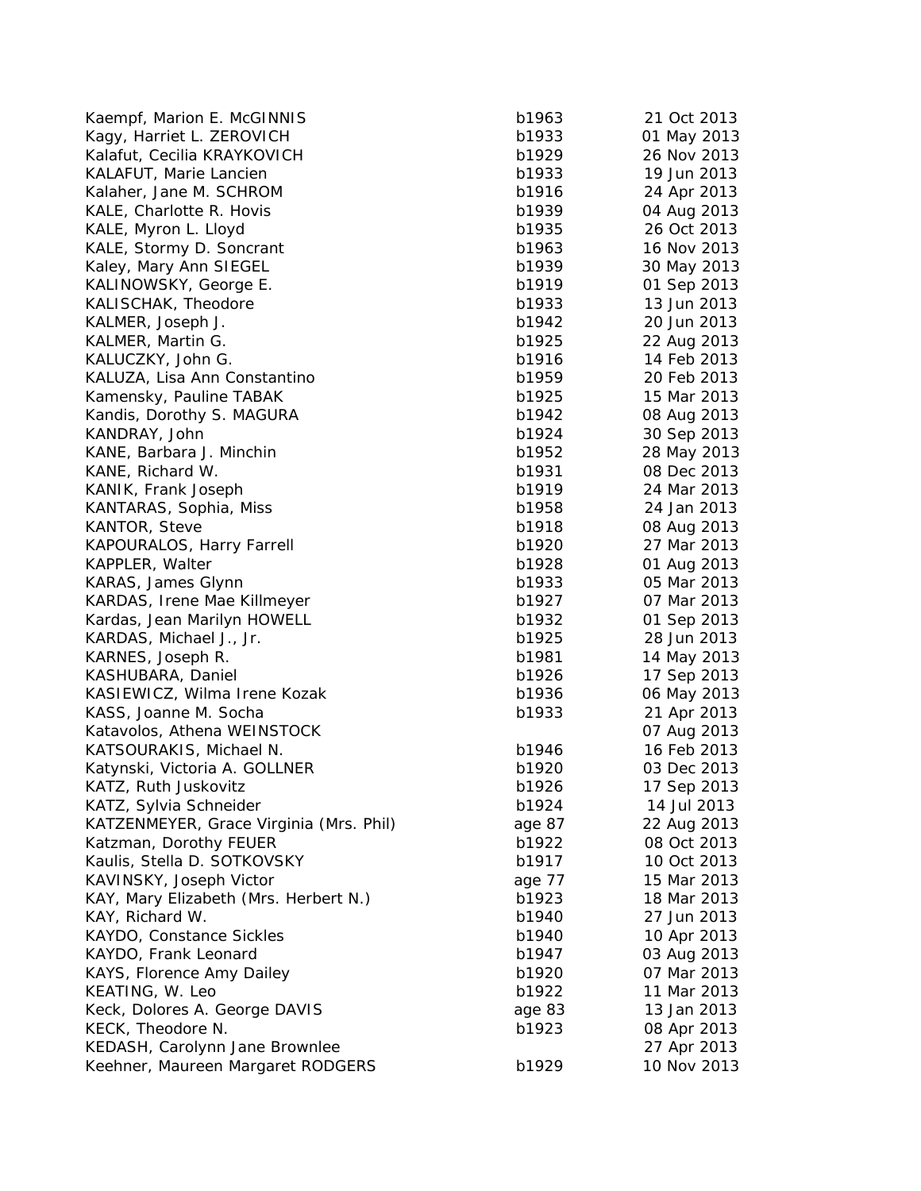| | | |
|---|---|---|
| Kaempf, Marion E. McGINNIS | b1963 | 21 Oct 2013 |
| Kagy, Harriet L. ZEROVICH | b1933 | 01 May 2013 |
| Kalafut, Cecilia KRAYKOVICH | b1929 | 26 Nov 2013 |
| KALAFUT, Marie Lancien | b1933 | 19 Jun 2013 |
| Kalaher, Jane M. SCHROM | b1916 | 24 Apr 2013 |
| KALE, Charlotte R. Hovis | b1939 | 04 Aug 2013 |
| KALE, Myron L. Lloyd | b1935 | 26 Oct 2013 |
| KALE, Stormy D. Soncrant | b1963 | 16 Nov 2013 |
| Kaley, Mary Ann SIEGEL | b1939 | 30 May 2013 |
| KALINOWSKY, George E. | b1919 | 01 Sep 2013 |
| KALISCHAK, Theodore | b1933 | 13 Jun 2013 |
| KALMER, Joseph J. | b1942 | 20 Jun 2013 |
| KALMER, Martin G. | b1925 | 22 Aug 2013 |
| KALUCZKY, John G. | b1916 | 14 Feb 2013 |
| KALUZA, Lisa Ann Constantino | b1959 | 20 Feb 2013 |
| Kamensky, Pauline TABAK | b1925 | 15 Mar 2013 |
| Kandis, Dorothy S. MAGURA | b1942 | 08 Aug 2013 |
| KANDRAY, John | b1924 | 30 Sep 2013 |
| KANE, Barbara J. Minchin | b1952 | 28 May 2013 |
| KANE, Richard W. | b1931 | 08 Dec 2013 |
| KANIK, Frank Joseph | b1919 | 24 Mar 2013 |
| KANTARAS, Sophia, Miss | b1958 | 24 Jan 2013 |
| KANTOR, Steve | b1918 | 08 Aug 2013 |
| KAPOURALOS, Harry Farrell | b1920 | 27 Mar 2013 |
| KAPPLER, Walter | b1928 | 01 Aug 2013 |
| KARAS, James Glynn | b1933 | 05 Mar 2013 |
| KARDAS, Irene Mae Killmeyer | b1927 | 07 Mar 2013 |
| Kardas, Jean Marilyn HOWELL | b1932 | 01 Sep 2013 |
| KARDAS, Michael J., Jr. | b1925 | 28 Jun 2013 |
| KARNES, Joseph R. | b1981 | 14 May 2013 |
| KASHUBARA, Daniel | b1926 | 17 Sep 2013 |
| KASIEWICZ, Wilma Irene Kozak | b1936 | 06 May 2013 |
| KASS, Joanne M. Socha | b1933 | 21 Apr 2013 |
| Katavolos, Athena WEINSTOCK | | 07 Aug 2013 |
| KATSOURAKIS, Michael N. | b1946 | 16 Feb 2013 |
| Katynski, Victoria A. GOLLNER | b1920 | 03 Dec 2013 |
| KATZ, Ruth Juskovitz | b1926 | 17 Sep 2013 |
| KATZ, Sylvia Schneider | b1924 | 14 Jul 2013 |
| KATZENMEYER, Grace Virginia (Mrs. Phil) | age 87 | 22 Aug 2013 |
| Katzman, Dorothy FEUER | b1922 | 08 Oct 2013 |
| Kaulis, Stella D. SOTKOVSKY | b1917 | 10 Oct 2013 |
| KAVINSKY, Joseph Victor | age 77 | 15 Mar 2013 |
| KAY, Mary Elizabeth (Mrs. Herbert N.) | b1923 | 18 Mar 2013 |
| KAY, Richard W. | b1940 | 27 Jun 2013 |
| KAYDO, Constance Sickles | b1940 | 10 Apr 2013 |
| KAYDO, Frank Leonard | b1947 | 03 Aug 2013 |
| KAYS, Florence Amy Dailey | b1920 | 07 Mar 2013 |
| KEATING, W. Leo | b1922 | 11 Mar 2013 |
| Keck, Dolores A. George DAVIS | age 83 | 13 Jan 2013 |
| KECK, Theodore N. | b1923 | 08 Apr 2013 |
| KEDASH, Carolynn Jane Brownlee | | 27 Apr 2013 |
| Keehner, Maureen Margaret RODGERS | b1929 | 10 Nov 2013 |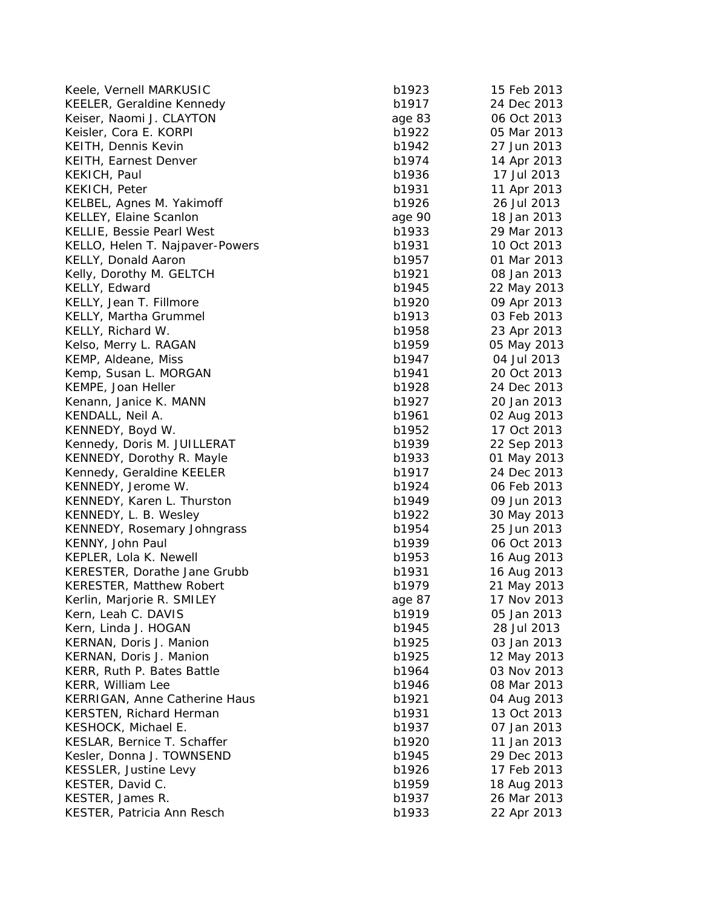| | | |
|---|---|---|
| Keele, Vernell MARKUSIC | b1923 | 15 Feb 2013 |
| KEELER, Geraldine Kennedy | b1917 | 24 Dec 2013 |
| Keiser, Naomi J. CLAYTON | age 83 | 06 Oct 2013 |
| Keisler, Cora E. KORPI | b1922 | 05 Mar 2013 |
| KEITH, Dennis Kevin | b1942 | 27 Jun 2013 |
| KEITH, Earnest Denver | b1974 | 14 Apr 2013 |
| KEKICH, Paul | b1936 | 17 Jul 2013 |
| KEKICH, Peter | b1931 | 11 Apr 2013 |
| KELBEL, Agnes M. Yakimoff | b1926 | 26 Jul 2013 |
| KELLEY, Elaine Scanlon | age 90 | 18 Jan 2013 |
| KELLIE, Bessie Pearl West | b1933 | 29 Mar 2013 |
| KELLO, Helen T. Najpaver-Powers | b1931 | 10 Oct 2013 |
| KELLY, Donald Aaron | b1957 | 01 Mar 2013 |
| Kelly, Dorothy M. GELTCH | b1921 | 08 Jan 2013 |
| KELLY, Edward | b1945 | 22 May 2013 |
| KELLY, Jean T. Fillmore | b1920 | 09 Apr 2013 |
| KELLY, Martha Grummel | b1913 | 03 Feb 2013 |
| KELLY, Richard W. | b1958 | 23 Apr 2013 |
| Kelso, Merry L. RAGAN | b1959 | 05 May 2013 |
| KEMP, Aldeane, Miss | b1947 | 04 Jul 2013 |
| Kemp, Susan L. MORGAN | b1941 | 20 Oct 2013 |
| KEMPE, Joan Heller | b1928 | 24 Dec 2013 |
| Kenann, Janice K. MANN | b1927 | 20 Jan 2013 |
| KENDALL, Neil A. | b1961 | 02 Aug 2013 |
| KENNEDY, Boyd W. | b1952 | 17 Oct 2013 |
| Kennedy, Doris M. JUILLERAT | b1939 | 22 Sep 2013 |
| KENNEDY, Dorothy R. Mayle | b1933 | 01 May 2013 |
| Kennedy, Geraldine KEELER | b1917 | 24 Dec 2013 |
| KENNEDY, Jerome W. | b1924 | 06 Feb 2013 |
| KENNEDY, Karen L. Thurston | b1949 | 09 Jun 2013 |
| KENNEDY, L. B. Wesley | b1922 | 30 May 2013 |
| KENNEDY, Rosemary Johngrass | b1954 | 25 Jun 2013 |
| KENNY, John Paul | b1939 | 06 Oct 2013 |
| KEPLER, Lola K. Newell | b1953 | 16 Aug 2013 |
| KERESTER, Dorathe Jane Grubb | b1931 | 16 Aug 2013 |
| KERESTER, Matthew Robert | b1979 | 21 May 2013 |
| Kerlin, Marjorie R. SMILEY | age 87 | 17 Nov 2013 |
| Kern, Leah C. DAVIS | b1919 | 05 Jan 2013 |
| Kern, Linda J. HOGAN | b1945 | 28 Jul 2013 |
| KERNAN, Doris J. Manion | b1925 | 03 Jan 2013 |
| KERNAN, Doris J. Manion | b1925 | 12 May 2013 |
| KERR, Ruth P. Bates Battle | b1964 | 03 Nov 2013 |
| KERR, William Lee | b1946 | 08 Mar 2013 |
| KERRIGAN, Anne Catherine Haus | b1921 | 04 Aug 2013 |
| KERSTEN, Richard Herman | b1931 | 13 Oct 2013 |
| KESHOCK, Michael E. | b1937 | 07 Jan 2013 |
| KESLAR, Bernice T. Schaffer | b1920 | 11 Jan 2013 |
| Kesler, Donna J. TOWNSEND | b1945 | 29 Dec 2013 |
| KESSLER, Justine Levy | b1926 | 17 Feb 2013 |
| KESTER, David C. | b1959 | 18 Aug 2013 |
| KESTER, James R. | b1937 | 26 Mar 2013 |
| KESTER, Patricia Ann Resch | b1933 | 22 Apr 2013 |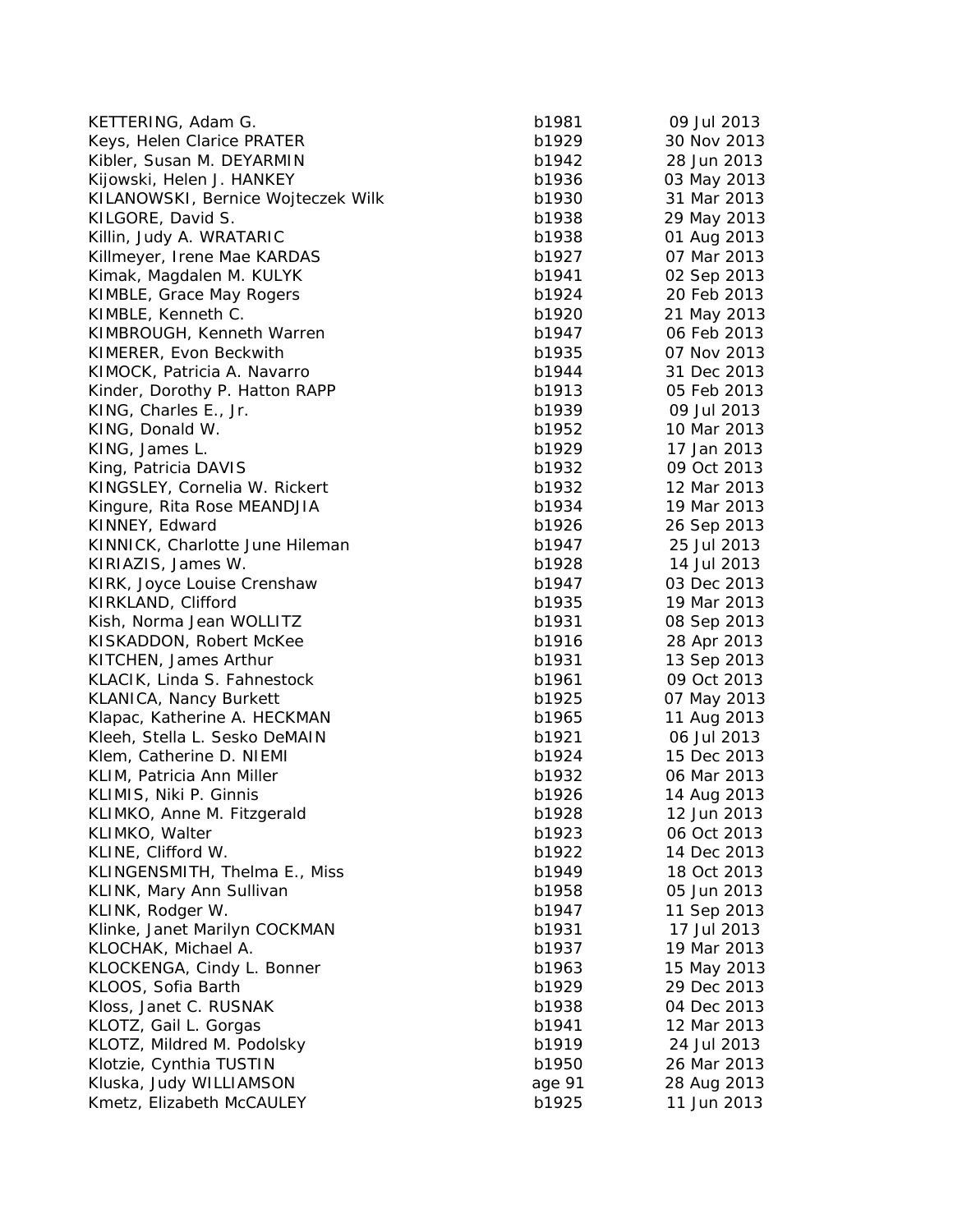| | | |
|---|---|---|
| KETTERING, Adam G. | b1981 | 09 Jul 2013 |
| Keys, Helen Clarice PRATER | b1929 | 30 Nov 2013 |
| Kibler, Susan M. DEYARMIN | b1942 | 28 Jun 2013 |
| Kijowski, Helen J. HANKEY | b1936 | 03 May 2013 |
| KILANOWSKI, Bernice Wojteczek Wilk | b1930 | 31 Mar 2013 |
| KILGORE, David S. | b1938 | 29 May 2013 |
| Killin, Judy A. WRATARIC | b1938 | 01 Aug 2013 |
| Killmeyer, Irene Mae KARDAS | b1927 | 07 Mar 2013 |
| Kimak, Magdalen M. KULYK | b1941 | 02 Sep 2013 |
| KIMBLE, Grace May Rogers | b1924 | 20 Feb 2013 |
| KIMBLE, Kenneth C. | b1920 | 21 May 2013 |
| KIMBROUGH, Kenneth Warren | b1947 | 06 Feb 2013 |
| KIMERER, Evon Beckwith | b1935 | 07 Nov 2013 |
| KIMOCK, Patricia A. Navarro | b1944 | 31 Dec 2013 |
| Kinder, Dorothy P. Hatton RAPP | b1913 | 05 Feb 2013 |
| KING, Charles E., Jr. | b1939 | 09 Jul 2013 |
| KING, Donald W. | b1952 | 10 Mar 2013 |
| KING, James L. | b1929 | 17 Jan 2013 |
| King, Patricia DAVIS | b1932 | 09 Oct 2013 |
| KINGSLEY, Cornelia W. Rickert | b1932 | 12 Mar 2013 |
| Kingure, Rita Rose MEANDJIA | b1934 | 19 Mar 2013 |
| KINNEY, Edward | b1926 | 26 Sep 2013 |
| KINNICK, Charlotte June Hileman | b1947 | 25 Jul 2013 |
| KIRIAZIS, James W. | b1928 | 14 Jul 2013 |
| KIRK, Joyce Louise Crenshaw | b1947 | 03 Dec 2013 |
| KIRKLAND, Clifford | b1935 | 19 Mar 2013 |
| Kish, Norma Jean WOLLITZ | b1931 | 08 Sep 2013 |
| KISKADDON, Robert McKee | b1916 | 28 Apr 2013 |
| KITCHEN, James Arthur | b1931 | 13 Sep 2013 |
| KLACIK, Linda S. Fahnestock | b1961 | 09 Oct 2013 |
| KLANICA, Nancy Burkett | b1925 | 07 May 2013 |
| Klapac, Katherine A. HECKMAN | b1965 | 11 Aug 2013 |
| Kleeh, Stella L. Sesko DeMAIN | b1921 | 06 Jul 2013 |
| Klem, Catherine D. NIEMI | b1924 | 15 Dec 2013 |
| KLIM, Patricia Ann Miller | b1932 | 06 Mar 2013 |
| KLIMIS, Niki P. Ginnis | b1926 | 14 Aug 2013 |
| KLIMKO, Anne M. Fitzgerald | b1928 | 12 Jun 2013 |
| KLIMKO, Walter | b1923 | 06 Oct 2013 |
| KLINE, Clifford W. | b1922 | 14 Dec 2013 |
| KLINGENSMITH, Thelma E., Miss | b1949 | 18 Oct 2013 |
| KLINK, Mary Ann Sullivan | b1958 | 05 Jun 2013 |
| KLINK, Rodger W. | b1947 | 11 Sep 2013 |
| Klinke, Janet Marilyn COCKMAN | b1931 | 17 Jul 2013 |
| KLOCHAK, Michael A. | b1937 | 19 Mar 2013 |
| KLOCKENGA, Cindy L. Bonner | b1963 | 15 May 2013 |
| KLOOS, Sofia Barth | b1929 | 29 Dec 2013 |
| Kloss, Janet C. RUSNAK | b1938 | 04 Dec 2013 |
| KLOTZ, Gail L. Gorgas | b1941 | 12 Mar 2013 |
| KLOTZ, Mildred M. Podolsky | b1919 | 24 Jul 2013 |
| Klotzie, Cynthia TUSTIN | b1950 | 26 Mar 2013 |
| Kluska, Judy WILLIAMSON | age 91 | 28 Aug 2013 |
| Kmetz, Elizabeth McCAULEY | b1925 | 11 Jun 2013 |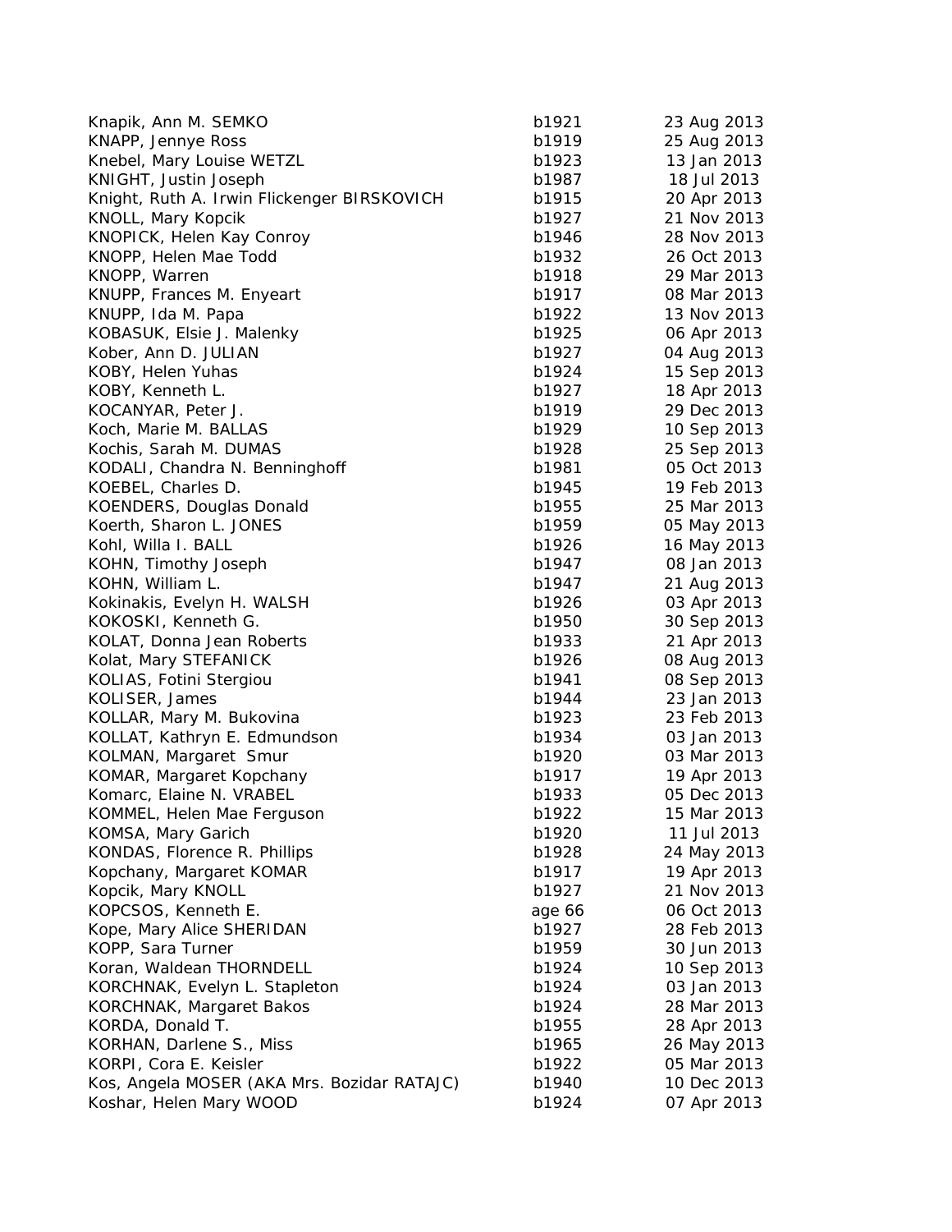| | | |
|---|---|---|
| Knapik, Ann M. SEMKO | b1921 | 23 Aug 2013 |
| KNAPP, Jennye Ross | b1919 | 25 Aug 2013 |
| Knebel, Mary Louise WETZL | b1923 | 13 Jan 2013 |
| KNIGHT, Justin Joseph | b1987 | 18 Jul 2013 |
| Knight, Ruth A. Irwin Flickenger BIRSKOVICH | b1915 | 20 Apr 2013 |
| KNOLL, Mary Kopcik | b1927 | 21 Nov 2013 |
| KNOPICK, Helen Kay Conroy | b1946 | 28 Nov 2013 |
| KNOPP, Helen Mae Todd | b1932 | 26 Oct 2013 |
| KNOPP, Warren | b1918 | 29 Mar 2013 |
| KNUPP, Frances M. Enyeart | b1917 | 08 Mar 2013 |
| KNUPP, Ida M. Papa | b1922 | 13 Nov 2013 |
| KOBASUK, Elsie J. Malenky | b1925 | 06 Apr 2013 |
| Kober, Ann D. JULIAN | b1927 | 04 Aug 2013 |
| KOBY, Helen Yuhas | b1924 | 15 Sep 2013 |
| KOBY, Kenneth L. | b1927 | 18 Apr 2013 |
| KOCANYAR, Peter J. | b1919 | 29 Dec 2013 |
| Koch, Marie M. BALLAS | b1929 | 10 Sep 2013 |
| Kochis, Sarah M. DUMAS | b1928 | 25 Sep 2013 |
| KODALI, Chandra N. Benninghoff | b1981 | 05 Oct 2013 |
| KOEBEL, Charles D. | b1945 | 19 Feb 2013 |
| KOENDERS, Douglas Donald | b1955 | 25 Mar 2013 |
| Koerth, Sharon L. JONES | b1959 | 05 May 2013 |
| Kohl, Willa I. BALL | b1926 | 16 May 2013 |
| KOHN, Timothy Joseph | b1947 | 08 Jan 2013 |
| KOHN, William L. | b1947 | 21 Aug 2013 |
| Kokinakis, Evelyn H. WALSH | b1926 | 03 Apr 2013 |
| KOKOSKI, Kenneth G. | b1950 | 30 Sep 2013 |
| KOLAT, Donna Jean Roberts | b1933 | 21 Apr 2013 |
| Kolat, Mary STEFANICK | b1926 | 08 Aug 2013 |
| KOLIAS, Fotini Stergiou | b1941 | 08 Sep 2013 |
| KOLISER, James | b1944 | 23 Jan 2013 |
| KOLLAR, Mary M. Bukovina | b1923 | 23 Feb 2013 |
| KOLLAT, Kathryn E. Edmundson | b1934 | 03 Jan 2013 |
| KOLMAN, Margaret Smur | b1920 | 03 Mar 2013 |
| KOMAR, Margaret Kopchany | b1917 | 19 Apr 2013 |
| Komarc, Elaine N. VRABEL | b1933 | 05 Dec 2013 |
| KOMMEL, Helen Mae Ferguson | b1922 | 15 Mar 2013 |
| KOMSA, Mary Garich | b1920 | 11 Jul 2013 |
| KONDAS, Florence R. Phillips | b1928 | 24 May 2013 |
| Kopchany, Margaret KOMAR | b1917 | 19 Apr 2013 |
| Kopcik, Mary KNOLL | b1927 | 21 Nov 2013 |
| KOPCSOS, Kenneth E. | age 66 | 06 Oct 2013 |
| Kope, Mary Alice SHERIDAN | b1927 | 28 Feb 2013 |
| KOPP, Sara Turner | b1959 | 30 Jun 2013 |
| Koran, Waldean THORNDELL | b1924 | 10 Sep 2013 |
| KORCHNAK, Evelyn L. Stapleton | b1924 | 03 Jan 2013 |
| KORCHNAK, Margaret Bakos | b1924 | 28 Mar 2013 |
| KORDA, Donald T. | b1955 | 28 Apr 2013 |
| KORHAN, Darlene S., Miss | b1965 | 26 May 2013 |
| KORPI, Cora E. Keisler | b1922 | 05 Mar 2013 |
| Kos, Angela MOSER (AKA Mrs. Bozidar RATAJC) | b1940 | 10 Dec 2013 |
| Koshar, Helen Mary WOOD | b1924 | 07 Apr 2013 |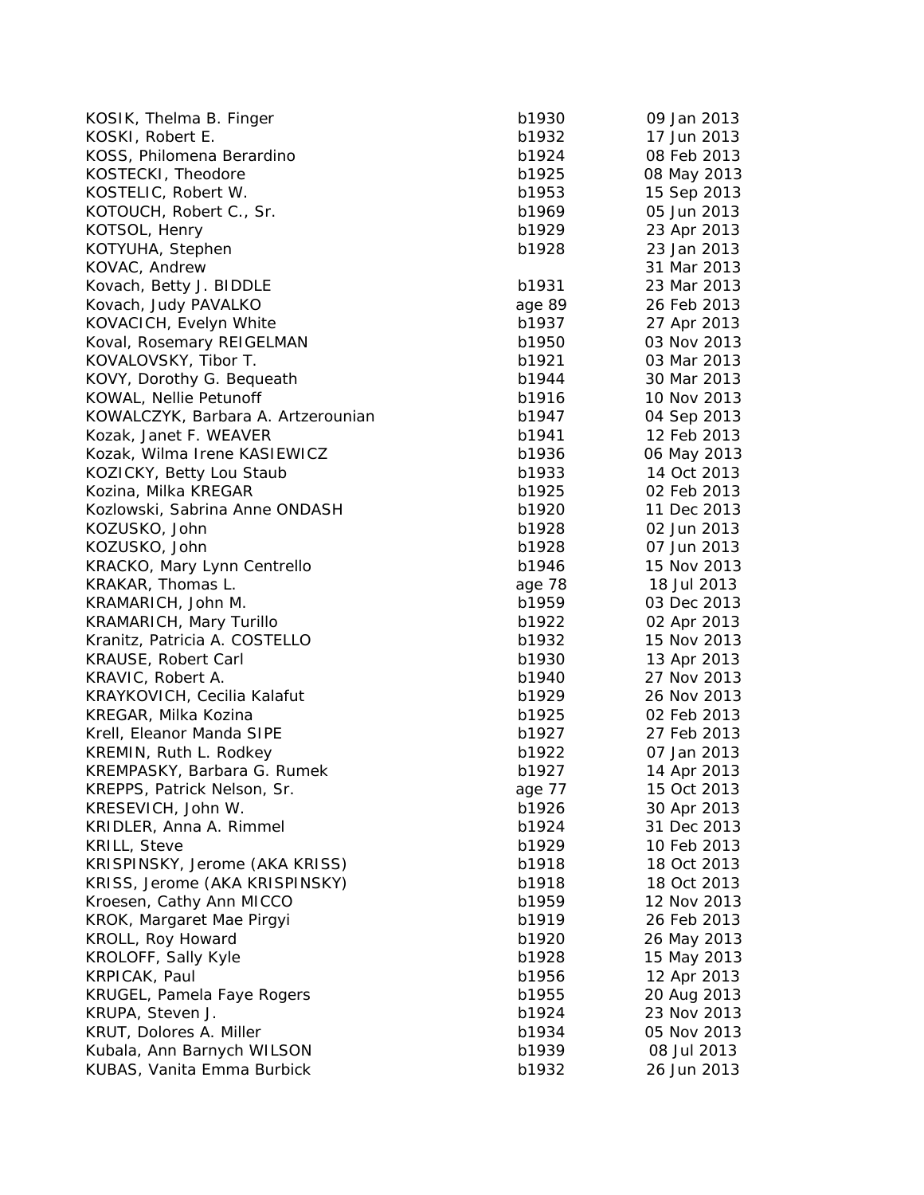| | | |
|---|---|---|
| KOSIK, Thelma B. Finger | b1930 | 09 Jan 2013 |
| KOSKI, Robert E. | b1932 | 17 Jun 2013 |
| KOSS, Philomena Berardino | b1924 | 08 Feb 2013 |
| KOSTECKI, Theodore | b1925 | 08 May 2013 |
| KOSTELIC, Robert W. | b1953 | 15 Sep 2013 |
| KOTOUCH, Robert C., Sr. | b1969 | 05 Jun 2013 |
| KOTSOL, Henry | b1929 | 23 Apr 2013 |
| KOTYUHA, Stephen | b1928 | 23 Jan 2013 |
| KOVAC, Andrew | | 31 Mar 2013 |
| Kovach, Betty J. BIDDLE | b1931 | 23 Mar 2013 |
| Kovach, Judy PAVALKO | age 89 | 26 Feb 2013 |
| KOVACICH, Evelyn White | b1937 | 27 Apr 2013 |
| Koval, Rosemary REIGELMAN | b1950 | 03 Nov 2013 |
| KOVALOVSKY, Tibor T. | b1921 | 03 Mar 2013 |
| KOVY, Dorothy G. Bequeath | b1944 | 30 Mar 2013 |
| KOWAL, Nellie Petunoff | b1916 | 10 Nov 2013 |
| KOWALCZYK, Barbara A. Artzerounian | b1947 | 04 Sep 2013 |
| Kozak, Janet F. WEAVER | b1941 | 12 Feb 2013 |
| Kozak, Wilma Irene KASIEWICZ | b1936 | 06 May 2013 |
| KOZICKY, Betty Lou Staub | b1933 | 14 Oct 2013 |
| Kozina, Milka KREGAR | b1925 | 02 Feb 2013 |
| Kozlowski, Sabrina Anne ONDASH | b1920 | 11 Dec 2013 |
| KOZUSKO, John | b1928 | 02 Jun 2013 |
| KOZUSKO, John | b1928 | 07 Jun 2013 |
| KRACKO, Mary Lynn Centrello | b1946 | 15 Nov 2013 |
| KRAKAR, Thomas L. | age 78 | 18 Jul 2013 |
| KRAMARICH, John M. | b1959 | 03 Dec 2013 |
| KRAMARICH, Mary Turillo | b1922 | 02 Apr 2013 |
| Kranitz, Patricia A. COSTELLO | b1932 | 15 Nov 2013 |
| KRAUSE, Robert Carl | b1930 | 13 Apr 2013 |
| KRAVIC, Robert A. | b1940 | 27 Nov 2013 |
| KRAYKOVICH, Cecilia Kalafut | b1929 | 26 Nov 2013 |
| KREGAR, Milka Kozina | b1925 | 02 Feb 2013 |
| Krell, Eleanor Manda SIPE | b1927 | 27 Feb 2013 |
| KREMIN, Ruth L. Rodkey | b1922 | 07 Jan 2013 |
| KREMPASKY, Barbara G. Rumek | b1927 | 14 Apr 2013 |
| KREPPS, Patrick Nelson, Sr. | age 77 | 15 Oct 2013 |
| KRESEVICH, John W. | b1926 | 30 Apr 2013 |
| KRIDLER, Anna A. Rimmel | b1924 | 31 Dec 2013 |
| KRILL, Steve | b1929 | 10 Feb 2013 |
| KRISPINSKY, Jerome (AKA KRISS) | b1918 | 18 Oct 2013 |
| KRISS, Jerome (AKA KRISPINSKY) | b1918 | 18 Oct 2013 |
| Kroesen, Cathy Ann MICCO | b1959 | 12 Nov 2013 |
| KROK, Margaret Mae Pirgyi | b1919 | 26 Feb 2013 |
| KROLL, Roy Howard | b1920 | 26 May 2013 |
| KROLOFF, Sally Kyle | b1928 | 15 May 2013 |
| KRPICAK, Paul | b1956 | 12 Apr 2013 |
| KRUGEL, Pamela Faye Rogers | b1955 | 20 Aug 2013 |
| KRUPA, Steven J. | b1924 | 23 Nov 2013 |
| KRUT, Dolores A. Miller | b1934 | 05 Nov 2013 |
| Kubala, Ann Barnych WILSON | b1939 | 08 Jul 2013 |
| KUBAS, Vanita Emma Burbick | b1932 | 26 Jun 2013 |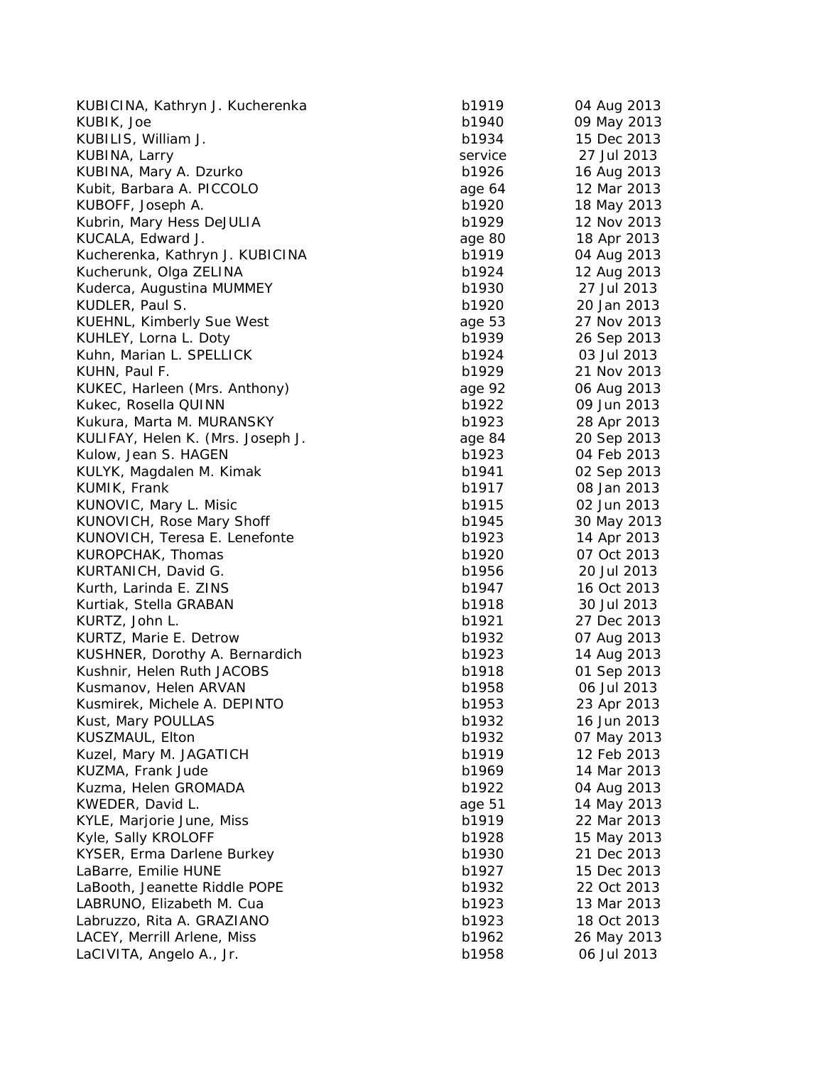| | | |
|---|---|---|
| KUBICINA, Kathryn J. Kucherenka | b1919 | 04 Aug 2013 |
| KUBIK, Joe | b1940 | 09 May 2013 |
| KUBILIS, William J. | b1934 | 15 Dec 2013 |
| KUBINA, Larry | service | 27 Jul 2013 |
| KUBINA, Mary A. Dzurko | b1926 | 16 Aug 2013 |
| Kubit, Barbara A. PICCOLO | age 64 | 12 Mar 2013 |
| KUBOFF, Joseph A. | b1920 | 18 May 2013 |
| Kubrin, Mary Hess DeJULIA | b1929 | 12 Nov 2013 |
| KUCALA, Edward J. | age 80 | 18 Apr 2013 |
| Kucherenka, Kathryn J. KUBICINA | b1919 | 04 Aug 2013 |
| Kucherunk, Olga ZELINA | b1924 | 12 Aug 2013 |
| Kuderca, Augustina MUMMEY | b1930 | 27 Jul 2013 |
| KUDLER, Paul S. | b1920 | 20 Jan 2013 |
| KUEHNL, Kimberly Sue West | age 53 | 27 Nov 2013 |
| KUHLEY, Lorna L. Doty | b1939 | 26 Sep 2013 |
| Kuhn, Marian L. SPELLICK | b1924 | 03 Jul 2013 |
| KUHN, Paul F. | b1929 | 21 Nov 2013 |
| KUKEC, Harleen (Mrs. Anthony) | age 92 | 06 Aug 2013 |
| Kukec, Rosella QUINN | b1922 | 09 Jun 2013 |
| Kukura, Marta M. MURANSKY | b1923 | 28 Apr 2013 |
| KULIFAY, Helen K. (Mrs. Joseph J. | age 84 | 20 Sep 2013 |
| Kulow, Jean S. HAGEN | b1923 | 04 Feb 2013 |
| KULYK, Magdalen M. Kimak | b1941 | 02 Sep 2013 |
| KUMIK, Frank | b1917 | 08 Jan 2013 |
| KUNOVIC, Mary L. Misic | b1915 | 02 Jun 2013 |
| KUNOVICH, Rose Mary Shoff | b1945 | 30 May 2013 |
| KUNOVICH, Teresa E. Lenefonte | b1923 | 14 Apr 2013 |
| KUROPCHAK, Thomas | b1920 | 07 Oct 2013 |
| KURTANICH, David G. | b1956 | 20 Jul 2013 |
| Kurth, Larinda E. ZINS | b1947 | 16 Oct 2013 |
| Kurtiak, Stella GRABAN | b1918 | 30 Jul 2013 |
| KURTZ, John L. | b1921 | 27 Dec 2013 |
| KURTZ, Marie E. Detrow | b1932 | 07 Aug 2013 |
| KUSHNER, Dorothy A. Bernardich | b1923 | 14 Aug 2013 |
| Kushnir, Helen Ruth JACOBS | b1918 | 01 Sep 2013 |
| Kusmanov, Helen ARVAN | b1958 | 06 Jul 2013 |
| Kusmirek, Michele A. DEPINTO | b1953 | 23 Apr 2013 |
| Kust, Mary POULLAS | b1932 | 16 Jun 2013 |
| KUSZMAUL, Elton | b1932 | 07 May 2013 |
| Kuzel, Mary M. JAGATICH | b1919 | 12 Feb 2013 |
| KUZMA, Frank Jude | b1969 | 14 Mar 2013 |
| Kuzma, Helen GROMADA | b1922 | 04 Aug 2013 |
| KWEDER, David L. | age 51 | 14 May 2013 |
| KYLE, Marjorie June, Miss | b1919 | 22 Mar 2013 |
| Kyle, Sally KROLOFF | b1928 | 15 May 2013 |
| KYSER, Erma Darlene Burkey | b1930 | 21 Dec 2013 |
| LaBarre, Emilie HUNE | b1927 | 15 Dec 2013 |
| LaBooth, Jeanette Riddle POPE | b1932 | 22 Oct 2013 |
| LABRUNO, Elizabeth M. Cua | b1923 | 13 Mar 2013 |
| Labruzzo, Rita A. GRAZIANO | b1923 | 18 Oct 2013 |
| LACEY, Merrill Arlene, Miss | b1962 | 26 May 2013 |
| LaCIVITA, Angelo A., Jr. | b1958 | 06 Jul 2013 |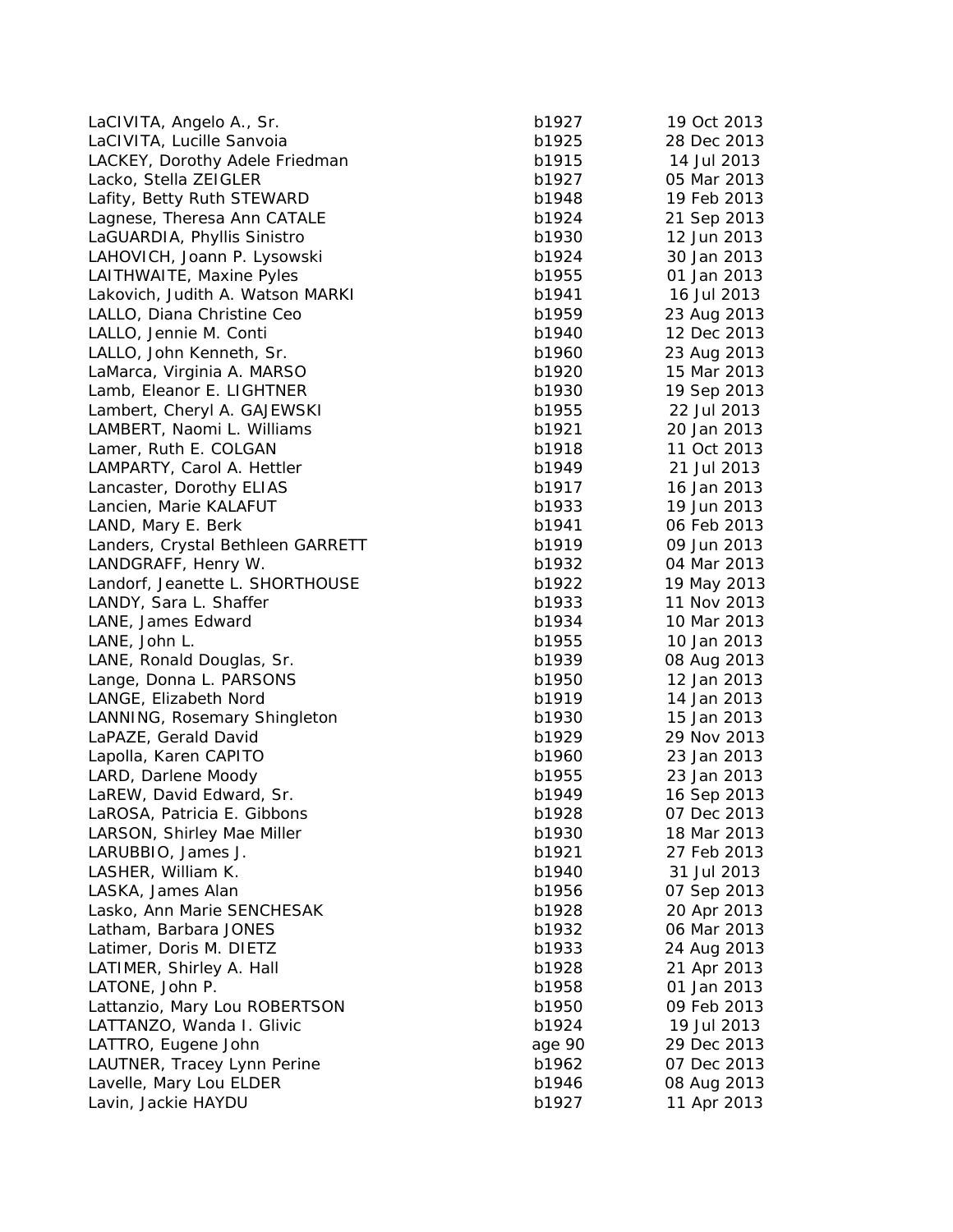| | | |
|---|---|---|
| LaCIVITA, Angelo A., Sr. | b1927 | 19 Oct 2013 |
| LaCIVITA, Lucille Sanvoia | b1925 | 28 Dec 2013 |
| LACKEY, Dorothy Adele Friedman | b1915 | 14 Jul 2013 |
| Lacko, Stella ZEIGLER | b1927 | 05 Mar 2013 |
| Lafity, Betty Ruth STEWARD | b1948 | 19 Feb 2013 |
| Lagnese, Theresa Ann CATALE | b1924 | 21 Sep 2013 |
| LaGUARDIA, Phyllis Sinistro | b1930 | 12 Jun 2013 |
| LAHOVICH, Joann P. Lysowski | b1924 | 30 Jan 2013 |
| LAITHWAITE, Maxine Pyles | b1955 | 01 Jan 2013 |
| Lakovich, Judith A. Watson MARKI | b1941 | 16 Jul 2013 |
| LALLO, Diana Christine Ceo | b1959 | 23 Aug 2013 |
| LALLO, Jennie M. Conti | b1940 | 12 Dec 2013 |
| LALLO, John Kenneth, Sr. | b1960 | 23 Aug 2013 |
| LaMarca, Virginia A. MARSO | b1920 | 15 Mar 2013 |
| Lamb, Eleanor E. LIGHTNER | b1930 | 19 Sep 2013 |
| Lambert, Cheryl A. GAJEWSKI | b1955 | 22 Jul 2013 |
| LAMBERT, Naomi L. Williams | b1921 | 20 Jan 2013 |
| Lamer, Ruth E. COLGAN | b1918 | 11 Oct 2013 |
| LAMPARTY, Carol A. Hettler | b1949 | 21 Jul 2013 |
| Lancaster, Dorothy ELIAS | b1917 | 16 Jan 2013 |
| Lancien, Marie KALAFUT | b1933 | 19 Jun 2013 |
| LAND, Mary E. Berk | b1941 | 06 Feb 2013 |
| Landers, Crystal Bethleen GARRETT | b1919 | 09 Jun 2013 |
| LANDGRAFF, Henry W. | b1932 | 04 Mar 2013 |
| Landorf, Jeanette L. SHORTHOUSE | b1922 | 19 May 2013 |
| LANDY, Sara L. Shaffer | b1933 | 11 Nov 2013 |
| LANE, James Edward | b1934 | 10 Mar 2013 |
| LANE, John L. | b1955 | 10 Jan 2013 |
| LANE, Ronald Douglas, Sr. | b1939 | 08 Aug 2013 |
| Lange, Donna L. PARSONS | b1950 | 12 Jan 2013 |
| LANGE, Elizabeth Nord | b1919 | 14 Jan 2013 |
| LANNING, Rosemary Shingleton | b1930 | 15 Jan 2013 |
| LaPAZE, Gerald David | b1929 | 29 Nov 2013 |
| Lapolla, Karen CAPITO | b1960 | 23 Jan 2013 |
| LARD, Darlene Moody | b1955 | 23 Jan 2013 |
| LaREW, David Edward, Sr. | b1949 | 16 Sep 2013 |
| LaROSA, Patricia E. Gibbons | b1928 | 07 Dec 2013 |
| LARSON, Shirley Mae Miller | b1930 | 18 Mar 2013 |
| LARUBBIO, James J. | b1921 | 27 Feb 2013 |
| LASHER, William K. | b1940 | 31 Jul 2013 |
| LASKA, James Alan | b1956 | 07 Sep 2013 |
| Lasko, Ann Marie SENCHESAK | b1928 | 20 Apr 2013 |
| Latham, Barbara JONES | b1932 | 06 Mar 2013 |
| Latimer, Doris M. DIETZ | b1933 | 24 Aug 2013 |
| LATIMER, Shirley A. Hall | b1928 | 21 Apr 2013 |
| LATONE, John P. | b1958 | 01 Jan 2013 |
| Lattanzio, Mary Lou ROBERTSON | b1950 | 09 Feb 2013 |
| LATTANZO, Wanda I. Glivic | b1924 | 19 Jul 2013 |
| LATTRO, Eugene John | age 90 | 29 Dec 2013 |
| LAUTNER, Tracey Lynn Perine | b1962 | 07 Dec 2013 |
| Lavelle, Mary Lou ELDER | b1946 | 08 Aug 2013 |
| Lavin, Jackie HAYDU | b1927 | 11 Apr 2013 |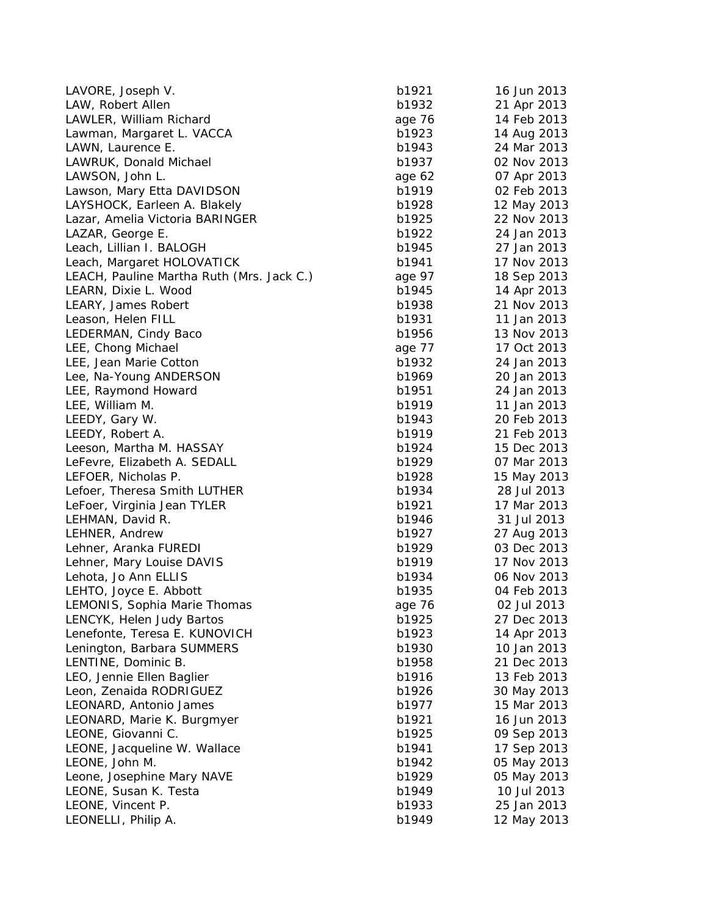| | | |
|---|---|---|
| LAVORE, Joseph V. | b1921 | 16 Jun 2013 |
| LAW, Robert Allen | b1932 | 21 Apr 2013 |
| LAWLER, William Richard | age 76 | 14 Feb 2013 |
| Lawman, Margaret L. VACCA | b1923 | 14 Aug 2013 |
| LAWN, Laurence E. | b1943 | 24 Mar 2013 |
| LAWRUK, Donald Michael | b1937 | 02 Nov 2013 |
| LAWSON, John L. | age 62 | 07 Apr 2013 |
| Lawson, Mary Etta DAVIDSON | b1919 | 02 Feb 2013 |
| LAYSHOCK, Earleen A. Blakely | b1928 | 12 May 2013 |
| Lazar, Amelia Victoria BARINGER | b1925 | 22 Nov 2013 |
| LAZAR, George E. | b1922 | 24 Jan 2013 |
| Leach, Lillian I. BALOGH | b1945 | 27 Jan 2013 |
| Leach, Margaret HOLOVATICK | b1941 | 17 Nov 2013 |
| LEACH, Pauline Martha Ruth (Mrs. Jack C.) | age 97 | 18 Sep 2013 |
| LEARN, Dixie L. Wood | b1945 | 14 Apr 2013 |
| LEARY, James Robert | b1938 | 21 Nov 2013 |
| Leason, Helen FILL | b1931 | 11 Jan 2013 |
| LEDERMAN, Cindy Baco | b1956 | 13 Nov 2013 |
| LEE, Chong Michael | age 77 | 17 Oct 2013 |
| LEE, Jean Marie Cotton | b1932 | 24 Jan 2013 |
| Lee, Na-Young ANDERSON | b1969 | 20 Jan 2013 |
| LEE, Raymond Howard | b1951 | 24 Jan 2013 |
| LEE, William M. | b1919 | 11 Jan 2013 |
| LEEDY, Gary W. | b1943 | 20 Feb 2013 |
| LEEDY, Robert A. | b1919 | 21 Feb 2013 |
| Leeson, Martha M. HASSAY | b1924 | 15 Dec 2013 |
| LeFevre, Elizabeth A. SEDALL | b1929 | 07 Mar 2013 |
| LEFOER, Nicholas P. | b1928 | 15 May 2013 |
| Lefoer, Theresa Smith LUTHER | b1934 | 28 Jul 2013 |
| LeFoer, Virginia Jean TYLER | b1921 | 17 Mar 2013 |
| LEHMAN, David R. | b1946 | 31 Jul 2013 |
| LEHNER, Andrew | b1927 | 27 Aug 2013 |
| Lehner, Aranka FUREDI | b1929 | 03 Dec 2013 |
| Lehner, Mary Louise DAVIS | b1919 | 17 Nov 2013 |
| Lehota, Jo Ann ELLIS | b1934 | 06 Nov 2013 |
| LEHTO, Joyce E. Abbott | b1935 | 04 Feb 2013 |
| LEMONIS, Sophia Marie Thomas | age 76 | 02 Jul 2013 |
| LENCYK, Helen Judy Bartos | b1925 | 27 Dec 2013 |
| Lenefonte, Teresa E. KUNOVICH | b1923 | 14 Apr 2013 |
| Lenington, Barbara SUMMERS | b1930 | 10 Jan 2013 |
| LENTINE, Dominic B. | b1958 | 21 Dec 2013 |
| LEO, Jennie Ellen Baglier | b1916 | 13 Feb 2013 |
| Leon, Zenaida RODRIGUEZ | b1926 | 30 May 2013 |
| LEONARD, Antonio James | b1977 | 15 Mar 2013 |
| LEONARD, Marie K. Burgmyer | b1921 | 16 Jun 2013 |
| LEONE, Giovanni C. | b1925 | 09 Sep 2013 |
| LEONE, Jacqueline W. Wallace | b1941 | 17 Sep 2013 |
| LEONE, John M. | b1942 | 05 May 2013 |
| Leone, Josephine Mary NAVE | b1929 | 05 May 2013 |
| LEONE, Susan K. Testa | b1949 | 10 Jul 2013 |
| LEONE, Vincent P. | b1933 | 25 Jan 2013 |
| LEONELLI, Philip A. | b1949 | 12 May 2013 |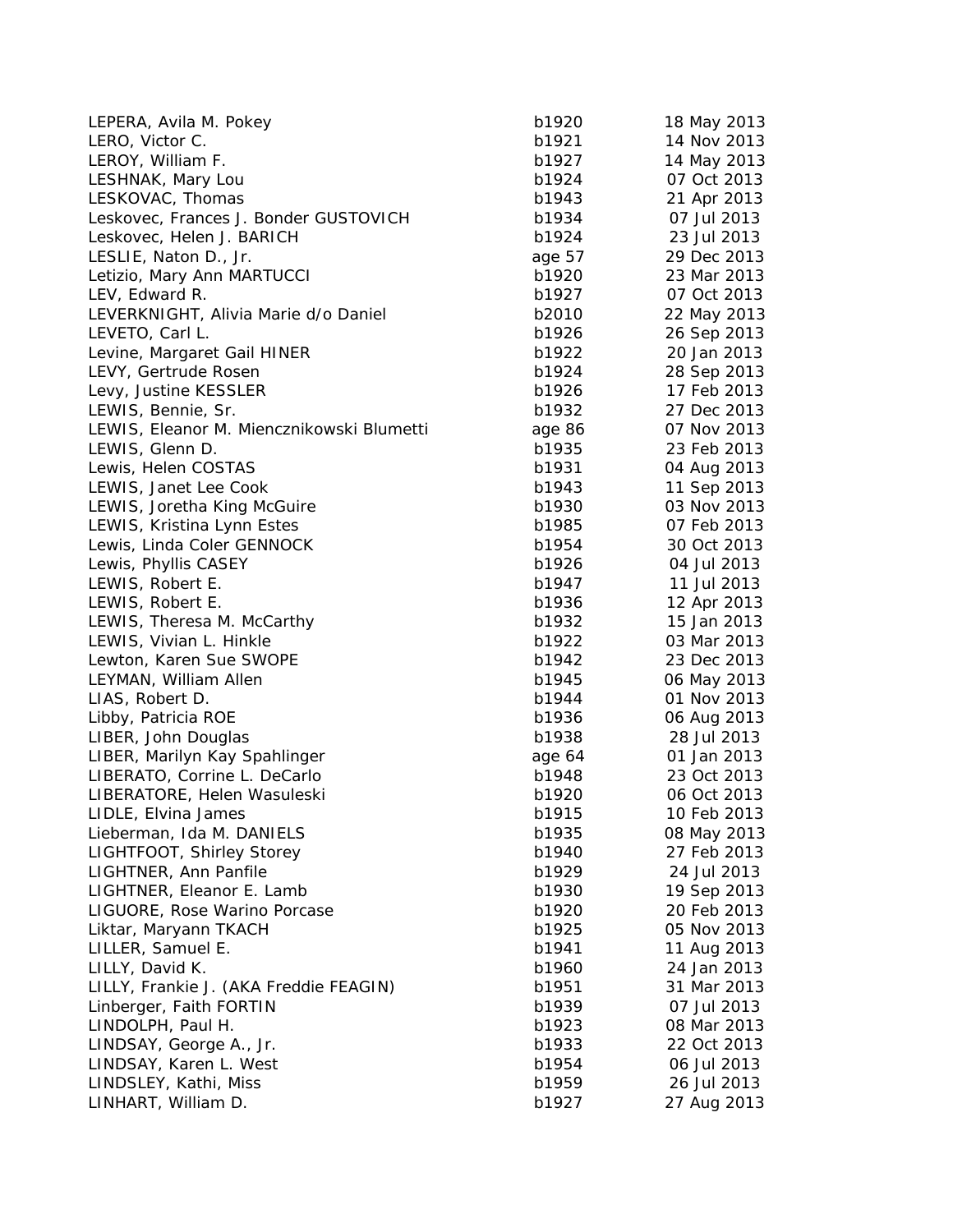| | | |
|---|---|---|
| LEPERA, Avila M. Pokey | b1920 | 18 May 2013 |
| LERO, Victor C. | b1921 | 14 Nov 2013 |
| LEROY, William F. | b1927 | 14 May 2013 |
| LESHNAK, Mary Lou | b1924 | 07 Oct 2013 |
| LESKOVAC, Thomas | b1943 | 21 Apr 2013 |
| Leskovec, Frances J. Bonder GUSTOVICH | b1934 | 07 Jul 2013 |
| Leskovec, Helen J. BARICH | b1924 | 23 Jul 2013 |
| LESLIE, Naton D., Jr. | age 57 | 29 Dec 2013 |
| Letizio, Mary Ann MARTUCCI | b1920 | 23 Mar 2013 |
| LEV, Edward R. | b1927 | 07 Oct 2013 |
| LEVERKNIGHT, Alivia Marie d/o Daniel | b2010 | 22 May 2013 |
| LEVETO, Carl L. | b1926 | 26 Sep 2013 |
| Levine, Margaret Gail HINER | b1922 | 20 Jan 2013 |
| LEVY, Gertrude Rosen | b1924 | 28 Sep 2013 |
| Levy, Justine KESSLER | b1926 | 17 Feb 2013 |
| LEWIS, Bennie, Sr. | b1932 | 27 Dec 2013 |
| LEWIS, Eleanor M. Miencznikowski Blumetti | age 86 | 07 Nov 2013 |
| LEWIS, Glenn D. | b1935 | 23 Feb 2013 |
| Lewis, Helen COSTAS | b1931 | 04 Aug 2013 |
| LEWIS, Janet Lee Cook | b1943 | 11 Sep 2013 |
| LEWIS, Joretha King McGuire | b1930 | 03 Nov 2013 |
| LEWIS, Kristina Lynn Estes | b1985 | 07 Feb 2013 |
| Lewis, Linda Coler GENNOCK | b1954 | 30 Oct 2013 |
| Lewis, Phyllis CASEY | b1926 | 04 Jul 2013 |
| LEWIS, Robert E. | b1947 | 11 Jul 2013 |
| LEWIS, Robert E. | b1936 | 12 Apr 2013 |
| LEWIS, Theresa M. McCarthy | b1932 | 15 Jan 2013 |
| LEWIS, Vivian L. Hinkle | b1922 | 03 Mar 2013 |
| Lewton, Karen Sue SWOPE | b1942 | 23 Dec 2013 |
| LEYMAN, William Allen | b1945 | 06 May 2013 |
| LIAS, Robert D. | b1944 | 01 Nov 2013 |
| Libby, Patricia ROE | b1936 | 06 Aug 2013 |
| LIBER, John Douglas | b1938 | 28 Jul 2013 |
| LIBER, Marilyn Kay Spahlinger | age 64 | 01 Jan 2013 |
| LIBERATO, Corrine L. DeCarlo | b1948 | 23 Oct 2013 |
| LIBERATORE, Helen Wasuleski | b1920 | 06 Oct 2013 |
| LIDLE, Elvina James | b1915 | 10 Feb 2013 |
| Lieberman, Ida M. DANIELS | b1935 | 08 May 2013 |
| LIGHTFOOT, Shirley Storey | b1940 | 27 Feb 2013 |
| LIGHTNER, Ann Panfile | b1929 | 24 Jul 2013 |
| LIGHTNER, Eleanor E. Lamb | b1930 | 19 Sep 2013 |
| LIGUORE, Rose Warino Porcase | b1920 | 20 Feb 2013 |
| Liktar, Maryann TKACH | b1925 | 05 Nov 2013 |
| LILLER, Samuel E. | b1941 | 11 Aug 2013 |
| LILLY, David K. | b1960 | 24 Jan 2013 |
| LILLY, Frankie J. (AKA Freddie FEAGIN) | b1951 | 31 Mar 2013 |
| Linberger, Faith FORTIN | b1939 | 07 Jul 2013 |
| LINDOLPH, Paul H. | b1923 | 08 Mar 2013 |
| LINDSAY, George A., Jr. | b1933 | 22 Oct 2013 |
| LINDSAY, Karen L. West | b1954 | 06 Jul 2013 |
| LINDSLEY, Kathi, Miss | b1959 | 26 Jul 2013 |
| LINHART, William D. | b1927 | 27 Aug 2013 |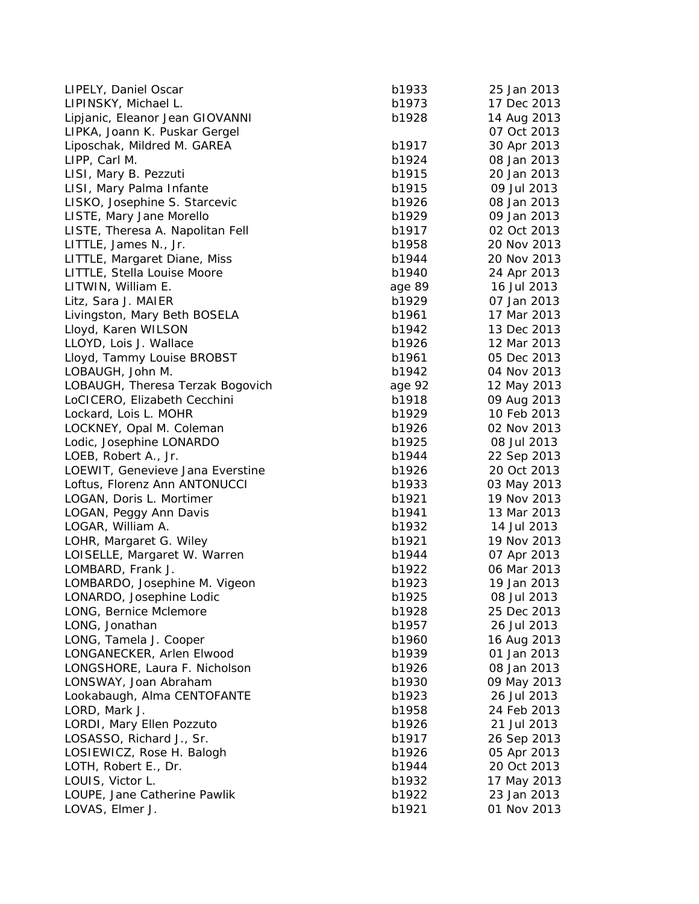| | | |
|---|---|---|
| LIPELY, Daniel Oscar | b1933 | 25 Jan 2013 |
| LIPINSKY, Michael L. | b1973 | 17 Dec 2013 |
| Lipjanic, Eleanor Jean GIOVANNI | b1928 | 14 Aug 2013 |
| LIPKA, Joann K. Puskar Gergel | | 07 Oct 2013 |
| Liposchak, Mildred M. GAREA | b1917 | 30 Apr 2013 |
| LIPP, Carl M. | b1924 | 08 Jan 2013 |
| LISI, Mary B. Pezzuti | b1915 | 20 Jan 2013 |
| LISI, Mary Palma Infante | b1915 | 09 Jul 2013 |
| LISKO, Josephine S. Starcevic | b1926 | 08 Jan 2013 |
| LISTE, Mary Jane Morello | b1929 | 09 Jan 2013 |
| LISTE, Theresa A. Napolitan Fell | b1917 | 02 Oct 2013 |
| LITTLE, James N., Jr. | b1958 | 20 Nov 2013 |
| LITTLE, Margaret Diane, Miss | b1944 | 20 Nov 2013 |
| LITTLE, Stella Louise Moore | b1940 | 24 Apr 2013 |
| LITWIN, William E. | age 89 | 16 Jul 2013 |
| Litz, Sara J. MAIER | b1929 | 07 Jan 2013 |
| Livingston, Mary Beth BOSELA | b1961 | 17 Mar 2013 |
| Lloyd, Karen WILSON | b1942 | 13 Dec 2013 |
| LLOYD, Lois J. Wallace | b1926 | 12 Mar 2013 |
| Lloyd, Tammy Louise BROBST | b1961 | 05 Dec 2013 |
| LOBAUGH, John M. | b1942 | 04 Nov 2013 |
| LOBAUGH, Theresa Terzak Bogovich | age 92 | 12 May 2013 |
| LoCICERO, Elizabeth Cecchini | b1918 | 09 Aug 2013 |
| Lockard, Lois L. MOHR | b1929 | 10 Feb 2013 |
| LOCKNEY, Opal M. Coleman | b1926 | 02 Nov 2013 |
| Lodic, Josephine LONARDO | b1925 | 08 Jul 2013 |
| LOEB, Robert A., Jr. | b1944 | 22 Sep 2013 |
| LOEWIT, Genevieve Jana Everstine | b1926 | 20 Oct 2013 |
| Loftus, Florenz Ann ANTONUCCI | b1933 | 03 May 2013 |
| LOGAN, Doris L. Mortimer | b1921 | 19 Nov 2013 |
| LOGAN, Peggy Ann Davis | b1941 | 13 Mar 2013 |
| LOGAR, William A. | b1932 | 14 Jul 2013 |
| LOHR, Margaret G. Wiley | b1921 | 19 Nov 2013 |
| LOISELLE, Margaret W. Warren | b1944 | 07 Apr 2013 |
| LOMBARD, Frank J. | b1922 | 06 Mar 2013 |
| LOMBARDO, Josephine M. Vigeon | b1923 | 19 Jan 2013 |
| LONARDO, Josephine Lodic | b1925 | 08 Jul 2013 |
| LONG, Bernice Mclemore | b1928 | 25 Dec 2013 |
| LONG, Jonathan | b1957 | 26 Jul 2013 |
| LONG, Tamela J. Cooper | b1960 | 16 Aug 2013 |
| LONGANECKER, Arlen Elwood | b1939 | 01 Jan 2013 |
| LONGSHORE, Laura F. Nicholson | b1926 | 08 Jan 2013 |
| LONSWAY, Joan Abraham | b1930 | 09 May 2013 |
| Lookabaugh, Alma CENTOFANTE | b1923 | 26 Jul 2013 |
| LORD, Mark J. | b1958 | 24 Feb 2013 |
| LORDI, Mary Ellen Pozzuto | b1926 | 21 Jul 2013 |
| LOSASSO, Richard J., Sr. | b1917 | 26 Sep 2013 |
| LOSIEWICZ, Rose H. Balogh | b1926 | 05 Apr 2013 |
| LOTH, Robert E., Dr. | b1944 | 20 Oct 2013 |
| LOUIS, Victor L. | b1932 | 17 May 2013 |
| LOUPE, Jane Catherine Pawlik | b1922 | 23 Jan 2013 |
| LOVAS, Elmer J. | b1921 | 01 Nov 2013 |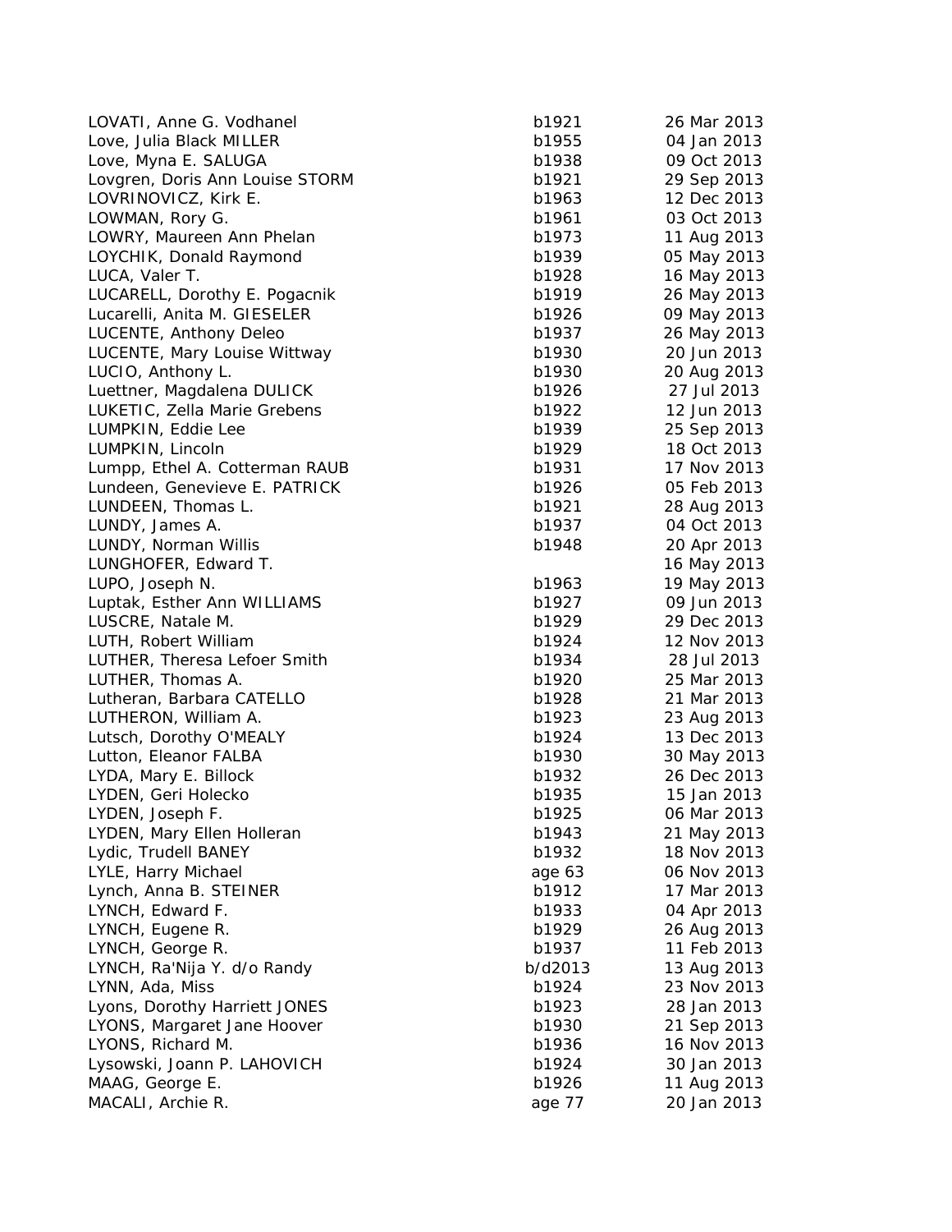| | | |
|---|---|---|
| LOVATI, Anne G. Vodhanel | b1921 | 26 Mar 2013 |
| Love, Julia Black MILLER | b1955 | 04 Jan 2013 |
| Love, Myna E. SALUGA | b1938 | 09 Oct 2013 |
| Lovgren, Doris Ann Louise STORM | b1921 | 29 Sep 2013 |
| LOVRINOVICZ, Kirk E. | b1963 | 12 Dec 2013 |
| LOWMAN, Rory G. | b1961 | 03 Oct 2013 |
| LOWRY, Maureen Ann Phelan | b1973 | 11 Aug 2013 |
| LOYCHIK, Donald Raymond | b1939 | 05 May 2013 |
| LUCA, Valer T. | b1928 | 16 May 2013 |
| LUCARELL, Dorothy E. Pogacnik | b1919 | 26 May 2013 |
| Lucarelli, Anita M. GIESELER | b1926 | 09 May 2013 |
| LUCENTE, Anthony Deleo | b1937 | 26 May 2013 |
| LUCENTE, Mary Louise Wittway | b1930 | 20 Jun 2013 |
| LUCIO, Anthony L. | b1930 | 20 Aug 2013 |
| Luettner, Magdalena DULICK | b1926 | 27 Jul 2013 |
| LUKETIC, Zella Marie Grebens | b1922 | 12 Jun 2013 |
| LUMPKIN, Eddie Lee | b1939 | 25 Sep 2013 |
| LUMPKIN, Lincoln | b1929 | 18 Oct 2013 |
| Lumpp, Ethel A. Cotterman RAUB | b1931 | 17 Nov 2013 |
| Lundeen, Genevieve E. PATRICK | b1926 | 05 Feb 2013 |
| LUNDEEN, Thomas L. | b1921 | 28 Aug 2013 |
| LUNDY, James A. | b1937 | 04 Oct 2013 |
| LUNDY, Norman Willis | b1948 | 20 Apr 2013 |
| LUNGHOFER, Edward T. | | 16 May 2013 |
| LUPO, Joseph N. | b1963 | 19 May 2013 |
| Luptak, Esther Ann WILLIAMS | b1927 | 09 Jun 2013 |
| LUSCRE, Natale M. | b1929 | 29 Dec 2013 |
| LUTH, Robert William | b1924 | 12 Nov 2013 |
| LUTHER, Theresa Lefoer Smith | b1934 | 28 Jul 2013 |
| LUTHER, Thomas A. | b1920 | 25 Mar 2013 |
| Lutheran, Barbara CATELLO | b1928 | 21 Mar 2013 |
| LUTHERON, William A. | b1923 | 23 Aug 2013 |
| Lutsch, Dorothy O'MEALY | b1924 | 13 Dec 2013 |
| Lutton, Eleanor FALBA | b1930 | 30 May 2013 |
| LYDA, Mary E. Billock | b1932 | 26 Dec 2013 |
| LYDEN, Geri Holecko | b1935 | 15 Jan 2013 |
| LYDEN, Joseph F. | b1925 | 06 Mar 2013 |
| LYDEN, Mary Ellen Holleran | b1943 | 21 May 2013 |
| Lydic, Trudell BANEY | b1932 | 18 Nov 2013 |
| LYLE, Harry Michael | age 63 | 06 Nov 2013 |
| Lynch, Anna B. STEINER | b1912 | 17 Mar 2013 |
| LYNCH, Edward F. | b1933 | 04 Apr 2013 |
| LYNCH, Eugene R. | b1929 | 26 Aug 2013 |
| LYNCH, George R. | b1937 | 11 Feb 2013 |
| LYNCH, Ra'Nija Y. d/o Randy | b/d2013 | 13 Aug 2013 |
| LYNN, Ada, Miss | b1924 | 23 Nov 2013 |
| Lyons, Dorothy Harriett JONES | b1923 | 28 Jan 2013 |
| LYONS, Margaret Jane Hoover | b1930 | 21 Sep 2013 |
| LYONS, Richard M. | b1936 | 16 Nov 2013 |
| Lysowski, Joann P. LAHOVICH | b1924 | 30 Jan 2013 |
| MAAG, George E. | b1926 | 11 Aug 2013 |
| MACALI, Archie R. | age 77 | 20 Jan 2013 |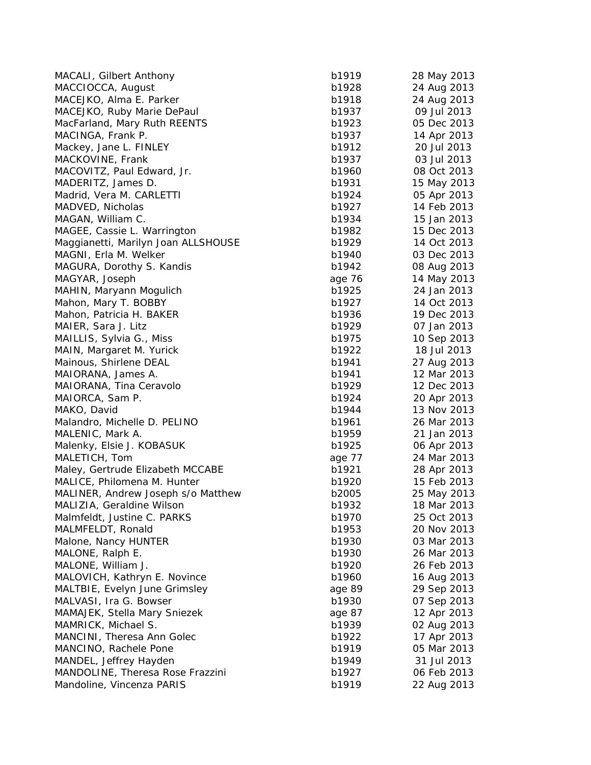| | | |
|---|---|---|
| MACALI, Gilbert Anthony | b1919 | 28 May 2013 |
| MACCIOCCA, August | b1928 | 24 Aug 2013 |
| MACEJKO, Alma E. Parker | b1918 | 24 Aug 2013 |
| MACEJKO, Ruby Marie DePaul | b1937 | 09 Jul 2013 |
| MacFarland, Mary Ruth REENTS | b1923 | 05 Dec 2013 |
| MACINGA, Frank P. | b1937 | 14 Apr 2013 |
| Mackey, Jane L. FINLEY | b1912 | 20 Jul 2013 |
| MACKOVINE, Frank | b1937 | 03 Jul 2013 |
| MACOVITZ, Paul Edward, Jr. | b1960 | 08 Oct 2013 |
| MADERITZ, James D. | b1931 | 15 May 2013 |
| Madrid, Vera M. CARLETTI | b1924 | 05 Apr 2013 |
| MADVED, Nicholas | b1927 | 14 Feb 2013 |
| MAGAN, William C. | b1934 | 15 Jan 2013 |
| MAGEE, Cassie L. Warrington | b1982 | 15 Dec 2013 |
| Maggianetti, Marilyn Joan ALLSHOUSE | b1929 | 14 Oct 2013 |
| MAGNI, Erla M. Welker | b1940 | 03 Dec 2013 |
| MAGURA, Dorothy S. Kandis | b1942 | 08 Aug 2013 |
| MAGYAR, Joseph | age 76 | 14 May 2013 |
| MAHIN, Maryann Mogulich | b1925 | 24 Jan 2013 |
| Mahon, Mary T. BOBBY | b1927 | 14 Oct 2013 |
| Mahon, Patricia H. BAKER | b1936 | 19 Dec 2013 |
| MAIER, Sara J. Litz | b1929 | 07 Jan 2013 |
| MAILLIS, Sylvia G., Miss | b1975 | 10 Sep 2013 |
| MAIN, Margaret M. Yurick | b1922 | 18 Jul 2013 |
| Mainous, Shirlene DEAL | b1941 | 27 Aug 2013 |
| MAIORANA, James A. | b1941 | 12 Mar 2013 |
| MAIORANA, Tina Ceravolo | b1929 | 12 Dec 2013 |
| MAIORCA, Sam P. | b1924 | 20 Apr 2013 |
| MAKO, David | b1944 | 13 Nov 2013 |
| Malandro, Michelle D. PELINO | b1961 | 26 Mar 2013 |
| MALENIC, Mark A. | b1959 | 21 Jan 2013 |
| Malenky, Elsie J. KOBASUK | b1925 | 06 Apr 2013 |
| MALETICH, Tom | age 77 | 24 Mar 2013 |
| Maley, Gertrude Elizabeth MCCABE | b1921 | 28 Apr 2013 |
| MALICE, Philomena M. Hunter | b1920 | 15 Feb 2013 |
| MALINER, Andrew Joseph s/o Matthew | b2005 | 25 May 2013 |
| MALIZIA, Geraldine Wilson | b1932 | 18 Mar 2013 |
| Malmfeldt, Justine C. PARKS | b1970 | 25 Oct 2013 |
| MALMFELDT, Ronald | b1953 | 20 Nov 2013 |
| Malone, Nancy HUNTER | b1930 | 03 Mar 2013 |
| MALONE, Ralph E. | b1930 | 26 Mar 2013 |
| MALONE, William J. | b1920 | 26 Feb 2013 |
| MALOVICH, Kathryn E. Novince | b1960 | 16 Aug 2013 |
| MALTBIE, Evelyn June Grimsley | age 89 | 29 Sep 2013 |
| MALVASI, Ira G. Bowser | b1930 | 07 Sep 2013 |
| MAMAJEK, Stella Mary Sniezek | age 87 | 12 Apr 2013 |
| MAMRICK, Michael S. | b1939 | 02 Aug 2013 |
| MANCINI, Theresa Ann Golec | b1922 | 17 Apr 2013 |
| MANCINO, Rachele Pone | b1919 | 05 Mar 2013 |
| MANDEL, Jeffrey Hayden | b1949 | 31 Jul 2013 |
| MANDOLINE, Theresa Rose Frazzini | b1927 | 06 Feb 2013 |
| Mandoline, Vincenza PARIS | b1919 | 22 Aug 2013 |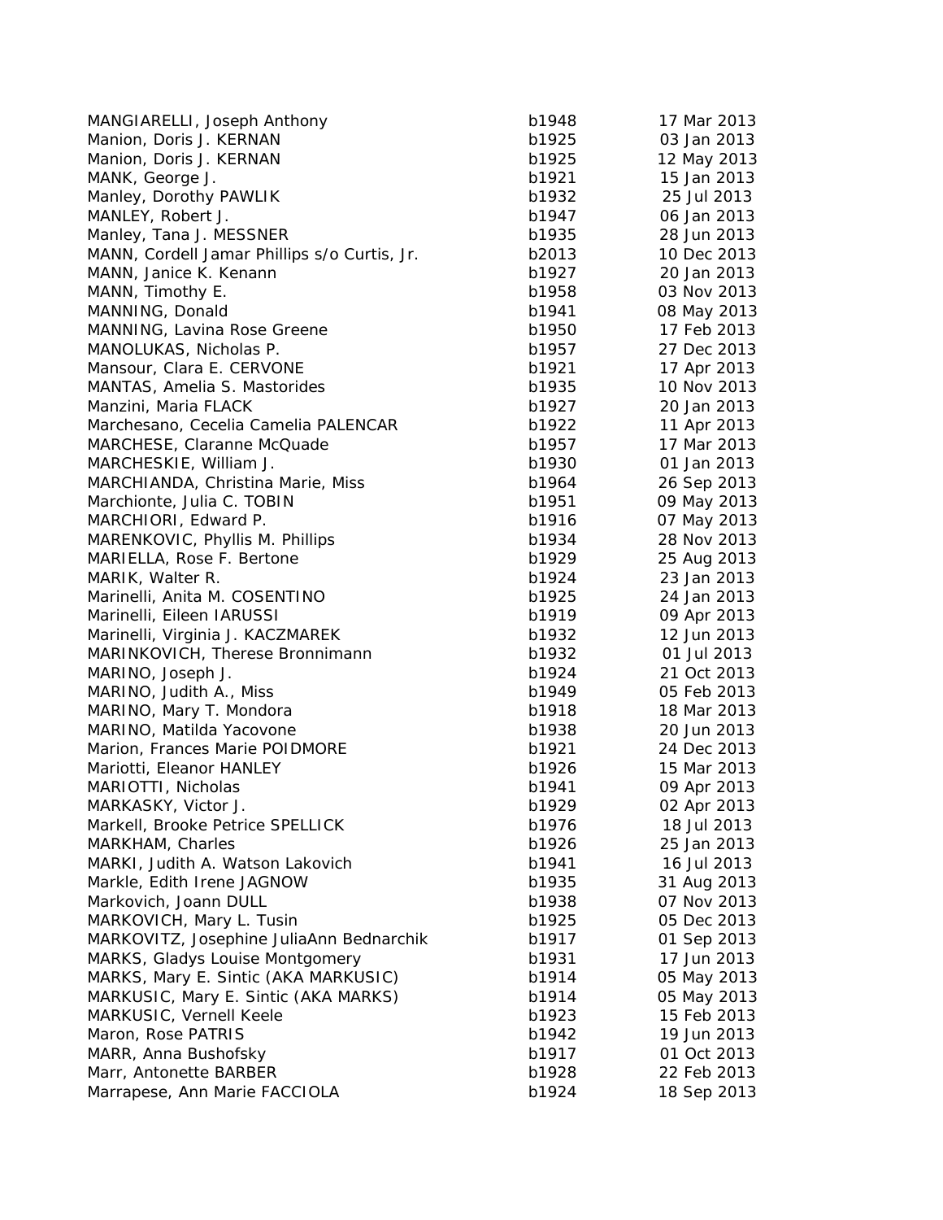| | | |
|---|---|---|
| MANGIARELLI, Joseph Anthony | b1948 | 17 Mar 2013 |
| Manion, Doris J. KERNAN | b1925 | 03 Jan 2013 |
| Manion, Doris J. KERNAN | b1925 | 12 May 2013 |
| MANK, George J. | b1921 | 15 Jan 2013 |
| Manley, Dorothy PAWLIK | b1932 | 25 Jul 2013 |
| MANLEY, Robert J. | b1947 | 06 Jan 2013 |
| Manley, Tana J. MESSNER | b1935 | 28 Jun 2013 |
| MANN, Cordell Jamar Phillips s/o Curtis, Jr. | b2013 | 10 Dec 2013 |
| MANN, Janice K. Kenann | b1927 | 20 Jan 2013 |
| MANN, Timothy E. | b1958 | 03 Nov 2013 |
| MANNING, Donald | b1941 | 08 May 2013 |
| MANNING, Lavina Rose Greene | b1950 | 17 Feb 2013 |
| MANOLUKAS, Nicholas P. | b1957 | 27 Dec 2013 |
| Mansour, Clara E. CERVONE | b1921 | 17 Apr 2013 |
| MANTAS, Amelia S. Mastorides | b1935 | 10 Nov 2013 |
| Manzini, Maria FLACK | b1927 | 20 Jan 2013 |
| Marchesano, Cecelia Camelia PALENCAR | b1922 | 11 Apr 2013 |
| MARCHESE, Claranne McQuade | b1957 | 17 Mar 2013 |
| MARCHESKIE, William J. | b1930 | 01 Jan 2013 |
| MARCHIANDA, Christina Marie, Miss | b1964 | 26 Sep 2013 |
| Marchionte, Julia C. TOBIN | b1951 | 09 May 2013 |
| MARCHIORI, Edward P. | b1916 | 07 May 2013 |
| MARENKOVIC, Phyllis M. Phillips | b1934 | 28 Nov 2013 |
| MARIELLA, Rose F. Bertone | b1929 | 25 Aug 2013 |
| MARIK, Walter R. | b1924 | 23 Jan 2013 |
| Marinelli, Anita M. COSENTINO | b1925 | 24 Jan 2013 |
| Marinelli, Eileen IARUSSI | b1919 | 09 Apr 2013 |
| Marinelli, Virginia J. KACZMAREK | b1932 | 12 Jun 2013 |
| MARINKOVICH, Therese Bronnimann | b1932 | 01 Jul 2013 |
| MARINO, Joseph J. | b1924 | 21 Oct 2013 |
| MARINO, Judith A., Miss | b1949 | 05 Feb 2013 |
| MARINO, Mary T. Mondora | b1918 | 18 Mar 2013 |
| MARINO, Matilda Yacovone | b1938 | 20 Jun 2013 |
| Marion, Frances Marie POIDMORE | b1921 | 24 Dec 2013 |
| Mariotti, Eleanor HANLEY | b1926 | 15 Mar 2013 |
| MARIOTTI, Nicholas | b1941 | 09 Apr 2013 |
| MARKASKY, Victor J. | b1929 | 02 Apr 2013 |
| Markell, Brooke Petrice SPELLICK | b1976 | 18 Jul 2013 |
| MARKHAM, Charles | b1926 | 25 Jan 2013 |
| MARKI, Judith A. Watson Lakovich | b1941 | 16 Jul 2013 |
| Markle, Edith Irene JAGNOW | b1935 | 31 Aug 2013 |
| Markovich, Joann DULL | b1938 | 07 Nov 2013 |
| MARKOVICH, Mary L. Tusin | b1925 | 05 Dec 2013 |
| MARKOVITZ, Josephine JuliaAnn Bednarchik | b1917 | 01 Sep 2013 |
| MARKS, Gladys Louise Montgomery | b1931 | 17 Jun 2013 |
| MARKS, Mary E. Sintic (AKA MARKUSIC) | b1914 | 05 May 2013 |
| MARKUSIC, Mary E. Sintic (AKA MARKS) | b1914 | 05 May 2013 |
| MARKUSIC, Vernell Keele | b1923 | 15 Feb 2013 |
| Maron, Rose PATRIS | b1942 | 19 Jun 2013 |
| MARR, Anna Bushofsky | b1917 | 01 Oct 2013 |
| Marr, Antonette BARBER | b1928 | 22 Feb 2013 |
| Marrapese, Ann Marie FACCIOLA | b1924 | 18 Sep 2013 |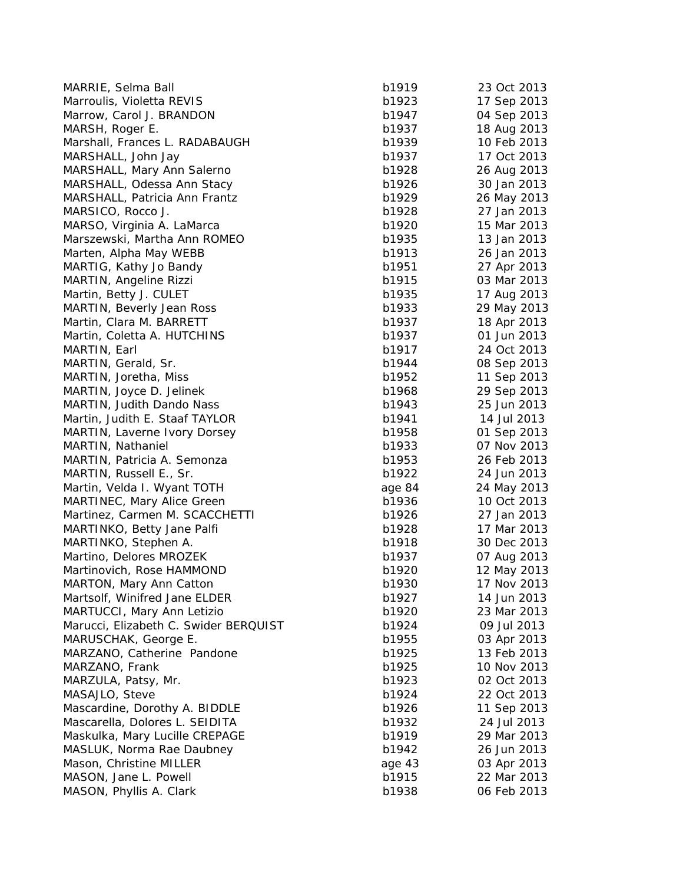| | | |
|---|---|---|
| MARRIE, Selma Ball | b1919 | 23 Oct 2013 |
| Marroulis, Violetta REVIS | b1923 | 17 Sep 2013 |
| Marrow, Carol J. BRANDON | b1947 | 04 Sep 2013 |
| MARSH, Roger E. | b1937 | 18 Aug 2013 |
| Marshall, Frances L. RADABAUGH | b1939 | 10 Feb 2013 |
| MARSHALL, John Jay | b1937 | 17 Oct 2013 |
| MARSHALL, Mary Ann Salerno | b1928 | 26 Aug 2013 |
| MARSHALL, Odessa Ann Stacy | b1926 | 30 Jan 2013 |
| MARSHALL, Patricia Ann Frantz | b1929 | 26 May 2013 |
| MARSICO, Rocco J. | b1928 | 27 Jan 2013 |
| MARSO, Virginia A. LaMarca | b1920 | 15 Mar 2013 |
| Marszewski, Martha Ann ROMEO | b1935 | 13 Jan 2013 |
| Marten, Alpha May WEBB | b1913 | 26 Jan 2013 |
| MARTIG, Kathy Jo Bandy | b1951 | 27 Apr 2013 |
| MARTIN, Angeline Rizzi | b1915 | 03 Mar 2013 |
| Martin, Betty J. CULET | b1935 | 17 Aug 2013 |
| MARTIN, Beverly Jean Ross | b1933 | 29 May 2013 |
| Martin, Clara M. BARRETT | b1937 | 18 Apr 2013 |
| Martin, Coletta A. HUTCHINS | b1937 | 01 Jun 2013 |
| MARTIN, Earl | b1917 | 24 Oct 2013 |
| MARTIN, Gerald, Sr. | b1944 | 08 Sep 2013 |
| MARTIN, Joretha, Miss | b1952 | 11 Sep 2013 |
| MARTIN, Joyce D. Jelinek | b1968 | 29 Sep 2013 |
| MARTIN, Judith Dando Nass | b1943 | 25 Jun 2013 |
| Martin, Judith E. Staaf TAYLOR | b1941 | 14 Jul 2013 |
| MARTIN, Laverne Ivory Dorsey | b1958 | 01 Sep 2013 |
| MARTIN, Nathaniel | b1933 | 07 Nov 2013 |
| MARTIN, Patricia A. Semonza | b1953 | 26 Feb 2013 |
| MARTIN, Russell E., Sr. | b1922 | 24 Jun 2013 |
| Martin, Velda I. Wyant TOTH | age 84 | 24 May 2013 |
| MARTINEC, Mary Alice Green | b1936 | 10 Oct 2013 |
| Martinez, Carmen M. SCACCHETTI | b1926 | 27 Jan 2013 |
| MARTINKO, Betty Jane Palfi | b1928 | 17 Mar 2013 |
| MARTINKO, Stephen A. | b1918 | 30 Dec 2013 |
| Martino, Delores MROZEK | b1937 | 07 Aug 2013 |
| Martinovich, Rose HAMMOND | b1920 | 12 May 2013 |
| MARTON, Mary Ann Catton | b1930 | 17 Nov 2013 |
| Martsolf, Winifred Jane ELDER | b1927 | 14 Jun 2013 |
| MARTUCCI, Mary Ann Letizio | b1920 | 23 Mar 2013 |
| Marucci, Elizabeth C. Swider BERQUIST | b1924 | 09 Jul 2013 |
| MARUSCHAK, George E. | b1955 | 03 Apr 2013 |
| MARZANO, Catherine Pandone | b1925 | 13 Feb 2013 |
| MARZANO, Frank | b1925 | 10 Nov 2013 |
| MARZULA, Patsy, Mr. | b1923 | 02 Oct 2013 |
| MASAJLO, Steve | b1924 | 22 Oct 2013 |
| Mascardine, Dorothy A. BIDDLE | b1926 | 11 Sep 2013 |
| Mascarella, Dolores L. SEIDITA | b1932 | 24 Jul 2013 |
| Maskulka, Mary Lucille CREPAGE | b1919 | 29 Mar 2013 |
| MASLUK, Norma Rae Daubney | b1942 | 26 Jun 2013 |
| Mason, Christine MILLER | age 43 | 03 Apr 2013 |
| MASON, Jane L. Powell | b1915 | 22 Mar 2013 |
| MASON, Phyllis A. Clark | b1938 | 06 Feb 2013 |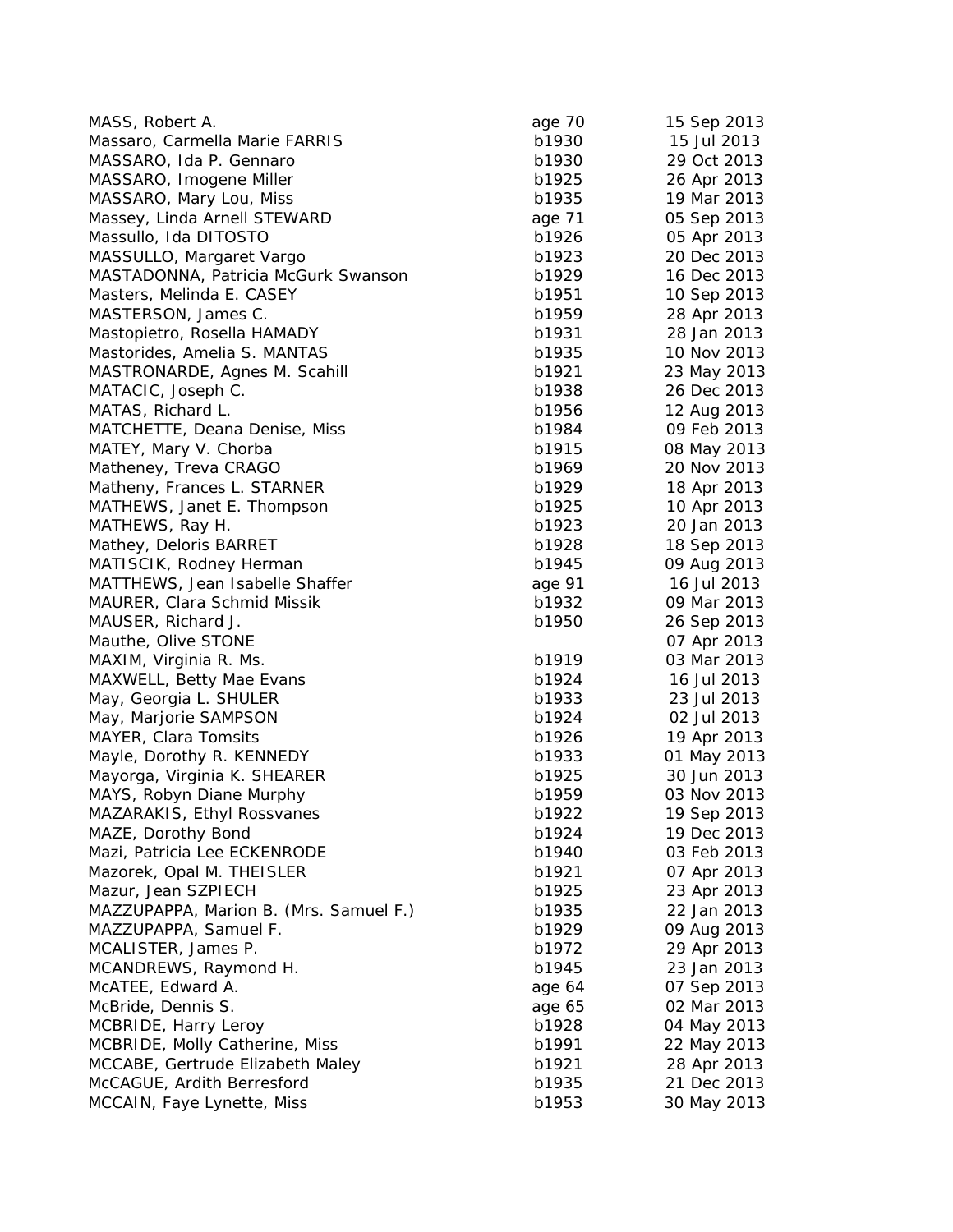| | | |
|---|---|---|
| MASS, Robert A. | age 70 | 15 Sep 2013 |
| Massaro, Carmella Marie FARRIS | b1930 | 15 Jul 2013 |
| MASSARO, Ida P. Gennaro | b1930 | 29 Oct 2013 |
| MASSARO, Imogene Miller | b1925 | 26 Apr 2013 |
| MASSARO, Mary Lou, Miss | b1935 | 19 Mar 2013 |
| Massey, Linda Arnell STEWARD | age 71 | 05 Sep 2013 |
| Massullo, Ida DITOSTO | b1926 | 05 Apr 2013 |
| MASSULLO, Margaret Vargo | b1923 | 20 Dec 2013 |
| MASTADONNA, Patricia McGurk Swanson | b1929 | 16 Dec 2013 |
| Masters, Melinda E. CASEY | b1951 | 10 Sep 2013 |
| MASTERSON, James C. | b1959 | 28 Apr 2013 |
| Mastopietro, Rosella HAMADY | b1931 | 28 Jan 2013 |
| Mastorides, Amelia S. MANTAS | b1935 | 10 Nov 2013 |
| MASTRONARDE, Agnes M. Scahill | b1921 | 23 May 2013 |
| MATACIC, Joseph C. | b1938 | 26 Dec 2013 |
| MATAS, Richard L. | b1956 | 12 Aug 2013 |
| MATCHETTE, Deana Denise, Miss | b1984 | 09 Feb 2013 |
| MATEY, Mary V. Chorba | b1915 | 08 May 2013 |
| Matheney, Treva CRAGO | b1969 | 20 Nov 2013 |
| Matheny, Frances L. STARNER | b1929 | 18 Apr 2013 |
| MATHEWS, Janet E. Thompson | b1925 | 10 Apr 2013 |
| MATHEWS, Ray H. | b1923 | 20 Jan 2013 |
| Mathey, Deloris BARRET | b1928 | 18 Sep 2013 |
| MATISCIK, Rodney Herman | b1945 | 09 Aug 2013 |
| MATTHEWS, Jean Isabelle Shaffer | age 91 | 16 Jul 2013 |
| MAURER, Clara Schmid Missik | b1932 | 09 Mar 2013 |
| MAUSER, Richard J. | b1950 | 26 Sep 2013 |
| Mauthe, Olive STONE | | 07 Apr 2013 |
| MAXIM, Virginia R. Ms. | b1919 | 03 Mar 2013 |
| MAXWELL, Betty Mae Evans | b1924 | 16 Jul 2013 |
| May, Georgia L. SHULER | b1933 | 23 Jul 2013 |
| May, Marjorie SAMPSON | b1924 | 02 Jul 2013 |
| MAYER, Clara Tomsits | b1926 | 19 Apr 2013 |
| Mayle, Dorothy R. KENNEDY | b1933 | 01 May 2013 |
| Mayorga, Virginia K. SHEARER | b1925 | 30 Jun 2013 |
| MAYS, Robyn Diane Murphy | b1959 | 03 Nov 2013 |
| MAZARAKIS, Ethyl Rossvanes | b1922 | 19 Sep 2013 |
| MAZE, Dorothy Bond | b1924 | 19 Dec 2013 |
| Mazi, Patricia Lee ECKENRODE | b1940 | 03 Feb 2013 |
| Mazorek, Opal M. THEISLER | b1921 | 07 Apr 2013 |
| Mazur, Jean SZPIECH | b1925 | 23 Apr 2013 |
| MAZZUPAPPA, Marion B. (Mrs. Samuel F.) | b1935 | 22 Jan 2013 |
| MAZZUPAPPA, Samuel F. | b1929 | 09 Aug 2013 |
| MCALISTER, James P. | b1972 | 29 Apr 2013 |
| MCANDREWS, Raymond H. | b1945 | 23 Jan 2013 |
| McATEE, Edward A. | age 64 | 07 Sep 2013 |
| McBride, Dennis S. | age 65 | 02 Mar 2013 |
| MCBRIDE, Harry Leroy | b1928 | 04 May 2013 |
| MCBRIDE, Molly Catherine, Miss | b1991 | 22 May 2013 |
| MCCABE, Gertrude Elizabeth Maley | b1921 | 28 Apr 2013 |
| McCAGUE, Ardith Berresford | b1935 | 21 Dec 2013 |
| MCCAIN, Faye Lynette, Miss | b1953 | 30 May 2013 |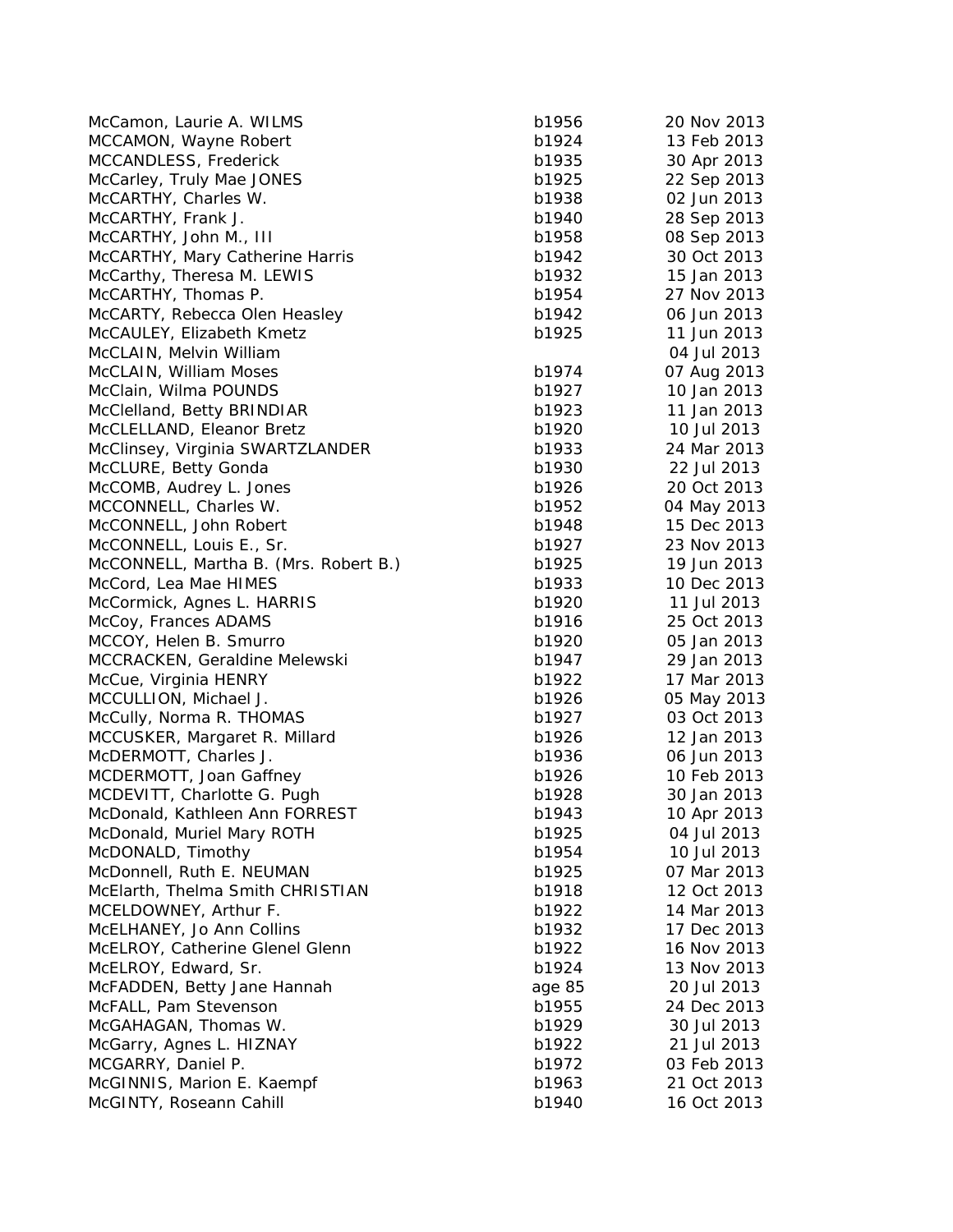| | | |
|---|---|---|
| McCamon, Laurie A. WILMS | b1956 | 20 Nov 2013 |
| MCCAMON, Wayne Robert | b1924 | 13 Feb 2013 |
| MCCANDLESS, Frederick | b1935 | 30 Apr 2013 |
| McCarley, Truly Mae JONES | b1925 | 22 Sep 2013 |
| McCARTHY, Charles W. | b1938 | 02 Jun 2013 |
| McCARTHY, Frank J. | b1940 | 28 Sep 2013 |
| McCARTHY, John M., III | b1958 | 08 Sep 2013 |
| McCARTHY, Mary Catherine Harris | b1942 | 30 Oct 2013 |
| McCarthy, Theresa M. LEWIS | b1932 | 15 Jan 2013 |
| McCARTHY, Thomas P. | b1954 | 27 Nov 2013 |
| McCARTY, Rebecca Olen Heasley | b1942 | 06 Jun 2013 |
| McCAULEY, Elizabeth Kmetz | b1925 | 11 Jun 2013 |
| McCLAIN, Melvin William | | 04 Jul 2013 |
| McCLAIN, William Moses | b1974 | 07 Aug 2013 |
| McClain, Wilma POUNDS | b1927 | 10 Jan 2013 |
| McClelland, Betty BRINDIAR | b1923 | 11 Jan 2013 |
| McCLELLAND, Eleanor Bretz | b1920 | 10 Jul 2013 |
| McClinsey, Virginia SWARTZLANDER | b1933 | 24 Mar 2013 |
| McCLURE, Betty Gonda | b1930 | 22 Jul 2013 |
| McCOMB, Audrey L. Jones | b1926 | 20 Oct 2013 |
| MCCONNELL, Charles W. | b1952 | 04 May 2013 |
| McCONNELL, John Robert | b1948 | 15 Dec 2013 |
| McCONNELL, Louis E., Sr. | b1927 | 23 Nov 2013 |
| McCONNELL, Martha B. (Mrs. Robert B.) | b1925 | 19 Jun 2013 |
| McCord, Lea Mae HIMES | b1933 | 10 Dec 2013 |
| McCormick, Agnes L. HARRIS | b1920 | 11 Jul 2013 |
| McCoy, Frances ADAMS | b1916 | 25 Oct 2013 |
| MCCOY, Helen B. Smurro | b1920 | 05 Jan 2013 |
| MCCRACKEN, Geraldine Melewski | b1947 | 29 Jan 2013 |
| McCue, Virginia HENRY | b1922 | 17 Mar 2013 |
| MCCULLION, Michael J. | b1926 | 05 May 2013 |
| McCully, Norma R. THOMAS | b1927 | 03 Oct 2013 |
| MCCUSKER, Margaret R. Millard | b1926 | 12 Jan 2013 |
| McDERMOTT, Charles J. | b1936 | 06 Jun 2013 |
| MCDERMOTT, Joan Gaffney | b1926 | 10 Feb 2013 |
| MCDEVITT, Charlotte G. Pugh | b1928 | 30 Jan 2013 |
| McDonald, Kathleen Ann FORREST | b1943 | 10 Apr 2013 |
| McDonald, Muriel Mary ROTH | b1925 | 04 Jul 2013 |
| McDONALD, Timothy | b1954 | 10 Jul 2013 |
| McDonnell, Ruth E. NEUMAN | b1925 | 07 Mar 2013 |
| McElarth, Thelma Smith CHRISTIAN | b1918 | 12 Oct 2013 |
| MCELDOWNEY, Arthur F. | b1922 | 14 Mar 2013 |
| McELHANEY, Jo Ann Collins | b1932 | 17 Dec 2013 |
| McELROY, Catherine Glenel Glenn | b1922 | 16 Nov 2013 |
| McELROY, Edward, Sr. | b1924 | 13 Nov 2013 |
| McFADDEN, Betty Jane Hannah | age 85 | 20 Jul 2013 |
| McFALL, Pam Stevenson | b1955 | 24 Dec 2013 |
| McGAHAGAN, Thomas W. | b1929 | 30 Jul 2013 |
| McGarry, Agnes L. HIZNAY | b1922 | 21 Jul 2013 |
| MCGARRY, Daniel P. | b1972 | 03 Feb 2013 |
| McGINNIS, Marion E. Kaempf | b1963 | 21 Oct 2013 |
| McGINTY, Roseann Cahill | b1940 | 16 Oct 2013 |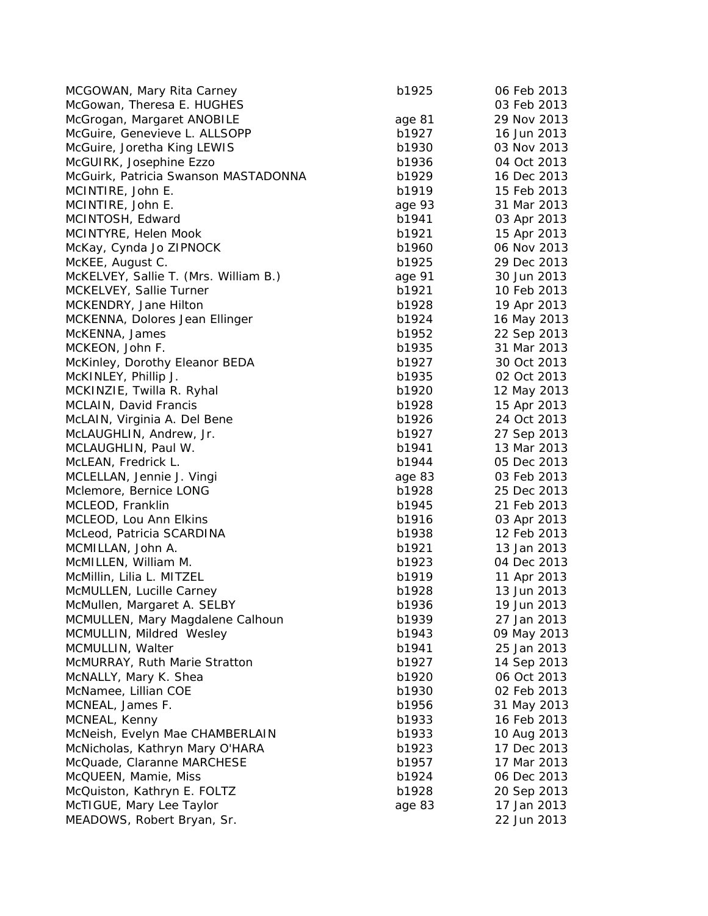| | | |
|---|---|---|
| MCGOWAN, Mary Rita Carney | b1925 | 06 Feb 2013 |
| McGowan, Theresa E. HUGHES | | 03 Feb 2013 |
| McGrogan, Margaret ANOBILE | age 81 | 29 Nov 2013 |
| McGuire, Genevieve L. ALLSOPP | b1927 | 16 Jun 2013 |
| McGuire, Joretha King LEWIS | b1930 | 03 Nov 2013 |
| McGUIRK, Josephine Ezzo | b1936 | 04 Oct 2013 |
| McGuirk, Patricia Swanson MASTADONNA | b1929 | 16 Dec 2013 |
| MCINTIRE, John E. | b1919 | 15 Feb 2013 |
| MCINTIRE, John E. | age 93 | 31 Mar 2013 |
| MCINTOSH, Edward | b1941 | 03 Apr 2013 |
| MCINTYRE, Helen Mook | b1921 | 15 Apr 2013 |
| McKay, Cynda Jo ZIPNOCK | b1960 | 06 Nov 2013 |
| McKEE, August C. | b1925 | 29 Dec 2013 |
| McKELVEY, Sallie T. (Mrs. William B.) | age 91 | 30 Jun 2013 |
| MCKELVEY, Sallie Turner | b1921 | 10 Feb 2013 |
| MCKENDRY, Jane Hilton | b1928 | 19 Apr 2013 |
| MCKENNA, Dolores Jean Ellinger | b1924 | 16 May 2013 |
| McKENNA, James | b1952 | 22 Sep 2013 |
| MCKEON, John F. | b1935 | 31 Mar 2013 |
| McKinley, Dorothy Eleanor BEDA | b1927 | 30 Oct 2013 |
| McKINLEY, Phillip J. | b1935 | 02 Oct 2013 |
| MCKINZIE, Twilla R. Ryhal | b1920 | 12 May 2013 |
| MCLAIN, David Francis | b1928 | 15 Apr 2013 |
| McLAIN, Virginia A. Del Bene | b1926 | 24 Oct 2013 |
| McLAUGHLIN, Andrew, Jr. | b1927 | 27 Sep 2013 |
| MCLAUGHLIN, Paul W. | b1941 | 13 Mar 2013 |
| McLEAN, Fredrick L. | b1944 | 05 Dec 2013 |
| MCLELLAN, Jennie J. Vingi | age 83 | 03 Feb 2013 |
| Mclemore, Bernice LONG | b1928 | 25 Dec 2013 |
| MCLEOD, Franklin | b1945 | 21 Feb 2013 |
| MCLEOD, Lou Ann Elkins | b1916 | 03 Apr 2013 |
| McLeod, Patricia SCARDINA | b1938 | 12 Feb 2013 |
| MCMILLAN, John A. | b1921 | 13 Jan 2013 |
| McMILLEN, William M. | b1923 | 04 Dec 2013 |
| McMillin, Lilia L. MITZEL | b1919 | 11 Apr 2013 |
| McMULLEN, Lucille Carney | b1928 | 13 Jun 2013 |
| McMullen, Margaret A. SELBY | b1936 | 19 Jun 2013 |
| MCMULLEN, Mary Magdalene Calhoun | b1939 | 27 Jan 2013 |
| MCMULLIN, Mildred Wesley | b1943 | 09 May 2013 |
| MCMULLIN, Walter | b1941 | 25 Jan 2013 |
| McMURRAY, Ruth Marie Stratton | b1927 | 14 Sep 2013 |
| McNALLY, Mary K. Shea | b1920 | 06 Oct 2013 |
| McNamee, Lillian COE | b1930 | 02 Feb 2013 |
| MCNEAL, James F. | b1956 | 31 May 2013 |
| MCNEAL, Kenny | b1933 | 16 Feb 2013 |
| McNeish, Evelyn Mae CHAMBERLAIN | b1933 | 10 Aug 2013 |
| McNicholas, Kathryn Mary O'HARA | b1923 | 17 Dec 2013 |
| McQuade, Claranne MARCHESE | b1957 | 17 Mar 2013 |
| McQUEEN, Mamie, Miss | b1924 | 06 Dec 2013 |
| McQuiston, Kathryn E. FOLTZ | b1928 | 20 Sep 2013 |
| McTIGUE, Mary Lee Taylor | age 83 | 17 Jan 2013 |
| MEADOWS, Robert Bryan, Sr. | | 22 Jun 2013 |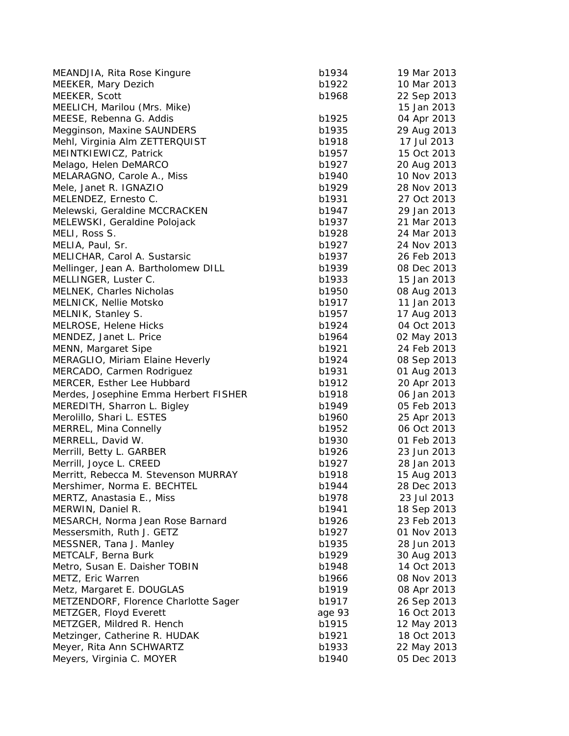| | | |
|---|---|---|
| MEANDJIA, Rita Rose Kingure | b1934 | 19 Mar 2013 |
| MEEKER, Mary Dezich | b1922 | 10 Mar 2013 |
| MEEKER, Scott | b1968 | 22 Sep 2013 |
| MEELICH, Marilou (Mrs. Mike) | | 15 Jan 2013 |
| MEESE, Rebenna G. Addis | b1925 | 04 Apr 2013 |
| Megginson, Maxine SAUNDERS | b1935 | 29 Aug 2013 |
| Mehl, Virginia Alm ZETTERQUIST | b1918 | 17 Jul 2013 |
| MEINTKIEWICZ, Patrick | b1957 | 15 Oct 2013 |
| Melago, Helen DeMARCO | b1927 | 20 Aug 2013 |
| MELARAGNO, Carole A., Miss | b1940 | 10 Nov 2013 |
| Mele, Janet R. IGNAZIO | b1929 | 28 Nov 2013 |
| MELENDEZ, Ernesto C. | b1931 | 27 Oct 2013 |
| Melewski, Geraldine MCCRACKEN | b1947 | 29 Jan 2013 |
| MELEWSKI, Geraldine Polojack | b1937 | 21 Mar 2013 |
| MELI, Ross S. | b1928 | 24 Mar 2013 |
| MELIA, Paul, Sr. | b1927 | 24 Nov 2013 |
| MELICHAR, Carol A. Sustarsic | b1937 | 26 Feb 2013 |
| Mellinger, Jean A. Bartholomew DILL | b1939 | 08 Dec 2013 |
| MELLINGER, Luster C. | b1933 | 15 Jan 2013 |
| MELNEK, Charles Nicholas | b1950 | 08 Aug 2013 |
| MELNICK, Nellie Motsko | b1917 | 11 Jan 2013 |
| MELNIK, Stanley S. | b1957 | 17 Aug 2013 |
| MELROSE, Helene Hicks | b1924 | 04 Oct 2013 |
| MENDEZ, Janet L. Price | b1964 | 02 May 2013 |
| MENN, Margaret Sipe | b1921 | 24 Feb 2013 |
| MERAGLIO, Miriam Elaine Heverly | b1924 | 08 Sep 2013 |
| MERCADO, Carmen Rodriguez | b1931 | 01 Aug 2013 |
| MERCER, Esther Lee Hubbard | b1912 | 20 Apr 2013 |
| Merdes, Josephine Emma Herbert FISHER | b1918 | 06 Jan 2013 |
| MEREDITH, Sharron L. Bigley | b1949 | 05 Feb 2013 |
| Merolillo, Shari L. ESTES | b1960 | 25 Apr 2013 |
| MERREL, Mina Connelly | b1952 | 06 Oct 2013 |
| MERRELL, David W. | b1930 | 01 Feb 2013 |
| Merrill, Betty L. GARBER | b1926 | 23 Jun 2013 |
| Merrill, Joyce L. CREED | b1927 | 28 Jan 2013 |
| Merritt, Rebecca M. Stevenson MURRAY | b1918 | 15 Aug 2013 |
| Mershimer, Norma E. BECHTEL | b1944 | 28 Dec 2013 |
| MERTZ, Anastasia E., Miss | b1978 | 23 Jul 2013 |
| MERWIN, Daniel R. | b1941 | 18 Sep 2013 |
| MESARCH, Norma Jean Rose Barnard | b1926 | 23 Feb 2013 |
| Messersmith, Ruth J. GETZ | b1927 | 01 Nov 2013 |
| MESSNER, Tana J. Manley | b1935 | 28 Jun 2013 |
| METCALF, Berna Burk | b1929 | 30 Aug 2013 |
| Metro, Susan E. Daisher TOBIN | b1948 | 14 Oct 2013 |
| METZ, Eric Warren | b1966 | 08 Nov 2013 |
| Metz, Margaret E. DOUGLAS | b1919 | 08 Apr 2013 |
| METZENDORF, Florence Charlotte Sager | b1917 | 26 Sep 2013 |
| METZGER, Floyd Everett | age 93 | 16 Oct 2013 |
| METZGER, Mildred R. Hench | b1915 | 12 May 2013 |
| Metzinger, Catherine R. HUDAK | b1921 | 18 Oct 2013 |
| Meyer, Rita Ann SCHWARTZ | b1933 | 22 May 2013 |
| Meyers, Virginia C. MOYER | b1940 | 05 Dec 2013 |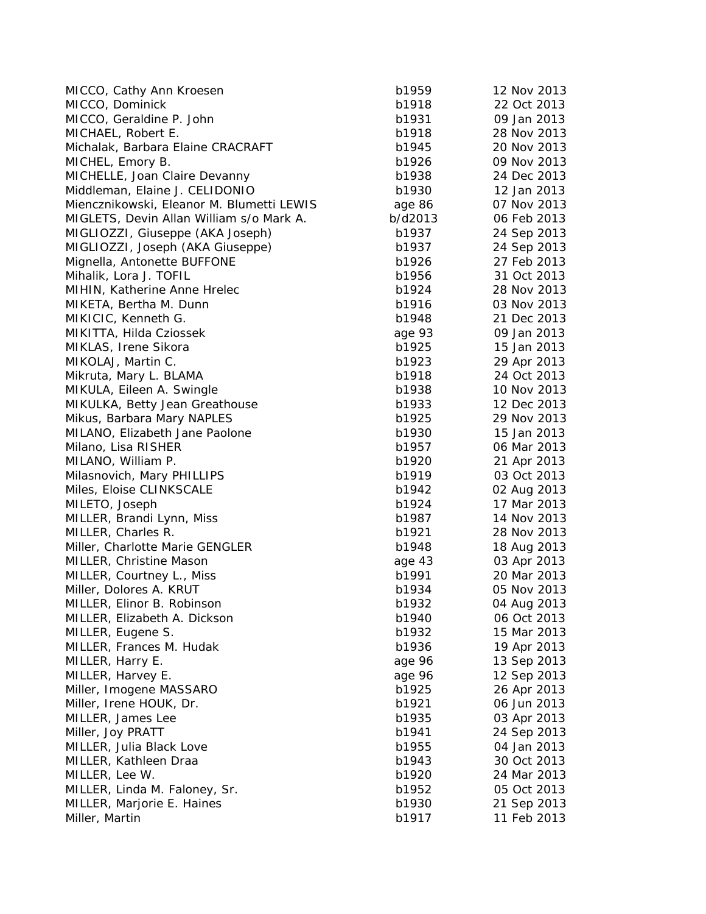| | | |
|---|---|---|
| MICCO, Cathy Ann Kroesen | b1959 | 12 Nov 2013 |
| MICCO, Dominick | b1918 | 22 Oct 2013 |
| MICCO, Geraldine P. John | b1931 | 09 Jan 2013 |
| MICHAEL, Robert E. | b1918 | 28 Nov 2013 |
| Michalak, Barbara Elaine CRACRAFT | b1945 | 20 Nov 2013 |
| MICHEL, Emory B. | b1926 | 09 Nov 2013 |
| MICHELLE, Joan Claire Devanny | b1938 | 24 Dec 2013 |
| Middleman, Elaine J. CELIDONIO | b1930 | 12 Jan 2013 |
| Miencznikowski, Eleanor M. Blumetti LEWIS | age 86 | 07 Nov 2013 |
| MIGLETS, Devin Allan William s/o Mark A. | b/d2013 | 06 Feb 2013 |
| MIGLIOZZI, Giuseppe (AKA Joseph) | b1937 | 24 Sep 2013 |
| MIGLIOZZI, Joseph (AKA Giuseppe) | b1937 | 24 Sep 2013 |
| Mignella, Antonette BUFFONE | b1926 | 27 Feb 2013 |
| Mihalik, Lora J. TOFIL | b1956 | 31 Oct 2013 |
| MIHIN, Katherine Anne Hrelec | b1924 | 28 Nov 2013 |
| MIKETA, Bertha M. Dunn | b1916 | 03 Nov 2013 |
| MIKICIC, Kenneth G. | b1948 | 21 Dec 2013 |
| MIKITTA, Hilda Cziossek | age 93 | 09 Jan 2013 |
| MIKLAS, Irene Sikora | b1925 | 15 Jan 2013 |
| MIKOLAJ, Martin C. | b1923 | 29 Apr 2013 |
| Mikruta, Mary L. BLAMA | b1918 | 24 Oct 2013 |
| MIKULA, Eileen A. Swingle | b1938 | 10 Nov 2013 |
| MIKULKA, Betty Jean Greathouse | b1933 | 12 Dec 2013 |
| Mikus, Barbara Mary NAPLES | b1925 | 29 Nov 2013 |
| MILANO, Elizabeth Jane Paolone | b1930 | 15 Jan 2013 |
| Milano, Lisa RISHER | b1957 | 06 Mar 2013 |
| MILANO, William P. | b1920 | 21 Apr 2013 |
| Milasnovich, Mary PHILLIPS | b1919 | 03 Oct 2013 |
| Miles, Eloise CLINKSCALE | b1942 | 02 Aug 2013 |
| MILETO, Joseph | b1924 | 17 Mar 2013 |
| MILLER, Brandi Lynn, Miss | b1987 | 14 Nov 2013 |
| MILLER, Charles R. | b1921 | 28 Nov 2013 |
| Miller, Charlotte Marie GENGLER | b1948 | 18 Aug 2013 |
| MILLER, Christine Mason | age 43 | 03 Apr 2013 |
| MILLER, Courtney L., Miss | b1991 | 20 Mar 2013 |
| Miller, Dolores A. KRUT | b1934 | 05 Nov 2013 |
| MILLER, Elinor B. Robinson | b1932 | 04 Aug 2013 |
| MILLER, Elizabeth A. Dickson | b1940 | 06 Oct 2013 |
| MILLER, Eugene S. | b1932 | 15 Mar 2013 |
| MILLER, Frances M. Hudak | b1936 | 19 Apr 2013 |
| MILLER, Harry E. | age 96 | 13 Sep 2013 |
| MILLER, Harvey E. | age 96 | 12 Sep 2013 |
| Miller, Imogene MASSARO | b1925 | 26 Apr 2013 |
| Miller, Irene HOUK, Dr. | b1921 | 06 Jun 2013 |
| MILLER, James Lee | b1935 | 03 Apr 2013 |
| Miller, Joy PRATT | b1941 | 24 Sep 2013 |
| MILLER, Julia Black Love | b1955 | 04 Jan 2013 |
| MILLER, Kathleen Draa | b1943 | 30 Oct 2013 |
| MILLER, Lee W. | b1920 | 24 Mar 2013 |
| MILLER, Linda M. Faloney, Sr. | b1952 | 05 Oct 2013 |
| MILLER, Marjorie E. Haines | b1930 | 21 Sep 2013 |
| Miller, Martin | b1917 | 11 Feb 2013 |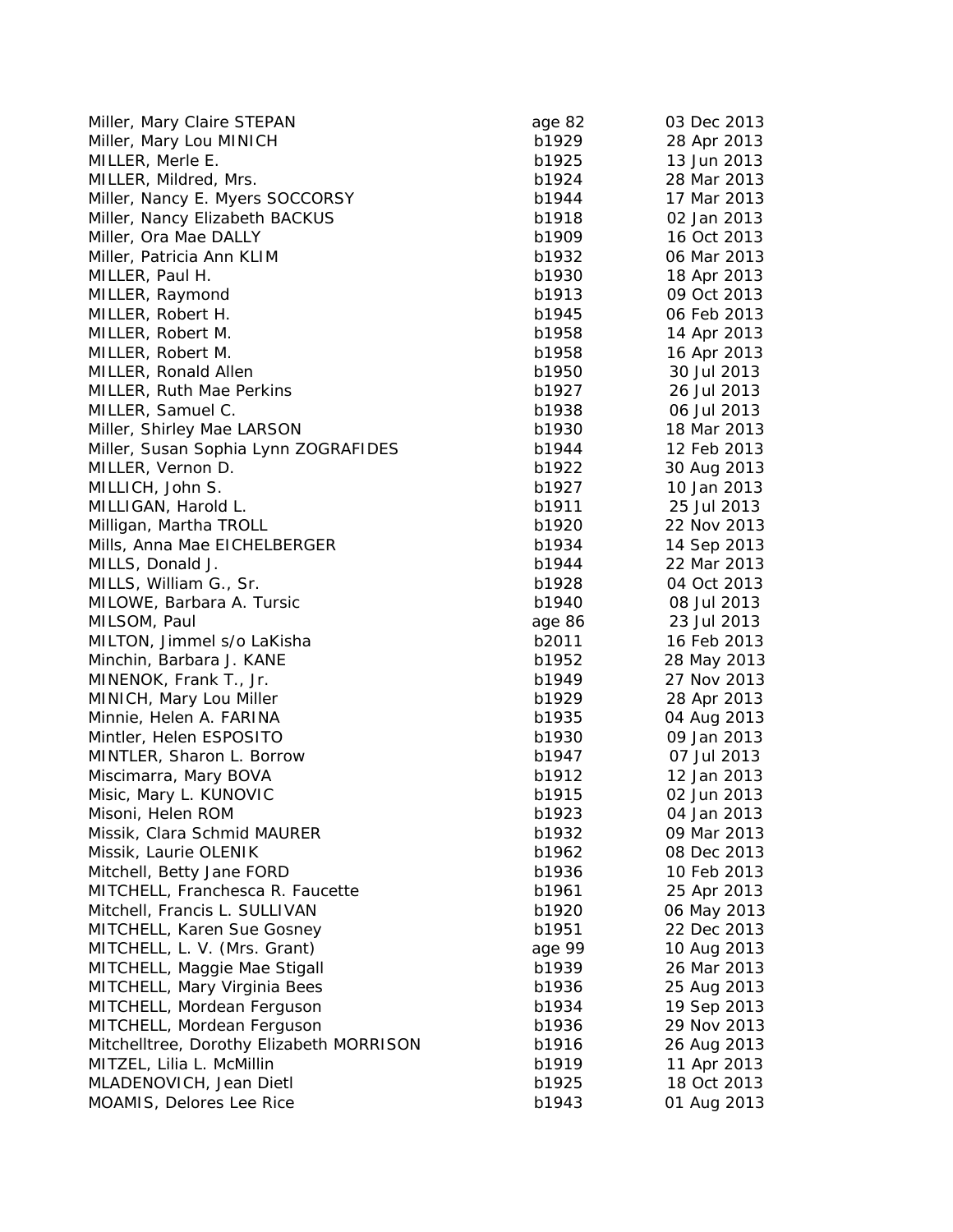| | | |
|---|---|---|
| Miller, Mary Claire STEPAN | age 82 | 03 Dec 2013 |
| Miller, Mary Lou MINICH | b1929 | 28 Apr 2013 |
| MILLER, Merle E. | b1925 | 13 Jun 2013 |
| MILLER, Mildred, Mrs. | b1924 | 28 Mar 2013 |
| Miller, Nancy E. Myers SOCCORSY | b1944 | 17 Mar 2013 |
| Miller, Nancy Elizabeth BACKUS | b1918 | 02 Jan 2013 |
| Miller, Ora Mae DALLY | b1909 | 16 Oct 2013 |
| Miller, Patricia Ann KLIM | b1932 | 06 Mar 2013 |
| MILLER, Paul H. | b1930 | 18 Apr 2013 |
| MILLER, Raymond | b1913 | 09 Oct 2013 |
| MILLER, Robert H. | b1945 | 06 Feb 2013 |
| MILLER, Robert M. | b1958 | 14 Apr 2013 |
| MILLER, Robert M. | b1958 | 16 Apr 2013 |
| MILLER, Ronald Allen | b1950 | 30 Jul 2013 |
| MILLER, Ruth Mae Perkins | b1927 | 26 Jul 2013 |
| MILLER, Samuel C. | b1938 | 06 Jul 2013 |
| Miller, Shirley Mae LARSON | b1930 | 18 Mar 2013 |
| Miller, Susan Sophia Lynn ZOGRAFIDES | b1944 | 12 Feb 2013 |
| MILLER, Vernon D. | b1922 | 30 Aug 2013 |
| MILLICH, John S. | b1927 | 10 Jan 2013 |
| MILLIGAN, Harold L. | b1911 | 25 Jul 2013 |
| Milligan, Martha TROLL | b1920 | 22 Nov 2013 |
| Mills, Anna Mae EICHELBERGER | b1934 | 14 Sep 2013 |
| MILLS, Donald J. | b1944 | 22 Mar 2013 |
| MILLS, William G., Sr. | b1928 | 04 Oct 2013 |
| MILOWE, Barbara A. Tursic | b1940 | 08 Jul 2013 |
| MILSOM, Paul | age 86 | 23 Jul 2013 |
| MILTON, Jimmel s/o LaKisha | b2011 | 16 Feb 2013 |
| Minchin, Barbara J. KANE | b1952 | 28 May 2013 |
| MINENOK, Frank T., Jr. | b1949 | 27 Nov 2013 |
| MINICH, Mary Lou Miller | b1929 | 28 Apr 2013 |
| Minnie, Helen A. FARINA | b1935 | 04 Aug 2013 |
| Mintler, Helen ESPOSITO | b1930 | 09 Jan 2013 |
| MINTLER, Sharon L. Borrow | b1947 | 07 Jul 2013 |
| Miscimarra, Mary BOVA | b1912 | 12 Jan 2013 |
| Misic, Mary L. KUNOVIC | b1915 | 02 Jun 2013 |
| Misoni, Helen ROM | b1923 | 04 Jan 2013 |
| Missik, Clara Schmid MAURER | b1932 | 09 Mar 2013 |
| Missik, Laurie OLENIK | b1962 | 08 Dec 2013 |
| Mitchell, Betty Jane FORD | b1936 | 10 Feb 2013 |
| MITCHELL, Franchesca R. Faucette | b1961 | 25 Apr 2013 |
| Mitchell, Francis L. SULLIVAN | b1920 | 06 May 2013 |
| MITCHELL, Karen Sue Gosney | b1951 | 22 Dec 2013 |
| MITCHELL, L. V. (Mrs. Grant) | age 99 | 10 Aug 2013 |
| MITCHELL, Maggie Mae Stigall | b1939 | 26 Mar 2013 |
| MITCHELL, Mary Virginia Bees | b1936 | 25 Aug 2013 |
| MITCHELL, Mordean Ferguson | b1934 | 19 Sep 2013 |
| MITCHELL, Mordean Ferguson | b1936 | 29 Nov 2013 |
| Mitchelltree, Dorothy Elizabeth MORRISON | b1916 | 26 Aug 2013 |
| MITZEL, Lilia L. McMillin | b1919 | 11 Apr 2013 |
| MLADENOVICH, Jean Dietl | b1925 | 18 Oct 2013 |
| MOAMIS, Delores Lee Rice | b1943 | 01 Aug 2013 |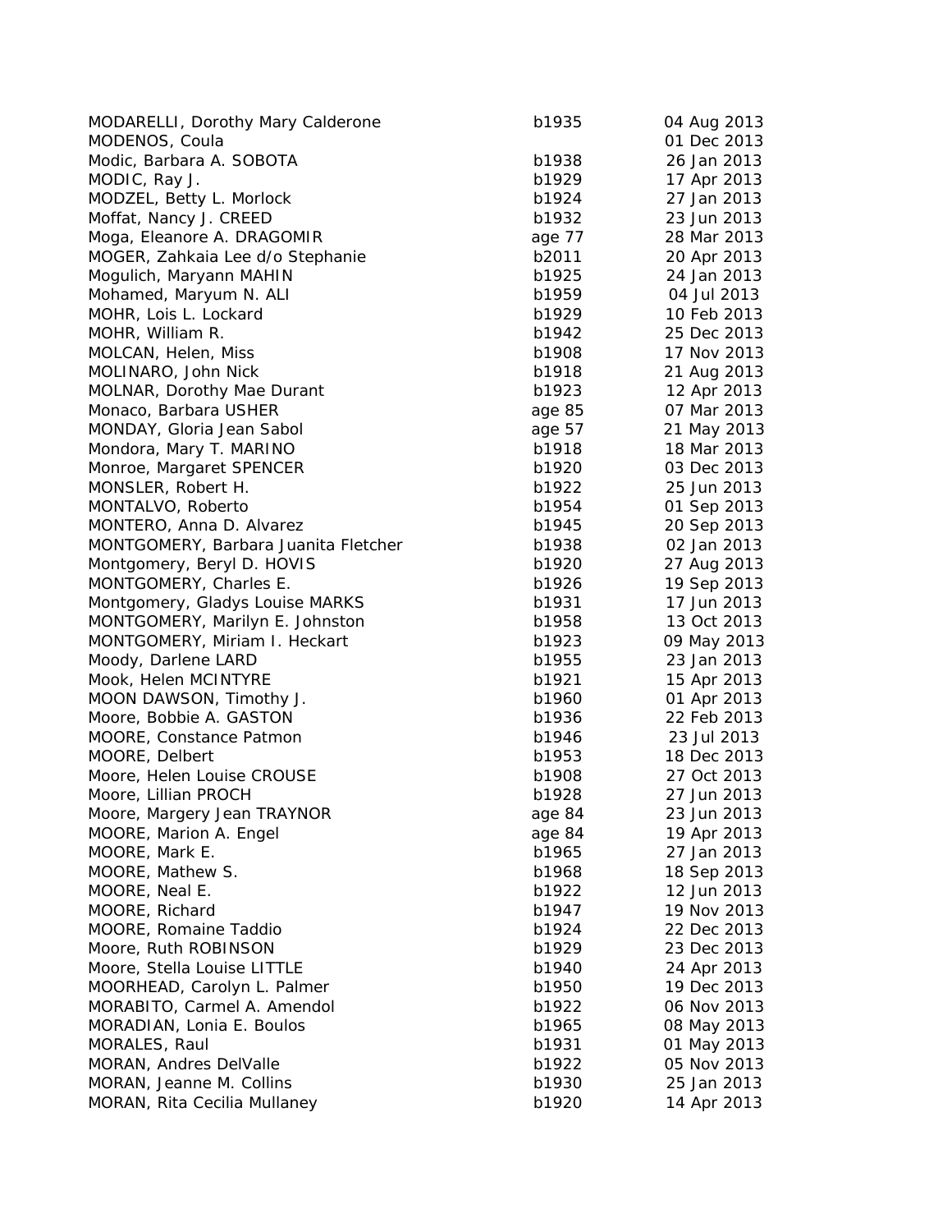| | | |
|---|---|---|
| MODARELLI, Dorothy Mary Calderone | b1935 | 04 Aug 2013 |
| MODENOS, Coula | | 01 Dec 2013 |
| Modic, Barbara A. SOBOTA | b1938 | 26 Jan 2013 |
| MODIC, Ray J. | b1929 | 17 Apr 2013 |
| MODZEL, Betty L. Morlock | b1924 | 27 Jan 2013 |
| Moffat, Nancy J. CREED | b1932 | 23 Jun 2013 |
| Moga, Eleanore A. DRAGOMIR | age 77 | 28 Mar 2013 |
| MOGER, Zahkaia Lee d/o Stephanie | b2011 | 20 Apr 2013 |
| Mogulich, Maryann MAHIN | b1925 | 24 Jan 2013 |
| Mohamed, Maryum N. ALI | b1959 | 04 Jul 2013 |
| MOHR, Lois L. Lockard | b1929 | 10 Feb 2013 |
| MOHR, William R. | b1942 | 25 Dec 2013 |
| MOLCAN, Helen, Miss | b1908 | 17 Nov 2013 |
| MOLINARO, John Nick | b1918 | 21 Aug 2013 |
| MOLNAR, Dorothy Mae Durant | b1923 | 12 Apr 2013 |
| Monaco, Barbara USHER | age 85 | 07 Mar 2013 |
| MONDAY, Gloria Jean Sabol | age 57 | 21 May 2013 |
| Mondora, Mary T. MARINO | b1918 | 18 Mar 2013 |
| Monroe, Margaret SPENCER | b1920 | 03 Dec 2013 |
| MONSLER, Robert H. | b1922 | 25 Jun 2013 |
| MONTALVO, Roberto | b1954 | 01 Sep 2013 |
| MONTERO, Anna D. Alvarez | b1945 | 20 Sep 2013 |
| MONTGOMERY, Barbara Juanita Fletcher | b1938 | 02 Jan 2013 |
| Montgomery, Beryl D. HOVIS | b1920 | 27 Aug 2013 |
| MONTGOMERY, Charles E. | b1926 | 19 Sep 2013 |
| Montgomery, Gladys Louise MARKS | b1931 | 17 Jun 2013 |
| MONTGOMERY, Marilyn E. Johnston | b1958 | 13 Oct 2013 |
| MONTGOMERY, Miriam I. Heckart | b1923 | 09 May 2013 |
| Moody, Darlene LARD | b1955 | 23 Jan 2013 |
| Mook, Helen MCINTYRE | b1921 | 15 Apr 2013 |
| MOON DAWSON, Timothy J. | b1960 | 01 Apr 2013 |
| Moore, Bobbie A. GASTON | b1936 | 22 Feb 2013 |
| MOORE, Constance Patmon | b1946 | 23 Jul 2013 |
| MOORE, Delbert | b1953 | 18 Dec 2013 |
| Moore, Helen Louise CROUSE | b1908 | 27 Oct 2013 |
| Moore, Lillian PROCH | b1928 | 27 Jun 2013 |
| Moore, Margery Jean TRAYNOR | age 84 | 23 Jun 2013 |
| MOORE, Marion A. Engel | age 84 | 19 Apr 2013 |
| MOORE, Mark E. | b1965 | 27 Jan 2013 |
| MOORE, Mathew S. | b1968 | 18 Sep 2013 |
| MOORE, Neal E. | b1922 | 12 Jun 2013 |
| MOORE, Richard | b1947 | 19 Nov 2013 |
| MOORE, Romaine Taddio | b1924 | 22 Dec 2013 |
| Moore, Ruth ROBINSON | b1929 | 23 Dec 2013 |
| Moore, Stella Louise LITTLE | b1940 | 24 Apr 2013 |
| MOORHEAD, Carolyn L. Palmer | b1950 | 19 Dec 2013 |
| MORABITO, Carmel A. Amendol | b1922 | 06 Nov 2013 |
| MORADIAN, Lonia E. Boulos | b1965 | 08 May 2013 |
| MORALES, Raul | b1931 | 01 May 2013 |
| MORAN, Andres DelValle | b1922 | 05 Nov 2013 |
| MORAN, Jeanne M. Collins | b1930 | 25 Jan 2013 |
| MORAN, Rita Cecilia Mullaney | b1920 | 14 Apr 2013 |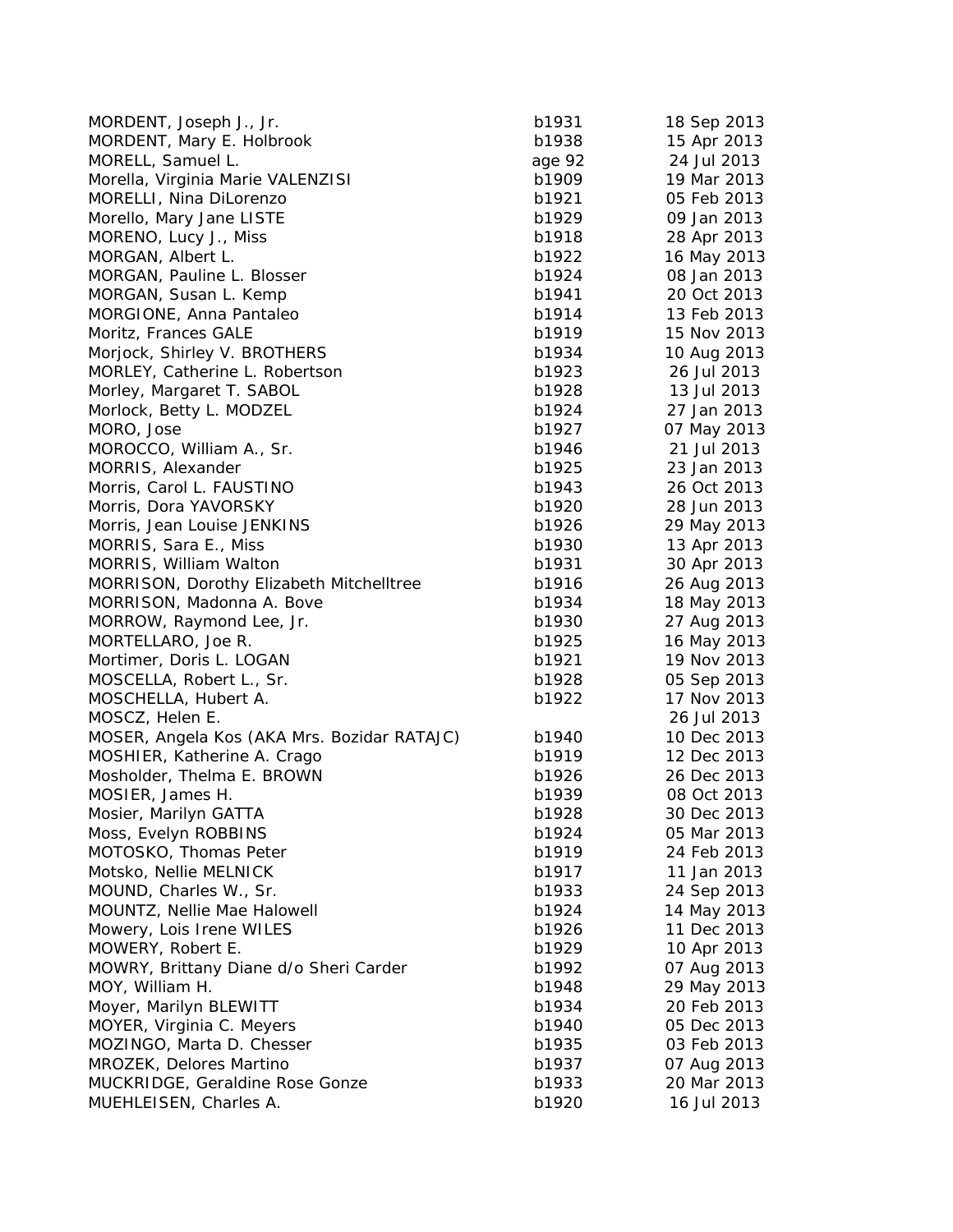| | | |
|---|---|---|
| MORDENT, Joseph J., Jr. | b1931 | 18 Sep 2013 |
| MORDENT, Mary E. Holbrook | b1938 | 15 Apr 2013 |
| MORELL, Samuel L. | age 92 | 24 Jul 2013 |
| Morella, Virginia Marie VALENZISI | b1909 | 19 Mar 2013 |
| MORELLI, Nina DiLorenzo | b1921 | 05 Feb 2013 |
| Morello, Mary Jane LISTE | b1929 | 09 Jan 2013 |
| MORENO, Lucy J., Miss | b1918 | 28 Apr 2013 |
| MORGAN, Albert L. | b1922 | 16 May 2013 |
| MORGAN, Pauline L. Blosser | b1924 | 08 Jan 2013 |
| MORGAN, Susan L. Kemp | b1941 | 20 Oct 2013 |
| MORGIONE, Anna Pantaleo | b1914 | 13 Feb 2013 |
| Moritz, Frances GALE | b1919 | 15 Nov 2013 |
| Morjock, Shirley V. BROTHERS | b1934 | 10 Aug 2013 |
| MORLEY, Catherine L. Robertson | b1923 | 26 Jul 2013 |
| Morley, Margaret T. SABOL | b1928 | 13 Jul 2013 |
| Morlock, Betty L. MODZEL | b1924 | 27 Jan 2013 |
| MORO, Jose | b1927 | 07 May 2013 |
| MOROCCO, William A., Sr. | b1946 | 21 Jul 2013 |
| MORRIS, Alexander | b1925 | 23 Jan 2013 |
| Morris, Carol L. FAUSTINO | b1943 | 26 Oct 2013 |
| Morris, Dora YAVORSKY | b1920 | 28 Jun 2013 |
| Morris, Jean Louise JENKINS | b1926 | 29 May 2013 |
| MORRIS, Sara E., Miss | b1930 | 13 Apr 2013 |
| MORRIS, William Walton | b1931 | 30 Apr 2013 |
| MORRISON, Dorothy Elizabeth Mitchelltree | b1916 | 26 Aug 2013 |
| MORRISON, Madonna A. Bove | b1934 | 18 May 2013 |
| MORROW, Raymond Lee, Jr. | b1930 | 27 Aug 2013 |
| MORTELLARO, Joe R. | b1925 | 16 May 2013 |
| Mortimer, Doris L. LOGAN | b1921 | 19 Nov 2013 |
| MOSCELLA, Robert L., Sr. | b1928 | 05 Sep 2013 |
| MOSCHELLA, Hubert A. | b1922 | 17 Nov 2013 |
| MOSCZ, Helen E. | | 26 Jul 2013 |
| MOSER, Angela Kos (AKA Mrs. Bozidar RATAJC) | b1940 | 10 Dec 2013 |
| MOSHIER, Katherine A. Crago | b1919 | 12 Dec 2013 |
| Mosholder, Thelma E. BROWN | b1926 | 26 Dec 2013 |
| MOSIER, James H. | b1939 | 08 Oct 2013 |
| Mosier, Marilyn GATTA | b1928 | 30 Dec 2013 |
| Moss, Evelyn ROBBINS | b1924 | 05 Mar 2013 |
| MOTOSKO, Thomas Peter | b1919 | 24 Feb 2013 |
| Motsko, Nellie MELNICK | b1917 | 11 Jan 2013 |
| MOUND, Charles W., Sr. | b1933 | 24 Sep 2013 |
| MOUNTZ, Nellie Mae Halowell | b1924 | 14 May 2013 |
| Mowery, Lois Irene WILES | b1926 | 11 Dec 2013 |
| MOWERY, Robert E. | b1929 | 10 Apr 2013 |
| MOWRY, Brittany Diane d/o Sheri Carder | b1992 | 07 Aug 2013 |
| MOY, William H. | b1948 | 29 May 2013 |
| Moyer, Marilyn BLEWITT | b1934 | 20 Feb 2013 |
| MOYER, Virginia C. Meyers | b1940 | 05 Dec 2013 |
| MOZINGO, Marta D. Chesser | b1935 | 03 Feb 2013 |
| MROZEK, Delores Martino | b1937 | 07 Aug 2013 |
| MUCKRIDGE, Geraldine Rose Gonze | b1933 | 20 Mar 2013 |
| MUEHLEISEN, Charles A. | b1920 | 16 Jul 2013 |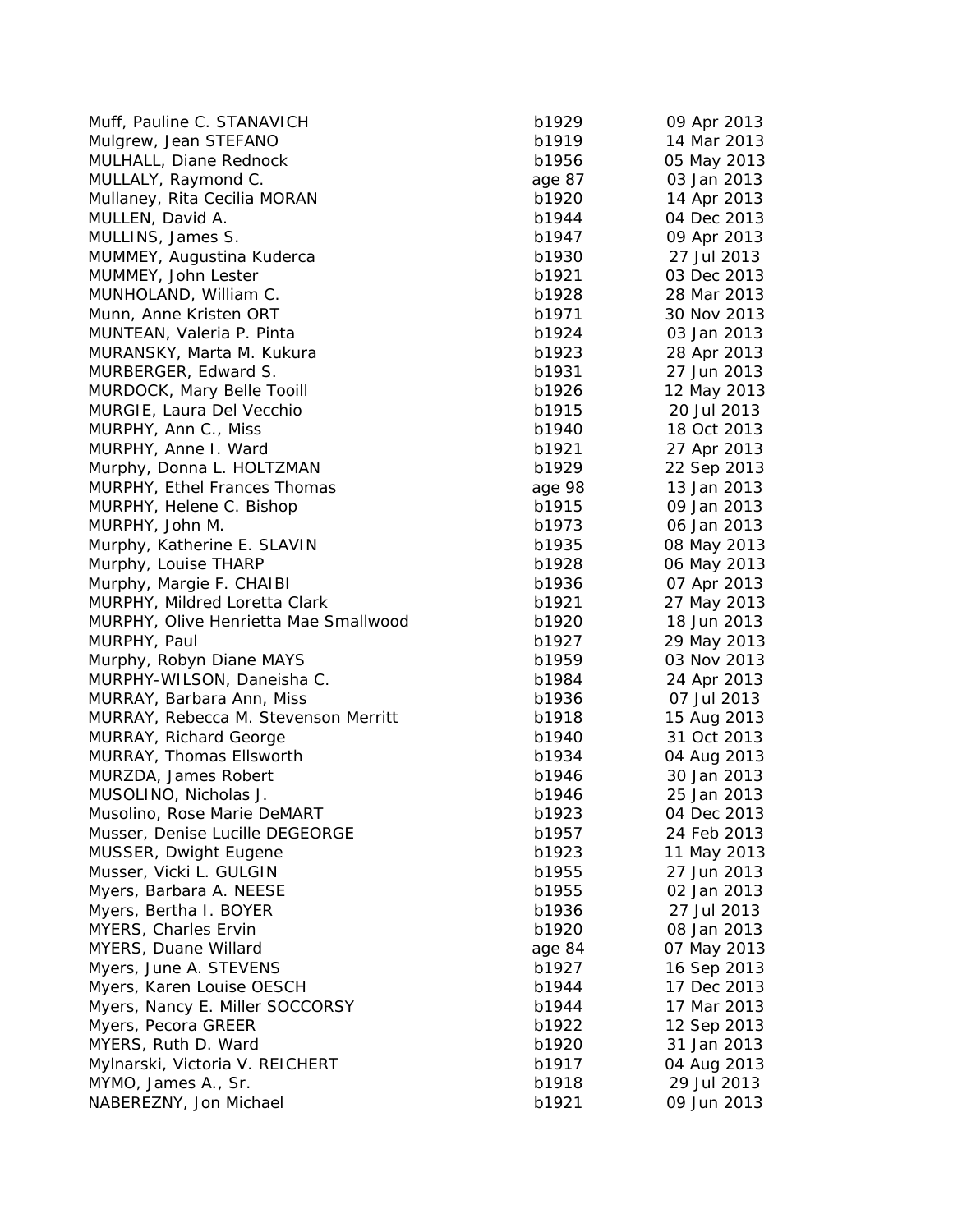| | | |
|---|---|---|
| Muff, Pauline C. STANAVICH | b1929 | 09 Apr 2013 |
| Mulgrew, Jean STEFANO | b1919 | 14 Mar 2013 |
| MULHALL, Diane Rednock | b1956 | 05 May 2013 |
| MULLALY, Raymond C. | age 87 | 03 Jan 2013 |
| Mullaney, Rita Cecilia MORAN | b1920 | 14 Apr 2013 |
| MULLEN, David A. | b1944 | 04 Dec 2013 |
| MULLINS, James S. | b1947 | 09 Apr 2013 |
| MUMMEY, Augustina Kuderca | b1930 | 27 Jul 2013 |
| MUMMEY, John Lester | b1921 | 03 Dec 2013 |
| MUNHOLAND, William C. | b1928 | 28 Mar 2013 |
| Munn, Anne Kristen ORT | b1971 | 30 Nov 2013 |
| MUNTEAN, Valeria P. Pinta | b1924 | 03 Jan 2013 |
| MURANSKY, Marta M. Kukura | b1923 | 28 Apr 2013 |
| MURBERGER, Edward S. | b1931 | 27 Jun 2013 |
| MURDOCK, Mary Belle Tooill | b1926 | 12 May 2013 |
| MURGIE, Laura Del Vecchio | b1915 | 20 Jul 2013 |
| MURPHY, Ann C., Miss | b1940 | 18 Oct 2013 |
| MURPHY, Anne I. Ward | b1921 | 27 Apr 2013 |
| Murphy, Donna L. HOLTZMAN | b1929 | 22 Sep 2013 |
| MURPHY, Ethel Frances Thomas | age 98 | 13 Jan 2013 |
| MURPHY, Helene C. Bishop | b1915 | 09 Jan 2013 |
| MURPHY, John M. | b1973 | 06 Jan 2013 |
| Murphy, Katherine E. SLAVIN | b1935 | 08 May 2013 |
| Murphy, Louise THARP | b1928 | 06 May 2013 |
| Murphy, Margie F. CHAIBI | b1936 | 07 Apr 2013 |
| MURPHY, Mildred Loretta Clark | b1921 | 27 May 2013 |
| MURPHY, Olive Henrietta Mae Smallwood | b1920 | 18 Jun 2013 |
| MURPHY, Paul | b1927 | 29 May 2013 |
| Murphy, Robyn Diane MAYS | b1959 | 03 Nov 2013 |
| MURPHY-WILSON, Daneisha C. | b1984 | 24 Apr 2013 |
| MURRAY, Barbara Ann, Miss | b1936 | 07 Jul 2013 |
| MURRAY, Rebecca M. Stevenson Merritt | b1918 | 15 Aug 2013 |
| MURRAY, Richard George | b1940 | 31 Oct 2013 |
| MURRAY, Thomas Ellsworth | b1934 | 04 Aug 2013 |
| MURZDA, James Robert | b1946 | 30 Jan 2013 |
| MUSOLINO, Nicholas J. | b1946 | 25 Jan 2013 |
| Musolino, Rose Marie DeMART | b1923 | 04 Dec 2013 |
| Musser, Denise Lucille DEGEORGE | b1957 | 24 Feb 2013 |
| MUSSER, Dwight Eugene | b1923 | 11 May 2013 |
| Musser, Vicki L. GULGIN | b1955 | 27 Jun 2013 |
| Myers, Barbara A. NEESE | b1955 | 02 Jan 2013 |
| Myers, Bertha I. BOYER | b1936 | 27 Jul 2013 |
| MYERS, Charles Ervin | b1920 | 08 Jan 2013 |
| MYERS, Duane Willard | age 84 | 07 May 2013 |
| Myers, June A. STEVENS | b1927 | 16 Sep 2013 |
| Myers, Karen Louise OESCH | b1944 | 17 Dec 2013 |
| Myers, Nancy E. Miller SOCCORSY | b1944 | 17 Mar 2013 |
| Myers, Pecora GREER | b1922 | 12 Sep 2013 |
| MYERS, Ruth D. Ward | b1920 | 31 Jan 2013 |
| Mylnarski, Victoria V. REICHERT | b1917 | 04 Aug 2013 |
| MYMO, James A., Sr. | b1918 | 29 Jul 2013 |
| NABEREZNY, Jon Michael | b1921 | 09 Jun 2013 |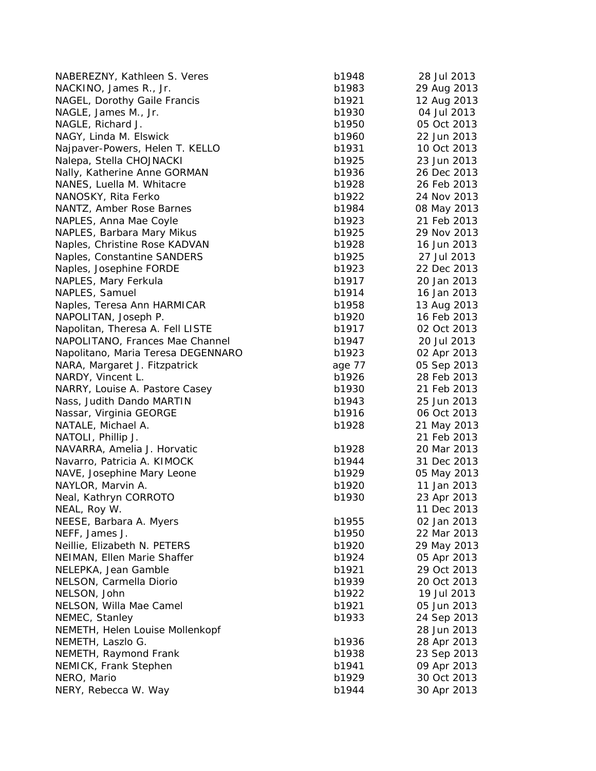| | | |
|---|---|---|
| NABEREZNY, Kathleen S. Veres | b1948 | 28 Jul 2013 |
| NACKINO, James R., Jr. | b1983 | 29 Aug 2013 |
| NAGEL, Dorothy Gaile Francis | b1921 | 12 Aug 2013 |
| NAGLE, James M., Jr. | b1930 | 04 Jul 2013 |
| NAGLE, Richard J. | b1950 | 05 Oct 2013 |
| NAGY, Linda M. Elswick | b1960 | 22 Jun 2013 |
| Najpaver-Powers, Helen T. KELLO | b1931 | 10 Oct 2013 |
| Nalepa, Stella CHOJNACKI | b1925 | 23 Jun 2013 |
| Nally, Katherine Anne GORMAN | b1936 | 26 Dec 2013 |
| NANES, Luella M. Whitacre | b1928 | 26 Feb 2013 |
| NANOSKY, Rita Ferko | b1922 | 24 Nov 2013 |
| NANTZ, Amber Rose Barnes | b1984 | 08 May 2013 |
| NAPLES, Anna Mae Coyle | b1923 | 21 Feb 2013 |
| NAPLES, Barbara Mary Mikus | b1925 | 29 Nov 2013 |
| Naples, Christine Rose KADVAN | b1928 | 16 Jun 2013 |
| Naples, Constantine SANDERS | b1925 | 27 Jul 2013 |
| Naples, Josephine FORDE | b1923 | 22 Dec 2013 |
| NAPLES, Mary Ferkula | b1917 | 20 Jan 2013 |
| NAPLES, Samuel | b1914 | 16 Jan 2013 |
| Naples, Teresa Ann HARMICAR | b1958 | 13 Aug 2013 |
| NAPOLITAN, Joseph P. | b1920 | 16 Feb 2013 |
| Napolitan, Theresa A. Fell LISTE | b1917 | 02 Oct 2013 |
| NAPOLITANO, Frances Mae Channel | b1947 | 20 Jul 2013 |
| Napolitano, Maria Teresa DEGENNARO | b1923 | 02 Apr 2013 |
| NARA, Margaret J. Fitzpatrick | age 77 | 05 Sep 2013 |
| NARDY, Vincent L. | b1926 | 28 Feb 2013 |
| NARRY, Louise A. Pastore Casey | b1930 | 21 Feb 2013 |
| Nass, Judith Dando MARTIN | b1943 | 25 Jun 2013 |
| Nassar, Virginia GEORGE | b1916 | 06 Oct 2013 |
| NATALE, Michael A. | b1928 | 21 May 2013 |
| NATOLI, Phillip J. | | 21 Feb 2013 |
| NAVARRA, Amelia J. Horvatic | b1928 | 20 Mar 2013 |
| Navarro, Patricia A. KIMOCK | b1944 | 31 Dec 2013 |
| NAVE, Josephine Mary Leone | b1929 | 05 May 2013 |
| NAYLOR, Marvin A. | b1920 | 11 Jan 2013 |
| Neal, Kathryn CORROTO | b1930 | 23 Apr 2013 |
| NEAL, Roy W. | | 11 Dec 2013 |
| NEESE, Barbara A. Myers | b1955 | 02 Jan 2013 |
| NEFF, James J. | b1950 | 22 Mar 2013 |
| Neillie, Elizabeth N. PETERS | b1920 | 29 May 2013 |
| NEIMAN, Ellen Marie Shaffer | b1924 | 05 Apr 2013 |
| NELEPKA, Jean Gamble | b1921 | 29 Oct 2013 |
| NELSON, Carmella Diorio | b1939 | 20 Oct 2013 |
| NELSON, John | b1922 | 19 Jul 2013 |
| NELSON, Willa Mae Camel | b1921 | 05 Jun 2013 |
| NEMEC, Stanley | b1933 | 24 Sep 2013 |
| NEMETH, Helen Louise Mollenkopf | | 28 Jun 2013 |
| NEMETH, Laszlo G. | b1936 | 28 Apr 2013 |
| NEMETH, Raymond Frank | b1938 | 23 Sep 2013 |
| NEMICK, Frank Stephen | b1941 | 09 Apr 2013 |
| NERO, Mario | b1929 | 30 Oct 2013 |
| NERY, Rebecca W. Way | b1944 | 30 Apr 2013 |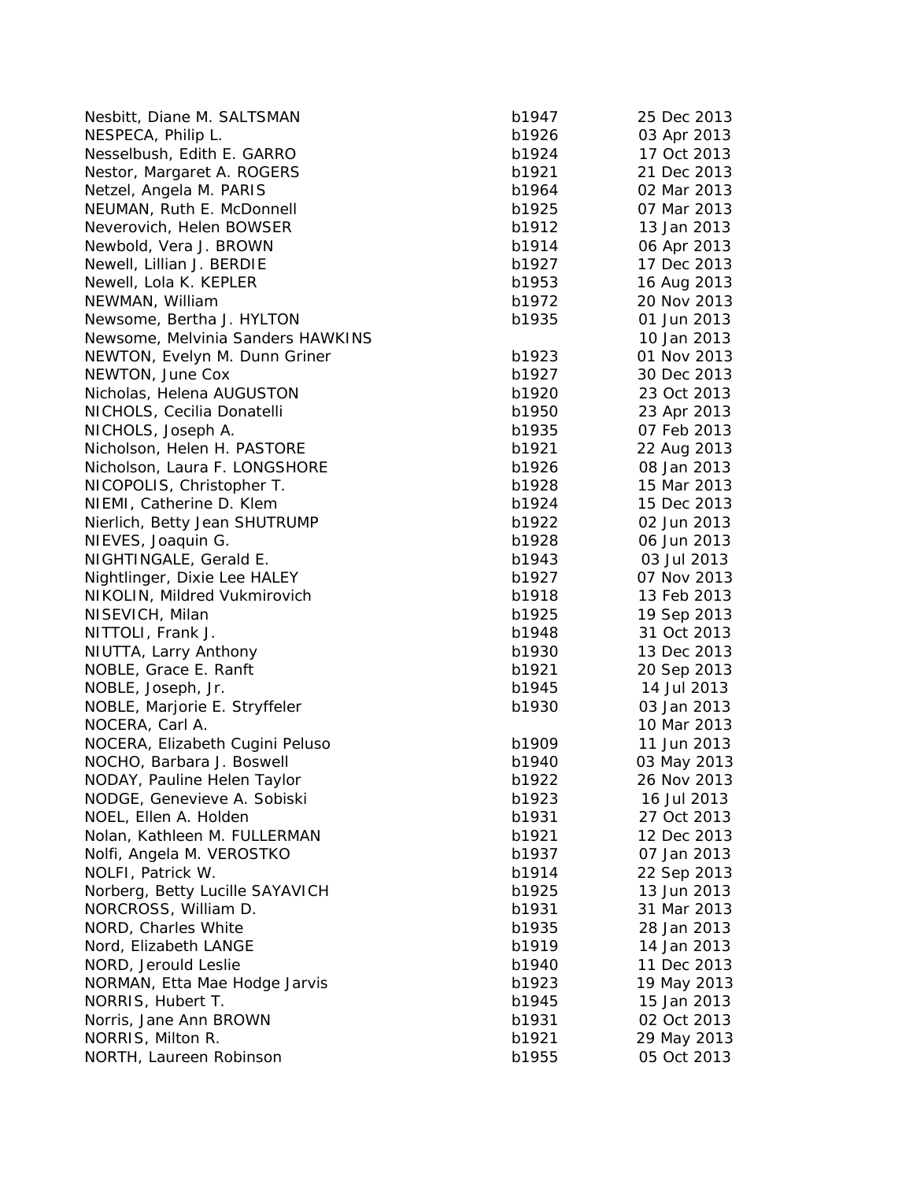| | | |
|---|---|---|
| Nesbitt, Diane M. SALTSMAN | b1947 | 25 Dec 2013 |
| NESPECA, Philip L. | b1926 | 03 Apr 2013 |
| Nesselbush, Edith E. GARRO | b1924 | 17 Oct 2013 |
| Nestor, Margaret A. ROGERS | b1921 | 21 Dec 2013 |
| Netzel, Angela M. PARIS | b1964 | 02 Mar 2013 |
| NEUMAN, Ruth E. McDonnell | b1925 | 07 Mar 2013 |
| Neverovich, Helen BOWSER | b1912 | 13 Jan 2013 |
| Newbold, Vera J. BROWN | b1914 | 06 Apr 2013 |
| Newell, Lillian J. BERDIE | b1927 | 17 Dec 2013 |
| Newell, Lola K. KEPLER | b1953 | 16 Aug 2013 |
| NEWMAN, William | b1972 | 20 Nov 2013 |
| Newsome, Bertha J. HYLTON | b1935 | 01 Jun 2013 |
| Newsome, Melvinia Sanders HAWKINS | | 10 Jan 2013 |
| NEWTON, Evelyn M. Dunn Griner | b1923 | 01 Nov 2013 |
| NEWTON, June Cox | b1927 | 30 Dec 2013 |
| Nicholas, Helena AUGUSTON | b1920 | 23 Oct 2013 |
| NICHOLS, Cecilia Donatelli | b1950 | 23 Apr 2013 |
| NICHOLS, Joseph A. | b1935 | 07 Feb 2013 |
| Nicholson, Helen H. PASTORE | b1921 | 22 Aug 2013 |
| Nicholson, Laura F. LONGSHORE | b1926 | 08 Jan 2013 |
| NICOPOLIS, Christopher T. | b1928 | 15 Mar 2013 |
| NIEMI, Catherine D. Klem | b1924 | 15 Dec 2013 |
| Nierlich, Betty Jean SHUTRUMP | b1922 | 02 Jun 2013 |
| NIEVES, Joaquin G. | b1928 | 06 Jun 2013 |
| NIGHTINGALE, Gerald E. | b1943 | 03 Jul 2013 |
| Nightlinger, Dixie Lee HALEY | b1927 | 07 Nov 2013 |
| NIKOLIN, Mildred Vukmirovich | b1918 | 13 Feb 2013 |
| NISEVICH, Milan | b1925 | 19 Sep 2013 |
| NITTOLI, Frank J. | b1948 | 31 Oct 2013 |
| NIUTTA, Larry Anthony | b1930 | 13 Dec 2013 |
| NOBLE, Grace E. Ranft | b1921 | 20 Sep 2013 |
| NOBLE, Joseph, Jr. | b1945 | 14 Jul 2013 |
| NOBLE, Marjorie E. Stryffeler | b1930 | 03 Jan 2013 |
| NOCERA, Carl A. | | 10 Mar 2013 |
| NOCERA, Elizabeth Cugini Peluso | b1909 | 11 Jun 2013 |
| NOCHO, Barbara J. Boswell | b1940 | 03 May 2013 |
| NODAY, Pauline Helen Taylor | b1922 | 26 Nov 2013 |
| NODGE, Genevieve A. Sobiski | b1923 | 16 Jul 2013 |
| NOEL, Ellen A. Holden | b1931 | 27 Oct 2013 |
| Nolan, Kathleen M. FULLERMAN | b1921 | 12 Dec 2013 |
| Nolfi, Angela M. VEROSTKO | b1937 | 07 Jan 2013 |
| NOLFI, Patrick W. | b1914 | 22 Sep 2013 |
| Norberg, Betty Lucille SAYAVICH | b1925 | 13 Jun 2013 |
| NORCROSS, William D. | b1931 | 31 Mar 2013 |
| NORD, Charles White | b1935 | 28 Jan 2013 |
| Nord, Elizabeth LANGE | b1919 | 14 Jan 2013 |
| NORD, Jerould Leslie | b1940 | 11 Dec 2013 |
| NORMAN, Etta Mae Hodge Jarvis | b1923 | 19 May 2013 |
| NORRIS, Hubert T. | b1945 | 15 Jan 2013 |
| Norris, Jane Ann BROWN | b1931 | 02 Oct 2013 |
| NORRIS, Milton R. | b1921 | 29 May 2013 |
| NORTH, Laureen Robinson | b1955 | 05 Oct 2013 |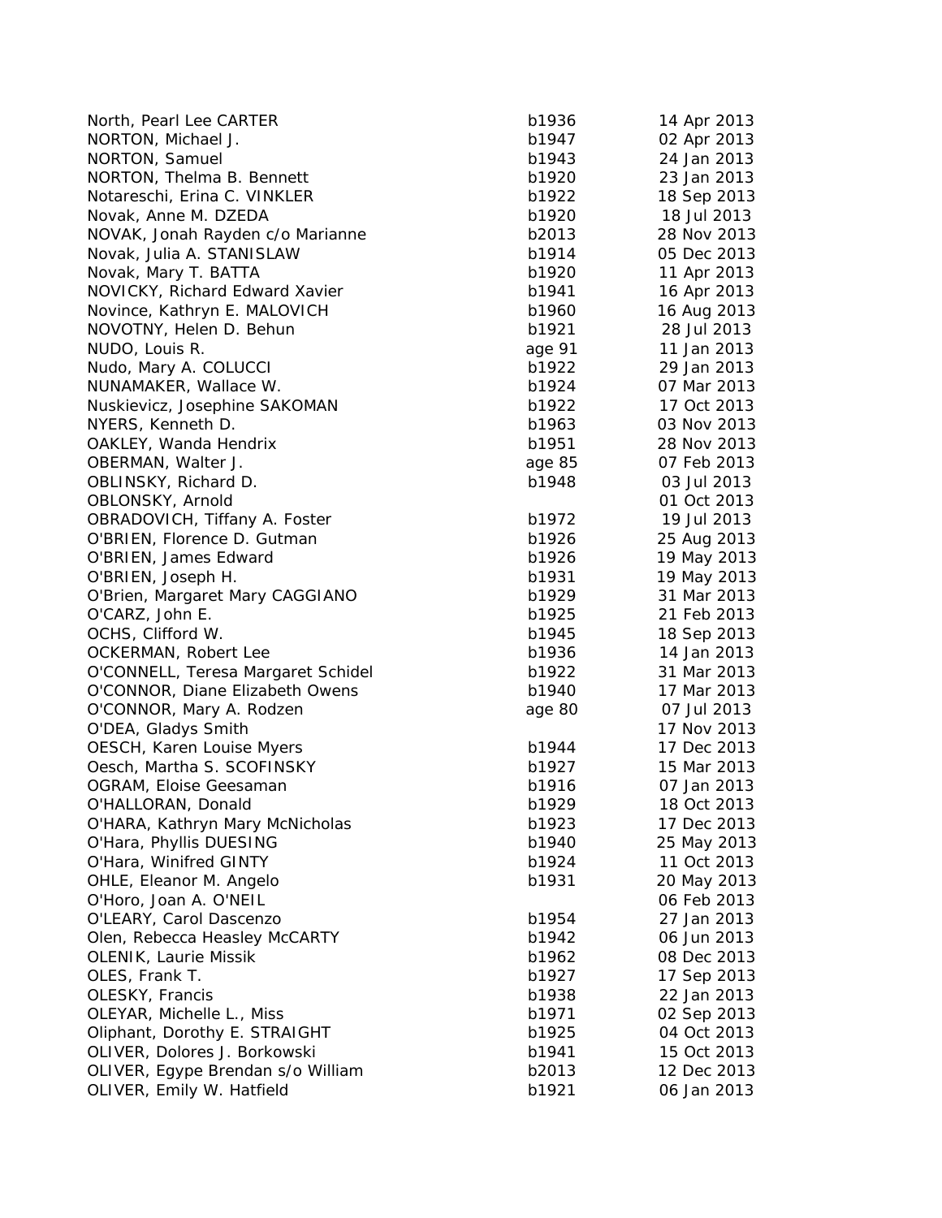| | | |
|---|---|---|
| North, Pearl Lee CARTER | b1936 | 14 Apr 2013 |
| NORTON, Michael J. | b1947 | 02 Apr 2013 |
| NORTON, Samuel | b1943 | 24 Jan 2013 |
| NORTON, Thelma B. Bennett | b1920 | 23 Jan 2013 |
| Notareschi, Erina C. VINKLER | b1922 | 18 Sep 2013 |
| Novak, Anne M. DZEDA | b1920 | 18 Jul 2013 |
| NOVAK, Jonah Rayden c/o Marianne | b2013 | 28 Nov 2013 |
| Novak, Julia A. STANISLAW | b1914 | 05 Dec 2013 |
| Novak, Mary T. BATTA | b1920 | 11 Apr 2013 |
| NOVICKY, Richard Edward Xavier | b1941 | 16 Apr 2013 |
| Novince, Kathryn E. MALOVICH | b1960 | 16 Aug 2013 |
| NOVOTNY, Helen D. Behun | b1921 | 28 Jul 2013 |
| NUDO, Louis R. | age 91 | 11 Jan 2013 |
| Nudo, Mary A. COLUCCI | b1922 | 29 Jan 2013 |
| NUNAMAKER, Wallace W. | b1924 | 07 Mar 2013 |
| Nuskievicz, Josephine SAKOMAN | b1922 | 17 Oct 2013 |
| NYERS, Kenneth D. | b1963 | 03 Nov 2013 |
| OAKLEY, Wanda Hendrix | b1951 | 28 Nov 2013 |
| OBERMAN, Walter J. | age 85 | 07 Feb 2013 |
| OBLINSKY, Richard D. | b1948 | 03 Jul 2013 |
| OBLONSKY, Arnold | | 01 Oct 2013 |
| OBRADOVICH, Tiffany A. Foster | b1972 | 19 Jul 2013 |
| O'BRIEN, Florence D. Gutman | b1926 | 25 Aug 2013 |
| O'BRIEN, James Edward | b1926 | 19 May 2013 |
| O'BRIEN, Joseph H. | b1931 | 19 May 2013 |
| O'Brien, Margaret Mary CAGGIANO | b1929 | 31 Mar 2013 |
| O'CARZ, John E. | b1925 | 21 Feb 2013 |
| OCHS, Clifford W. | b1945 | 18 Sep 2013 |
| OCKERMAN, Robert Lee | b1936 | 14 Jan 2013 |
| O'CONNELL, Teresa Margaret Schidel | b1922 | 31 Mar 2013 |
| O'CONNOR, Diane Elizabeth Owens | b1940 | 17 Mar 2013 |
| O'CONNOR, Mary A. Rodzen | age 80 | 07 Jul 2013 |
| O'DEA, Gladys Smith | | 17 Nov 2013 |
| OESCH, Karen Louise Myers | b1944 | 17 Dec 2013 |
| Oesch, Martha S. SCOFINSKY | b1927 | 15 Mar 2013 |
| OGRAM, Eloise Geesaman | b1916 | 07 Jan 2013 |
| O'HALLORAN, Donald | b1929 | 18 Oct 2013 |
| O'HARA, Kathryn Mary McNicholas | b1923 | 17 Dec 2013 |
| O'Hara, Phyllis DUESING | b1940 | 25 May 2013 |
| O'Hara, Winifred GINTY | b1924 | 11 Oct 2013 |
| OHLE, Eleanor M. Angelo | b1931 | 20 May 2013 |
| O'Horo, Joan A. O'NEIL | | 06 Feb 2013 |
| O'LEARY, Carol Dascenzo | b1954 | 27 Jan 2013 |
| Olen, Rebecca Heasley McCARTY | b1942 | 06 Jun 2013 |
| OLENIK, Laurie Missik | b1962 | 08 Dec 2013 |
| OLES, Frank T. | b1927 | 17 Sep 2013 |
| OLESKY, Francis | b1938 | 22 Jan 2013 |
| OLEYAR, Michelle L., Miss | b1971 | 02 Sep 2013 |
| Oliphant, Dorothy E. STRAIGHT | b1925 | 04 Oct 2013 |
| OLIVER, Dolores J. Borkowski | b1941 | 15 Oct 2013 |
| OLIVER, Egype Brendan s/o William | b2013 | 12 Dec 2013 |
| OLIVER, Emily W. Hatfield | b1921 | 06 Jan 2013 |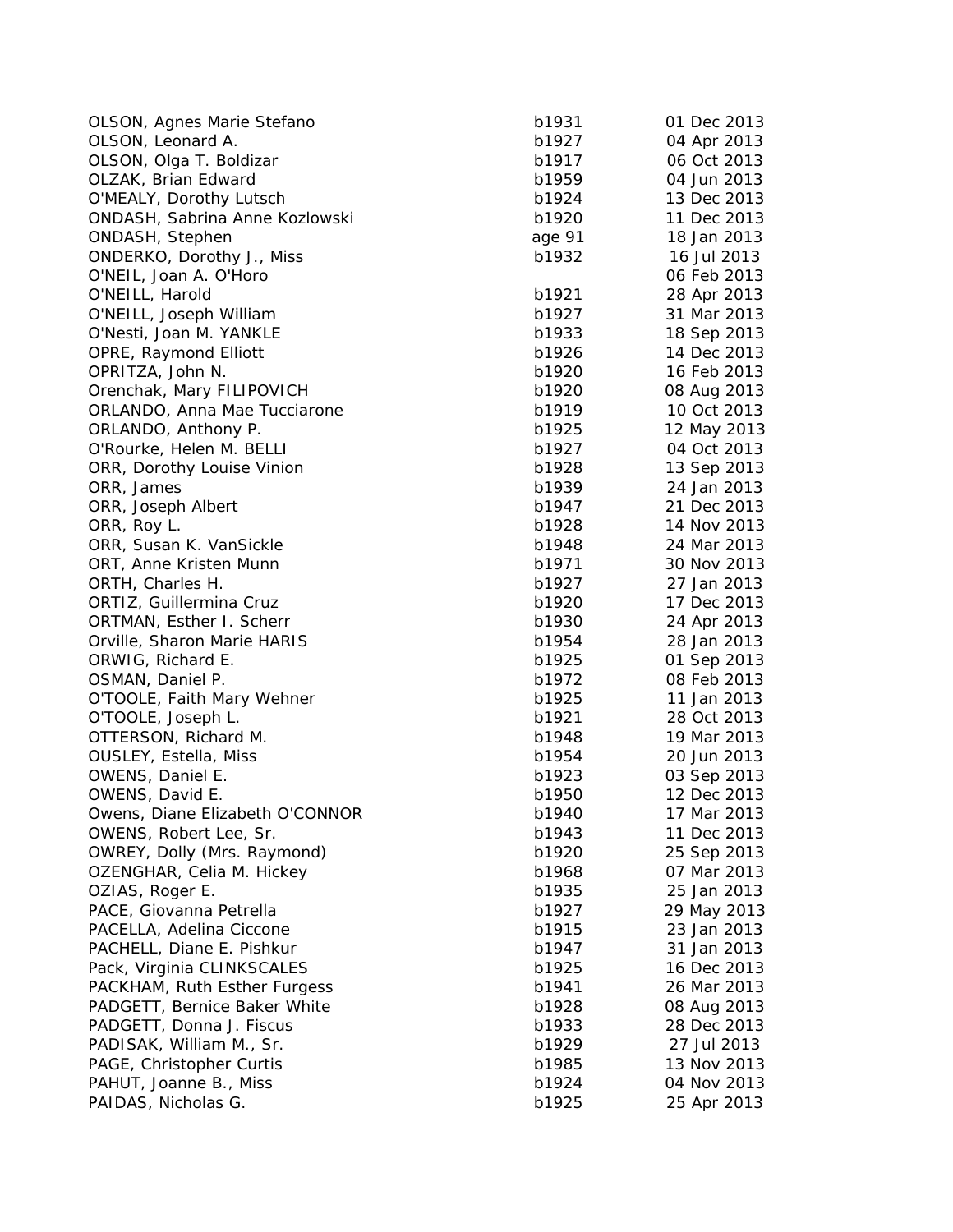| | | |
|---|---|---|
| OLSON, Agnes Marie Stefano | b1931 | 01 Dec 2013 |
| OLSON, Leonard A. | b1927 | 04 Apr 2013 |
| OLSON, Olga T. Boldizar | b1917 | 06 Oct 2013 |
| OLZAK, Brian Edward | b1959 | 04 Jun 2013 |
| O'MEALY, Dorothy Lutsch | b1924 | 13 Dec 2013 |
| ONDASH, Sabrina Anne Kozlowski | b1920 | 11 Dec 2013 |
| ONDASH, Stephen | age 91 | 18 Jan 2013 |
| ONDERKO, Dorothy J., Miss | b1932 | 16 Jul 2013 |
| O'NEIL, Joan A. O'Horo | | 06 Feb 2013 |
| O'NEILL, Harold | b1921 | 28 Apr 2013 |
| O'NEILL, Joseph William | b1927 | 31 Mar 2013 |
| O'Nesti, Joan M. YANKLE | b1933 | 18 Sep 2013 |
| OPRE, Raymond Elliott | b1926 | 14 Dec 2013 |
| OPRITZA, John N. | b1920 | 16 Feb 2013 |
| Orenchak, Mary FILIPOVICH | b1920 | 08 Aug 2013 |
| ORLANDO, Anna Mae Tucciarone | b1919 | 10 Oct 2013 |
| ORLANDO, Anthony P. | b1925 | 12 May 2013 |
| O'Rourke, Helen M. BELLI | b1927 | 04 Oct 2013 |
| ORR, Dorothy Louise Vinion | b1928 | 13 Sep 2013 |
| ORR, James | b1939 | 24 Jan 2013 |
| ORR, Joseph Albert | b1947 | 21 Dec 2013 |
| ORR, Roy L. | b1928 | 14 Nov 2013 |
| ORR, Susan K. VanSickle | b1948 | 24 Mar 2013 |
| ORT, Anne Kristen Munn | b1971 | 30 Nov 2013 |
| ORTH, Charles H. | b1927 | 27 Jan 2013 |
| ORTIZ, Guillermina Cruz | b1920 | 17 Dec 2013 |
| ORTMAN, Esther I. Scherr | b1930 | 24 Apr 2013 |
| Orville, Sharon Marie HARIS | b1954 | 28 Jan 2013 |
| ORWIG, Richard E. | b1925 | 01 Sep 2013 |
| OSMAN, Daniel P. | b1972 | 08 Feb 2013 |
| O'TOOLE, Faith Mary Wehner | b1925 | 11 Jan 2013 |
| O'TOOLE, Joseph L. | b1921 | 28 Oct 2013 |
| OTTERSON, Richard M. | b1948 | 19 Mar 2013 |
| OUSLEY, Estella, Miss | b1954 | 20 Jun 2013 |
| OWENS, Daniel E. | b1923 | 03 Sep 2013 |
| OWENS, David E. | b1950 | 12 Dec 2013 |
| Owens, Diane Elizabeth O'CONNOR | b1940 | 17 Mar 2013 |
| OWENS, Robert Lee, Sr. | b1943 | 11 Dec 2013 |
| OWREY, Dolly (Mrs. Raymond) | b1920 | 25 Sep 2013 |
| OZENGHAR, Celia M. Hickey | b1968 | 07 Mar 2013 |
| OZIAS, Roger E. | b1935 | 25 Jan 2013 |
| PACE, Giovanna Petrella | b1927 | 29 May 2013 |
| PACELLA, Adelina Ciccone | b1915 | 23 Jan 2013 |
| PACHELL, Diane E. Pishkur | b1947 | 31 Jan 2013 |
| Pack, Virginia CLINKSCALES | b1925 | 16 Dec 2013 |
| PACKHAM, Ruth Esther Furgess | b1941 | 26 Mar 2013 |
| PADGETT, Bernice Baker White | b1928 | 08 Aug 2013 |
| PADGETT, Donna J. Fiscus | b1933 | 28 Dec 2013 |
| PADISAK, William M., Sr. | b1929 | 27 Jul 2013 |
| PAGE, Christopher Curtis | b1985 | 13 Nov 2013 |
| PAHUT, Joanne B., Miss | b1924 | 04 Nov 2013 |
| PAIDAS, Nicholas G. | b1925 | 25 Apr 2013 |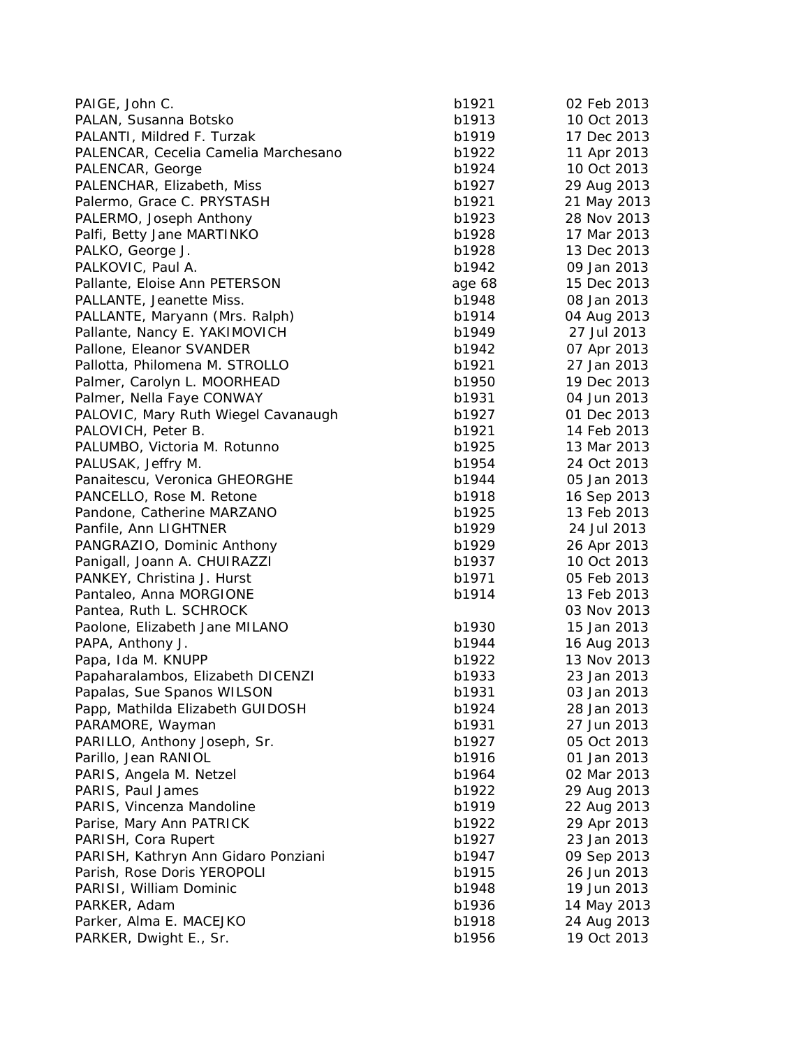| | | |
|---|---|---|
| PAIGE, John C. | b1921 | 02 Feb 2013 |
| PALAN, Susanna Botsko | b1913 | 10 Oct 2013 |
| PALANTI, Mildred F. Turzak | b1919 | 17 Dec 2013 |
| PALENCAR, Cecelia Camelia Marchesano | b1922 | 11 Apr 2013 |
| PALENCAR, George | b1924 | 10 Oct 2013 |
| PALENCHAR, Elizabeth, Miss | b1927 | 29 Aug 2013 |
| Palermo, Grace C. PRYSTASH | b1921 | 21 May 2013 |
| PALERMO, Joseph Anthony | b1923 | 28 Nov 2013 |
| Palfi, Betty Jane MARTINKO | b1928 | 17 Mar 2013 |
| PALKO, George J. | b1928 | 13 Dec 2013 |
| PALKOVIC, Paul A. | b1942 | 09 Jan 2013 |
| Pallante, Eloise Ann PETERSON | age 68 | 15 Dec 2013 |
| PALLANTE, Jeanette Miss. | b1948 | 08 Jan 2013 |
| PALLANTE, Maryann (Mrs. Ralph) | b1914 | 04 Aug 2013 |
| Pallante, Nancy E. YAKIMOVICH | b1949 | 27 Jul 2013 |
| Pallone, Eleanor SVANDER | b1942 | 07 Apr 2013 |
| Pallotta, Philomena M. STROLLO | b1921 | 27 Jan 2013 |
| Palmer, Carolyn L. MOORHEAD | b1950 | 19 Dec 2013 |
| Palmer, Nella Faye CONWAY | b1931 | 04 Jun 2013 |
| PALOVIC, Mary Ruth Wiegel Cavanaugh | b1927 | 01 Dec 2013 |
| PALOVICH, Peter B. | b1921 | 14 Feb 2013 |
| PALUMBO, Victoria M. Rotunno | b1925 | 13 Mar 2013 |
| PALUSAK, Jeffry M. | b1954 | 24 Oct 2013 |
| Panaitescu, Veronica GHEORGHE | b1944 | 05 Jan 2013 |
| PANCELLO, Rose M. Retone | b1918 | 16 Sep 2013 |
| Pandone, Catherine MARZANO | b1925 | 13 Feb 2013 |
| Panfile, Ann LIGHTNER | b1929 | 24 Jul 2013 |
| PANGRAZIO, Dominic Anthony | b1929 | 26 Apr 2013 |
| Panigall, Joann A. CHUIRAZZI | b1937 | 10 Oct 2013 |
| PANKEY, Christina J. Hurst | b1971 | 05 Feb 2013 |
| Pantaleo, Anna MORGIONE | b1914 | 13 Feb 2013 |
| Pantea, Ruth L. SCHROCK | | 03 Nov 2013 |
| Paolone, Elizabeth Jane MILANO | b1930 | 15 Jan 2013 |
| PAPA, Anthony J. | b1944 | 16 Aug 2013 |
| Papa, Ida M. KNUPP | b1922 | 13 Nov 2013 |
| Papaharalambos, Elizabeth DICENZI | b1933 | 23 Jan 2013 |
| Papalas, Sue Spanos WILSON | b1931 | 03 Jan 2013 |
| Papp, Mathilda Elizabeth GUIDOSH | b1924 | 28 Jan 2013 |
| PARAMORE, Wayman | b1931 | 27 Jun 2013 |
| PARILLO, Anthony Joseph, Sr. | b1927 | 05 Oct 2013 |
| Parillo, Jean RANIOL | b1916 | 01 Jan 2013 |
| PARIS, Angela M. Netzel | b1964 | 02 Mar 2013 |
| PARIS, Paul James | b1922 | 29 Aug 2013 |
| PARIS, Vincenza Mandoline | b1919 | 22 Aug 2013 |
| Parise, Mary Ann PATRICK | b1922 | 29 Apr 2013 |
| PARISH, Cora Rupert | b1927 | 23 Jan 2013 |
| PARISH, Kathryn Ann Gidaro Ponziani | b1947 | 09 Sep 2013 |
| Parish, Rose Doris YEROPOLI | b1915 | 26 Jun 2013 |
| PARISI, William Dominic | b1948 | 19 Jun 2013 |
| PARKER, Adam | b1936 | 14 May 2013 |
| Parker, Alma E. MACEJKO | b1918 | 24 Aug 2013 |
| PARKER, Dwight E., Sr. | b1956 | 19 Oct 2013 |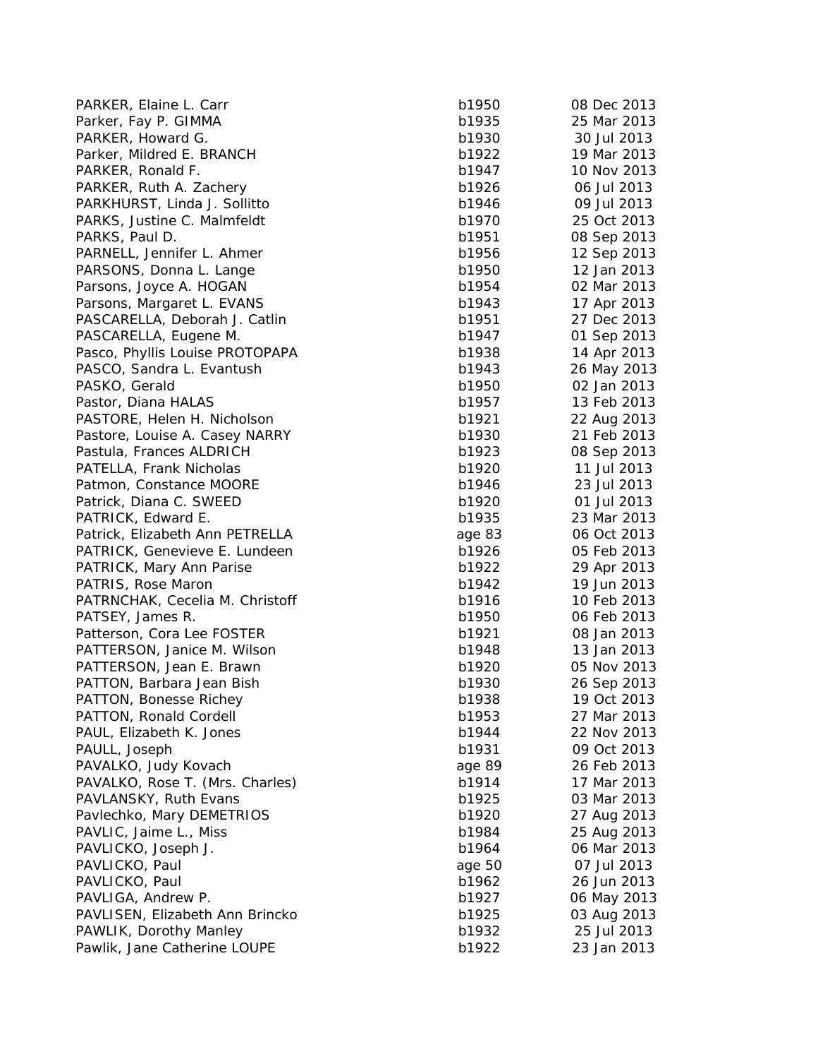| | | |
|---|---|---|
| PARKER, Elaine L. Carr | b1950 | 08 Dec 2013 |
| Parker, Fay P. GIMMA | b1935 | 25 Mar 2013 |
| PARKER, Howard G. | b1930 | 30 Jul 2013 |
| Parker, Mildred E. BRANCH | b1922 | 19 Mar 2013 |
| PARKER, Ronald F. | b1947 | 10 Nov 2013 |
| PARKER, Ruth A. Zachery | b1926 | 06 Jul 2013 |
| PARKHURST, Linda J. Sollitto | b1946 | 09 Jul 2013 |
| PARKS, Justine C. Malmfeldt | b1970 | 25 Oct 2013 |
| PARKS, Paul D. | b1951 | 08 Sep 2013 |
| PARNELL, Jennifer L. Ahmer | b1956 | 12 Sep 2013 |
| PARSONS, Donna L. Lange | b1950 | 12 Jan 2013 |
| Parsons, Joyce A. HOGAN | b1954 | 02 Mar 2013 |
| Parsons, Margaret L. EVANS | b1943 | 17 Apr 2013 |
| PASCARELLA, Deborah J. Catlin | b1951 | 27 Dec 2013 |
| PASCARELLA, Eugene M. | b1947 | 01 Sep 2013 |
| Pasco, Phyllis Louise PROTOPAPA | b1938 | 14 Apr 2013 |
| PASCO, Sandra L. Evantush | b1943 | 26 May 2013 |
| PASKO, Gerald | b1950 | 02 Jan 2013 |
| Pastor, Diana HALAS | b1957 | 13 Feb 2013 |
| PASTORE, Helen H. Nicholson | b1921 | 22 Aug 2013 |
| Pastore, Louise A. Casey NARRY | b1930 | 21 Feb 2013 |
| Pastula, Frances ALDRICH | b1923 | 08 Sep 2013 |
| PATELLA, Frank Nicholas | b1920 | 11 Jul 2013 |
| Patmon, Constance MOORE | b1946 | 23 Jul 2013 |
| Patrick, Diana C. SWEED | b1920 | 01 Jul 2013 |
| PATRICK, Edward E. | b1935 | 23 Mar 2013 |
| Patrick, Elizabeth Ann PETRELLA | age 83 | 06 Oct 2013 |
| PATRICK, Genevieve E. Lundeen | b1926 | 05 Feb 2013 |
| PATRICK, Mary Ann Parise | b1922 | 29 Apr 2013 |
| PATRIS, Rose Maron | b1942 | 19 Jun 2013 |
| PATRNCHAK, Cecelia M. Christoff | b1916 | 10 Feb 2013 |
| PATSEY, James R. | b1950 | 06 Feb 2013 |
| Patterson, Cora Lee FOSTER | b1921 | 08 Jan 2013 |
| PATTERSON, Janice M. Wilson | b1948 | 13 Jan 2013 |
| PATTERSON, Jean E. Brawn | b1920 | 05 Nov 2013 |
| PATTON, Barbara Jean Bish | b1930 | 26 Sep 2013 |
| PATTON, Bonesse Richey | b1938 | 19 Oct 2013 |
| PATTON, Ronald Cordell | b1953 | 27 Mar 2013 |
| PAUL, Elizabeth K. Jones | b1944 | 22 Nov 2013 |
| PAULL, Joseph | b1931 | 09 Oct 2013 |
| PAVALKO, Judy Kovach | age 89 | 26 Feb 2013 |
| PAVALKO, Rose T. (Mrs. Charles) | b1914 | 17 Mar 2013 |
| PAVLANSKY, Ruth Evans | b1925 | 03 Mar 2013 |
| Pavlechko, Mary DEMETRIOS | b1920 | 27 Aug 2013 |
| PAVLIC, Jaime L., Miss | b1984 | 25 Aug 2013 |
| PAVLICKO, Joseph J. | b1964 | 06 Mar 2013 |
| PAVLICKO, Paul | age 50 | 07 Jul 2013 |
| PAVLICKO, Paul | b1962 | 26 Jun 2013 |
| PAVLIGA, Andrew P. | b1927 | 06 May 2013 |
| PAVLISEN, Elizabeth Ann Brincko | b1925 | 03 Aug 2013 |
| PAWLIK, Dorothy Manley | b1932 | 25 Jul 2013 |
| Pawlik, Jane Catherine LOUPE | b1922 | 23 Jan 2013 |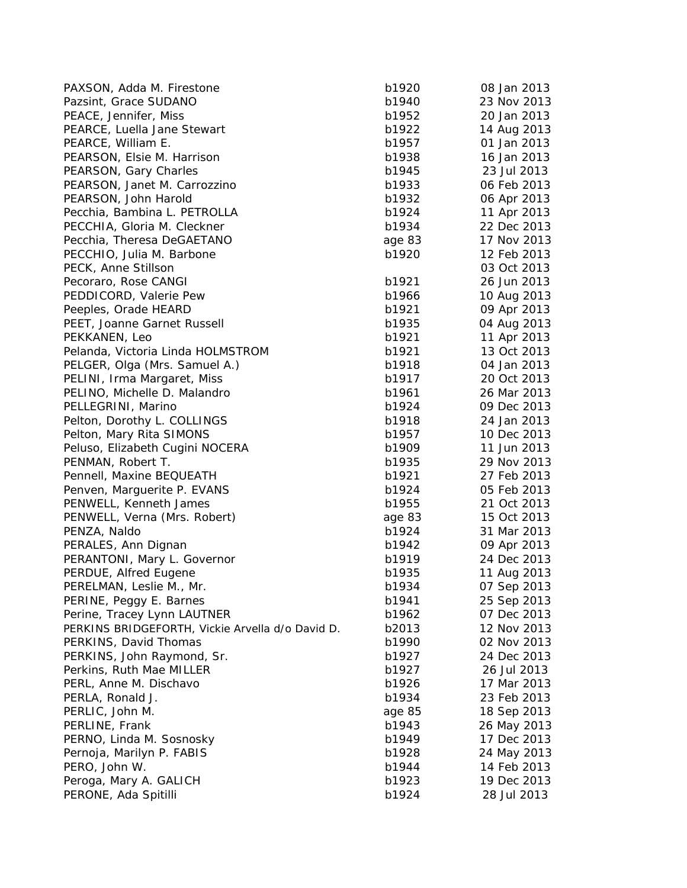| | | |
|---|---|---|
| PAXSON, Adda M. Firestone | b1920 | 08 Jan 2013 |
| Pazsint, Grace SUDANO | b1940 | 23 Nov 2013 |
| PEACE, Jennifer, Miss | b1952 | 20 Jan 2013 |
| PEARCE, Luella Jane Stewart | b1922 | 14 Aug 2013 |
| PEARCE, William E. | b1957 | 01 Jan 2013 |
| PEARSON, Elsie M. Harrison | b1938 | 16 Jan 2013 |
| PEARSON, Gary Charles | b1945 | 23 Jul 2013 |
| PEARSON, Janet M. Carrozzino | b1933 | 06 Feb 2013 |
| PEARSON, John Harold | b1932 | 06 Apr 2013 |
| Pecchia, Bambina L. PETROLLA | b1924 | 11 Apr 2013 |
| PECCHIA, Gloria M. Cleckner | b1934 | 22 Dec 2013 |
| Pecchia, Theresa DeGAETANO | age 83 | 17 Nov 2013 |
| PECCHIO, Julia M. Barbone | b1920 | 12 Feb 2013 |
| PECK, Anne Stillson | | 03 Oct 2013 |
| Pecoraro, Rose CANGI | b1921 | 26 Jun 2013 |
| PEDDICORD, Valerie Pew | b1966 | 10 Aug 2013 |
| Peeples, Orade HEARD | b1921 | 09 Apr 2013 |
| PEET, Joanne Garnet Russell | b1935 | 04 Aug 2013 |
| PEKKANEN, Leo | b1921 | 11 Apr 2013 |
| Pelanda, Victoria Linda HOLMSTROM | b1921 | 13 Oct 2013 |
| PELGER, Olga (Mrs. Samuel A.) | b1918 | 04 Jan 2013 |
| PELINI, Irma Margaret, Miss | b1917 | 20 Oct 2013 |
| PELINO, Michelle D. Malandro | b1961 | 26 Mar 2013 |
| PELLEGRINI, Marino | b1924 | 09 Dec 2013 |
| Pelton, Dorothy L. COLLINGS | b1918 | 24 Jan 2013 |
| Pelton, Mary Rita SIMONS | b1957 | 10 Dec 2013 |
| Peluso, Elizabeth Cugini NOCERA | b1909 | 11 Jun 2013 |
| PENMAN, Robert T. | b1935 | 29 Nov 2013 |
| Pennell, Maxine BEQUEATH | b1921 | 27 Feb 2013 |
| Penven, Marguerite P. EVANS | b1924 | 05 Feb 2013 |
| PENWELL, Kenneth James | b1955 | 21 Oct 2013 |
| PENWELL, Verna (Mrs. Robert) | age 83 | 15 Oct 2013 |
| PENZA, Naldo | b1924 | 31 Mar 2013 |
| PERALES, Ann Dignan | b1942 | 09 Apr 2013 |
| PERANTONI, Mary L. Governor | b1919 | 24 Dec 2013 |
| PERDUE, Alfred Eugene | b1935 | 11 Aug 2013 |
| PERELMAN, Leslie M., Mr. | b1934 | 07 Sep 2013 |
| PERINE, Peggy E. Barnes | b1941 | 25 Sep 2013 |
| Perine, Tracey Lynn LAUTNER | b1962 | 07 Dec 2013 |
| PERKINS BRIDGEFORTH, Vickie Arvella d/o David D. | b2013 | 12 Nov 2013 |
| PERKINS, David Thomas | b1990 | 02 Nov 2013 |
| PERKINS, John Raymond, Sr. | b1927 | 24 Dec 2013 |
| Perkins, Ruth Mae MILLER | b1927 | 26 Jul 2013 |
| PERL, Anne M. Dischavo | b1926 | 17 Mar 2013 |
| PERLA, Ronald J. | b1934 | 23 Feb 2013 |
| PERLIC, John M. | age 85 | 18 Sep 2013 |
| PERLINE, Frank | b1943 | 26 May 2013 |
| PERNO, Linda M. Sosnosky | b1949 | 17 Dec 2013 |
| Pernoja, Marilyn P. FABIS | b1928 | 24 May 2013 |
| PERO, John W. | b1944 | 14 Feb 2013 |
| Peroga, Mary A. GALICH | b1923 | 19 Dec 2013 |
| PERONE, Ada Spitilli | b1924 | 28 Jul 2013 |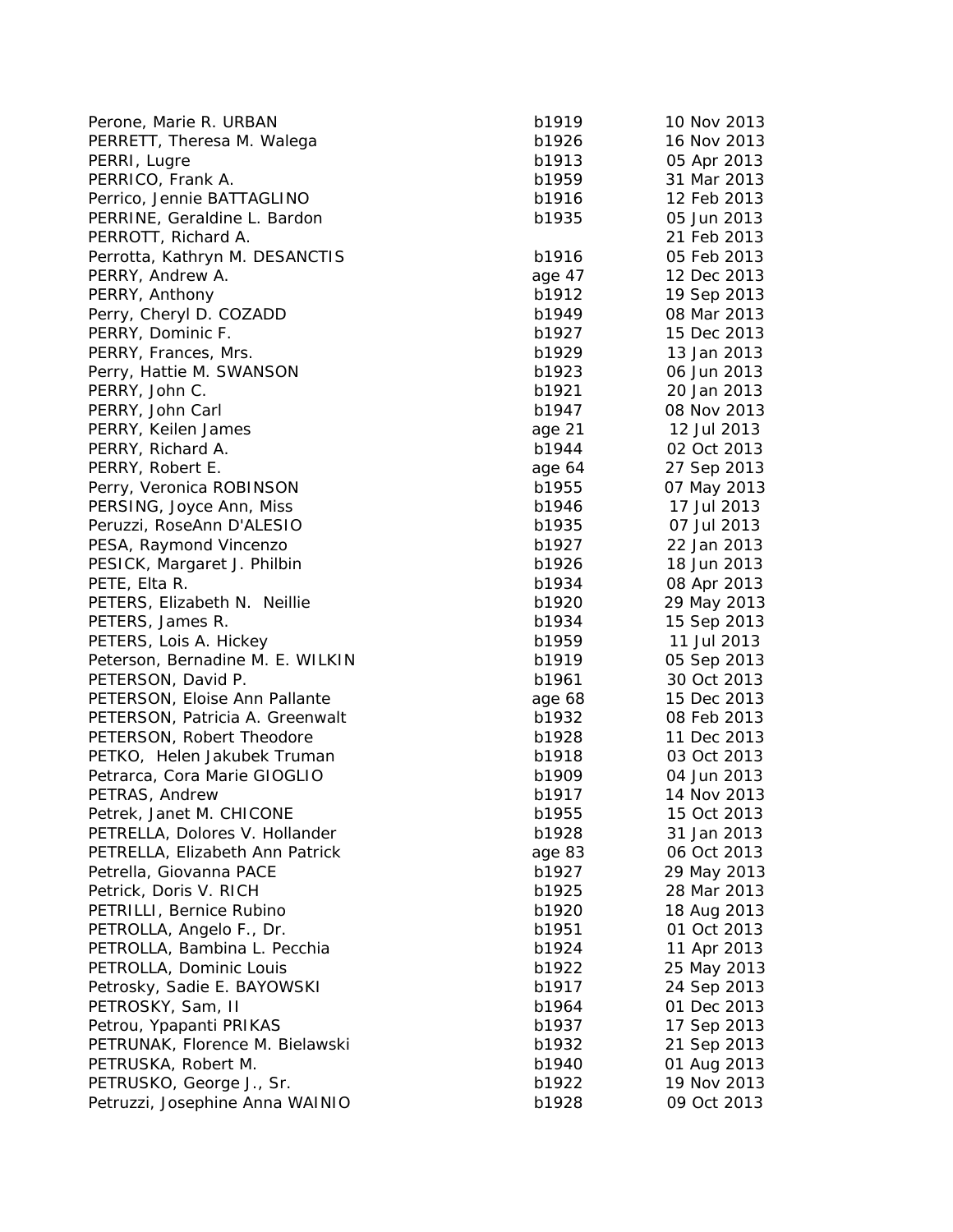| | | |
|---|---|---|
| Perone, Marie R. URBAN | b1919 | 10 Nov 2013 |
| PERRETT, Theresa M. Walega | b1926 | 16 Nov 2013 |
| PERRI, Lugre | b1913 | 05 Apr 2013 |
| PERRICO, Frank A. | b1959 | 31 Mar 2013 |
| Perrico, Jennie BATTAGLINO | b1916 | 12 Feb 2013 |
| PERRINE, Geraldine L. Bardon | b1935 | 05 Jun 2013 |
| PERROTT, Richard A. | | 21 Feb 2013 |
| Perrotta, Kathryn M. DESANCTIS | b1916 | 05 Feb 2013 |
| PERRY, Andrew A. | age 47 | 12 Dec 2013 |
| PERRY, Anthony | b1912 | 19 Sep 2013 |
| Perry, Cheryl D. COZADD | b1949 | 08 Mar 2013 |
| PERRY, Dominic F. | b1927 | 15 Dec 2013 |
| PERRY, Frances, Mrs. | b1929 | 13 Jan 2013 |
| Perry, Hattie M. SWANSON | b1923 | 06 Jun 2013 |
| PERRY, John C. | b1921 | 20 Jan 2013 |
| PERRY, John Carl | b1947 | 08 Nov 2013 |
| PERRY, Keilen James | age 21 | 12 Jul 2013 |
| PERRY, Richard A. | b1944 | 02 Oct 2013 |
| PERRY, Robert E. | age 64 | 27 Sep 2013 |
| Perry, Veronica ROBINSON | b1955 | 07 May 2013 |
| PERSING, Joyce Ann, Miss | b1946 | 17 Jul 2013 |
| Peruzzi, RoseAnn D'ALESIO | b1935 | 07 Jul 2013 |
| PESA, Raymond Vincenzo | b1927 | 22 Jan 2013 |
| PESICK, Margaret J. Philbin | b1926 | 18 Jun 2013 |
| PETE, Elta R. | b1934 | 08 Apr 2013 |
| PETERS, Elizabeth N. Neillie | b1920 | 29 May 2013 |
| PETERS, James R. | b1934 | 15 Sep 2013 |
| PETERS, Lois A. Hickey | b1959 | 11 Jul 2013 |
| Peterson, Bernadine M. E. WILKIN | b1919 | 05 Sep 2013 |
| PETERSON, David P. | b1961 | 30 Oct 2013 |
| PETERSON, Eloise Ann Pallante | age 68 | 15 Dec 2013 |
| PETERSON, Patricia A. Greenwalt | b1932 | 08 Feb 2013 |
| PETERSON, Robert Theodore | b1928 | 11 Dec 2013 |
| PETKO, Helen Jakubek Truman | b1918 | 03 Oct 2013 |
| Petrarca, Cora Marie GIOGLIO | b1909 | 04 Jun 2013 |
| PETRAS, Andrew | b1917 | 14 Nov 2013 |
| Petrek, Janet M. CHICONE | b1955 | 15 Oct 2013 |
| PETRELLA, Dolores V. Hollander | b1928 | 31 Jan 2013 |
| PETRELLA, Elizabeth Ann Patrick | age 83 | 06 Oct 2013 |
| Petrella, Giovanna PACE | b1927 | 29 May 2013 |
| Petrick, Doris V. RICH | b1925 | 28 Mar 2013 |
| PETRILLI, Bernice Rubino | b1920 | 18 Aug 2013 |
| PETROLLA, Angelo F., Dr. | b1951 | 01 Oct 2013 |
| PETROLLA, Bambina L. Pecchia | b1924 | 11 Apr 2013 |
| PETROLLA, Dominic Louis | b1922 | 25 May 2013 |
| Petrosky, Sadie E. BAYOWSKI | b1917 | 24 Sep 2013 |
| PETROSKY, Sam, II | b1964 | 01 Dec 2013 |
| Petrou, Ypapanti PRIKAS | b1937 | 17 Sep 2013 |
| PETRUNAK, Florence M. Bielawski | b1932 | 21 Sep 2013 |
| PETRUSKA, Robert M. | b1940 | 01 Aug 2013 |
| PETRUSKO, George J., Sr. | b1922 | 19 Nov 2013 |
| Petruzzi, Josephine Anna WAINIO | b1928 | 09 Oct 2013 |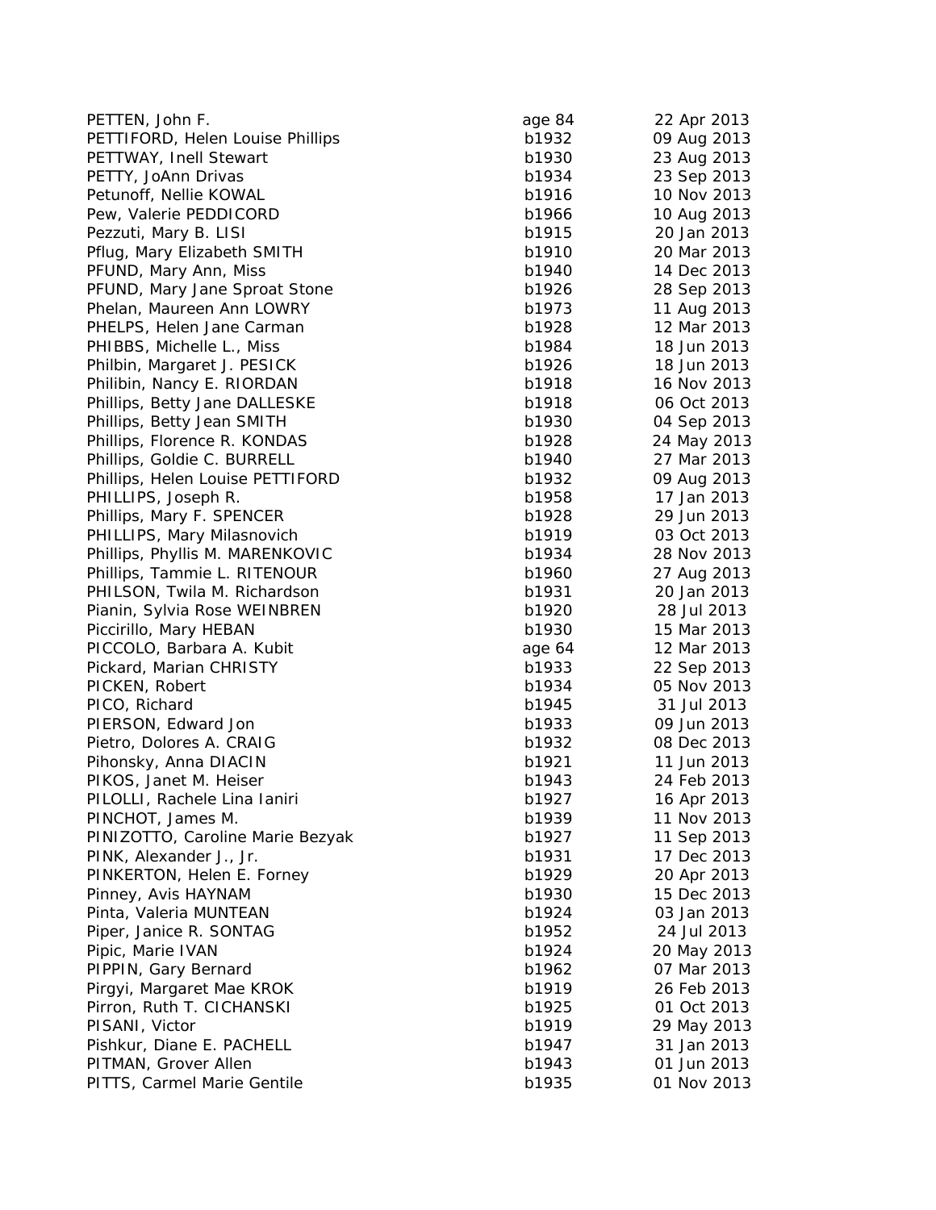| | | |
|---|---|---|
| PETTEN, John F. | age 84 | 22 Apr 2013 |
| PETTIFORD, Helen Louise Phillips | b1932 | 09 Aug 2013 |
| PETTWAY, Inell Stewart | b1930 | 23 Aug 2013 |
| PETTY, JoAnn Drivas | b1934 | 23 Sep 2013 |
| Petunoff, Nellie KOWAL | b1916 | 10 Nov 2013 |
| Pew, Valerie PEDDICORD | b1966 | 10 Aug 2013 |
| Pezzuti, Mary B. LISI | b1915 | 20 Jan 2013 |
| Pflug, Mary Elizabeth SMITH | b1910 | 20 Mar 2013 |
| PFUND, Mary Ann, Miss | b1940 | 14 Dec 2013 |
| PFUND, Mary Jane Sproat Stone | b1926 | 28 Sep 2013 |
| Phelan, Maureen Ann LOWRY | b1973 | 11 Aug 2013 |
| PHELPS, Helen Jane Carman | b1928 | 12 Mar 2013 |
| PHIBBS, Michelle L., Miss | b1984 | 18 Jun 2013 |
| Philbin, Margaret J. PESICK | b1926 | 18 Jun 2013 |
| Philibin, Nancy E. RIORDAN | b1918 | 16 Nov 2013 |
| Phillips, Betty Jane DALLESKE | b1918 | 06 Oct 2013 |
| Phillips, Betty Jean SMITH | b1930 | 04 Sep 2013 |
| Phillips, Florence R. KONDAS | b1928 | 24 May 2013 |
| Phillips, Goldie C. BURRELL | b1940 | 27 Mar 2013 |
| Phillips, Helen Louise PETTIFORD | b1932 | 09 Aug 2013 |
| PHILLIPS, Joseph R. | b1958 | 17 Jan 2013 |
| Phillips, Mary F. SPENCER | b1928 | 29 Jun 2013 |
| PHILLIPS, Mary Milasnovich | b1919 | 03 Oct 2013 |
| Phillips, Phyllis M. MARENKOVIC | b1934 | 28 Nov 2013 |
| Phillips, Tammie L. RITENOUR | b1960 | 27 Aug 2013 |
| PHILSON, Twila M. Richardson | b1931 | 20 Jan 2013 |
| Pianin, Sylvia Rose WEINBREN | b1920 | 28 Jul 2013 |
| Piccirillo, Mary HEBAN | b1930 | 15 Mar 2013 |
| PICCOLO, Barbara A. Kubit | age 64 | 12 Mar 2013 |
| Pickard, Marian CHRISTY | b1933 | 22 Sep 2013 |
| PICKEN, Robert | b1934 | 05 Nov 2013 |
| PICO, Richard | b1945 | 31 Jul 2013 |
| PIERSON, Edward Jon | b1933 | 09 Jun 2013 |
| Pietro, Dolores A. CRAIG | b1932 | 08 Dec 2013 |
| Pihonsky, Anna DIACIN | b1921 | 11 Jun 2013 |
| PIKOS, Janet M. Heiser | b1943 | 24 Feb 2013 |
| PILOLLI, Rachele Lina Ianiri | b1927 | 16 Apr 2013 |
| PINCHOT, James M. | b1939 | 11 Nov 2013 |
| PINIZOTTO, Caroline Marie Bezyak | b1927 | 11 Sep 2013 |
| PINK, Alexander J., Jr. | b1931 | 17 Dec 2013 |
| PINKERTON, Helen E. Forney | b1929 | 20 Apr 2013 |
| Pinney, Avis HAYNAM | b1930 | 15 Dec 2013 |
| Pinta, Valeria MUNTEAN | b1924 | 03 Jan 2013 |
| Piper, Janice R. SONTAG | b1952 | 24 Jul 2013 |
| Pipic, Marie IVAN | b1924 | 20 May 2013 |
| PIPPIN, Gary Bernard | b1962 | 07 Mar 2013 |
| Pirgyi, Margaret Mae KROK | b1919 | 26 Feb 2013 |
| Pirron, Ruth T. CICHANSKI | b1925 | 01 Oct 2013 |
| PISANI, Victor | b1919 | 29 May 2013 |
| Pishkur, Diane E. PACHELL | b1947 | 31 Jan 2013 |
| PITMAN, Grover Allen | b1943 | 01 Jun 2013 |
| PITTS, Carmel Marie Gentile | b1935 | 01 Nov 2013 |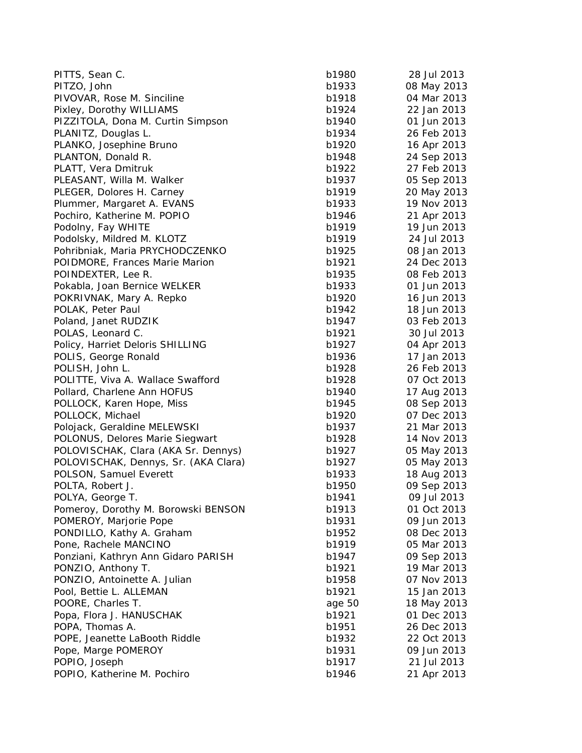| | | |
|---|---|---|
| PITTS, Sean C. | b1980 | 28 Jul 2013 |
| PITZO, John | b1933 | 08 May 2013 |
| PIVOVAR, Rose M. Sinciline | b1918 | 04 Mar 2013 |
| Pixley, Dorothy WILLIAMS | b1924 | 22 Jan 2013 |
| PIZZITOLA, Dona M. Curtin Simpson | b1940 | 01 Jun 2013 |
| PLANITZ, Douglas L. | b1934 | 26 Feb 2013 |
| PLANKO, Josephine Bruno | b1920 | 16 Apr 2013 |
| PLANTON, Donald R. | b1948 | 24 Sep 2013 |
| PLATT, Vera Dmitruk | b1922 | 27 Feb 2013 |
| PLEASANT, Willa M. Walker | b1937 | 05 Sep 2013 |
| PLEGER, Dolores H. Carney | b1919 | 20 May 2013 |
| Plummer, Margaret A. EVANS | b1933 | 19 Nov 2013 |
| Pochiro, Katherine M. POPIO | b1946 | 21 Apr 2013 |
| Podolny, Fay WHITE | b1919 | 19 Jun 2013 |
| Podolsky, Mildred M. KLOTZ | b1919 | 24 Jul 2013 |
| Pohribniak, Maria PRYCHODCZENKO | b1925 | 08 Jan 2013 |
| POIDMORE, Frances Marie Marion | b1921 | 24 Dec 2013 |
| POINDEXTER, Lee R. | b1935 | 08 Feb 2013 |
| Pokabla, Joan Bernice WELKER | b1933 | 01 Jun 2013 |
| POKRIVNAK, Mary A. Repko | b1920 | 16 Jun 2013 |
| POLAK, Peter Paul | b1942 | 18 Jun 2013 |
| Poland, Janet RUDZIK | b1947 | 03 Feb 2013 |
| POLAS, Leonard C. | b1921 | 30 Jul 2013 |
| Policy, Harriet Deloris SHILLING | b1927 | 04 Apr 2013 |
| POLIS, George Ronald | b1936 | 17 Jan 2013 |
| POLISH, John L. | b1928 | 26 Feb 2013 |
| POLITTE, Viva A. Wallace Swafford | b1928 | 07 Oct 2013 |
| Pollard, Charlene Ann HOFUS | b1940 | 17 Aug 2013 |
| POLLOCK, Karen Hope, Miss | b1945 | 08 Sep 2013 |
| POLLOCK, Michael | b1920 | 07 Dec 2013 |
| Polojack, Geraldine MELEWSKI | b1937 | 21 Mar 2013 |
| POLONUS, Delores Marie Siegwart | b1928 | 14 Nov 2013 |
| POLOVISCHAK, Clara (AKA Sr. Dennys) | b1927 | 05 May 2013 |
| POLOVISCHAK, Dennys, Sr. (AKA Clara) | b1927 | 05 May 2013 |
| POLSON, Samuel Everett | b1933 | 18 Aug 2013 |
| POLTA, Robert J. | b1950 | 09 Sep 2013 |
| POLYA, George T. | b1941 | 09 Jul 2013 |
| Pomeroy, Dorothy M. Borowski BENSON | b1913 | 01 Oct 2013 |
| POMEROY, Marjorie Pope | b1931 | 09 Jun 2013 |
| PONDILLO, Kathy A. Graham | b1952 | 08 Dec 2013 |
| Pone, Rachele MANCINO | b1919 | 05 Mar 2013 |
| Ponziani, Kathryn Ann Gidaro PARISH | b1947 | 09 Sep 2013 |
| PONZIO, Anthony T. | b1921 | 19 Mar 2013 |
| PONZIO, Antoinette A. Julian | b1958 | 07 Nov 2013 |
| Pool, Bettie L. ALLEMAN | b1921 | 15 Jan 2013 |
| POORE, Charles T. | age 50 | 18 May 2013 |
| Popa, Flora J. HANUSCHAK | b1921 | 01 Dec 2013 |
| POPA, Thomas A. | b1951 | 26 Dec 2013 |
| POPE, Jeanette LaBooth Riddle | b1932 | 22 Oct 2013 |
| Pope, Marge POMEROY | b1931 | 09 Jun 2013 |
| POPIO, Joseph | b1917 | 21 Jul 2013 |
| POPIO, Katherine M. Pochiro | b1946 | 21 Apr 2013 |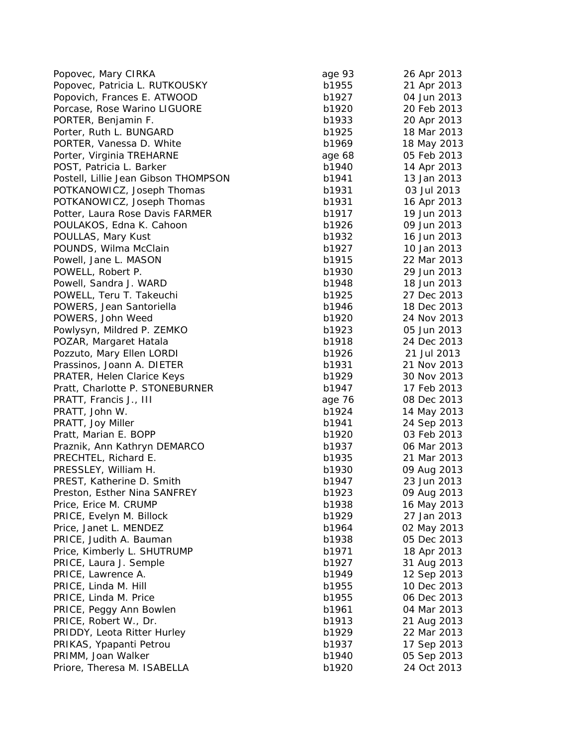| | | |
|---|---|---|
| Popovec, Mary CIRKA | age 93 | 26 Apr 2013 |
| Popovec, Patricia L. RUTKOUSKY | b1955 | 21 Apr 2013 |
| Popovich, Frances E. ATWOOD | b1927 | 04 Jun 2013 |
| Porcase, Rose Warino LIGUORE | b1920 | 20 Feb 2013 |
| PORTER, Benjamin F. | b1933 | 20 Apr 2013 |
| Porter, Ruth L. BUNGARD | b1925 | 18 Mar 2013 |
| PORTER, Vanessa D. White | b1969 | 18 May 2013 |
| Porter, Virginia TREHARNE | age 68 | 05 Feb 2013 |
| POST, Patricia L. Barker | b1940 | 14 Apr 2013 |
| Postell, Lillie Jean Gibson THOMPSON | b1941 | 13 Jan 2013 |
| POTKANOWICZ, Joseph Thomas | b1931 | 03 Jul 2013 |
| POTKANOWICZ, Joseph Thomas | b1931 | 16 Apr 2013 |
| Potter, Laura Rose Davis FARMER | b1917 | 19 Jun 2013 |
| POULAKOS, Edna K. Cahoon | b1926 | 09 Jun 2013 |
| POULLAS, Mary Kust | b1932 | 16 Jun 2013 |
| POUNDS, Wilma McClain | b1927 | 10 Jan 2013 |
| Powell, Jane L. MASON | b1915 | 22 Mar 2013 |
| POWELL, Robert P. | b1930 | 29 Jun 2013 |
| Powell, Sandra J. WARD | b1948 | 18 Jun 2013 |
| POWELL, Teru T. Takeuchi | b1925 | 27 Dec 2013 |
| POWERS, Jean Santoriella | b1946 | 18 Dec 2013 |
| POWERS, John Weed | b1920 | 24 Nov 2013 |
| Powlysyn, Mildred P. ZEMKO | b1923 | 05 Jun 2013 |
| POZAR, Margaret Hatala | b1918 | 24 Dec 2013 |
| Pozzuto, Mary Ellen LORDI | b1926 | 21 Jul 2013 |
| Prassinos, Joann A. DIETER | b1931 | 21 Nov 2013 |
| PRATER, Helen Clarice Keys | b1929 | 30 Nov 2013 |
| Pratt, Charlotte P. STONEBURNER | b1947 | 17 Feb 2013 |
| PRATT, Francis J., III | age 76 | 08 Dec 2013 |
| PRATT, John W. | b1924 | 14 May 2013 |
| PRATT, Joy Miller | b1941 | 24 Sep 2013 |
| Pratt, Marian E. BOPP | b1920 | 03 Feb 2013 |
| Praznik, Ann Kathryn DEMARCO | b1937 | 06 Mar 2013 |
| PRECHTEL, Richard E. | b1935 | 21 Mar 2013 |
| PRESSLEY, William H. | b1930 | 09 Aug 2013 |
| PREST, Katherine D. Smith | b1947 | 23 Jun 2013 |
| Preston, Esther Nina SANFREY | b1923 | 09 Aug 2013 |
| Price, Erice M. CRUMP | b1938 | 16 May 2013 |
| PRICE, Evelyn M. Billock | b1929 | 27 Jan 2013 |
| Price, Janet L. MENDEZ | b1964 | 02 May 2013 |
| PRICE, Judith A. Bauman | b1938 | 05 Dec 2013 |
| Price, Kimberly L. SHUTRUMP | b1971 | 18 Apr 2013 |
| PRICE, Laura J. Semple | b1927 | 31 Aug 2013 |
| PRICE, Lawrence A. | b1949 | 12 Sep 2013 |
| PRICE, Linda M. Hill | b1955 | 10 Dec 2013 |
| PRICE, Linda M. Price | b1955 | 06 Dec 2013 |
| PRICE, Peggy Ann Bowlen | b1961 | 04 Mar 2013 |
| PRICE, Robert W., Dr. | b1913 | 21 Aug 2013 |
| PRIDDY, Leota Ritter Hurley | b1929 | 22 Mar 2013 |
| PRIKAS, Ypapanti Petrou | b1937 | 17 Sep 2013 |
| PRIMM, Joan Walker | b1940 | 05 Sep 2013 |
| Priore, Theresa M. ISABELLA | b1920 | 24 Oct 2013 |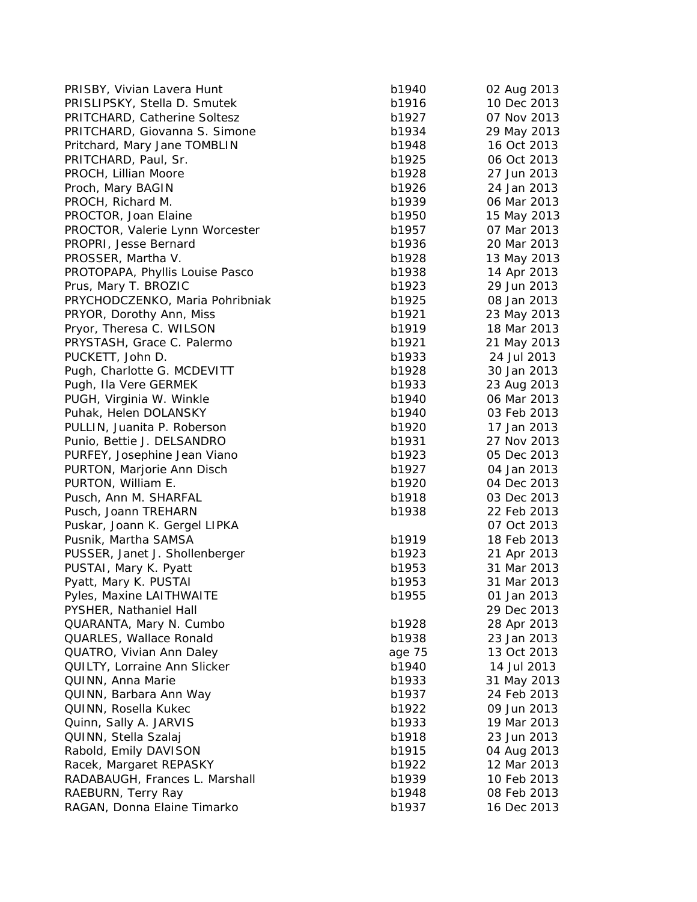| | | |
|---|---|---|
| PRISBY, Vivian Lavera Hunt | b1940 | 02 Aug 2013 |
| PRISLIPSKY, Stella D. Smutek | b1916 | 10 Dec 2013 |
| PRITCHARD, Catherine Soltesz | b1927 | 07 Nov 2013 |
| PRITCHARD, Giovanna S. Simone | b1934 | 29 May 2013 |
| Pritchard, Mary Jane TOMBLIN | b1948 | 16 Oct 2013 |
| PRITCHARD, Paul, Sr. | b1925 | 06 Oct 2013 |
| PROCH, Lillian Moore | b1928 | 27 Jun 2013 |
| Proch, Mary BAGIN | b1926 | 24 Jan 2013 |
| PROCH, Richard M. | b1939 | 06 Mar 2013 |
| PROCTOR, Joan Elaine | b1950 | 15 May 2013 |
| PROCTOR, Valerie Lynn Worcester | b1957 | 07 Mar 2013 |
| PROPRI, Jesse Bernard | b1936 | 20 Mar 2013 |
| PROSSER, Martha V. | b1928 | 13 May 2013 |
| PROTOPAPA, Phyllis Louise Pasco | b1938 | 14 Apr 2013 |
| Prus, Mary T. BROZIC | b1923 | 29 Jun 2013 |
| PRYCHODCZENKO, Maria Pohribniak | b1925 | 08 Jan 2013 |
| PRYOR, Dorothy Ann, Miss | b1921 | 23 May 2013 |
| Pryor, Theresa C. WILSON | b1919 | 18 Mar 2013 |
| PRYSTASH, Grace C. Palermo | b1921 | 21 May 2013 |
| PUCKETT, John D. | b1933 | 24 Jul 2013 |
| Pugh, Charlotte G. MCDEVITT | b1928 | 30 Jan 2013 |
| Pugh, Ila Vere GERMEK | b1933 | 23 Aug 2013 |
| PUGH, Virginia W. Winkle | b1940 | 06 Mar 2013 |
| Puhak, Helen DOLANSKY | b1940 | 03 Feb 2013 |
| PULLIN, Juanita P. Roberson | b1920 | 17 Jan 2013 |
| Punio, Bettie J. DELSANDRO | b1931 | 27 Nov 2013 |
| PURFEY, Josephine Jean Viano | b1923 | 05 Dec 2013 |
| PURTON, Marjorie Ann Disch | b1927 | 04 Jan 2013 |
| PURTON, William E. | b1920 | 04 Dec 2013 |
| Pusch, Ann M. SHARFAL | b1918 | 03 Dec 2013 |
| Pusch, Joann TREHARN | b1938 | 22 Feb 2013 |
| Puskar, Joann K. Gergel LIPKA | | 07 Oct 2013 |
| Pusnik, Martha SAMSA | b1919 | 18 Feb 2013 |
| PUSSER, Janet J. Shollenberger | b1923 | 21 Apr 2013 |
| PUSTAI, Mary K. Pyatt | b1953 | 31 Mar 2013 |
| Pyatt, Mary K. PUSTAI | b1953 | 31 Mar 2013 |
| Pyles, Maxine LAITHWAITE | b1955 | 01 Jan 2013 |
| PYSHER, Nathaniel Hall | | 29 Dec 2013 |
| QUARANTA, Mary N. Cumbo | b1928 | 28 Apr 2013 |
| QUARLES, Wallace Ronald | b1938 | 23 Jan 2013 |
| QUATRO, Vivian Ann Daley | age 75 | 13 Oct 2013 |
| QUILTY, Lorraine Ann Slicker | b1940 | 14 Jul 2013 |
| QUINN, Anna Marie | b1933 | 31 May 2013 |
| QUINN, Barbara Ann Way | b1937 | 24 Feb 2013 |
| QUINN, Rosella Kukec | b1922 | 09 Jun 2013 |
| Quinn, Sally A. JARVIS | b1933 | 19 Mar 2013 |
| QUINN, Stella Szalaj | b1918 | 23 Jun 2013 |
| Rabold, Emily DAVISON | b1915 | 04 Aug 2013 |
| Racek, Margaret REPASKY | b1922 | 12 Mar 2013 |
| RADABAUGH, Frances L. Marshall | b1939 | 10 Feb 2013 |
| RAEBURN, Terry Ray | b1948 | 08 Feb 2013 |
| RAGAN, Donna Elaine Timarko | b1937 | 16 Dec 2013 |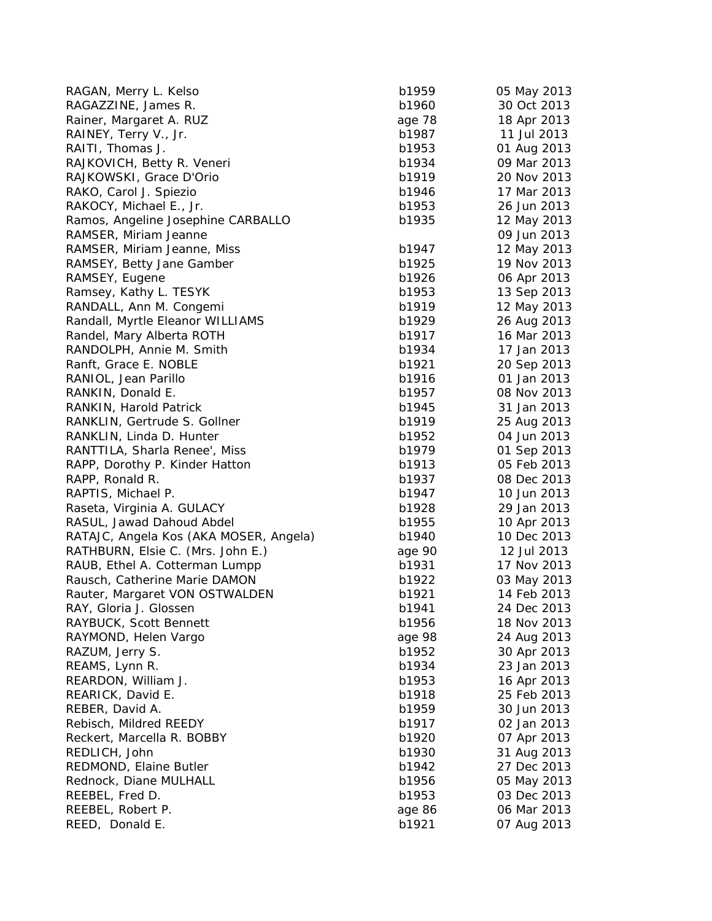| | | |
|---|---|---|
| RAGAN, Merry L. Kelso | b1959 | 05 May 2013 |
| RAGAZZINE, James R. | b1960 | 30 Oct 2013 |
| Rainer, Margaret A. RUZ | age 78 | 18 Apr 2013 |
| RAINEY, Terry V., Jr. | b1987 | 11 Jul 2013 |
| RAITI, Thomas J. | b1953 | 01 Aug 2013 |
| RAJKOVICH, Betty R. Veneri | b1934 | 09 Mar 2013 |
| RAJKOWSKI, Grace D'Orio | b1919 | 20 Nov 2013 |
| RAKO, Carol J. Spiezio | b1946 | 17 Mar 2013 |
| RAKOCY, Michael E., Jr. | b1953 | 26 Jun 2013 |
| Ramos, Angeline Josephine CARBALLO | b1935 | 12 May 2013 |
| RAMSER, Miriam Jeanne | | 09 Jun 2013 |
| RAMSER, Miriam Jeanne, Miss | b1947 | 12 May 2013 |
| RAMSEY, Betty Jane Gamber | b1925 | 19 Nov 2013 |
| RAMSEY, Eugene | b1926 | 06 Apr 2013 |
| Ramsey, Kathy L. TESYK | b1953 | 13 Sep 2013 |
| RANDALL, Ann M. Congemi | b1919 | 12 May 2013 |
| Randall, Myrtle Eleanor WILLIAMS | b1929 | 26 Aug 2013 |
| Randel, Mary Alberta ROTH | b1917 | 16 Mar 2013 |
| RANDOLPH, Annie M. Smith | b1934 | 17 Jan 2013 |
| Ranft, Grace E. NOBLE | b1921 | 20 Sep 2013 |
| RANIOL, Jean Parillo | b1916 | 01 Jan 2013 |
| RANKIN, Donald E. | b1957 | 08 Nov 2013 |
| RANKIN, Harold Patrick | b1945 | 31 Jan 2013 |
| RANKLIN, Gertrude S. Gollner | b1919 | 25 Aug 2013 |
| RANKLIN, Linda D. Hunter | b1952 | 04 Jun 2013 |
| RANTTILA, Sharla Renee', Miss | b1979 | 01 Sep 2013 |
| RAPP, Dorothy P. Kinder Hatton | b1913 | 05 Feb 2013 |
| RAPP, Ronald R. | b1937 | 08 Dec 2013 |
| RAPTIS, Michael P. | b1947 | 10 Jun 2013 |
| Raseta, Virginia A. GULACY | b1928 | 29 Jan 2013 |
| RASUL, Jawad Dahoud Abdel | b1955 | 10 Apr 2013 |
| RATAJC, Angela Kos (AKA MOSER, Angela) | b1940 | 10 Dec 2013 |
| RATHBURN, Elsie C. (Mrs. John E.) | age 90 | 12 Jul 2013 |
| RAUB, Ethel A. Cotterman Lumpp | b1931 | 17 Nov 2013 |
| Rausch, Catherine Marie DAMON | b1922 | 03 May 2013 |
| Rauter, Margaret VON OSTWALDEN | b1921 | 14 Feb 2013 |
| RAY, Gloria J. Glossen | b1941 | 24 Dec 2013 |
| RAYBUCK, Scott Bennett | b1956 | 18 Nov 2013 |
| RAYMOND, Helen Vargo | age 98 | 24 Aug 2013 |
| RAZUM, Jerry S. | b1952 | 30 Apr 2013 |
| REAMS, Lynn R. | b1934 | 23 Jan 2013 |
| REARDON, William J. | b1953 | 16 Apr 2013 |
| REARICK, David E. | b1918 | 25 Feb 2013 |
| REBER, David A. | b1959 | 30 Jun 2013 |
| Rebisch, Mildred REEDY | b1917 | 02 Jan 2013 |
| Reckert, Marcella R. BOBBY | b1920 | 07 Apr 2013 |
| REDLICH, John | b1930 | 31 Aug 2013 |
| REDMOND, Elaine Butler | b1942 | 27 Dec 2013 |
| Rednock, Diane MULHALL | b1956 | 05 May 2013 |
| REEBEL, Fred D. | b1953 | 03 Dec 2013 |
| REEBEL, Robert P. | age 86 | 06 Mar 2013 |
| REED, Donald E. | b1921 | 07 Aug 2013 |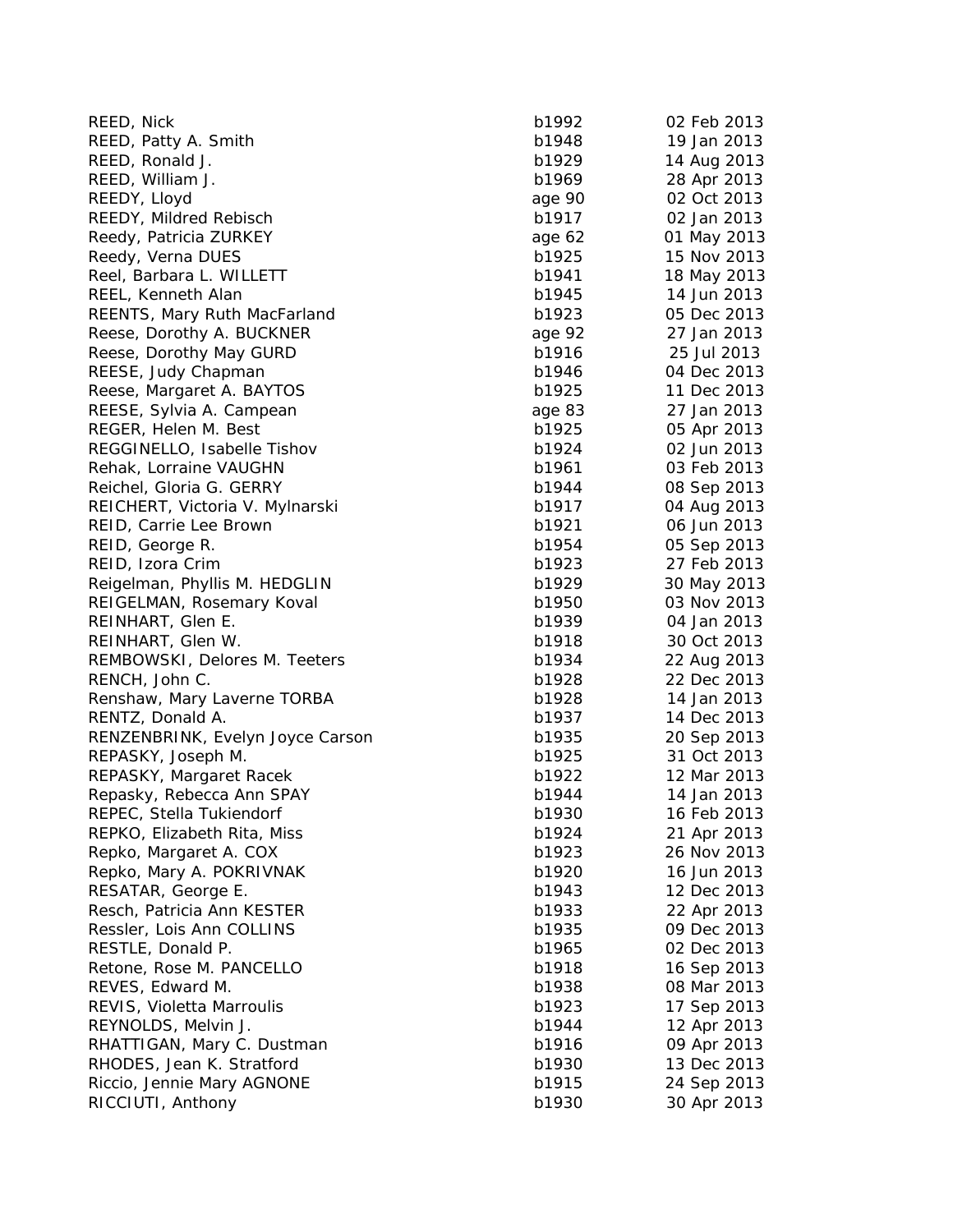| | | |
|---|---|---|
| REED, Nick | b1992 | 02 Feb 2013 |
| REED, Patty A. Smith | b1948 | 19 Jan 2013 |
| REED, Ronald J. | b1929 | 14 Aug 2013 |
| REED, William J. | b1969 | 28 Apr 2013 |
| REEDY, Lloyd | age 90 | 02 Oct 2013 |
| REEDY, Mildred Rebisch | b1917 | 02 Jan 2013 |
| Reedy, Patricia ZURKEY | age 62 | 01 May 2013 |
| Reedy, Verna DUES | b1925 | 15 Nov 2013 |
| Reel, Barbara L. WILLETT | b1941 | 18 May 2013 |
| REEL, Kenneth Alan | b1945 | 14 Jun 2013 |
| REENTS, Mary Ruth MacFarland | b1923 | 05 Dec 2013 |
| Reese, Dorothy A. BUCKNER | age 92 | 27 Jan 2013 |
| Reese, Dorothy May GURD | b1916 | 25 Jul 2013 |
| REESE, Judy Chapman | b1946 | 04 Dec 2013 |
| Reese, Margaret A. BAYTOS | b1925 | 11 Dec 2013 |
| REESE, Sylvia A. Campean | age 83 | 27 Jan 2013 |
| REGER, Helen M. Best | b1925 | 05 Apr 2013 |
| REGGINELLO, Isabelle Tishov | b1924 | 02 Jun 2013 |
| Rehak, Lorraine VAUGHN | b1961 | 03 Feb 2013 |
| Reichel, Gloria G. GERRY | b1944 | 08 Sep 2013 |
| REICHERT, Victoria V. Mylnarski | b1917 | 04 Aug 2013 |
| REID, Carrie Lee Brown | b1921 | 06 Jun 2013 |
| REID, George R. | b1954 | 05 Sep 2013 |
| REID, Izora Crim | b1923 | 27 Feb 2013 |
| Reigelman, Phyllis M. HEDGLIN | b1929 | 30 May 2013 |
| REIGELMAN, Rosemary Koval | b1950 | 03 Nov 2013 |
| REINHART, Glen E. | b1939 | 04 Jan 2013 |
| REINHART, Glen W. | b1918 | 30 Oct 2013 |
| REMBOWSKI, Delores M. Teeters | b1934 | 22 Aug 2013 |
| RENCH, John C. | b1928 | 22 Dec 2013 |
| Renshaw, Mary Laverne TORBA | b1928 | 14 Jan 2013 |
| RENTZ, Donald A. | b1937 | 14 Dec 2013 |
| RENZENBRINK, Evelyn Joyce Carson | b1935 | 20 Sep 2013 |
| REPASKY, Joseph M. | b1925 | 31 Oct 2013 |
| REPASKY, Margaret Racek | b1922 | 12 Mar 2013 |
| Repasky, Rebecca Ann SPAY | b1944 | 14 Jan 2013 |
| REPEC, Stella Tukiendorf | b1930 | 16 Feb 2013 |
| REPKO, Elizabeth Rita, Miss | b1924 | 21 Apr 2013 |
| Repko, Margaret A. COX | b1923 | 26 Nov 2013 |
| Repko, Mary A. POKRIVNAK | b1920 | 16 Jun 2013 |
| RESATAR, George E. | b1943 | 12 Dec 2013 |
| Resch, Patricia Ann KESTER | b1933 | 22 Apr 2013 |
| Ressler, Lois Ann COLLINS | b1935 | 09 Dec 2013 |
| RESTLE, Donald P. | b1965 | 02 Dec 2013 |
| Retone, Rose M. PANCELLO | b1918 | 16 Sep 2013 |
| REVES, Edward M. | b1938 | 08 Mar 2013 |
| REVIS, Violetta Marroulis | b1923 | 17 Sep 2013 |
| REYNOLDS, Melvin J. | b1944 | 12 Apr 2013 |
| RHATTIGAN, Mary C. Dustman | b1916 | 09 Apr 2013 |
| RHODES, Jean K. Stratford | b1930 | 13 Dec 2013 |
| Riccio, Jennie Mary AGNONE | b1915 | 24 Sep 2013 |
| RICCIUTI, Anthony | b1930 | 30 Apr 2013 |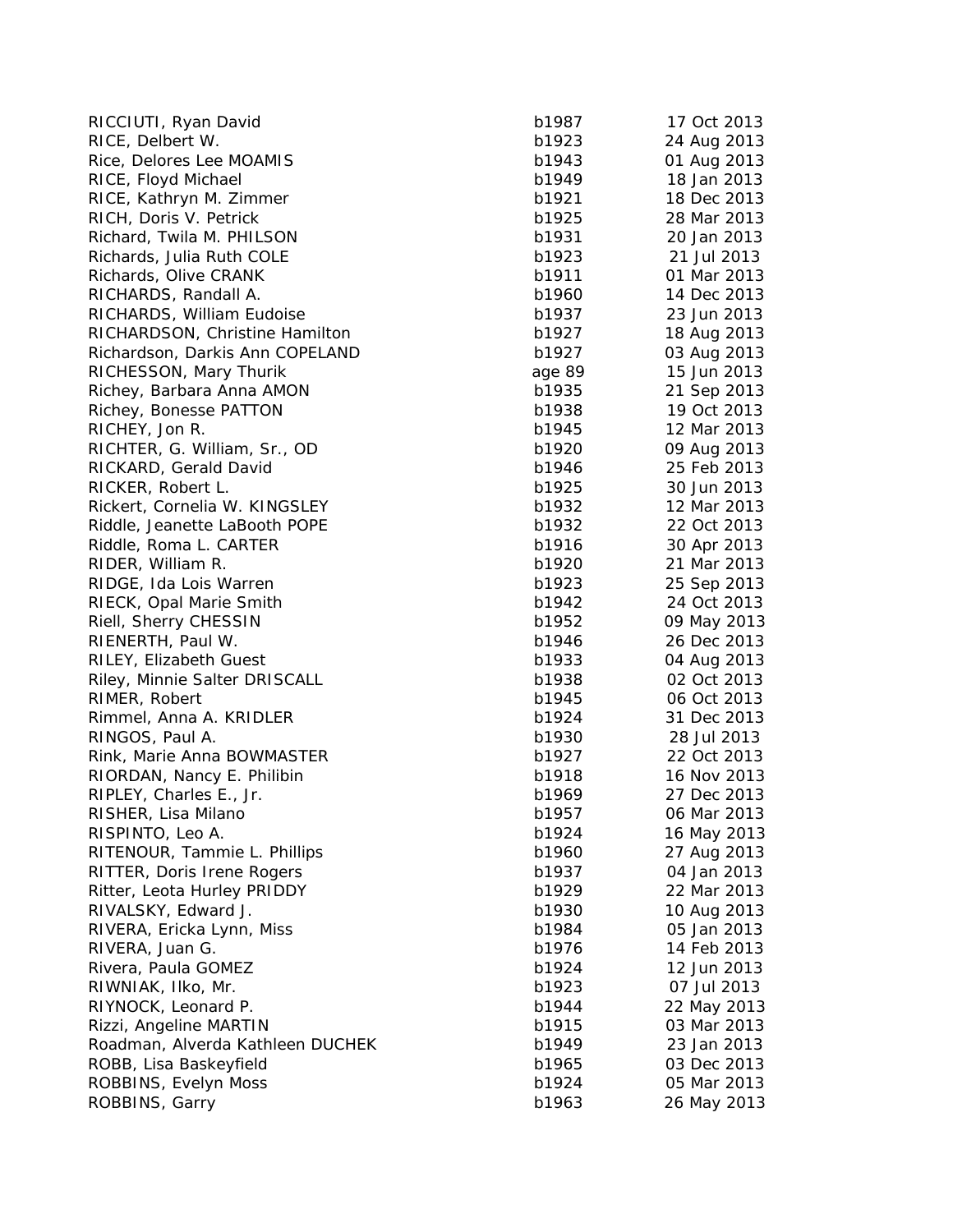| | | |
|---|---|---|
| RICCIUTI, Ryan David | b1987 | 17 Oct 2013 |
| RICE, Delbert W. | b1923 | 24 Aug 2013 |
| Rice, Delores Lee MOAMIS | b1943 | 01 Aug 2013 |
| RICE, Floyd Michael | b1949 | 18 Jan 2013 |
| RICE, Kathryn M. Zimmer | b1921 | 18 Dec 2013 |
| RICH, Doris V. Petrick | b1925 | 28 Mar 2013 |
| Richard, Twila M. PHILSON | b1931 | 20 Jan 2013 |
| Richards, Julia Ruth COLE | b1923 | 21 Jul 2013 |
| Richards, Olive CRANK | b1911 | 01 Mar 2013 |
| RICHARDS, Randall A. | b1960 | 14 Dec 2013 |
| RICHARDS, William Eudoise | b1937 | 23 Jun 2013 |
| RICHARDSON, Christine Hamilton | b1927 | 18 Aug 2013 |
| Richardson, Darkis Ann COPELAND | b1927 | 03 Aug 2013 |
| RICHESSON, Mary Thurik | age 89 | 15 Jun 2013 |
| Richey, Barbara Anna AMON | b1935 | 21 Sep 2013 |
| Richey, Bonesse PATTON | b1938 | 19 Oct 2013 |
| RICHEY, Jon R. | b1945 | 12 Mar 2013 |
| RICHTER, G. William, Sr., OD | b1920 | 09 Aug 2013 |
| RICKARD, Gerald David | b1946 | 25 Feb 2013 |
| RICKER, Robert L. | b1925 | 30 Jun 2013 |
| Rickert, Cornelia W. KINGSLEY | b1932 | 12 Mar 2013 |
| Riddle, Jeanette LaBooth POPE | b1932 | 22 Oct 2013 |
| Riddle, Roma L. CARTER | b1916 | 30 Apr 2013 |
| RIDER, William R. | b1920 | 21 Mar 2013 |
| RIDGE, Ida Lois Warren | b1923 | 25 Sep 2013 |
| RIECK, Opal Marie Smith | b1942 | 24 Oct 2013 |
| Riell, Sherry CHESSIN | b1952 | 09 May 2013 |
| RIENERTH, Paul W. | b1946 | 26 Dec 2013 |
| RILEY, Elizabeth Guest | b1933 | 04 Aug 2013 |
| Riley, Minnie Salter DRISCALL | b1938 | 02 Oct 2013 |
| RIMER, Robert | b1945 | 06 Oct 2013 |
| Rimmel, Anna A. KRIDLER | b1924 | 31 Dec 2013 |
| RINGOS, Paul A. | b1930 | 28 Jul 2013 |
| Rink, Marie Anna BOWMASTER | b1927 | 22 Oct 2013 |
| RIORDAN, Nancy E. Philibin | b1918 | 16 Nov 2013 |
| RIPLEY, Charles E., Jr. | b1969 | 27 Dec 2013 |
| RISHER, Lisa Milano | b1957 | 06 Mar 2013 |
| RISPINTO, Leo A. | b1924 | 16 May 2013 |
| RITENOUR, Tammie L. Phillips | b1960 | 27 Aug 2013 |
| RITTER, Doris Irene Rogers | b1937 | 04 Jan 2013 |
| Ritter, Leota Hurley PRIDDY | b1929 | 22 Mar 2013 |
| RIVALSKY, Edward J. | b1930 | 10 Aug 2013 |
| RIVERA, Ericka Lynn, Miss | b1984 | 05 Jan 2013 |
| RIVERA, Juan G. | b1976 | 14 Feb 2013 |
| Rivera, Paula GOMEZ | b1924 | 12 Jun 2013 |
| RIWNIAK, Ilko, Mr. | b1923 | 07 Jul 2013 |
| RIYNOCK, Leonard P. | b1944 | 22 May 2013 |
| Rizzi, Angeline MARTIN | b1915 | 03 Mar 2013 |
| Roadman, Alverda Kathleen DUCHEK | b1949 | 23 Jan 2013 |
| ROBB, Lisa Baskeyfield | b1965 | 03 Dec 2013 |
| ROBBINS, Evelyn Moss | b1924 | 05 Mar 2013 |
| ROBBINS, Garry | b1963 | 26 May 2013 |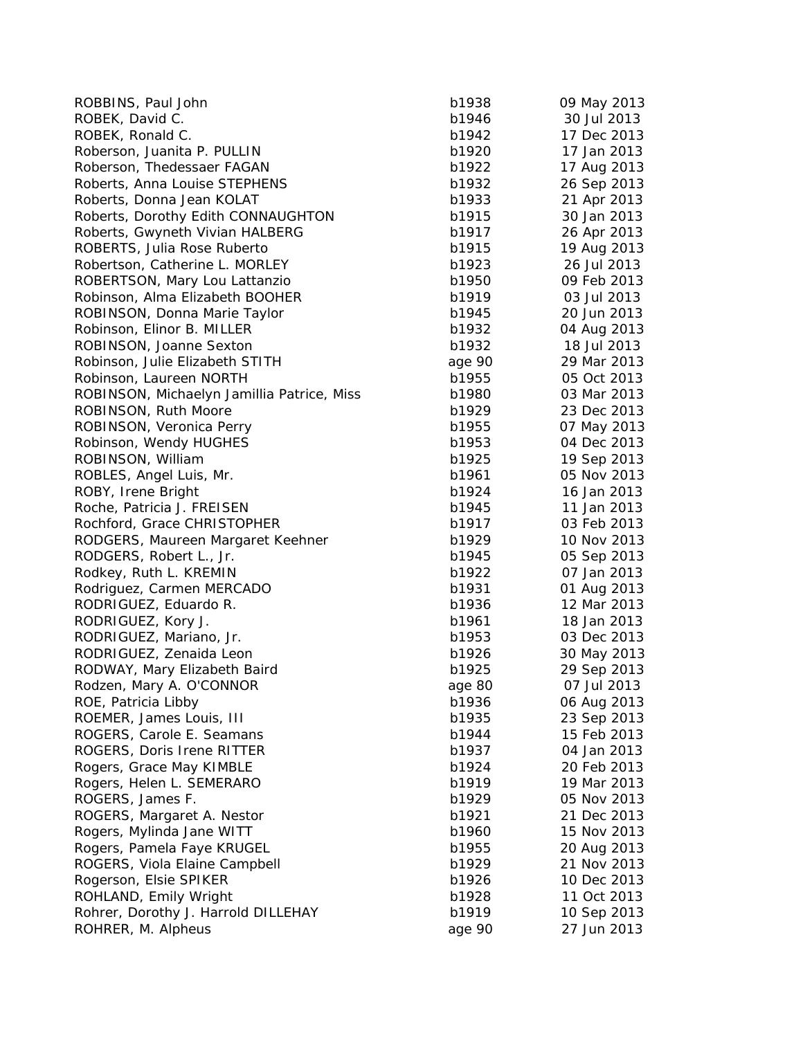| | | |
|---|---|---|
| ROBBINS, Paul John | b1938 | 09 May 2013 |
| ROBEK, David C. | b1946 | 30 Jul 2013 |
| ROBEK, Ronald C. | b1942 | 17 Dec 2013 |
| Roberson, Juanita P. PULLIN | b1920 | 17 Jan 2013 |
| Roberson, Thedessaer FAGAN | b1922 | 17 Aug 2013 |
| Roberts, Anna Louise STEPHENS | b1932 | 26 Sep 2013 |
| Roberts, Donna Jean KOLAT | b1933 | 21 Apr 2013 |
| Roberts, Dorothy Edith CONNAUGHTON | b1915 | 30 Jan 2013 |
| Roberts, Gwyneth Vivian HALBERG | b1917 | 26 Apr 2013 |
| ROBERTS, Julia Rose Ruberto | b1915 | 19 Aug 2013 |
| Robertson, Catherine L. MORLEY | b1923 | 26 Jul 2013 |
| ROBERTSON, Mary Lou Lattanzio | b1950 | 09 Feb 2013 |
| Robinson, Alma Elizabeth BOOHER | b1919 | 03 Jul 2013 |
| ROBINSON, Donna Marie Taylor | b1945 | 20 Jun 2013 |
| Robinson, Elinor B. MILLER | b1932 | 04 Aug 2013 |
| ROBINSON, Joanne Sexton | b1932 | 18 Jul 2013 |
| Robinson, Julie Elizabeth STITH | age 90 | 29 Mar 2013 |
| Robinson, Laureen NORTH | b1955 | 05 Oct 2013 |
| ROBINSON, Michaelyn Jamillia Patrice, Miss | b1980 | 03 Mar 2013 |
| ROBINSON, Ruth Moore | b1929 | 23 Dec 2013 |
| ROBINSON, Veronica Perry | b1955 | 07 May 2013 |
| Robinson, Wendy HUGHES | b1953 | 04 Dec 2013 |
| ROBINSON, William | b1925 | 19 Sep 2013 |
| ROBLES, Angel Luis, Mr. | b1961 | 05 Nov 2013 |
| ROBY, Irene Bright | b1924 | 16 Jan 2013 |
| Roche, Patricia J. FREISEN | b1945 | 11 Jan 2013 |
| Rochford, Grace CHRISTOPHER | b1917 | 03 Feb 2013 |
| RODGERS, Maureen Margaret Keehner | b1929 | 10 Nov 2013 |
| RODGERS, Robert L., Jr. | b1945 | 05 Sep 2013 |
| Rodkey, Ruth L. KREMIN | b1922 | 07 Jan 2013 |
| Rodriguez, Carmen MERCADO | b1931 | 01 Aug 2013 |
| RODRIGUEZ, Eduardo R. | b1936 | 12 Mar 2013 |
| RODRIGUEZ, Kory J. | b1961 | 18 Jan 2013 |
| RODRIGUEZ, Mariano, Jr. | b1953 | 03 Dec 2013 |
| RODRIGUEZ, Zenaida Leon | b1926 | 30 May 2013 |
| RODWAY, Mary Elizabeth Baird | b1925 | 29 Sep 2013 |
| Rodzen, Mary A. O'CONNOR | age 80 | 07 Jul 2013 |
| ROE, Patricia Libby | b1936 | 06 Aug 2013 |
| ROEMER, James Louis, III | b1935 | 23 Sep 2013 |
| ROGERS, Carole E. Seamans | b1944 | 15 Feb 2013 |
| ROGERS, Doris Irene RITTER | b1937 | 04 Jan 2013 |
| Rogers, Grace May KIMBLE | b1924 | 20 Feb 2013 |
| Rogers, Helen L. SEMERARO | b1919 | 19 Mar 2013 |
| ROGERS, James F. | b1929 | 05 Nov 2013 |
| ROGERS, Margaret A. Nestor | b1921 | 21 Dec 2013 |
| Rogers, Mylinda Jane WITT | b1960 | 15 Nov 2013 |
| Rogers, Pamela Faye KRUGEL | b1955 | 20 Aug 2013 |
| ROGERS, Viola Elaine Campbell | b1929 | 21 Nov 2013 |
| Rogerson, Elsie SPIKER | b1926 | 10 Dec 2013 |
| ROHLAND, Emily Wright | b1928 | 11 Oct 2013 |
| Rohrer, Dorothy J. Harrold DILLEHAY | b1919 | 10 Sep 2013 |
| ROHRER, M. Alpheus | age 90 | 27 Jun 2013 |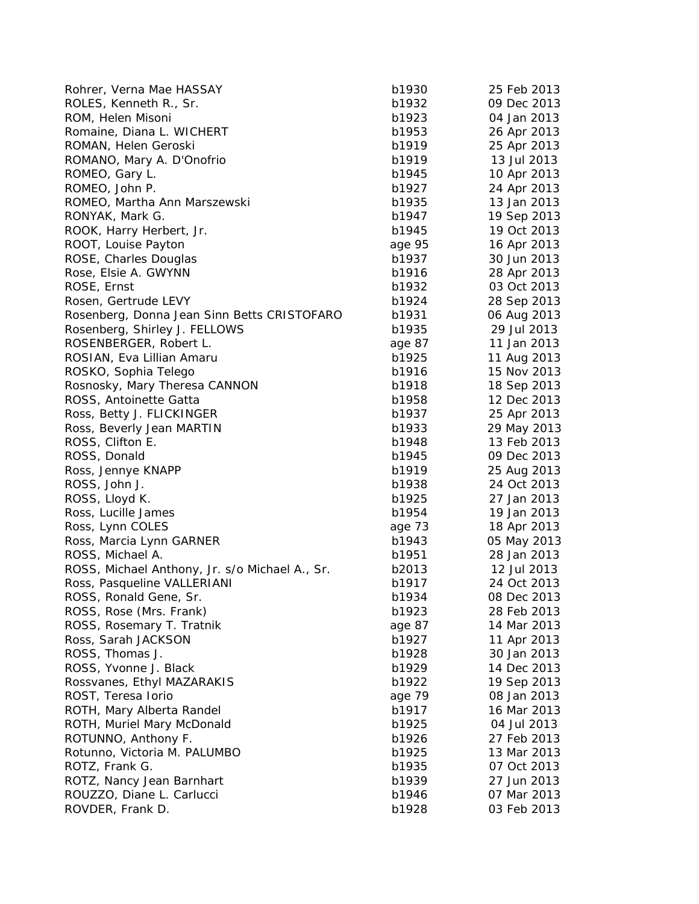| | | |
|---|---|---|
| Rohrer, Verna Mae HASSAY | b1930 | 25 Feb 2013 |
| ROLES, Kenneth R., Sr. | b1932 | 09 Dec 2013 |
| ROM, Helen Misoni | b1923 | 04 Jan 2013 |
| Romaine, Diana L. WICHERT | b1953 | 26 Apr 2013 |
| ROMAN, Helen Geroski | b1919 | 25 Apr 2013 |
| ROMANO, Mary A. D'Onofrio | b1919 | 13 Jul 2013 |
| ROMEO, Gary L. | b1945 | 10 Apr 2013 |
| ROMEO, John P. | b1927 | 24 Apr 2013 |
| ROMEO, Martha Ann Marszewski | b1935 | 13 Jan 2013 |
| RONYAK, Mark G. | b1947 | 19 Sep 2013 |
| ROOK, Harry Herbert, Jr. | b1945 | 19 Oct 2013 |
| ROOT, Louise Payton | age 95 | 16 Apr 2013 |
| ROSE, Charles Douglas | b1937 | 30 Jun 2013 |
| Rose, Elsie A. GWYNN | b1916 | 28 Apr 2013 |
| ROSE, Ernst | b1932 | 03 Oct 2013 |
| Rosen, Gertrude LEVY | b1924 | 28 Sep 2013 |
| Rosenberg, Donna Jean Sinn Betts CRISTOFARO | b1931 | 06 Aug 2013 |
| Rosenberg, Shirley J. FELLOWS | b1935 | 29 Jul 2013 |
| ROSENBERGER, Robert L. | age 87 | 11 Jan 2013 |
| ROSIAN, Eva Lillian Amaru | b1925 | 11 Aug 2013 |
| ROSKO, Sophia Telego | b1916 | 15 Nov 2013 |
| Rosnosky, Mary Theresa CANNON | b1918 | 18 Sep 2013 |
| ROSS, Antoinette Gatta | b1958 | 12 Dec 2013 |
| Ross, Betty J. FLICKINGER | b1937 | 25 Apr 2013 |
| Ross, Beverly Jean MARTIN | b1933 | 29 May 2013 |
| ROSS, Clifton E. | b1948 | 13 Feb 2013 |
| ROSS, Donald | b1945 | 09 Dec 2013 |
| Ross, Jennye KNAPP | b1919 | 25 Aug 2013 |
| ROSS, John J. | b1938 | 24 Oct 2013 |
| ROSS, Lloyd K. | b1925 | 27 Jan 2013 |
| Ross, Lucille James | b1954 | 19 Jan 2013 |
| Ross, Lynn COLES | age 73 | 18 Apr 2013 |
| Ross, Marcia Lynn GARNER | b1943 | 05 May 2013 |
| ROSS, Michael A. | b1951 | 28 Jan 2013 |
| ROSS, Michael Anthony, Jr. s/o Michael A., Sr. | b2013 | 12 Jul 2013 |
| Ross, Pasqueline VALLERIANI | b1917 | 24 Oct 2013 |
| ROSS, Ronald Gene, Sr. | b1934 | 08 Dec 2013 |
| ROSS, Rose (Mrs. Frank) | b1923 | 28 Feb 2013 |
| ROSS, Rosemary T. Tratnik | age 87 | 14 Mar 2013 |
| Ross, Sarah JACKSON | b1927 | 11 Apr 2013 |
| ROSS, Thomas J. | b1928 | 30 Jan 2013 |
| ROSS, Yvonne J. Black | b1929 | 14 Dec 2013 |
| Rossvanes, Ethyl MAZARAKIS | b1922 | 19 Sep 2013 |
| ROST, Teresa Iorio | age 79 | 08 Jan 2013 |
| ROTH, Mary Alberta Randel | b1917 | 16 Mar 2013 |
| ROTH, Muriel Mary McDonald | b1925 | 04 Jul 2013 |
| ROTUNNO, Anthony F. | b1926 | 27 Feb 2013 |
| Rotunno, Victoria M. PALUMBO | b1925 | 13 Mar 2013 |
| ROTZ, Frank G. | b1935 | 07 Oct 2013 |
| ROTZ, Nancy Jean Barnhart | b1939 | 27 Jun 2013 |
| ROUZZO, Diane L. Carlucci | b1946 | 07 Mar 2013 |
| ROVDER, Frank D. | b1928 | 03 Feb 2013 |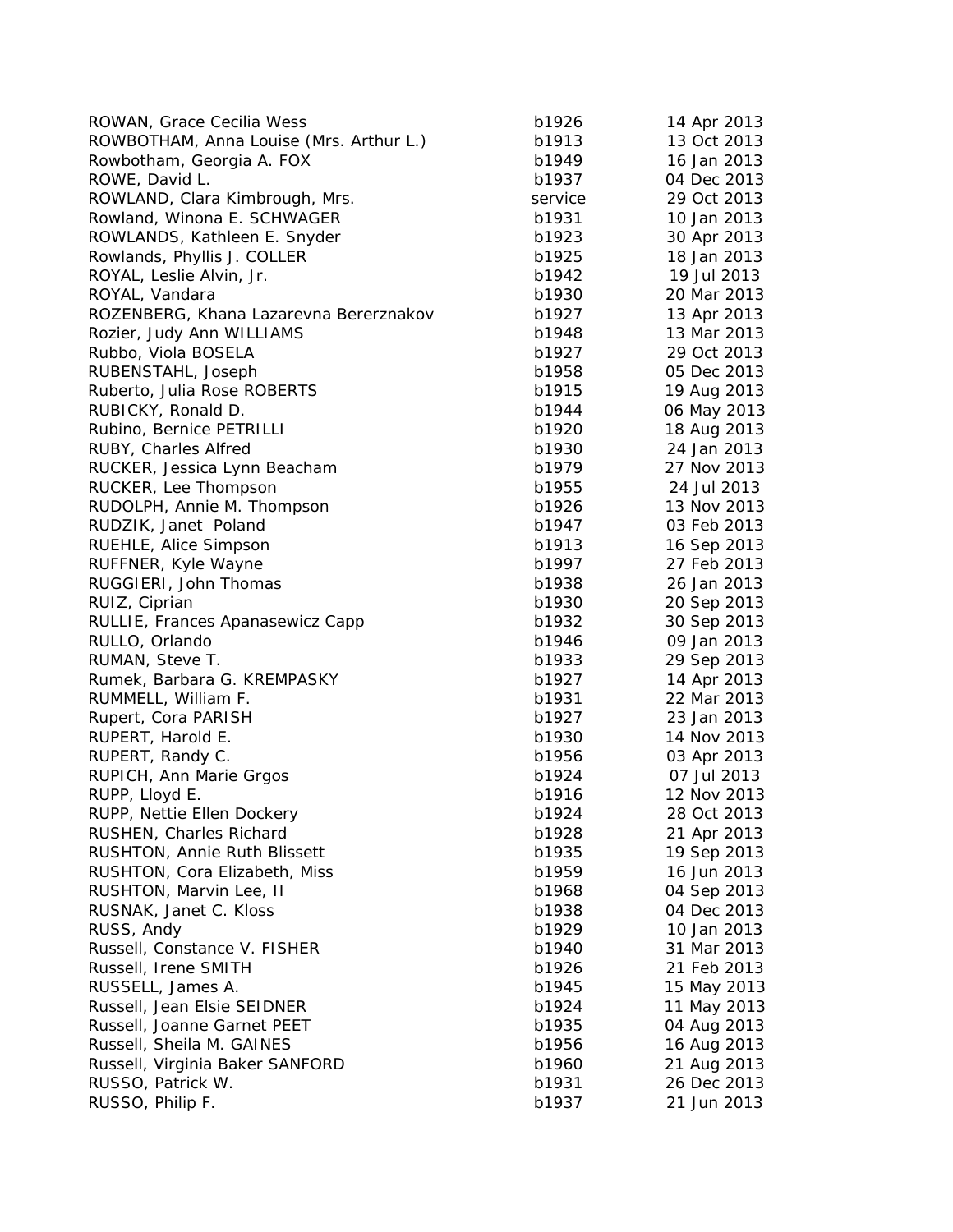| | | |
|---|---|---|
| ROWAN, Grace Cecilia Wess | b1926 | 14 Apr 2013 |
| ROWBOTHAM, Anna Louise (Mrs. Arthur L.) | b1913 | 13 Oct 2013 |
| Rowbotham, Georgia A. FOX | b1949 | 16 Jan 2013 |
| ROWE, David L. | b1937 | 04 Dec 2013 |
| ROWLAND, Clara Kimbrough, Mrs. | service | 29 Oct 2013 |
| Rowland, Winona E. SCHWAGER | b1931 | 10 Jan 2013 |
| ROWLANDS, Kathleen E. Snyder | b1923 | 30 Apr 2013 |
| Rowlands, Phyllis J. COLLER | b1925 | 18 Jan 2013 |
| ROYAL, Leslie Alvin, Jr. | b1942 | 19 Jul 2013 |
| ROYAL, Vandara | b1930 | 20 Mar 2013 |
| ROZENBERG, Khana Lazarevna Bererznakov | b1927 | 13 Apr 2013 |
| Rozier, Judy Ann WILLIAMS | b1948 | 13 Mar 2013 |
| Rubbo, Viola BOSELA | b1927 | 29 Oct 2013 |
| RUBENSTAHL, Joseph | b1958 | 05 Dec 2013 |
| Ruberto, Julia Rose ROBERTS | b1915 | 19 Aug 2013 |
| RUBICKY, Ronald D. | b1944 | 06 May 2013 |
| Rubino, Bernice PETRILLI | b1920 | 18 Aug 2013 |
| RUBY, Charles Alfred | b1930 | 24 Jan 2013 |
| RUCKER, Jessica Lynn Beacham | b1979 | 27 Nov 2013 |
| RUCKER, Lee Thompson | b1955 | 24 Jul 2013 |
| RUDOLPH, Annie M. Thompson | b1926 | 13 Nov 2013 |
| RUDZIK, Janet Poland | b1947 | 03 Feb 2013 |
| RUEHLE, Alice Simpson | b1913 | 16 Sep 2013 |
| RUFFNER, Kyle Wayne | b1997 | 27 Feb 2013 |
| RUGGIERI, John Thomas | b1938 | 26 Jan 2013 |
| RUIZ, Ciprian | b1930 | 20 Sep 2013 |
| RULLIE, Frances Apanasewicz Capp | b1932 | 30 Sep 2013 |
| RULLO, Orlando | b1946 | 09 Jan 2013 |
| RUMAN, Steve T. | b1933 | 29 Sep 2013 |
| Rumek, Barbara G. KREMPASKY | b1927 | 14 Apr 2013 |
| RUMMELL, William F. | b1931 | 22 Mar 2013 |
| Rupert, Cora PARISH | b1927 | 23 Jan 2013 |
| RUPERT, Harold E. | b1930 | 14 Nov 2013 |
| RUPERT, Randy C. | b1956 | 03 Apr 2013 |
| RUPICH, Ann Marie Grgos | b1924 | 07 Jul 2013 |
| RUPP, Lloyd E. | b1916 | 12 Nov 2013 |
| RUPP, Nettie Ellen Dockery | b1924 | 28 Oct 2013 |
| RUSHEN, Charles Richard | b1928 | 21 Apr 2013 |
| RUSHTON, Annie Ruth Blissett | b1935 | 19 Sep 2013 |
| RUSHTON, Cora Elizabeth, Miss | b1959 | 16 Jun 2013 |
| RUSHTON, Marvin Lee, II | b1968 | 04 Sep 2013 |
| RUSNAK, Janet C. Kloss | b1938 | 04 Dec 2013 |
| RUSS, Andy | b1929 | 10 Jan 2013 |
| Russell, Constance V. FISHER | b1940 | 31 Mar 2013 |
| Russell, Irene SMITH | b1926 | 21 Feb 2013 |
| RUSSELL, James A. | b1945 | 15 May 2013 |
| Russell, Jean Elsie SEIDNER | b1924 | 11 May 2013 |
| Russell, Joanne Garnet PEET | b1935 | 04 Aug 2013 |
| Russell, Sheila M. GAINES | b1956 | 16 Aug 2013 |
| Russell, Virginia Baker SANFORD | b1960 | 21 Aug 2013 |
| RUSSO, Patrick W. | b1931 | 26 Dec 2013 |
| RUSSO, Philip F. | b1937 | 21 Jun 2013 |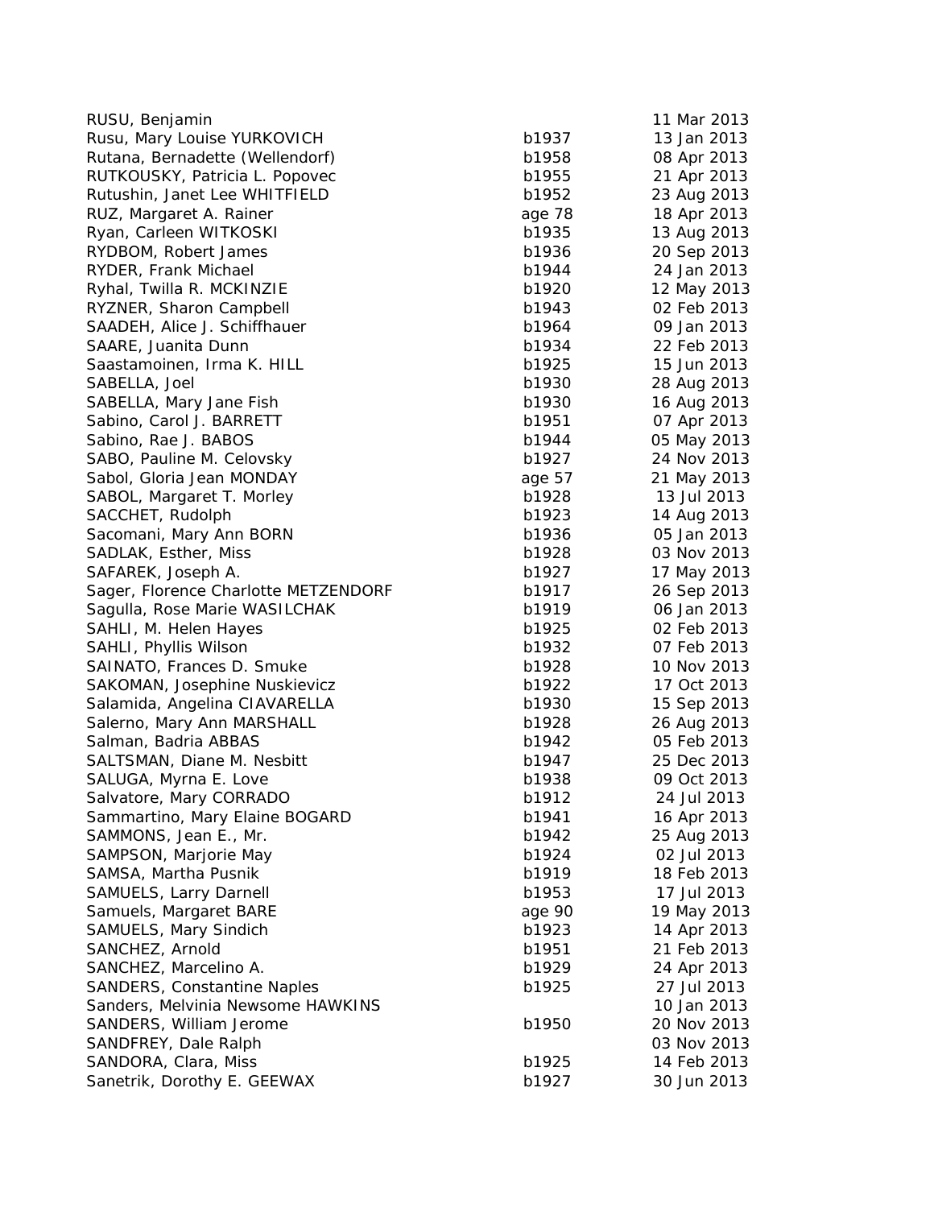| | | |
|---|---|---|
| RUSU, Benjamin | | 11 Mar 2013 |
| Rusu, Mary Louise YURKOVICH | b1937 | 13 Jan 2013 |
| Rutana, Bernadette (Wellendorf) | b1958 | 08 Apr 2013 |
| RUTKOUSKY, Patricia L. Popovec | b1955 | 21 Apr 2013 |
| Rutushin, Janet Lee WHITFIELD | b1952 | 23 Aug 2013 |
| RUZ, Margaret A. Rainer | age 78 | 18 Apr 2013 |
| Ryan, Carleen WITKOSKI | b1935 | 13 Aug 2013 |
| RYDBOM, Robert James | b1936 | 20 Sep 2013 |
| RYDER, Frank Michael | b1944 | 24 Jan 2013 |
| Ryhal, Twilla R. MCKINZIE | b1920 | 12 May 2013 |
| RYZNER, Sharon Campbell | b1943 | 02 Feb 2013 |
| SAADEH, Alice J. Schiffhauer | b1964 | 09 Jan 2013 |
| SAARE, Juanita Dunn | b1934 | 22 Feb 2013 |
| Saastamoinen, Irma K. HILL | b1925 | 15 Jun 2013 |
| SABELLA, Joel | b1930 | 28 Aug 2013 |
| SABELLA, Mary Jane Fish | b1930 | 16 Aug 2013 |
| Sabino, Carol J. BARRETT | b1951 | 07 Apr 2013 |
| Sabino, Rae J. BABOS | b1944 | 05 May 2013 |
| SABO, Pauline M. Celovsky | b1927 | 24 Nov 2013 |
| Sabol, Gloria Jean MONDAY | age 57 | 21 May 2013 |
| SABOL, Margaret T. Morley | b1928 | 13 Jul 2013 |
| SACCHET, Rudolph | b1923 | 14 Aug 2013 |
| Sacomani, Mary Ann BORN | b1936 | 05 Jan 2013 |
| SADLAK, Esther, Miss | b1928 | 03 Nov 2013 |
| SAFAREK, Joseph A. | b1927 | 17 May 2013 |
| Sager, Florence Charlotte METZENDORF | b1917 | 26 Sep 2013 |
| Sagulla, Rose Marie WASILCHAK | b1919 | 06 Jan 2013 |
| SAHLI, M. Helen Hayes | b1925 | 02 Feb 2013 |
| SAHLI, Phyllis Wilson | b1932 | 07 Feb 2013 |
| SAINATO, Frances D. Smuke | b1928 | 10 Nov 2013 |
| SAKOMAN, Josephine Nuskievicz | b1922 | 17 Oct 2013 |
| Salamida, Angelina CIAVARELLA | b1930 | 15 Sep 2013 |
| Salerno, Mary Ann MARSHALL | b1928 | 26 Aug 2013 |
| Salman, Badria ABBAS | b1942 | 05 Feb 2013 |
| SALTSMAN, Diane M. Nesbitt | b1947 | 25 Dec 2013 |
| SALUGA, Myrna E. Love | b1938 | 09 Oct 2013 |
| Salvatore, Mary CORRADO | b1912 | 24 Jul 2013 |
| Sammartino, Mary Elaine BOGARD | b1941 | 16 Apr 2013 |
| SAMMONS, Jean E., Mr. | b1942 | 25 Aug 2013 |
| SAMPSON, Marjorie May | b1924 | 02 Jul 2013 |
| SAMSA, Martha Pusnik | b1919 | 18 Feb 2013 |
| SAMUELS, Larry Darnell | b1953 | 17 Jul 2013 |
| Samuels, Margaret BARE | age 90 | 19 May 2013 |
| SAMUELS, Mary Sindich | b1923 | 14 Apr 2013 |
| SANCHEZ, Arnold | b1951 | 21 Feb 2013 |
| SANCHEZ, Marcelino A. | b1929 | 24 Apr 2013 |
| SANDERS, Constantine Naples | b1925 | 27 Jul 2013 |
| Sanders, Melvinia Newsome HAWKINS | | 10 Jan 2013 |
| SANDERS, William Jerome | b1950 | 20 Nov 2013 |
| SANDFREY, Dale Ralph | | 03 Nov 2013 |
| SANDORA, Clara, Miss | b1925 | 14 Feb 2013 |
| Sanetrik, Dorothy E. GEEWAX | b1927 | 30 Jun 2013 |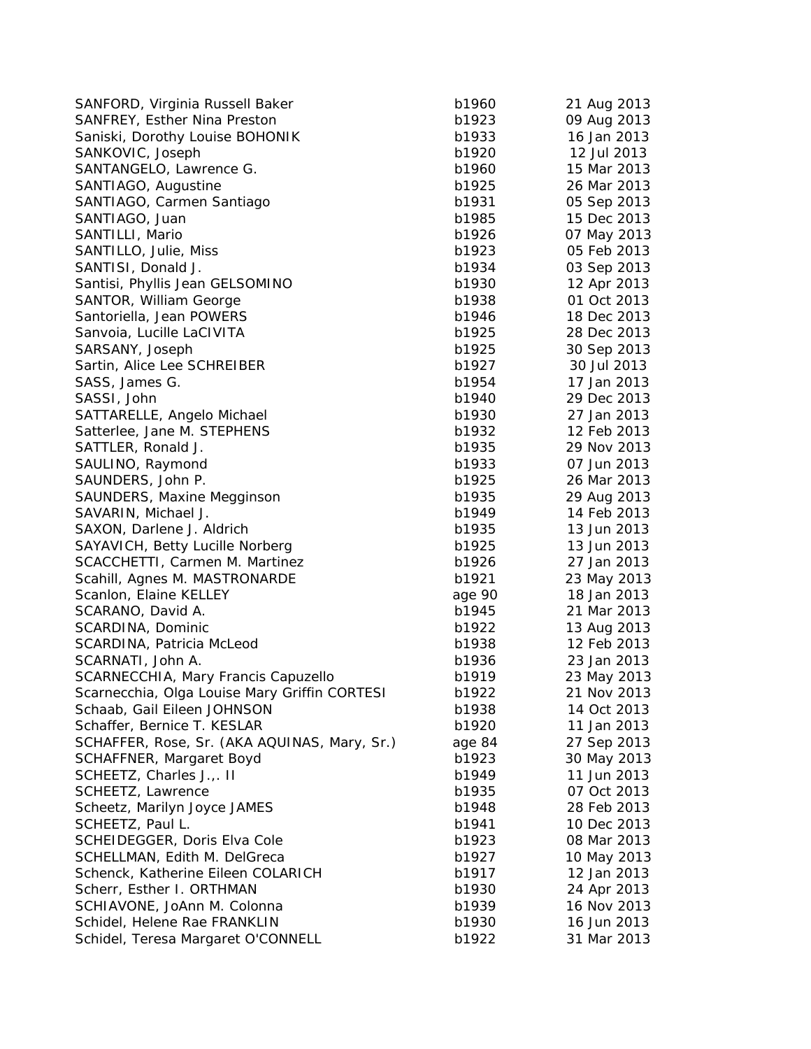| | | |
|---|---|---|
| SANFORD, Virginia Russell Baker | b1960 | 21 Aug 2013 |
| SANFREY, Esther Nina Preston | b1923 | 09 Aug 2013 |
| Saniski, Dorothy Louise BOHONIK | b1933 | 16 Jan 2013 |
| SANKOVIC, Joseph | b1920 | 12 Jul 2013 |
| SANTANGELO, Lawrence G. | b1960 | 15 Mar 2013 |
| SANTIAGO, Augustine | b1925 | 26 Mar 2013 |
| SANTIAGO, Carmen Santiago | b1931 | 05 Sep 2013 |
| SANTIAGO, Juan | b1985 | 15 Dec 2013 |
| SANTILLI, Mario | b1926 | 07 May 2013 |
| SANTILLO, Julie, Miss | b1923 | 05 Feb 2013 |
| SANTISI, Donald J. | b1934 | 03 Sep 2013 |
| Santisi, Phyllis Jean GELSOMINO | b1930 | 12 Apr 2013 |
| SANTOR, William George | b1938 | 01 Oct 2013 |
| Santoriella, Jean POWERS | b1946 | 18 Dec 2013 |
| Sanvoia, Lucille LaCIVITA | b1925 | 28 Dec 2013 |
| SARSANY, Joseph | b1925 | 30 Sep 2013 |
| Sartin, Alice Lee SCHREIBER | b1927 | 30 Jul 2013 |
| SASS, James G. | b1954 | 17 Jan 2013 |
| SASSI, John | b1940 | 29 Dec 2013 |
| SATTARELLE, Angelo Michael | b1930 | 27 Jan 2013 |
| Satterlee, Jane M. STEPHENS | b1932 | 12 Feb 2013 |
| SATTLER, Ronald J. | b1935 | 29 Nov 2013 |
| SAULINO, Raymond | b1933 | 07 Jun 2013 |
| SAUNDERS, John P. | b1925 | 26 Mar 2013 |
| SAUNDERS, Maxine Megginson | b1935 | 29 Aug 2013 |
| SAVARIN, Michael J. | b1949 | 14 Feb 2013 |
| SAXON, Darlene J. Aldrich | b1935 | 13 Jun 2013 |
| SAYAVICH, Betty Lucille Norberg | b1925 | 13 Jun 2013 |
| SCACCHETTI, Carmen M. Martinez | b1926 | 27 Jan 2013 |
| Scahill, Agnes M. MASTRONARDE | b1921 | 23 May 2013 |
| Scanlon, Elaine KELLEY | age 90 | 18 Jan 2013 |
| SCARANO, David A. | b1945 | 21 Mar 2013 |
| SCARDINA, Dominic | b1922 | 13 Aug 2013 |
| SCARDINA, Patricia McLeod | b1938 | 12 Feb 2013 |
| SCARNATI, John A. | b1936 | 23 Jan 2013 |
| SCARNECCHIA, Mary Francis Capuzello | b1919 | 23 May 2013 |
| Scarnecchia, Olga Louise Mary Griffin CORTESI | b1922 | 21 Nov 2013 |
| Schaab, Gail Eileen JOHNSON | b1938 | 14 Oct 2013 |
| Schaffer, Bernice T. KESLAR | b1920 | 11 Jan 2013 |
| SCHAFFER, Rose, Sr. (AKA AQUINAS, Mary, Sr.) | age 84 | 27 Sep 2013 |
| SCHAFFNER, Margaret Boyd | b1923 | 30 May 2013 |
| SCHEETZ, Charles J.,. II | b1949 | 11 Jun 2013 |
| SCHEETZ, Lawrence | b1935 | 07 Oct 2013 |
| Scheetz, Marilyn Joyce JAMES | b1948 | 28 Feb 2013 |
| SCHEETZ, Paul L. | b1941 | 10 Dec 2013 |
| SCHEIDEGGER, Doris Elva Cole | b1923 | 08 Mar 2013 |
| SCHELLMAN, Edith M. DelGreca | b1927 | 10 May 2013 |
| Schenck, Katherine Eileen COLARICH | b1917 | 12 Jan 2013 |
| Scherr, Esther I. ORTHMAN | b1930 | 24 Apr 2013 |
| SCHIAVONE, JoAnn M. Colonna | b1939 | 16 Nov 2013 |
| Schidel, Helene Rae FRANKLIN | b1930 | 16 Jun 2013 |
| Schidel, Teresa Margaret O'CONNELL | b1922 | 31 Mar 2013 |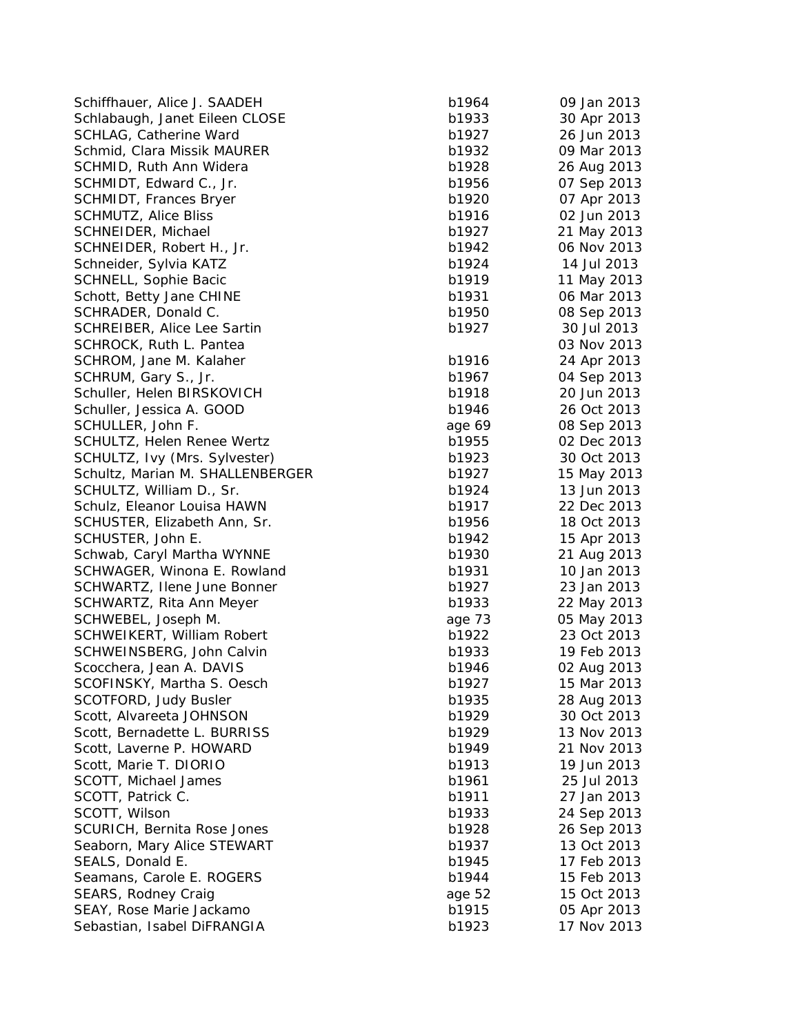| | | |
|---|---|---|
| Schiffhauer, Alice J. SAADEH | b1964 | 09 Jan 2013 |
| Schlabaugh, Janet Eileen CLOSE | b1933 | 30 Apr 2013 |
| SCHLAG, Catherine Ward | b1927 | 26 Jun 2013 |
| Schmid, Clara Missik MAURER | b1932 | 09 Mar 2013 |
| SCHMID, Ruth Ann Widera | b1928 | 26 Aug 2013 |
| SCHMIDT, Edward C., Jr. | b1956 | 07 Sep 2013 |
| SCHMIDT, Frances Bryer | b1920 | 07 Apr 2013 |
| SCHMUTZ, Alice Bliss | b1916 | 02 Jun 2013 |
| SCHNEIDER, Michael | b1927 | 21 May 2013 |
| SCHNEIDER, Robert H., Jr. | b1942 | 06 Nov 2013 |
| Schneider, Sylvia KATZ | b1924 | 14 Jul 2013 |
| SCHNELL, Sophie Bacic | b1919 | 11 May 2013 |
| Schott, Betty Jane CHINE | b1931 | 06 Mar 2013 |
| SCHRADER, Donald C. | b1950 | 08 Sep 2013 |
| SCHREIBER, Alice Lee Sartin | b1927 | 30 Jul 2013 |
| SCHROCK, Ruth L. Pantea | | 03 Nov 2013 |
| SCHROM, Jane M. Kalaher | b1916 | 24 Apr 2013 |
| SCHRUM, Gary S., Jr. | b1967 | 04 Sep 2013 |
| Schuller, Helen BIRSKOVICH | b1918 | 20 Jun 2013 |
| Schuller, Jessica A. GOOD | b1946 | 26 Oct 2013 |
| SCHULLER, John F. | age 69 | 08 Sep 2013 |
| SCHULTZ, Helen Renee Wertz | b1955 | 02 Dec 2013 |
| SCHULTZ, Ivy (Mrs. Sylvester) | b1923 | 30 Oct 2013 |
| Schultz, Marian M. SHALLENBERGER | b1927 | 15 May 2013 |
| SCHULTZ, William D., Sr. | b1924 | 13 Jun 2013 |
| Schulz, Eleanor Louisa HAWN | b1917 | 22 Dec 2013 |
| SCHUSTER, Elizabeth Ann, Sr. | b1956 | 18 Oct 2013 |
| SCHUSTER, John E. | b1942 | 15 Apr 2013 |
| Schwab, Caryl Martha WYNNE | b1930 | 21 Aug 2013 |
| SCHWAGER, Winona E. Rowland | b1931 | 10 Jan 2013 |
| SCHWARTZ, Ilene June Bonner | b1927 | 23 Jan 2013 |
| SCHWARTZ, Rita Ann Meyer | b1933 | 22 May 2013 |
| SCHWEBEL, Joseph M. | age 73 | 05 May 2013 |
| SCHWEIKERT, William Robert | b1922 | 23 Oct 2013 |
| SCHWEINSBERG, John Calvin | b1933 | 19 Feb 2013 |
| Scocchera, Jean A. DAVIS | b1946 | 02 Aug 2013 |
| SCOFINSKY, Martha S. Oesch | b1927 | 15 Mar 2013 |
| SCOTFORD, Judy Busler | b1935 | 28 Aug 2013 |
| Scott, Alvareeta JOHNSON | b1929 | 30 Oct 2013 |
| Scott, Bernadette L. BURRISS | b1929 | 13 Nov 2013 |
| Scott, Laverne P. HOWARD | b1949 | 21 Nov 2013 |
| Scott, Marie T. DIORIO | b1913 | 19 Jun 2013 |
| SCOTT, Michael James | b1961 | 25 Jul 2013 |
| SCOTT, Patrick C. | b1911 | 27 Jan 2013 |
| SCOTT, Wilson | b1933 | 24 Sep 2013 |
| SCURICH, Bernita Rose Jones | b1928 | 26 Sep 2013 |
| Seaborn, Mary Alice STEWART | b1937 | 13 Oct 2013 |
| SEALS, Donald E. | b1945 | 17 Feb 2013 |
| Seamans, Carole E. ROGERS | b1944 | 15 Feb 2013 |
| SEARS, Rodney Craig | age 52 | 15 Oct 2013 |
| SEAY, Rose Marie Jackamo | b1915 | 05 Apr 2013 |
| Sebastian, Isabel DiFRANGIA | b1923 | 17 Nov 2013 |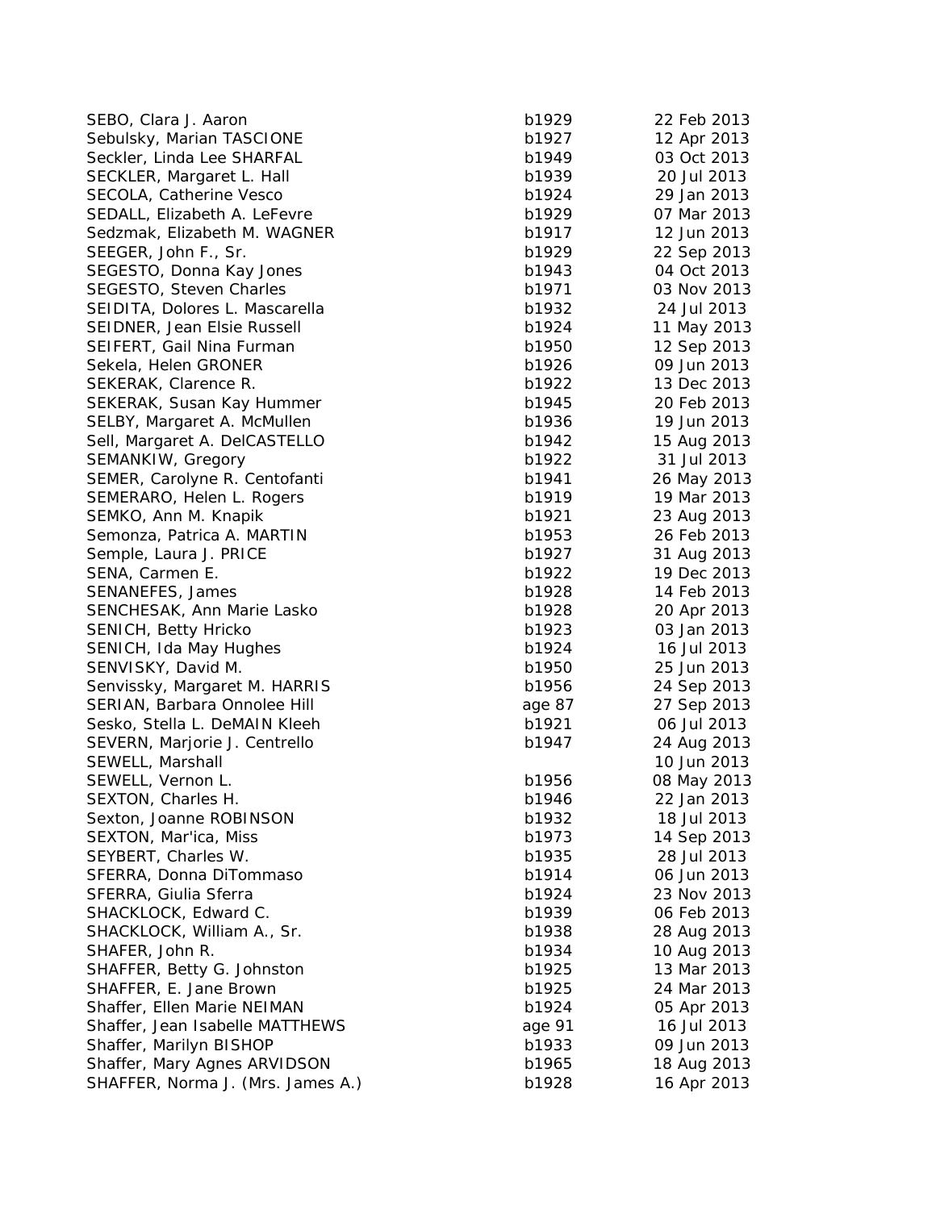| | | |
|---|---|---|
| SEBO, Clara J. Aaron | b1929 | 22 Feb 2013 |
| Sebulsky, Marian TASCIONE | b1927 | 12 Apr 2013 |
| Seckler, Linda Lee SHARFAL | b1949 | 03 Oct 2013 |
| SECKLER, Margaret L. Hall | b1939 | 20 Jul 2013 |
| SECOLA, Catherine Vesco | b1924 | 29 Jan 2013 |
| SEDALL, Elizabeth A. LeFevre | b1929 | 07 Mar 2013 |
| Sedzmak, Elizabeth M. WAGNER | b1917 | 12 Jun 2013 |
| SEEGER, John F., Sr. | b1929 | 22 Sep 2013 |
| SEGESTO, Donna Kay Jones | b1943 | 04 Oct 2013 |
| SEGESTO, Steven Charles | b1971 | 03 Nov 2013 |
| SEIDITA, Dolores L. Mascarella | b1932 | 24 Jul 2013 |
| SEIDNER, Jean Elsie Russell | b1924 | 11 May 2013 |
| SEIFERT, Gail Nina Furman | b1950 | 12 Sep 2013 |
| Sekela, Helen GRONER | b1926 | 09 Jun 2013 |
| SEKERAK, Clarence R. | b1922 | 13 Dec 2013 |
| SEKERAK, Susan Kay Hummer | b1945 | 20 Feb 2013 |
| SELBY, Margaret A. McMullen | b1936 | 19 Jun 2013 |
| Sell, Margaret A. DelCASTELLO | b1942 | 15 Aug 2013 |
| SEMANKIW, Gregory | b1922 | 31 Jul 2013 |
| SEMER, Carolyne R. Centofanti | b1941 | 26 May 2013 |
| SEMERARO, Helen L. Rogers | b1919 | 19 Mar 2013 |
| SEMKO, Ann M. Knapik | b1921 | 23 Aug 2013 |
| Semonza, Patrica A. MARTIN | b1953 | 26 Feb 2013 |
| Semple, Laura J. PRICE | b1927 | 31 Aug 2013 |
| SENA, Carmen E. | b1922 | 19 Dec 2013 |
| SENANEFES, James | b1928 | 14 Feb 2013 |
| SENCHESAK, Ann Marie Lasko | b1928 | 20 Apr 2013 |
| SENICH, Betty Hricko | b1923 | 03 Jan 2013 |
| SENICH, Ida May Hughes | b1924 | 16 Jul 2013 |
| SENVISKY, David M. | b1950 | 25 Jun 2013 |
| Senvissky, Margaret M. HARRIS | b1956 | 24 Sep 2013 |
| SERIAN, Barbara Onnolee Hill | age 87 | 27 Sep 2013 |
| Sesko, Stella L. DeMAIN Kleeh | b1921 | 06 Jul 2013 |
| SEVERN, Marjorie J. Centrello | b1947 | 24 Aug 2013 |
| SEWELL, Marshall | | 10 Jun 2013 |
| SEWELL, Vernon L. | b1956 | 08 May 2013 |
| SEXTON, Charles H. | b1946 | 22 Jan 2013 |
| Sexton, Joanne ROBINSON | b1932 | 18 Jul 2013 |
| SEXTON, Mar'ica, Miss | b1973 | 14 Sep 2013 |
| SEYBERT, Charles W. | b1935 | 28 Jul 2013 |
| SFERRA, Donna DiTommaso | b1914 | 06 Jun 2013 |
| SFERRA, Giulia Sferra | b1924 | 23 Nov 2013 |
| SHACKLOCK, Edward C. | b1939 | 06 Feb 2013 |
| SHACKLOCK, William A., Sr. | b1938 | 28 Aug 2013 |
| SHAFER, John R. | b1934 | 10 Aug 2013 |
| SHAFFER, Betty G. Johnston | b1925 | 13 Mar 2013 |
| SHAFFER, E. Jane Brown | b1925 | 24 Mar 2013 |
| Shaffer, Ellen Marie NEIMAN | b1924 | 05 Apr 2013 |
| Shaffer, Jean Isabelle MATTHEWS | age 91 | 16 Jul 2013 |
| Shaffer, Marilyn BISHOP | b1933 | 09 Jun 2013 |
| Shaffer, Mary Agnes ARVIDSON | b1965 | 18 Aug 2013 |
| SHAFFER, Norma J. (Mrs. James A.) | b1928 | 16 Apr 2013 |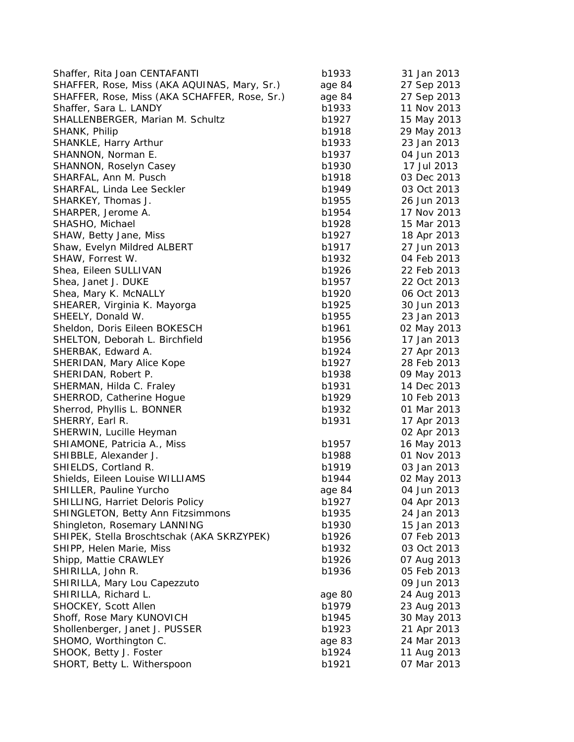| | | |
|---|---|---|
| Shaffer, Rita Joan CENTAFANTI | b1933 | 31 Jan 2013 |
| SHAFFER, Rose, Miss (AKA AQUINAS, Mary, Sr.) | age 84 | 27 Sep 2013 |
| SHAFFER, Rose, Miss (AKA SCHAFFER, Rose, Sr.) | age 84 | 27 Sep 2013 |
| Shaffer, Sara L. LANDY | b1933 | 11 Nov 2013 |
| SHALLENBERGER, Marian M. Schultz | b1927 | 15 May 2013 |
| SHANK, Philip | b1918 | 29 May 2013 |
| SHANKLE, Harry Arthur | b1933 | 23 Jan 2013 |
| SHANNON, Norman E. | b1937 | 04 Jun 2013 |
| SHANNON, Roselyn Casey | b1930 | 17 Jul 2013 |
| SHARFAL, Ann M. Pusch | b1918 | 03 Dec 2013 |
| SHARFAL, Linda Lee Seckler | b1949 | 03 Oct 2013 |
| SHARKEY, Thomas J. | b1955 | 26 Jun 2013 |
| SHARPER, Jerome A. | b1954 | 17 Nov 2013 |
| SHASHO, Michael | b1928 | 15 Mar 2013 |
| SHAW, Betty Jane, Miss | b1927 | 18 Apr 2013 |
| Shaw, Evelyn Mildred ALBERT | b1917 | 27 Jun 2013 |
| SHAW, Forrest W. | b1932 | 04 Feb 2013 |
| Shea, Eileen SULLIVAN | b1926 | 22 Feb 2013 |
| Shea, Janet J. DUKE | b1957 | 22 Oct 2013 |
| Shea, Mary K. McNALLY | b1920 | 06 Oct 2013 |
| SHEARER, Virginia K. Mayorga | b1925 | 30 Jun 2013 |
| SHEELY, Donald W. | b1955 | 23 Jan 2013 |
| Sheldon, Doris Eileen BOKESCH | b1961 | 02 May 2013 |
| SHELTON, Deborah L. Birchfield | b1956 | 17 Jan 2013 |
| SHERBAK, Edward A. | b1924 | 27 Apr 2013 |
| SHERIDAN, Mary Alice Kope | b1927 | 28 Feb 2013 |
| SHERIDAN, Robert P. | b1938 | 09 May 2013 |
| SHERMAN, Hilda C. Fraley | b1931 | 14 Dec 2013 |
| SHERROD, Catherine Hogue | b1929 | 10 Feb 2013 |
| Sherrod, Phyllis L. BONNER | b1932 | 01 Mar 2013 |
| SHERRY, Earl R. | b1931 | 17 Apr 2013 |
| SHERWIN, Lucille Heyman | | 02 Apr 2013 |
| SHIAMONE, Patricia A., Miss | b1957 | 16 May 2013 |
| SHIBBLE, Alexander J. | b1988 | 01 Nov 2013 |
| SHIELDS, Cortland R. | b1919 | 03 Jan 2013 |
| Shields, Eileen Louise WILLIAMS | b1944 | 02 May 2013 |
| SHILLER, Pauline Yurcho | age 84 | 04 Jun 2013 |
| SHILLING, Harriet Deloris Policy | b1927 | 04 Apr 2013 |
| SHINGLETON, Betty Ann Fitzsimmons | b1935 | 24 Jan 2013 |
| Shingleton, Rosemary LANNING | b1930 | 15 Jan 2013 |
| SHIPEK, Stella Broschtschak (AKA SKRZYPEK) | b1926 | 07 Feb 2013 |
| SHIPP, Helen Marie, Miss | b1932 | 03 Oct 2013 |
| Shipp, Mattie CRAWLEY | b1926 | 07 Aug 2013 |
| SHIRILLA, John R. | b1936 | 05 Feb 2013 |
| SHIRILLA, Mary Lou Capezzuto | | 09 Jun 2013 |
| SHIRILLA, Richard L. | age 80 | 24 Aug 2013 |
| SHOCKEY, Scott Allen | b1979 | 23 Aug 2013 |
| Shoff, Rose Mary KUNOVICH | b1945 | 30 May 2013 |
| Shollenberger, Janet J. PUSSER | b1923 | 21 Apr 2013 |
| SHOMO, Worthington C. | age 83 | 24 Mar 2013 |
| SHOOK, Betty J. Foster | b1924 | 11 Aug 2013 |
| SHORT, Betty L. Witherspoon | b1921 | 07 Mar 2013 |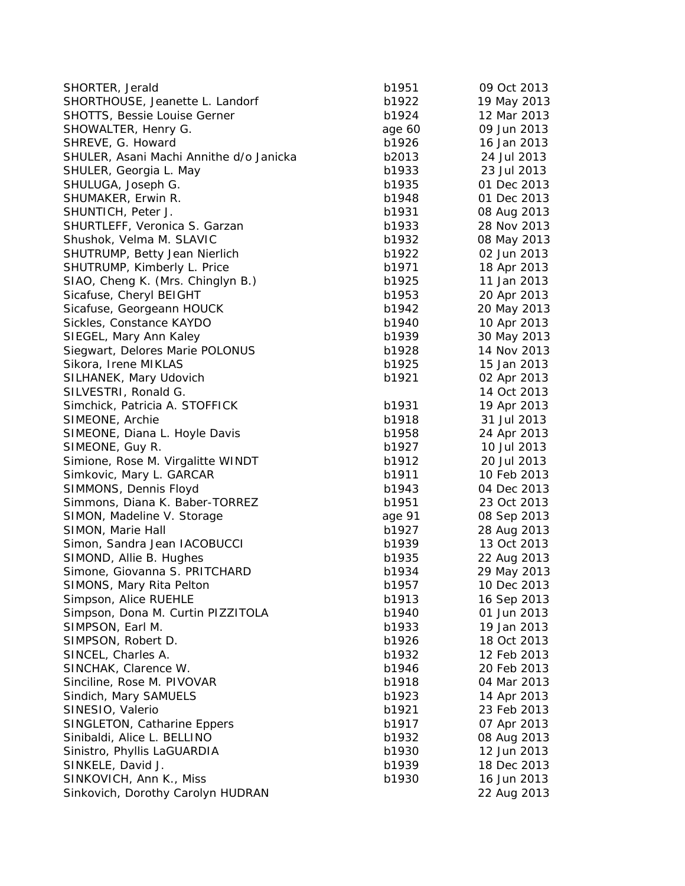| | | |
|---|---|---|
| SHORTER, Jerald | b1951 | 09 Oct 2013 |
| SHORTHOUSE, Jeanette L. Landorf | b1922 | 19 May 2013 |
| SHOTTS, Bessie Louise Gerner | b1924 | 12 Mar 2013 |
| SHOWALTER, Henry G. | age 60 | 09 Jun 2013 |
| SHREVE, G. Howard | b1926 | 16 Jan 2013 |
| SHULER, Asani Machi Annithe d/o Janicka | b2013 | 24 Jul 2013 |
| SHULER, Georgia L. May | b1933 | 23 Jul 2013 |
| SHULUGA, Joseph G. | b1935 | 01 Dec 2013 |
| SHUMAKER, Erwin R. | b1948 | 01 Dec 2013 |
| SHUNTICH, Peter J. | b1931 | 08 Aug 2013 |
| SHURTLEFF, Veronica S. Garzan | b1933 | 28 Nov 2013 |
| Shushok, Velma M. SLAVIC | b1932 | 08 May 2013 |
| SHUTRUMP, Betty Jean Nierlich | b1922 | 02 Jun 2013 |
| SHUTRUMP, Kimberly L. Price | b1971 | 18 Apr 2013 |
| SIAO, Cheng K. (Mrs. Chinglyn B.) | b1925 | 11 Jan 2013 |
| Sicafuse, Cheryl BEIGHT | b1953 | 20 Apr 2013 |
| Sicafuse, Georgeann HOUCK | b1942 | 20 May 2013 |
| Sickles, Constance KAYDO | b1940 | 10 Apr 2013 |
| SIEGEL, Mary Ann Kaley | b1939 | 30 May 2013 |
| Siegwart, Delores Marie POLONUS | b1928 | 14 Nov 2013 |
| Sikora, Irene MIKLAS | b1925 | 15 Jan 2013 |
| SILHANEK, Mary Udovich | b1921 | 02 Apr 2013 |
| SILVESTRI, Ronald G. | | 14 Oct 2013 |
| Simchick, Patricia A. STOFFICK | b1931 | 19 Apr 2013 |
| SIMEONE, Archie | b1918 | 31 Jul 2013 |
| SIMEONE, Diana L. Hoyle Davis | b1958 | 24 Apr 2013 |
| SIMEONE, Guy R. | b1927 | 10 Jul 2013 |
| Simione, Rose M. Virgalitte WINDT | b1912 | 20 Jul 2013 |
| Simkovic, Mary L. GARCAR | b1911 | 10 Feb 2013 |
| SIMMONS, Dennis Floyd | b1943 | 04 Dec 2013 |
| Simmons, Diana K. Baber-TORREZ | b1951 | 23 Oct 2013 |
| SIMON, Madeline V. Storage | age 91 | 08 Sep 2013 |
| SIMON, Marie Hall | b1927 | 28 Aug 2013 |
| Simon, Sandra Jean IACOBUCCI | b1939 | 13 Oct 2013 |
| SIMOND, Allie B. Hughes | b1935 | 22 Aug 2013 |
| Simone, Giovanna S. PRITCHARD | b1934 | 29 May 2013 |
| SIMONS, Mary Rita Pelton | b1957 | 10 Dec 2013 |
| Simpson, Alice RUEHLE | b1913 | 16 Sep 2013 |
| Simpson, Dona M. Curtin PIZZITOLA | b1940 | 01 Jun 2013 |
| SIMPSON, Earl M. | b1933 | 19 Jan 2013 |
| SIMPSON, Robert D. | b1926 | 18 Oct 2013 |
| SINCEL, Charles A. | b1932 | 12 Feb 2013 |
| SINCHAK, Clarence W. | b1946 | 20 Feb 2013 |
| Sinciline, Rose M. PIVOVAR | b1918 | 04 Mar 2013 |
| Sindich, Mary SAMUELS | b1923 | 14 Apr 2013 |
| SINESIO, Valerio | b1921 | 23 Feb 2013 |
| SINGLETON, Catharine Eppers | b1917 | 07 Apr 2013 |
| Sinibaldi, Alice L. BELLINO | b1932 | 08 Aug 2013 |
| Sinistro, Phyllis LaGUARDIA | b1930 | 12 Jun 2013 |
| SINKELE, David J. | b1939 | 18 Dec 2013 |
| SINKOVICH, Ann K., Miss | b1930 | 16 Jun 2013 |
| Sinkovich, Dorothy Carolyn HUDRAN | | 22 Aug 2013 |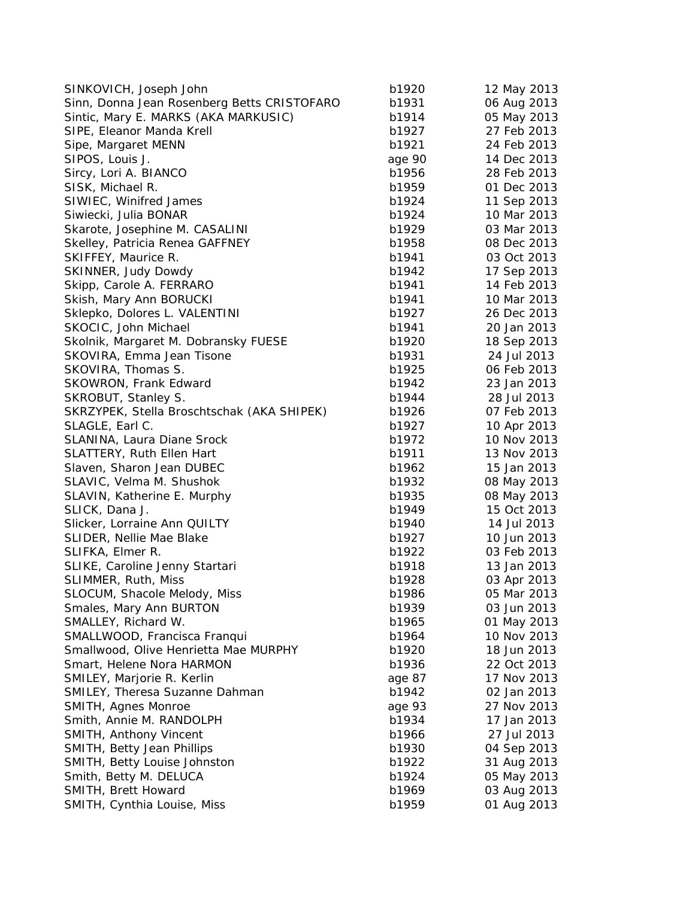| | | |
|---|---|---|
| SINKOVICH, Joseph John | b1920 | 12 May 2013 |
| Sinn, Donna Jean Rosenberg Betts CRISTOFARO | b1931 | 06 Aug 2013 |
| Sintic, Mary E. MARKS (AKA MARKUSIC) | b1914 | 05 May 2013 |
| SIPE, Eleanor Manda Krell | b1927 | 27 Feb 2013 |
| Sipe, Margaret MENN | b1921 | 24 Feb 2013 |
| SIPOS, Louis J. | age 90 | 14 Dec 2013 |
| Sircy, Lori A. BIANCO | b1956 | 28 Feb 2013 |
| SISK, Michael R. | b1959 | 01 Dec 2013 |
| SIWIEC, Winifred James | b1924 | 11 Sep 2013 |
| Siwiecki, Julia BONAR | b1924 | 10 Mar 2013 |
| Skarote, Josephine M. CASALINI | b1929 | 03 Mar 2013 |
| Skelley, Patricia Renea GAFFNEY | b1958 | 08 Dec 2013 |
| SKIFFEY, Maurice R. | b1941 | 03 Oct 2013 |
| SKINNER, Judy Dowdy | b1942 | 17 Sep 2013 |
| Skipp, Carole A. FERRARO | b1941 | 14 Feb 2013 |
| Skish, Mary Ann BORUCKI | b1941 | 10 Mar 2013 |
| Sklepko, Dolores L. VALENTINI | b1927 | 26 Dec 2013 |
| SKOCIC, John Michael | b1941 | 20 Jan 2013 |
| Skolnik, Margaret M. Dobransky FUESE | b1920 | 18 Sep 2013 |
| SKOVIRA, Emma Jean Tisone | b1931 | 24 Jul 2013 |
| SKOVIRA, Thomas S. | b1925 | 06 Feb 2013 |
| SKOWRON, Frank Edward | b1942 | 23 Jan 2013 |
| SKROBUT, Stanley S. | b1944 | 28 Jul 2013 |
| SKRZYPEK, Stella Broschtschak (AKA SHIPEK) | b1926 | 07 Feb 2013 |
| SLAGLE, Earl C. | b1927 | 10 Apr 2013 |
| SLANINA, Laura Diane Srock | b1972 | 10 Nov 2013 |
| SLATTERY, Ruth Ellen Hart | b1911 | 13 Nov 2013 |
| Slaven, Sharon Jean DUBEC | b1962 | 15 Jan 2013 |
| SLAVIC, Velma M. Shushok | b1932 | 08 May 2013 |
| SLAVIN, Katherine E. Murphy | b1935 | 08 May 2013 |
| SLICK, Dana J. | b1949 | 15 Oct 2013 |
| Slicker, Lorraine Ann QUILTY | b1940 | 14 Jul 2013 |
| SLIDER, Nellie Mae Blake | b1927 | 10 Jun 2013 |
| SLIFKA, Elmer R. | b1922 | 03 Feb 2013 |
| SLIKE, Caroline Jenny Startari | b1918 | 13 Jan 2013 |
| SLIMMER, Ruth, Miss | b1928 | 03 Apr 2013 |
| SLOCUM, Shacole Melody, Miss | b1986 | 05 Mar 2013 |
| Smales, Mary Ann BURTON | b1939 | 03 Jun 2013 |
| SMALLEY, Richard W. | b1965 | 01 May 2013 |
| SMALLWOOD, Francisca Franqui | b1964 | 10 Nov 2013 |
| Smallwood, Olive Henrietta Mae MURPHY | b1920 | 18 Jun 2013 |
| Smart, Helene Nora HARMON | b1936 | 22 Oct 2013 |
| SMILEY, Marjorie R. Kerlin | age 87 | 17 Nov 2013 |
| SMILEY, Theresa Suzanne Dahman | b1942 | 02 Jan 2013 |
| SMITH, Agnes Monroe | age 93 | 27 Nov 2013 |
| Smith, Annie M. RANDOLPH | b1934 | 17 Jan 2013 |
| SMITH, Anthony Vincent | b1966 | 27 Jul 2013 |
| SMITH, Betty Jean Phillips | b1930 | 04 Sep 2013 |
| SMITH, Betty Louise Johnston | b1922 | 31 Aug 2013 |
| Smith, Betty M. DELUCA | b1924 | 05 May 2013 |
| SMITH, Brett Howard | b1969 | 03 Aug 2013 |
| SMITH, Cynthia Louise, Miss | b1959 | 01 Aug 2013 |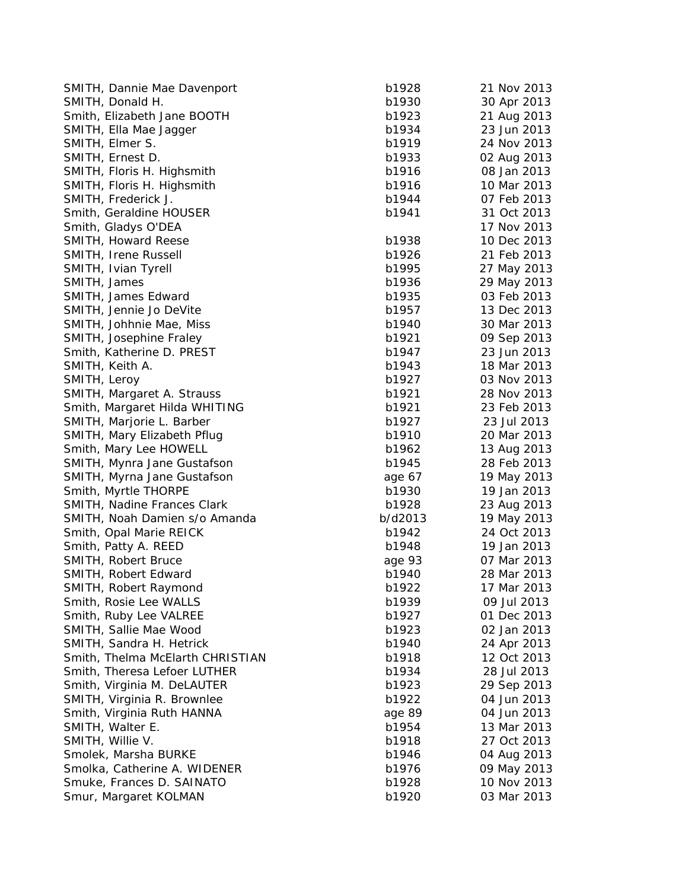| | | |
|---|---|---|
| SMITH, Dannie Mae Davenport | b1928 | 21 Nov 2013 |
| SMITH, Donald H. | b1930 | 30 Apr 2013 |
| Smith, Elizabeth Jane BOOTH | b1923 | 21 Aug 2013 |
| SMITH, Ella Mae Jagger | b1934 | 23 Jun 2013 |
| SMITH, Elmer S. | b1919 | 24 Nov 2013 |
| SMITH, Ernest D. | b1933 | 02 Aug 2013 |
| SMITH, Floris H. Highsmith | b1916 | 08 Jan 2013 |
| SMITH, Floris H. Highsmith | b1916 | 10 Mar 2013 |
| SMITH, Frederick J. | b1944 | 07 Feb 2013 |
| Smith, Geraldine HOUSER | b1941 | 31 Oct 2013 |
| Smith, Gladys O'DEA | | 17 Nov 2013 |
| SMITH, Howard Reese | b1938 | 10 Dec 2013 |
| SMITH, Irene Russell | b1926 | 21 Feb 2013 |
| SMITH, Ivian Tyrell | b1995 | 27 May 2013 |
| SMITH, James | b1936 | 29 May 2013 |
| SMITH, James Edward | b1935 | 03 Feb 2013 |
| SMITH, Jennie Jo DeVite | b1957 | 13 Dec 2013 |
| SMITH, Johhnie Mae, Miss | b1940 | 30 Mar 2013 |
| SMITH, Josephine Fraley | b1921 | 09 Sep 2013 |
| Smith, Katherine D. PREST | b1947 | 23 Jun 2013 |
| SMITH, Keith A. | b1943 | 18 Mar 2013 |
| SMITH, Leroy | b1927 | 03 Nov 2013 |
| SMITH, Margaret A. Strauss | b1921 | 28 Nov 2013 |
| Smith, Margaret Hilda WHITING | b1921 | 23 Feb 2013 |
| SMITH, Marjorie L. Barber | b1927 | 23 Jul 2013 |
| SMITH, Mary Elizabeth Pflug | b1910 | 20 Mar 2013 |
| Smith, Mary Lee HOWELL | b1962 | 13 Aug 2013 |
| SMITH, Mynra Jane Gustafson | b1945 | 28 Feb 2013 |
| SMITH, Myrna Jane Gustafson | age 67 | 19 May 2013 |
| Smith, Myrtle THORPE | b1930 | 19 Jan 2013 |
| SMITH, Nadine Frances Clark | b1928 | 23 Aug 2013 |
| SMITH, Noah Damien s/o Amanda | b/d2013 | 19 May 2013 |
| Smith, Opal Marie REICK | b1942 | 24 Oct 2013 |
| Smith, Patty A. REED | b1948 | 19 Jan 2013 |
| SMITH, Robert Bruce | age 93 | 07 Mar 2013 |
| SMITH, Robert Edward | b1940 | 28 Mar 2013 |
| SMITH, Robert Raymond | b1922 | 17 Mar 2013 |
| Smith, Rosie Lee WALLS | b1939 | 09 Jul 2013 |
| Smith, Ruby Lee VALREE | b1927 | 01 Dec 2013 |
| SMITH, Sallie Mae Wood | b1923 | 02 Jan 2013 |
| SMITH, Sandra H. Hetrick | b1940 | 24 Apr 2013 |
| Smith, Thelma McElarth CHRISTIAN | b1918 | 12 Oct 2013 |
| Smith, Theresa Lefoer LUTHER | b1934 | 28 Jul 2013 |
| Smith, Virginia M. DeLAUTER | b1923 | 29 Sep 2013 |
| SMITH, Virginia R. Brownlee | b1922 | 04 Jun 2013 |
| Smith, Virginia Ruth HANNA | age 89 | 04 Jun 2013 |
| SMITH, Walter E. | b1954 | 13 Mar 2013 |
| SMITH, Willie V. | b1918 | 27 Oct 2013 |
| Smolek, Marsha BURKE | b1946 | 04 Aug 2013 |
| Smolka, Catherine A. WIDENER | b1976 | 09 May 2013 |
| Smuke, Frances D. SAINATO | b1928 | 10 Nov 2013 |
| Smur, Margaret KOLMAN | b1920 | 03 Mar 2013 |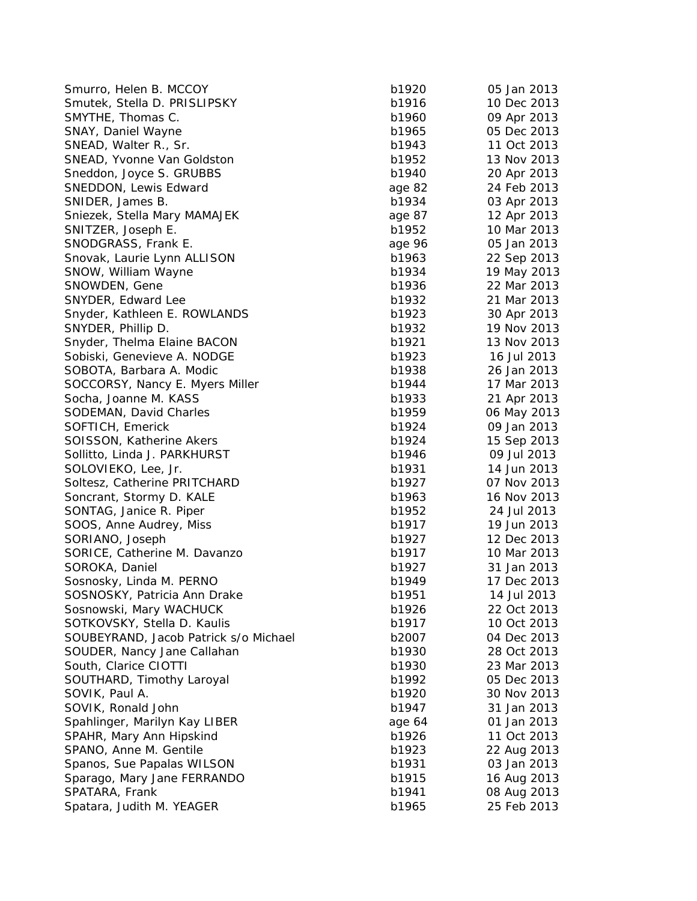| | | |
|---|---|---|
| Smurro, Helen B. MCCOY | b1920 | 05 Jan 2013 |
| Smutek, Stella D. PRISLIPSKY | b1916 | 10 Dec 2013 |
| SMYTHE, Thomas C. | b1960 | 09 Apr 2013 |
| SNAY, Daniel Wayne | b1965 | 05 Dec 2013 |
| SNEAD, Walter R., Sr. | b1943 | 11 Oct 2013 |
| SNEAD, Yvonne Van Goldston | b1952 | 13 Nov 2013 |
| Sneddon, Joyce S. GRUBBS | b1940 | 20 Apr 2013 |
| SNEDDON, Lewis Edward | age 82 | 24 Feb 2013 |
| SNIDER, James B. | b1934 | 03 Apr 2013 |
| Sniezek, Stella Mary MAMAJEK | age 87 | 12 Apr 2013 |
| SNITZER, Joseph E. | b1952 | 10 Mar 2013 |
| SNODGRASS, Frank E. | age 96 | 05 Jan 2013 |
| Snovak, Laurie Lynn ALLISON | b1963 | 22 Sep 2013 |
| SNOW, William Wayne | b1934 | 19 May 2013 |
| SNOWDEN, Gene | b1936 | 22 Mar 2013 |
| SNYDER, Edward Lee | b1932 | 21 Mar 2013 |
| Snyder, Kathleen E. ROWLANDS | b1923 | 30 Apr 2013 |
| SNYDER, Phillip D. | b1932 | 19 Nov 2013 |
| Snyder, Thelma Elaine BACON | b1921 | 13 Nov 2013 |
| Sobiski, Genevieve A. NODGE | b1923 | 16 Jul 2013 |
| SOBOTA, Barbara A. Modic | b1938 | 26 Jan 2013 |
| SOCCORSY, Nancy E. Myers Miller | b1944 | 17 Mar 2013 |
| Socha, Joanne M. KASS | b1933 | 21 Apr 2013 |
| SODEMAN, David Charles | b1959 | 06 May 2013 |
| SOFTICH, Emerick | b1924 | 09 Jan 2013 |
| SOISSON, Katherine Akers | b1924 | 15 Sep 2013 |
| Sollitto, Linda J. PARKHURST | b1946 | 09 Jul 2013 |
| SOLOVIEKO, Lee, Jr. | b1931 | 14 Jun 2013 |
| Soltesz, Catherine PRITCHARD | b1927 | 07 Nov 2013 |
| Soncrant, Stormy D. KALE | b1963 | 16 Nov 2013 |
| SONTAG, Janice R. Piper | b1952 | 24 Jul 2013 |
| SOOS, Anne Audrey, Miss | b1917 | 19 Jun 2013 |
| SORIANO, Joseph | b1927 | 12 Dec 2013 |
| SORICE, Catherine M. Davanzo | b1917 | 10 Mar 2013 |
| SOROKA, Daniel | b1927 | 31 Jan 2013 |
| Sosnosky, Linda M. PERNO | b1949 | 17 Dec 2013 |
| SOSNOSKY, Patricia Ann Drake | b1951 | 14 Jul 2013 |
| Sosnowski, Mary WACHUCK | b1926 | 22 Oct 2013 |
| SOTKOVSKY, Stella D. Kaulis | b1917 | 10 Oct 2013 |
| SOUBEYRAND, Jacob Patrick s/o Michael | b2007 | 04 Dec 2013 |
| SOUDER, Nancy Jane Callahan | b1930 | 28 Oct 2013 |
| South, Clarice CIOTTI | b1930 | 23 Mar 2013 |
| SOUTHARD, Timothy Laroyal | b1992 | 05 Dec 2013 |
| SOVIK, Paul A. | b1920 | 30 Nov 2013 |
| SOVIK, Ronald John | b1947 | 31 Jan 2013 |
| Spahlinger, Marilyn Kay LIBER | age 64 | 01 Jan 2013 |
| SPAHR, Mary Ann Hipskind | b1926 | 11 Oct 2013 |
| SPANO, Anne M. Gentile | b1923 | 22 Aug 2013 |
| Spanos, Sue Papalas WILSON | b1931 | 03 Jan 2013 |
| Sparago, Mary Jane FERRANDO | b1915 | 16 Aug 2013 |
| SPATARA, Frank | b1941 | 08 Aug 2013 |
| Spatara, Judith M. YEAGER | b1965 | 25 Feb 2013 |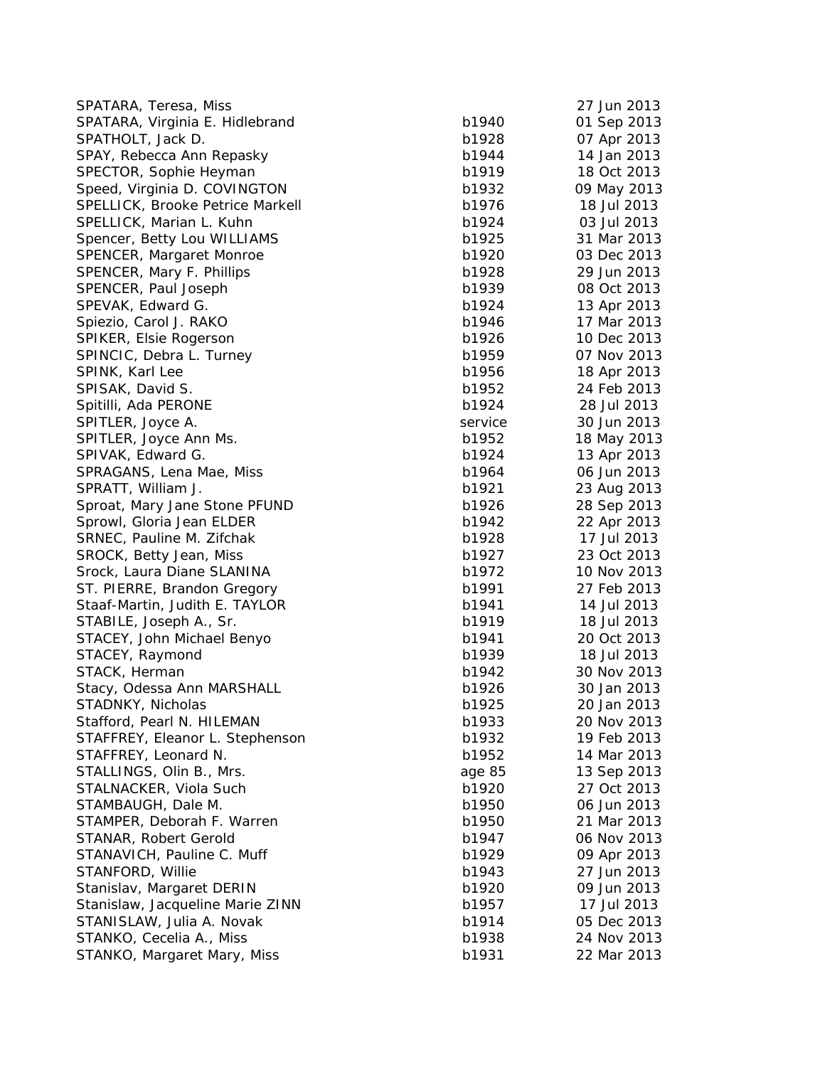| | | |
|---|---|---|
| SPATARA, Teresa, Miss | | 27 Jun 2013 |
| SPATARA, Virginia E. Hidlebrand | b1940 | 01 Sep 2013 |
| SPATHOLT, Jack D. | b1928 | 07 Apr 2013 |
| SPAY, Rebecca Ann Repasky | b1944 | 14 Jan 2013 |
| SPECTOR, Sophie Heyman | b1919 | 18 Oct 2013 |
| Speed, Virginia D. COVINGTON | b1932 | 09 May 2013 |
| SPELLICK, Brooke Petrice Markell | b1976 | 18 Jul 2013 |
| SPELLICK, Marian L. Kuhn | b1924 | 03 Jul 2013 |
| Spencer, Betty Lou WILLIAMS | b1925 | 31 Mar 2013 |
| SPENCER, Margaret Monroe | b1920 | 03 Dec 2013 |
| SPENCER, Mary F. Phillips | b1928 | 29 Jun 2013 |
| SPENCER, Paul Joseph | b1939 | 08 Oct 2013 |
| SPEVAK, Edward G. | b1924 | 13 Apr 2013 |
| Spiezio, Carol J. RAKO | b1946 | 17 Mar 2013 |
| SPIKER, Elsie Rogerson | b1926 | 10 Dec 2013 |
| SPINCIC, Debra L. Turney | b1959 | 07 Nov 2013 |
| SPINK, Karl Lee | b1956 | 18 Apr 2013 |
| SPISAK, David S. | b1952 | 24 Feb 2013 |
| Spitilli, Ada PERONE | b1924 | 28 Jul 2013 |
| SPITLER, Joyce A. | service | 30 Jun 2013 |
| SPITLER, Joyce Ann Ms. | b1952 | 18 May 2013 |
| SPIVAK, Edward G. | b1924 | 13 Apr 2013 |
| SPRAGANS, Lena Mae, Miss | b1964 | 06 Jun 2013 |
| SPRATT, William J. | b1921 | 23 Aug 2013 |
| Sproat, Mary Jane Stone PFUND | b1926 | 28 Sep 2013 |
| Sprowl, Gloria Jean ELDER | b1942 | 22 Apr 2013 |
| SRNEC, Pauline M. Zifchak | b1928 | 17 Jul 2013 |
| SROCK, Betty Jean, Miss | b1927 | 23 Oct 2013 |
| Srock, Laura Diane SLANINA | b1972 | 10 Nov 2013 |
| ST. PIERRE, Brandon Gregory | b1991 | 27 Feb 2013 |
| Staaf-Martin, Judith E. TAYLOR | b1941 | 14 Jul 2013 |
| STABILE, Joseph A., Sr. | b1919 | 18 Jul 2013 |
| STACEY, John Michael Benyo | b1941 | 20 Oct 2013 |
| STACEY, Raymond | b1939 | 18 Jul 2013 |
| STACK, Herman | b1942 | 30 Nov 2013 |
| Stacy, Odessa Ann MARSHALL | b1926 | 30 Jan 2013 |
| STADNKY, Nicholas | b1925 | 20 Jan 2013 |
| Stafford, Pearl N. HILEMAN | b1933 | 20 Nov 2013 |
| STAFFREY, Eleanor L. Stephenson | b1932 | 19 Feb 2013 |
| STAFFREY, Leonard N. | b1952 | 14 Mar 2013 |
| STALLINGS, Olin B., Mrs. | age 85 | 13 Sep 2013 |
| STALNACKER, Viola Such | b1920 | 27 Oct 2013 |
| STAMBAUGH, Dale M. | b1950 | 06 Jun 2013 |
| STAMPER, Deborah F. Warren | b1950 | 21 Mar 2013 |
| STANAR, Robert Gerold | b1947 | 06 Nov 2013 |
| STANAVICH, Pauline C. Muff | b1929 | 09 Apr 2013 |
| STANFORD, Willie | b1943 | 27 Jun 2013 |
| Stanislav, Margaret DERIN | b1920 | 09 Jun 2013 |
| Stanislaw, Jacqueline Marie ZINN | b1957 | 17 Jul 2013 |
| STANISLAW, Julia A. Novak | b1914 | 05 Dec 2013 |
| STANKO, Cecelia A., Miss | b1938 | 24 Nov 2013 |
| STANKO, Margaret Mary, Miss | b1931 | 22 Mar 2013 |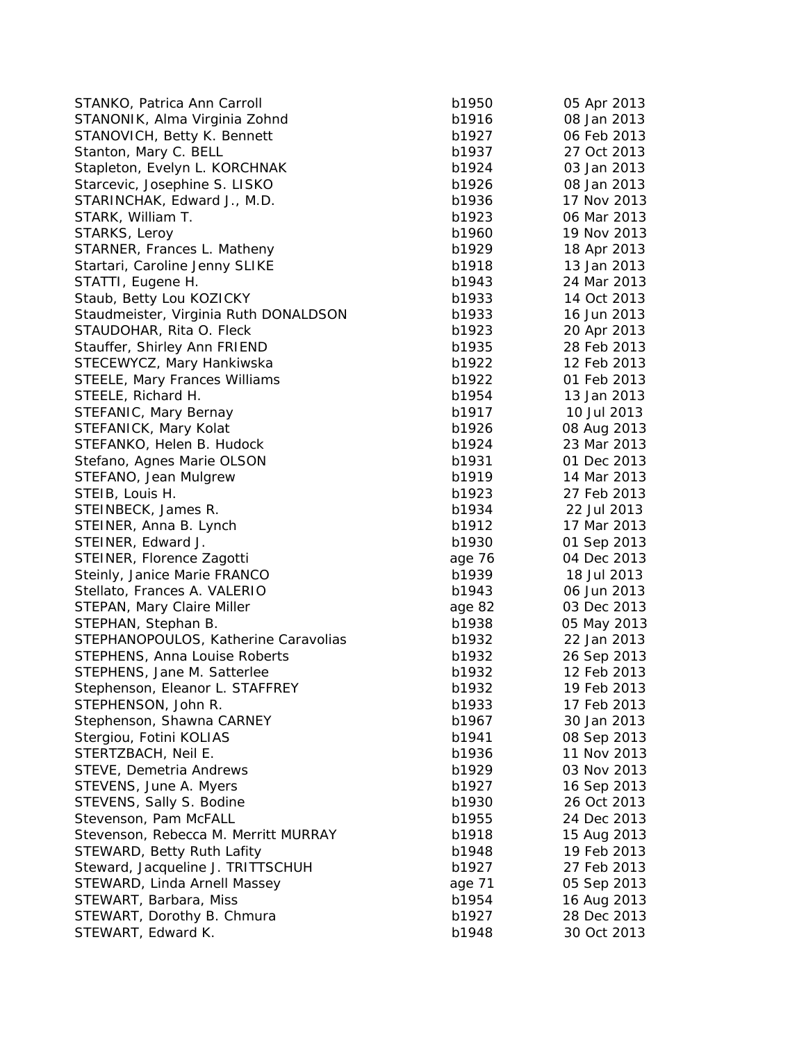| | | |
|---|---|---|
| STANKO, Patrica Ann Carroll | b1950 | 05 Apr 2013 |
| STANONIK, Alma Virginia Zohnd | b1916 | 08 Jan 2013 |
| STANOVICH, Betty K. Bennett | b1927 | 06 Feb 2013 |
| Stanton, Mary C. BELL | b1937 | 27 Oct 2013 |
| Stapleton, Evelyn L. KORCHNAK | b1924 | 03 Jan 2013 |
| Starcevic, Josephine S. LISKO | b1926 | 08 Jan 2013 |
| STARINCHAK, Edward J., M.D. | b1936 | 17 Nov 2013 |
| STARK, William T. | b1923 | 06 Mar 2013 |
| STARKS, Leroy | b1960 | 19 Nov 2013 |
| STARNER, Frances L. Matheny | b1929 | 18 Apr 2013 |
| Startari, Caroline Jenny SLIKE | b1918 | 13 Jan 2013 |
| STATTI, Eugene H. | b1943 | 24 Mar 2013 |
| Staub, Betty Lou KOZICKY | b1933 | 14 Oct 2013 |
| Staudmeister, Virginia Ruth DONALDSON | b1933 | 16 Jun 2013 |
| STAUDOHAR, Rita O. Fleck | b1923 | 20 Apr 2013 |
| Stauffer, Shirley Ann FRIEND | b1935 | 28 Feb 2013 |
| STECEWYCZ, Mary Hankiwska | b1922 | 12 Feb 2013 |
| STEELE, Mary Frances Williams | b1922 | 01 Feb 2013 |
| STEELE, Richard H. | b1954 | 13 Jan 2013 |
| STEFANIC, Mary Bernay | b1917 | 10 Jul 2013 |
| STEFANICK, Mary Kolat | b1926 | 08 Aug 2013 |
| STEFANKO, Helen B. Hudock | b1924 | 23 Mar 2013 |
| Stefano, Agnes Marie OLSON | b1931 | 01 Dec 2013 |
| STEFANO, Jean Mulgrew | b1919 | 14 Mar 2013 |
| STEIB, Louis H. | b1923 | 27 Feb 2013 |
| STEINBECK, James R. | b1934 | 22 Jul 2013 |
| STEINER, Anna B. Lynch | b1912 | 17 Mar 2013 |
| STEINER, Edward J. | b1930 | 01 Sep 2013 |
| STEINER, Florence Zagotti | age 76 | 04 Dec 2013 |
| Steinly, Janice Marie FRANCO | b1939 | 18 Jul 2013 |
| Stellato, Frances A. VALERIO | b1943 | 06 Jun 2013 |
| STEPAN, Mary Claire Miller | age 82 | 03 Dec 2013 |
| STEPHAN, Stephan B. | b1938 | 05 May 2013 |
| STEPHANOPOULOS, Katherine Caravolias | b1932 | 22 Jan 2013 |
| STEPHENS, Anna Louise Roberts | b1932 | 26 Sep 2013 |
| STEPHENS, Jane M. Satterlee | b1932 | 12 Feb 2013 |
| Stephenson, Eleanor L. STAFFREY | b1932 | 19 Feb 2013 |
| STEPHENSON, John R. | b1933 | 17 Feb 2013 |
| Stephenson, Shawna CARNEY | b1967 | 30 Jan 2013 |
| Stergiou, Fotini KOLIAS | b1941 | 08 Sep 2013 |
| STERTZBACH, Neil E. | b1936 | 11 Nov 2013 |
| STEVE, Demetria Andrews | b1929 | 03 Nov 2013 |
| STEVENS, June A. Myers | b1927 | 16 Sep 2013 |
| STEVENS, Sally S. Bodine | b1930 | 26 Oct 2013 |
| Stevenson, Pam McFALL | b1955 | 24 Dec 2013 |
| Stevenson, Rebecca M. Merritt MURRAY | b1918 | 15 Aug 2013 |
| STEWARD, Betty Ruth Lafity | b1948 | 19 Feb 2013 |
| Steward, Jacqueline J. TRITTSCHUH | b1927 | 27 Feb 2013 |
| STEWARD, Linda Arnell Massey | age 71 | 05 Sep 2013 |
| STEWART, Barbara, Miss | b1954 | 16 Aug 2013 |
| STEWART, Dorothy B. Chmura | b1927 | 28 Dec 2013 |
| STEWART, Edward K. | b1948 | 30 Oct 2013 |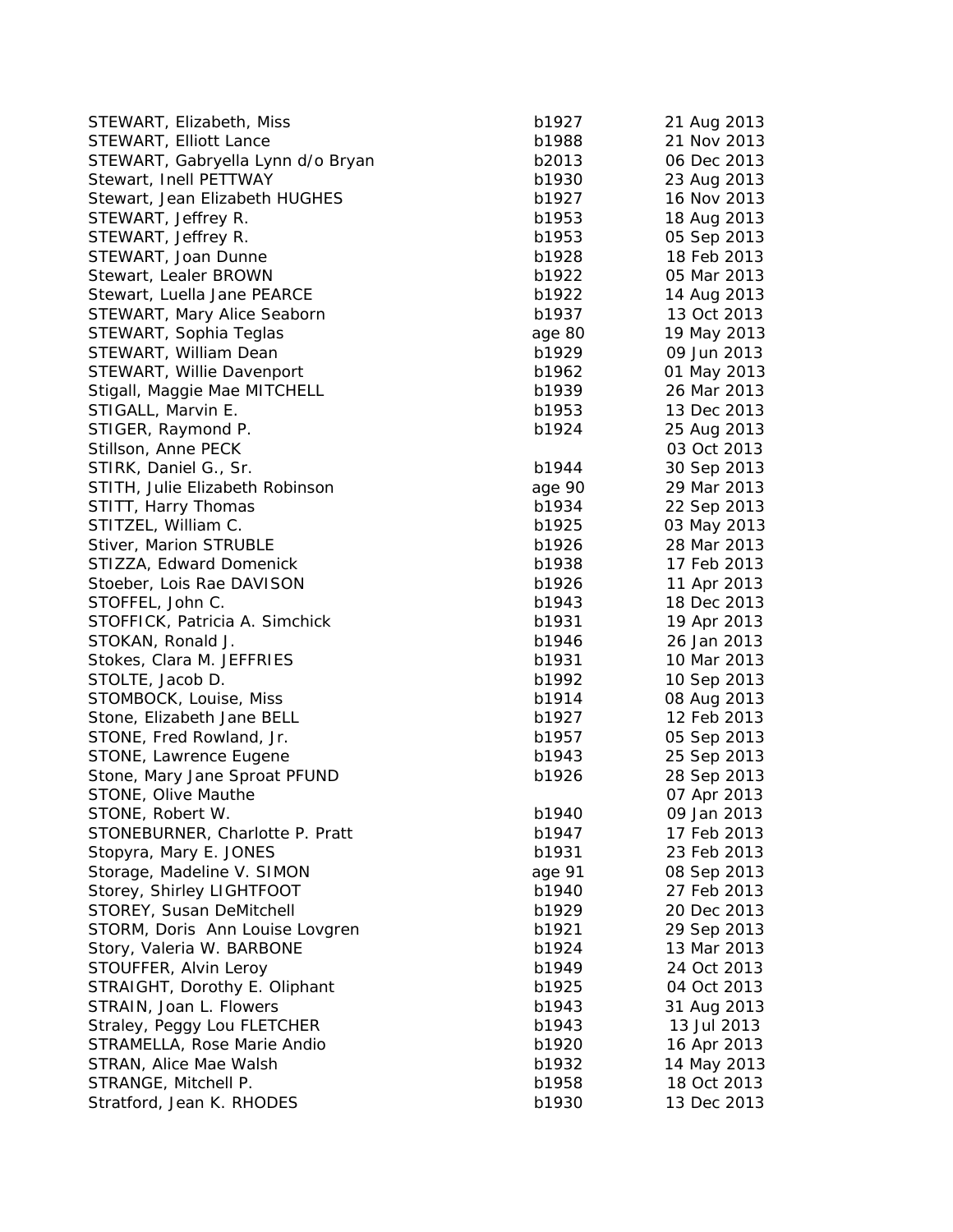| | | |
|---|---|---|
| STEWART, Elizabeth, Miss | b1927 | 21 Aug 2013 |
| STEWART, Elliott Lance | b1988 | 21 Nov 2013 |
| STEWART, Gabryella Lynn d/o Bryan | b2013 | 06 Dec 2013 |
| Stewart, Inell PETTWAY | b1930 | 23 Aug 2013 |
| Stewart, Jean Elizabeth HUGHES | b1927 | 16 Nov 2013 |
| STEWART, Jeffrey R. | b1953 | 18 Aug 2013 |
| STEWART, Jeffrey R. | b1953 | 05 Sep 2013 |
| STEWART, Joan Dunne | b1928 | 18 Feb 2013 |
| Stewart, Lealer BROWN | b1922 | 05 Mar 2013 |
| Stewart, Luella Jane PEARCE | b1922 | 14 Aug 2013 |
| STEWART, Mary Alice Seaborn | b1937 | 13 Oct 2013 |
| STEWART, Sophia Teglas | age 80 | 19 May 2013 |
| STEWART, William Dean | b1929 | 09 Jun 2013 |
| STEWART, Willie Davenport | b1962 | 01 May 2013 |
| Stigall, Maggie Mae MITCHELL | b1939 | 26 Mar 2013 |
| STIGALL, Marvin E. | b1953 | 13 Dec 2013 |
| STIGER, Raymond P. | b1924 | 25 Aug 2013 |
| Stillson, Anne PECK | | 03 Oct 2013 |
| STIRK, Daniel G., Sr. | b1944 | 30 Sep 2013 |
| STITH, Julie Elizabeth Robinson | age 90 | 29 Mar 2013 |
| STITT, Harry Thomas | b1934 | 22 Sep 2013 |
| STITZEL, William C. | b1925 | 03 May 2013 |
| Stiver, Marion STRUBLE | b1926 | 28 Mar 2013 |
| STIZZA, Edward Domenick | b1938 | 17 Feb 2013 |
| Stoeber, Lois Rae DAVISON | b1926 | 11 Apr 2013 |
| STOFFEL, John C. | b1943 | 18 Dec 2013 |
| STOFFICK, Patricia A. Simchick | b1931 | 19 Apr 2013 |
| STOKAN, Ronald J. | b1946 | 26 Jan 2013 |
| Stokes, Clara M. JEFFRIES | b1931 | 10 Mar 2013 |
| STOLTE, Jacob D. | b1992 | 10 Sep 2013 |
| STOMBOCK, Louise, Miss | b1914 | 08 Aug 2013 |
| Stone, Elizabeth Jane BELL | b1927 | 12 Feb 2013 |
| STONE, Fred Rowland, Jr. | b1957 | 05 Sep 2013 |
| STONE, Lawrence Eugene | b1943 | 25 Sep 2013 |
| Stone, Mary Jane Sproat PFUND | b1926 | 28 Sep 2013 |
| STONE, Olive Mauthe | | 07 Apr 2013 |
| STONE, Robert W. | b1940 | 09 Jan 2013 |
| STONEBURNER, Charlotte P. Pratt | b1947 | 17 Feb 2013 |
| Stopyra, Mary E. JONES | b1931 | 23 Feb 2013 |
| Storage, Madeline V. SIMON | age 91 | 08 Sep 2013 |
| Storey, Shirley LIGHTFOOT | b1940 | 27 Feb 2013 |
| STOREY, Susan DeMitchell | b1929 | 20 Dec 2013 |
| STORM, Doris Ann Louise Lovgren | b1921 | 29 Sep 2013 |
| Story, Valeria W. BARBONE | b1924 | 13 Mar 2013 |
| STOUFFER, Alvin Leroy | b1949 | 24 Oct 2013 |
| STRAIGHT, Dorothy E. Oliphant | b1925 | 04 Oct 2013 |
| STRAIN, Joan L. Flowers | b1943 | 31 Aug 2013 |
| Straley, Peggy Lou FLETCHER | b1943 | 13 Jul 2013 |
| STRAMELLA, Rose Marie Andio | b1920 | 16 Apr 2013 |
| STRAN, Alice Mae Walsh | b1932 | 14 May 2013 |
| STRANGE, Mitchell P. | b1958 | 18 Oct 2013 |
| Stratford, Jean K. RHODES | b1930 | 13 Dec 2013 |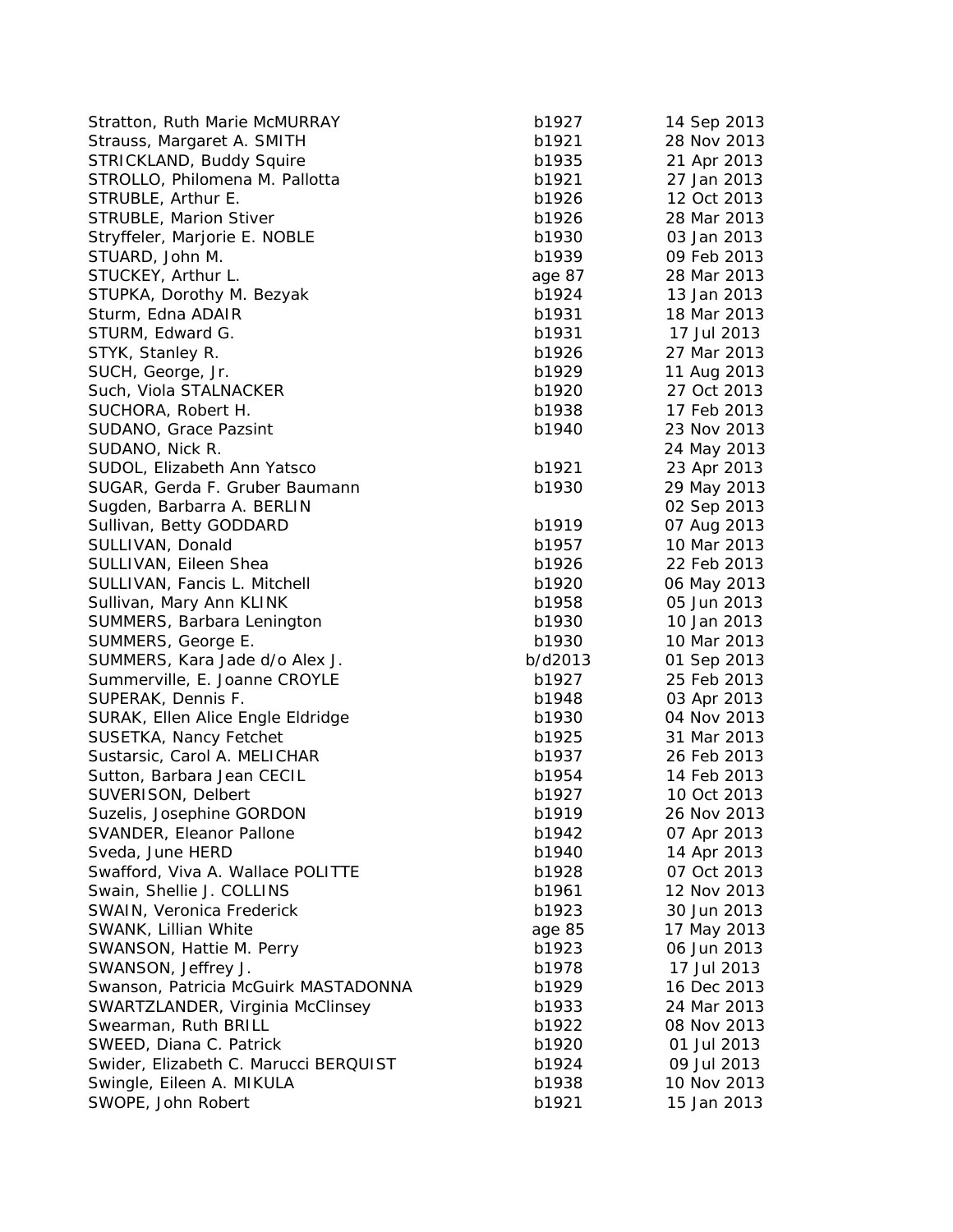| | | |
|---|---|---|
| Stratton, Ruth Marie McMURRAY | b1927 | 14 Sep 2013 |
| Strauss, Margaret A. SMITH | b1921 | 28 Nov 2013 |
| STRICKLAND, Buddy Squire | b1935 | 21 Apr 2013 |
| STROLLO, Philomena M. Pallotta | b1921 | 27 Jan 2013 |
| STRUBLE, Arthur E. | b1926 | 12 Oct 2013 |
| STRUBLE, Marion Stiver | b1926 | 28 Mar 2013 |
| Stryffeler, Marjorie E. NOBLE | b1930 | 03 Jan 2013 |
| STUARD, John M. | b1939 | 09 Feb 2013 |
| STUCKEY, Arthur L. | age 87 | 28 Mar 2013 |
| STUPKA, Dorothy M. Bezyak | b1924 | 13 Jan 2013 |
| Sturm, Edna ADAIR | b1931 | 18 Mar 2013 |
| STURM, Edward G. | b1931 | 17 Jul 2013 |
| STYK, Stanley R. | b1926 | 27 Mar 2013 |
| SUCH, George, Jr. | b1929 | 11 Aug 2013 |
| Such, Viola STALNACKER | b1920 | 27 Oct 2013 |
| SUCHORA, Robert H. | b1938 | 17 Feb 2013 |
| SUDANO, Grace Pazsint | b1940 | 23 Nov 2013 |
| SUDANO, Nick R. | | 24 May 2013 |
| SUDOL, Elizabeth Ann Yatsco | b1921 | 23 Apr 2013 |
| SUGAR, Gerda F. Gruber Baumann | b1930 | 29 May 2013 |
| Sugden, Barbarra A. BERLIN | | 02 Sep 2013 |
| Sullivan, Betty GODDARD | b1919 | 07 Aug 2013 |
| SULLIVAN, Donald | b1957 | 10 Mar 2013 |
| SULLIVAN, Eileen Shea | b1926 | 22 Feb 2013 |
| SULLIVAN, Fancis L. Mitchell | b1920 | 06 May 2013 |
| Sullivan, Mary Ann KLINK | b1958 | 05 Jun 2013 |
| SUMMERS, Barbara Lenington | b1930 | 10 Jan 2013 |
| SUMMERS, George E. | b1930 | 10 Mar 2013 |
| SUMMERS, Kara Jade d/o Alex J. | b/d2013 | 01 Sep 2013 |
| Summerville, E. Joanne CROYLE | b1927 | 25 Feb 2013 |
| SUPERAK, Dennis F. | b1948 | 03 Apr 2013 |
| SURAK, Ellen Alice Engle Eldridge | b1930 | 04 Nov 2013 |
| SUSETKA, Nancy Fetchet | b1925 | 31 Mar 2013 |
| Sustarsic, Carol A. MELICHAR | b1937 | 26 Feb 2013 |
| Sutton, Barbara Jean CECIL | b1954 | 14 Feb 2013 |
| SUVERISON, Delbert | b1927 | 10 Oct 2013 |
| Suzelis, Josephine GORDON | b1919 | 26 Nov 2013 |
| SVANDER, Eleanor Pallone | b1942 | 07 Apr 2013 |
| Sveda, June HERD | b1940 | 14 Apr 2013 |
| Swafford, Viva A. Wallace POLITTE | b1928 | 07 Oct 2013 |
| Swain, Shellie J. COLLINS | b1961 | 12 Nov 2013 |
| SWAIN, Veronica Frederick | b1923 | 30 Jun 2013 |
| SWANK, Lillian White | age 85 | 17 May 2013 |
| SWANSON, Hattie M. Perry | b1923 | 06 Jun 2013 |
| SWANSON, Jeffrey J. | b1978 | 17 Jul 2013 |
| Swanson, Patricia McGuirk MASTADONNA | b1929 | 16 Dec 2013 |
| SWARTZLANDER, Virginia McClinsey | b1933 | 24 Mar 2013 |
| Swearman, Ruth BRILL | b1922 | 08 Nov 2013 |
| SWEED, Diana C. Patrick | b1920 | 01 Jul 2013 |
| Swider, Elizabeth C. Marucci BERQUIST | b1924 | 09 Jul 2013 |
| Swingle, Eileen A. MIKULA | b1938 | 10 Nov 2013 |
| SWOPE, John Robert | b1921 | 15 Jan 2013 |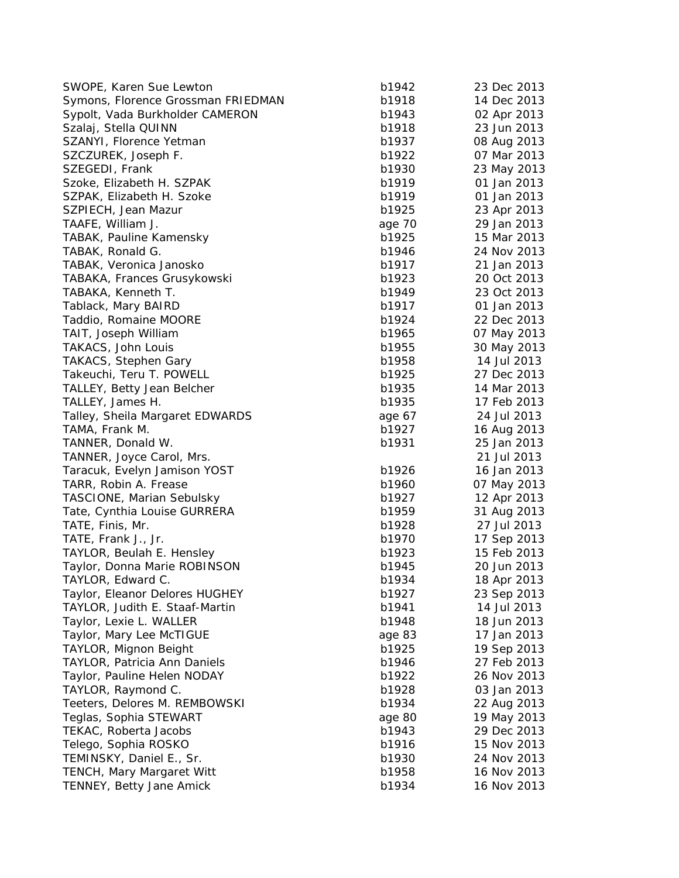| | | |
|---|---|---|
| SWOPE, Karen Sue Lewton | b1942 | 23 Dec 2013 |
| Symons, Florence Grossman FRIEDMAN | b1918 | 14 Dec 2013 |
| Sypolt, Vada Burkholder CAMERON | b1943 | 02 Apr 2013 |
| Szalaj, Stella QUINN | b1918 | 23 Jun 2013 |
| SZANYI, Florence Yetman | b1937 | 08 Aug 2013 |
| SZCZUREK, Joseph F. | b1922 | 07 Mar 2013 |
| SZEGEDI, Frank | b1930 | 23 May 2013 |
| Szoke, Elizabeth H. SZPAK | b1919 | 01 Jan 2013 |
| SZPAK, Elizabeth H. Szoke | b1919 | 01 Jan 2013 |
| SZPIECH, Jean Mazur | b1925 | 23 Apr 2013 |
| TAAFE, William J. | age 70 | 29 Jan 2013 |
| TABAK, Pauline Kamensky | b1925 | 15 Mar 2013 |
| TABAK, Ronald G. | b1946 | 24 Nov 2013 |
| TABAK, Veronica Janosko | b1917 | 21 Jan 2013 |
| TABAKA, Frances Grusykowski | b1923 | 20 Oct 2013 |
| TABAKA, Kenneth T. | b1949 | 23 Oct 2013 |
| Tablack, Mary BAIRD | b1917 | 01 Jan 2013 |
| Taddio, Romaine MOORE | b1924 | 22 Dec 2013 |
| TAIT, Joseph William | b1965 | 07 May 2013 |
| TAKACS, John Louis | b1955 | 30 May 2013 |
| TAKACS, Stephen Gary | b1958 | 14 Jul 2013 |
| Takeuchi, Teru T. POWELL | b1925 | 27 Dec 2013 |
| TALLEY, Betty Jean Belcher | b1935 | 14 Mar 2013 |
| TALLEY, James H. | b1935 | 17 Feb 2013 |
| Talley, Sheila Margaret EDWARDS | age 67 | 24 Jul 2013 |
| TAMA, Frank M. | b1927 | 16 Aug 2013 |
| TANNER, Donald W. | b1931 | 25 Jan 2013 |
| TANNER, Joyce Carol, Mrs. | | 21 Jul 2013 |
| Taracuk, Evelyn Jamison YOST | b1926 | 16 Jan 2013 |
| TARR, Robin A. Frease | b1960 | 07 May 2013 |
| TASCIONE, Marian Sebulsky | b1927 | 12 Apr 2013 |
| Tate, Cynthia Louise GURRERA | b1959 | 31 Aug 2013 |
| TATE, Finis, Mr. | b1928 | 27 Jul 2013 |
| TATE, Frank J., Jr. | b1970 | 17 Sep 2013 |
| TAYLOR, Beulah E. Hensley | b1923 | 15 Feb 2013 |
| Taylor, Donna Marie ROBINSON | b1945 | 20 Jun 2013 |
| TAYLOR, Edward C. | b1934 | 18 Apr 2013 |
| Taylor, Eleanor Delores HUGHEY | b1927 | 23 Sep 2013 |
| TAYLOR, Judith E. Staaf-Martin | b1941 | 14 Jul 2013 |
| Taylor, Lexie L. WALLER | b1948 | 18 Jun 2013 |
| Taylor, Mary Lee McTIGUE | age 83 | 17 Jan 2013 |
| TAYLOR, Mignon Beight | b1925 | 19 Sep 2013 |
| TAYLOR, Patricia Ann Daniels | b1946 | 27 Feb 2013 |
| Taylor, Pauline Helen NODAY | b1922 | 26 Nov 2013 |
| TAYLOR, Raymond C. | b1928 | 03 Jan 2013 |
| Teeters, Delores M. REMBOWSKI | b1934 | 22 Aug 2013 |
| Teglas, Sophia STEWART | age 80 | 19 May 2013 |
| TEKAC, Roberta Jacobs | b1943 | 29 Dec 2013 |
| Telego, Sophia ROSKO | b1916 | 15 Nov 2013 |
| TEMINSKY, Daniel E., Sr. | b1930 | 24 Nov 2013 |
| TENCH, Mary Margaret Witt | b1958 | 16 Nov 2013 |
| TENNEY, Betty Jane Amick | b1934 | 16 Nov 2013 |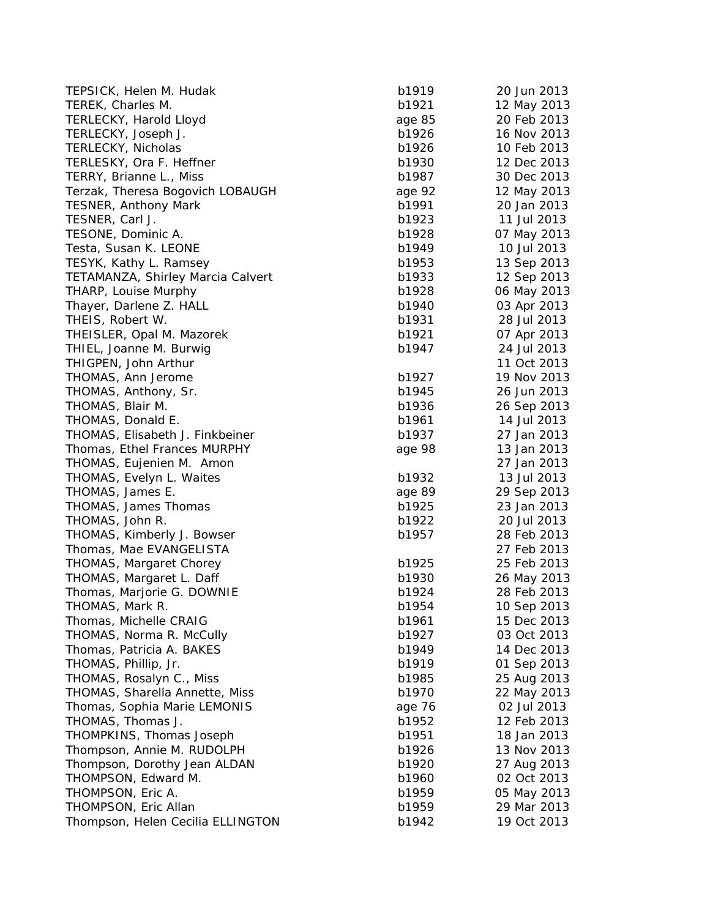| | | |
|---|---|---|
| TEPSICK, Helen M. Hudak | b1919 | 20 Jun 2013 |
| TEREK, Charles M. | b1921 | 12 May 2013 |
| TERLECKY, Harold Lloyd | age 85 | 20 Feb 2013 |
| TERLECKY, Joseph J. | b1926 | 16 Nov 2013 |
| TERLECKY, Nicholas | b1926 | 10 Feb 2013 |
| TERLESKY, Ora F. Heffner | b1930 | 12 Dec 2013 |
| TERRY, Brianne L., Miss | b1987 | 30 Dec 2013 |
| Terzak, Theresa Bogovich LOBAUGH | age 92 | 12 May 2013 |
| TESNER, Anthony Mark | b1991 | 20 Jan 2013 |
| TESNER, Carl J. | b1923 | 11 Jul 2013 |
| TESONE, Dominic A. | b1928 | 07 May 2013 |
| Testa, Susan K. LEONE | b1949 | 10 Jul 2013 |
| TESYK, Kathy L. Ramsey | b1953 | 13 Sep 2013 |
| TETAMANZA, Shirley Marcia Calvert | b1933 | 12 Sep 2013 |
| THARP, Louise Murphy | b1928 | 06 May 2013 |
| Thayer, Darlene Z. HALL | b1940 | 03 Apr 2013 |
| THEIS, Robert W. | b1931 | 28 Jul 2013 |
| THEISLER, Opal M. Mazorek | b1921 | 07 Apr 2013 |
| THIEL, Joanne M. Burwig | b1947 | 24 Jul 2013 |
| THIGPEN, John Arthur | | 11 Oct 2013 |
| THOMAS, Ann Jerome | b1927 | 19 Nov 2013 |
| THOMAS, Anthony, Sr. | b1945 | 26 Jun 2013 |
| THOMAS, Blair M. | b1936 | 26 Sep 2013 |
| THOMAS, Donald E. | b1961 | 14 Jul 2013 |
| THOMAS, Elisabeth J. Finkbeiner | b1937 | 27 Jan 2013 |
| Thomas, Ethel Frances MURPHY | age 98 | 13 Jan 2013 |
| THOMAS, Eujenien M. Amon | | 27 Jan 2013 |
| THOMAS, Evelyn L. Waites | b1932 | 13 Jul 2013 |
| THOMAS, James E. | age 89 | 29 Sep 2013 |
| THOMAS, James Thomas | b1925 | 23 Jan 2013 |
| THOMAS, John R. | b1922 | 20 Jul 2013 |
| THOMAS, Kimberly J. Bowser | b1957 | 28 Feb 2013 |
| Thomas, Mae EVANGELISTA | | 27 Feb 2013 |
| THOMAS, Margaret Chorey | b1925 | 25 Feb 2013 |
| THOMAS, Margaret L. Daff | b1930 | 26 May 2013 |
| Thomas, Marjorie G. DOWNIE | b1924 | 28 Feb 2013 |
| THOMAS, Mark R. | b1954 | 10 Sep 2013 |
| Thomas, Michelle CRAIG | b1961 | 15 Dec 2013 |
| THOMAS, Norma R. McCully | b1927 | 03 Oct 2013 |
| Thomas, Patricia A. BAKES | b1949 | 14 Dec 2013 |
| THOMAS, Phillip, Jr. | b1919 | 01 Sep 2013 |
| THOMAS, Rosalyn C., Miss | b1985 | 25 Aug 2013 |
| THOMAS, Sharella Annette, Miss | b1970 | 22 May 2013 |
| Thomas, Sophia Marie LEMONIS | age 76 | 02 Jul 2013 |
| THOMAS, Thomas J. | b1952 | 12 Feb 2013 |
| THOMPKINS, Thomas Joseph | b1951 | 18 Jan 2013 |
| Thompson, Annie M. RUDOLPH | b1926 | 13 Nov 2013 |
| Thompson, Dorothy Jean ALDAN | b1920 | 27 Aug 2013 |
| THOMPSON, Edward M. | b1960 | 02 Oct 2013 |
| THOMPSON, Eric A. | b1959 | 05 May 2013 |
| THOMPSON, Eric Allan | b1959 | 29 Mar 2013 |
| Thompson, Helen Cecilia ELLINGTON | b1942 | 19 Oct 2013 |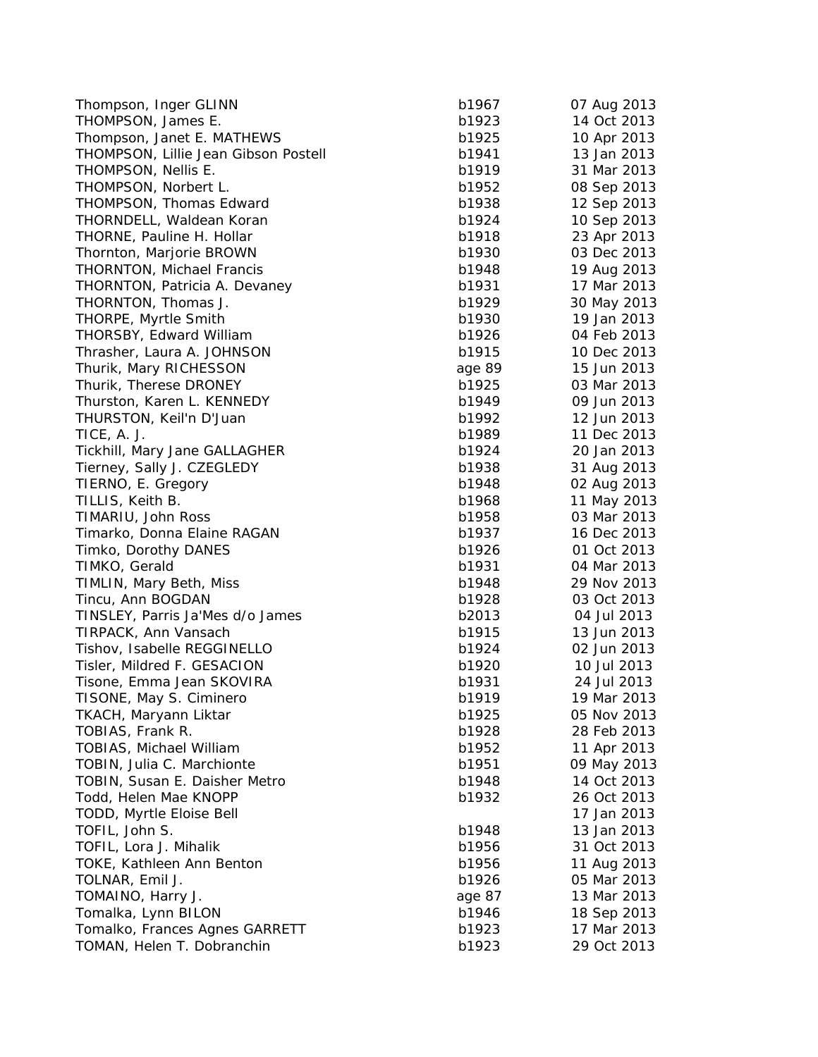| | | |
|---|---|---|
| Thompson, Inger GLINN | b1967 | 07 Aug 2013 |
| THOMPSON, James E. | b1923 | 14 Oct 2013 |
| Thompson, Janet E. MATHEWS | b1925 | 10 Apr 2013 |
| THOMPSON, Lillie Jean Gibson Postell | b1941 | 13 Jan 2013 |
| THOMPSON, Nellis E. | b1919 | 31 Mar 2013 |
| THOMPSON, Norbert L. | b1952 | 08 Sep 2013 |
| THOMPSON, Thomas Edward | b1938 | 12 Sep 2013 |
| THORNDELL, Waldean Koran | b1924 | 10 Sep 2013 |
| THORNE, Pauline H. Hollar | b1918 | 23 Apr 2013 |
| Thornton, Marjorie BROWN | b1930 | 03 Dec 2013 |
| THORNTON, Michael Francis | b1948 | 19 Aug 2013 |
| THORNTON, Patricia A. Devaney | b1931 | 17 Mar 2013 |
| THORNTON, Thomas J. | b1929 | 30 May 2013 |
| THORPE, Myrtle Smith | b1930 | 19 Jan 2013 |
| THORSBY, Edward William | b1926 | 04 Feb 2013 |
| Thrasher, Laura A. JOHNSON | b1915 | 10 Dec 2013 |
| Thurik, Mary RICHESSON | age 89 | 15 Jun 2013 |
| Thurik, Therese DRONEY | b1925 | 03 Mar 2013 |
| Thurston, Karen L. KENNEDY | b1949 | 09 Jun 2013 |
| THURSTON, Keil'n D'Juan | b1992 | 12 Jun 2013 |
| TICE, A. J. | b1989 | 11 Dec 2013 |
| Tickhill, Mary Jane GALLAGHER | b1924 | 20 Jan 2013 |
| Tierney, Sally J. CZEGLEDY | b1938 | 31 Aug 2013 |
| TIERNO, E. Gregory | b1948 | 02 Aug 2013 |
| TILLIS, Keith B. | b1968 | 11 May 2013 |
| TIMARIU, John Ross | b1958 | 03 Mar 2013 |
| Timarko, Donna Elaine RAGAN | b1937 | 16 Dec 2013 |
| Timko, Dorothy DANES | b1926 | 01 Oct 2013 |
| TIMKO, Gerald | b1931 | 04 Mar 2013 |
| TIMLIN, Mary Beth, Miss | b1948 | 29 Nov 2013 |
| Tincu, Ann BOGDAN | b1928 | 03 Oct 2013 |
| TINSLEY, Parris Ja'Mes d/o James | b2013 | 04 Jul 2013 |
| TIRPACK, Ann Vansach | b1915 | 13 Jun 2013 |
| Tishov, Isabelle REGGINELLO | b1924 | 02 Jun 2013 |
| Tisler, Mildred F. GESACION | b1920 | 10 Jul 2013 |
| Tisone, Emma Jean SKOVIRA | b1931 | 24 Jul 2013 |
| TISONE, May S. Ciminero | b1919 | 19 Mar 2013 |
| TKACH, Maryann Liktar | b1925 | 05 Nov 2013 |
| TOBIAS, Frank R. | b1928 | 28 Feb 2013 |
| TOBIAS, Michael William | b1952 | 11 Apr 2013 |
| TOBIN, Julia C. Marchionte | b1951 | 09 May 2013 |
| TOBIN, Susan E. Daisher Metro | b1948 | 14 Oct 2013 |
| Todd, Helen Mae KNOPP | b1932 | 26 Oct 2013 |
| TODD, Myrtle Eloise Bell | | 17 Jan 2013 |
| TOFIL, John S. | b1948 | 13 Jan 2013 |
| TOFIL, Lora J. Mihalik | b1956 | 31 Oct 2013 |
| TOKE, Kathleen Ann Benton | b1956 | 11 Aug 2013 |
| TOLNAR, Emil J. | b1926 | 05 Mar 2013 |
| TOMAINO, Harry J. | age 87 | 13 Mar 2013 |
| Tomalka, Lynn BILON | b1946 | 18 Sep 2013 |
| Tomalko, Frances Agnes GARRETT | b1923 | 17 Mar 2013 |
| TOMAN, Helen T. Dobranchin | b1923 | 29 Oct 2013 |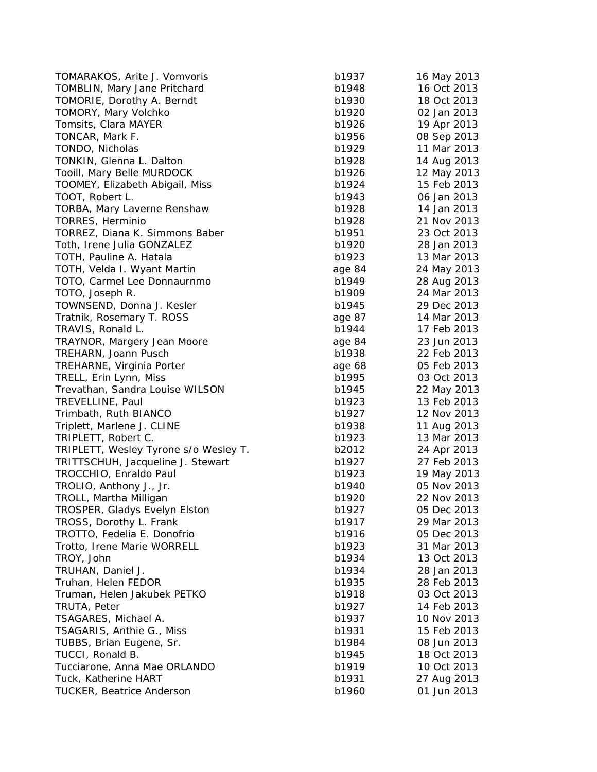| | | |
|---|---|---|
| TOMARAKOS, Arite J. Vomvoris | b1937 | 16 May 2013 |
| TOMBLIN, Mary Jane Pritchard | b1948 | 16 Oct 2013 |
| TOMORIE, Dorothy A. Berndt | b1930 | 18 Oct 2013 |
| TOMORY, Mary Volchko | b1920 | 02 Jan 2013 |
| Tomsits, Clara MAYER | b1926 | 19 Apr 2013 |
| TONCAR, Mark F. | b1956 | 08 Sep 2013 |
| TONDO, Nicholas | b1929 | 11 Mar 2013 |
| TONKIN, Glenna L. Dalton | b1928 | 14 Aug 2013 |
| Tooill, Mary Belle MURDOCK | b1926 | 12 May 2013 |
| TOOMEY, Elizabeth Abigail, Miss | b1924 | 15 Feb 2013 |
| TOOT, Robert L. | b1943 | 06 Jan 2013 |
| TORBA, Mary Laverne Renshaw | b1928 | 14 Jan 2013 |
| TORRES, Herminio | b1928 | 21 Nov 2013 |
| TORREZ, Diana K. Simmons Baber | b1951 | 23 Oct 2013 |
| Toth, Irene Julia GONZALEZ | b1920 | 28 Jan 2013 |
| TOTH, Pauline A. Hatala | b1923 | 13 Mar 2013 |
| TOTH, Velda I. Wyant Martin | age 84 | 24 May 2013 |
| TOTO, Carmel Lee Donnaurnmo | b1949 | 28 Aug 2013 |
| TOTO, Joseph R. | b1909 | 24 Mar 2013 |
| TOWNSEND, Donna J. Kesler | b1945 | 29 Dec 2013 |
| Tratnik, Rosemary T. ROSS | age 87 | 14 Mar 2013 |
| TRAVIS, Ronald L. | b1944 | 17 Feb 2013 |
| TRAYNOR, Margery Jean Moore | age 84 | 23 Jun 2013 |
| TREHARN, Joann Pusch | b1938 | 22 Feb 2013 |
| TREHARNE, Virginia Porter | age 68 | 05 Feb 2013 |
| TRELL, Erin Lynn, Miss | b1995 | 03 Oct 2013 |
| Trevathan, Sandra Louise WILSON | b1945 | 22 May 2013 |
| TREVELLINE, Paul | b1923 | 13 Feb 2013 |
| Trimbath, Ruth BIANCO | b1927 | 12 Nov 2013 |
| Triplett, Marlene J. CLINE | b1938 | 11 Aug 2013 |
| TRIPLETT, Robert C. | b1923 | 13 Mar 2013 |
| TRIPLETT, Wesley Tyrone s/o Wesley T. | b2012 | 24 Apr 2013 |
| TRITTSCHUH, Jacqueline J. Stewart | b1927 | 27 Feb 2013 |
| TROCCHIO, Enraldo Paul | b1923 | 19 May 2013 |
| TROLIO, Anthony J., Jr. | b1940 | 05 Nov 2013 |
| TROLL, Martha Milligan | b1920 | 22 Nov 2013 |
| TROSPER, Gladys Evelyn Elston | b1927 | 05 Dec 2013 |
| TROSS, Dorothy L. Frank | b1917 | 29 Mar 2013 |
| TROTTO, Fedelia E. Donofrio | b1916 | 05 Dec 2013 |
| Trotto, Irene Marie WORRELL | b1923 | 31 Mar 2013 |
| TROY, John | b1934 | 13 Oct 2013 |
| TRUHAN, Daniel J. | b1934 | 28 Jan 2013 |
| Truhan, Helen FEDOR | b1935 | 28 Feb 2013 |
| Truman, Helen Jakubek PETKO | b1918 | 03 Oct 2013 |
| TRUTA, Peter | b1927 | 14 Feb 2013 |
| TSAGARES, Michael A. | b1937 | 10 Nov 2013 |
| TSAGARIS, Anthie G., Miss | b1931 | 15 Feb 2013 |
| TUBBS, Brian Eugene, Sr. | b1984 | 08 Jun 2013 |
| TUCCI, Ronald B. | b1945 | 18 Oct 2013 |
| Tucciarone, Anna Mae ORLANDO | b1919 | 10 Oct 2013 |
| Tuck, Katherine HART | b1931 | 27 Aug 2013 |
| TUCKER, Beatrice Anderson | b1960 | 01 Jun 2013 |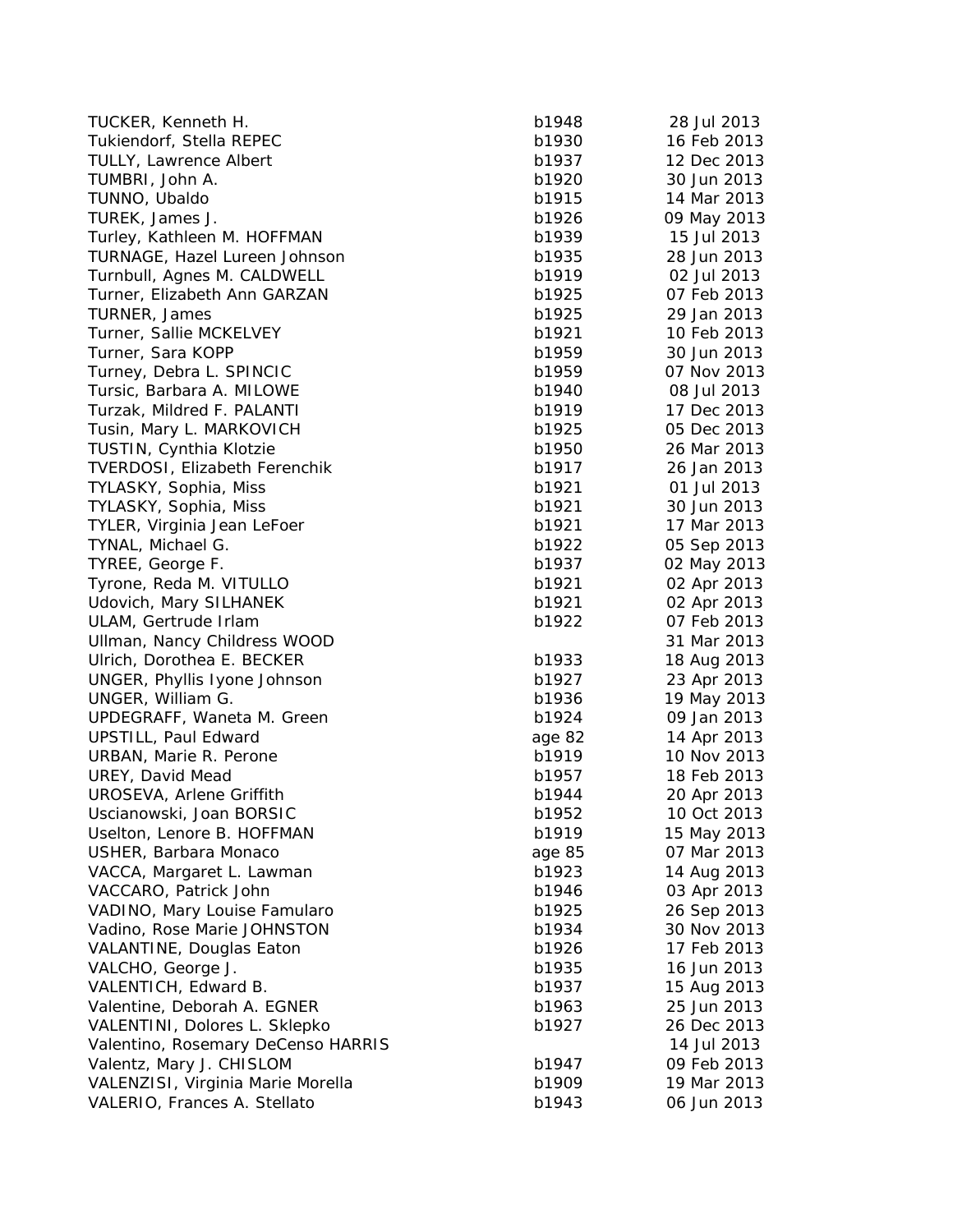| | | |
|---|---|---|
| TUCKER, Kenneth H. | b1948 | 28 Jul 2013 |
| Tukiendorf, Stella REPEC | b1930 | 16 Feb 2013 |
| TULLY, Lawrence Albert | b1937 | 12 Dec 2013 |
| TUMBRI, John A. | b1920 | 30 Jun 2013 |
| TUNNO, Ubaldo | b1915 | 14 Mar 2013 |
| TUREK, James J. | b1926 | 09 May 2013 |
| Turley, Kathleen M. HOFFMAN | b1939 | 15 Jul 2013 |
| TURNAGE, Hazel Lureen Johnson | b1935 | 28 Jun 2013 |
| Turnbull, Agnes M. CALDWELL | b1919 | 02 Jul 2013 |
| Turner, Elizabeth Ann GARZAN | b1925 | 07 Feb 2013 |
| TURNER, James | b1925 | 29 Jan 2013 |
| Turner, Sallie MCKELVEY | b1921 | 10 Feb 2013 |
| Turner, Sara KOPP | b1959 | 30 Jun 2013 |
| Turney, Debra L. SPINCIC | b1959 | 07 Nov 2013 |
| Tursic, Barbara A. MILOWE | b1940 | 08 Jul 2013 |
| Turzak, Mildred F. PALANTI | b1919 | 17 Dec 2013 |
| Tusin, Mary L. MARKOVICH | b1925 | 05 Dec 2013 |
| TUSTIN, Cynthia Klotzie | b1950 | 26 Mar 2013 |
| TVERDOSI, Elizabeth Ferenchik | b1917 | 26 Jan 2013 |
| TYLASKY, Sophia, Miss | b1921 | 01 Jul 2013 |
| TYLASKY, Sophia, Miss | b1921 | 30 Jun 2013 |
| TYLER, Virginia Jean LeFoer | b1921 | 17 Mar 2013 |
| TYNAL, Michael G. | b1922 | 05 Sep 2013 |
| TYREE, George F. | b1937 | 02 May 2013 |
| Tyrone, Reda M. VITULLO | b1921 | 02 Apr 2013 |
| Udovich, Mary SILHANEK | b1921 | 02 Apr 2013 |
| ULAM, Gertrude Irlam | b1922 | 07 Feb 2013 |
| Ullman, Nancy Childress WOOD | | 31 Mar 2013 |
| Ulrich, Dorothea E. BECKER | b1933 | 18 Aug 2013 |
| UNGER, Phyllis Iyone Johnson | b1927 | 23 Apr 2013 |
| UNGER, William G. | b1936 | 19 May 2013 |
| UPDEGRAFF, Waneta M. Green | b1924 | 09 Jan 2013 |
| UPSTILL, Paul Edward | age 82 | 14 Apr 2013 |
| URBAN, Marie R. Perone | b1919 | 10 Nov 2013 |
| UREY, David Mead | b1957 | 18 Feb 2013 |
| UROSEVA, Arlene Griffith | b1944 | 20 Apr 2013 |
| Uscianowski, Joan BORSIC | b1952 | 10 Oct 2013 |
| Uselton, Lenore B. HOFFMAN | b1919 | 15 May 2013 |
| USHER, Barbara Monaco | age 85 | 07 Mar 2013 |
| VACCA, Margaret L. Lawman | b1923 | 14 Aug 2013 |
| VACCARO, Patrick John | b1946 | 03 Apr 2013 |
| VADINO, Mary Louise Famularo | b1925 | 26 Sep 2013 |
| Vadino, Rose Marie JOHNSTON | b1934 | 30 Nov 2013 |
| VALANTINE, Douglas Eaton | b1926 | 17 Feb 2013 |
| VALCHO, George J. | b1935 | 16 Jun 2013 |
| VALENTICH, Edward B. | b1937 | 15 Aug 2013 |
| Valentine, Deborah A. EGNER | b1963 | 25 Jun 2013 |
| VALENTINI, Dolores L. Sklepko | b1927 | 26 Dec 2013 |
| Valentino, Rosemary DeCenso HARRIS | | 14 Jul 2013 |
| Valentz, Mary J. CHISLOM | b1947 | 09 Feb 2013 |
| VALENZISI, Virginia Marie Morella | b1909 | 19 Mar 2013 |
| VALERIO, Frances A. Stellato | b1943 | 06 Jun 2013 |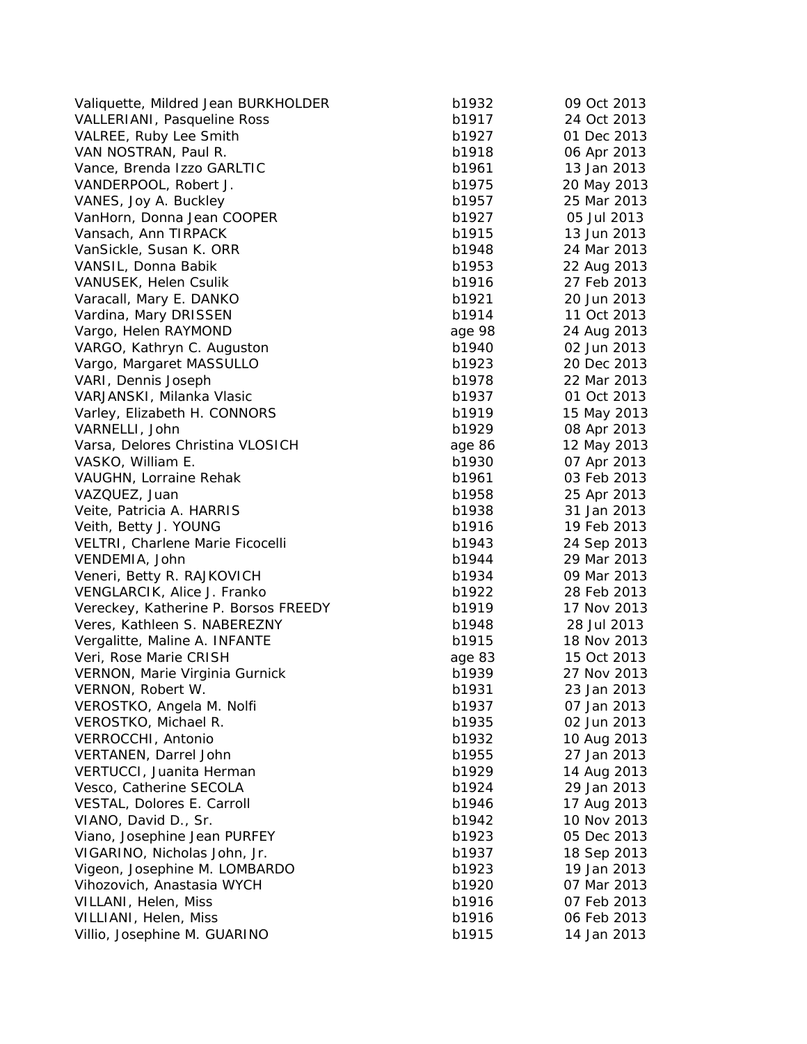| | | |
|---|---|---|
| Valiquette, Mildred Jean BURKHOLDER | b1932 | 09 Oct 2013 |
| VALLERIANI, Pasqueline Ross | b1917 | 24 Oct 2013 |
| VALREE, Ruby Lee Smith | b1927 | 01 Dec 2013 |
| VAN NOSTRAN, Paul R. | b1918 | 06 Apr 2013 |
| Vance, Brenda Izzo GARLTIC | b1961 | 13 Jan 2013 |
| VANDERPOOL, Robert J. | b1975 | 20 May 2013 |
| VANES, Joy A. Buckley | b1957 | 25 Mar 2013 |
| VanHorn, Donna Jean COOPER | b1927 | 05 Jul 2013 |
| Vansach, Ann TIRPACK | b1915 | 13 Jun 2013 |
| VanSickle, Susan K. ORR | b1948 | 24 Mar 2013 |
| VANSIL, Donna Babik | b1953 | 22 Aug 2013 |
| VANUSEK, Helen Csulik | b1916 | 27 Feb 2013 |
| Varacall, Mary E. DANKO | b1921 | 20 Jun 2013 |
| Vardina, Mary DRISSEN | b1914 | 11 Oct 2013 |
| Vargo, Helen RAYMOND | age 98 | 24 Aug 2013 |
| VARGO, Kathryn C. Auguston | b1940 | 02 Jun 2013 |
| Vargo, Margaret MASSULLO | b1923 | 20 Dec 2013 |
| VARI, Dennis Joseph | b1978 | 22 Mar 2013 |
| VARJANSKI, Milanka Vlasic | b1937 | 01 Oct 2013 |
| Varley, Elizabeth H. CONNORS | b1919 | 15 May 2013 |
| VARNELLI, John | b1929 | 08 Apr 2013 |
| Varsa, Delores Christina VLOSICH | age 86 | 12 May 2013 |
| VASKO, William E. | b1930 | 07 Apr 2013 |
| VAUGHN, Lorraine Rehak | b1961 | 03 Feb 2013 |
| VAZQUEZ, Juan | b1958 | 25 Apr 2013 |
| Veite, Patricia A. HARRIS | b1938 | 31 Jan 2013 |
| Veith, Betty J. YOUNG | b1916 | 19 Feb 2013 |
| VELTRI, Charlene Marie Ficocelli | b1943 | 24 Sep 2013 |
| VENDEMIA, John | b1944 | 29 Mar 2013 |
| Veneri, Betty R. RAJKOVICH | b1934 | 09 Mar 2013 |
| VENGLARCIK, Alice J. Franko | b1922 | 28 Feb 2013 |
| Vereckey, Katherine P. Borsos FREEDY | b1919 | 17 Nov 2013 |
| Veres, Kathleen S. NABEREZNY | b1948 | 28 Jul 2013 |
| Vergalitte, Maline A. INFANTE | b1915 | 18 Nov 2013 |
| Veri, Rose Marie CRISH | age 83 | 15 Oct 2013 |
| VERNON, Marie Virginia Gurnick | b1939 | 27 Nov 2013 |
| VERNON, Robert W. | b1931 | 23 Jan 2013 |
| VEROSTKO, Angela M. Nolfi | b1937 | 07 Jan 2013 |
| VEROSTKO, Michael R. | b1935 | 02 Jun 2013 |
| VERROCCHI, Antonio | b1932 | 10 Aug 2013 |
| VERTANEN, Darrel John | b1955 | 27 Jan 2013 |
| VERTUCCI, Juanita Herman | b1929 | 14 Aug 2013 |
| Vesco, Catherine SECOLA | b1924 | 29 Jan 2013 |
| VESTAL, Dolores E. Carroll | b1946 | 17 Aug 2013 |
| VIANO, David D., Sr. | b1942 | 10 Nov 2013 |
| Viano, Josephine Jean PURFEY | b1923 | 05 Dec 2013 |
| VIGARINO, Nicholas John, Jr. | b1937 | 18 Sep 2013 |
| Vigeon, Josephine M. LOMBARDO | b1923 | 19 Jan 2013 |
| Vihozovich, Anastasia WYCH | b1920 | 07 Mar 2013 |
| VILLANI, Helen, Miss | b1916 | 07 Feb 2013 |
| VILLIANI, Helen, Miss | b1916 | 06 Feb 2013 |
| Villio, Josephine M. GUARINO | b1915 | 14 Jan 2013 |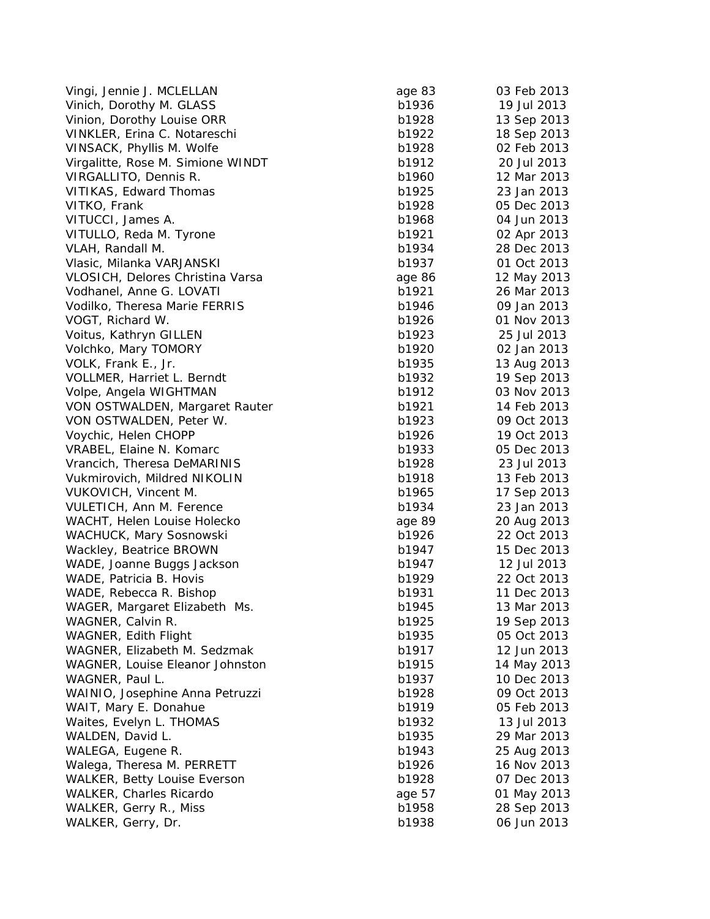| | | |
|---|---|---|
| Vingi, Jennie J. MCLELLAN | age 83 | 03 Feb 2013 |
| Vinich, Dorothy M. GLASS | b1936 | 19 Jul 2013 |
| Vinion, Dorothy Louise ORR | b1928 | 13 Sep 2013 |
| VINKLER, Erina C. Notareschi | b1922 | 18 Sep 2013 |
| VINSACK, Phyllis M. Wolfe | b1928 | 02 Feb 2013 |
| Virgalitte, Rose M. Simione WINDT | b1912 | 20 Jul 2013 |
| VIRGALLITO, Dennis R. | b1960 | 12 Mar 2013 |
| VITIKAS, Edward Thomas | b1925 | 23 Jan 2013 |
| VITKO, Frank | b1928 | 05 Dec 2013 |
| VITUCCI, James A. | b1968 | 04 Jun 2013 |
| VITULLO, Reda M. Tyrone | b1921 | 02 Apr 2013 |
| VLAH, Randall M. | b1934 | 28 Dec 2013 |
| Vlasic, Milanka VARJANSKI | b1937 | 01 Oct 2013 |
| VLOSICH, Delores Christina Varsa | age 86 | 12 May 2013 |
| Vodhanel, Anne G. LOVATI | b1921 | 26 Mar 2013 |
| Vodilko, Theresa Marie FERRIS | b1946 | 09 Jan 2013 |
| VOGT, Richard W. | b1926 | 01 Nov 2013 |
| Voitus, Kathryn GILLEN | b1923 | 25 Jul 2013 |
| Volchko, Mary TOMORY | b1920 | 02 Jan 2013 |
| VOLK, Frank E., Jr. | b1935 | 13 Aug 2013 |
| VOLLMER, Harriet L. Berndt | b1932 | 19 Sep 2013 |
| Volpe, Angela WIGHTMAN | b1912 | 03 Nov 2013 |
| VON OSTWALDEN, Margaret Rauter | b1921 | 14 Feb 2013 |
| VON OSTWALDEN, Peter W. | b1923 | 09 Oct 2013 |
| Voychic, Helen CHOPP | b1926 | 19 Oct 2013 |
| VRABEL, Elaine N. Komarc | b1933 | 05 Dec 2013 |
| Vrancich, Theresa DeMARINIS | b1928 | 23 Jul 2013 |
| Vukmirovich, Mildred NIKOLIN | b1918 | 13 Feb 2013 |
| VUKOVICH, Vincent M. | b1965 | 17 Sep 2013 |
| VULETICH, Ann M. Ference | b1934 | 23 Jan 2013 |
| WACHT, Helen Louise Holecko | age 89 | 20 Aug 2013 |
| WACHUCK, Mary Sosnowski | b1926 | 22 Oct 2013 |
| Wackley, Beatrice BROWN | b1947 | 15 Dec 2013 |
| WADE, Joanne Buggs Jackson | b1947 | 12 Jul 2013 |
| WADE, Patricia B. Hovis | b1929 | 22 Oct 2013 |
| WADE, Rebecca R. Bishop | b1931 | 11 Dec 2013 |
| WAGER, Margaret Elizabeth Ms. | b1945 | 13 Mar 2013 |
| WAGNER, Calvin R. | b1925 | 19 Sep 2013 |
| WAGNER, Edith Flight | b1935 | 05 Oct 2013 |
| WAGNER, Elizabeth M. Sedzmak | b1917 | 12 Jun 2013 |
| WAGNER, Louise Eleanor Johnston | b1915 | 14 May 2013 |
| WAGNER, Paul L. | b1937 | 10 Dec 2013 |
| WAINIO, Josephine Anna Petruzzi | b1928 | 09 Oct 2013 |
| WAIT, Mary E. Donahue | b1919 | 05 Feb 2013 |
| Waites, Evelyn L. THOMAS | b1932 | 13 Jul 2013 |
| WALDEN, David L. | b1935 | 29 Mar 2013 |
| WALEGA, Eugene R. | b1943 | 25 Aug 2013 |
| Walega, Theresa M. PERRETT | b1926 | 16 Nov 2013 |
| WALKER, Betty Louise Everson | b1928 | 07 Dec 2013 |
| WALKER, Charles Ricardo | age 57 | 01 May 2013 |
| WALKER, Gerry R., Miss | b1958 | 28 Sep 2013 |
| WALKER, Gerry, Dr. | b1938 | 06 Jun 2013 |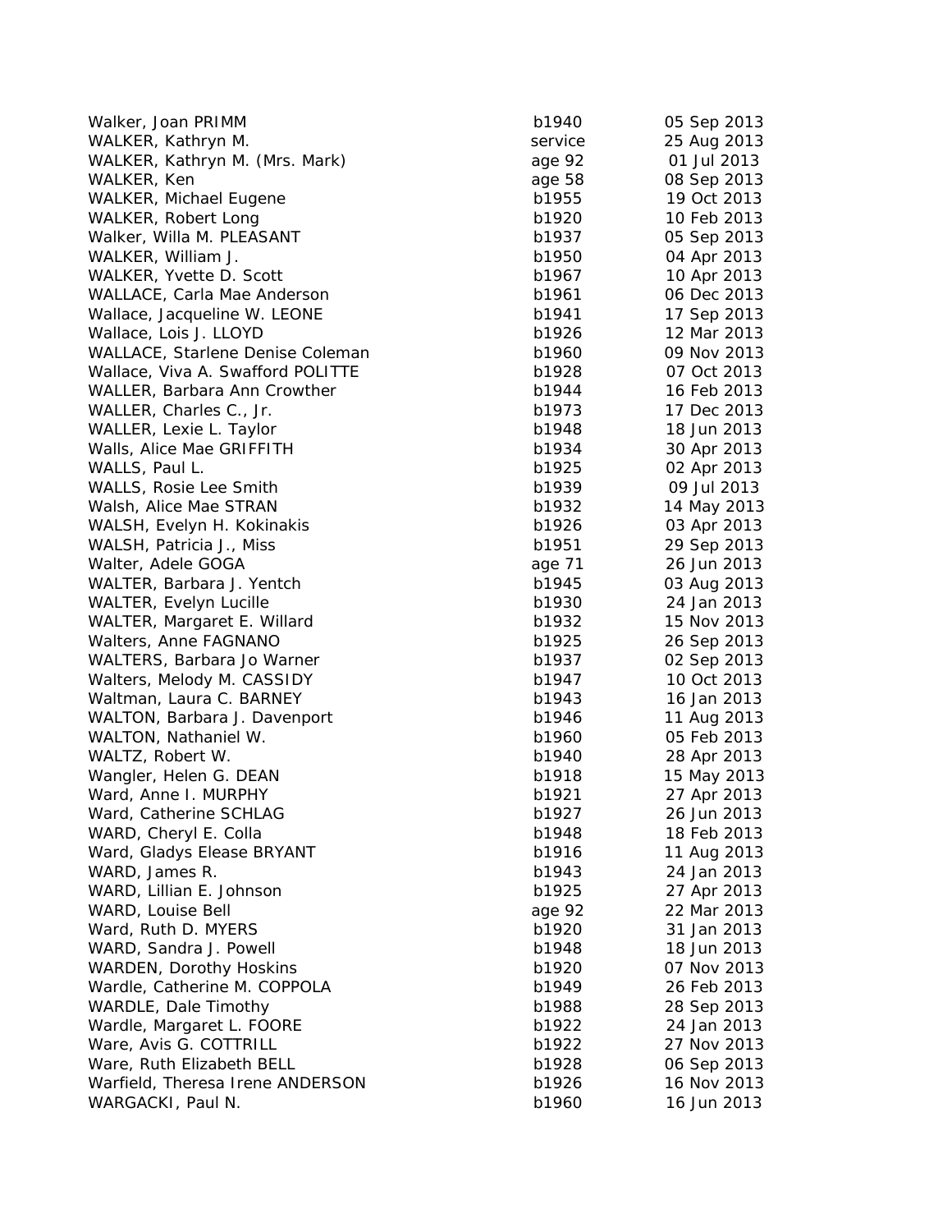| | | |
|---|---|---|
| Walker, Joan PRIMM | b1940 | 05 Sep 2013 |
| WALKER, Kathryn M. | service | 25 Aug 2013 |
| WALKER, Kathryn M. (Mrs. Mark) | age 92 | 01 Jul 2013 |
| WALKER, Ken | age 58 | 08 Sep 2013 |
| WALKER, Michael Eugene | b1955 | 19 Oct 2013 |
| WALKER, Robert Long | b1920 | 10 Feb 2013 |
| Walker, Willa M. PLEASANT | b1937 | 05 Sep 2013 |
| WALKER, William J. | b1950 | 04 Apr 2013 |
| WALKER, Yvette D. Scott | b1967 | 10 Apr 2013 |
| WALLACE, Carla Mae Anderson | b1961 | 06 Dec 2013 |
| Wallace, Jacqueline W. LEONE | b1941 | 17 Sep 2013 |
| Wallace, Lois J. LLOYD | b1926 | 12 Mar 2013 |
| WALLACE, Starlene Denise Coleman | b1960 | 09 Nov 2013 |
| Wallace, Viva A. Swafford POLITTE | b1928 | 07 Oct 2013 |
| WALLER, Barbara Ann Crowther | b1944 | 16 Feb 2013 |
| WALLER, Charles C., Jr. | b1973 | 17 Dec 2013 |
| WALLER, Lexie L. Taylor | b1948 | 18 Jun 2013 |
| Walls, Alice Mae GRIFFITH | b1934 | 30 Apr 2013 |
| WALLS, Paul L. | b1925 | 02 Apr 2013 |
| WALLS, Rosie Lee Smith | b1939 | 09 Jul 2013 |
| Walsh, Alice Mae STRAN | b1932 | 14 May 2013 |
| WALSH, Evelyn H. Kokinakis | b1926 | 03 Apr 2013 |
| WALSH, Patricia J., Miss | b1951 | 29 Sep 2013 |
| Walter, Adele GOGA | age 71 | 26 Jun 2013 |
| WALTER, Barbara J. Yentch | b1945 | 03 Aug 2013 |
| WALTER, Evelyn Lucille | b1930 | 24 Jan 2013 |
| WALTER, Margaret E. Willard | b1932 | 15 Nov 2013 |
| Walters, Anne FAGNANO | b1925 | 26 Sep 2013 |
| WALTERS, Barbara Jo Warner | b1937 | 02 Sep 2013 |
| Walters, Melody M. CASSIDY | b1947 | 10 Oct 2013 |
| Waltman, Laura C. BARNEY | b1943 | 16 Jan 2013 |
| WALTON, Barbara J. Davenport | b1946 | 11 Aug 2013 |
| WALTON, Nathaniel W. | b1960 | 05 Feb 2013 |
| WALTZ, Robert W. | b1940 | 28 Apr 2013 |
| Wangler, Helen G. DEAN | b1918 | 15 May 2013 |
| Ward, Anne I. MURPHY | b1921 | 27 Apr 2013 |
| Ward, Catherine SCHLAG | b1927 | 26 Jun 2013 |
| WARD, Cheryl E. Colla | b1948 | 18 Feb 2013 |
| Ward, Gladys Elease BRYANT | b1916 | 11 Aug 2013 |
| WARD, James R. | b1943 | 24 Jan 2013 |
| WARD, Lillian E. Johnson | b1925 | 27 Apr 2013 |
| WARD, Louise Bell | age 92 | 22 Mar 2013 |
| Ward, Ruth D. MYERS | b1920 | 31 Jan 2013 |
| WARD, Sandra J. Powell | b1948 | 18 Jun 2013 |
| WARDEN, Dorothy Hoskins | b1920 | 07 Nov 2013 |
| Wardle, Catherine M. COPPOLA | b1949 | 26 Feb 2013 |
| WARDLE, Dale Timothy | b1988 | 28 Sep 2013 |
| Wardle, Margaret L. FOORE | b1922 | 24 Jan 2013 |
| Ware, Avis G. COTTRILL | b1922 | 27 Nov 2013 |
| Ware, Ruth Elizabeth BELL | b1928 | 06 Sep 2013 |
| Warfield, Theresa Irene ANDERSON | b1926 | 16 Nov 2013 |
| WARGACKI, Paul N. | b1960 | 16 Jun 2013 |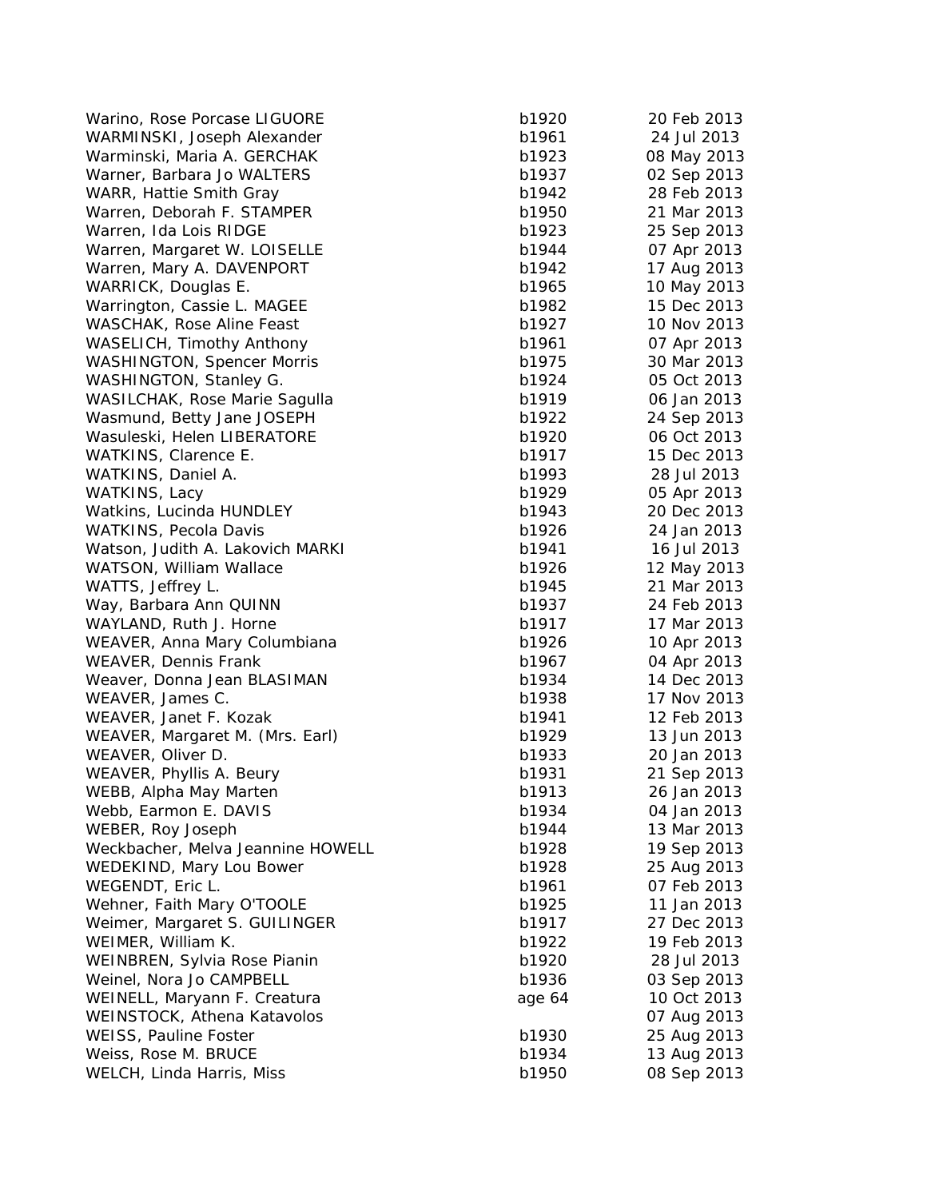| | | |
|---|---|---|
| Warino, Rose Porcase LIGUORE | b1920 | 20 Feb 2013 |
| WARMINSKI, Joseph Alexander | b1961 | 24 Jul 2013 |
| Warminski, Maria A. GERCHAK | b1923 | 08 May 2013 |
| Warner, Barbara Jo WALTERS | b1937 | 02 Sep 2013 |
| WARR, Hattie Smith Gray | b1942 | 28 Feb 2013 |
| Warren, Deborah F. STAMPER | b1950 | 21 Mar 2013 |
| Warren, Ida Lois RIDGE | b1923 | 25 Sep 2013 |
| Warren, Margaret W. LOISELLE | b1944 | 07 Apr 2013 |
| Warren, Mary A. DAVENPORT | b1942 | 17 Aug 2013 |
| WARRICK, Douglas E. | b1965 | 10 May 2013 |
| Warrington, Cassie L. MAGEE | b1982 | 15 Dec 2013 |
| WASCHAK, Rose Aline Feast | b1927 | 10 Nov 2013 |
| WASELICH, Timothy Anthony | b1961 | 07 Apr 2013 |
| WASHINGTON, Spencer Morris | b1975 | 30 Mar 2013 |
| WASHINGTON, Stanley G. | b1924 | 05 Oct 2013 |
| WASILCHAK, Rose Marie Sagulla | b1919 | 06 Jan 2013 |
| Wasmund, Betty Jane JOSEPH | b1922 | 24 Sep 2013 |
| Wasuleski, Helen LIBERATORE | b1920 | 06 Oct 2013 |
| WATKINS, Clarence E. | b1917 | 15 Dec 2013 |
| WATKINS, Daniel A. | b1993 | 28 Jul 2013 |
| WATKINS, Lacy | b1929 | 05 Apr 2013 |
| Watkins, Lucinda HUNDLEY | b1943 | 20 Dec 2013 |
| WATKINS, Pecola Davis | b1926 | 24 Jan 2013 |
| Watson, Judith A. Lakovich MARKI | b1941 | 16 Jul 2013 |
| WATSON, William Wallace | b1926 | 12 May 2013 |
| WATTS, Jeffrey L. | b1945 | 21 Mar 2013 |
| Way, Barbara Ann QUINN | b1937 | 24 Feb 2013 |
| WAYLAND, Ruth J. Horne | b1917 | 17 Mar 2013 |
| WEAVER, Anna Mary Columbiana | b1926 | 10 Apr 2013 |
| WEAVER, Dennis Frank | b1967 | 04 Apr 2013 |
| Weaver, Donna Jean BLASIMAN | b1934 | 14 Dec 2013 |
| WEAVER, James C. | b1938 | 17 Nov 2013 |
| WEAVER, Janet F. Kozak | b1941 | 12 Feb 2013 |
| WEAVER, Margaret M. (Mrs. Earl) | b1929 | 13 Jun 2013 |
| WEAVER, Oliver D. | b1933 | 20 Jan 2013 |
| WEAVER, Phyllis A. Beury | b1931 | 21 Sep 2013 |
| WEBB, Alpha May Marten | b1913 | 26 Jan 2013 |
| Webb, Earmon E. DAVIS | b1934 | 04 Jan 2013 |
| WEBER, Roy Joseph | b1944 | 13 Mar 2013 |
| Weckbacher, Melva Jeannine HOWELL | b1928 | 19 Sep 2013 |
| WEDEKIND, Mary Lou Bower | b1928 | 25 Aug 2013 |
| WEGENDT, Eric L. | b1961 | 07 Feb 2013 |
| Wehner, Faith Mary O'TOOLE | b1925 | 11 Jan 2013 |
| Weimer, Margaret S. GUILINGER | b1917 | 27 Dec 2013 |
| WEIMER, William K. | b1922 | 19 Feb 2013 |
| WEINBREN, Sylvia Rose Pianin | b1920 | 28 Jul 2013 |
| Weinel, Nora Jo CAMPBELL | b1936 | 03 Sep 2013 |
| WEINELL, Maryann F. Creatura | age 64 | 10 Oct 2013 |
| WEINSTOCK, Athena Katavolos | | 07 Aug 2013 |
| WEISS, Pauline Foster | b1930 | 25 Aug 2013 |
| Weiss, Rose M. BRUCE | b1934 | 13 Aug 2013 |
| WELCH, Linda Harris, Miss | b1950 | 08 Sep 2013 |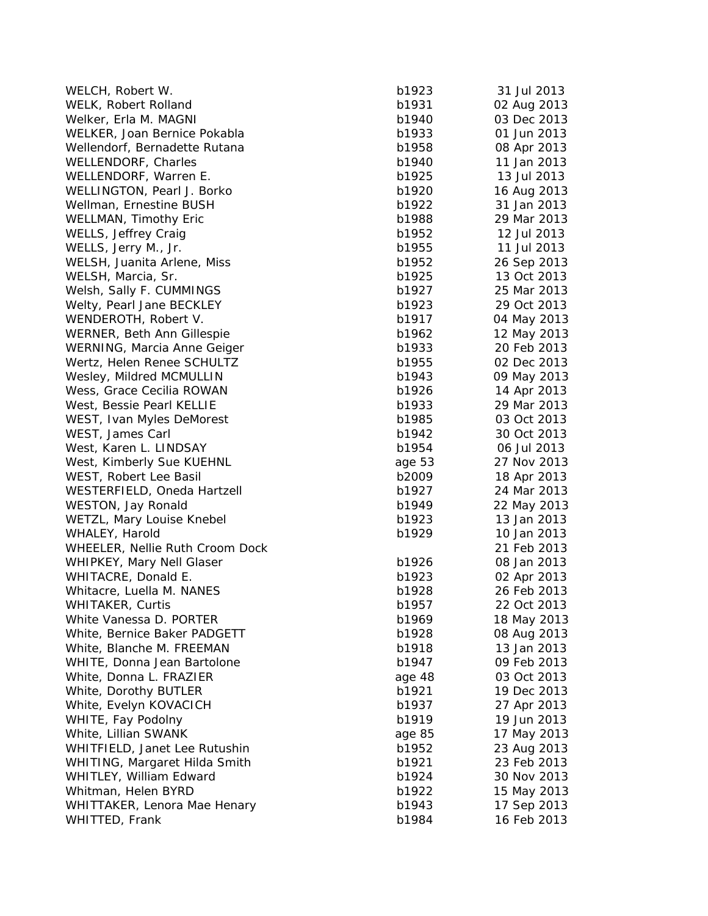| | | |
|---|---|---|
| WELCH, Robert W. | b1923 | 31 Jul 2013 |
| WELK, Robert Rolland | b1931 | 02 Aug 2013 |
| Welker, Erla M. MAGNI | b1940 | 03 Dec 2013 |
| WELKER, Joan Bernice Pokabla | b1933 | 01 Jun 2013 |
| Wellendorf, Bernadette Rutana | b1958 | 08 Apr 2013 |
| WELLENDORF, Charles | b1940 | 11 Jan 2013 |
| WELLENDORF, Warren E. | b1925 | 13 Jul 2013 |
| WELLINGTON, Pearl J. Borko | b1920 | 16 Aug 2013 |
| Wellman, Ernestine BUSH | b1922 | 31 Jan 2013 |
| WELLMAN, Timothy Eric | b1988 | 29 Mar 2013 |
| WELLS, Jeffrey Craig | b1952 | 12 Jul 2013 |
| WELLS, Jerry M., Jr. | b1955 | 11 Jul 2013 |
| WELSH, Juanita Arlene, Miss | b1952 | 26 Sep 2013 |
| WELSH, Marcia, Sr. | b1925 | 13 Oct 2013 |
| Welsh, Sally F. CUMMINGS | b1927 | 25 Mar 2013 |
| Welty, Pearl Jane BECKLEY | b1923 | 29 Oct 2013 |
| WENDEROTH, Robert V. | b1917 | 04 May 2013 |
| WERNER, Beth Ann Gillespie | b1962 | 12 May 2013 |
| WERNING, Marcia Anne Geiger | b1933 | 20 Feb 2013 |
| Wertz, Helen Renee SCHULTZ | b1955 | 02 Dec 2013 |
| Wesley, Mildred MCMULLIN | b1943 | 09 May 2013 |
| Wess, Grace Cecilia ROWAN | b1926 | 14 Apr 2013 |
| West, Bessie Pearl KELLIE | b1933 | 29 Mar 2013 |
| WEST, Ivan Myles DeMorest | b1985 | 03 Oct 2013 |
| WEST, James Carl | b1942 | 30 Oct 2013 |
| West, Karen L. LINDSAY | b1954 | 06 Jul 2013 |
| West, Kimberly Sue KUEHNL | age 53 | 27 Nov 2013 |
| WEST, Robert Lee Basil | b2009 | 18 Apr 2013 |
| WESTERFIELD, Oneda Hartzell | b1927 | 24 Mar 2013 |
| WESTON, Jay Ronald | b1949 | 22 May 2013 |
| WETZL, Mary Louise Knebel | b1923 | 13 Jan 2013 |
| WHALEY, Harold | b1929 | 10 Jan 2013 |
| WHEELER, Nellie Ruth Croom Dock | | 21 Feb 2013 |
| WHIPKEY, Mary Nell Glaser | b1926 | 08 Jan 2013 |
| WHITACRE, Donald E. | b1923 | 02 Apr 2013 |
| Whitacre, Luella M. NANES | b1928 | 26 Feb 2013 |
| WHITAKER, Curtis | b1957 | 22 Oct 2013 |
| White Vanessa D. PORTER | b1969 | 18 May 2013 |
| White, Bernice Baker PADGETT | b1928 | 08 Aug 2013 |
| White, Blanche M. FREEMAN | b1918 | 13 Jan 2013 |
| WHITE, Donna Jean Bartolone | b1947 | 09 Feb 2013 |
| White, Donna L. FRAZIER | age 48 | 03 Oct 2013 |
| White, Dorothy BUTLER | b1921 | 19 Dec 2013 |
| White, Evelyn KOVACICH | b1937 | 27 Apr 2013 |
| WHITE, Fay Podolny | b1919 | 19 Jun 2013 |
| White, Lillian SWANK | age 85 | 17 May 2013 |
| WHITFIELD, Janet Lee Rutushin | b1952 | 23 Aug 2013 |
| WHITING, Margaret Hilda Smith | b1921 | 23 Feb 2013 |
| WHITLEY, William Edward | b1924 | 30 Nov 2013 |
| Whitman, Helen BYRD | b1922 | 15 May 2013 |
| WHITTAKER, Lenora Mae Henary | b1943 | 17 Sep 2013 |
| WHITTED, Frank | b1984 | 16 Feb 2013 |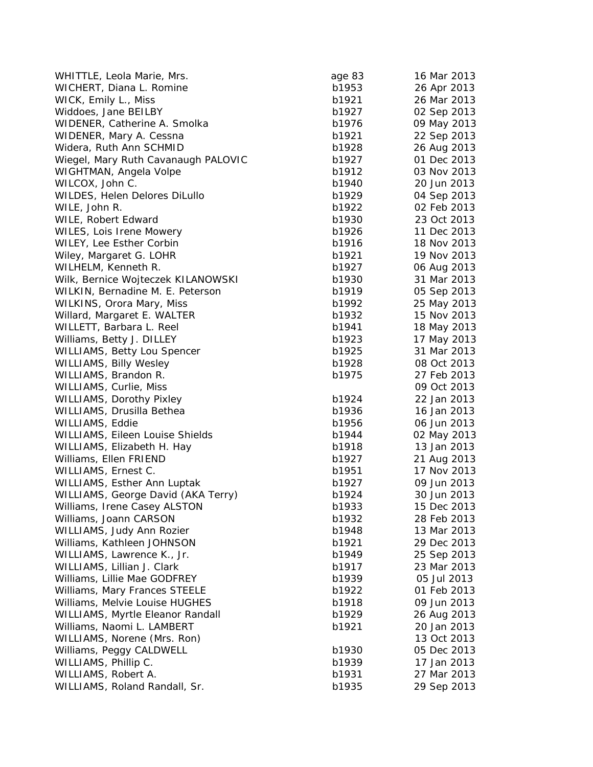| | | |
|---|---|---|
| WHITTLE, Leola Marie, Mrs. | age 83 | 16 Mar 2013 |
| WICHERT, Diana L. Romine | b1953 | 26 Apr 2013 |
| WICK, Emily L., Miss | b1921 | 26 Mar 2013 |
| Widdoes, Jane BEILBY | b1927 | 02 Sep 2013 |
| WIDENER, Catherine A. Smolka | b1976 | 09 May 2013 |
| WIDENER, Mary A. Cessna | b1921 | 22 Sep 2013 |
| Widera, Ruth Ann SCHMID | b1928 | 26 Aug 2013 |
| Wiegel, Mary Ruth Cavanaugh PALOVIC | b1927 | 01 Dec 2013 |
| WIGHTMAN, Angela Volpe | b1912 | 03 Nov 2013 |
| WILCOX, John C. | b1940 | 20 Jun 2013 |
| WILDES, Helen Delores DiLullo | b1929 | 04 Sep 2013 |
| WILE, John R. | b1922 | 02 Feb 2013 |
| WILE, Robert Edward | b1930 | 23 Oct 2013 |
| WILES, Lois Irene Mowery | b1926 | 11 Dec 2013 |
| WILEY, Lee Esther Corbin | b1916 | 18 Nov 2013 |
| Wiley, Margaret G. LOHR | b1921 | 19 Nov 2013 |
| WILHELM, Kenneth R. | b1927 | 06 Aug 2013 |
| Wilk, Bernice Wojteczek KILANOWSKI | b1930 | 31 Mar 2013 |
| WILKIN, Bernadine M. E. Peterson | b1919 | 05 Sep 2013 |
| WILKINS, Orora Mary, Miss | b1992 | 25 May 2013 |
| Willard, Margaret E. WALTER | b1932 | 15 Nov 2013 |
| WILLETT, Barbara L. Reel | b1941 | 18 May 2013 |
| Williams, Betty J. DILLEY | b1923 | 17 May 2013 |
| WILLIAMS, Betty Lou Spencer | b1925 | 31 Mar 2013 |
| WILLIAMS, Billy Wesley | b1928 | 08 Oct 2013 |
| WILLIAMS, Brandon R. | b1975 | 27 Feb 2013 |
| WILLIAMS, Curlie, Miss | | 09 Oct 2013 |
| WILLIAMS, Dorothy Pixley | b1924 | 22 Jan 2013 |
| WILLIAMS, Drusilla Bethea | b1936 | 16 Jan 2013 |
| WILLIAMS, Eddie | b1956 | 06 Jun 2013 |
| WILLIAMS, Eileen Louise Shields | b1944 | 02 May 2013 |
| WILLIAMS, Elizabeth H. Hay | b1918 | 13 Jan 2013 |
| Williams, Ellen FRIEND | b1927 | 21 Aug 2013 |
| WILLIAMS, Ernest C. | b1951 | 17 Nov 2013 |
| WILLIAMS, Esther Ann Luptak | b1927 | 09 Jun 2013 |
| WILLIAMS, George David (AKA Terry) | b1924 | 30 Jun 2013 |
| Williams, Irene Casey ALSTON | b1933 | 15 Dec 2013 |
| Williams, Joann CARSON | b1932 | 28 Feb 2013 |
| WILLIAMS, Judy Ann Rozier | b1948 | 13 Mar 2013 |
| Williams, Kathleen JOHNSON | b1921 | 29 Dec 2013 |
| WILLIAMS, Lawrence K., Jr. | b1949 | 25 Sep 2013 |
| WILLIAMS, Lillian J. Clark | b1917 | 23 Mar 2013 |
| Williams, Lillie Mae GODFREY | b1939 | 05 Jul 2013 |
| Williams, Mary Frances STEELE | b1922 | 01 Feb 2013 |
| Williams, Melvie Louise HUGHES | b1918 | 09 Jun 2013 |
| WILLIAMS, Myrtle Eleanor Randall | b1929 | 26 Aug 2013 |
| Williams, Naomi L. LAMBERT | b1921 | 20 Jan 2013 |
| WILLIAMS, Norene (Mrs. Ron) | | 13 Oct 2013 |
| Williams, Peggy CALDWELL | b1930 | 05 Dec 2013 |
| WILLIAMS, Phillip C. | b1939 | 17 Jan 2013 |
| WILLIAMS, Robert A. | b1931 | 27 Mar 2013 |
| WILLIAMS, Roland Randall, Sr. | b1935 | 29 Sep 2013 |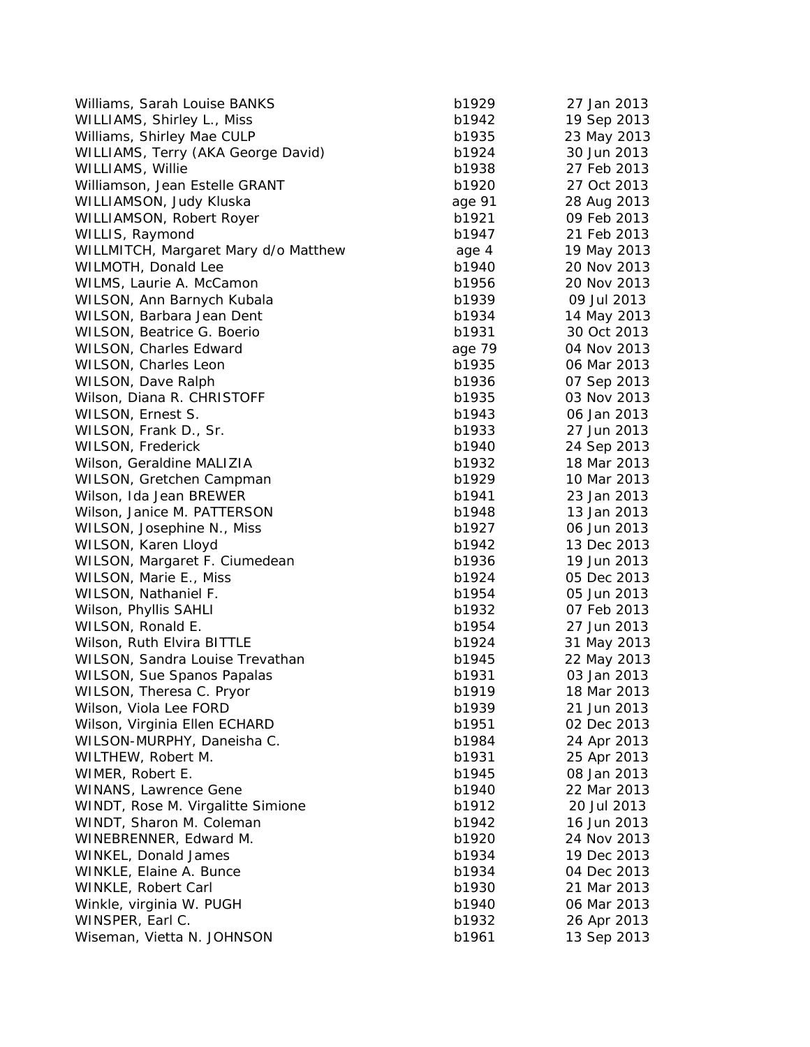| | | |
|---|---|---|
| Williams, Sarah Louise BANKS | b1929 | 27 Jan 2013 |
| WILLIAMS, Shirley L., Miss | b1942 | 19 Sep 2013 |
| Williams, Shirley Mae CULP | b1935 | 23 May 2013 |
| WILLIAMS, Terry (AKA George David) | b1924 | 30 Jun 2013 |
| WILLIAMS, Willie | b1938 | 27 Feb 2013 |
| Williamson, Jean Estelle GRANT | b1920 | 27 Oct 2013 |
| WILLIAMSON, Judy Kluska | age 91 | 28 Aug 2013 |
| WILLIAMSON, Robert Royer | b1921 | 09 Feb 2013 |
| WILLIS, Raymond | b1947 | 21 Feb 2013 |
| WILLMITCH, Margaret Mary d/o Matthew | age 4 | 19 May 2013 |
| WILMOTH, Donald Lee | b1940 | 20 Nov 2013 |
| WILMS, Laurie A. McCamon | b1956 | 20 Nov 2013 |
| WILSON, Ann Barnych Kubala | b1939 | 09 Jul 2013 |
| WILSON, Barbara Jean Dent | b1934 | 14 May 2013 |
| WILSON, Beatrice G. Boerio | b1931 | 30 Oct 2013 |
| WILSON, Charles Edward | age 79 | 04 Nov 2013 |
| WILSON, Charles Leon | b1935 | 06 Mar 2013 |
| WILSON, Dave Ralph | b1936 | 07 Sep 2013 |
| Wilson, Diana R. CHRISTOFF | b1935 | 03 Nov 2013 |
| WILSON, Ernest S. | b1943 | 06 Jan 2013 |
| WILSON, Frank D., Sr. | b1933 | 27 Jun 2013 |
| WILSON, Frederick | b1940 | 24 Sep 2013 |
| Wilson, Geraldine MALIZIA | b1932 | 18 Mar 2013 |
| WILSON, Gretchen Campman | b1929 | 10 Mar 2013 |
| Wilson, Ida Jean BREWER | b1941 | 23 Jan 2013 |
| Wilson, Janice M. PATTERSON | b1948 | 13 Jan 2013 |
| WILSON, Josephine N., Miss | b1927 | 06 Jun 2013 |
| WILSON, Karen Lloyd | b1942 | 13 Dec 2013 |
| WILSON, Margaret F. Ciumedean | b1936 | 19 Jun 2013 |
| WILSON, Marie E., Miss | b1924 | 05 Dec 2013 |
| WILSON, Nathaniel F. | b1954 | 05 Jun 2013 |
| Wilson, Phyllis SAHLI | b1932 | 07 Feb 2013 |
| WILSON, Ronald E. | b1954 | 27 Jun 2013 |
| Wilson, Ruth Elvira BITTLE | b1924 | 31 May 2013 |
| WILSON, Sandra Louise Trevathan | b1945 | 22 May 2013 |
| WILSON, Sue Spanos Papalas | b1931 | 03 Jan 2013 |
| WILSON, Theresa C. Pryor | b1919 | 18 Mar 2013 |
| Wilson, Viola Lee FORD | b1939 | 21 Jun 2013 |
| Wilson, Virginia Ellen ECHARD | b1951 | 02 Dec 2013 |
| WILSON-MURPHY, Daneisha C. | b1984 | 24 Apr 2013 |
| WILTHEW, Robert M. | b1931 | 25 Apr 2013 |
| WIMER, Robert E. | b1945 | 08 Jan 2013 |
| WINANS, Lawrence Gene | b1940 | 22 Mar 2013 |
| WINDT, Rose M. Virgalitte Simione | b1912 | 20 Jul 2013 |
| WINDT, Sharon M. Coleman | b1942 | 16 Jun 2013 |
| WINEBRENNER, Edward M. | b1920 | 24 Nov 2013 |
| WINKEL, Donald James | b1934 | 19 Dec 2013 |
| WINKLE, Elaine A. Bunce | b1934 | 04 Dec 2013 |
| WINKLE, Robert Carl | b1930 | 21 Mar 2013 |
| Winkle, virginia W. PUGH | b1940 | 06 Mar 2013 |
| WINSPER, Earl C. | b1932 | 26 Apr 2013 |
| Wiseman, Vietta N. JOHNSON | b1961 | 13 Sep 2013 |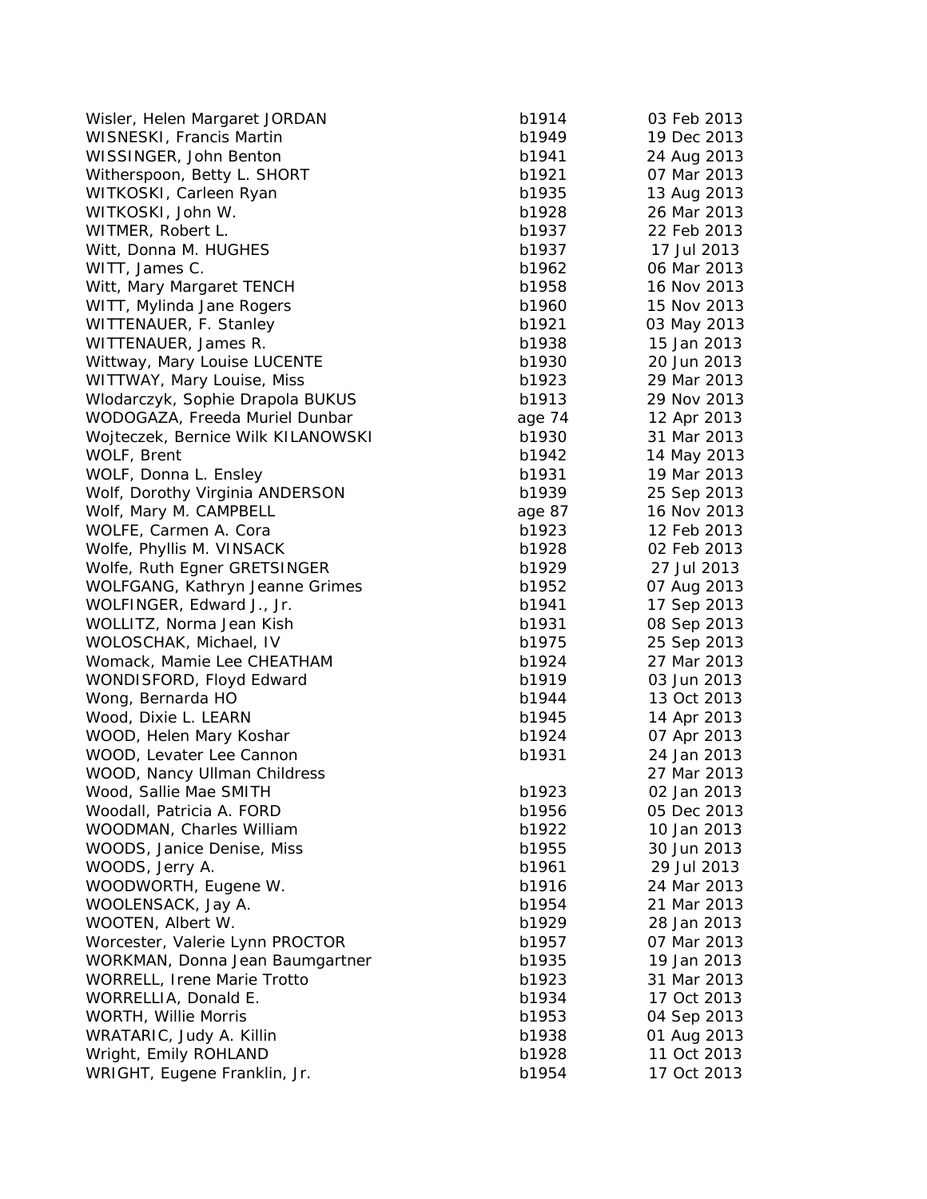| | | |
|---|---|---|
| Wisler, Helen Margaret JORDAN | b1914 | 03 Feb 2013 |
| WISNESKI, Francis Martin | b1949 | 19 Dec 2013 |
| WISSINGER, John Benton | b1941 | 24 Aug 2013 |
| Witherspoon, Betty L. SHORT | b1921 | 07 Mar 2013 |
| WITKOSKI, Carleen Ryan | b1935 | 13 Aug 2013 |
| WITKOSKI, John W. | b1928 | 26 Mar 2013 |
| WITMER, Robert L. | b1937 | 22 Feb 2013 |
| Witt, Donna M. HUGHES | b1937 | 17 Jul 2013 |
| WITT, James C. | b1962 | 06 Mar 2013 |
| Witt, Mary Margaret TENCH | b1958 | 16 Nov 2013 |
| WITT, Mylinda Jane Rogers | b1960 | 15 Nov 2013 |
| WITTENAUER, F. Stanley | b1921 | 03 May 2013 |
| WITTENAUER, James R. | b1938 | 15 Jan 2013 |
| Wittway, Mary Louise LUCENTE | b1930 | 20 Jun 2013 |
| WITTWAY, Mary Louise, Miss | b1923 | 29 Mar 2013 |
| Wlodarczyk, Sophie Drapola BUKUS | b1913 | 29 Nov 2013 |
| WODOGAZA, Freeda Muriel Dunbar | age 74 | 12 Apr 2013 |
| Wojteczek, Bernice Wilk KILANOWSKI | b1930 | 31 Mar 2013 |
| WOLF, Brent | b1942 | 14 May 2013 |
| WOLF, Donna L. Ensley | b1931 | 19 Mar 2013 |
| Wolf, Dorothy Virginia ANDERSON | b1939 | 25 Sep 2013 |
| Wolf, Mary M. CAMPBELL | age 87 | 16 Nov 2013 |
| WOLFE, Carmen A. Cora | b1923 | 12 Feb 2013 |
| Wolfe, Phyllis M. VINSACK | b1928 | 02 Feb 2013 |
| Wolfe, Ruth Egner GRETSINGER | b1929 | 27 Jul 2013 |
| WOLFGANG, Kathryn Jeanne Grimes | b1952 | 07 Aug 2013 |
| WOLFINGER, Edward J., Jr. | b1941 | 17 Sep 2013 |
| WOLLITZ, Norma Jean Kish | b1931 | 08 Sep 2013 |
| WOLOSCHAK, Michael, IV | b1975 | 25 Sep 2013 |
| Womack, Mamie Lee CHEATHAM | b1924 | 27 Mar 2013 |
| WONDISFORD, Floyd Edward | b1919 | 03 Jun 2013 |
| Wong, Bernarda HO | b1944 | 13 Oct 2013 |
| Wood, Dixie L. LEARN | b1945 | 14 Apr 2013 |
| WOOD, Helen Mary Koshar | b1924 | 07 Apr 2013 |
| WOOD, Levater Lee Cannon | b1931 | 24 Jan 2013 |
| WOOD, Nancy Ullman Childress | | 27 Mar 2013 |
| Wood, Sallie Mae SMITH | b1923 | 02 Jan 2013 |
| Woodall, Patricia A. FORD | b1956 | 05 Dec 2013 |
| WOODMAN, Charles William | b1922 | 10 Jan 2013 |
| WOODS, Janice Denise, Miss | b1955 | 30 Jun 2013 |
| WOODS, Jerry A. | b1961 | 29 Jul 2013 |
| WOODWORTH, Eugene W. | b1916 | 24 Mar 2013 |
| WOOLENSACK, Jay A. | b1954 | 21 Mar 2013 |
| WOOTEN, Albert W. | b1929 | 28 Jan 2013 |
| Worcester, Valerie Lynn PROCTOR | b1957 | 07 Mar 2013 |
| WORKMAN, Donna Jean Baumgartner | b1935 | 19 Jan 2013 |
| WORRELL, Irene Marie Trotto | b1923 | 31 Mar 2013 |
| WORRELLIA, Donald E. | b1934 | 17 Oct 2013 |
| WORTH, Willie Morris | b1953 | 04 Sep 2013 |
| WRATARIC, Judy A. Killin | b1938 | 01 Aug 2013 |
| Wright, Emily ROHLAND | b1928 | 11 Oct 2013 |
| WRIGHT, Eugene Franklin, Jr. | b1954 | 17 Oct 2013 |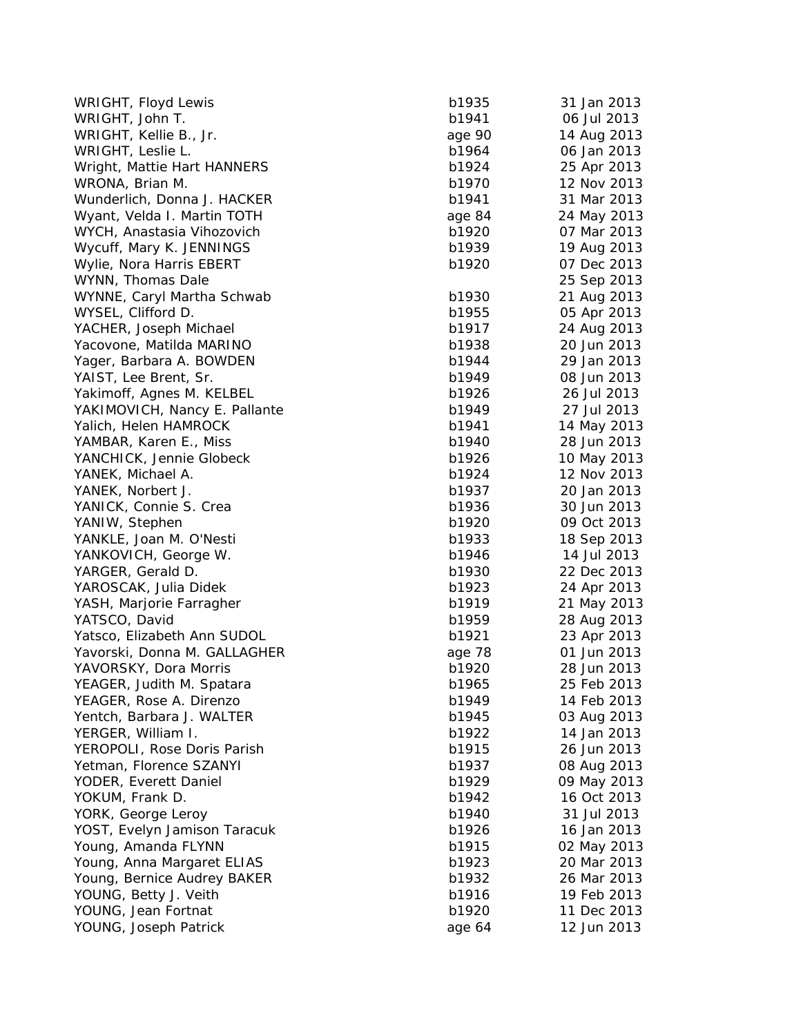| | | |
|---|---|---|
| WRIGHT, Floyd Lewis | b1935 | 31 Jan 2013 |
| WRIGHT, John T. | b1941 | 06 Jul 2013 |
| WRIGHT, Kellie B., Jr. | age 90 | 14 Aug 2013 |
| WRIGHT, Leslie L. | b1964 | 06 Jan 2013 |
| Wright, Mattie Hart HANNERS | b1924 | 25 Apr 2013 |
| WRONA, Brian M. | b1970 | 12 Nov 2013 |
| Wunderlich, Donna J. HACKER | b1941 | 31 Mar 2013 |
| Wyant, Velda I. Martin TOTH | age 84 | 24 May 2013 |
| WYCH, Anastasia Vihozovich | b1920 | 07 Mar 2013 |
| Wycuff, Mary K. JENNINGS | b1939 | 19 Aug 2013 |
| Wylie, Nora Harris EBERT | b1920 | 07 Dec 2013 |
| WYNN, Thomas Dale | | 25 Sep 2013 |
| WYNNE, Caryl Martha Schwab | b1930 | 21 Aug 2013 |
| WYSEL, Clifford D. | b1955 | 05 Apr 2013 |
| YACHER, Joseph Michael | b1917 | 24 Aug 2013 |
| Yacovone, Matilda MARINO | b1938 | 20 Jun 2013 |
| Yager, Barbara A. BOWDEN | b1944 | 29 Jan 2013 |
| YAIST, Lee Brent, Sr. | b1949 | 08 Jun 2013 |
| Yakimoff, Agnes M. KELBEL | b1926 | 26 Jul 2013 |
| YAKIMOVICH, Nancy E. Pallante | b1949 | 27 Jul 2013 |
| Yalich, Helen HAMROCK | b1941 | 14 May 2013 |
| YAMBAR, Karen E., Miss | b1940 | 28 Jun 2013 |
| YANCHICK, Jennie Globeck | b1926 | 10 May 2013 |
| YANEK, Michael A. | b1924 | 12 Nov 2013 |
| YANEK, Norbert J. | b1937 | 20 Jan 2013 |
| YANICK, Connie S. Crea | b1936 | 30 Jun 2013 |
| YANIW, Stephen | b1920 | 09 Oct 2013 |
| YANKLE, Joan M. O'Nesti | b1933 | 18 Sep 2013 |
| YANKOVICH, George W. | b1946 | 14 Jul 2013 |
| YARGER, Gerald D. | b1930 | 22 Dec 2013 |
| YAROSCAK, Julia Didek | b1923 | 24 Apr 2013 |
| YASH, Marjorie Farragher | b1919 | 21 May 2013 |
| YATSCO, David | b1959 | 28 Aug 2013 |
| Yatsco, Elizabeth Ann SUDOL | b1921 | 23 Apr 2013 |
| Yavorski, Donna M. GALLAGHER | age 78 | 01 Jun 2013 |
| YAVORSKY, Dora Morris | b1920 | 28 Jun 2013 |
| YEAGER, Judith M. Spatara | b1965 | 25 Feb 2013 |
| YEAGER, Rose A. Direnzo | b1949 | 14 Feb 2013 |
| Yentch, Barbara J. WALTER | b1945 | 03 Aug 2013 |
| YERGER, William I. | b1922 | 14 Jan 2013 |
| YEROPOLI, Rose Doris Parish | b1915 | 26 Jun 2013 |
| Yetman, Florence SZANYI | b1937 | 08 Aug 2013 |
| YODER, Everett Daniel | b1929 | 09 May 2013 |
| YOKUM, Frank D. | b1942 | 16 Oct 2013 |
| YORK, George Leroy | b1940 | 31 Jul 2013 |
| YOST, Evelyn Jamison Taracuk | b1926 | 16 Jan 2013 |
| Young, Amanda FLYNN | b1915 | 02 May 2013 |
| Young, Anna Margaret ELIAS | b1923 | 20 Mar 2013 |
| Young, Bernice Audrey BAKER | b1932 | 26 Mar 2013 |
| YOUNG, Betty J. Veith | b1916 | 19 Feb 2013 |
| YOUNG, Jean Fortnat | b1920 | 11 Dec 2013 |
| YOUNG, Joseph Patrick | age 64 | 12 Jun 2013 |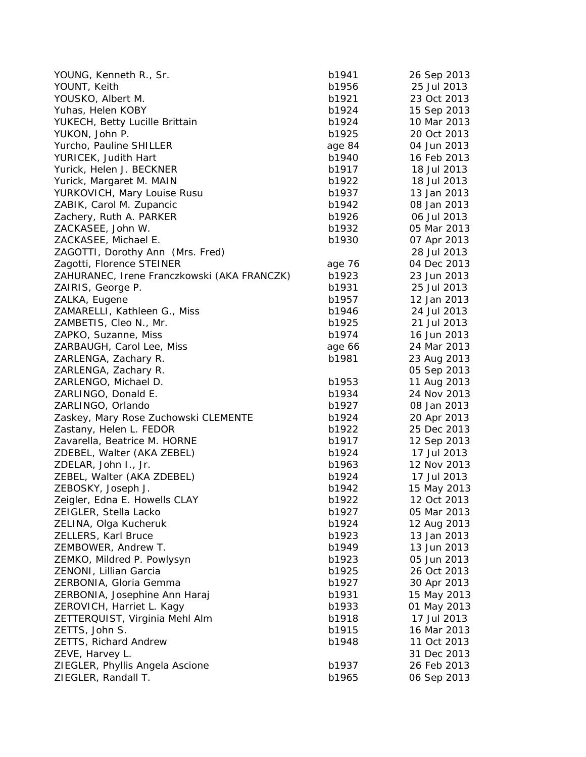| | | |
|---|---|---|
| YOUNG, Kenneth R., Sr. | b1941 | 26 Sep 2013 |
| YOUNT, Keith | b1956 | 25 Jul 2013 |
| YOUSKO, Albert M. | b1921 | 23 Oct 2013 |
| Yuhas, Helen KOBY | b1924 | 15 Sep 2013 |
| YUKECH, Betty Lucille Brittain | b1924 | 10 Mar 2013 |
| YUKON, John P. | b1925 | 20 Oct 2013 |
| Yurcho, Pauline SHILLER | age 84 | 04 Jun 2013 |
| YURICEK, Judith Hart | b1940 | 16 Feb 2013 |
| Yurick, Helen J. BECKNER | b1917 | 18 Jul 2013 |
| Yurick, Margaret M. MAIN | b1922 | 18 Jul 2013 |
| YURKOVICH, Mary Louise Rusu | b1937 | 13 Jan 2013 |
| ZABIK, Carol M. Zupancic | b1942 | 08 Jan 2013 |
| Zachery, Ruth A. PARKER | b1926 | 06 Jul 2013 |
| ZACKASEE, John W. | b1932 | 05 Mar 2013 |
| ZACKASEE, Michael E. | b1930 | 07 Apr 2013 |
| ZAGOTTI, Dorothy Ann (Mrs. Fred) | | 28 Jul 2013 |
| Zagotti, Florence STEINER | age 76 | 04 Dec 2013 |
| ZAHURANEC, Irene Franczkowski (AKA FRANCZK) | b1923 | 23 Jun 2013 |
| ZAIRIS, George P. | b1931 | 25 Jul 2013 |
| ZALKA, Eugene | b1957 | 12 Jan 2013 |
| ZAMARELLI, Kathleen G., Miss | b1946 | 24 Jul 2013 |
| ZAMBETIS, Cleo N., Mr. | b1925 | 21 Jul 2013 |
| ZAPKO, Suzanne, Miss | b1974 | 16 Jun 2013 |
| ZARBAUGH, Carol Lee, Miss | age 66 | 24 Mar 2013 |
| ZARLENGA, Zachary R. | b1981 | 23 Aug 2013 |
| ZARLENGA, Zachary R. | | 05 Sep 2013 |
| ZARLENGO, Michael D. | b1953 | 11 Aug 2013 |
| ZARLINGO, Donald E. | b1934 | 24 Nov 2013 |
| ZARLINGO, Orlando | b1927 | 08 Jan 2013 |
| Zaskey, Mary Rose Zuchowski CLEMENTE | b1924 | 20 Apr 2013 |
| Zastany, Helen L. FEDOR | b1922 | 25 Dec 2013 |
| Zavarella, Beatrice M. HORNE | b1917 | 12 Sep 2013 |
| ZDEBEL, Walter (AKA ZEBEL) | b1924 | 17 Jul 2013 |
| ZDELAR, John I., Jr. | b1963 | 12 Nov 2013 |
| ZEBEL, Walter (AKA ZDEBEL) | b1924 | 17 Jul 2013 |
| ZEBOSKY, Joseph J. | b1942 | 15 May 2013 |
| Zeigler, Edna E. Howells CLAY | b1922 | 12 Oct 2013 |
| ZEIGLER, Stella Lacko | b1927 | 05 Mar 2013 |
| ZELINA, Olga Kucheruk | b1924 | 12 Aug 2013 |
| ZELLERS, Karl Bruce | b1923 | 13 Jan 2013 |
| ZEMBOWER, Andrew T. | b1949 | 13 Jun 2013 |
| ZEMKO, Mildred P. Powlysyn | b1923 | 05 Jun 2013 |
| ZENONI, Lillian Garcia | b1925 | 26 Oct 2013 |
| ZERBONIA, Gloria Gemma | b1927 | 30 Apr 2013 |
| ZERBONIA, Josephine Ann Haraj | b1931 | 15 May 2013 |
| ZEROVICH, Harriet L. Kagy | b1933 | 01 May 2013 |
| ZETTERQUIST, Virginia Mehl Alm | b1918 | 17 Jul 2013 |
| ZETTS, John S. | b1915 | 16 Mar 2013 |
| ZETTS, Richard Andrew | b1948 | 11 Oct 2013 |
| ZEVE, Harvey L. | | 31 Dec 2013 |
| ZIEGLER, Phyllis Angela Ascione | b1937 | 26 Feb 2013 |
| ZIEGLER, Randall T. | b1965 | 06 Sep 2013 |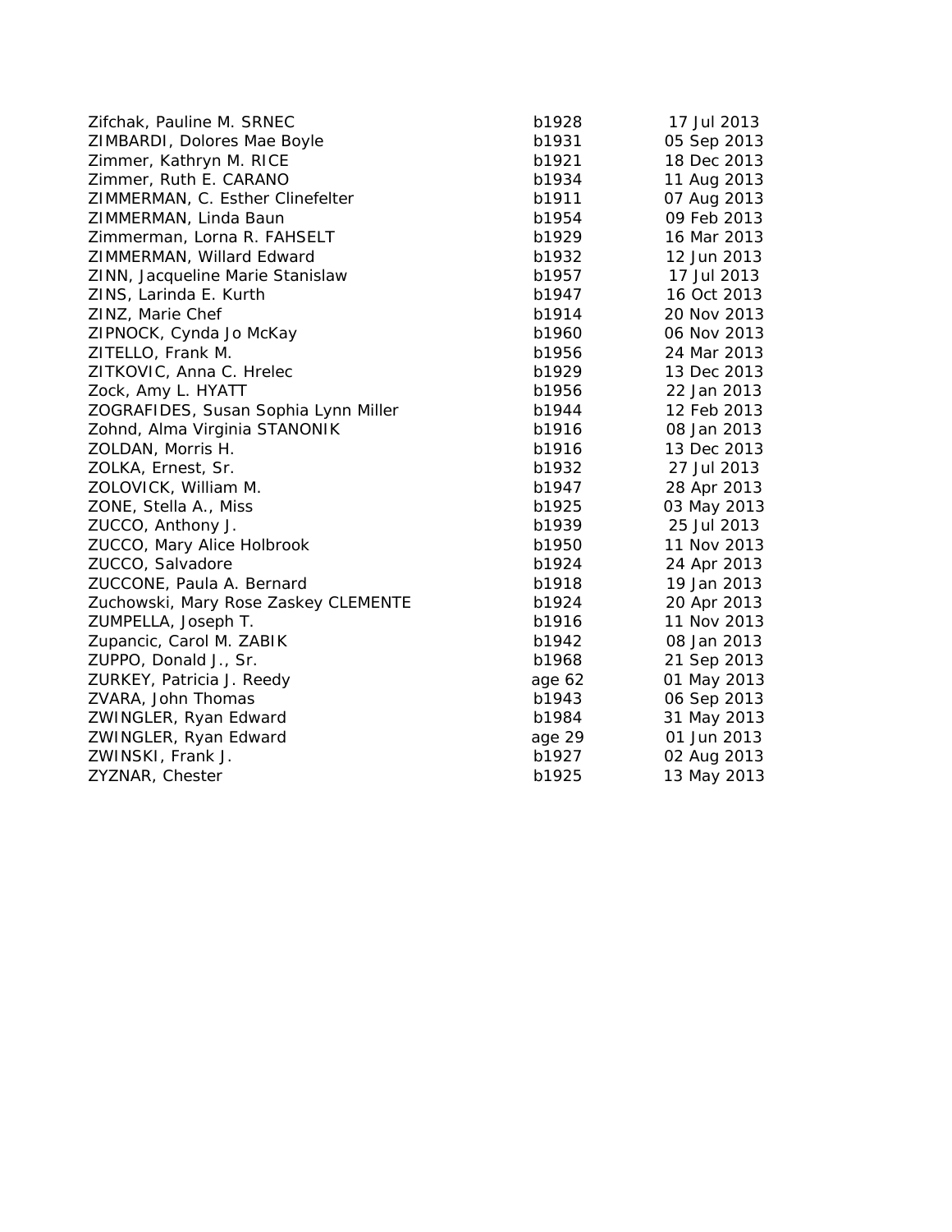| | | |
|---|---|---|
| Zifchak, Pauline M. SRNEC | b1928 | 17 Jul 2013 |
| ZIMBARDI, Dolores Mae Boyle | b1931 | 05 Sep 2013 |
| Zimmer, Kathryn M. RICE | b1921 | 18 Dec 2013 |
| Zimmer, Ruth E. CARANO | b1934 | 11 Aug 2013 |
| ZIMMERMAN, C. Esther Clinefelter | b1911 | 07 Aug 2013 |
| ZIMMERMAN, Linda Baun | b1954 | 09 Feb 2013 |
| Zimmerman, Lorna R. FAHSELT | b1929 | 16 Mar 2013 |
| ZIMMERMAN, Willard Edward | b1932 | 12 Jun 2013 |
| ZINN, Jacqueline Marie Stanislaw | b1957 | 17 Jul 2013 |
| ZINS, Larinda E. Kurth | b1947 | 16 Oct 2013 |
| ZINZ, Marie Chef | b1914 | 20 Nov 2013 |
| ZIPNOCK, Cynda Jo McKay | b1960 | 06 Nov 2013 |
| ZITELLO, Frank M. | b1956 | 24 Mar 2013 |
| ZITKOVIC, Anna C. Hrelec | b1929 | 13 Dec 2013 |
| Zock, Amy L. HYATT | b1956 | 22 Jan 2013 |
| ZOGRAFIDES, Susan Sophia Lynn Miller | b1944 | 12 Feb 2013 |
| Zohnd, Alma Virginia STANONIK | b1916 | 08 Jan 2013 |
| ZOLDAN, Morris H. | b1916 | 13 Dec 2013 |
| ZOLKA, Ernest, Sr. | b1932 | 27 Jul 2013 |
| ZOLOVICK, William M. | b1947 | 28 Apr 2013 |
| ZONE, Stella A., Miss | b1925 | 03 May 2013 |
| ZUCCO, Anthony J. | b1939 | 25 Jul 2013 |
| ZUCCO, Mary Alice Holbrook | b1950 | 11 Nov 2013 |
| ZUCCO, Salvadore | b1924 | 24 Apr 2013 |
| ZUCCONE, Paula A. Bernard | b1918 | 19 Jan 2013 |
| Zuchowski, Mary Rose Zaskey CLEMENTE | b1924 | 20 Apr 2013 |
| ZUMPELLA, Joseph T. | b1916 | 11 Nov 2013 |
| Zupancic, Carol M. ZABIK | b1942 | 08 Jan 2013 |
| ZUPPO, Donald J., Sr. | b1968 | 21 Sep 2013 |
| ZURKEY, Patricia J. Reedy | age 62 | 01 May 2013 |
| ZVARA, John Thomas | b1943 | 06 Sep 2013 |
| ZWINGLER, Ryan Edward | b1984 | 31 May 2013 |
| ZWINGLER, Ryan Edward | age 29 | 01 Jun 2013 |
| ZWINSKI, Frank J. | b1927 | 02 Aug 2013 |
| ZYZNAR, Chester | b1925 | 13 May 2013 |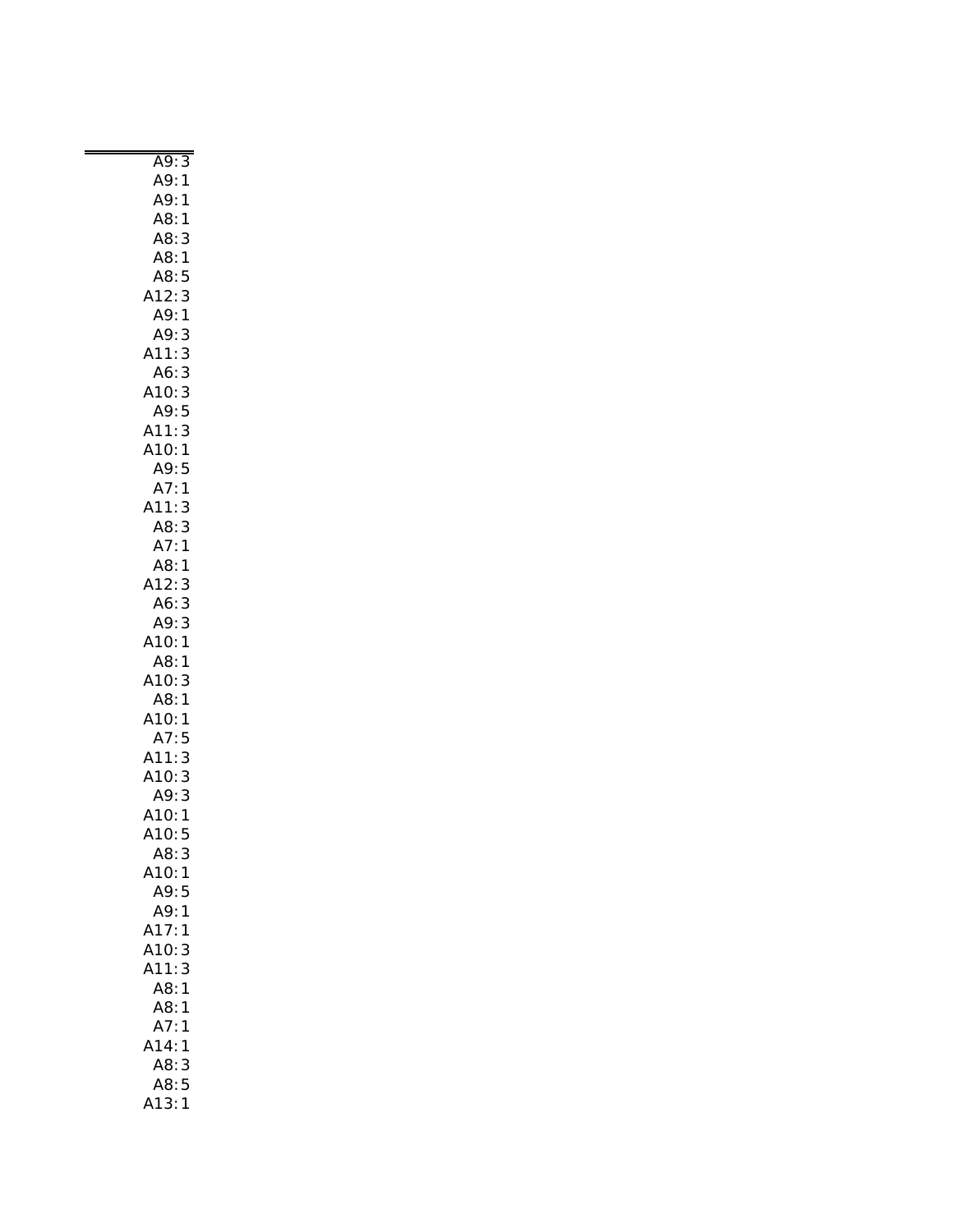| A9:3 |
|---|
| A9:1 |
| A9:1 |
| A8:1 |
| A8:3 |
| A8:1 |
| A8:5 |
| A12:3 |
| A9:1 |
| A9:3 |
| A11:3 |
| A6:3 |
| A10:3 |
| A9:5 |
| A11:3 |
| A10:1 |
| A9:5 |
| A7:1 |
| A11:3 |
| A8:3 |
| A7:1 |
| A8:1 |
| A12:3 |
| A6:3 |
| A9:3 |
| A10:1 |
| A8:1 |
| A10:3 |
| A8:1 |
| A10:1 |
| A7:5 |
| A11:3 |
| A10:3 |
| A9:3 |
| A10:1 |
| A10:5 |
| A8:3 |
| A10:1 |
| A9:5 |
| A9:1 |
| A17:1 |
| A10:3 |
| A11:3 |
| A8:1 |
| A8:1 |
| A7:1 |
| A14:1 |
| A8:3 |
| A8:5 |
| A13:1 |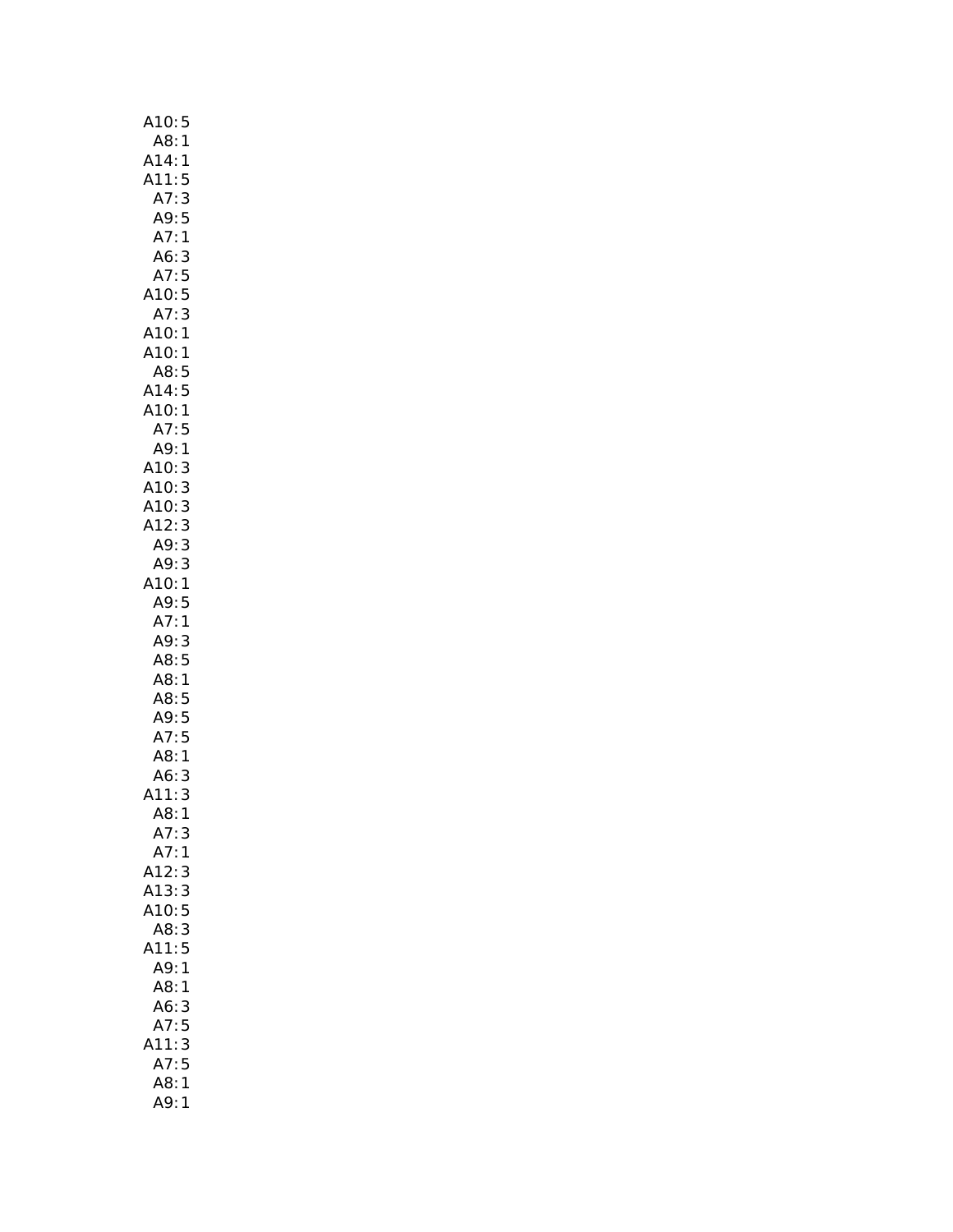A10: 5
A8: 1
A14: 1
A11: 5
A7: 3
A9: 5
A7: 1
A6: 3
A7: 5
A10: 5
A7: 3
A10: 1
A10: 1
A8: 5
A14: 5
A10: 1
A7: 5
A9: 1
A10: 3
A10: 3
A10: 3
A12: 3
A9: 3
A9: 3
A10: 1
A9: 5
A7: 1
A9: 3
A8: 5
A8: 1
A8: 5
A9: 5
A7: 5
A8: 1
A6: 3
A11: 3
A8: 1
A7: 3
A7: 1
A12: 3
A13: 3
A10: 5
A8: 3
A11: 5
A9: 1
A8: 1
A6: 3
A7: 5
A11: 3
A7: 5
A8: 1
A9: 1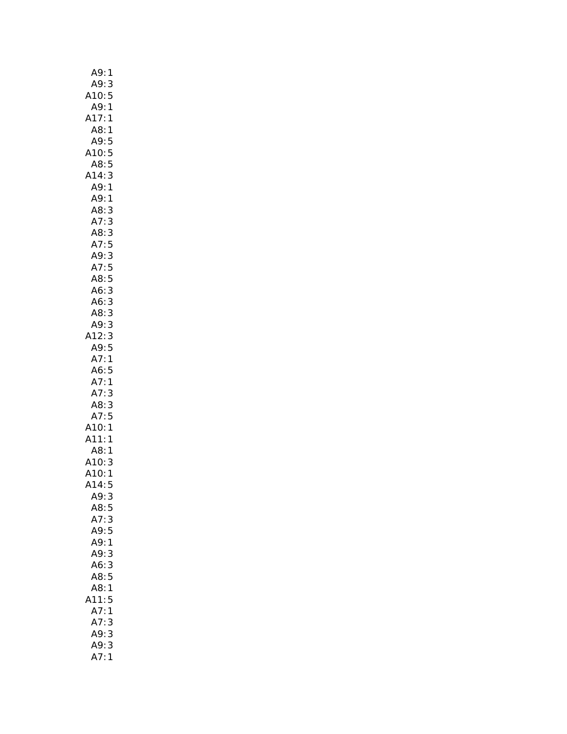A9: 1
A9: 3
A10: 5
A9: 1
A17: 1
A8: 1
A9: 5
A10: 5
A8: 5
A14: 3
A9: 1
A9: 1
A8: 3
A7: 3
A8: 3
A7: 5
A9: 3
A7: 5
A8: 5
A6: 3
A6: 3
A8: 3
A9: 3
A12: 3
A9: 5
A7: 1
A6: 5
A7: 1
A7: 3
A8: 3
A7: 5
A10: 1
A11: 1
A8: 1
A10: 3
A10: 1
A14: 5
A9: 3
A8: 5
A7: 3
A9: 5
A9: 1
A9: 3
A6: 3
A8: 5
A8: 1
A11: 5
A7: 1
A7: 3
A9: 3
A9: 3
A7: 1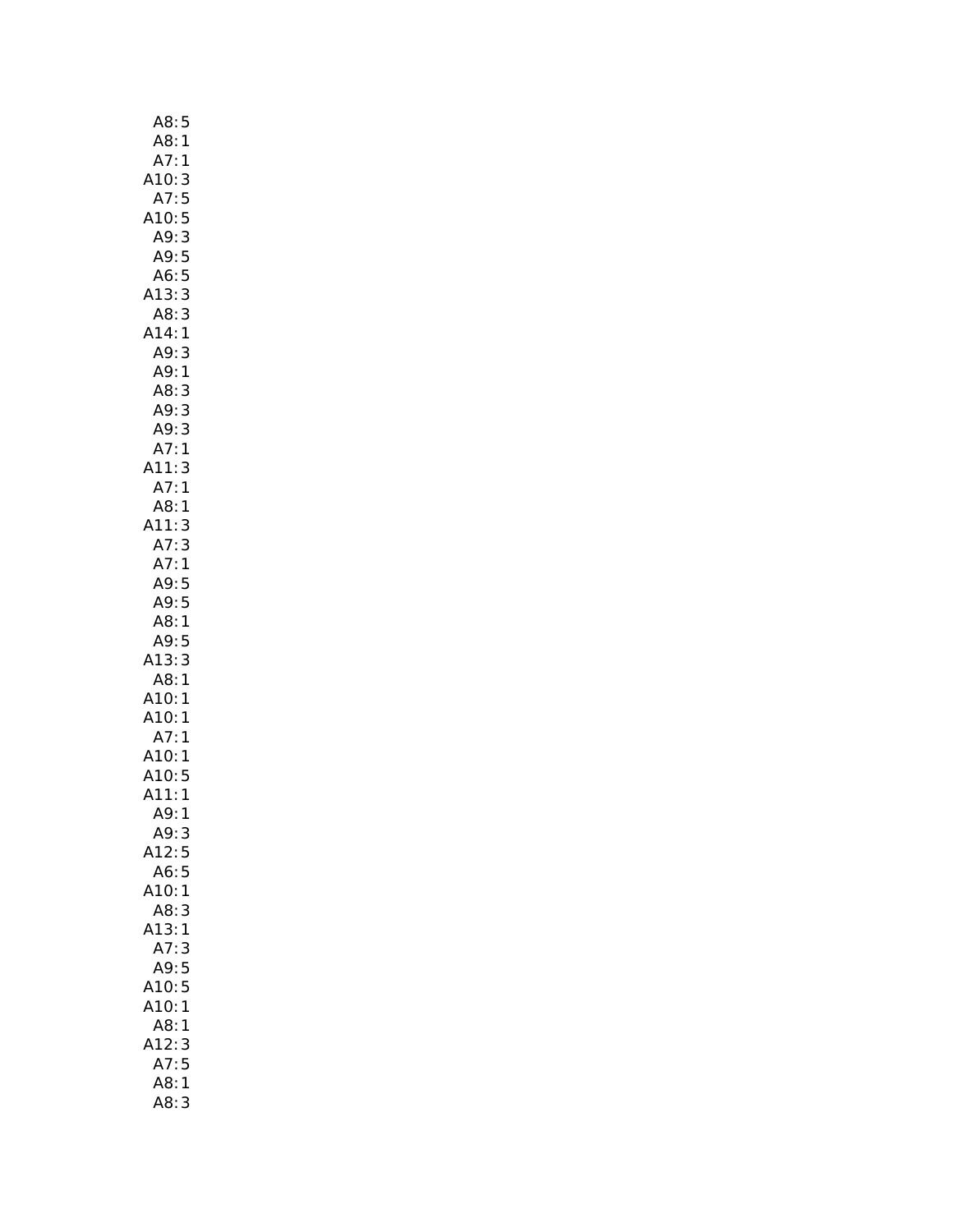A8: 5
A8: 1
A7: 1
A10: 3
A7: 5
A10: 5
A9: 3
A9: 5
A6: 5
A13: 3
A8: 3
A14: 1
A9: 3
A9: 1
A8: 3
A9: 3
A9: 3
A7: 1
A11: 3
A7: 1
A8: 1
A11: 3
A7: 3
A7: 1
A9: 5
A9: 5
A8: 1
A9: 5
A13: 3
A8: 1
A10: 1
A10: 1
A7: 1
A10: 1
A10: 5
A11: 1
A9: 1
A9: 3
A12: 5
A6: 5
A10: 1
A8: 3
A13: 1
A7: 3
A9: 5
A10: 5
A10: 1
A8: 1
A12: 3
A7: 5
A8: 1
A8: 3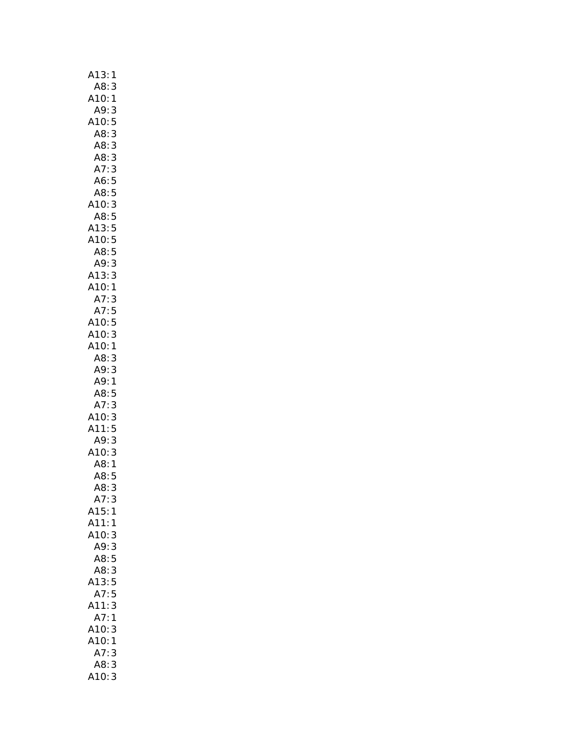A13: 1
A8: 3
A10: 1
A9: 3
A10: 5
A8: 3
A8: 3
A8: 3
A7: 3
A6: 5
A8: 5
A10: 3
A8: 5
A13: 5
A10: 5
A8: 5
A9: 3
A13: 3
A10: 1
A7: 3
A7: 5
A10: 5
A10: 3
A10: 1
A8: 3
A9: 3
A9: 1
A8: 5
A7: 3
A10: 3
A11: 5
A9: 3
A10: 3
A8: 1
A8: 5
A8: 3
A7: 3
A15: 1
A11: 1
A10: 3
A9: 3
A8: 5
A8: 3
A13: 5
A7: 5
A11: 3
A7: 1
A10: 3
A10: 1
A7: 3
A8: 3
A10: 3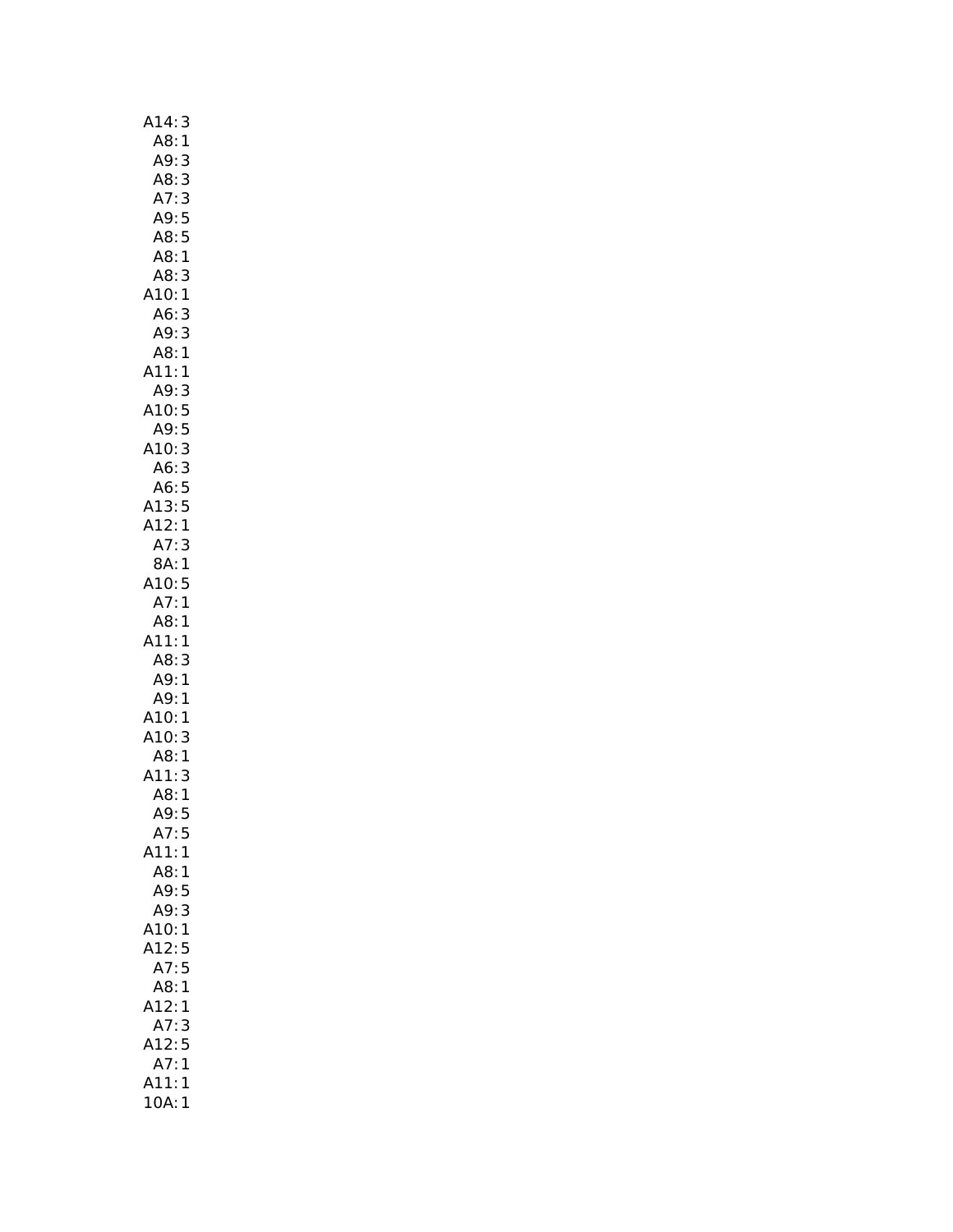A14: 3
A8: 1
A9: 3
A8: 3
A7: 3
A9: 5
A8: 5
A8: 1
A8: 3
A10: 1
A6: 3
A9: 3
A8: 1
A11: 1
A9: 3
A10: 5
A9: 5
A10: 3
A6: 3
A6: 5
A13: 5
A12: 1
A7: 3
8A: 1
A10: 5
A7: 1
A8: 1
A11: 1
A8: 3
A9: 1
A9: 1
A10: 1
A10: 3
A8: 1
A11: 3
A8: 1
A9: 5
A7: 5
A11: 1
A8: 1
A9: 5
A9: 3
A10: 1
A12: 5
A7: 5
A8: 1
A12: 1
A7: 3
A12: 5
A7: 1
A11: 1
10A: 1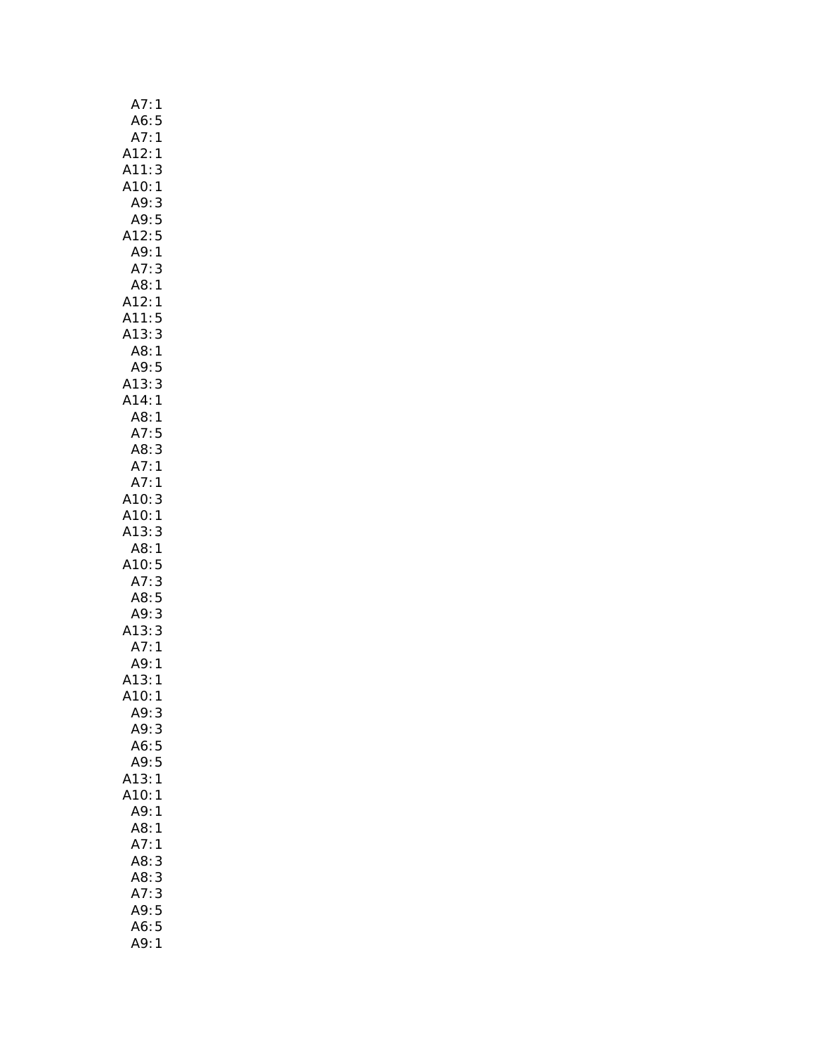A7: 1
A6: 5
A7: 1
A12: 1
A11: 3
A10: 1
A9: 3
A9: 5
A12: 5
A9: 1
A7: 3
A8: 1
A12: 1
A11: 5
A13: 3
A8: 1
A9: 5
A13: 3
A14: 1
A8: 1
A7: 5
A8: 3
A7: 1
A7: 1
A10: 3
A10: 1
A13: 3
A8: 1
A10: 5
A7: 3
A8: 5
A9: 3
A13: 3
A7: 1
A9: 1
A13: 1
A10: 1
A9: 3
A9: 3
A6: 5
A9: 5
A13: 1
A10: 1
A9: 1
A8: 1
A7: 1
A8: 3
A8: 3
A7: 3
A9: 5
A6: 5
A9: 1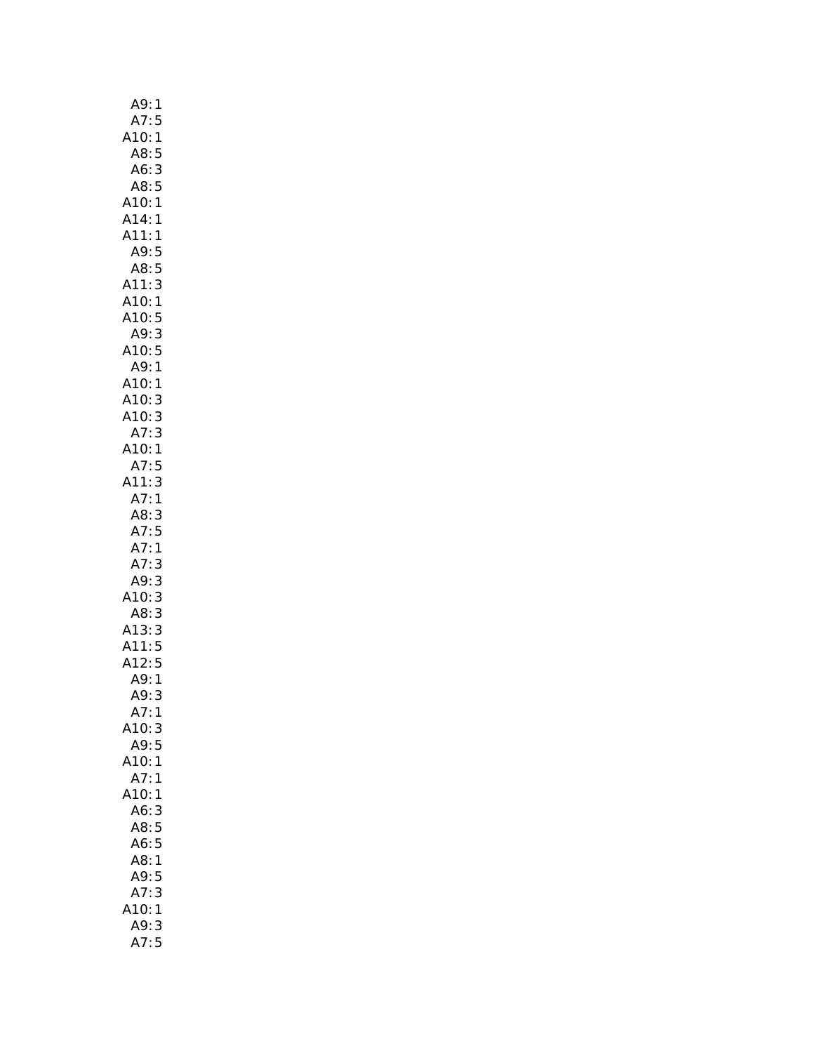A9: 1
A7: 5
A10: 1
A8: 5
A6: 3
A8: 5
A10: 1
A14: 1
A11: 1
A9: 5
A8: 5
A11: 3
A10: 1
A10: 5
A9: 3
A10: 5
A9: 1
A10: 1
A10: 3
A10: 3
A7: 3
A10: 1
A7: 5
A11: 3
A7: 1
A8: 3
A7: 5
A7: 1
A7: 3
A9: 3
A10: 3
A8: 3
A13: 3
A11: 5
A12: 5
A9: 1
A9: 3
A7: 1
A10: 3
A9: 5
A10: 1
A7: 1
A10: 1
A6: 3
A8: 5
A6: 5
A8: 1
A9: 5
A7: 3
A10: 1
A9: 3
A7: 5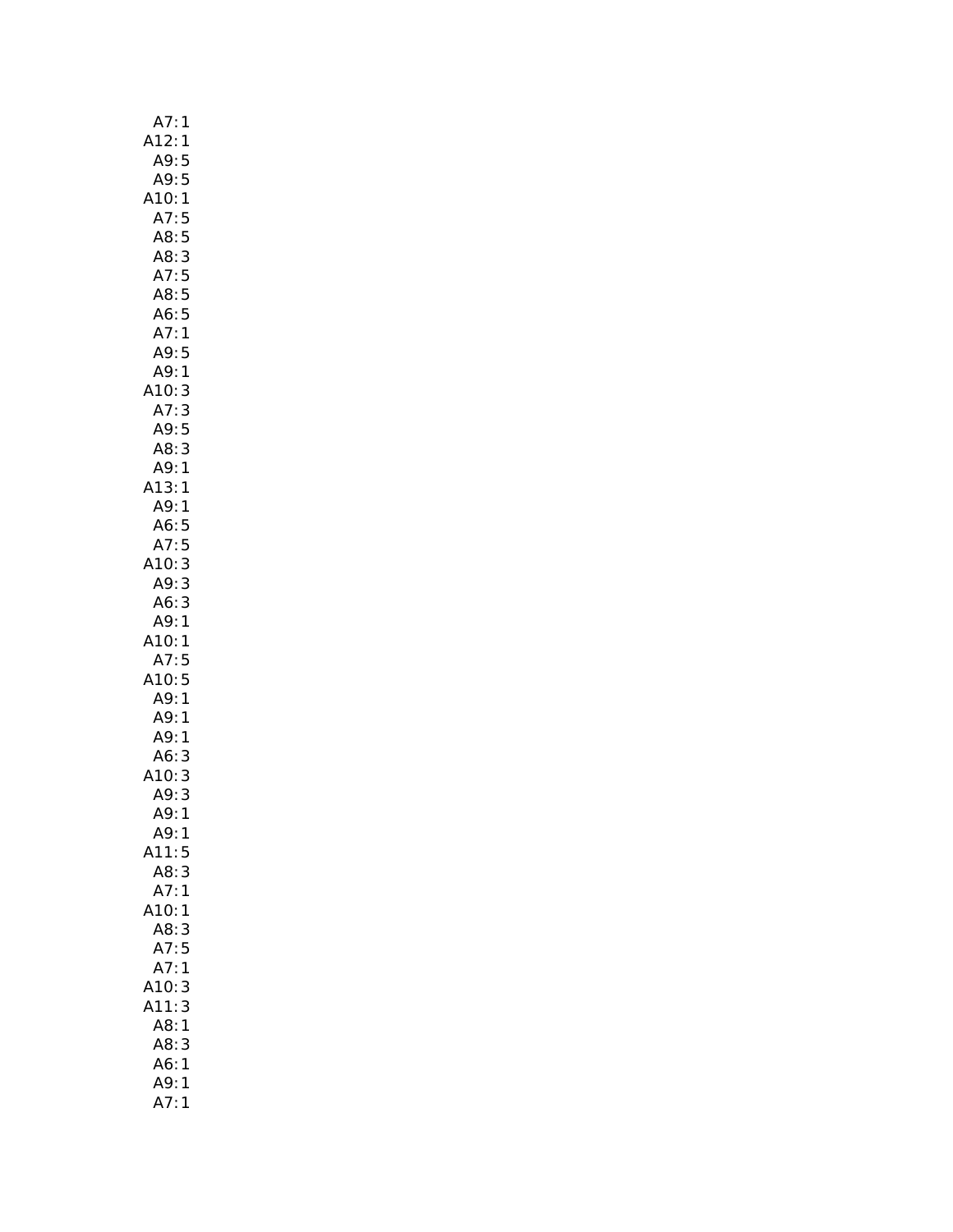A7: 1
A12: 1
A9: 5
A9: 5
A10: 1
A7: 5
A8: 5
A8: 3
A7: 5
A8: 5
A6: 5
A7: 1
A9: 5
A9: 1
A10: 3
A7: 3
A9: 5
A8: 3
A9: 1
A13: 1
A9: 1
A6: 5
A7: 5
A10: 3
A9: 3
A6: 3
A9: 1
A10: 1
A7: 5
A10: 5
A9: 1
A9: 1
A9: 1
A6: 3
A10: 3
A9: 3
A9: 1
A9: 1
A11: 5
A8: 3
A7: 1
A10: 1
A8: 3
A7: 5
A7: 1
A10: 3
A11: 3
A8: 1
A8: 3
A6: 1
A9: 1
A7: 1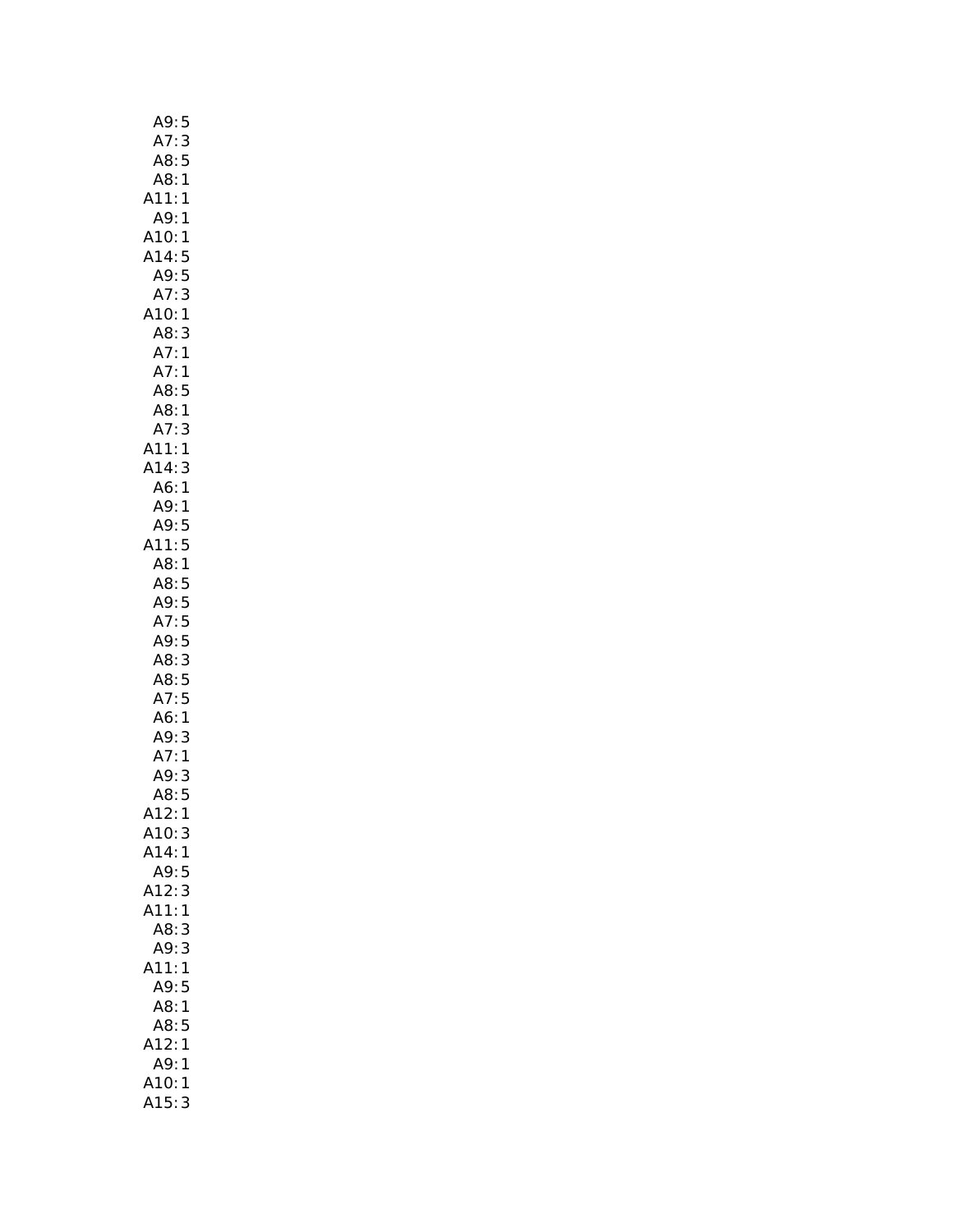A9: 5
A7: 3
A8: 5
A8: 1
A11: 1
A9: 1
A10: 1
A14: 5
A9: 5
A7: 3
A10: 1
A8: 3
A7: 1
A7: 1
A8: 5
A8: 1
A7: 3
A11: 1
A14: 3
A6: 1
A9: 1
A9: 5
A11: 5
A8: 1
A8: 5
A9: 5
A7: 5
A9: 5
A8: 3
A8: 5
A7: 5
A6: 1
A9: 3
A7: 1
A9: 3
A8: 5
A12: 1
A10: 3
A14: 1
A9: 5
A12: 3
A11: 1
A8: 3
A9: 3
A11: 1
A9: 5
A8: 1
A8: 5
A12: 1
A9: 1
A10: 1
A15: 3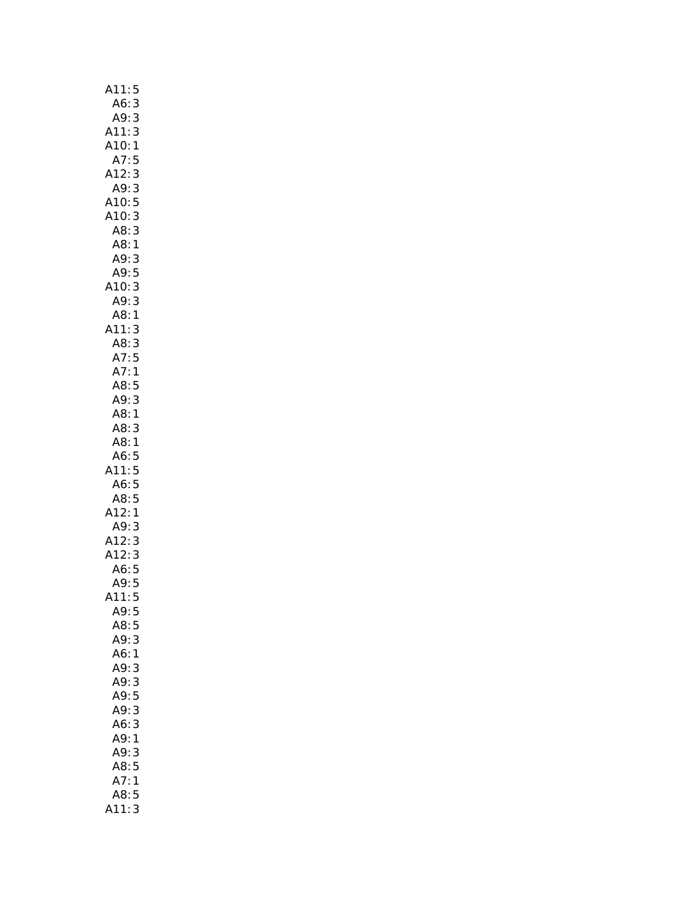A11: 5
A6: 3
A9: 3
A11: 3
A10: 1
A7: 5
A12: 3
A9: 3
A10: 5
A10: 3
A8: 3
A8: 1
A9: 3
A9: 5
A10: 3
A9: 3
A8: 1
A11: 3
A8: 3
A7: 5
A7: 1
A8: 5
A9: 3
A8: 1
A8: 3
A8: 1
A6: 5
A11: 5
A6: 5
A8: 5
A12: 1
A9: 3
A12: 3
A12: 3
A6: 5
A9: 5
A11: 5
A9: 5
A8: 5
A9: 3
A6: 1
A9: 3
A9: 3
A9: 5
A9: 3
A6: 3
A9: 1
A9: 3
A8: 5
A7: 1
A8: 5
A11: 3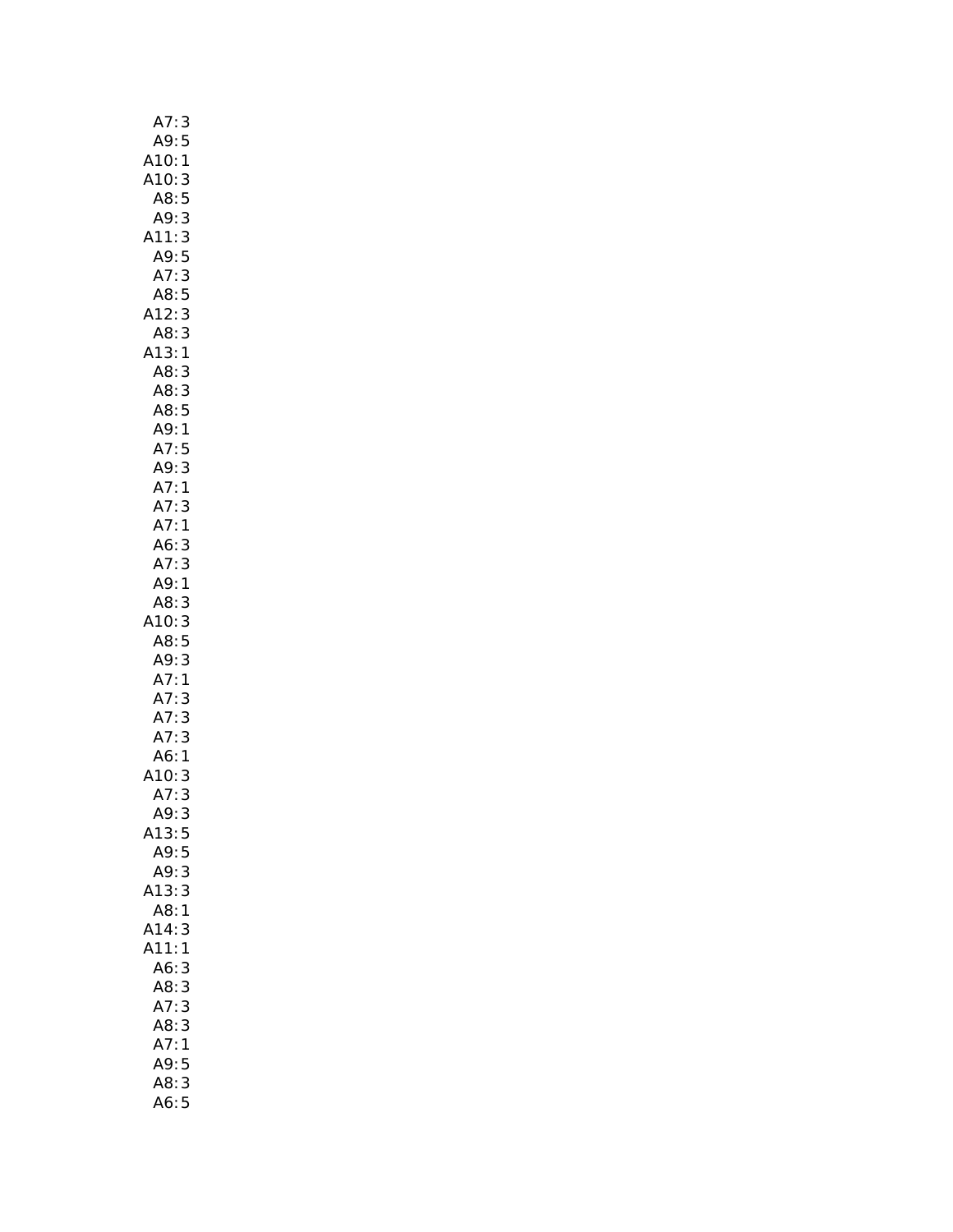A7: 3
A9: 5
A10: 1
A10: 3
A8: 5
A9: 3
A11: 3
A9: 5
A7: 3
A8: 5
A12: 3
A8: 3
A13: 1
A8: 3
A8: 3
A8: 5
A9: 1
A7: 5
A9: 3
A7: 1
A7: 3
A7: 1
A6: 3
A7: 3
A9: 1
A8: 3
A10: 3
A8: 5
A9: 3
A7: 1
A7: 3
A7: 3
A7: 3
A6: 1
A10: 3
A7: 3
A9: 3
A13: 5
A9: 5
A9: 3
A13: 3
A8: 1
A14: 3
A11: 1
A6: 3
A8: 3
A7: 3
A8: 3
A7: 1
A9: 5
A8: 3
A6: 5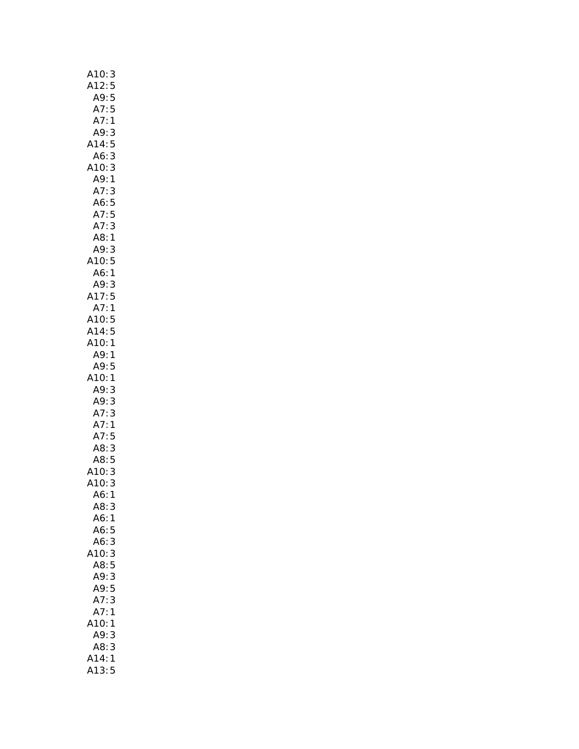A10: 3
A12: 5
A9: 5
A7: 5
A7: 1
A9: 3
A14: 5
A6: 3
A10: 3
A9: 1
A7: 3
A6: 5
A7: 5
A7: 3
A8: 1
A9: 3
A10: 5
A6: 1
A9: 3
A17: 5
A7: 1
A10: 5
A14: 5
A10: 1
A9: 1
A9: 5
A10: 1
A9: 3
A9: 3
A7: 3
A7: 1
A7: 5
A8: 3
A8: 5
A10: 3
A10: 3
A6: 1
A8: 3
A6: 1
A6: 5
A6: 3
A10: 3
A8: 5
A9: 3
A9: 5
A7: 3
A7: 1
A10: 1
A9: 3
A8: 3
A14: 1
A13: 5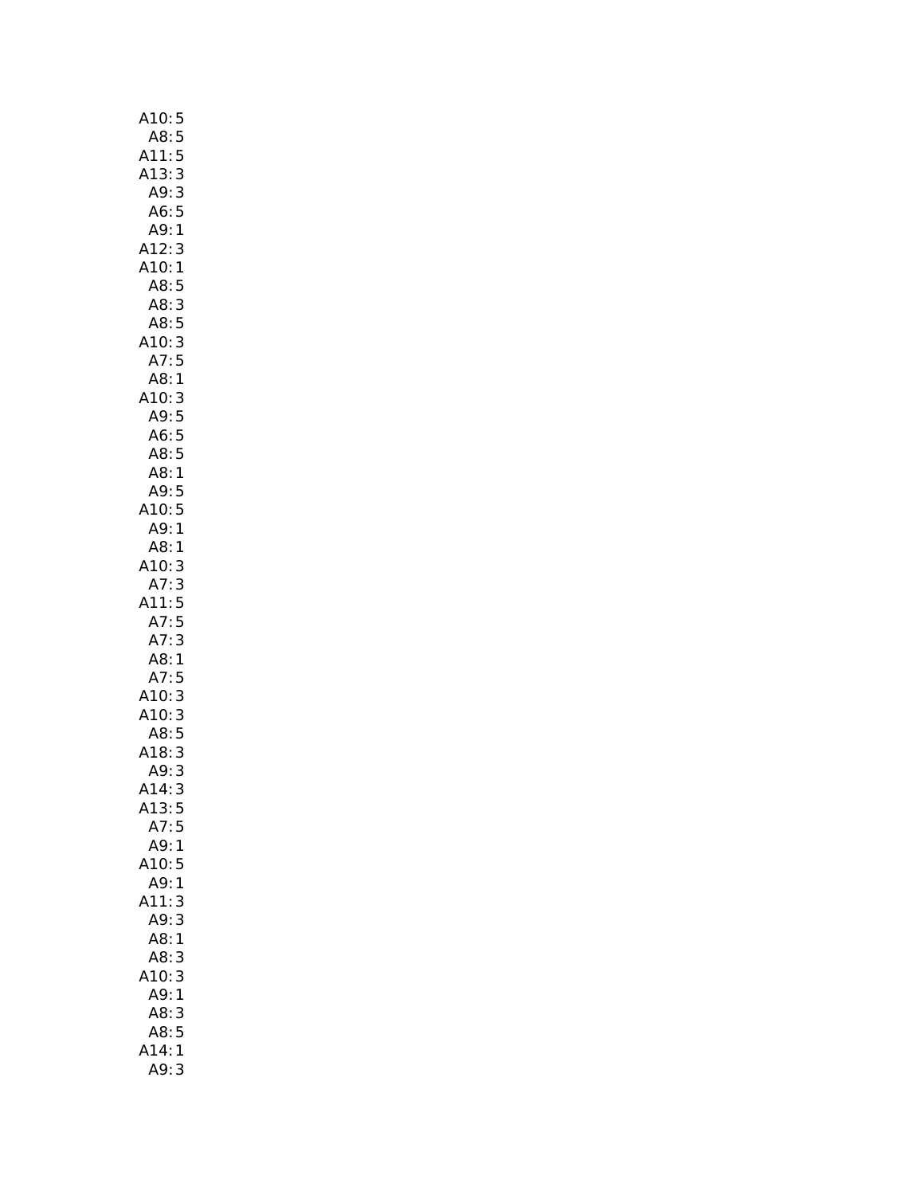A10: 5
A8: 5
A11: 5
A13: 3
A9: 3
A6: 5
A9: 1
A12: 3
A10: 1
A8: 5
A8: 3
A8: 5
A10: 3
A7: 5
A8: 1
A10: 3
A9: 5
A6: 5
A8: 5
A8: 1
A9: 5
A10: 5
A9: 1
A8: 1
A10: 3
A7: 3
A11: 5
A7: 5
A7: 3
A8: 1
A7: 5
A10: 3
A10: 3
A8: 5
A18: 3
A9: 3
A14: 3
A13: 5
A7: 5
A9: 1
A10: 5
A9: 1
A11: 3
A9: 3
A8: 1
A8: 3
A10: 3
A9: 1
A8: 3
A8: 5
A14: 1
A9: 3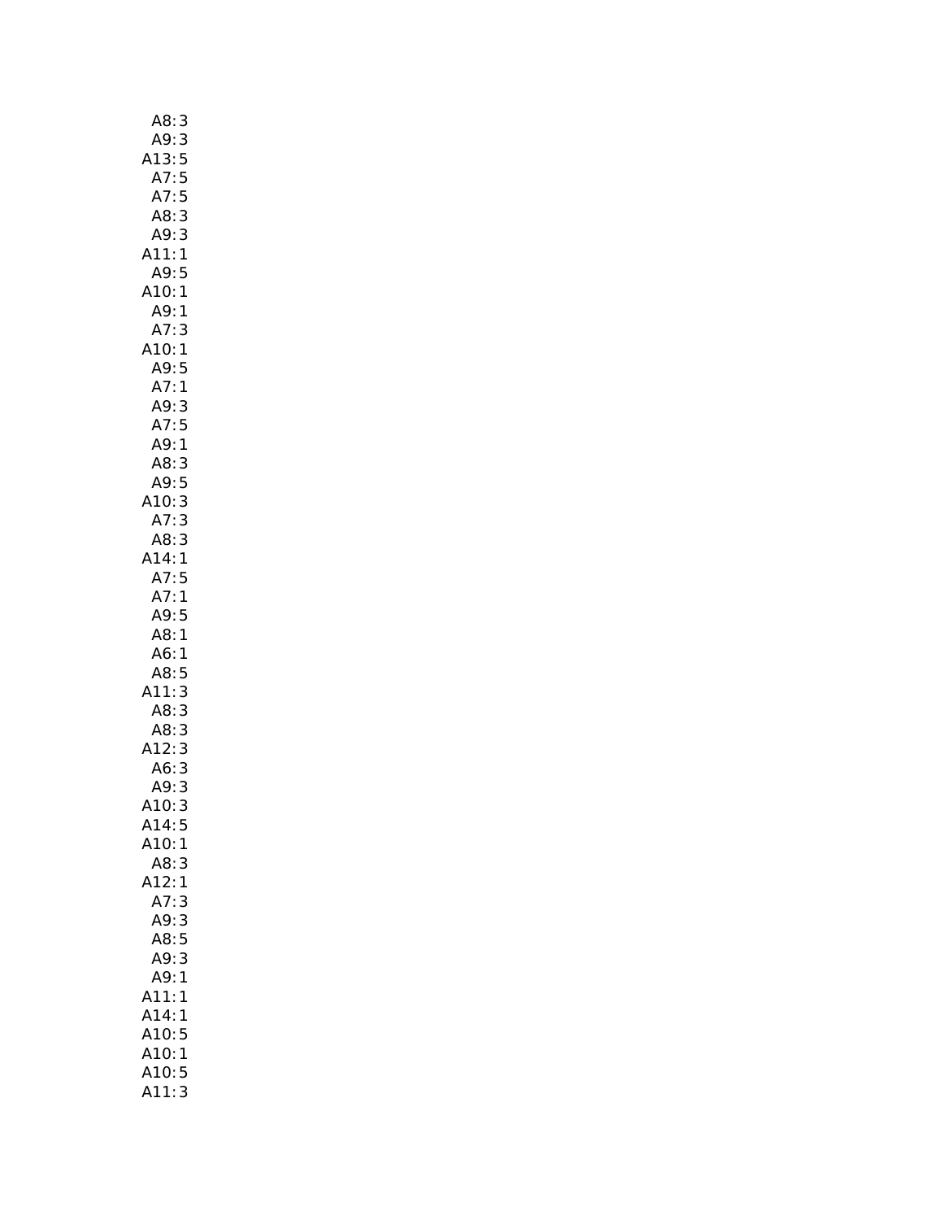A8: 3
A9: 3
A13: 5
A7: 5
A7: 5
A8: 3
A9: 3
A11: 1
A9: 5
A10: 1
A9: 1
A7: 3
A10: 1
A9: 5
A7: 1
A9: 3
A7: 5
A9: 1
A8: 3
A9: 5
A10: 3
A7: 3
A8: 3
A14: 1
A7: 5
A7: 1
A9: 5
A8: 1
A6: 1
A8: 5
A11: 3
A8: 3
A8: 3
A12: 3
A6: 3
A9: 3
A10: 3
A14: 5
A10: 1
A8: 3
A12: 1
A7: 3
A9: 3
A8: 5
A9: 3
A9: 1
A11: 1
A14: 1
A10: 5
A10: 1
A10: 5
A11: 3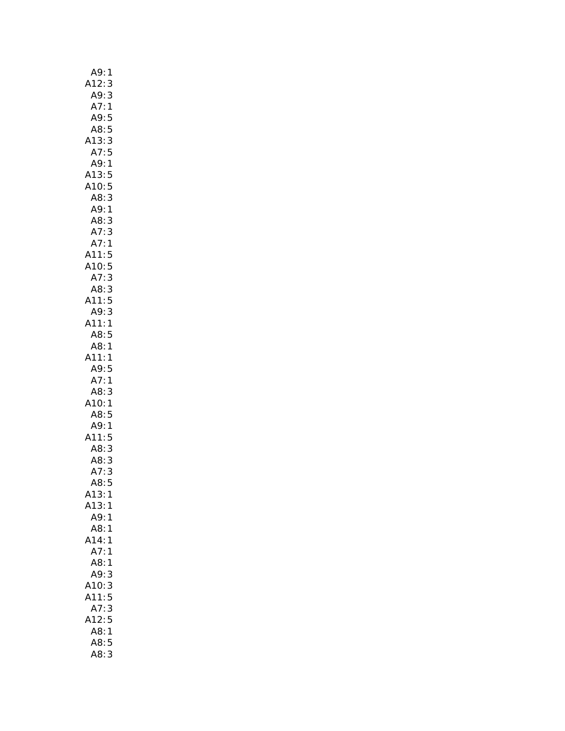A9: 1
A12: 3
A9: 3
A7: 1
A9: 5
A8: 5
A13: 3
A7: 5
A9: 1
A13: 5
A10: 5
A8: 3
A9: 1
A8: 3
A7: 3
A7: 1
A11: 5
A10: 5
A7: 3
A8: 3
A11: 5
A9: 3
A11: 1
A8: 5
A8: 1
A11: 1
A9: 5
A7: 1
A8: 3
A10: 1
A8: 5
A9: 1
A11: 5
A8: 3
A8: 3
A7: 3
A8: 5
A13: 1
A13: 1
A9: 1
A8: 1
A14: 1
A7: 1
A8: 1
A9: 3
A10: 3
A11: 5
A7: 3
A12: 5
A8: 1
A8: 5
A8: 3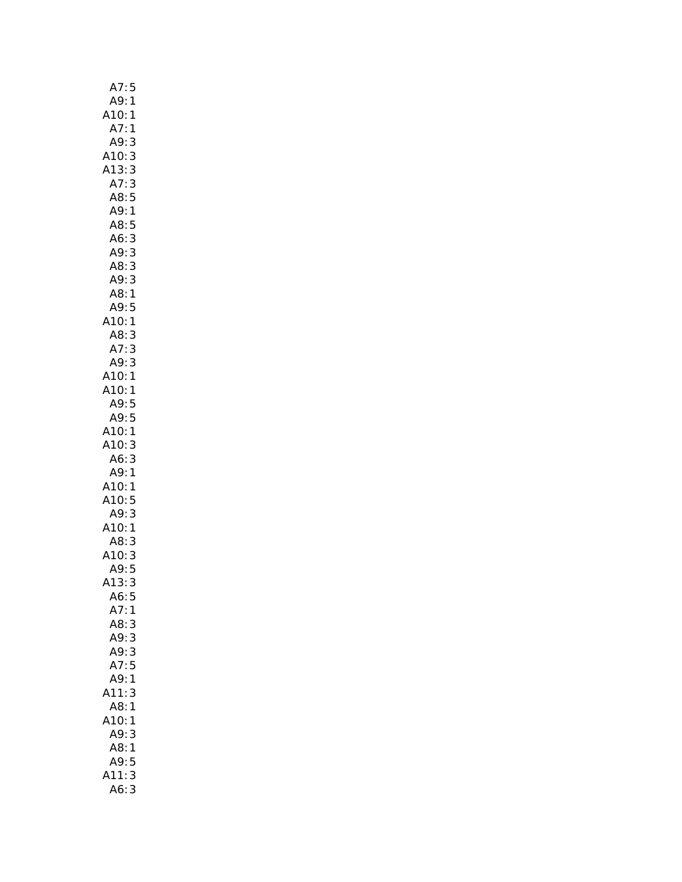A7: 5
A9: 1
A10: 1
A7: 1
A9: 3
A10: 3
A13: 3
A7: 3
A8: 5
A9: 1
A8: 5
A6: 3
A9: 3
A8: 3
A9: 3
A8: 1
A9: 5
A10: 1
A8: 3
A7: 3
A9: 3
A10: 1
A10: 1
A9: 5
A9: 5
A10: 1
A10: 3
A6: 3
A9: 1
A10: 1
A10: 5
A9: 3
A10: 1
A8: 3
A10: 3
A9: 5
A13: 3
A6: 5
A7: 1
A8: 3
A9: 3
A9: 3
A7: 5
A9: 1
A11: 3
A8: 1
A10: 1
A9: 3
A8: 1
A9: 5
A11: 3
A6: 3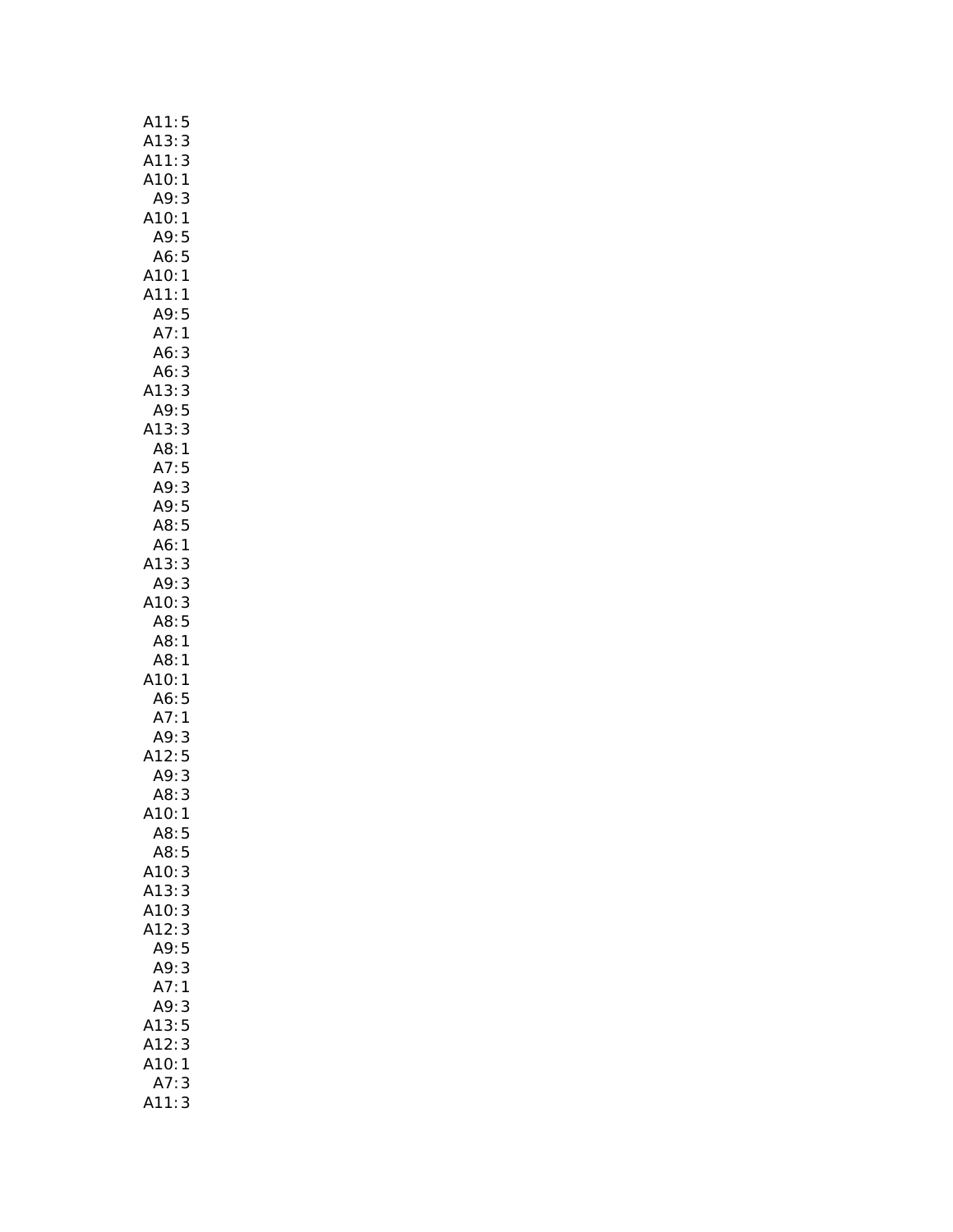A11: 5
A13: 3
A11: 3
A10: 1
A9: 3
A10: 1
A9: 5
A6: 5
A10: 1
A11: 1
A9: 5
A7: 1
A6: 3
A6: 3
A13: 3
A9: 5
A13: 3
A8: 1
A7: 5
A9: 3
A9: 5
A8: 5
A6: 1
A13: 3
A9: 3
A10: 3
A8: 5
A8: 1
A8: 1
A10: 1
A6: 5
A7: 1
A9: 3
A12: 5
A9: 3
A8: 3
A10: 1
A8: 5
A8: 5
A10: 3
A13: 3
A10: 3
A12: 3
A9: 5
A9: 3
A7: 1
A9: 3
A13: 5
A12: 3
A10: 1
A7: 3
A11: 3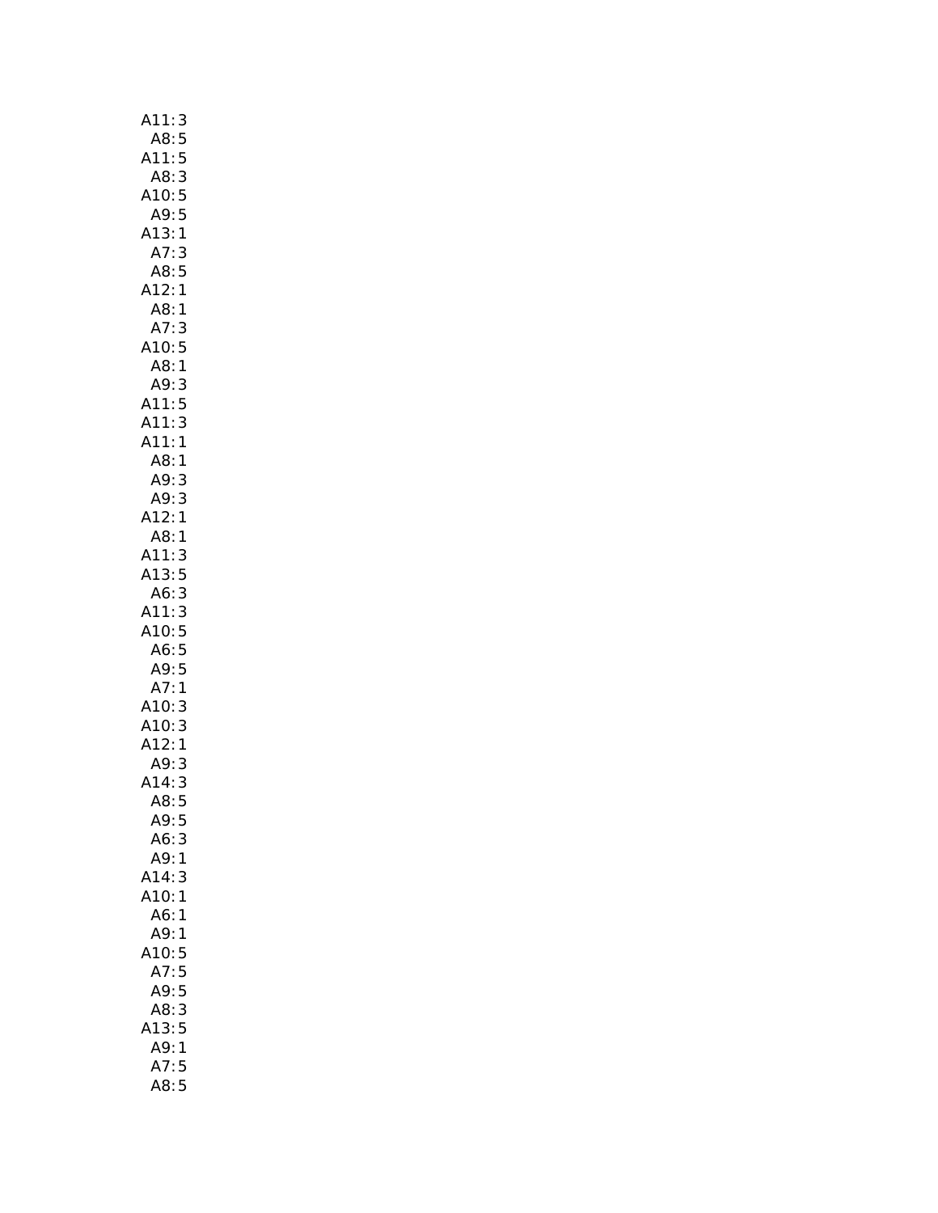A11: 3
A8: 5
A11: 5
A8: 3
A10: 5
A9: 5
A13: 1
A7: 3
A8: 5
A12: 1
A8: 1
A7: 3
A10: 5
A8: 1
A9: 3
A11: 5
A11: 3
A11: 1
A8: 1
A9: 3
A9: 3
A12: 1
A8: 1
A11: 3
A13: 5
A6: 3
A11: 3
A10: 5
A6: 5
A9: 5
A7: 1
A10: 3
A10: 3
A12: 1
A9: 3
A14: 3
A8: 5
A9: 5
A6: 3
A9: 1
A14: 3
A10: 1
A6: 1
A9: 1
A10: 5
A7: 5
A9: 5
A8: 3
A13: 5
A9: 1
A7: 5
A8: 5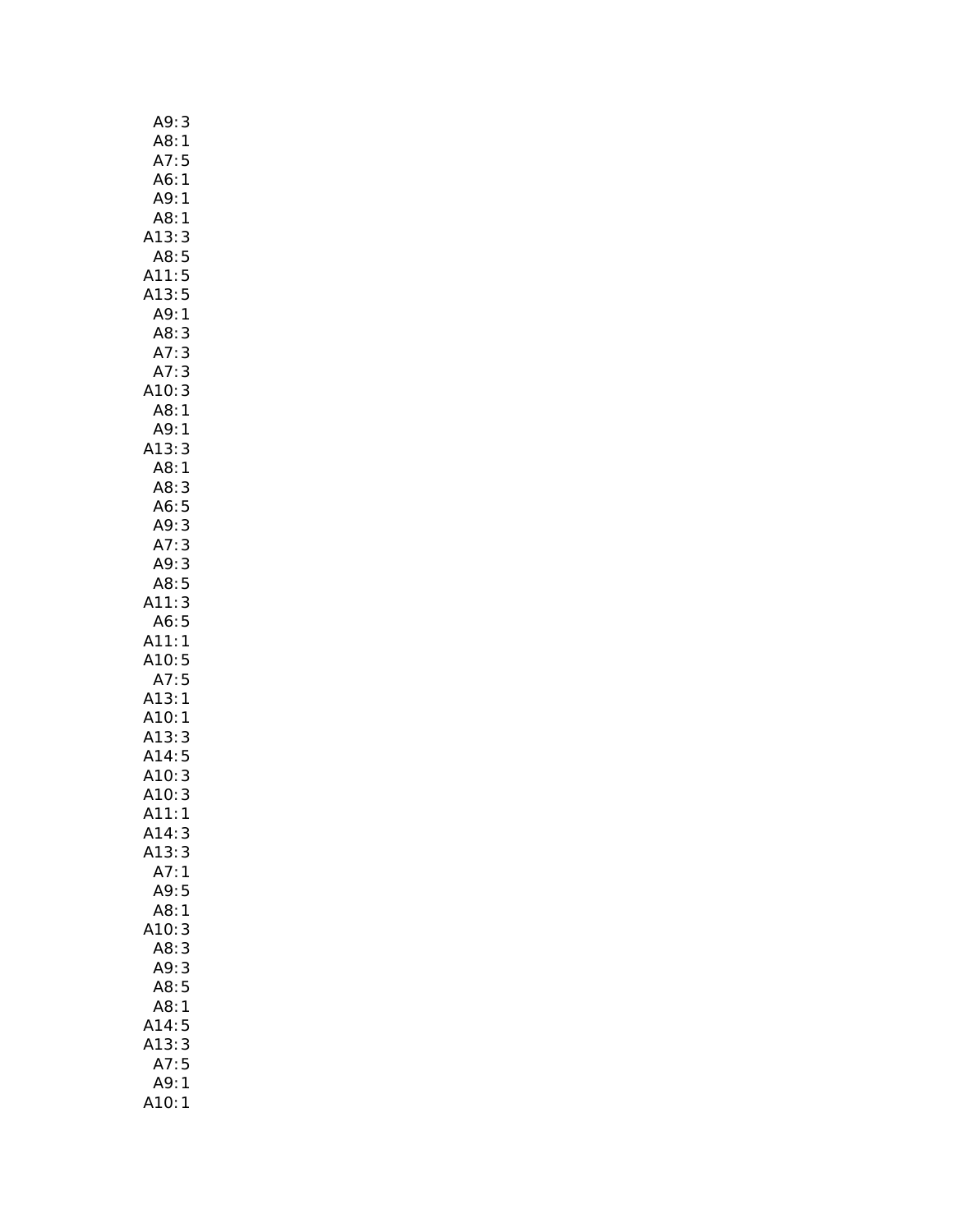A9: 3
A8: 1
A7: 5
A6: 1
A9: 1
A8: 1
A13: 3
A8: 5
A11: 5
A13: 5
A9: 1
A8: 3
A7: 3
A7: 3
A10: 3
A8: 1
A9: 1
A13: 3
A8: 1
A8: 3
A6: 5
A9: 3
A7: 3
A9: 3
A8: 5
A11: 3
A6: 5
A11: 1
A10: 5
A7: 5
A13: 1
A10: 1
A13: 3
A14: 5
A10: 3
A10: 3
A11: 1
A14: 3
A13: 3
A7: 1
A9: 5
A8: 1
A10: 3
A8: 3
A9: 3
A8: 5
A8: 1
A14: 5
A13: 3
A7: 5
A9: 1
A10: 1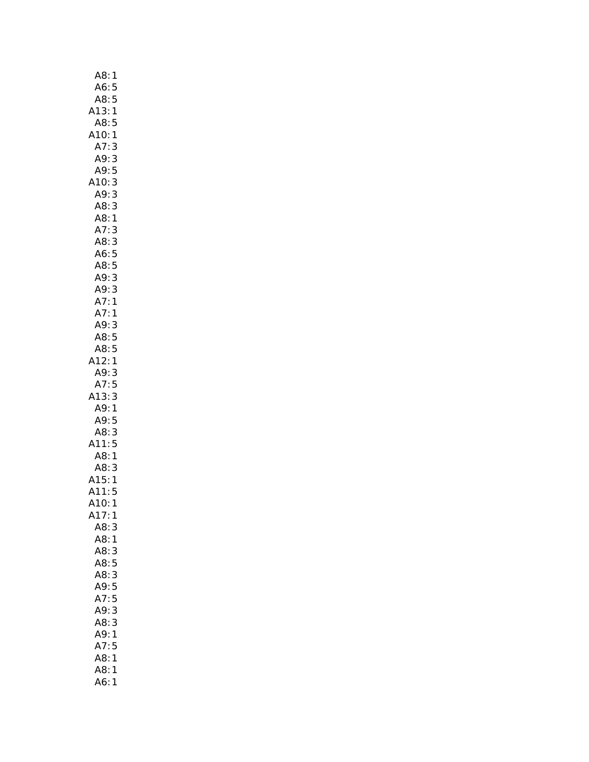A8: 1
A6: 5
A8: 5
A13: 1
A8: 5
A10: 1
A7: 3
A9: 3
A9: 5
A10: 3
A9: 3
A8: 3
A8: 1
A7: 3
A8: 3
A6: 5
A8: 5
A9: 3
A9: 3
A7: 1
A7: 1
A9: 3
A8: 5
A8: 5
A12: 1
A9: 3
A7: 5
A13: 3
A9: 1
A9: 5
A8: 3
A11: 5
A8: 1
A8: 3
A15: 1
A11: 5
A10: 1
A17: 1
A8: 3
A8: 1
A8: 3
A8: 5
A8: 3
A9: 5
A7: 5
A9: 3
A8: 3
A9: 1
A7: 5
A8: 1
A8: 1
A6: 1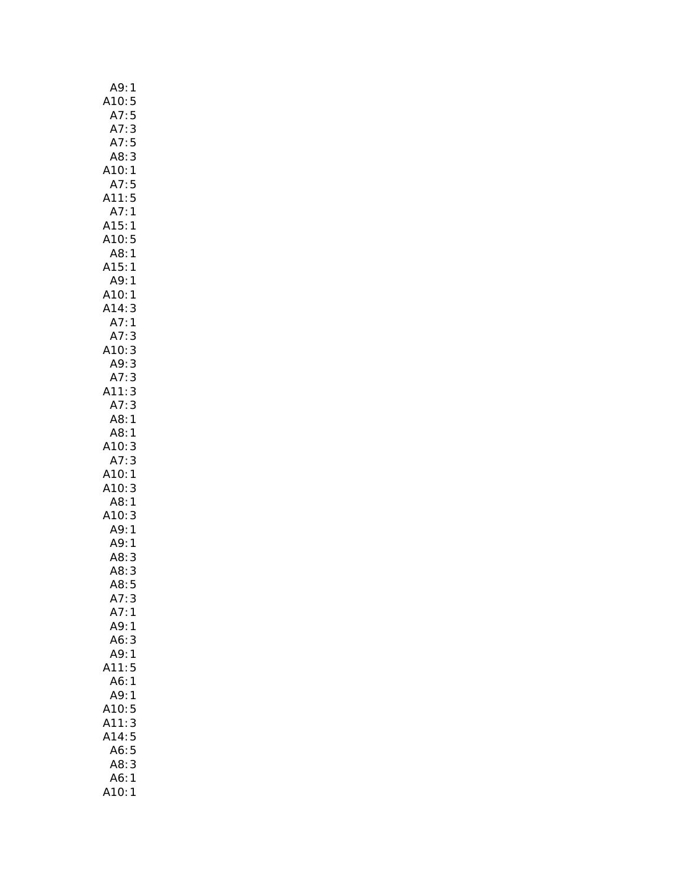A9: 1
A10: 5
A7: 5
A7: 3
A7: 5
A8: 3
A10: 1
A7: 5
A11: 5
A7: 1
A15: 1
A10: 5
A8: 1
A15: 1
A9: 1
A10: 1
A14: 3
A7: 1
A7: 3
A10: 3
A9: 3
A7: 3
A11: 3
A7: 3
A8: 1
A8: 1
A10: 3
A7: 3
A10: 1
A10: 3
A8: 1
A10: 3
A9: 1
A9: 1
A8: 3
A8: 3
A8: 5
A7: 3
A7: 1
A9: 1
A6: 3
A9: 1
A11: 5
A6: 1
A9: 1
A10: 5
A11: 3
A14: 5
A6: 5
A8: 3
A6: 1
A10: 1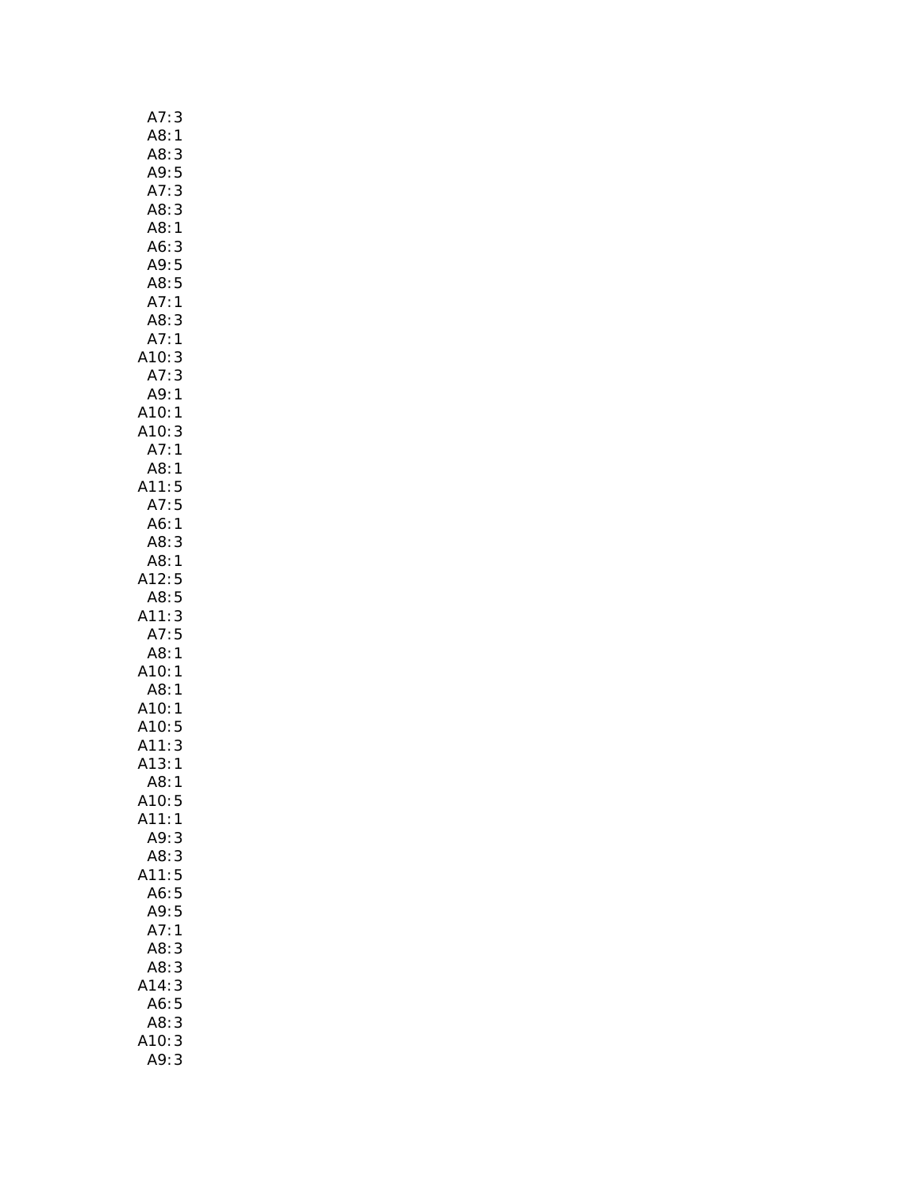A7: 3
A8: 1
A8: 3
A9: 5
A7: 3
A8: 3
A8: 1
A6: 3
A9: 5
A8: 5
A7: 1
A8: 3
A7: 1
A10: 3
A7: 3
A9: 1
A10: 1
A10: 3
A7: 1
A8: 1
A11: 5
A7: 5
A6: 1
A8: 3
A8: 1
A12: 5
A8: 5
A11: 3
A7: 5
A8: 1
A10: 1
A8: 1
A10: 1
A10: 5
A11: 3
A13: 1
A8: 1
A10: 5
A11: 1
A9: 3
A8: 3
A11: 5
A6: 5
A9: 5
A7: 1
A8: 3
A8: 3
A14: 3
A6: 5
A8: 3
A10: 3
A9: 3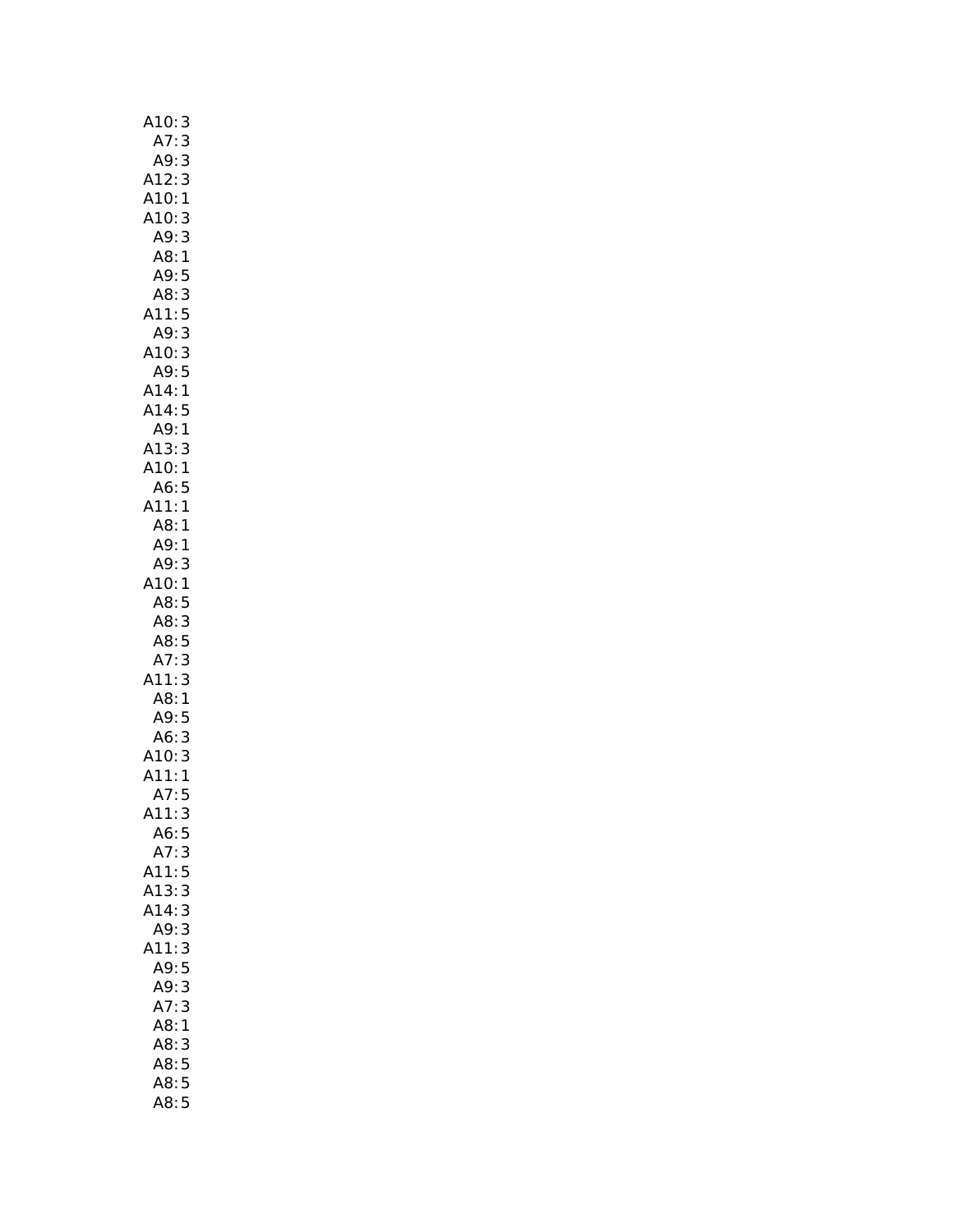A10: 3
A7: 3
A9: 3
A12: 3
A10: 1
A10: 3
A9: 3
A8: 1
A9: 5
A8: 3
A11: 5
A9: 3
A10: 3
A9: 5
A14: 1
A14: 5
A9: 1
A13: 3
A10: 1
A6: 5
A11: 1
A8: 1
A9: 1
A9: 3
A10: 1
A8: 5
A8: 3
A8: 5
A7: 3
A11: 3
A8: 1
A9: 5
A6: 3
A10: 3
A11: 1
A7: 5
A11: 3
A6: 5
A7: 3
A11: 5
A13: 3
A14: 3
A9: 3
A11: 3
A9: 5
A9: 3
A7: 3
A8: 1
A8: 3
A8: 5
A8: 5
A8: 5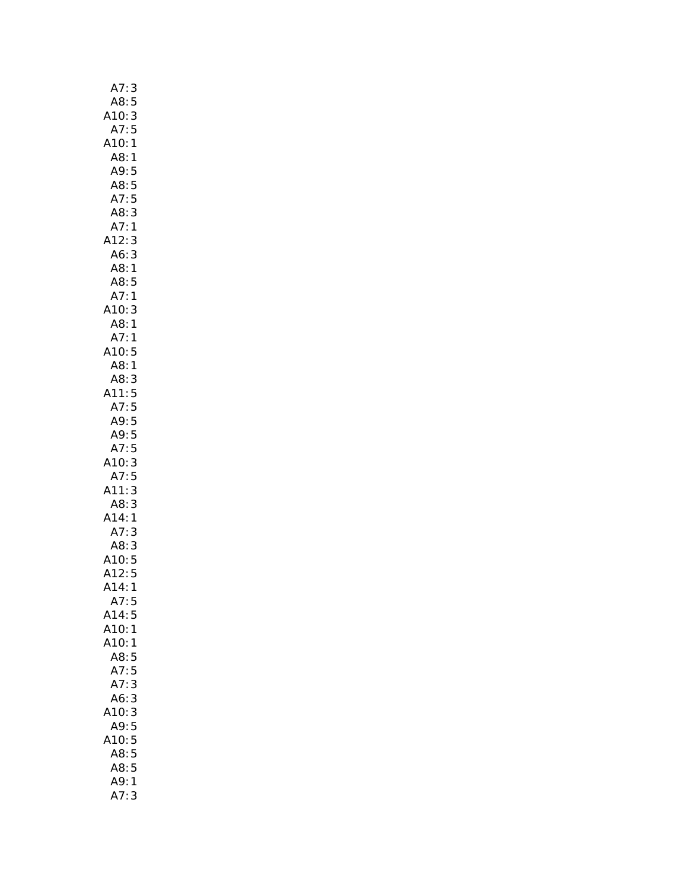A7: 3
A8: 5
A10: 3
A7: 5
A10: 1
A8: 1
A9: 5
A8: 5
A7: 5
A8: 3
A7: 1
A12: 3
A6: 3
A8: 1
A8: 5
A7: 1
A10: 3
A8: 1
A7: 1
A10: 5
A8: 1
A8: 3
A11: 5
A7: 5
A9: 5
A9: 5
A7: 5
A10: 3
A7: 5
A11: 3
A8: 3
A14: 1
A7: 3
A8: 3
A10: 5
A12: 5
A14: 1
A7: 5
A14: 5
A10: 1
A10: 1
A8: 5
A7: 5
A7: 3
A6: 3
A10: 3
A9: 5
A10: 5
A8: 5
A8: 5
A9: 1
A7: 3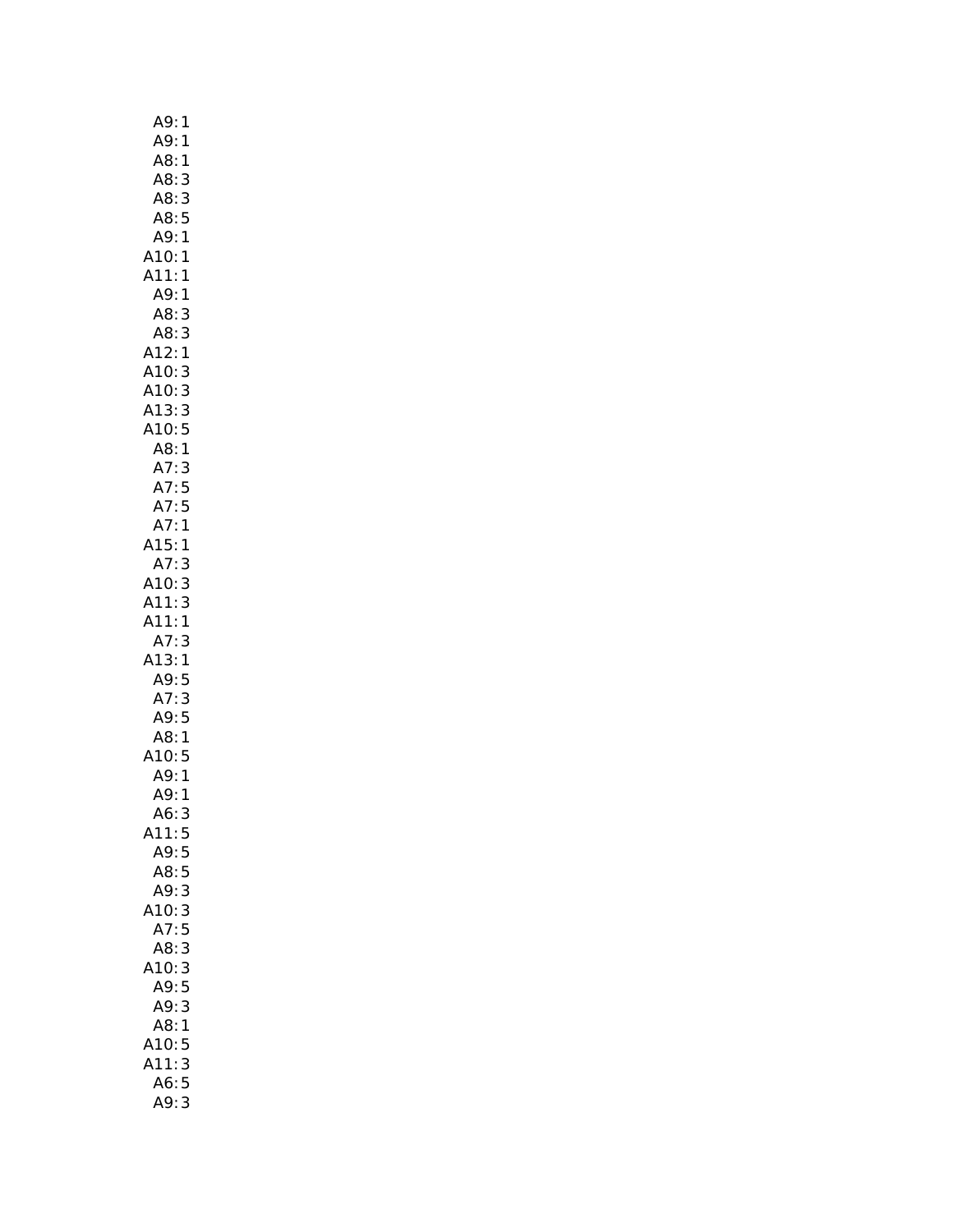A9: 1
A9: 1
A8: 1
A8: 3
A8: 3
A8: 5
A9: 1
A10: 1
A11: 1
A9: 1
A8: 3
A8: 3
A12: 1
A10: 3
A10: 3
A13: 3
A10: 5
A8: 1
A7: 3
A7: 5
A7: 5
A7: 1
A15: 1
A7: 3
A10: 3
A11: 3
A11: 1
A7: 3
A13: 1
A9: 5
A7: 3
A9: 5
A8: 1
A10: 5
A9: 1
A9: 1
A6: 3
A11: 5
A9: 5
A8: 5
A9: 3
A10: 3
A7: 5
A8: 3
A10: 3
A9: 5
A9: 3
A8: 1
A10: 5
A11: 3
A6: 5
A9: 3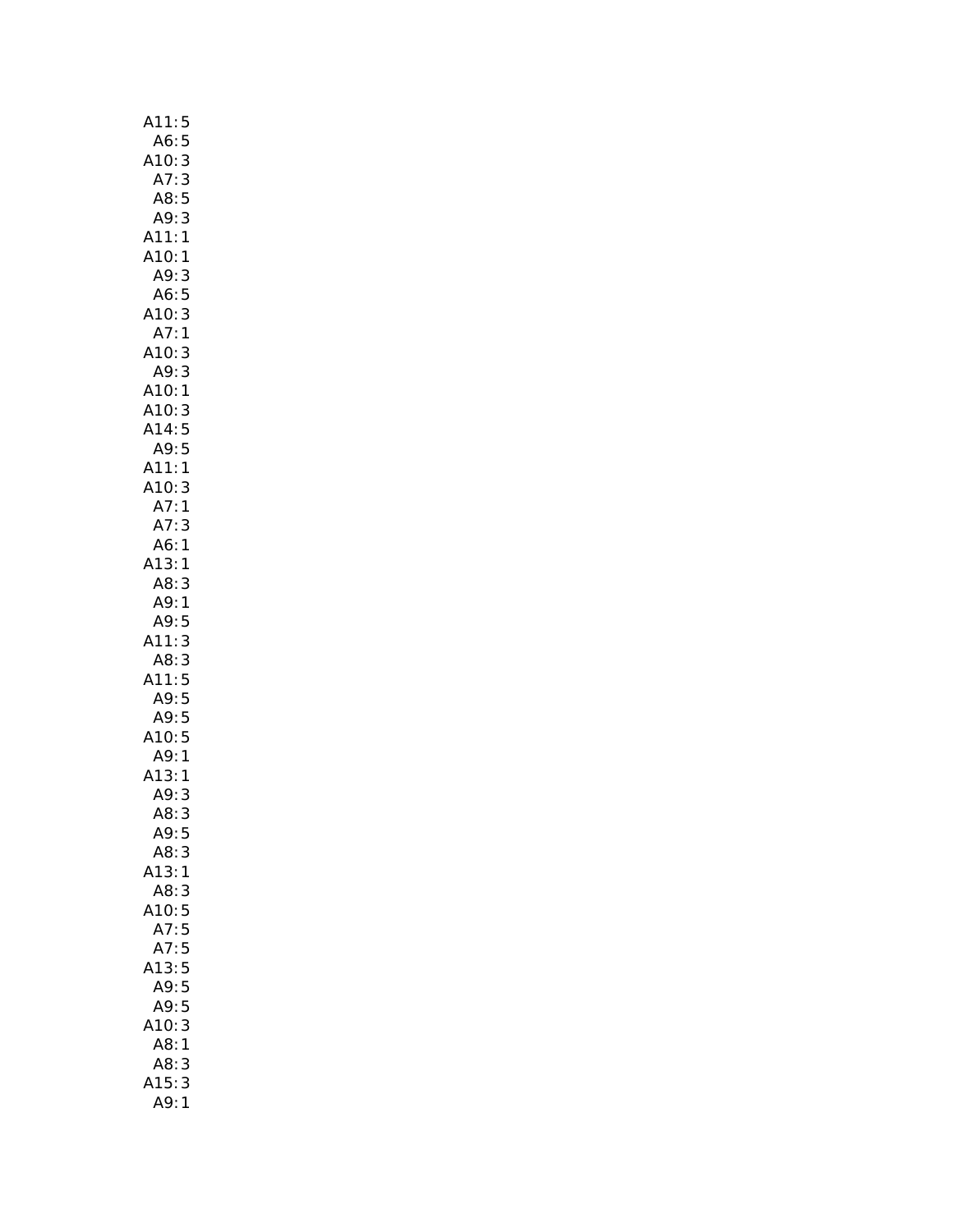A11: 5
A6: 5
A10: 3
A7: 3
A8: 5
A9: 3
A11: 1
A10: 1
A9: 3
A6: 5
A10: 3
A7: 1
A10: 3
A9: 3
A10: 1
A10: 3
A14: 5
A9: 5
A11: 1
A10: 3
A7: 1
A7: 3
A6: 1
A13: 1
A8: 3
A9: 1
A9: 5
A11: 3
A8: 3
A11: 5
A9: 5
A9: 5
A10: 5
A9: 1
A13: 1
A9: 3
A8: 3
A9: 5
A8: 3
A13: 1
A8: 3
A10: 5
A7: 5
A7: 5
A13: 5
A9: 5
A9: 5
A10: 3
A8: 1
A8: 3
A15: 3
A9: 1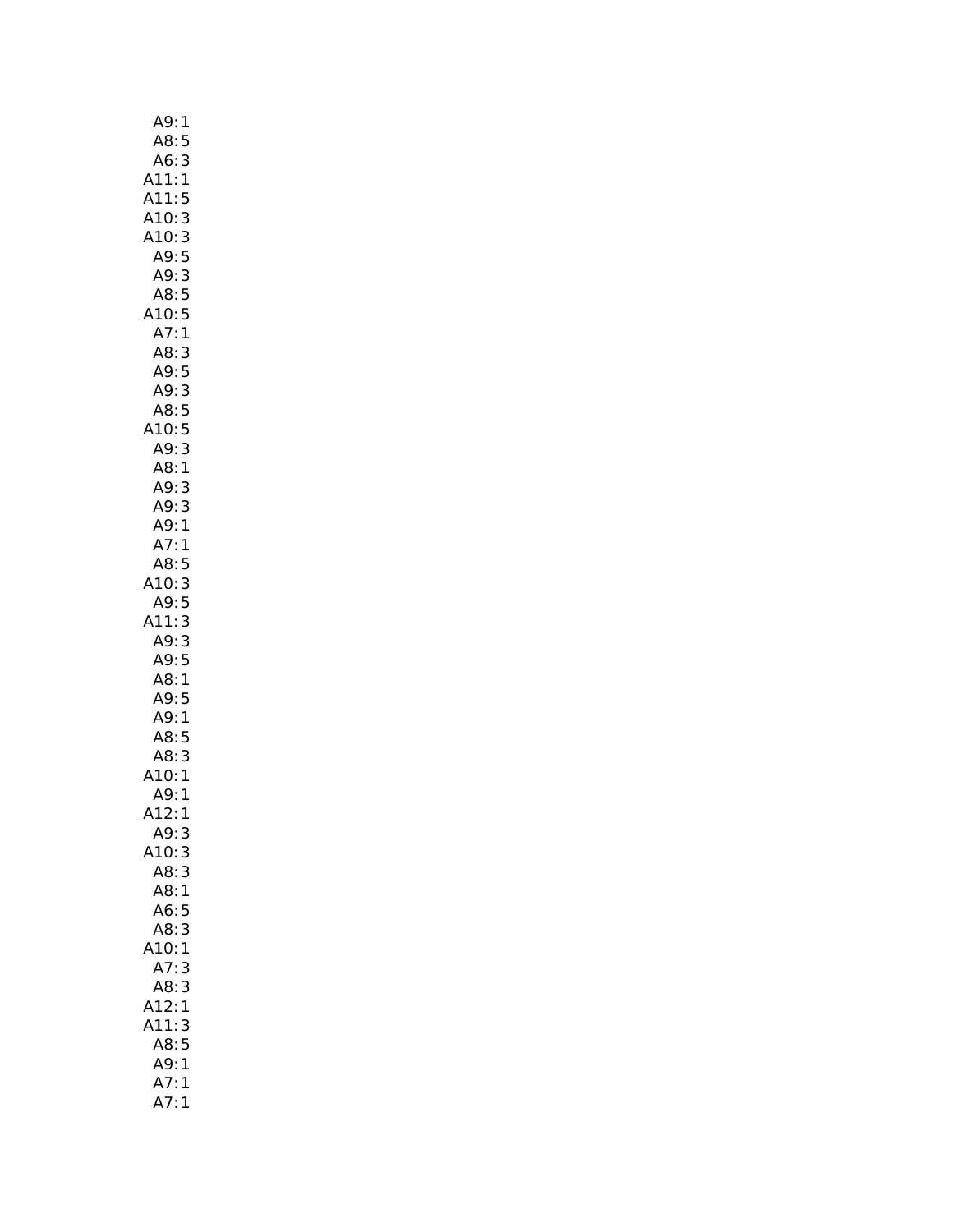A9: 1
A8: 5
A6: 3
A11: 1
A11: 5
A10: 3
A10: 3
A9: 5
A9: 3
A8: 5
A10: 5
A7: 1
A8: 3
A9: 5
A9: 3
A8: 5
A10: 5
A9: 3
A8: 1
A9: 3
A9: 3
A9: 1
A7: 1
A8: 5
A10: 3
A9: 5
A11: 3
A9: 3
A9: 5
A8: 1
A9: 5
A9: 1
A8: 5
A8: 3
A10: 1
A9: 1
A12: 1
A9: 3
A10: 3
A8: 3
A8: 1
A6: 5
A8: 3
A10: 1
A7: 3
A8: 3
A12: 1
A11: 3
A8: 5
A9: 1
A7: 1
A7: 1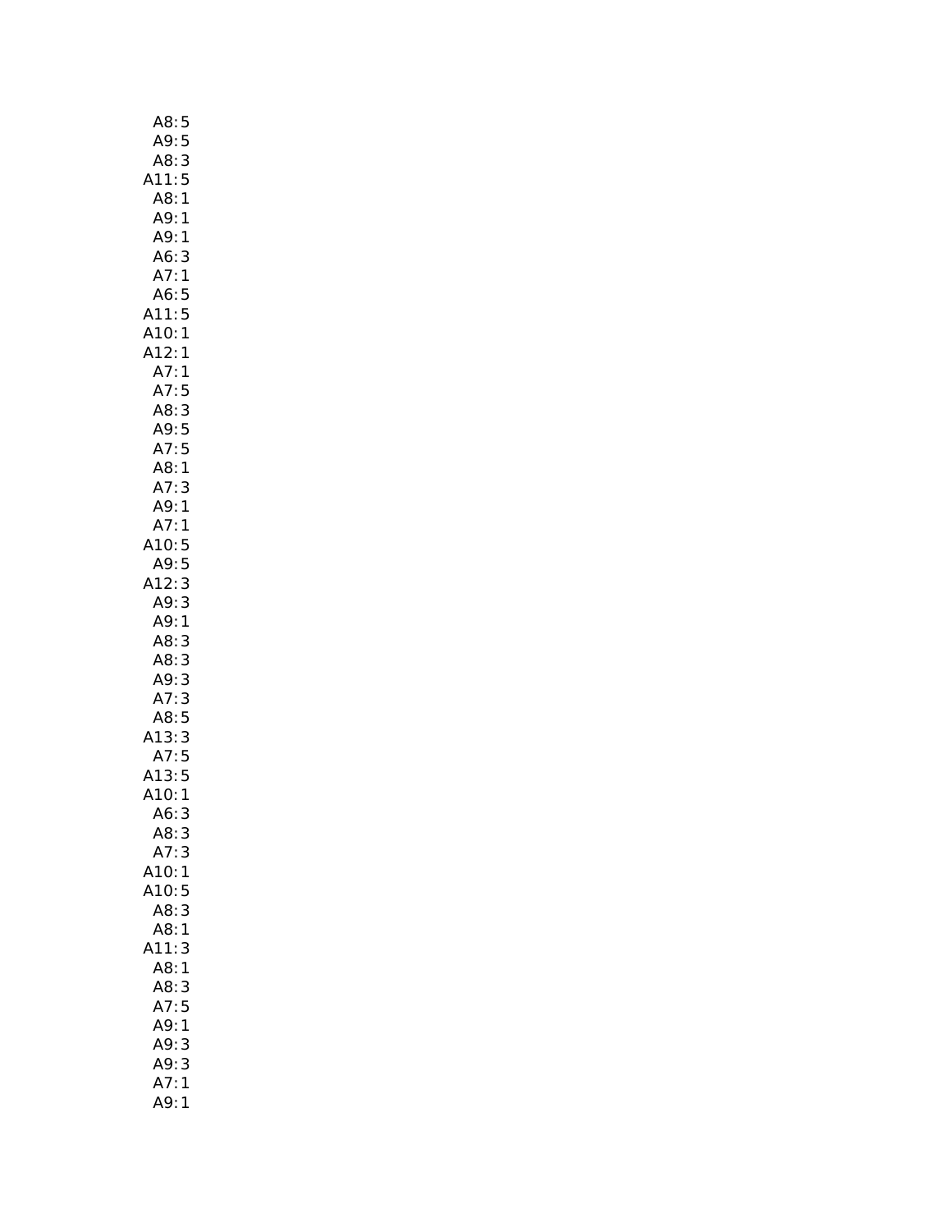A8: 5
A9: 5
A8: 3
A11: 5
A8: 1
A9: 1
A9: 1
A6: 3
A7: 1
A6: 5
A11: 5
A10: 1
A12: 1
A7: 1
A7: 5
A8: 3
A9: 5
A7: 5
A8: 1
A7: 3
A9: 1
A7: 1
A10: 5
A9: 5
A12: 3
A9: 3
A9: 1
A8: 3
A8: 3
A9: 3
A7: 3
A8: 5
A13: 3
A7: 5
A13: 5
A10: 1
A6: 3
A8: 3
A7: 3
A10: 1
A10: 5
A8: 3
A8: 1
A11: 3
A8: 1
A8: 3
A7: 5
A9: 1
A9: 3
A9: 3
A7: 1
A9: 1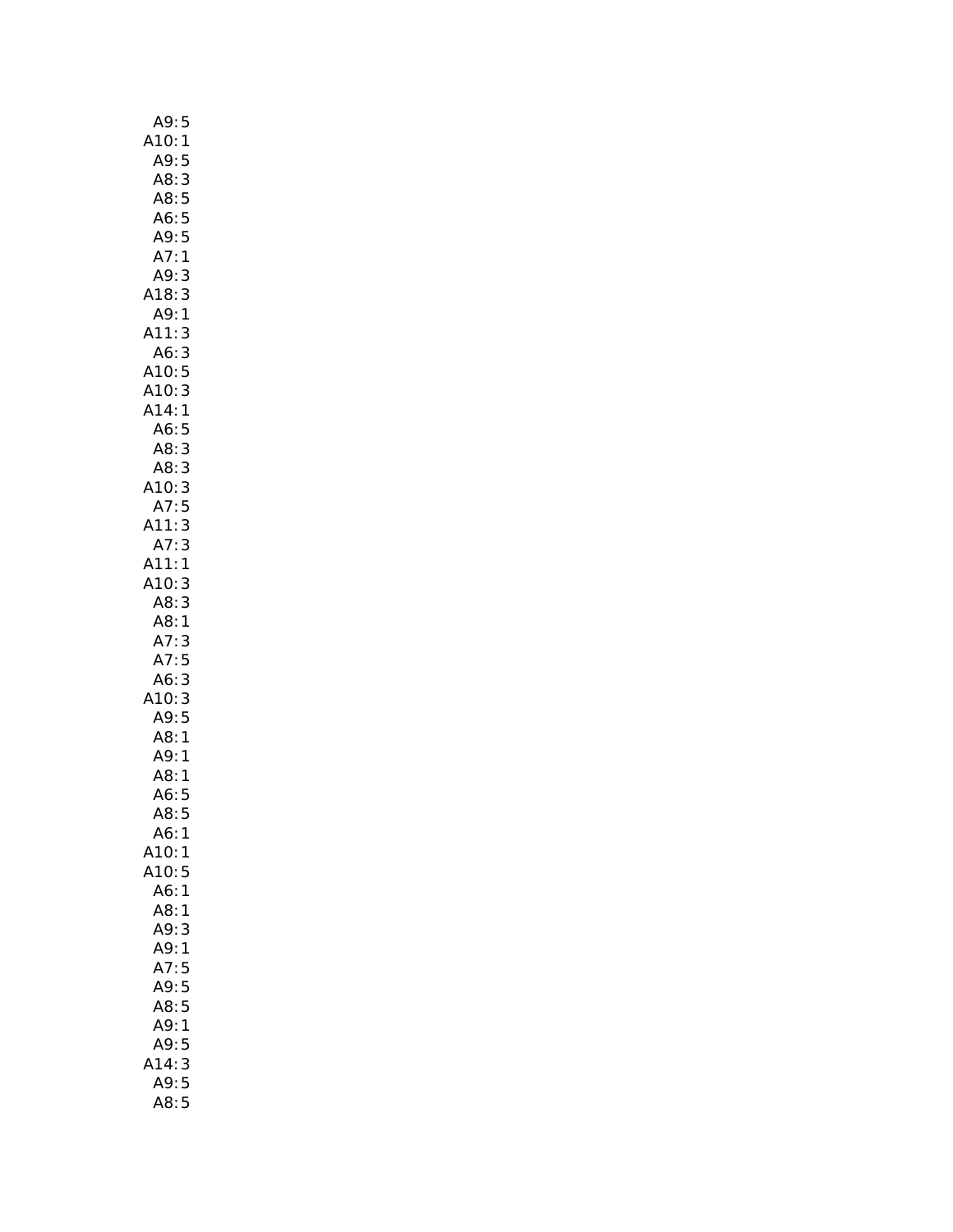A9: 5
A10: 1
A9: 5
A8: 3
A8: 5
A6: 5
A9: 5
A7: 1
A9: 3
A18: 3
A9: 1
A11: 3
A6: 3
A10: 5
A10: 3
A14: 1
A6: 5
A8: 3
A8: 3
A10: 3
A7: 5
A11: 3
A7: 3
A11: 1
A10: 3
A8: 3
A8: 1
A7: 3
A7: 5
A6: 3
A10: 3
A9: 5
A8: 1
A9: 1
A8: 1
A6: 5
A8: 5
A6: 1
A10: 1
A10: 5
A6: 1
A8: 1
A9: 3
A9: 1
A7: 5
A9: 5
A8: 5
A9: 1
A9: 5
A14: 3
A9: 5
A8: 5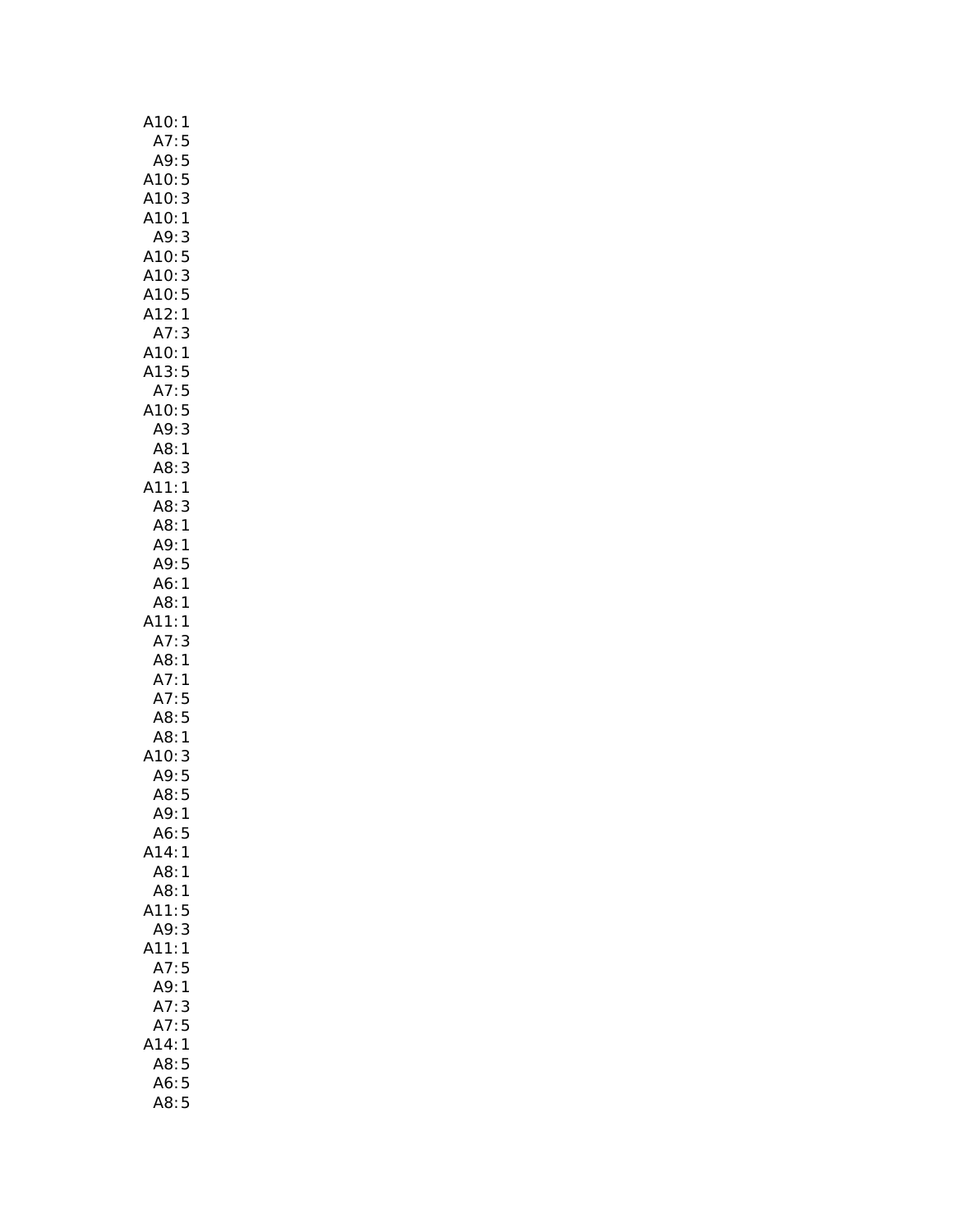A10: 1
A7: 5
A9: 5
A10: 5
A10: 3
A10: 1
A9: 3
A10: 5
A10: 3
A10: 5
A12: 1
A7: 3
A10: 1
A13: 5
A7: 5
A10: 5
A9: 3
A8: 1
A8: 3
A11: 1
A8: 3
A8: 1
A9: 1
A9: 5
A6: 1
A8: 1
A11: 1
A7: 3
A8: 1
A7: 1
A7: 5
A8: 5
A8: 1
A10: 3
A9: 5
A8: 5
A9: 1
A6: 5
A14: 1
A8: 1
A8: 1
A11: 5
A9: 3
A11: 1
A7: 5
A9: 1
A7: 3
A7: 5
A14: 1
A8: 5
A6: 5
A8: 5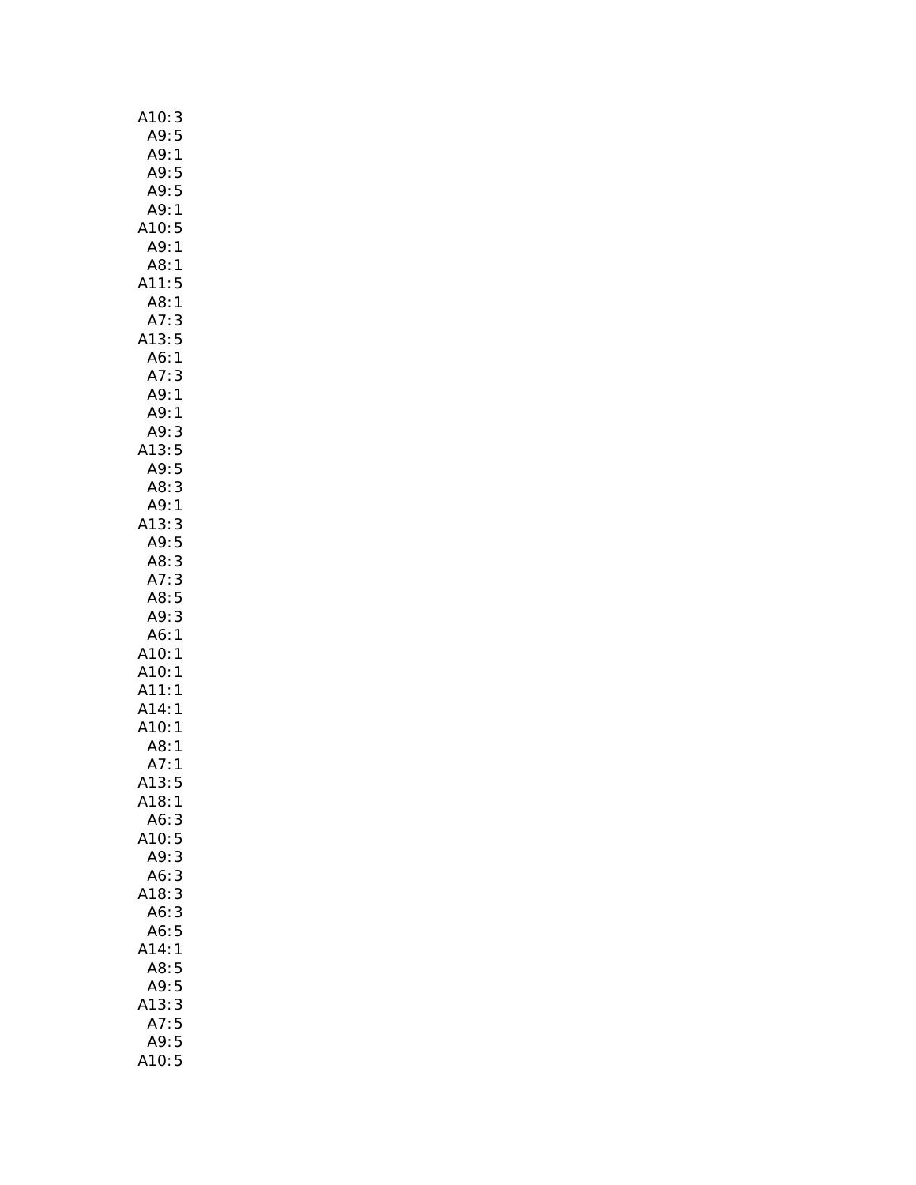A10: 3
A9: 5
A9: 1
A9: 5
A9: 5
A9: 1
A10: 5
A9: 1
A8: 1
A11: 5
A8: 1
A7: 3
A13: 5
A6: 1
A7: 3
A9: 1
A9: 1
A9: 3
A13: 5
A9: 5
A8: 3
A9: 1
A13: 3
A9: 5
A8: 3
A7: 3
A8: 5
A9: 3
A6: 1
A10: 1
A10: 1
A11: 1
A14: 1
A10: 1
A8: 1
A7: 1
A13: 5
A18: 1
A6: 3
A10: 5
A9: 3
A6: 3
A18: 3
A6: 3
A6: 5
A14: 1
A8: 5
A9: 5
A13: 3
A7: 5
A9: 5
A10: 5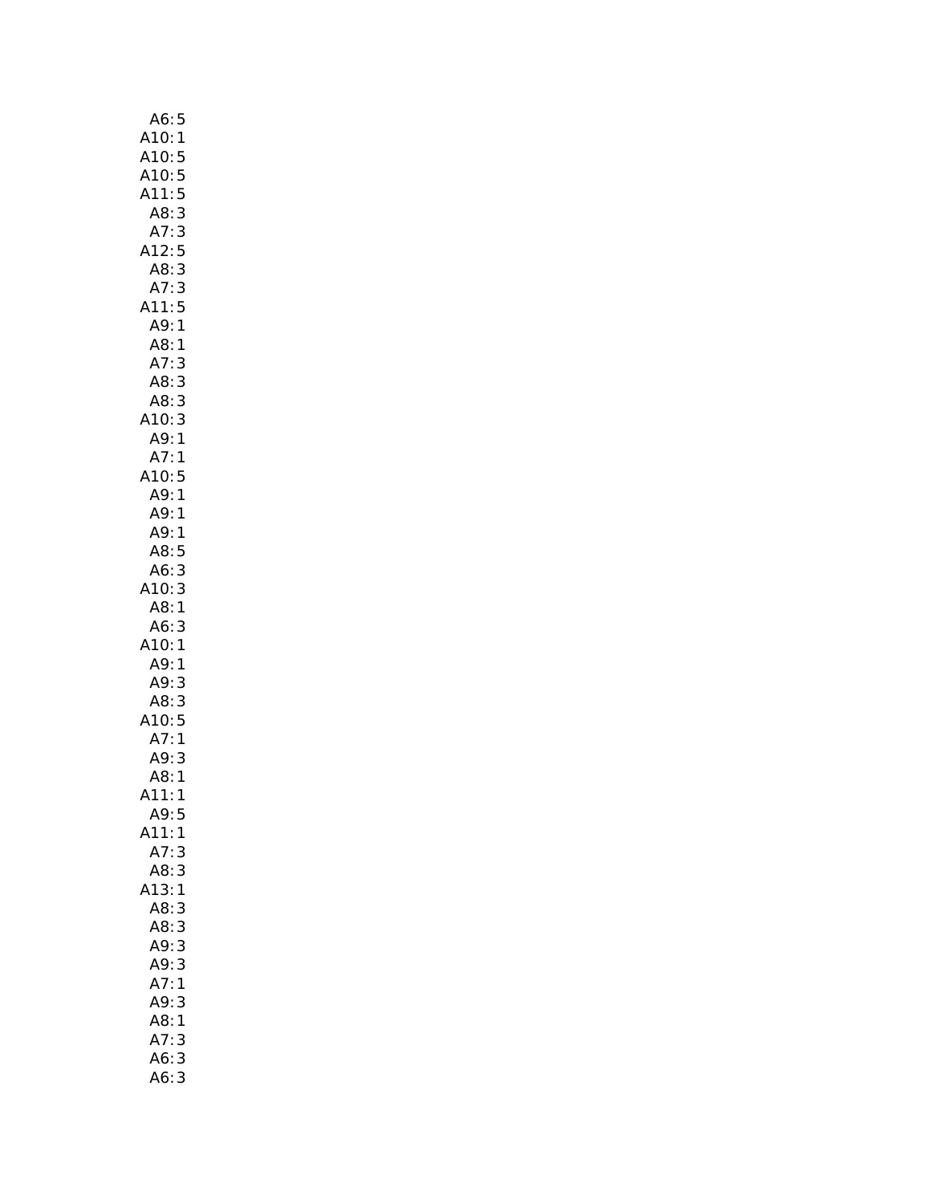A6: 5
A10: 1
A10: 5
A10: 5
A11: 5
A8: 3
A7: 3
A12: 5
A8: 3
A7: 3
A11: 5
A9: 1
A8: 1
A7: 3
A8: 3
A8: 3
A10: 3
A9: 1
A7: 1
A10: 5
A9: 1
A9: 1
A9: 1
A8: 5
A6: 3
A10: 3
A8: 1
A6: 3
A10: 1
A9: 1
A9: 3
A8: 3
A10: 5
A7: 1
A9: 3
A8: 1
A11: 1
A9: 5
A11: 1
A7: 3
A8: 3
A13: 1
A8: 3
A8: 3
A9: 3
A9: 3
A7: 1
A9: 3
A8: 1
A7: 3
A6: 3
A6: 3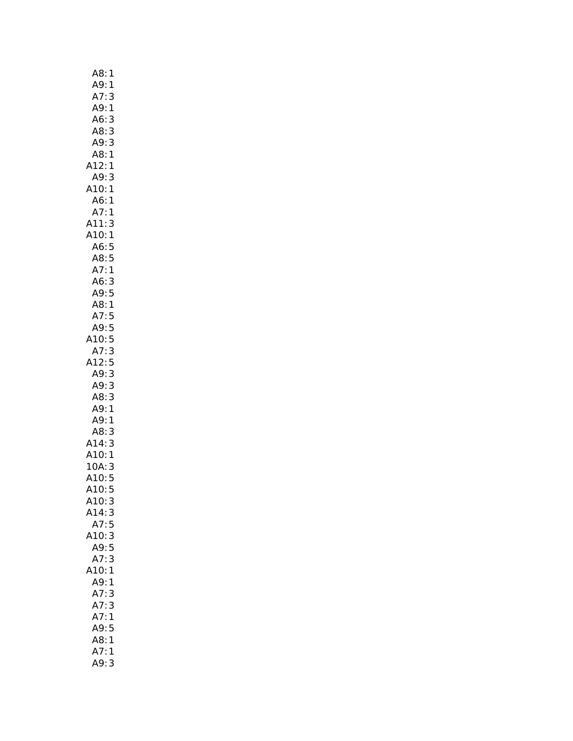A8: 1
A9: 1
A7: 3
A9: 1
A6: 3
A8: 3
A9: 3
A8: 1
A12: 1
A9: 3
A10: 1
A6: 1
A7: 1
A11: 3
A10: 1
A6: 5
A8: 5
A7: 1
A6: 3
A9: 5
A8: 1
A7: 5
A9: 5
A10: 5
A7: 3
A12: 5
A9: 3
A9: 3
A8: 3
A9: 1
A9: 1
A8: 3
A14: 3
A10: 1
10A: 3
A10: 5
A10: 5
A10: 3
A14: 3
A7: 5
A10: 3
A9: 5
A7: 3
A10: 1
A9: 1
A7: 3
A7: 3
A7: 1
A9: 5
A8: 1
A7: 1
A9: 3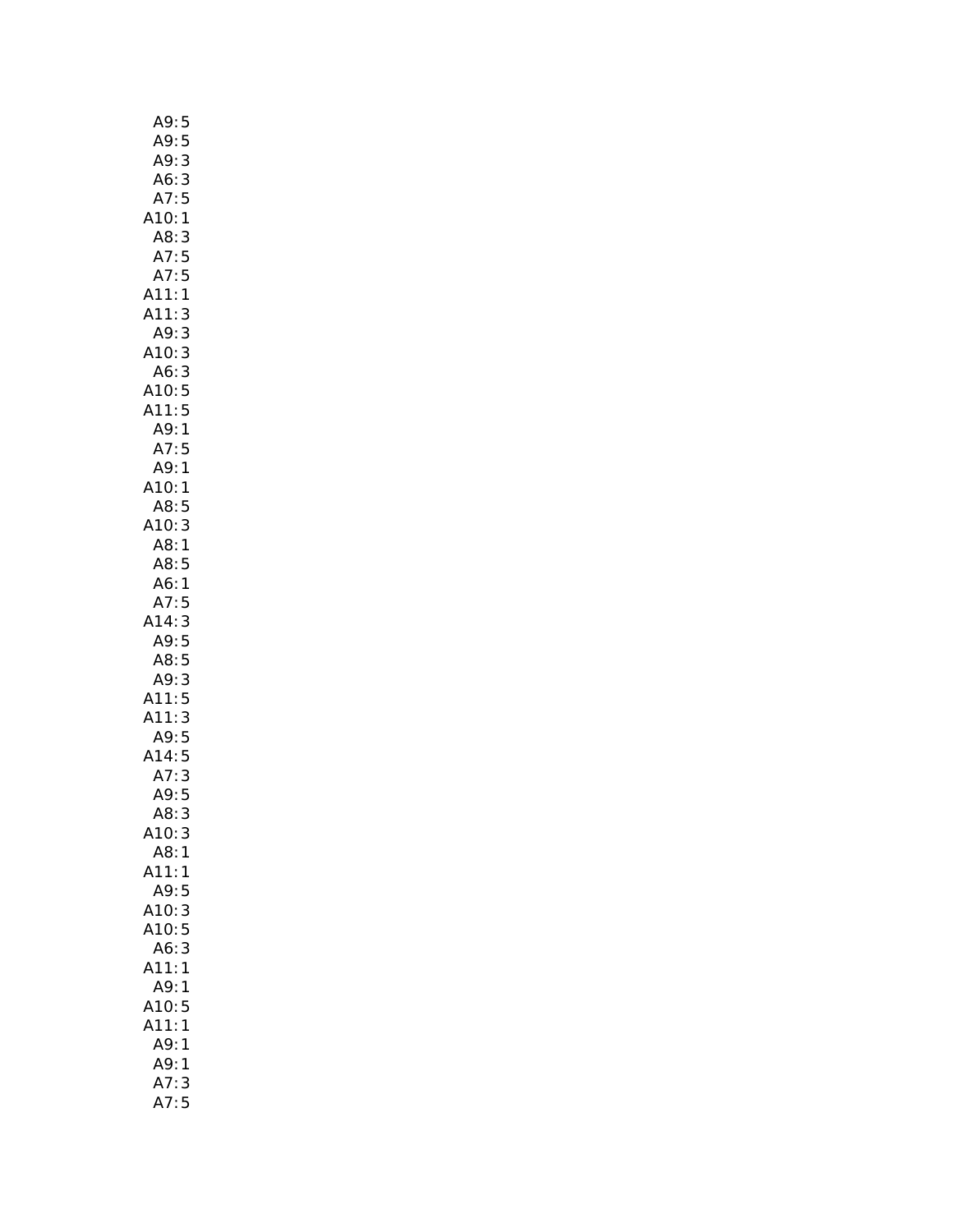A9: 5
A9: 5
A9: 3
A6: 3
A7: 5
A10: 1
A8: 3
A7: 5
A7: 5
A11: 1
A11: 3
A9: 3
A10: 3
A6: 3
A10: 5
A11: 5
A9: 1
A7: 5
A9: 1
A10: 1
A8: 5
A10: 3
A8: 1
A8: 5
A6: 1
A7: 5
A14: 3
A9: 5
A8: 5
A9: 3
A11: 5
A11: 3
A9: 5
A14: 5
A7: 3
A9: 5
A8: 3
A10: 3
A8: 1
A11: 1
A9: 5
A10: 3
A10: 5
A6: 3
A11: 1
A9: 1
A10: 5
A11: 1
A9: 1
A9: 1
A7: 3
A7: 5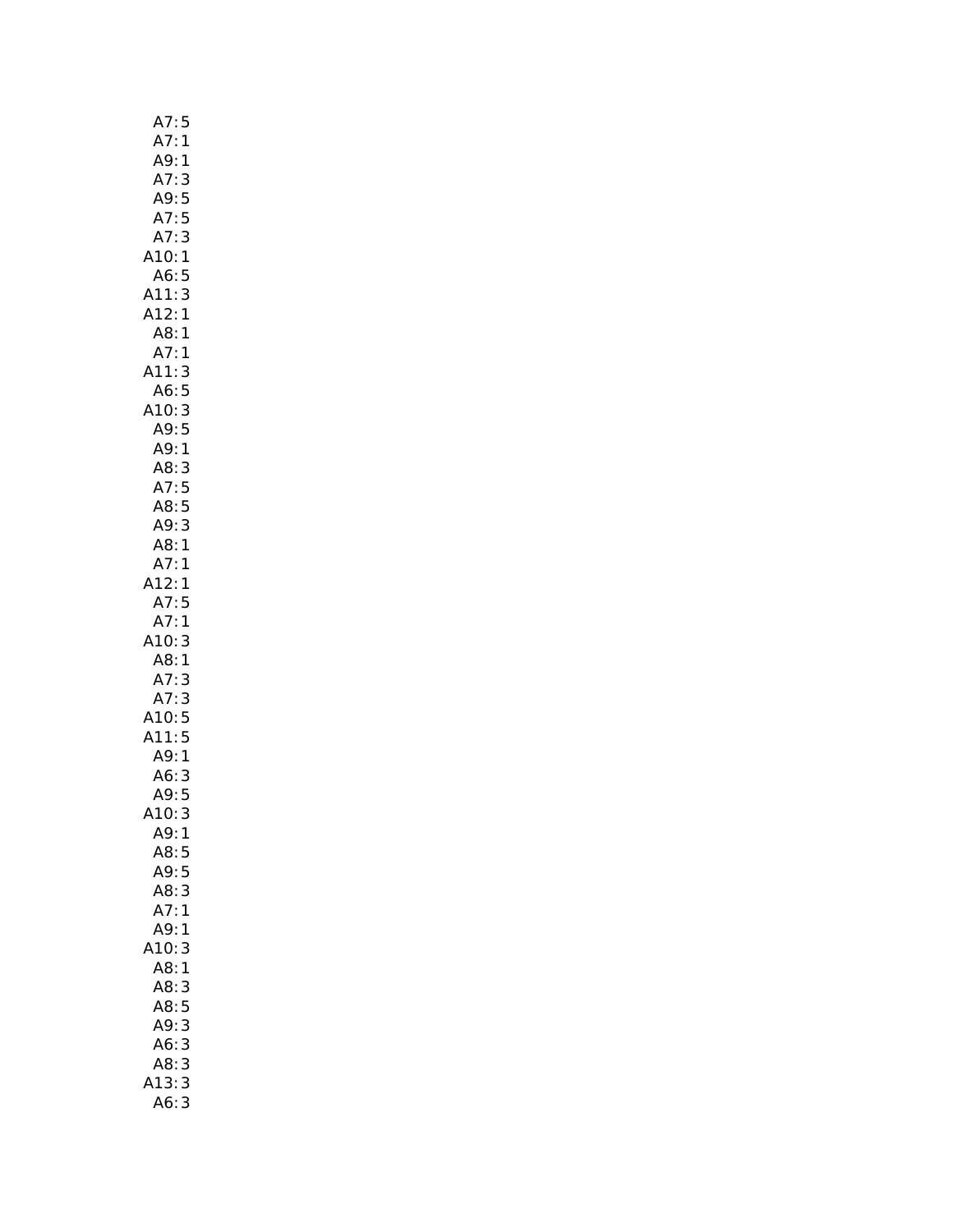A7: 5
A7: 1
A9: 1
A7: 3
A9: 5
A7: 5
A7: 3
A10: 1
A6: 5
A11: 3
A12: 1
A8: 1
A7: 1
A11: 3
A6: 5
A10: 3
A9: 5
A9: 1
A8: 3
A7: 5
A8: 5
A9: 3
A8: 1
A7: 1
A12: 1
A7: 5
A7: 1
A10: 3
A8: 1
A7: 3
A7: 3
A10: 5
A11: 5
A9: 1
A6: 3
A9: 5
A10: 3
A9: 1
A8: 5
A9: 5
A8: 3
A7: 1
A9: 1
A10: 3
A8: 1
A8: 3
A8: 5
A9: 3
A6: 3
A8: 3
A13: 3
A6: 3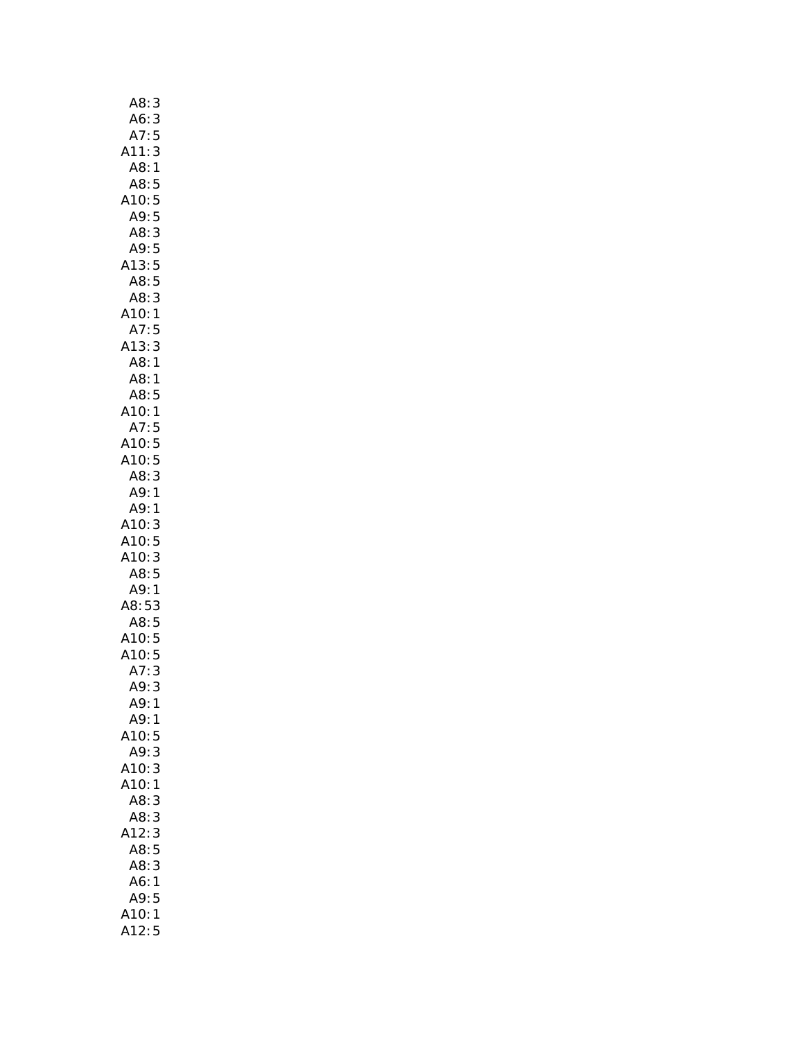A8: 3
A6: 3
A7: 5
A11: 3
A8: 1
A8: 5
A10: 5
A9: 5
A8: 3
A9: 5
A13: 5
A8: 5
A8: 3
A10: 1
A7: 5
A13: 3
A8: 1
A8: 1
A8: 5
A10: 1
A7: 5
A10: 5
A10: 5
A8: 3
A9: 1
A9: 1
A10: 3
A10: 5
A10: 3
A8: 5
A9: 1
A8: 53
A8: 5
A10: 5
A10: 5
A7: 3
A9: 3
A9: 1
A9: 1
A10: 5
A9: 3
A10: 3
A10: 1
A8: 3
A8: 3
A12: 3
A8: 5
A8: 3
A6: 1
A9: 5
A10: 1
A12: 5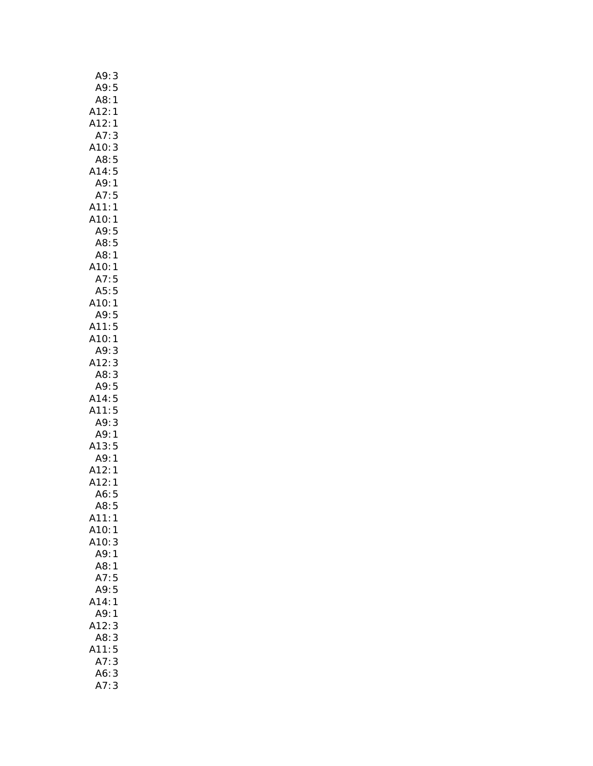A9: 3
A9: 5
A8: 1
A12: 1
A12: 1
A7: 3
A10: 3
A8: 5
A14: 5
A9: 1
A7: 5
A11: 1
A10: 1
A9: 5
A8: 5
A8: 1
A10: 1
A7: 5
A5: 5
A10: 1
A9: 5
A11: 5
A10: 1
A9: 3
A12: 3
A8: 3
A9: 5
A14: 5
A11: 5
A9: 3
A9: 1
A13: 5
A9: 1
A12: 1
A12: 1
A6: 5
A8: 5
A11: 1
A10: 1
A10: 3
A9: 1
A8: 1
A7: 5
A9: 5
A14: 1
A9: 1
A12: 3
A8: 3
A11: 5
A7: 3
A6: 3
A7: 3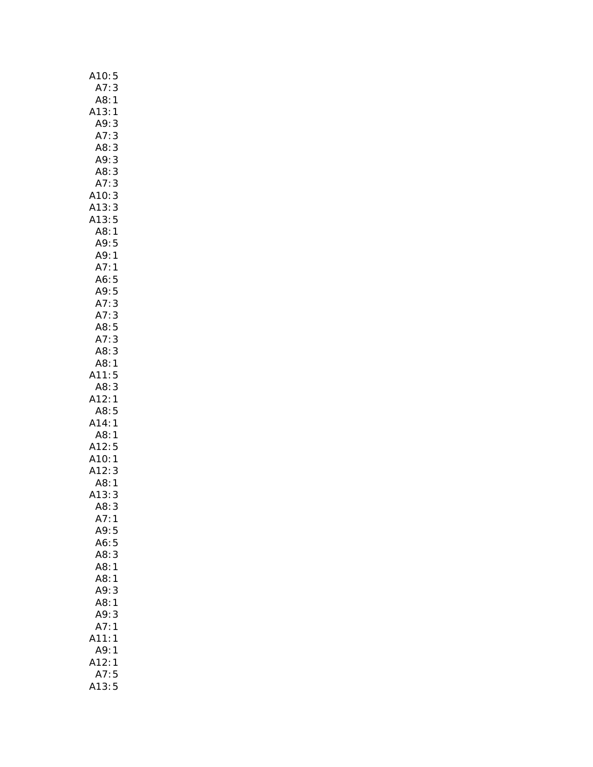A10: 5
A7: 3
A8: 1
A13: 1
A9: 3
A7: 3
A8: 3
A9: 3
A8: 3
A7: 3
A10: 3
A13: 3
A13: 5
A8: 1
A9: 5
A9: 1
A7: 1
A6: 5
A9: 5
A7: 3
A7: 3
A8: 5
A7: 3
A8: 3
A8: 1
A11: 5
A8: 3
A12: 1
A8: 5
A14: 1
A8: 1
A12: 5
A10: 1
A12: 3
A8: 1
A13: 3
A8: 3
A7: 1
A9: 5
A6: 5
A8: 3
A8: 1
A8: 1
A9: 3
A8: 1
A9: 3
A7: 1
A11: 1
A9: 1
A12: 1
A7: 5
A13: 5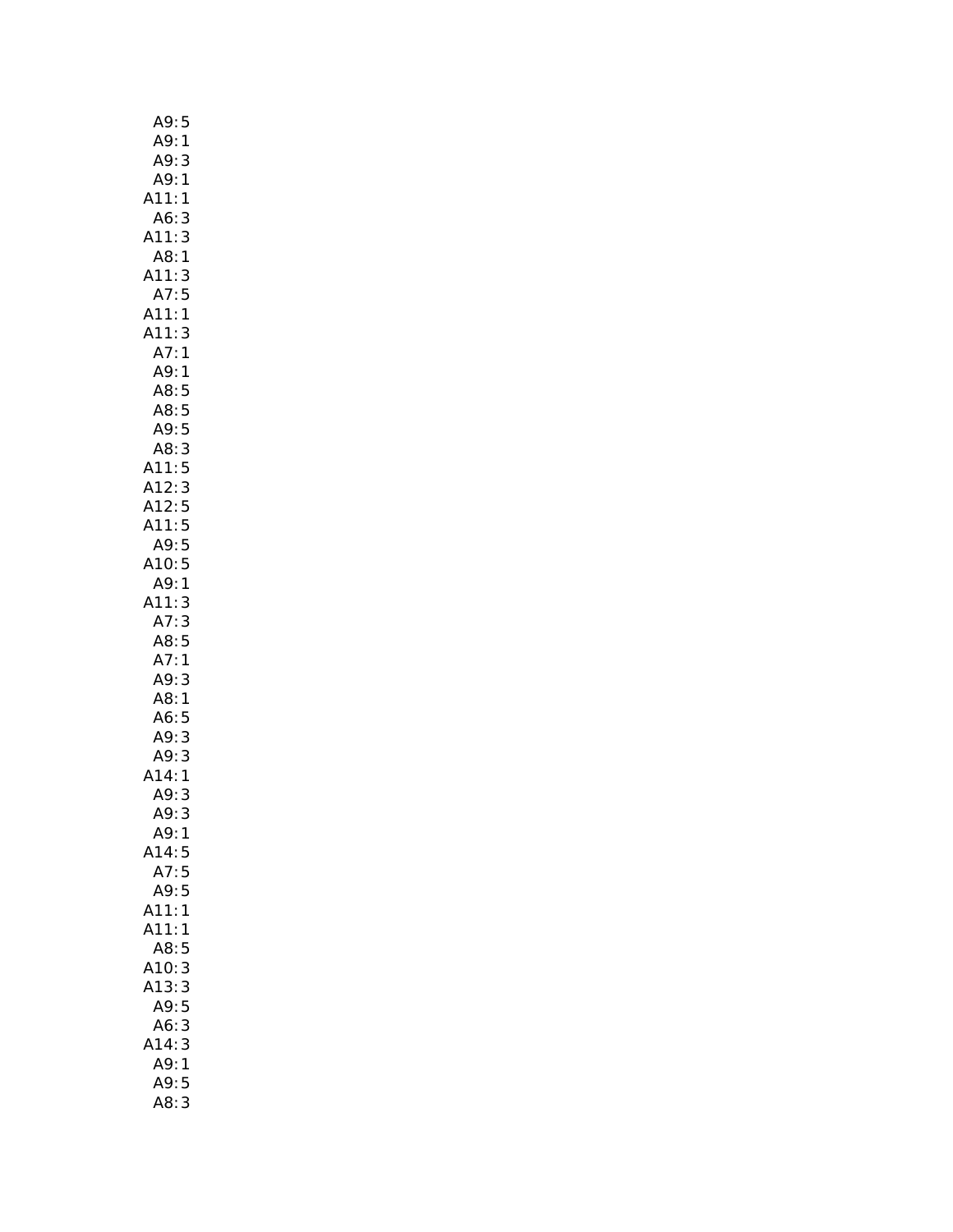A9: 5
A9: 1
A9: 3
A9: 1
A11: 1
A6: 3
A11: 3
A8: 1
A11: 3
A7: 5
A11: 1
A11: 3
A7: 1
A9: 1
A8: 5
A8: 5
A9: 5
A8: 3
A11: 5
A12: 3
A12: 5
A11: 5
A9: 5
A10: 5
A9: 1
A11: 3
A7: 3
A8: 5
A7: 1
A9: 3
A8: 1
A6: 5
A9: 3
A9: 3
A14: 1
A9: 3
A9: 3
A9: 1
A14: 5
A7: 5
A9: 5
A11: 1
A11: 1
A8: 5
A10: 3
A13: 3
A9: 5
A6: 3
A14: 3
A9: 1
A9: 5
A8: 3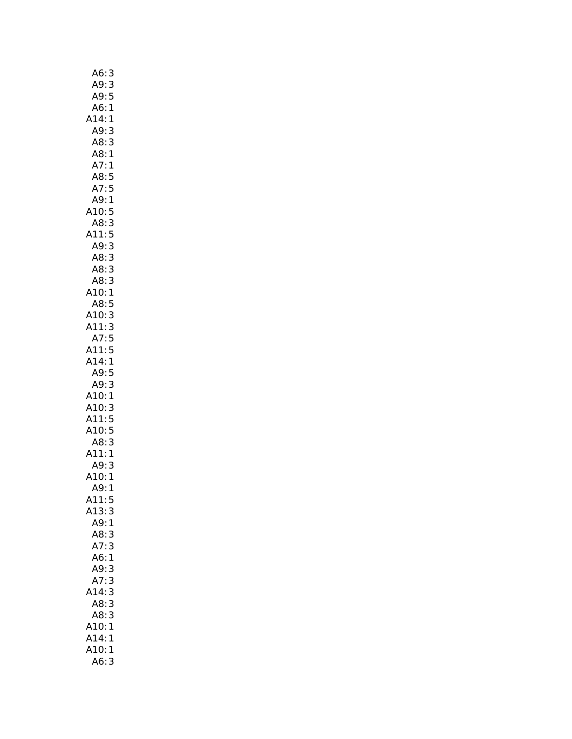A6: 3
A9: 3
A9: 5
A6: 1
A14: 1
A9: 3
A8: 3
A8: 1
A7: 1
A8: 5
A7: 5
A9: 1
A10: 5
A8: 3
A11: 5
A9: 3
A8: 3
A8: 3
A8: 3
A10: 1
A8: 5
A10: 3
A11: 3
A7: 5
A11: 5
A14: 1
A9: 5
A9: 3
A10: 1
A10: 3
A11: 5
A10: 5
A8: 3
A11: 1
A9: 3
A10: 1
A9: 1
A11: 5
A13: 3
A9: 1
A8: 3
A7: 3
A6: 1
A9: 3
A7: 3
A14: 3
A8: 3
A8: 3
A10: 1
A14: 1
A10: 1
A6: 3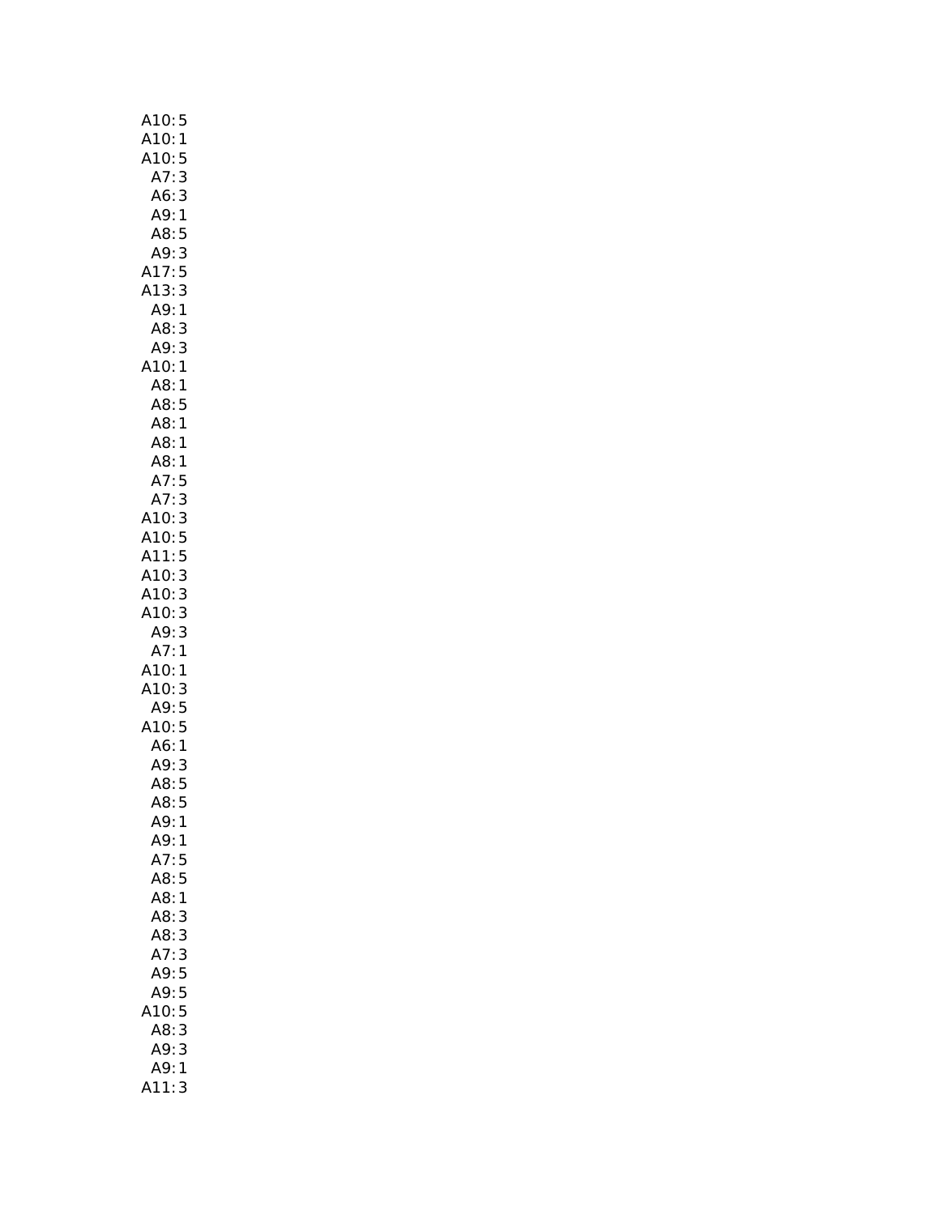A10: 5
A10: 1
A10: 5
A7: 3
A6: 3
A9: 1
A8: 5
A9: 3
A17: 5
A13: 3
A9: 1
A8: 3
A9: 3
A10: 1
A8: 1
A8: 5
A8: 1
A8: 1
A8: 1
A7: 5
A7: 3
A10: 3
A10: 5
A11: 5
A10: 3
A10: 3
A10: 3
A9: 3
A7: 1
A10: 1
A10: 3
A9: 5
A10: 5
A6: 1
A9: 3
A8: 5
A8: 5
A9: 1
A9: 1
A7: 5
A8: 5
A8: 1
A8: 3
A8: 3
A7: 3
A9: 5
A9: 5
A10: 5
A8: 3
A9: 3
A9: 1
A11: 3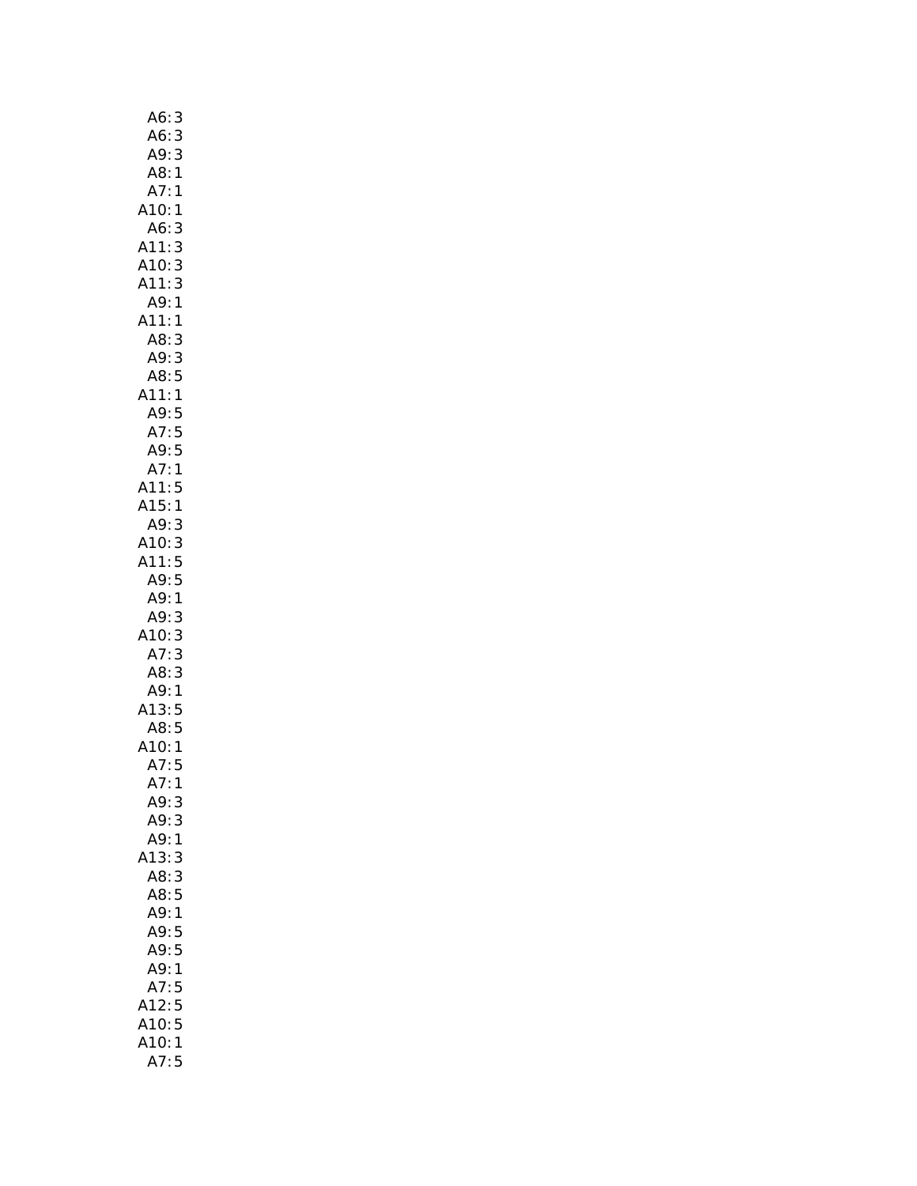A6: 3
A6: 3
A9: 3
A8: 1
A7: 1
A10: 1
A6: 3
A11: 3
A10: 3
A11: 3
A9: 1
A11: 1
A8: 3
A9: 3
A8: 5
A11: 1
A9: 5
A7: 5
A9: 5
A7: 1
A11: 5
A15: 1
A9: 3
A10: 3
A11: 5
A9: 5
A9: 1
A9: 3
A10: 3
A7: 3
A8: 3
A9: 1
A13: 5
A8: 5
A10: 1
A7: 5
A7: 1
A9: 3
A9: 3
A9: 1
A13: 3
A8: 3
A8: 5
A9: 1
A9: 5
A9: 5
A9: 1
A7: 5
A12: 5
A10: 5
A10: 1
A7: 5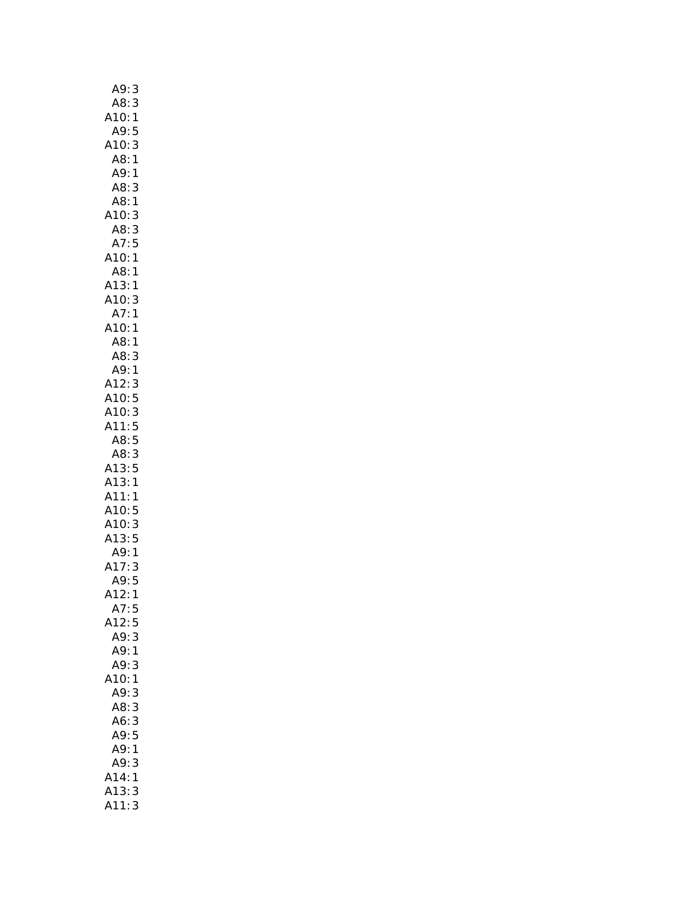A9: 3
A8: 3
A10: 1
A9: 5
A10: 3
A8: 1
A9: 1
A8: 3
A8: 1
A10: 3
A8: 3
A7: 5
A10: 1
A8: 1
A13: 1
A10: 3
A7: 1
A10: 1
A8: 1
A8: 3
A9: 1
A12: 3
A10: 5
A10: 3
A11: 5
A8: 5
A8: 3
A13: 5
A13: 1
A11: 1
A10: 5
A10: 3
A13: 5
A9: 1
A17: 3
A9: 5
A12: 1
A7: 5
A12: 5
A9: 3
A9: 1
A9: 3
A10: 1
A9: 3
A8: 3
A6: 3
A9: 5
A9: 1
A9: 3
A14: 1
A13: 3
A11: 3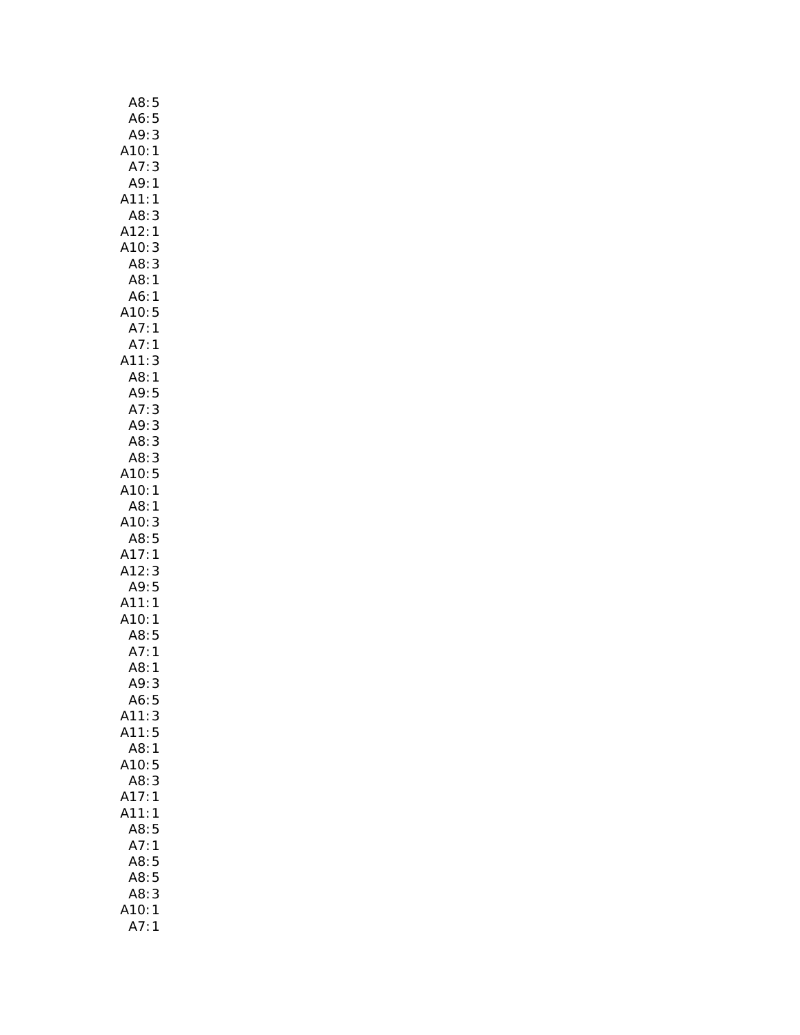A8: 5
A6: 5
A9: 3
A10: 1
A7: 3
A9: 1
A11: 1
A8: 3
A12: 1
A10: 3
A8: 3
A8: 1
A6: 1
A10: 5
A7: 1
A7: 1
A11: 3
A8: 1
A9: 5
A7: 3
A9: 3
A8: 3
A8: 3
A10: 5
A10: 1
A8: 1
A10: 3
A8: 5
A17: 1
A12: 3
A9: 5
A11: 1
A10: 1
A8: 5
A7: 1
A8: 1
A9: 3
A6: 5
A11: 3
A11: 5
A8: 1
A10: 5
A8: 3
A17: 1
A11: 1
A8: 5
A7: 1
A8: 5
A8: 5
A8: 3
A10: 1
A7: 1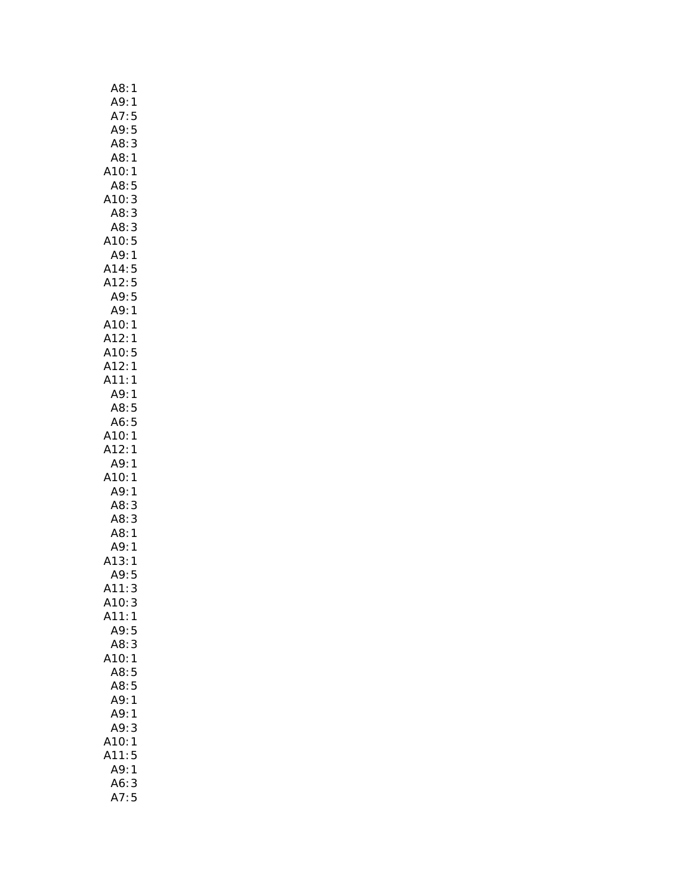A8: 1
A9: 1
A7: 5
A9: 5
A8: 3
A8: 1
A10: 1
A8: 5
A10: 3
A8: 3
A8: 3
A10: 5
A9: 1
A14: 5
A12: 5
A9: 5
A9: 1
A10: 1
A12: 1
A10: 5
A12: 1
A11: 1
A9: 1
A8: 5
A6: 5
A10: 1
A12: 1
A9: 1
A10: 1
A9: 1
A8: 3
A8: 3
A8: 1
A9: 1
A13: 1
A9: 5
A11: 3
A10: 3
A11: 1
A9: 5
A8: 3
A10: 1
A8: 5
A8: 5
A9: 1
A9: 1
A9: 3
A10: 1
A11: 5
A9: 1
A6: 3
A7: 5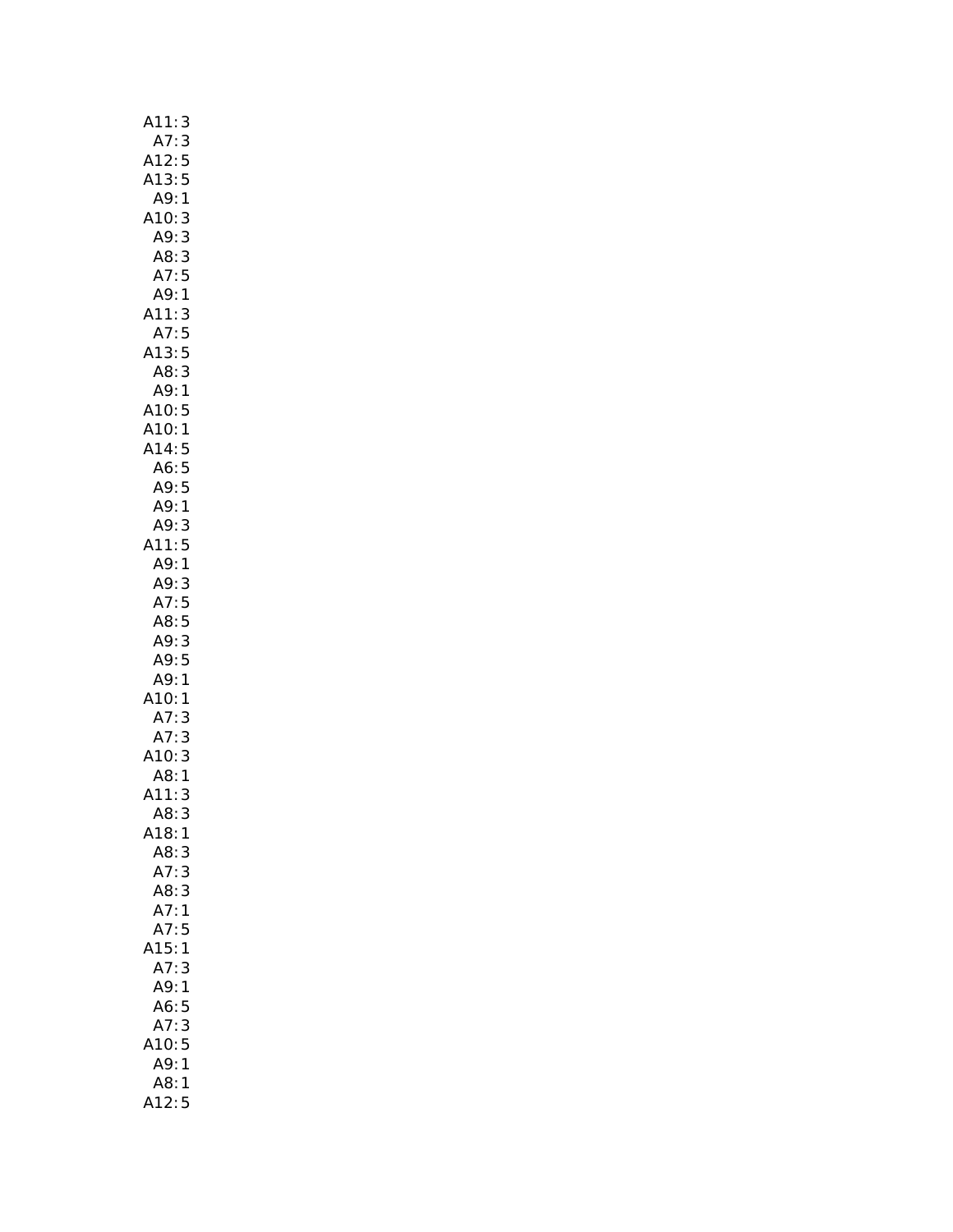A11: 3
A7: 3
A12: 5
A13: 5
A9: 1
A10: 3
A9: 3
A8: 3
A7: 5
A9: 1
A11: 3
A7: 5
A13: 5
A8: 3
A9: 1
A10: 5
A10: 1
A14: 5
A6: 5
A9: 5
A9: 1
A9: 3
A11: 5
A9: 1
A9: 3
A7: 5
A8: 5
A9: 3
A9: 5
A9: 1
A10: 1
A7: 3
A7: 3
A10: 3
A8: 1
A11: 3
A8: 3
A18: 1
A8: 3
A7: 3
A8: 3
A7: 1
A7: 5
A15: 1
A7: 3
A9: 1
A6: 5
A7: 3
A10: 5
A9: 1
A8: 1
A12: 5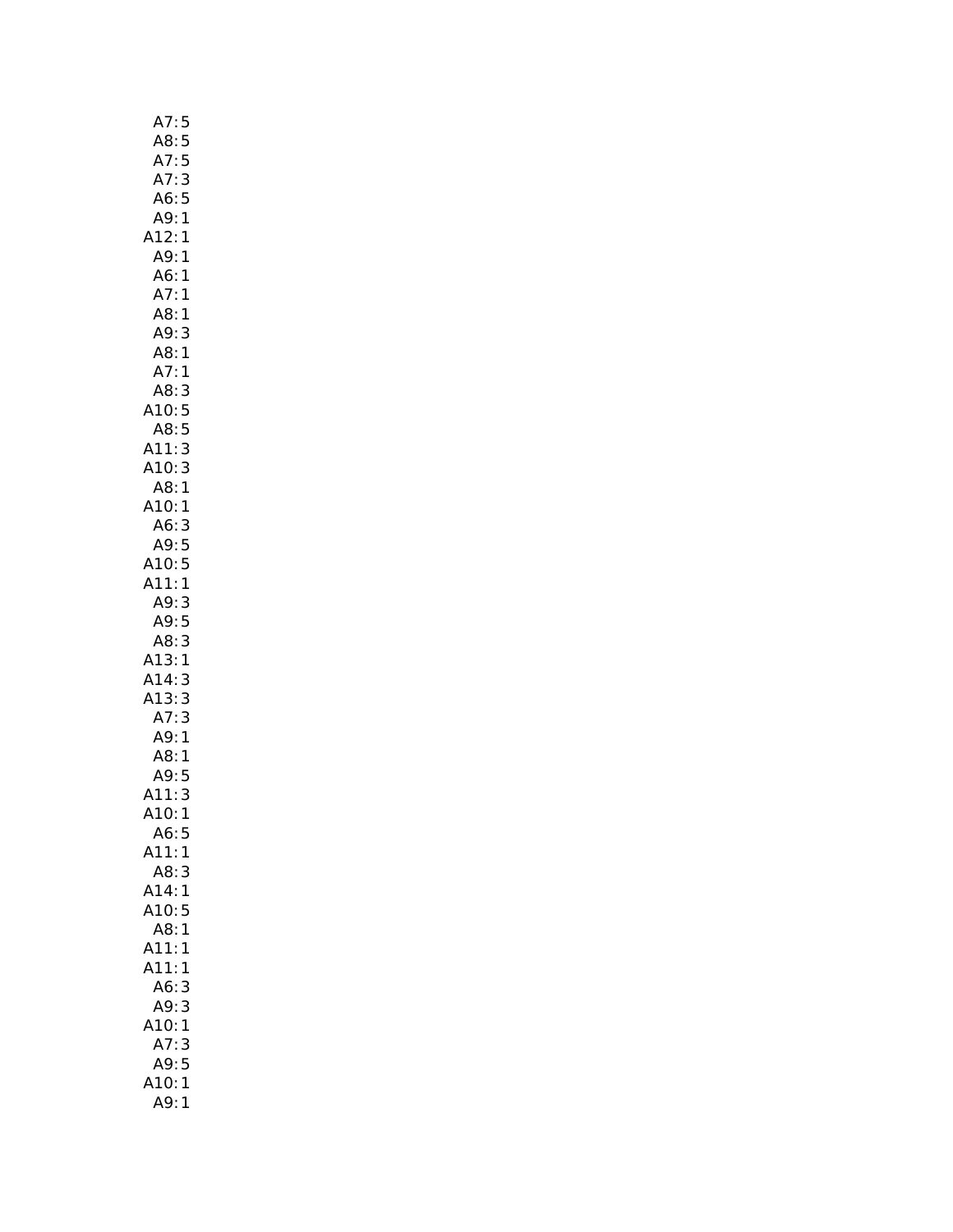A7: 5
A8: 5
A7: 5
A7: 3
A6: 5
A9: 1
A12: 1
A9: 1
A6: 1
A7: 1
A8: 1
A9: 3
A8: 1
A7: 1
A8: 3
A10: 5
A8: 5
A11: 3
A10: 3
A8: 1
A10: 1
A6: 3
A9: 5
A10: 5
A11: 1
A9: 3
A9: 5
A8: 3
A13: 1
A14: 3
A13: 3
A7: 3
A9: 1
A8: 1
A9: 5
A11: 3
A10: 1
A6: 5
A11: 1
A8: 3
A14: 1
A10: 5
A8: 1
A11: 1
A11: 1
A6: 3
A9: 3
A10: 1
A7: 3
A9: 5
A10: 1
A9: 1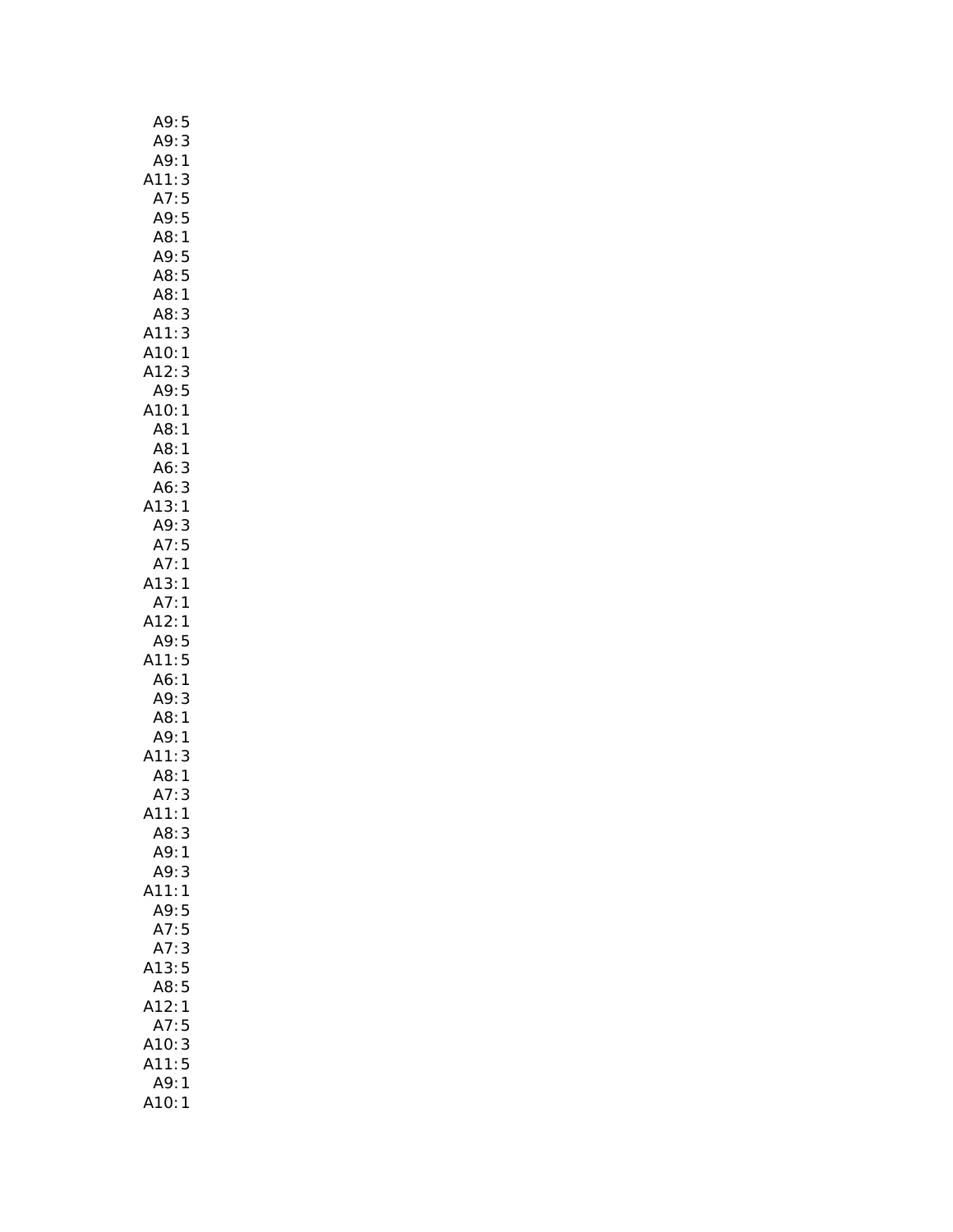A9: 5
A9: 3
A9: 1
A11: 3
A7: 5
A9: 5
A8: 1
A9: 5
A8: 5
A8: 1
A8: 3
A11: 3
A10: 1
A12: 3
A9: 5
A10: 1
A8: 1
A8: 1
A6: 3
A6: 3
A13: 1
A9: 3
A7: 5
A7: 1
A13: 1
A7: 1
A12: 1
A9: 5
A11: 5
A6: 1
A9: 3
A8: 1
A9: 1
A11: 3
A8: 1
A7: 3
A11: 1
A8: 3
A9: 1
A9: 3
A11: 1
A9: 5
A7: 5
A7: 3
A13: 5
A8: 5
A12: 1
A7: 5
A10: 3
A11: 5
A9: 1
A10: 1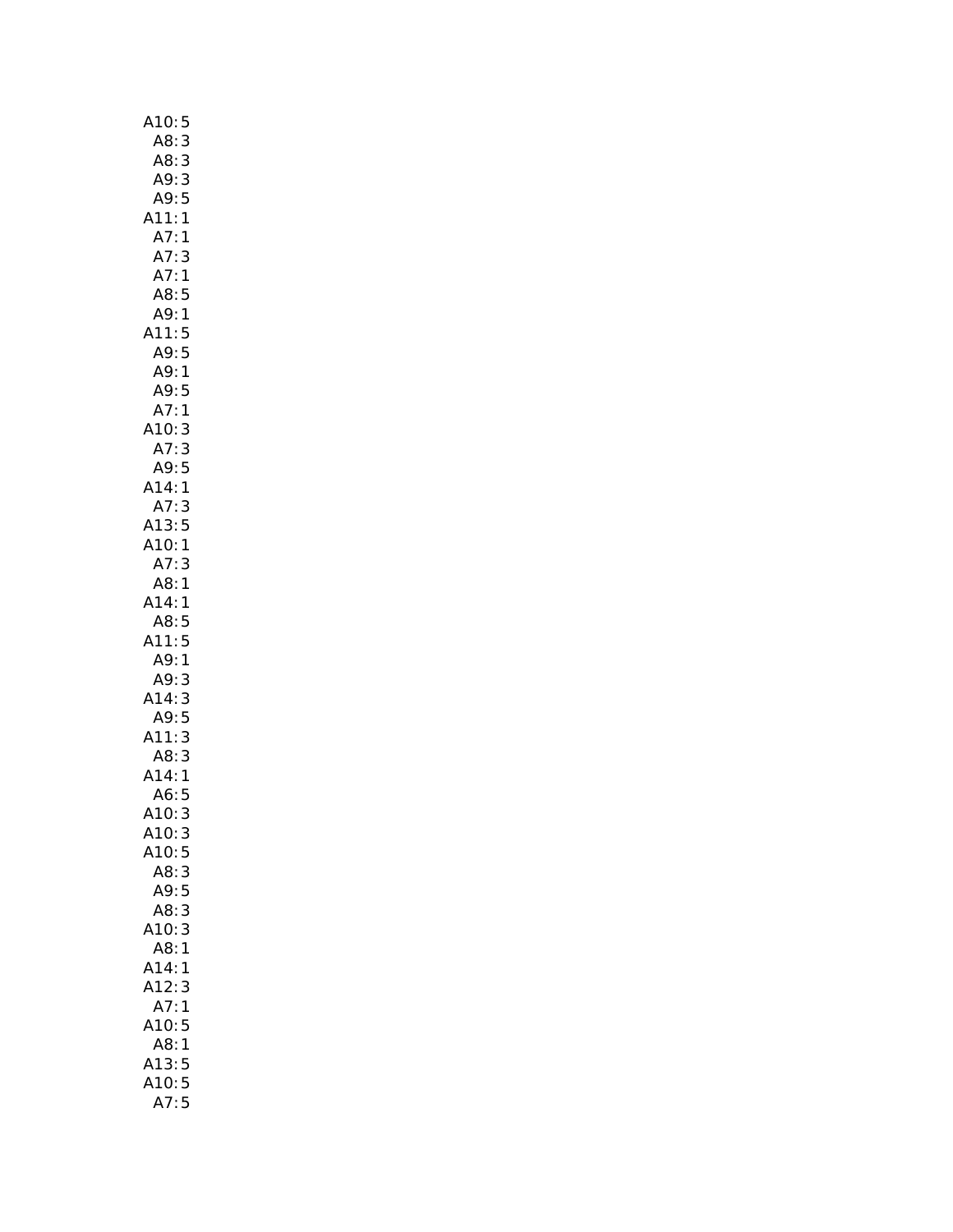A10: 5
A8: 3
A8: 3
A9: 3
A9: 5
A11: 1
A7: 1
A7: 3
A7: 1
A8: 5
A9: 1
A11: 5
A9: 5
A9: 1
A9: 5
A7: 1
A10: 3
A7: 3
A9: 5
A14: 1
A7: 3
A13: 5
A10: 1
A7: 3
A8: 1
A14: 1
A8: 5
A11: 5
A9: 1
A9: 3
A14: 3
A9: 5
A11: 3
A8: 3
A14: 1
A6: 5
A10: 3
A10: 3
A10: 5
A8: 3
A9: 5
A8: 3
A10: 3
A8: 1
A14: 1
A12: 3
A7: 1
A10: 5
A8: 1
A13: 5
A10: 5
A7: 5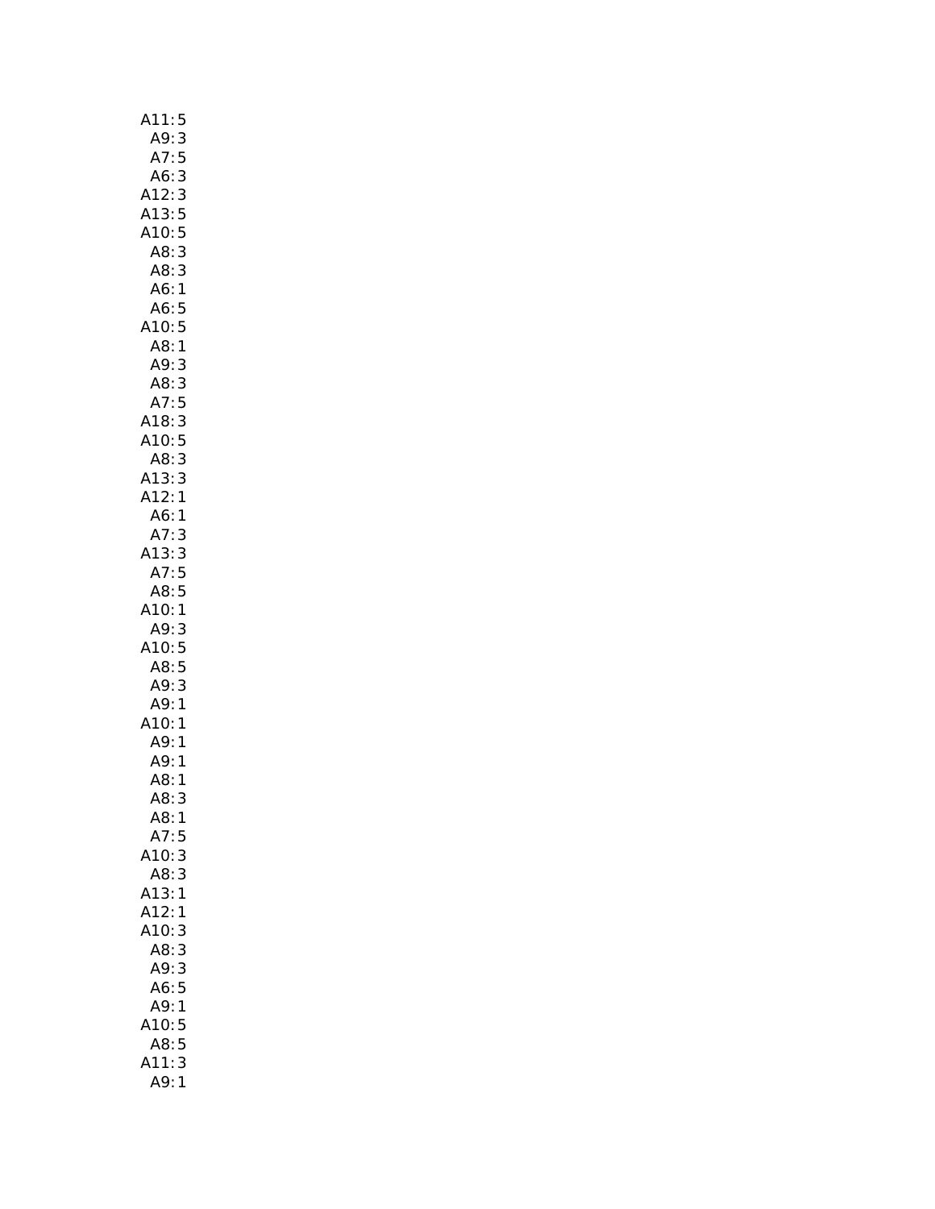A11: 5
A9: 3
A7: 5
A6: 3
A12: 3
A13: 5
A10: 5
A8: 3
A8: 3
A6: 1
A6: 5
A10: 5
A8: 1
A9: 3
A8: 3
A7: 5
A18: 3
A10: 5
A8: 3
A13: 3
A12: 1
A6: 1
A7: 3
A13: 3
A7: 5
A8: 5
A10: 1
A9: 3
A10: 5
A8: 5
A9: 3
A9: 1
A10: 1
A9: 1
A9: 1
A8: 1
A8: 3
A8: 1
A7: 5
A10: 3
A8: 3
A13: 1
A12: 1
A10: 3
A8: 3
A9: 3
A6: 5
A9: 1
A10: 5
A8: 5
A11: 3
A9: 1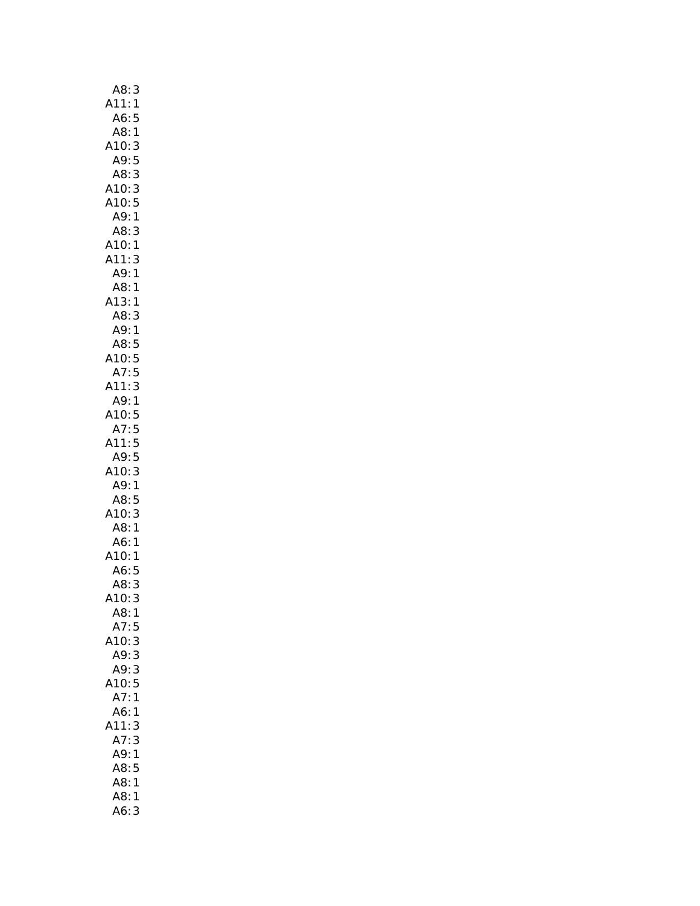A8: 3
A11: 1
A6: 5
A8: 1
A10: 3
A9: 5
A8: 3
A10: 3
A10: 5
A9: 1
A8: 3
A10: 1
A11: 3
A9: 1
A8: 1
A13: 1
A8: 3
A9: 1
A8: 5
A10: 5
A7: 5
A11: 3
A9: 1
A10: 5
A7: 5
A11: 5
A9: 5
A10: 3
A9: 1
A8: 5
A10: 3
A8: 1
A6: 1
A10: 1
A6: 5
A8: 3
A10: 3
A8: 1
A7: 5
A10: 3
A9: 3
A9: 3
A10: 5
A7: 1
A6: 1
A11: 3
A7: 3
A9: 1
A8: 5
A8: 1
A8: 1
A6: 3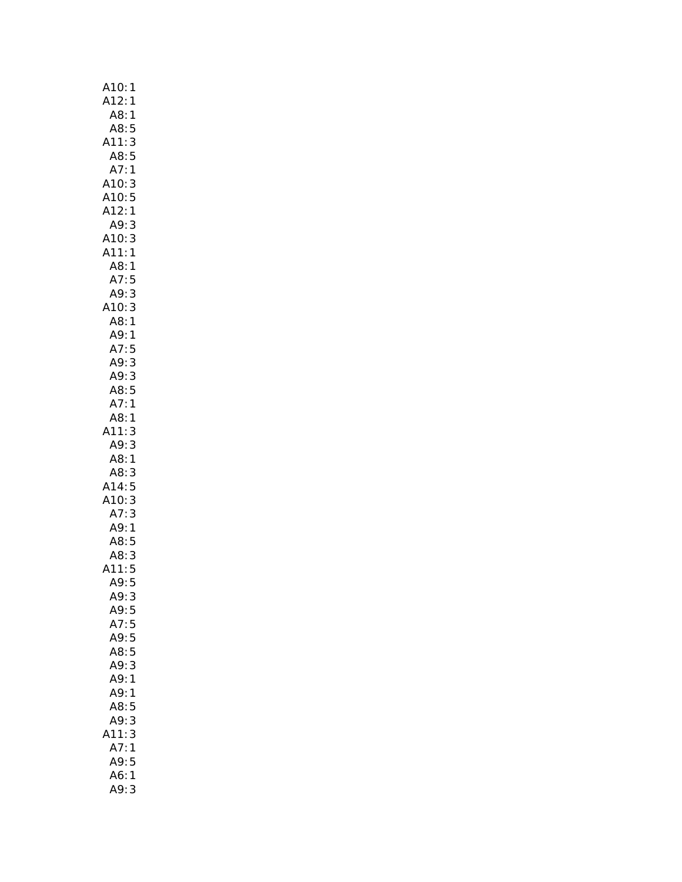A10: 1
A12: 1
A8: 1
A8: 5
A11: 3
A8: 5
A7: 1
A10: 3
A10: 5
A12: 1
A9: 3
A10: 3
A11: 1
A8: 1
A7: 5
A9: 3
A10: 3
A8: 1
A9: 1
A7: 5
A9: 3
A9: 3
A8: 5
A7: 1
A8: 1
A11: 3
A9: 3
A8: 1
A8: 3
A14: 5
A10: 3
A7: 3
A9: 1
A8: 5
A8: 3
A11: 5
A9: 5
A9: 3
A9: 5
A7: 5
A9: 5
A8: 5
A9: 3
A9: 1
A9: 1
A8: 5
A9: 3
A11: 3
A7: 1
A9: 5
A6: 1
A9: 3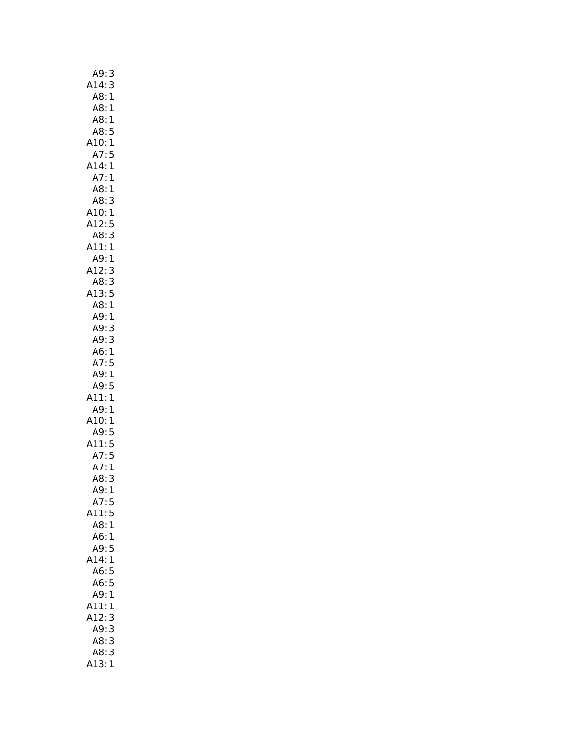A9: 3
A14: 3
A8: 1
A8: 1
A8: 1
A8: 5
A10: 1
A7: 5
A14: 1
A7: 1
A8: 1
A8: 3
A10: 1
A12: 5
A8: 3
A11: 1
A9: 1
A12: 3
A8: 3
A13: 5
A8: 1
A9: 1
A9: 3
A9: 3
A6: 1
A7: 5
A9: 1
A9: 5
A11: 1
A9: 1
A10: 1
A9: 5
A11: 5
A7: 5
A7: 1
A8: 3
A9: 1
A7: 5
A11: 5
A8: 1
A6: 1
A9: 5
A14: 1
A6: 5
A6: 5
A9: 1
A11: 1
A12: 3
A9: 3
A8: 3
A8: 3
A13: 1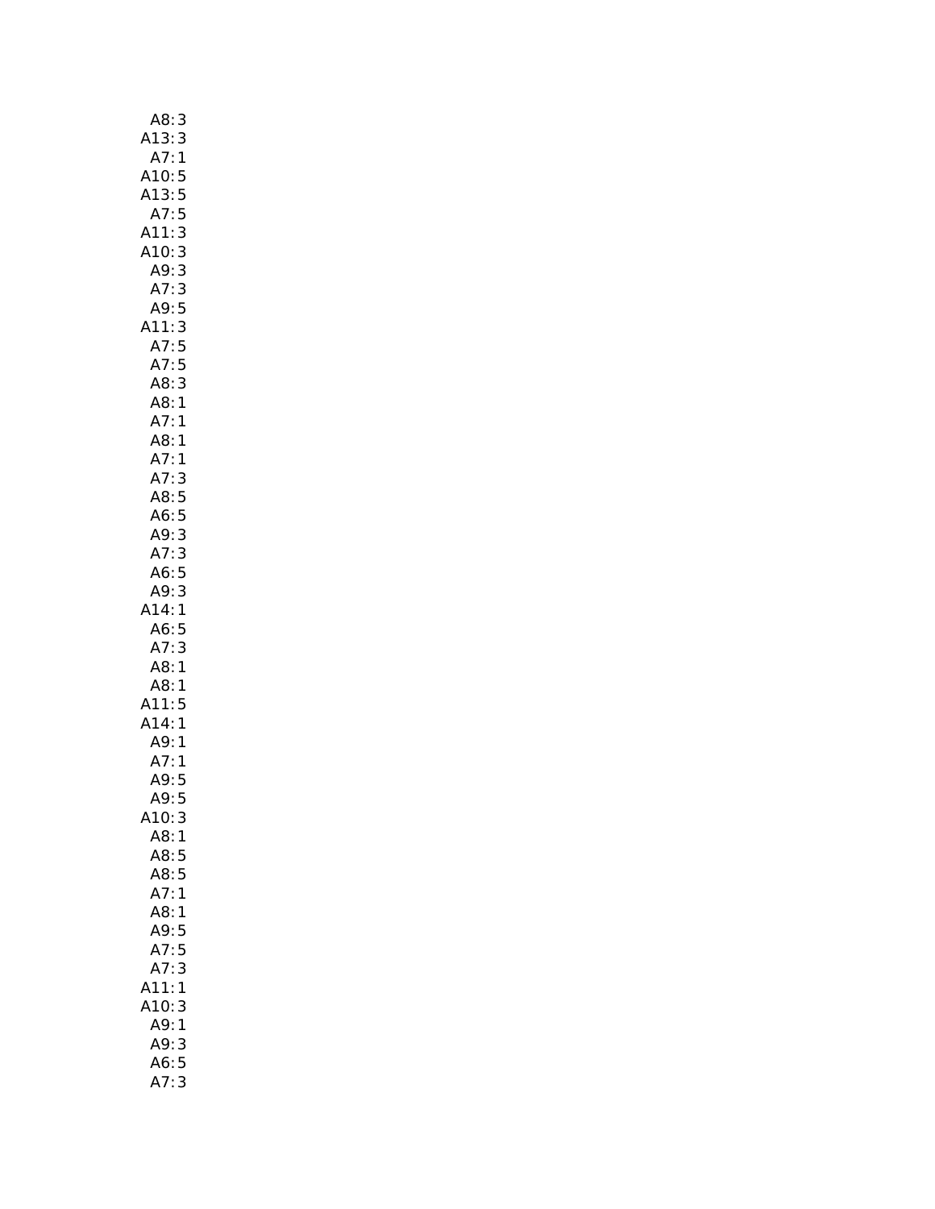A8: 3
A13: 3
A7: 1
A10: 5
A13: 5
A7: 5
A11: 3
A10: 3
A9: 3
A7: 3
A9: 5
A11: 3
A7: 5
A7: 5
A8: 3
A8: 1
A7: 1
A8: 1
A7: 1
A7: 3
A8: 5
A6: 5
A9: 3
A7: 3
A6: 5
A9: 3
A14: 1
A6: 5
A7: 3
A8: 1
A8: 1
A11: 5
A14: 1
A9: 1
A7: 1
A9: 5
A9: 5
A10: 3
A8: 1
A8: 5
A8: 5
A7: 1
A8: 1
A9: 5
A7: 5
A7: 3
A11: 1
A10: 3
A9: 1
A9: 3
A6: 5
A7: 3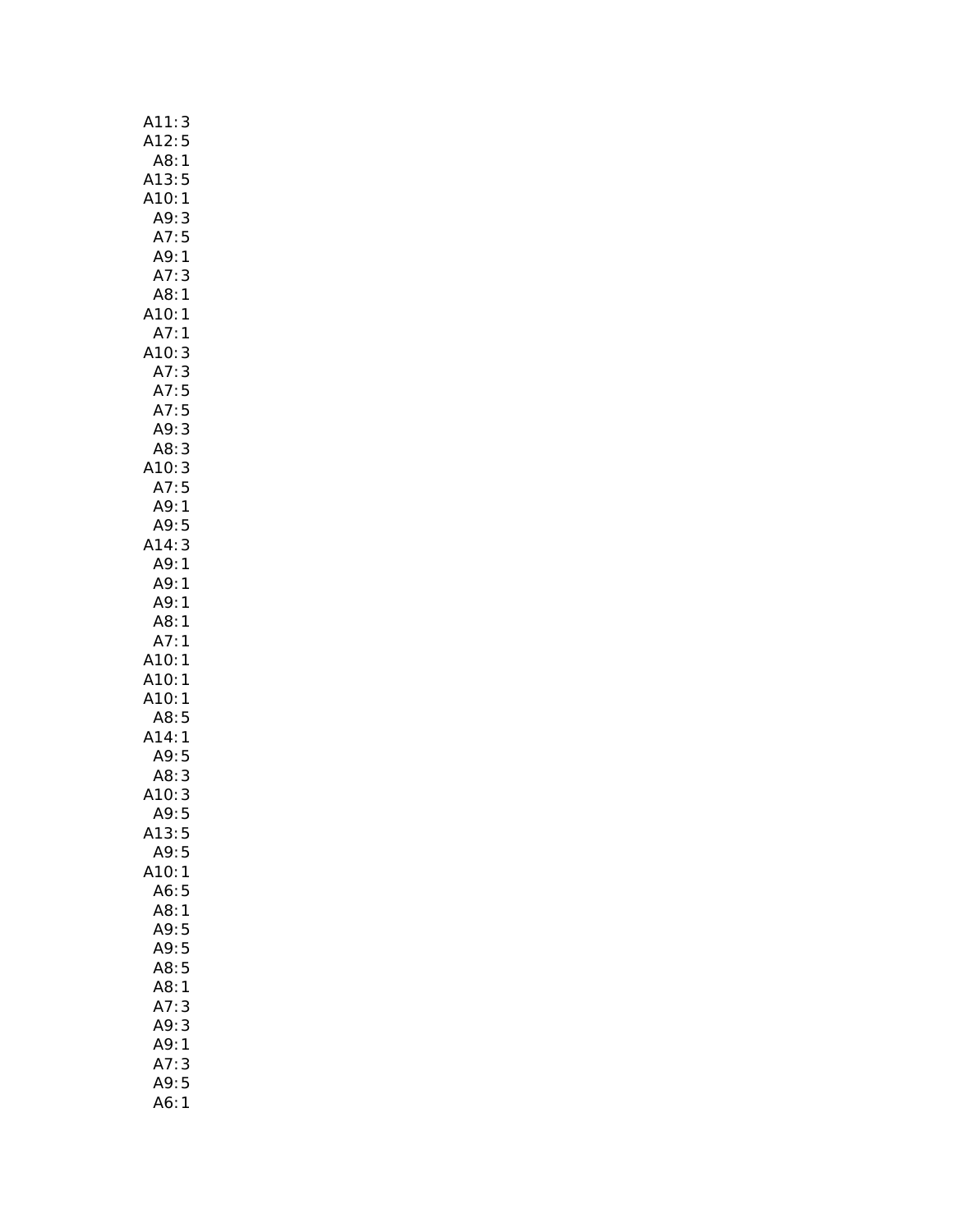A11: 3
A12: 5
A8: 1
A13: 5
A10: 1
A9: 3
A7: 5
A9: 1
A7: 3
A8: 1
A10: 1
A7: 1
A10: 3
A7: 3
A7: 5
A7: 5
A9: 3
A8: 3
A10: 3
A7: 5
A9: 1
A9: 5
A14: 3
A9: 1
A9: 1
A9: 1
A8: 1
A7: 1
A10: 1
A10: 1
A10: 1
A8: 5
A14: 1
A9: 5
A8: 3
A10: 3
A9: 5
A13: 5
A9: 5
A10: 1
A6: 5
A8: 1
A9: 5
A9: 5
A8: 5
A8: 1
A7: 3
A9: 3
A9: 1
A7: 3
A9: 5
A6: 1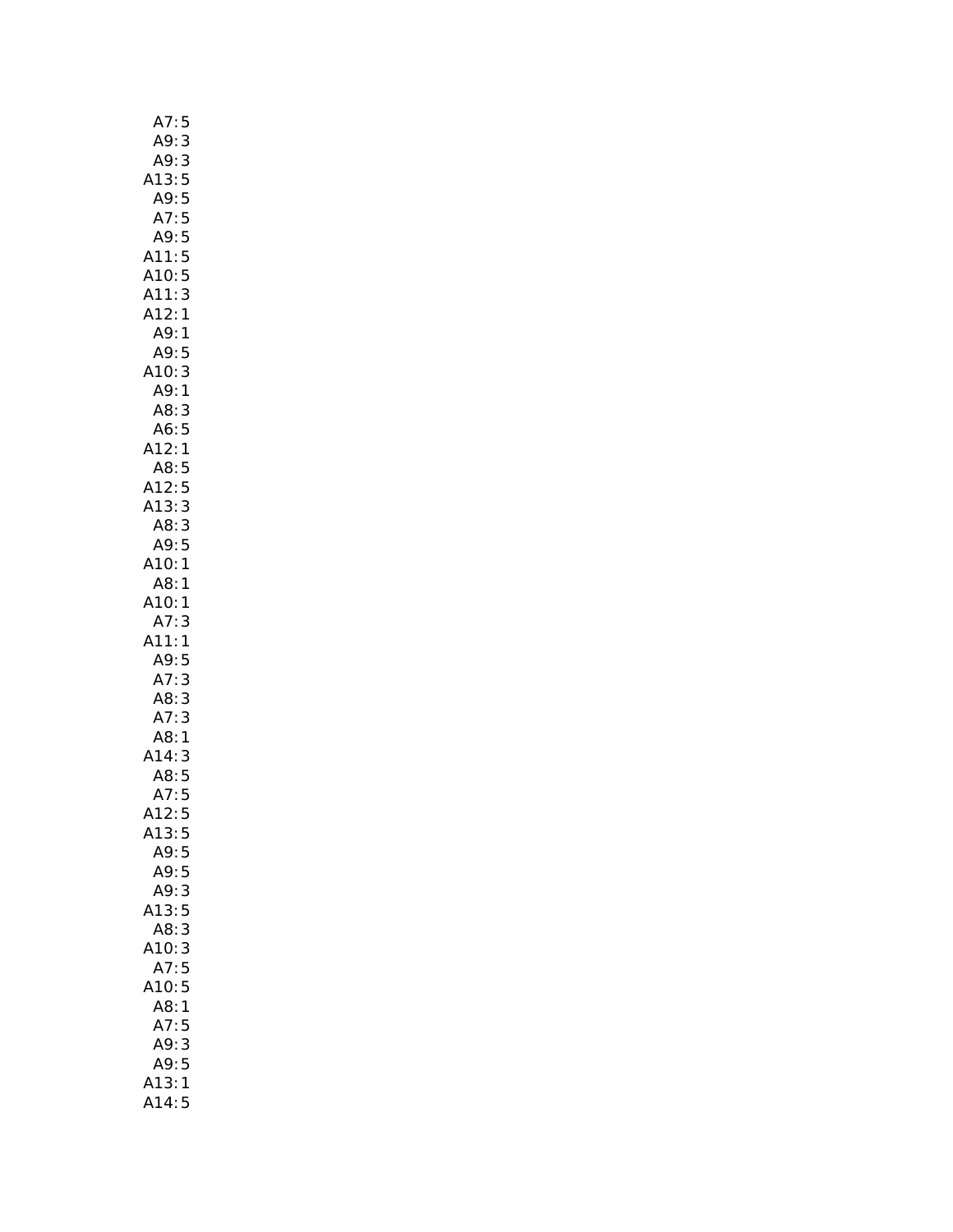A7: 5
A9: 3
A9: 3
A13: 5
A9: 5
A7: 5
A9: 5
A11: 5
A10: 5
A11: 3
A12: 1
A9: 1
A9: 5
A10: 3
A9: 1
A8: 3
A6: 5
A12: 1
A8: 5
A12: 5
A13: 3
A8: 3
A9: 5
A10: 1
A8: 1
A10: 1
A7: 3
A11: 1
A9: 5
A7: 3
A8: 3
A7: 3
A8: 1
A14: 3
A8: 5
A7: 5
A12: 5
A13: 5
A9: 5
A9: 5
A9: 3
A13: 5
A8: 3
A10: 3
A7: 5
A10: 5
A8: 1
A7: 5
A9: 3
A9: 5
A13: 1
A14: 5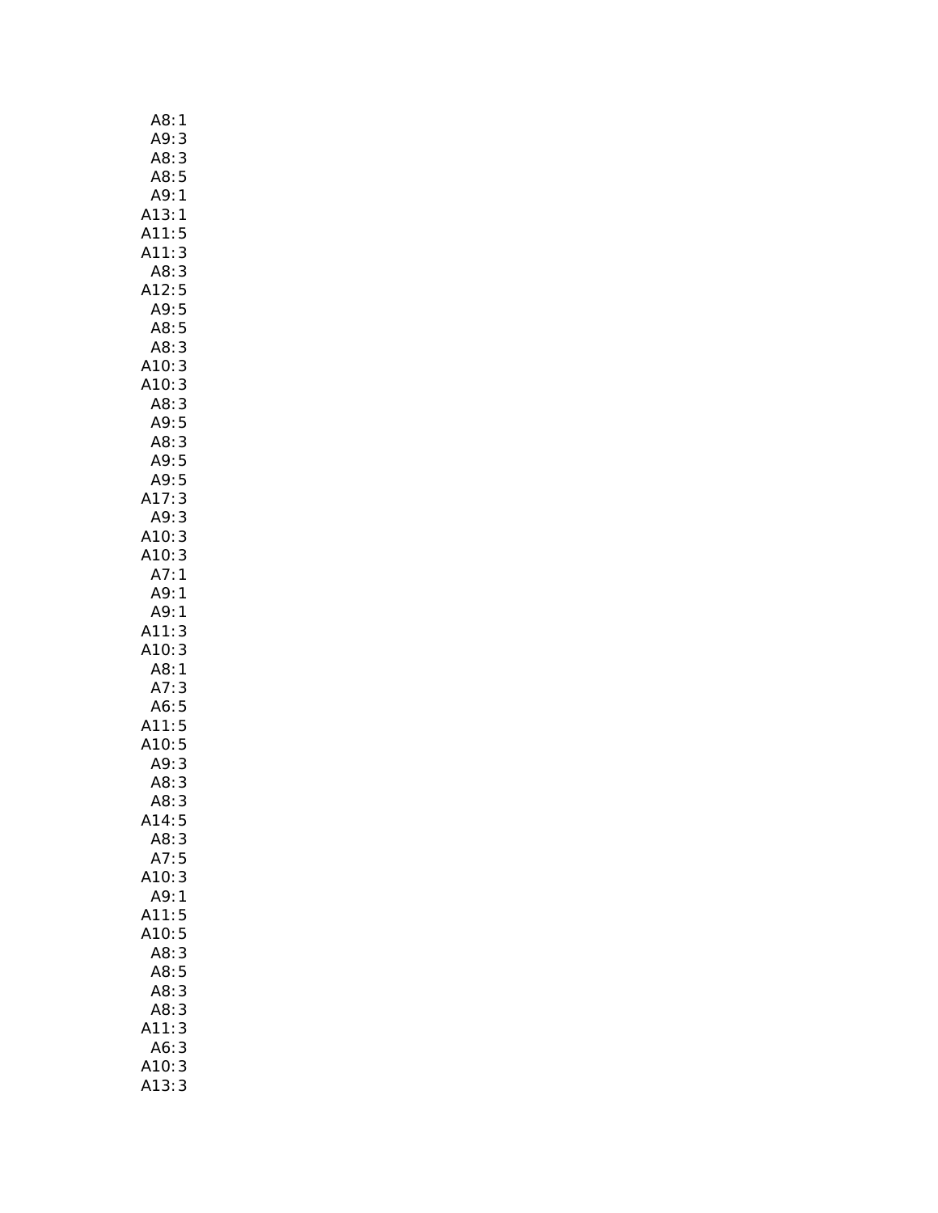A8: 1
A9: 3
A8: 3
A8: 5
A9: 1
A13: 1
A11: 5
A11: 3
A8: 3
A12: 5
A9: 5
A8: 5
A8: 3
A10: 3
A10: 3
A8: 3
A9: 5
A8: 3
A9: 5
A9: 5
A17: 3
A9: 3
A10: 3
A10: 3
A7: 1
A9: 1
A9: 1
A11: 3
A10: 3
A8: 1
A7: 3
A6: 5
A11: 5
A10: 5
A9: 3
A8: 3
A8: 3
A14: 5
A8: 3
A7: 5
A10: 3
A9: 1
A11: 5
A10: 5
A8: 3
A8: 5
A8: 3
A8: 3
A11: 3
A6: 3
A10: 3
A13: 3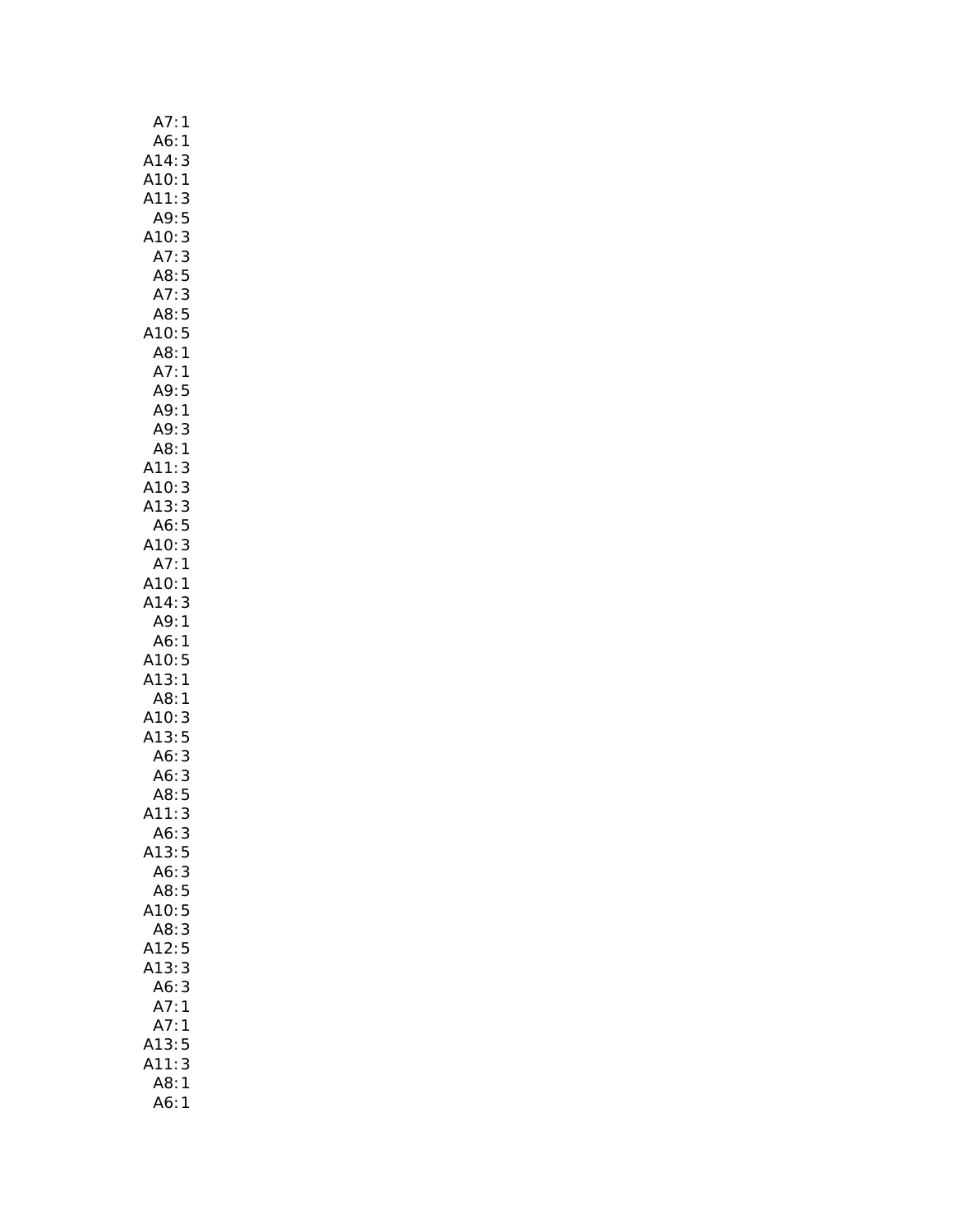A7: 1
A6: 1
A14: 3
A10: 1
A11: 3
A9: 5
A10: 3
A7: 3
A8: 5
A7: 3
A8: 5
A10: 5
A8: 1
A7: 1
A9: 5
A9: 1
A9: 3
A8: 1
A11: 3
A10: 3
A13: 3
A6: 5
A10: 3
A7: 1
A10: 1
A14: 3
A9: 1
A6: 1
A10: 5
A13: 1
A8: 1
A10: 3
A13: 5
A6: 3
A6: 3
A8: 5
A11: 3
A6: 3
A13: 5
A6: 3
A8: 5
A10: 5
A8: 3
A12: 5
A13: 3
A6: 3
A7: 1
A7: 1
A13: 5
A11: 3
A8: 1
A6: 1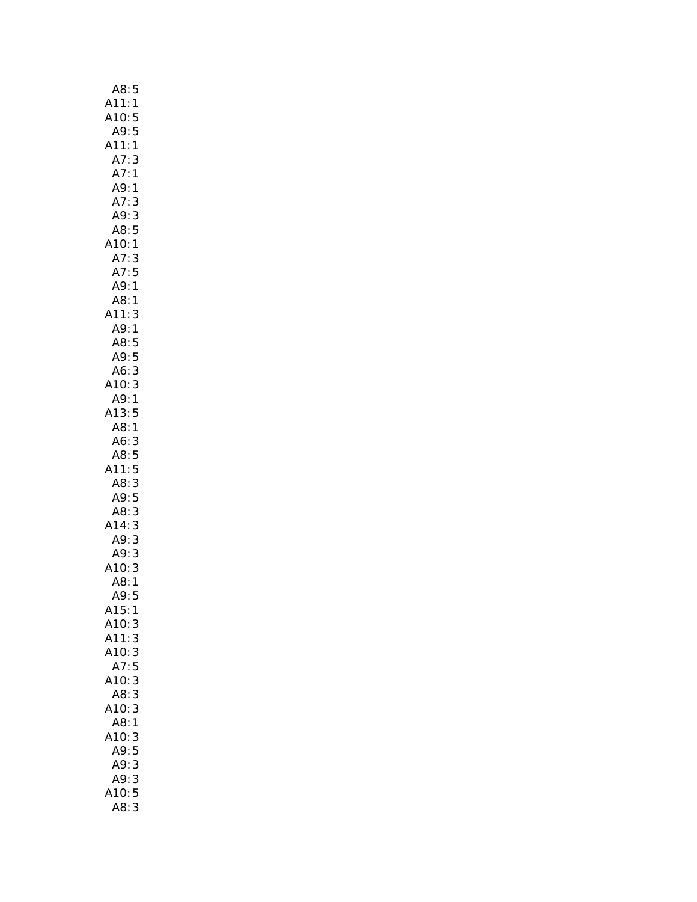A8: 5
A11: 1
A10: 5
A9: 5
A11: 1
A7: 3
A7: 1
A9: 1
A7: 3
A9: 3
A8: 5
A10: 1
A7: 3
A7: 5
A9: 1
A8: 1
A11: 3
A9: 1
A8: 5
A9: 5
A6: 3
A10: 3
A9: 1
A13: 5
A8: 1
A6: 3
A8: 5
A11: 5
A8: 3
A9: 5
A8: 3
A14: 3
A9: 3
A9: 3
A10: 3
A8: 1
A9: 5
A15: 1
A10: 3
A11: 3
A10: 3
A7: 5
A10: 3
A8: 3
A10: 3
A8: 1
A10: 3
A9: 5
A9: 3
A9: 3
A10: 5
A8: 3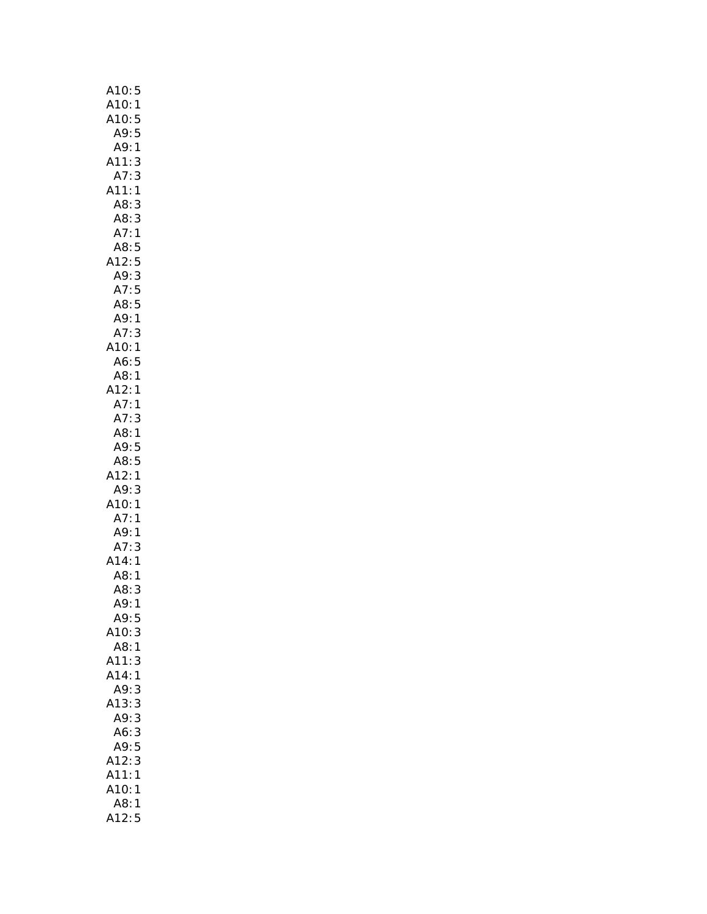A10: 5
A10: 1
A10: 5
A9: 5
A9: 1
A11: 3
A7: 3
A11: 1
A8: 3
A8: 3
A7: 1
A8: 5
A12: 5
A9: 3
A7: 5
A8: 5
A9: 1
A7: 3
A10: 1
A6: 5
A8: 1
A12: 1
A7: 1
A7: 3
A8: 1
A9: 5
A8: 5
A12: 1
A9: 3
A10: 1
A7: 1
A9: 1
A7: 3
A14: 1
A8: 1
A8: 3
A9: 1
A9: 5
A10: 3
A8: 1
A11: 3
A14: 1
A9: 3
A13: 3
A9: 3
A6: 3
A9: 5
A12: 3
A11: 1
A10: 1
A8: 1
A12: 5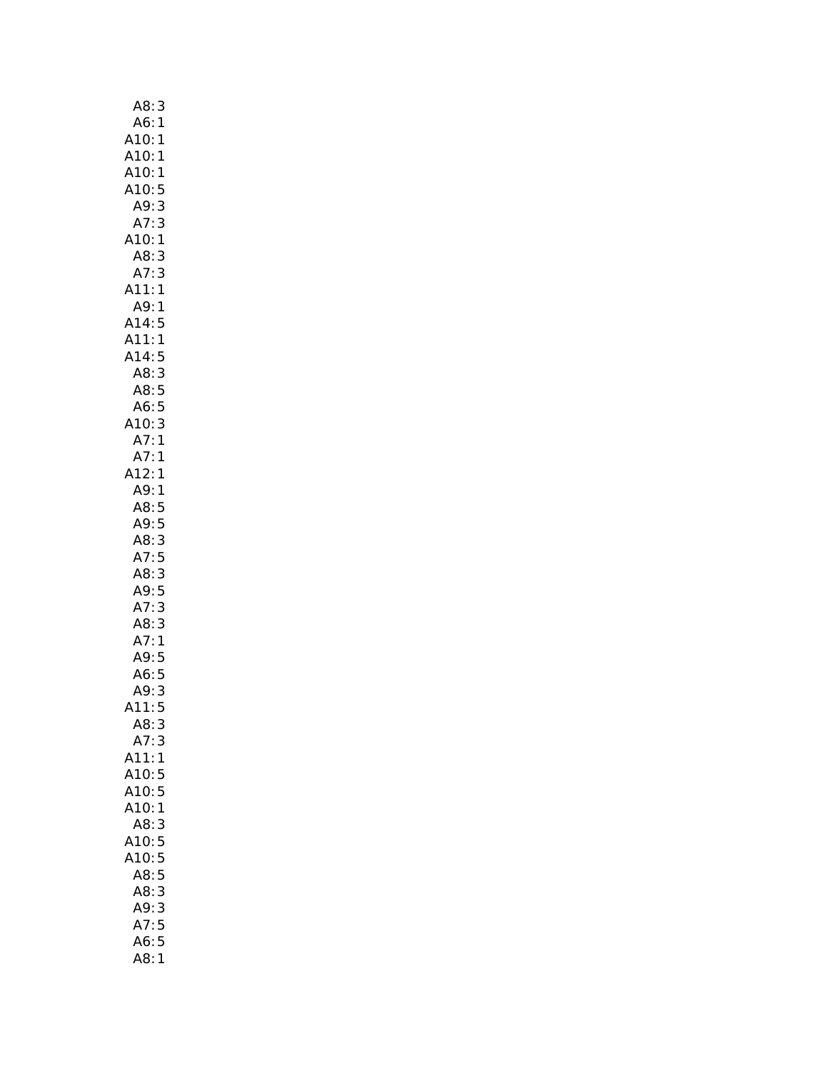A8: 3
A6: 1
A10: 1
A10: 1
A10: 1
A10: 5
A9: 3
A7: 3
A10: 1
A8: 3
A7: 3
A11: 1
A9: 1
A14: 5
A11: 1
A14: 5
A8: 3
A8: 5
A6: 5
A10: 3
A7: 1
A7: 1
A12: 1
A9: 1
A8: 5
A9: 5
A8: 3
A7: 5
A8: 3
A9: 5
A7: 3
A8: 3
A7: 1
A9: 5
A6: 5
A9: 3
A11: 5
A8: 3
A7: 3
A11: 1
A10: 5
A10: 5
A10: 1
A8: 3
A10: 5
A10: 5
A8: 5
A8: 3
A9: 3
A7: 5
A6: 5
A8: 1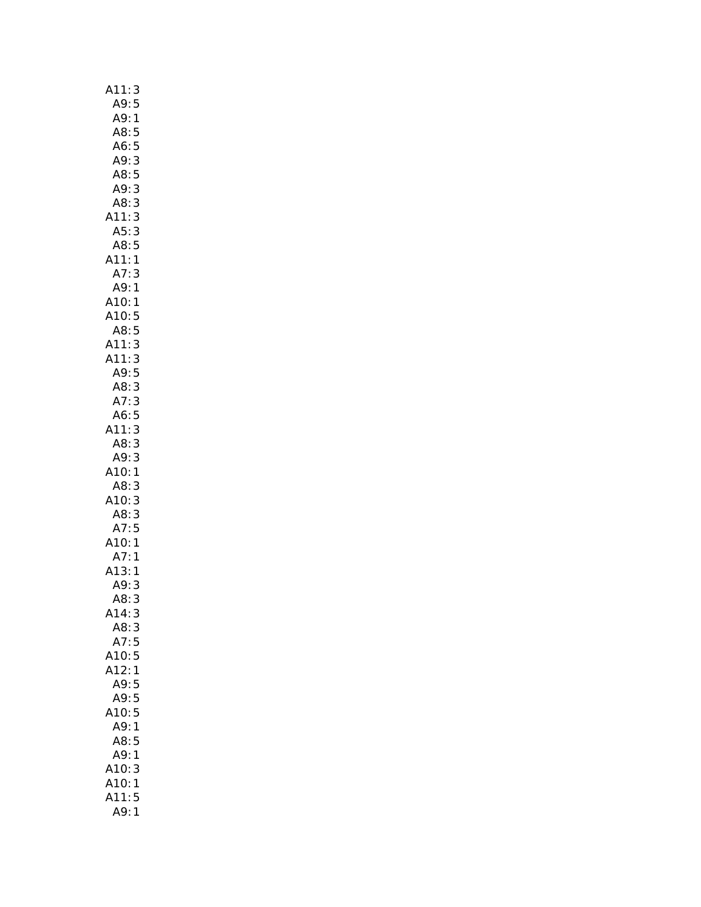A11: 3
A9: 5
A9: 1
A8: 5
A6: 5
A9: 3
A8: 5
A9: 3
A8: 3
A11: 3
A5: 3
A8: 5
A11: 1
A7: 3
A9: 1
A10: 1
A10: 5
A8: 5
A11: 3
A11: 3
A9: 5
A8: 3
A7: 3
A6: 5
A11: 3
A8: 3
A9: 3
A10: 1
A8: 3
A10: 3
A8: 3
A7: 5
A10: 1
A7: 1
A13: 1
A9: 3
A8: 3
A14: 3
A8: 3
A7: 5
A10: 5
A12: 1
A9: 5
A9: 5
A10: 5
A9: 1
A8: 5
A9: 1
A10: 3
A10: 1
A11: 5
A9: 1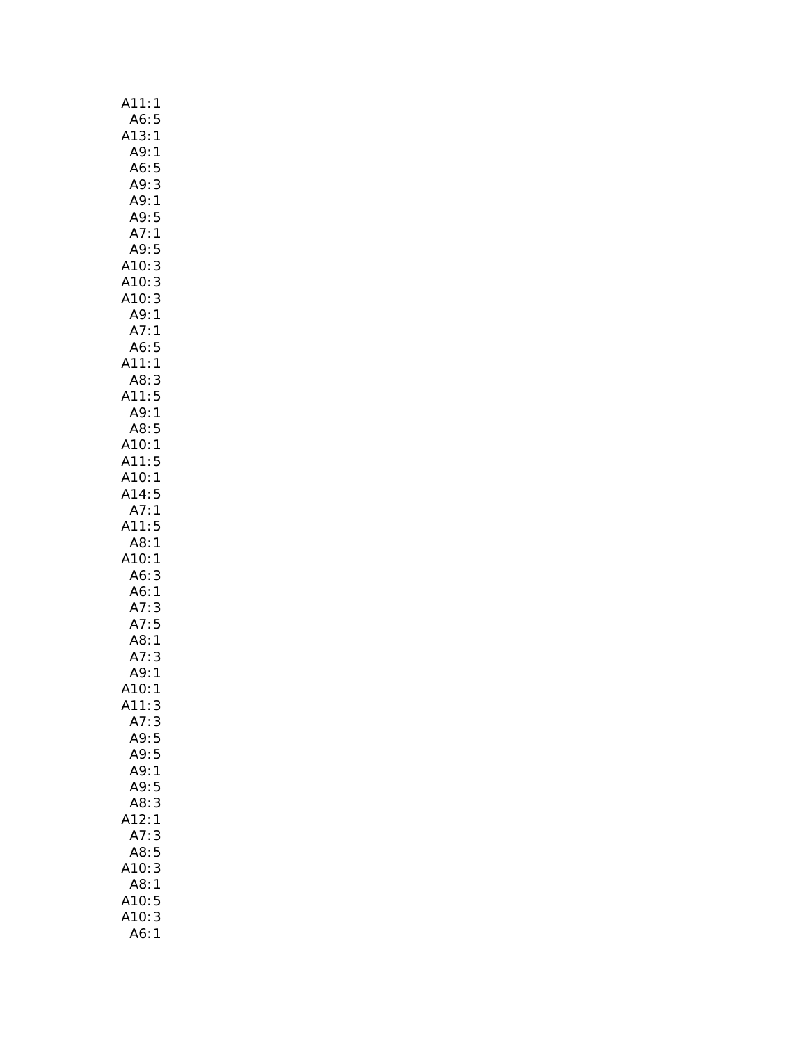A11: 1
A6: 5
A13: 1
A9: 1
A6: 5
A9: 3
A9: 1
A9: 5
A7: 1
A9: 5
A10: 3
A10: 3
A10: 3
A9: 1
A7: 1
A6: 5
A11: 1
A8: 3
A11: 5
A9: 1
A8: 5
A10: 1
A11: 5
A10: 1
A14: 5
A7: 1
A11: 5
A8: 1
A10: 1
A6: 3
A6: 1
A7: 3
A7: 5
A8: 1
A7: 3
A9: 1
A10: 1
A11: 3
A7: 3
A9: 5
A9: 5
A9: 1
A9: 5
A8: 3
A12: 1
A7: 3
A8: 5
A10: 3
A8: 1
A10: 5
A10: 3
A6: 1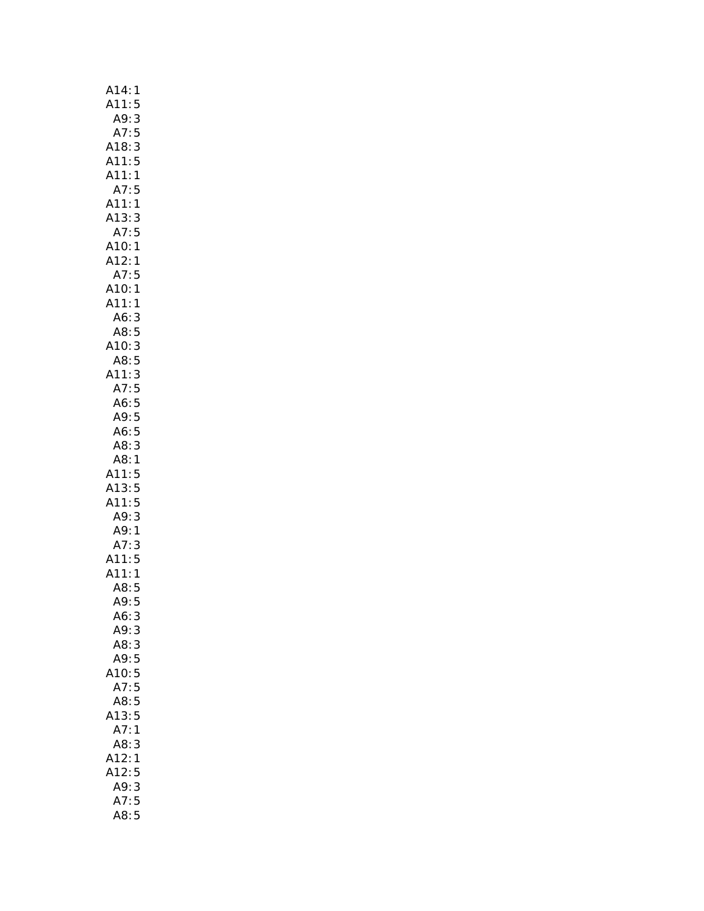A14: 1
A11: 5
A9: 3
A7: 5
A18: 3
A11: 5
A11: 1
A7: 5
A11: 1
A13: 3
A7: 5
A10: 1
A12: 1
A7: 5
A10: 1
A11: 1
A6: 3
A8: 5
A10: 3
A8: 5
A11: 3
A7: 5
A6: 5
A9: 5
A6: 5
A8: 3
A8: 1
A11: 5
A13: 5
A11: 5
A9: 3
A9: 1
A7: 3
A11: 5
A11: 1
A8: 5
A9: 5
A6: 3
A9: 3
A8: 3
A9: 5
A10: 5
A7: 5
A8: 5
A13: 5
A7: 1
A8: 3
A12: 1
A12: 5
A9: 3
A7: 5
A8: 5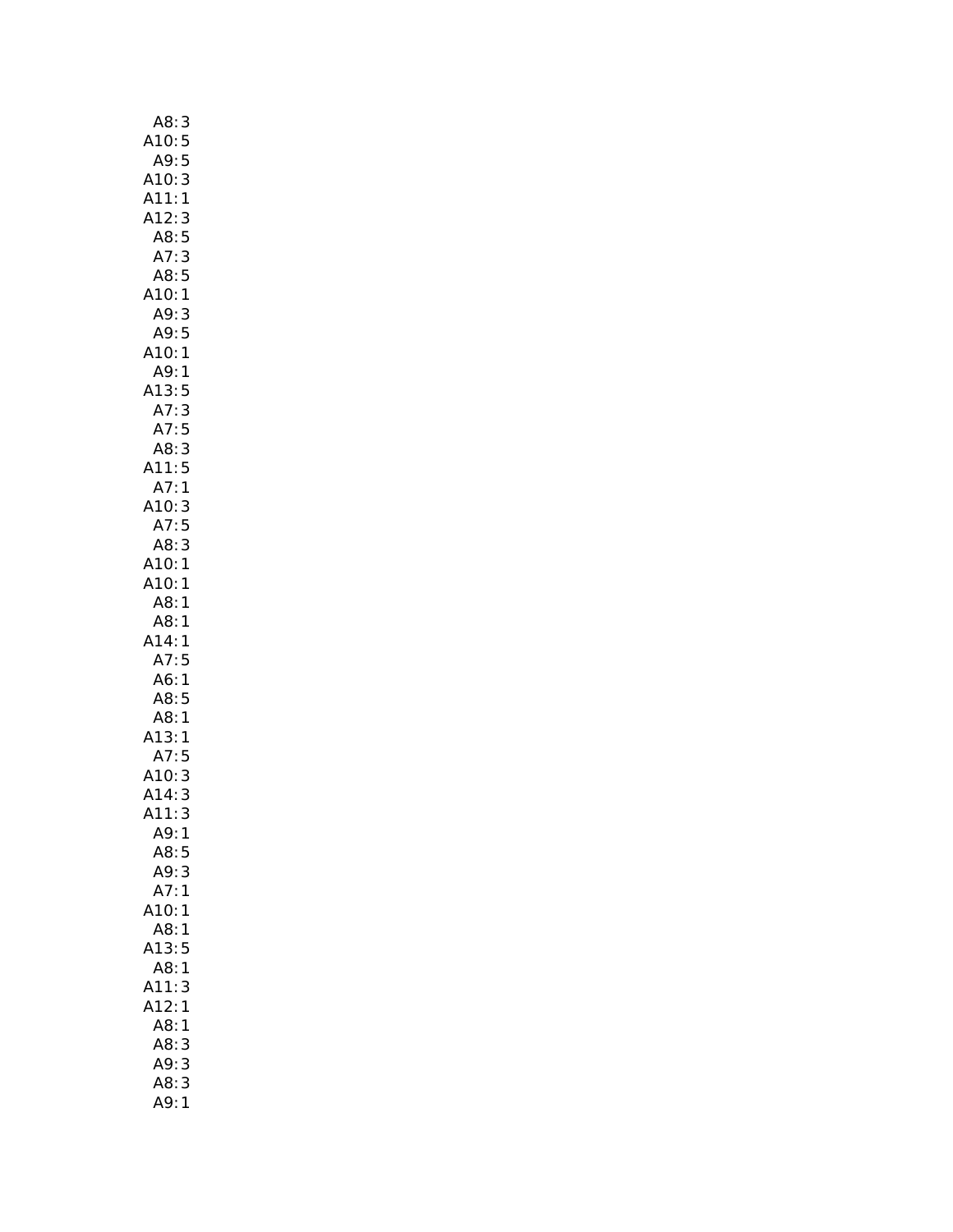A8: 3
A10: 5
A9: 5
A10: 3
A11: 1
A12: 3
A8: 5
A7: 3
A8: 5
A10: 1
A9: 3
A9: 5
A10: 1
A9: 1
A13: 5
A7: 3
A7: 5
A8: 3
A11: 5
A7: 1
A10: 3
A7: 5
A8: 3
A10: 1
A10: 1
A8: 1
A8: 1
A14: 1
A7: 5
A6: 1
A8: 5
A8: 1
A13: 1
A7: 5
A10: 3
A14: 3
A11: 3
A9: 1
A8: 5
A9: 3
A7: 1
A10: 1
A8: 1
A13: 5
A8: 1
A11: 3
A12: 1
A8: 1
A8: 3
A9: 3
A8: 3
A9: 1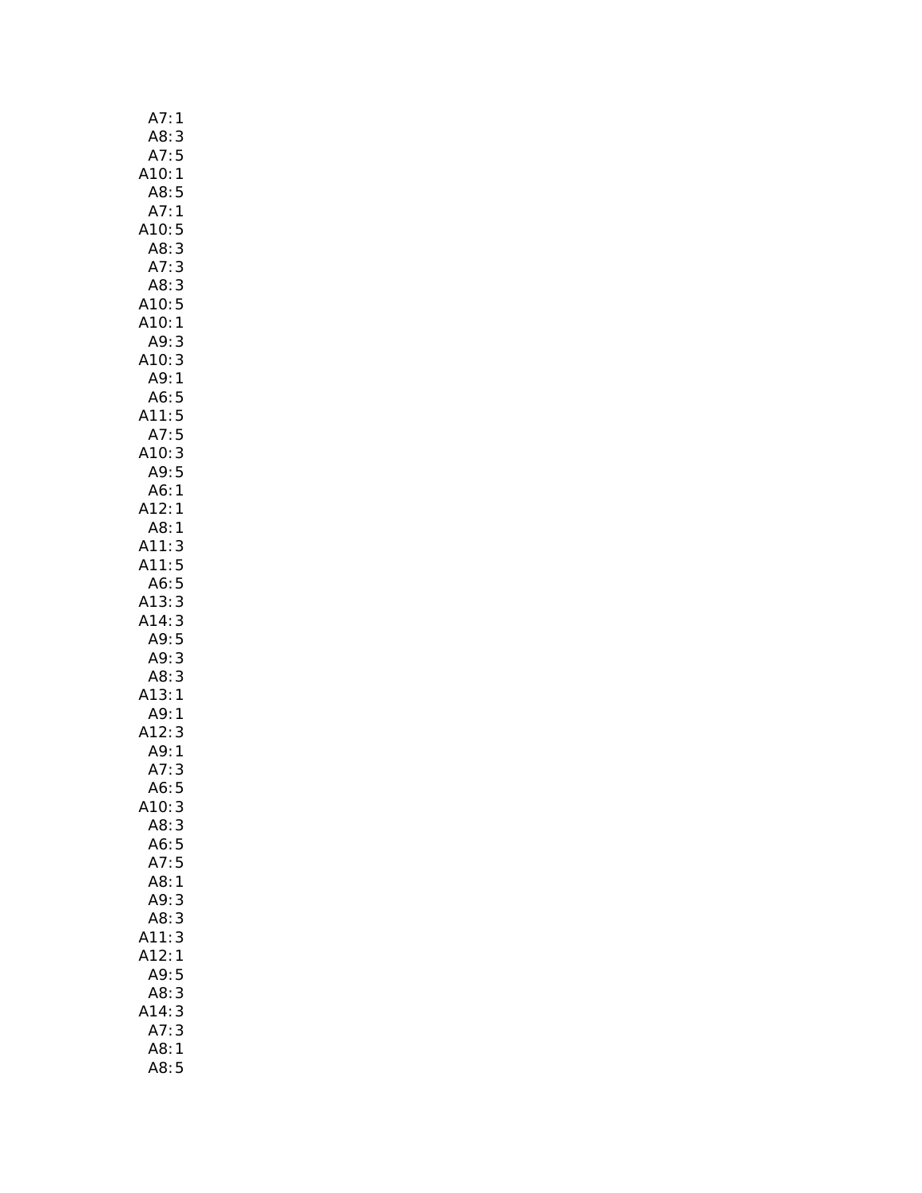A7: 1
A8: 3
A7: 5
A10: 1
A8: 5
A7: 1
A10: 5
A8: 3
A7: 3
A8: 3
A10: 5
A10: 1
A9: 3
A10: 3
A9: 1
A6: 5
A11: 5
A7: 5
A10: 3
A9: 5
A6: 1
A12: 1
A8: 1
A11: 3
A11: 5
A6: 5
A13: 3
A14: 3
A9: 5
A9: 3
A8: 3
A13: 1
A9: 1
A12: 3
A9: 1
A7: 3
A6: 5
A10: 3
A8: 3
A6: 5
A7: 5
A8: 1
A9: 3
A8: 3
A11: 3
A12: 1
A9: 5
A8: 3
A14: 3
A7: 3
A8: 1
A8: 5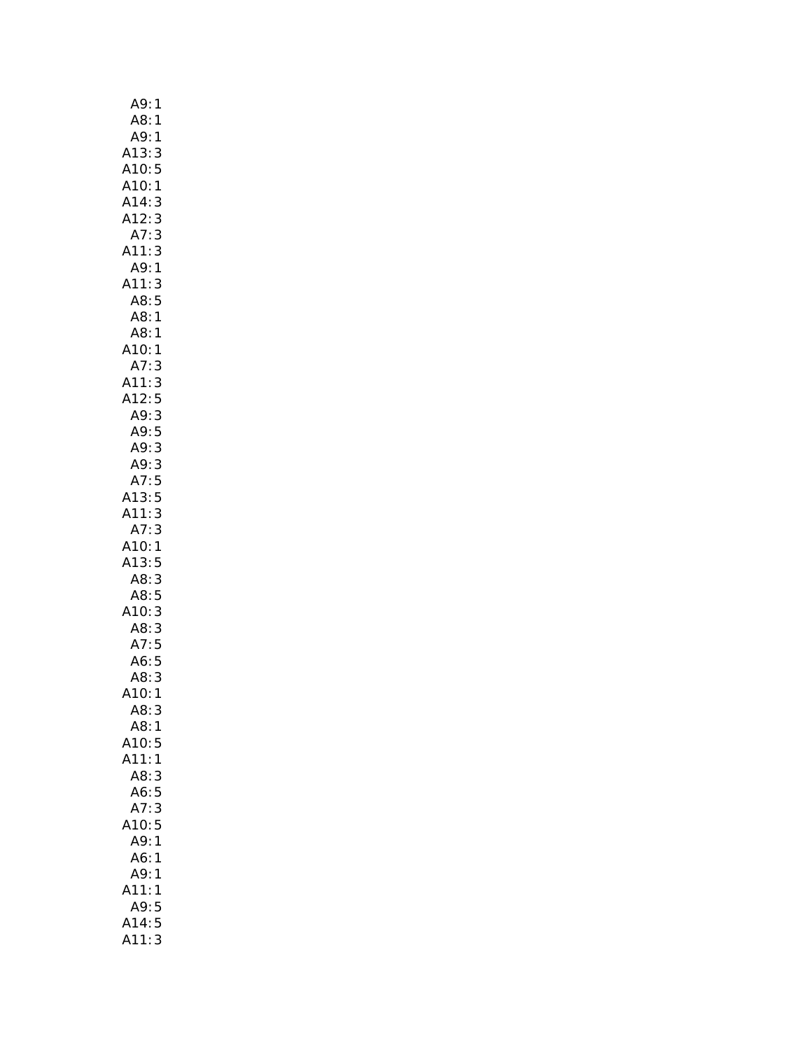A9: 1
A8: 1
A9: 1
A13: 3
A10: 5
A10: 1
A14: 3
A12: 3
A7: 3
A11: 3
A9: 1
A11: 3
A8: 5
A8: 1
A8: 1
A10: 1
A7: 3
A11: 3
A12: 5
A9: 3
A9: 5
A9: 3
A9: 3
A7: 5
A13: 5
A11: 3
A7: 3
A10: 1
A13: 5
A8: 3
A8: 5
A10: 3
A8: 3
A7: 5
A6: 5
A8: 3
A10: 1
A8: 3
A8: 1
A10: 5
A11: 1
A8: 3
A6: 5
A7: 3
A10: 5
A9: 1
A6: 1
A9: 1
A11: 1
A9: 5
A14: 5
A11: 3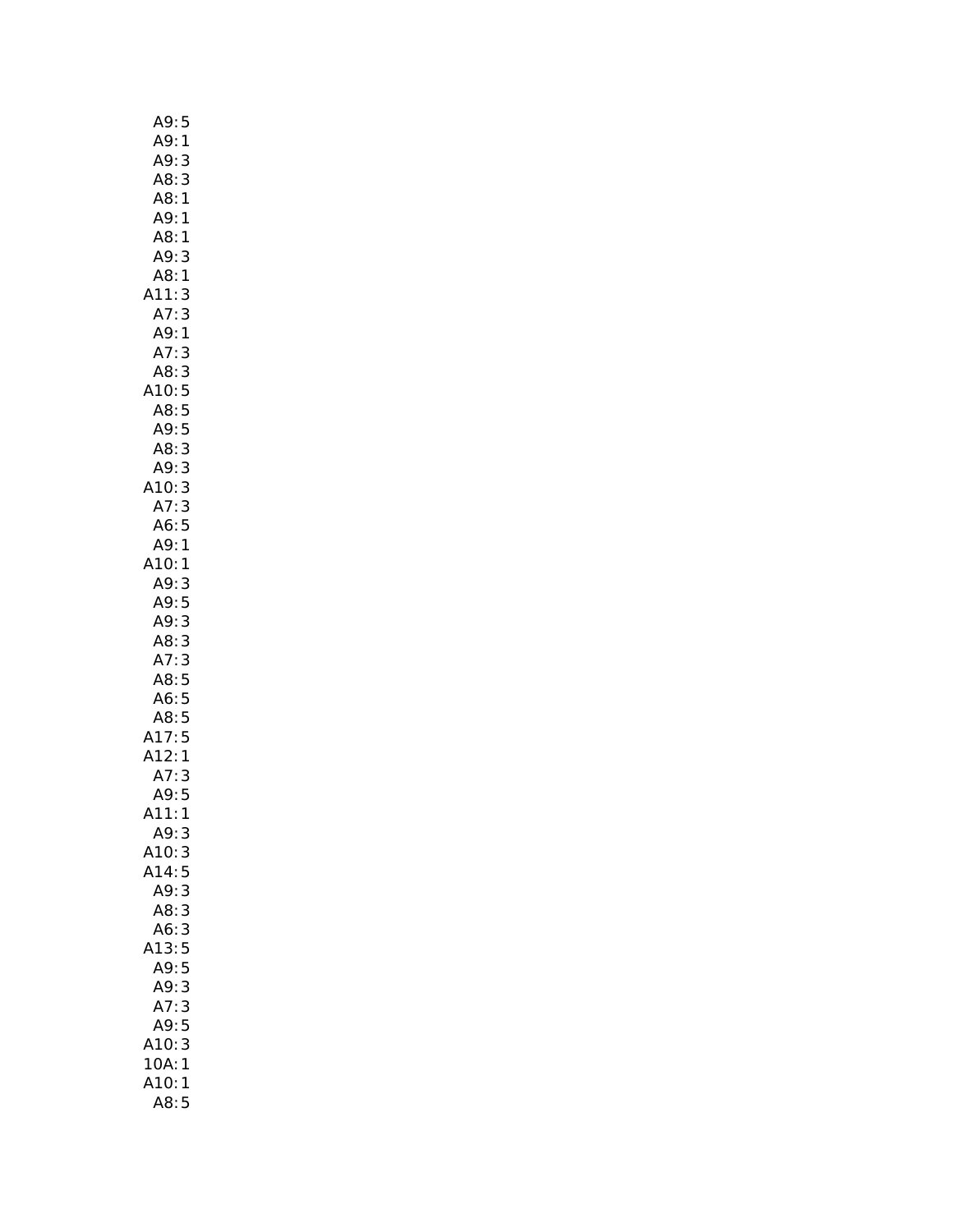A9: 5
A9: 1
A9: 3
A8: 3
A8: 1
A9: 1
A8: 1
A9: 3
A8: 1
A11: 3
A7: 3
A9: 1
A7: 3
A8: 3
A10: 5
A8: 5
A9: 5
A8: 3
A9: 3
A10: 3
A7: 3
A6: 5
A9: 1
A10: 1
A9: 3
A9: 5
A9: 3
A8: 3
A7: 3
A8: 5
A6: 5
A8: 5
A17: 5
A12: 1
A7: 3
A9: 5
A11: 1
A9: 3
A10: 3
A14: 5
A9: 3
A8: 3
A6: 3
A13: 5
A9: 5
A9: 3
A7: 3
A9: 5
A10: 3
10A: 1
A10: 1
A8: 5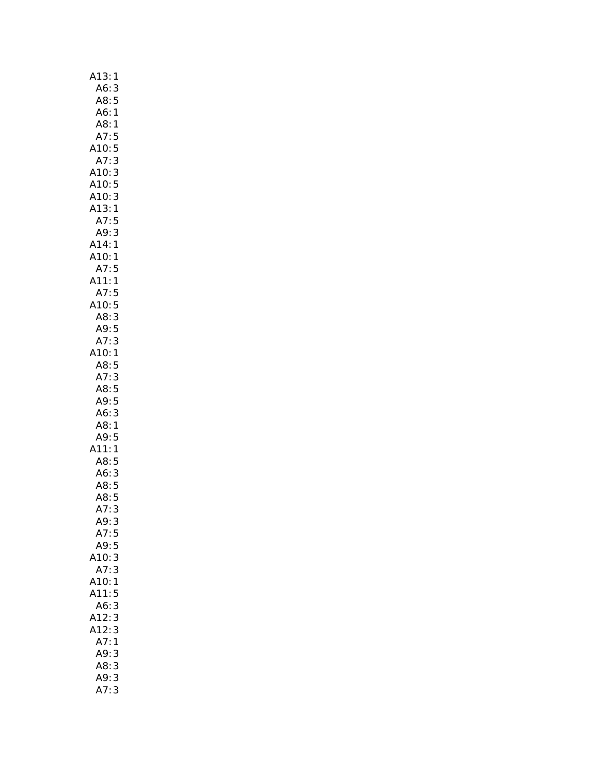A13: 1
A6: 3
A8: 5
A6: 1
A8: 1
A7: 5
A10: 5
A7: 3
A10: 3
A10: 5
A10: 3
A13: 1
A7: 5
A9: 3
A14: 1
A10: 1
A7: 5
A11: 1
A7: 5
A10: 5
A8: 3
A9: 5
A7: 3
A10: 1
A8: 5
A7: 3
A8: 5
A9: 5
A6: 3
A8: 1
A9: 5
A11: 1
A8: 5
A6: 3
A8: 5
A8: 5
A7: 3
A9: 3
A7: 5
A9: 5
A10: 3
A7: 3
A10: 1
A11: 5
A6: 3
A12: 3
A12: 3
A7: 1
A9: 3
A8: 3
A9: 3
A7: 3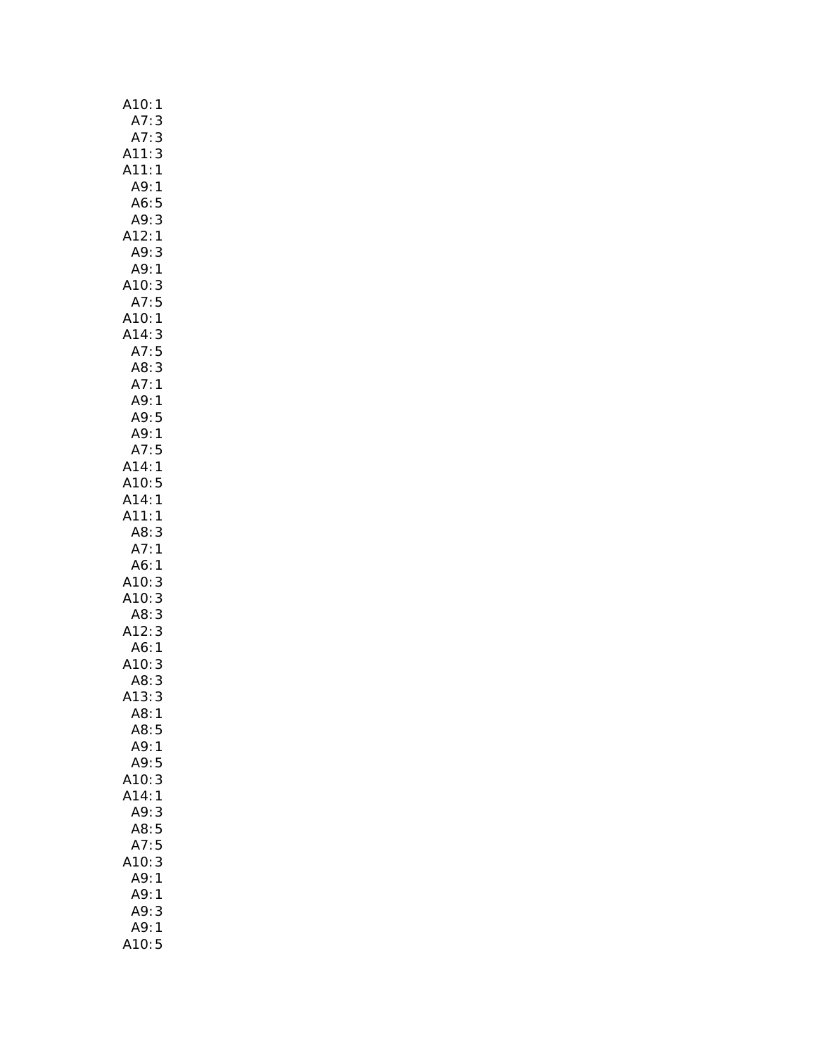A10: 1
A7: 3
A7: 3
A11: 3
A11: 1
A9: 1
A6: 5
A9: 3
A12: 1
A9: 3
A9: 1
A10: 3
A7: 5
A10: 1
A14: 3
A7: 5
A8: 3
A7: 1
A9: 1
A9: 5
A9: 1
A7: 5
A14: 1
A10: 5
A14: 1
A11: 1
A8: 3
A7: 1
A6: 1
A10: 3
A10: 3
A8: 3
A12: 3
A6: 1
A10: 3
A8: 3
A13: 3
A8: 1
A8: 5
A9: 1
A9: 5
A10: 3
A14: 1
A9: 3
A8: 5
A7: 5
A10: 3
A9: 1
A9: 1
A9: 3
A9: 1
A10: 5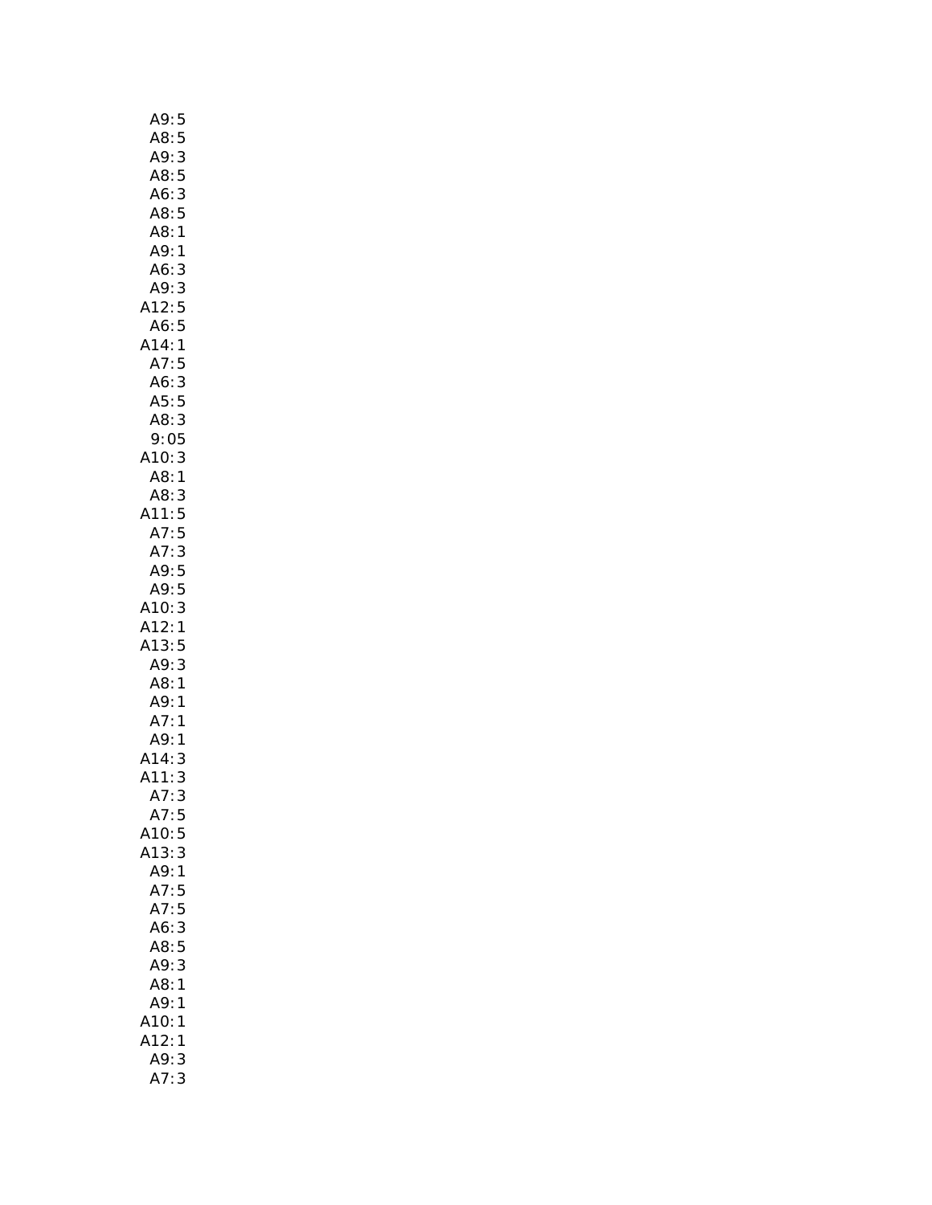A9: 5
A8: 5
A9: 3
A8: 5
A6: 3
A8: 5
A8: 1
A9: 1
A6: 3
A9: 3
A12: 5
A6: 5
A14: 1
A7: 5
A6: 3
A5: 5
A8: 3
9: 05
A10: 3
A8: 1
A8: 3
A11: 5
A7: 5
A7: 3
A9: 5
A9: 5
A10: 3
A12: 1
A13: 5
A9: 3
A8: 1
A9: 1
A7: 1
A9: 1
A14: 3
A11: 3
A7: 3
A7: 5
A10: 5
A13: 3
A9: 1
A7: 5
A7: 5
A6: 3
A8: 5
A9: 3
A8: 1
A9: 1
A10: 1
A12: 1
A9: 3
A7: 3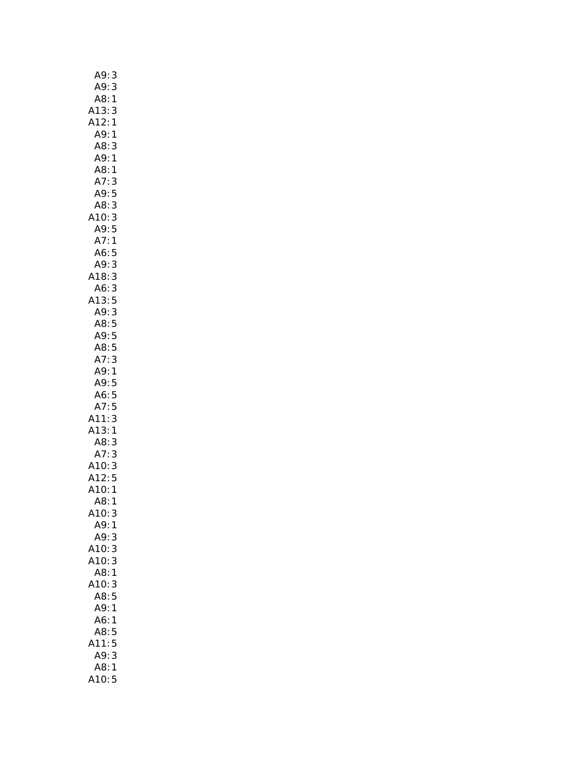A9: 3
A9: 3
A8: 1
A13: 3
A12: 1
A9: 1
A8: 3
A9: 1
A8: 1
A7: 3
A9: 5
A8: 3
A10: 3
A9: 5
A7: 1
A6: 5
A9: 3
A18: 3
A6: 3
A13: 5
A9: 3
A8: 5
A9: 5
A8: 5
A7: 3
A9: 1
A9: 5
A6: 5
A7: 5
A11: 3
A13: 1
A8: 3
A7: 3
A10: 3
A12: 5
A10: 1
A8: 1
A10: 3
A9: 1
A9: 3
A10: 3
A10: 3
A8: 1
A10: 3
A8: 5
A9: 1
A6: 1
A8: 5
A11: 5
A9: 3
A8: 1
A10: 5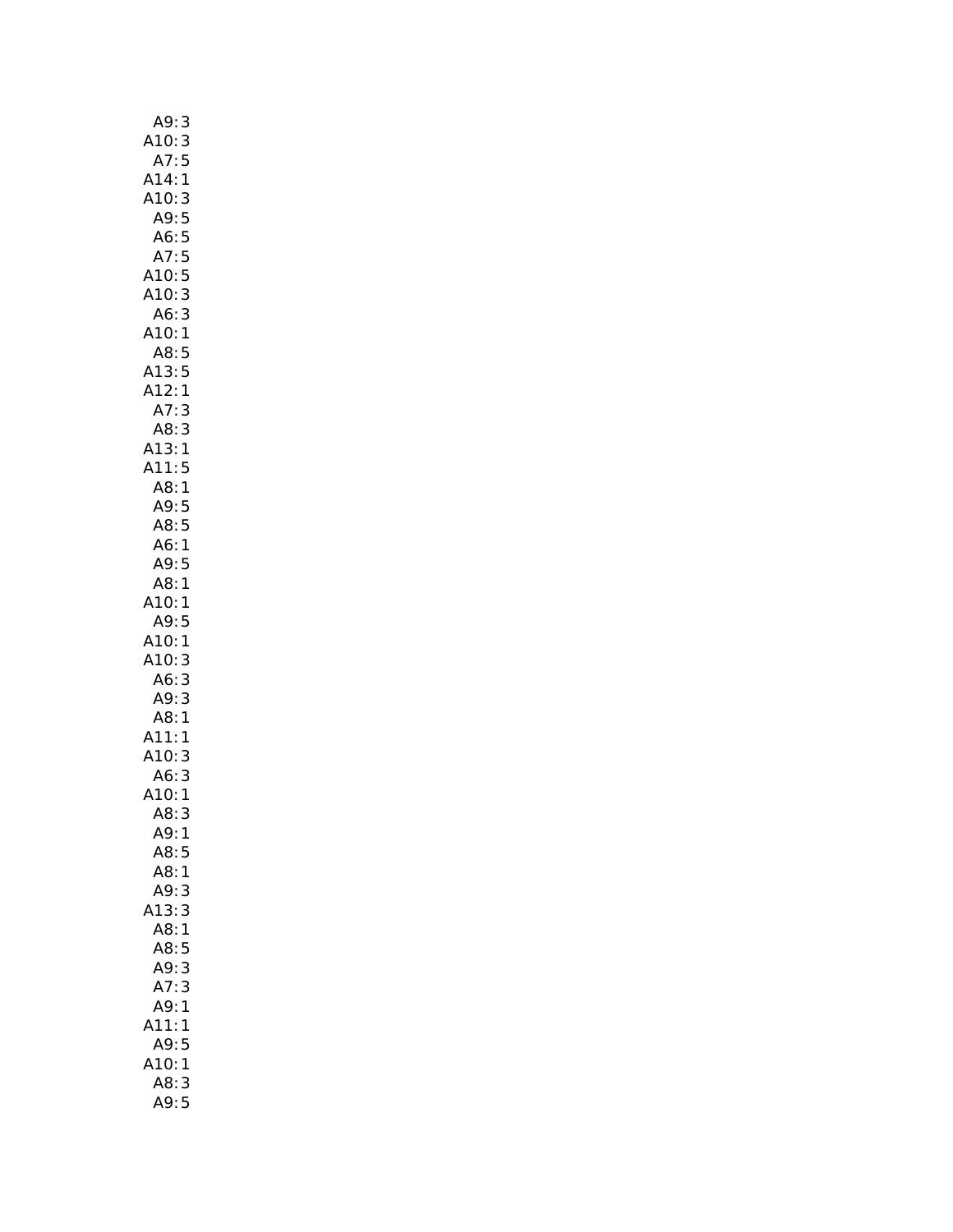A9: 3
A10: 3
A7: 5
A14: 1
A10: 3
A9: 5
A6: 5
A7: 5
A10: 5
A10: 3
A6: 3
A10: 1
A8: 5
A13: 5
A12: 1
A7: 3
A8: 3
A13: 1
A11: 5
A8: 1
A9: 5
A8: 5
A6: 1
A9: 5
A8: 1
A10: 1
A9: 5
A10: 1
A10: 3
A6: 3
A9: 3
A8: 1
A11: 1
A10: 3
A6: 3
A10: 1
A8: 3
A9: 1
A8: 5
A8: 1
A9: 3
A13: 3
A8: 1
A8: 5
A9: 3
A7: 3
A9: 1
A11: 1
A9: 5
A10: 1
A8: 3
A9: 5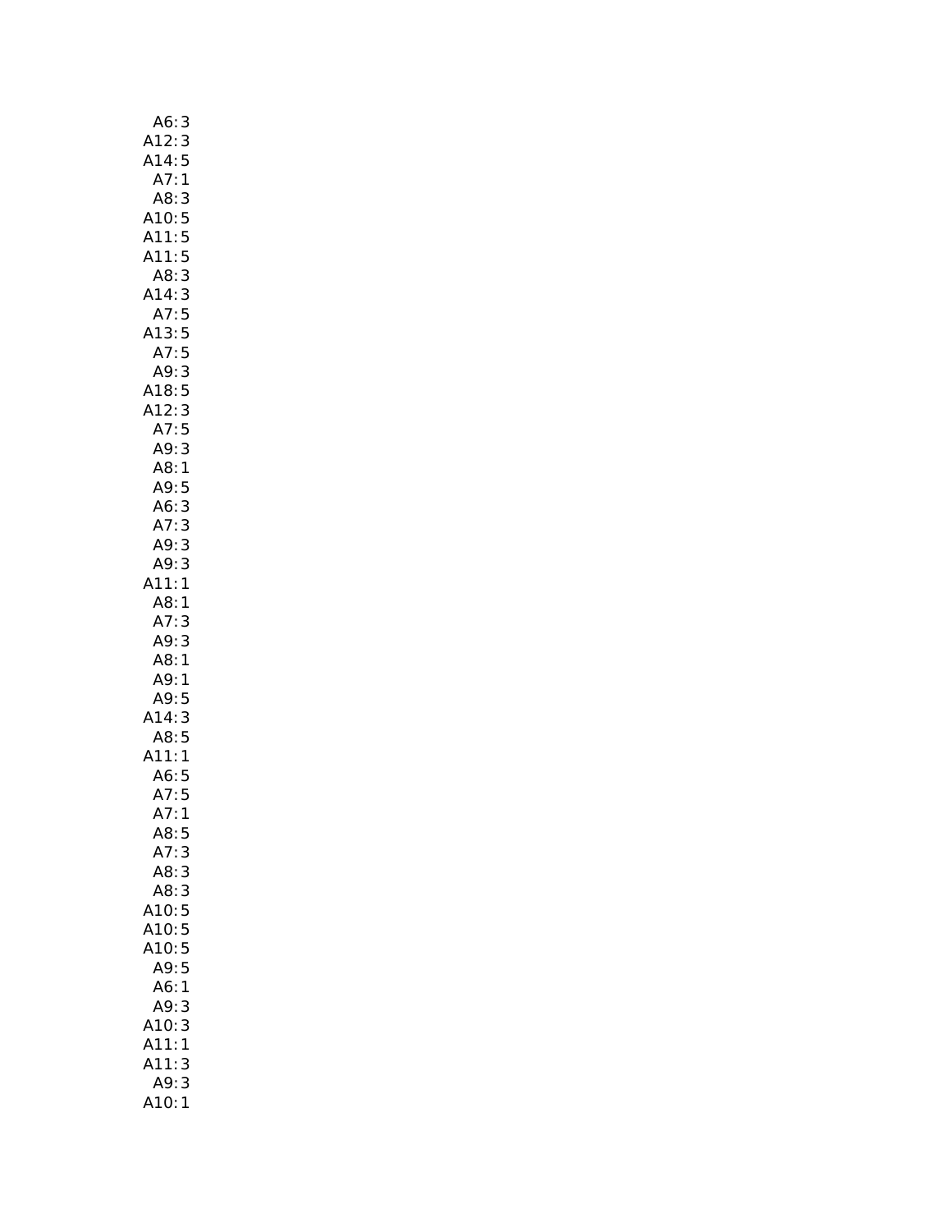A6: 3
A12: 3
A14: 5
A7: 1
A8: 3
A10: 5
A11: 5
A11: 5
A8: 3
A14: 3
A7: 5
A13: 5
A7: 5
A9: 3
A18: 5
A12: 3
A7: 5
A9: 3
A8: 1
A9: 5
A6: 3
A7: 3
A9: 3
A9: 3
A11: 1
A8: 1
A7: 3
A9: 3
A8: 1
A9: 1
A9: 5
A14: 3
A8: 5
A11: 1
A6: 5
A7: 5
A7: 1
A8: 5
A7: 3
A8: 3
A8: 3
A10: 5
A10: 5
A10: 5
A9: 5
A6: 1
A9: 3
A10: 3
A11: 1
A11: 3
A9: 3
A10: 1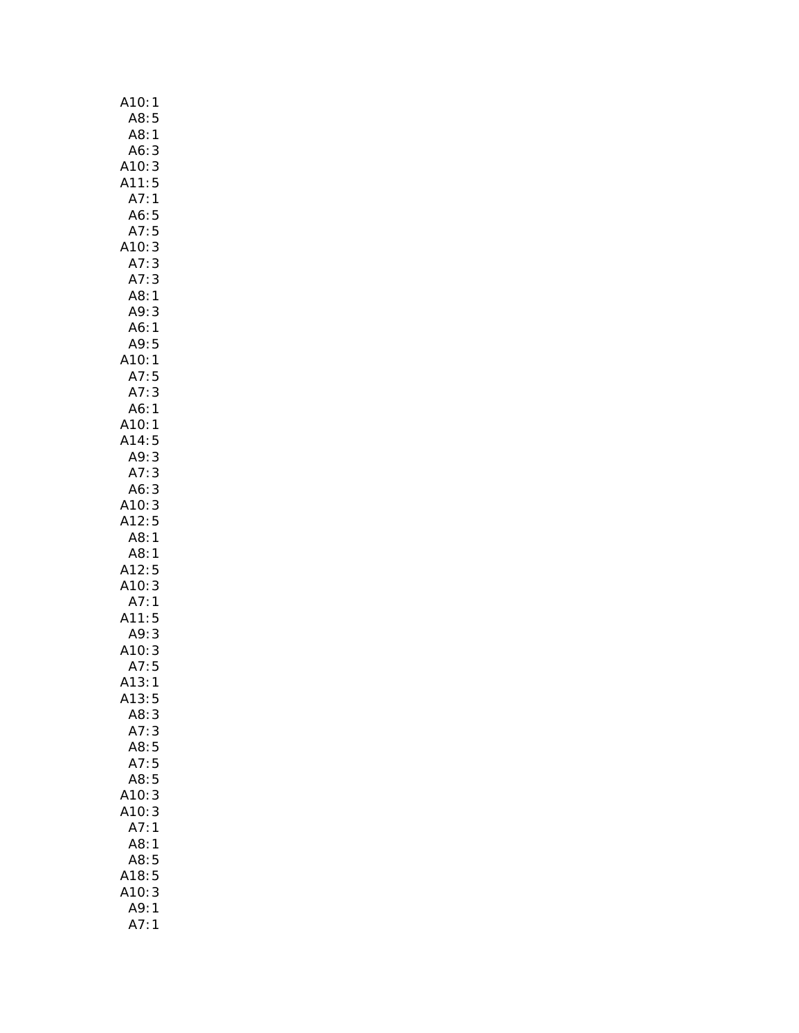A10: 1
A8: 5
A8: 1
A6: 3
A10: 3
A11: 5
A7: 1
A6: 5
A7: 5
A10: 3
A7: 3
A7: 3
A8: 1
A9: 3
A6: 1
A9: 5
A10: 1
A7: 5
A7: 3
A6: 1
A10: 1
A14: 5
A9: 3
A7: 3
A6: 3
A10: 3
A12: 5
A8: 1
A8: 1
A12: 5
A10: 3
A7: 1
A11: 5
A9: 3
A10: 3
A7: 5
A13: 1
A13: 5
A8: 3
A7: 3
A8: 5
A7: 5
A8: 5
A10: 3
A10: 3
A7: 1
A8: 1
A8: 5
A18: 5
A10: 3
A9: 1
A7: 1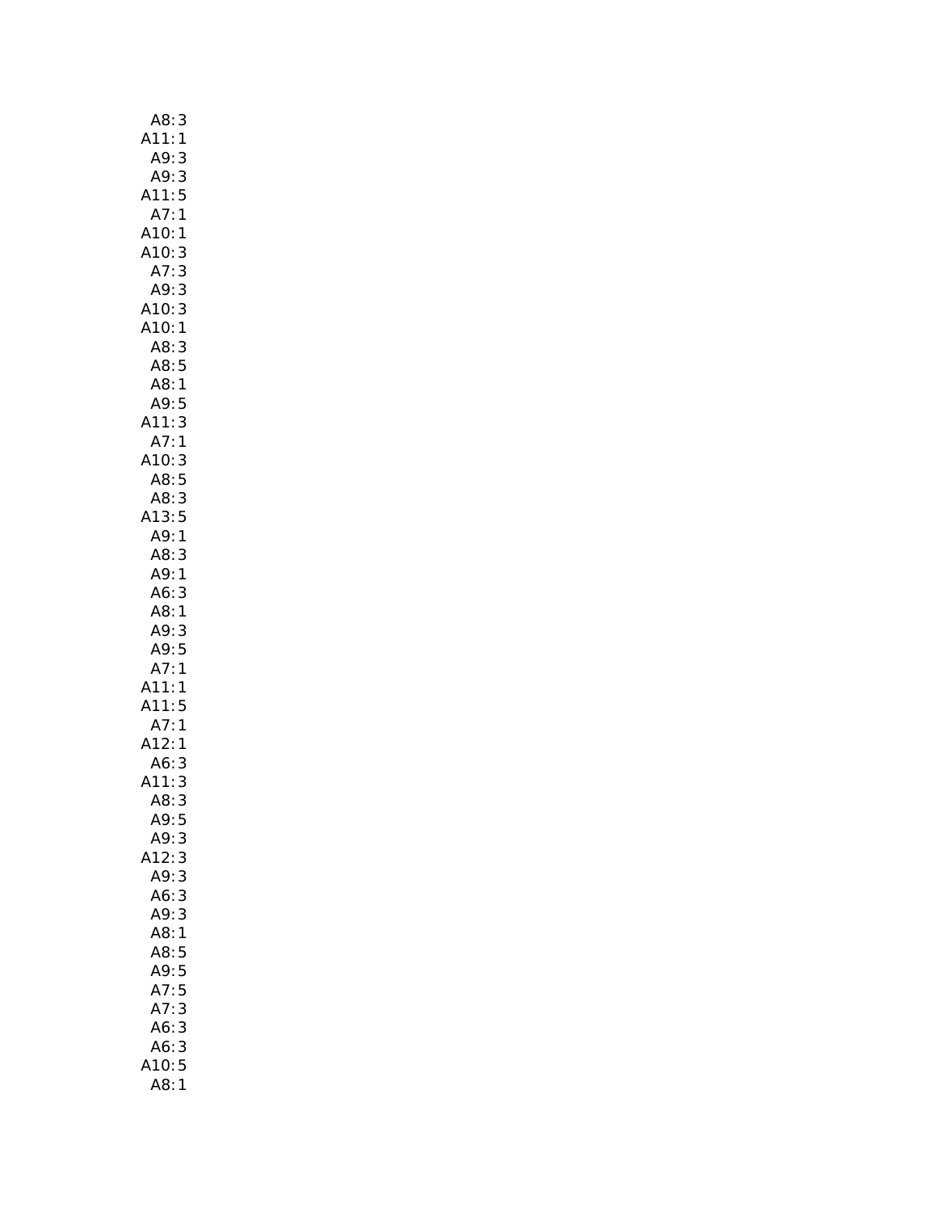A8: 3
A11: 1
A9: 3
A9: 3
A11: 5
A7: 1
A10: 1
A10: 3
A7: 3
A9: 3
A10: 3
A10: 1
A8: 3
A8: 5
A8: 1
A9: 5
A11: 3
A7: 1
A10: 3
A8: 5
A8: 3
A13: 5
A9: 1
A8: 3
A9: 1
A6: 3
A8: 1
A9: 3
A9: 5
A7: 1
A11: 1
A11: 5
A7: 1
A12: 1
A6: 3
A11: 3
A8: 3
A9: 5
A9: 3
A12: 3
A9: 3
A6: 3
A9: 3
A8: 1
A8: 5
A9: 5
A7: 5
A7: 3
A6: 3
A6: 3
A10: 5
A8: 1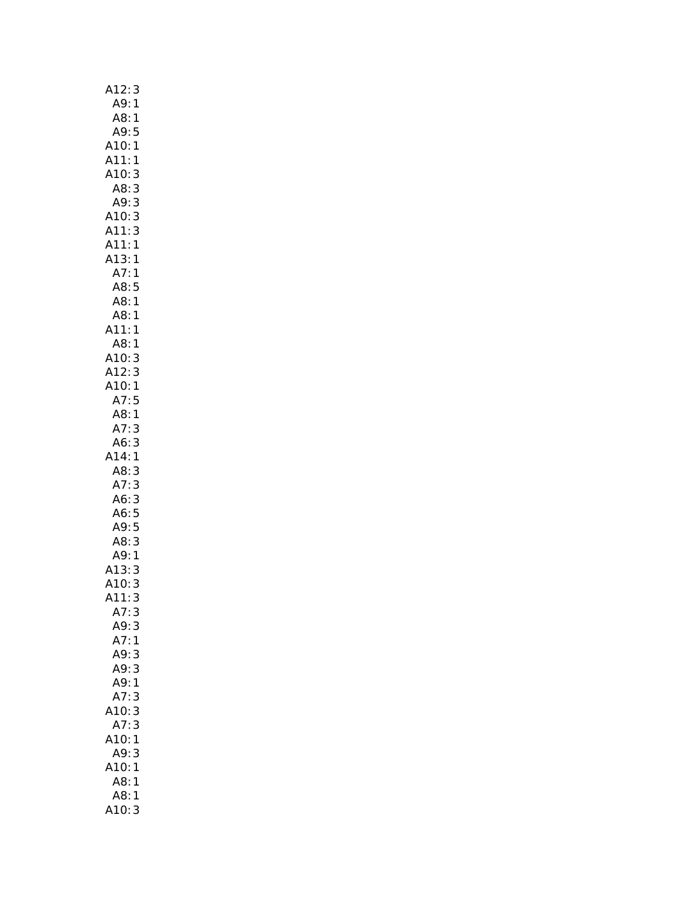A12: 3
A9: 1
A8: 1
A9: 5
A10: 1
A11: 1
A10: 3
A8: 3
A9: 3
A10: 3
A11: 3
A11: 1
A13: 1
A7: 1
A8: 5
A8: 1
A8: 1
A11: 1
A8: 1
A10: 3
A12: 3
A10: 1
A7: 5
A8: 1
A7: 3
A6: 3
A14: 1
A8: 3
A7: 3
A6: 3
A6: 5
A9: 5
A8: 3
A9: 1
A13: 3
A10: 3
A11: 3
A7: 3
A9: 3
A7: 1
A9: 3
A9: 3
A9: 1
A7: 3
A10: 3
A7: 3
A10: 1
A9: 3
A10: 1
A8: 1
A8: 1
A10: 3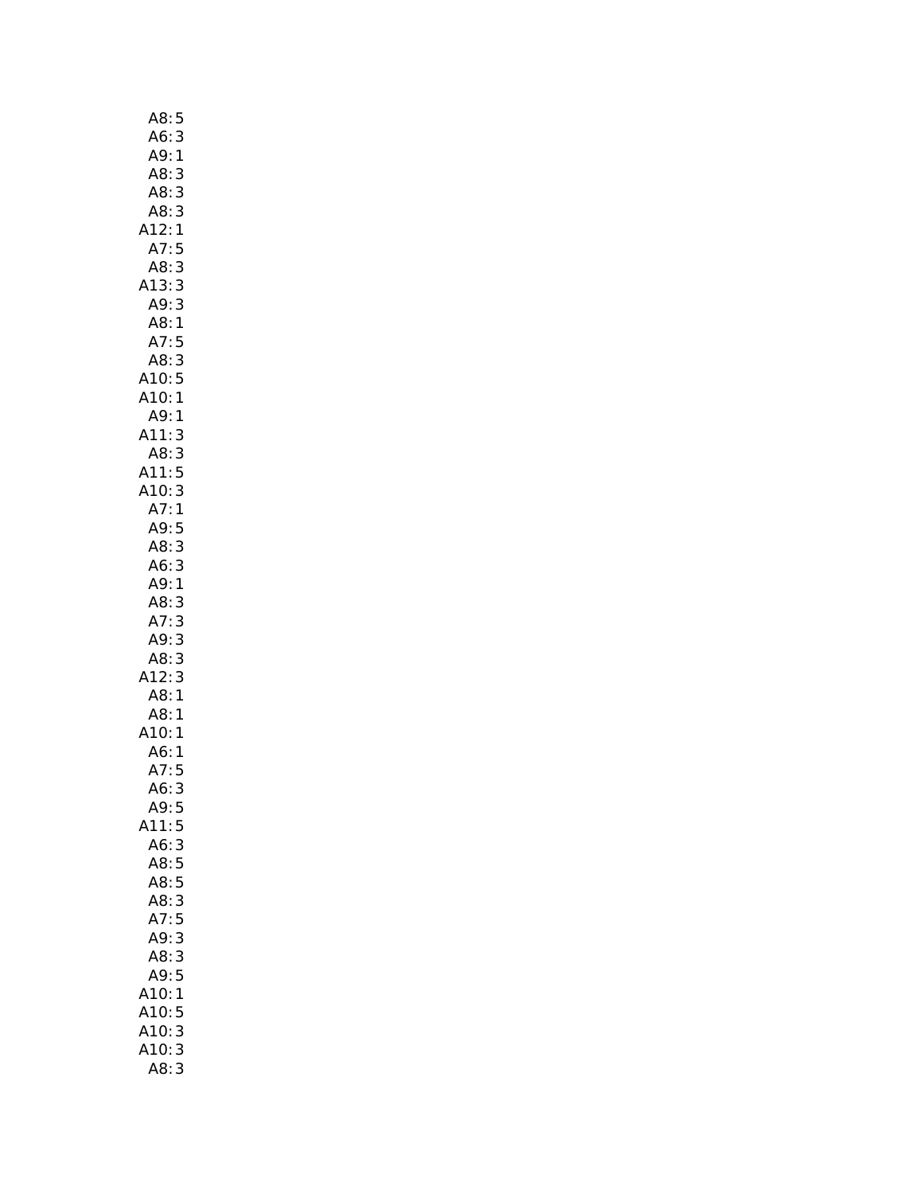A8: 5
A6: 3
A9: 1
A8: 3
A8: 3
A8: 3
A12: 1
A7: 5
A8: 3
A13: 3
A9: 3
A8: 1
A7: 5
A8: 3
A10: 5
A10: 1
A9: 1
A11: 3
A8: 3
A11: 5
A10: 3
A7: 1
A9: 5
A8: 3
A6: 3
A9: 1
A8: 3
A7: 3
A9: 3
A8: 3
A12: 3
A8: 1
A8: 1
A10: 1
A6: 1
A7: 5
A6: 3
A9: 5
A11: 5
A6: 3
A8: 5
A8: 5
A8: 3
A7: 5
A9: 3
A8: 3
A9: 5
A10: 1
A10: 5
A10: 3
A10: 3
A8: 3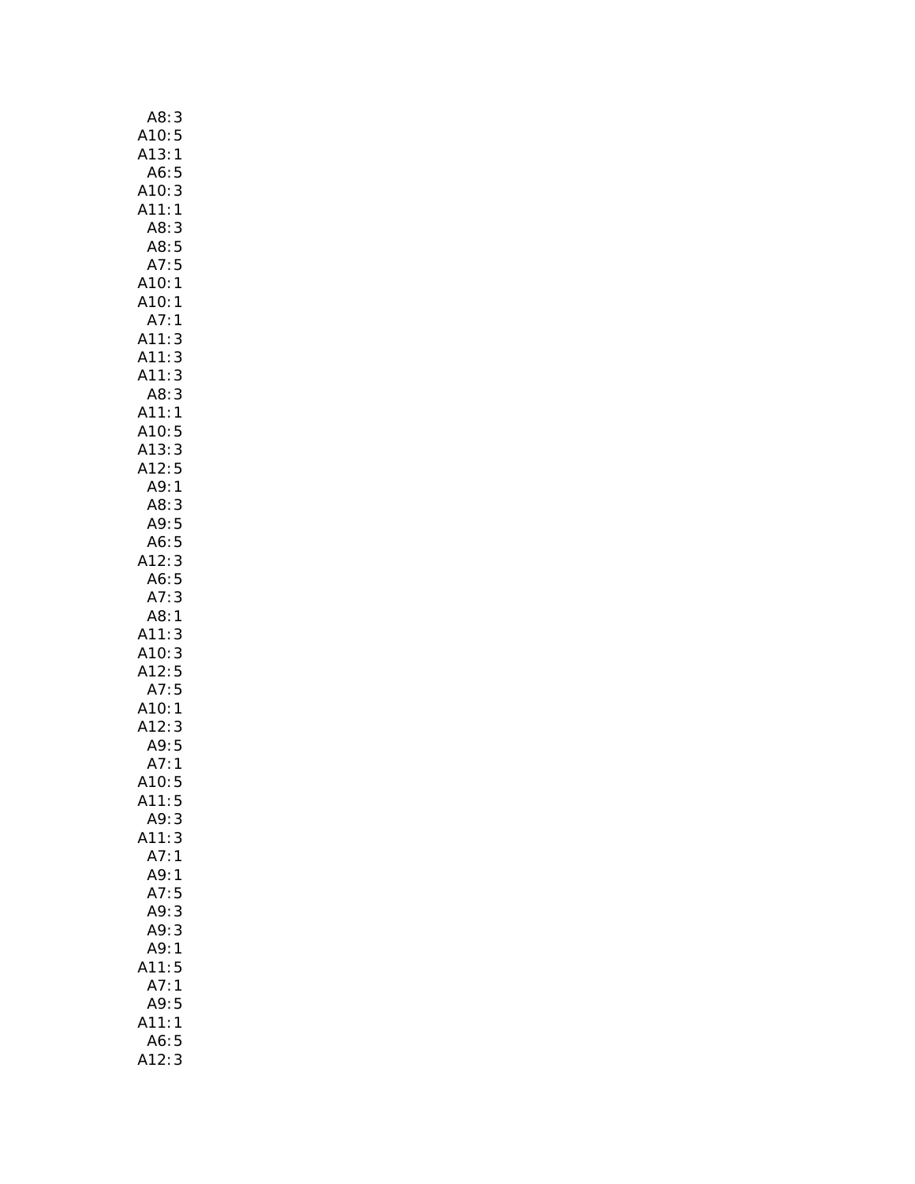A8: 3
A10: 5
A13: 1
A6: 5
A10: 3
A11: 1
A8: 3
A8: 5
A7: 5
A10: 1
A10: 1
A7: 1
A11: 3
A11: 3
A11: 3
A8: 3
A11: 1
A10: 5
A13: 3
A12: 5
A9: 1
A8: 3
A9: 5
A6: 5
A12: 3
A6: 5
A7: 3
A8: 1
A11: 3
A10: 3
A12: 5
A7: 5
A10: 1
A12: 3
A9: 5
A7: 1
A10: 5
A11: 5
A9: 3
A11: 3
A7: 1
A9: 1
A7: 5
A9: 3
A9: 3
A9: 1
A11: 5
A7: 1
A9: 5
A11: 1
A6: 5
A12: 3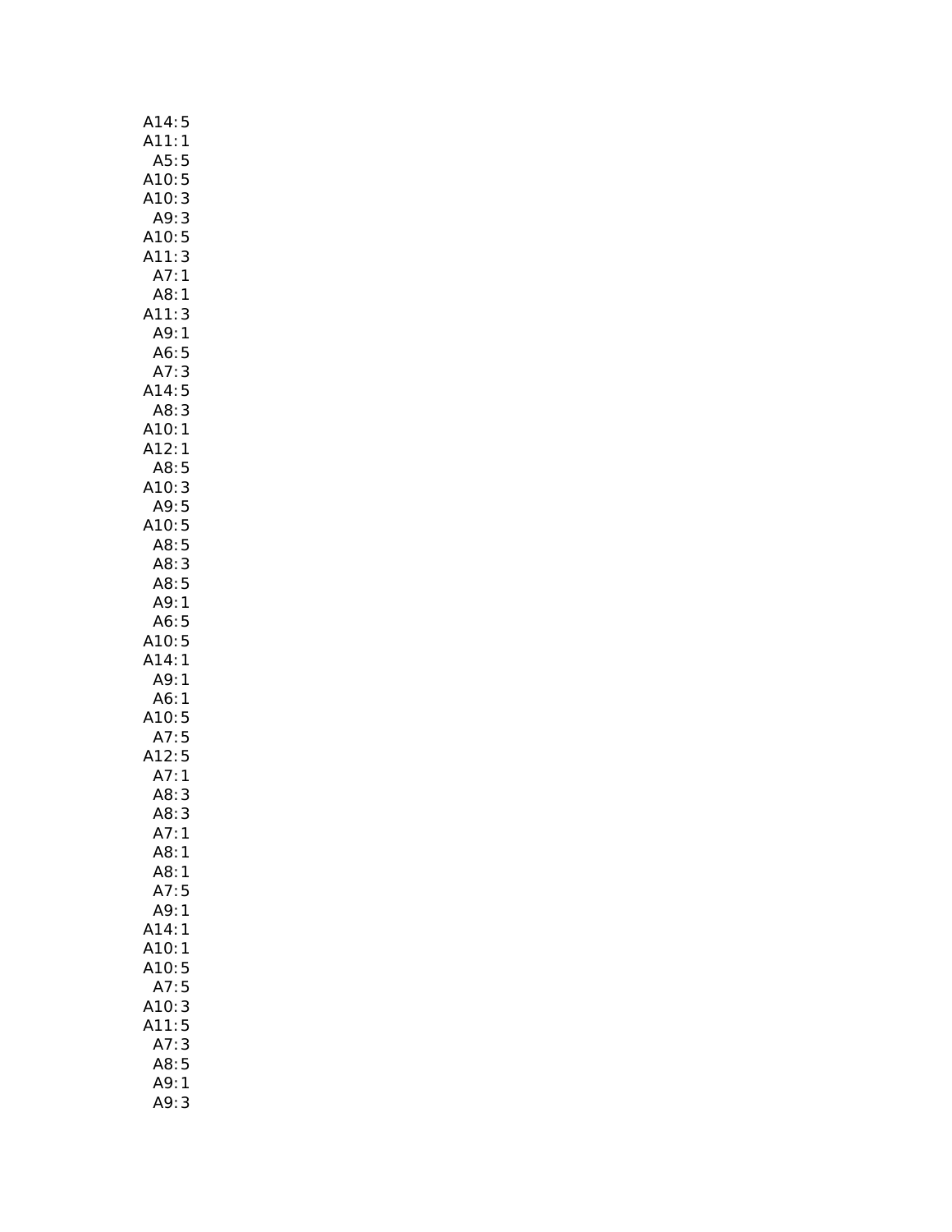A14: 5
A11: 1
A5: 5
A10: 5
A10: 3
A9: 3
A10: 5
A11: 3
A7: 1
A8: 1
A11: 3
A9: 1
A6: 5
A7: 3
A14: 5
A8: 3
A10: 1
A12: 1
A8: 5
A10: 3
A9: 5
A10: 5
A8: 5
A8: 3
A8: 5
A9: 1
A6: 5
A10: 5
A14: 1
A9: 1
A6: 1
A10: 5
A7: 5
A12: 5
A7: 1
A8: 3
A8: 3
A7: 1
A8: 1
A8: 1
A7: 5
A9: 1
A14: 1
A10: 1
A10: 5
A7: 5
A10: 3
A11: 5
A7: 3
A8: 5
A9: 1
A9: 3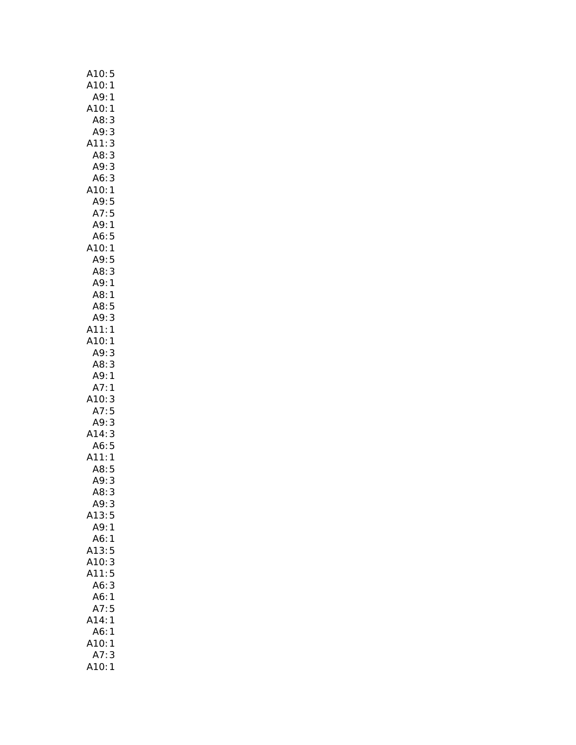A10: 5
A10: 1
A9: 1
A10: 1
A8: 3
A9: 3
A11: 3
A8: 3
A9: 3
A6: 3
A10: 1
A9: 5
A7: 5
A9: 1
A6: 5
A10: 1
A9: 5
A8: 3
A9: 1
A8: 1
A8: 5
A9: 3
A11: 1
A10: 1
A9: 3
A8: 3
A9: 1
A7: 1
A10: 3
A7: 5
A9: 3
A14: 3
A6: 5
A11: 1
A8: 5
A9: 3
A8: 3
A9: 3
A13: 5
A9: 1
A6: 1
A13: 5
A10: 3
A11: 5
A6: 3
A6: 1
A7: 5
A14: 1
A6: 1
A10: 1
A7: 3
A10: 1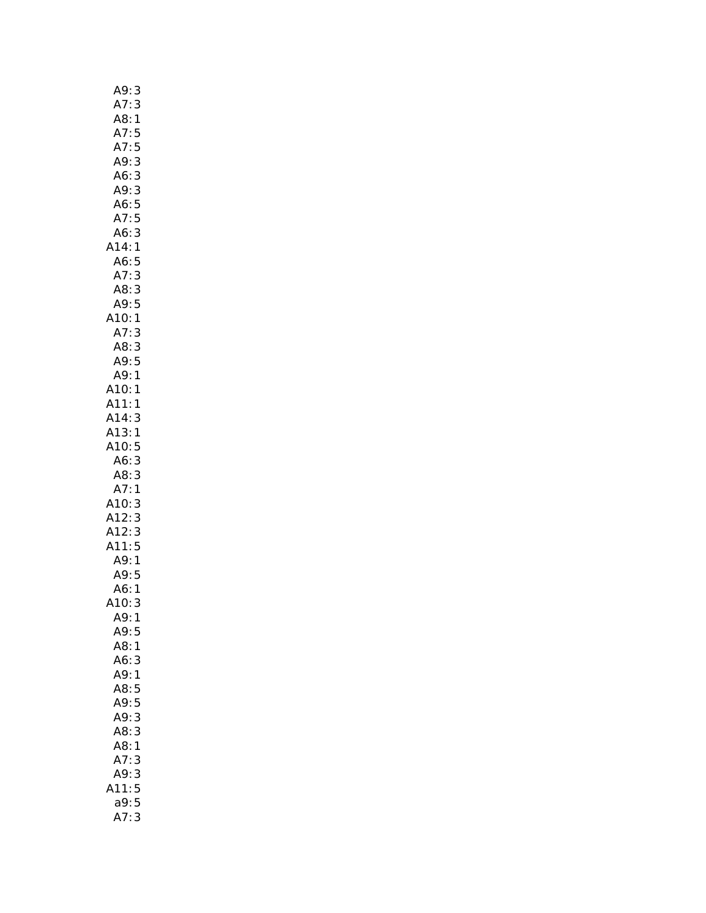A9: 3
A7: 3
A8: 1
A7: 5
A7: 5
A9: 3
A6: 3
A9: 3
A6: 5
A7: 5
A6: 3
A14: 1
A6: 5
A7: 3
A8: 3
A9: 5
A10: 1
A7: 3
A8: 3
A9: 5
A9: 1
A10: 1
A11: 1
A14: 3
A13: 1
A10: 5
A6: 3
A8: 3
A7: 1
A10: 3
A12: 3
A12: 3
A11: 5
A9: 1
A9: 5
A6: 1
A10: 3
A9: 1
A9: 5
A8: 1
A6: 3
A9: 1
A8: 5
A9: 5
A9: 3
A8: 3
A8: 1
A7: 3
A9: 3
A11: 5
a9: 5
A7: 3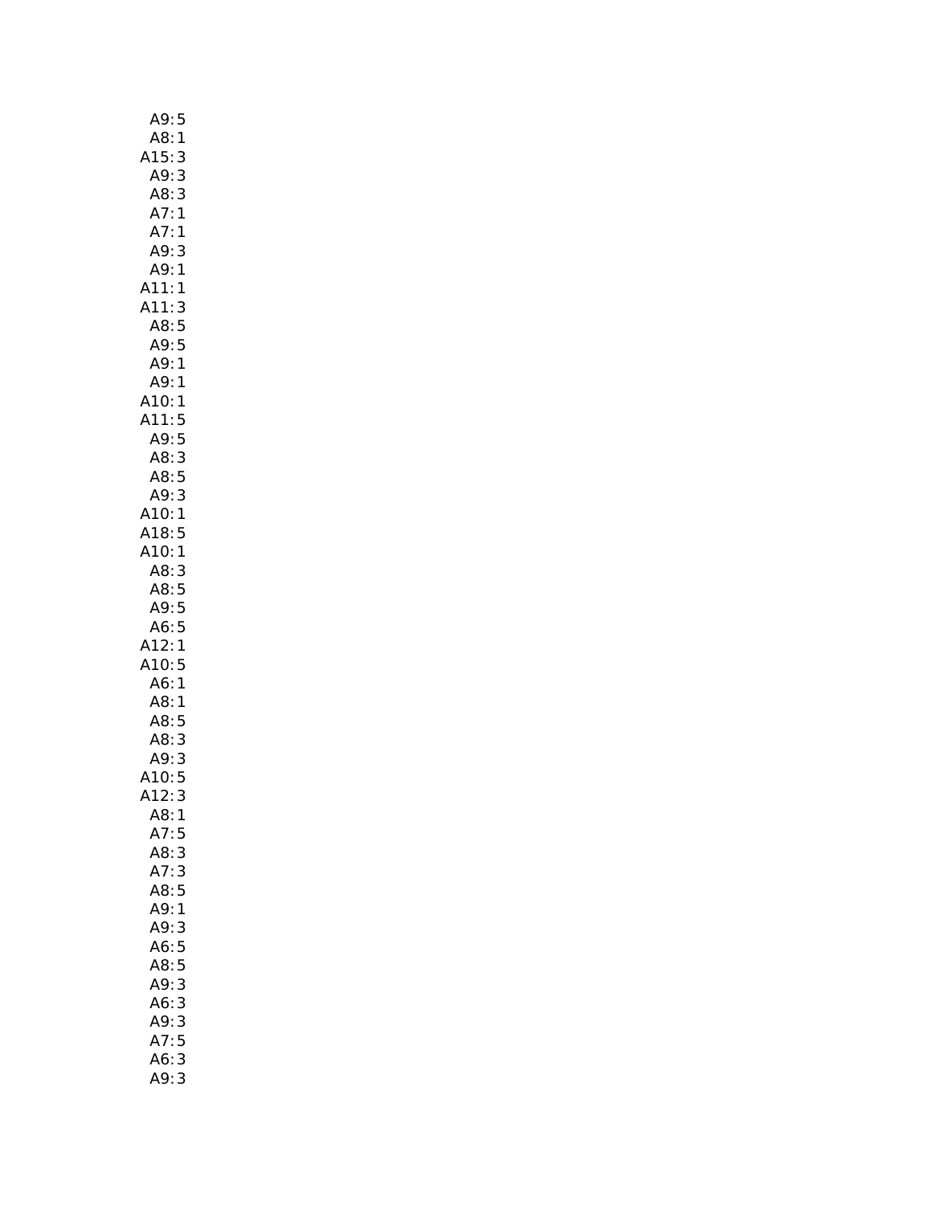A9: 5
A8: 1
A15: 3
A9: 3
A8: 3
A7: 1
A7: 1
A9: 3
A9: 1
A11: 1
A11: 3
A8: 5
A9: 5
A9: 1
A9: 1
A10: 1
A11: 5
A9: 5
A8: 3
A8: 5
A9: 3
A10: 1
A18: 5
A10: 1
A8: 3
A8: 5
A9: 5
A6: 5
A12: 1
A10: 5
A6: 1
A8: 1
A8: 5
A8: 3
A9: 3
A10: 5
A12: 3
A8: 1
A7: 5
A8: 3
A7: 3
A8: 5
A9: 1
A9: 3
A6: 5
A8: 5
A9: 3
A6: 3
A9: 3
A7: 5
A6: 3
A9: 3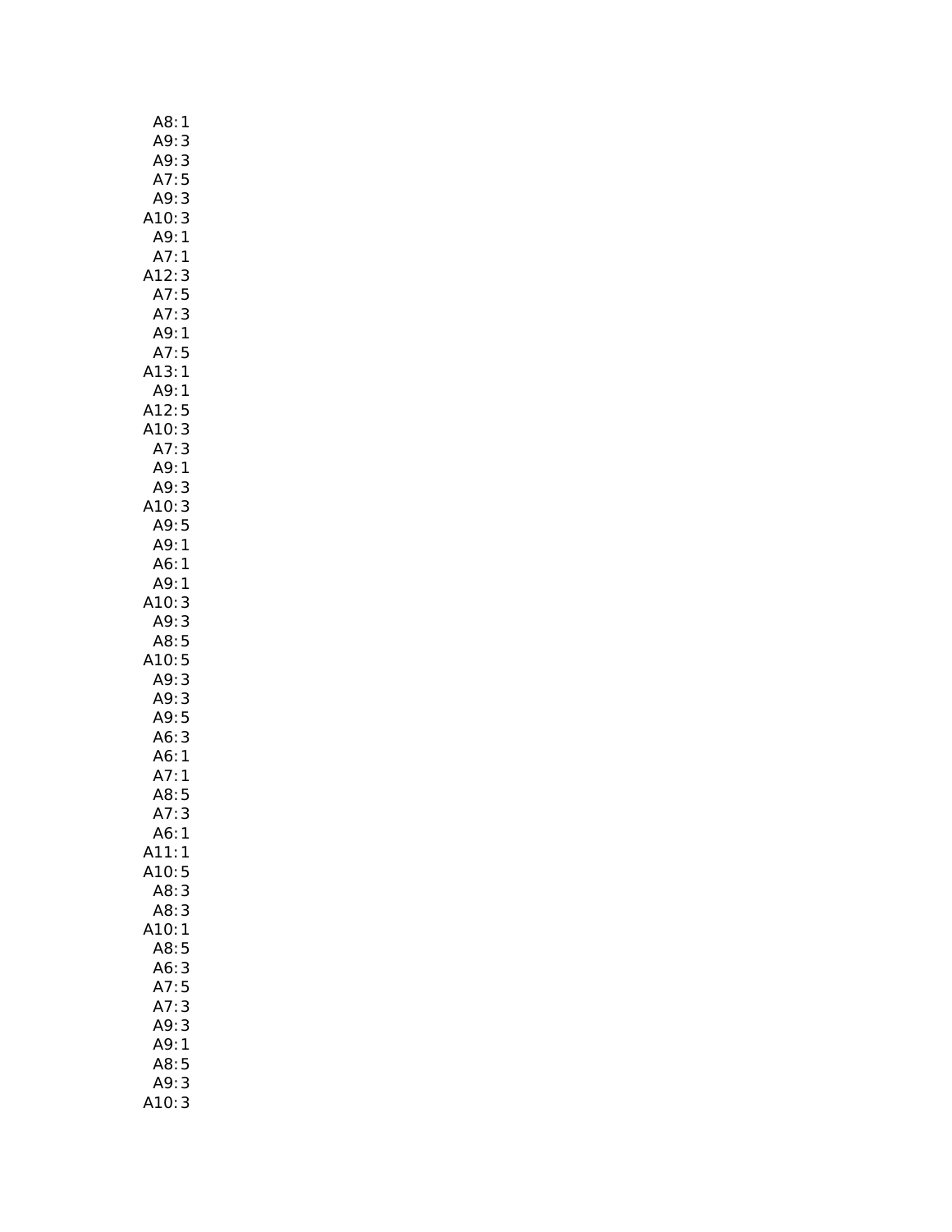A8: 1
A9: 3
A9: 3
A7: 5
A9: 3
A10: 3
A9: 1
A7: 1
A12: 3
A7: 5
A7: 3
A9: 1
A7: 5
A13: 1
A9: 1
A12: 5
A10: 3
A7: 3
A9: 1
A9: 3
A10: 3
A9: 5
A9: 1
A6: 1
A9: 1
A10: 3
A9: 3
A8: 5
A10: 5
A9: 3
A9: 3
A9: 5
A6: 3
A6: 1
A7: 1
A8: 5
A7: 3
A6: 1
A11: 1
A10: 5
A8: 3
A8: 3
A10: 1
A8: 5
A6: 3
A7: 5
A7: 3
A9: 3
A9: 1
A8: 5
A9: 3
A10: 3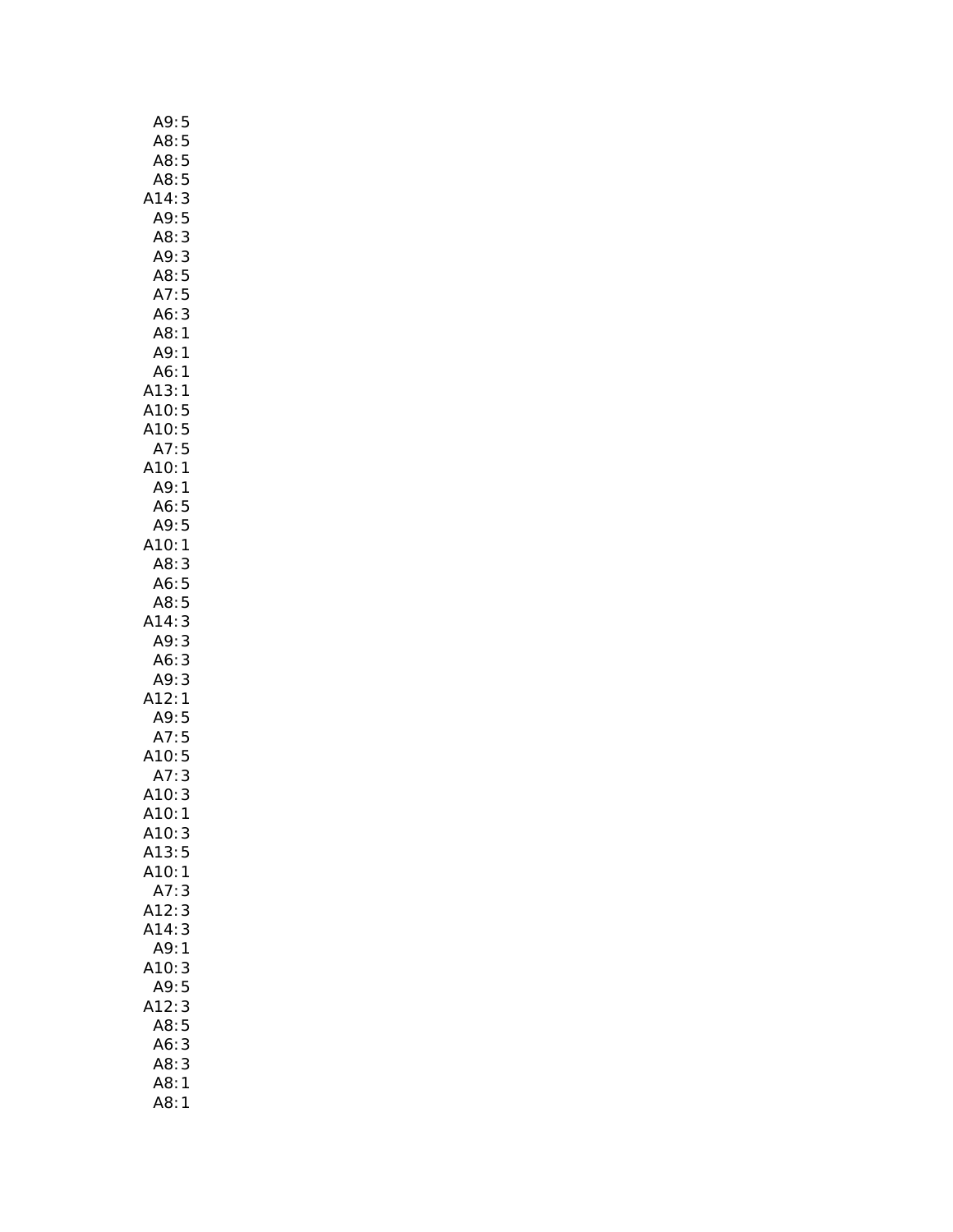A9: 5
A8: 5
A8: 5
A8: 5
A14: 3
A9: 5
A8: 3
A9: 3
A8: 5
A7: 5
A6: 3
A8: 1
A9: 1
A6: 1
A13: 1
A10: 5
A10: 5
A7: 5
A10: 1
A9: 1
A6: 5
A9: 5
A10: 1
A8: 3
A6: 5
A8: 5
A14: 3
A9: 3
A6: 3
A9: 3
A12: 1
A9: 5
A7: 5
A10: 5
A7: 3
A10: 3
A10: 1
A10: 3
A13: 5
A10: 1
A7: 3
A12: 3
A14: 3
A9: 1
A10: 3
A9: 5
A12: 3
A8: 5
A6: 3
A8: 3
A8: 1
A8: 1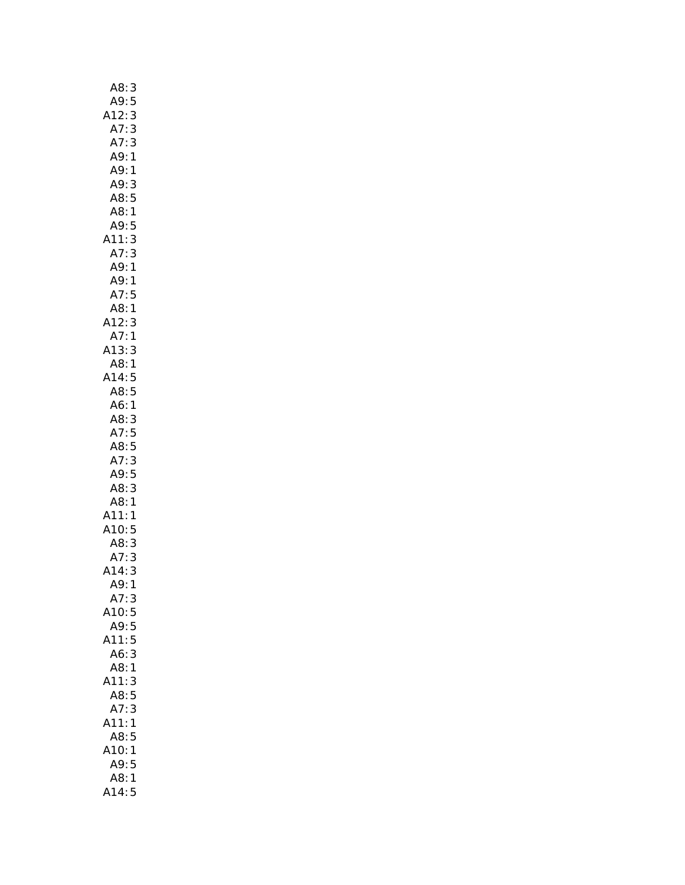A8: 3
A9: 5
A12: 3
A7: 3
A7: 3
A9: 1
A9: 1
A9: 3
A8: 5
A8: 1
A9: 5
A11: 3
A7: 3
A9: 1
A9: 1
A7: 5
A8: 1
A12: 3
A7: 1
A13: 3
A8: 1
A14: 5
A8: 5
A6: 1
A8: 3
A7: 5
A8: 5
A7: 3
A9: 5
A8: 3
A8: 1
A11: 1
A10: 5
A8: 3
A7: 3
A14: 3
A9: 1
A7: 3
A10: 5
A9: 5
A11: 5
A6: 3
A8: 1
A11: 3
A8: 5
A7: 3
A11: 1
A8: 5
A10: 1
A9: 5
A8: 1
A14: 5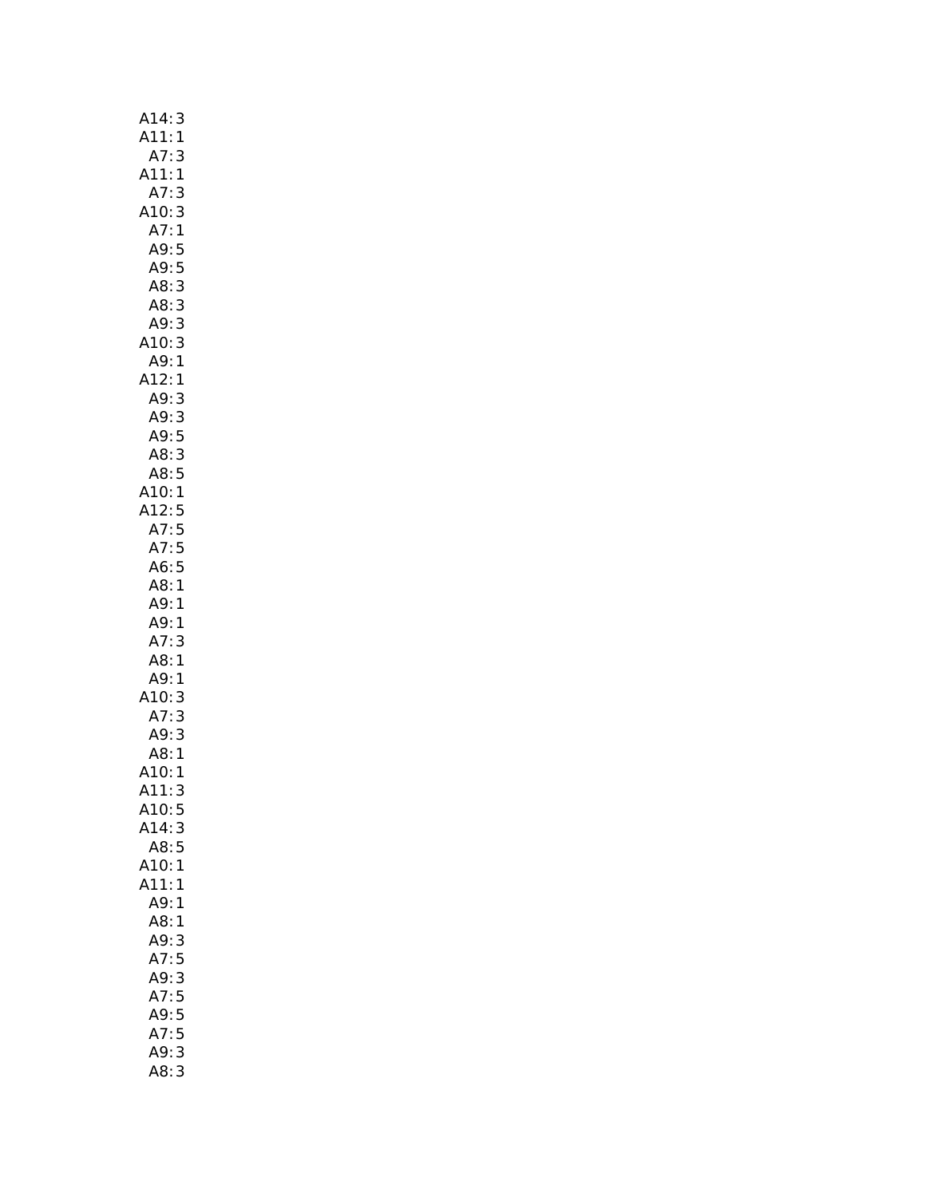A14: 3
A11: 1
A7: 3
A11: 1
A7: 3
A10: 3
A7: 1
A9: 5
A9: 5
A8: 3
A8: 3
A9: 3
A10: 3
A9: 1
A12: 1
A9: 3
A9: 3
A9: 5
A8: 3
A8: 5
A10: 1
A12: 5
A7: 5
A7: 5
A6: 5
A8: 1
A9: 1
A9: 1
A7: 3
A8: 1
A9: 1
A10: 3
A7: 3
A9: 3
A8: 1
A10: 1
A11: 3
A10: 5
A14: 3
A8: 5
A10: 1
A11: 1
A9: 1
A8: 1
A9: 3
A7: 5
A9: 3
A7: 5
A9: 5
A7: 5
A9: 3
A8: 3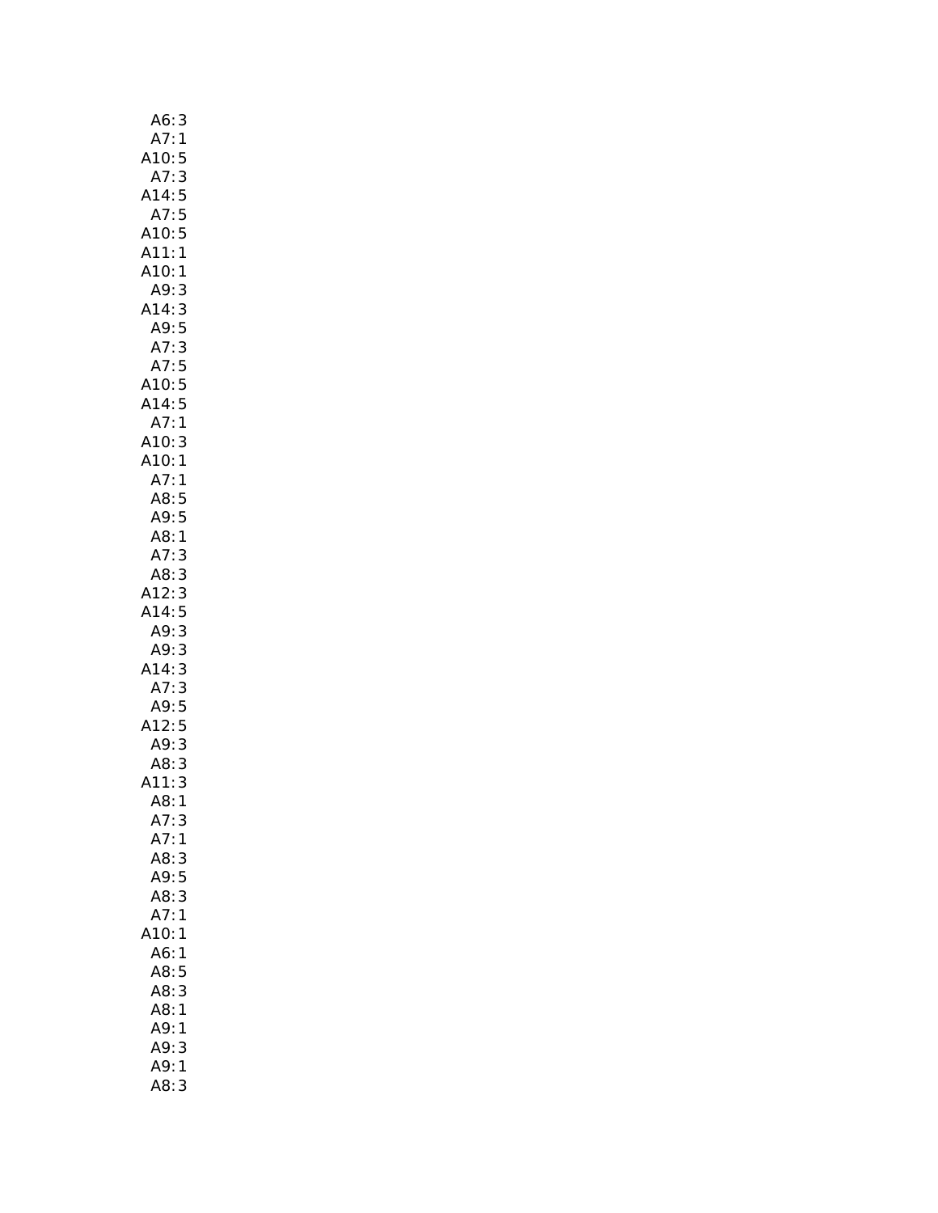A6: 3
A7: 1
A10: 5
A7: 3
A14: 5
A7: 5
A10: 5
A11: 1
A10: 1
A9: 3
A14: 3
A9: 5
A7: 3
A7: 5
A10: 5
A14: 5
A7: 1
A10: 3
A10: 1
A7: 1
A8: 5
A9: 5
A8: 1
A7: 3
A8: 3
A12: 3
A14: 5
A9: 3
A9: 3
A14: 3
A7: 3
A9: 5
A12: 5
A9: 3
A8: 3
A11: 3
A8: 1
A7: 3
A7: 1
A8: 3
A9: 5
A8: 3
A7: 1
A10: 1
A6: 1
A8: 5
A8: 3
A8: 1
A9: 1
A9: 3
A9: 1
A8: 3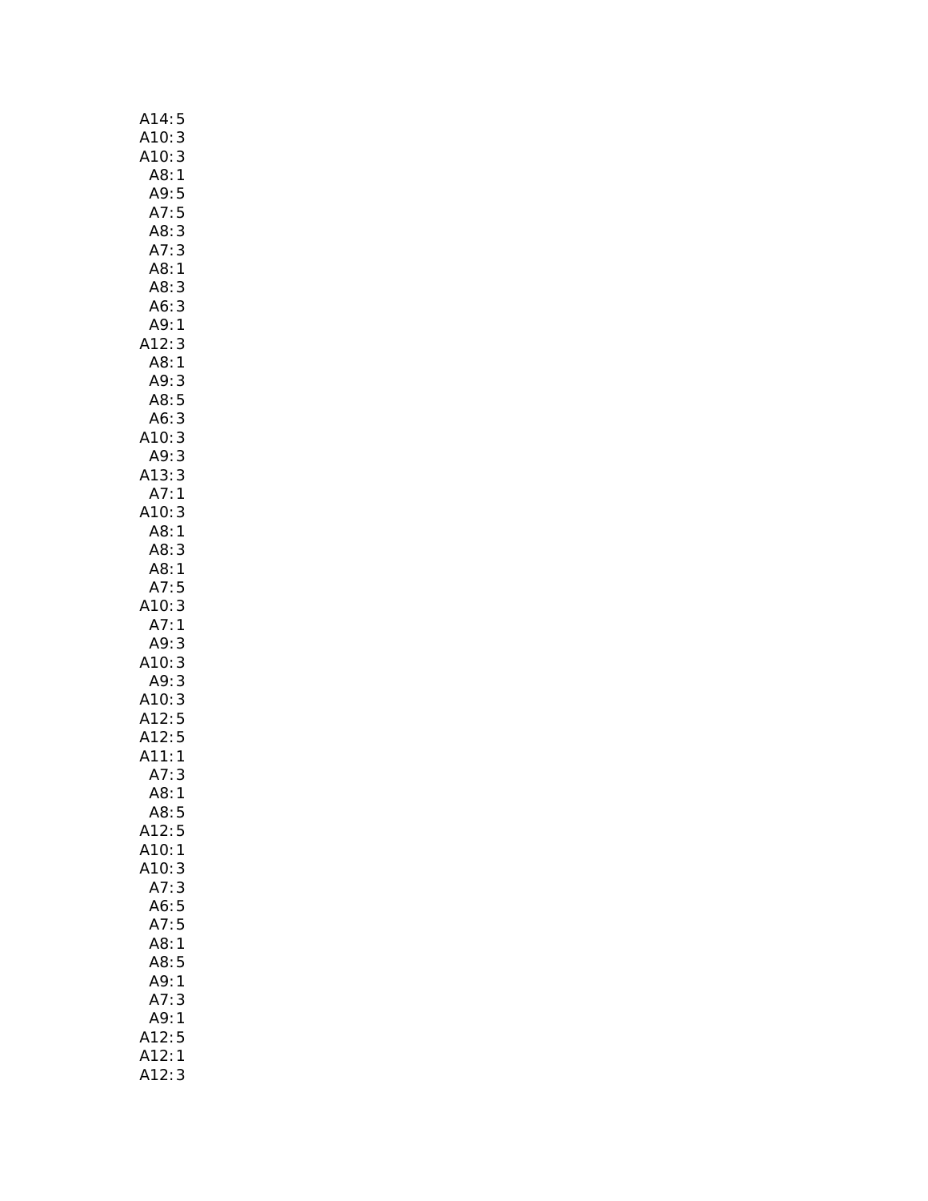A14: 5
A10: 3
A10: 3
A8: 1
A9: 5
A7: 5
A8: 3
A7: 3
A8: 1
A8: 3
A6: 3
A9: 1
A12: 3
A8: 1
A9: 3
A8: 5
A6: 3
A10: 3
A9: 3
A13: 3
A7: 1
A10: 3
A8: 1
A8: 3
A8: 1
A7: 5
A10: 3
A7: 1
A9: 3
A10: 3
A9: 3
A10: 3
A12: 5
A12: 5
A11: 1
A7: 3
A8: 1
A8: 5
A12: 5
A10: 1
A10: 3
A7: 3
A6: 5
A7: 5
A8: 1
A8: 5
A9: 1
A7: 3
A9: 1
A12: 5
A12: 1
A12: 3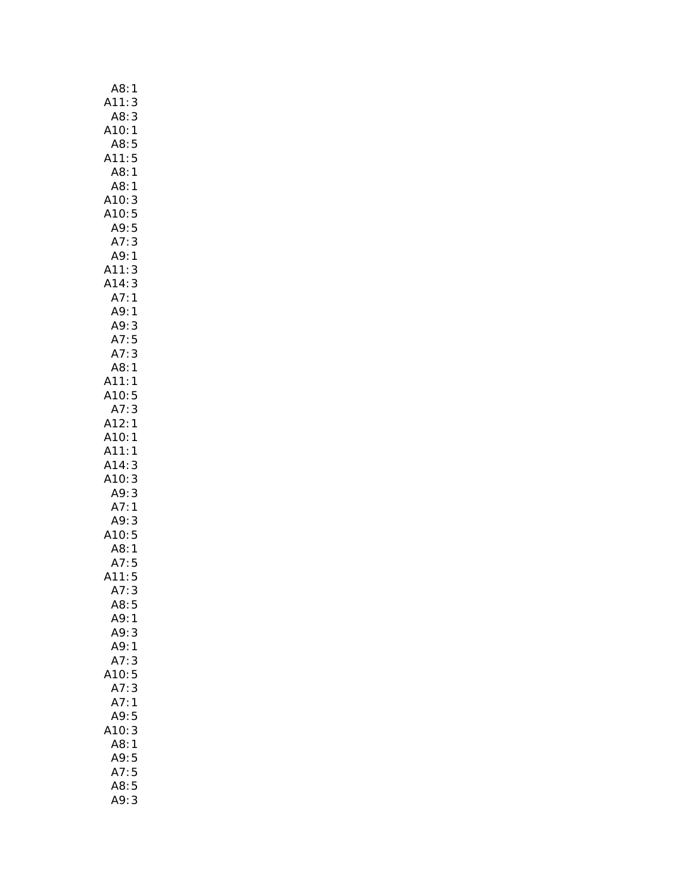A8: 1
A11: 3
A8: 3
A10: 1
A8: 5
A11: 5
A8: 1
A8: 1
A10: 3
A10: 5
A9: 5
A7: 3
A9: 1
A11: 3
A14: 3
A7: 1
A9: 1
A9: 3
A7: 5
A7: 3
A8: 1
A11: 1
A10: 5
A7: 3
A12: 1
A10: 1
A11: 1
A14: 3
A10: 3
A9: 3
A7: 1
A9: 3
A10: 5
A8: 1
A7: 5
A11: 5
A7: 3
A8: 5
A9: 1
A9: 3
A9: 1
A7: 3
A10: 5
A7: 3
A7: 1
A9: 5
A10: 3
A8: 1
A9: 5
A7: 5
A8: 5
A9: 3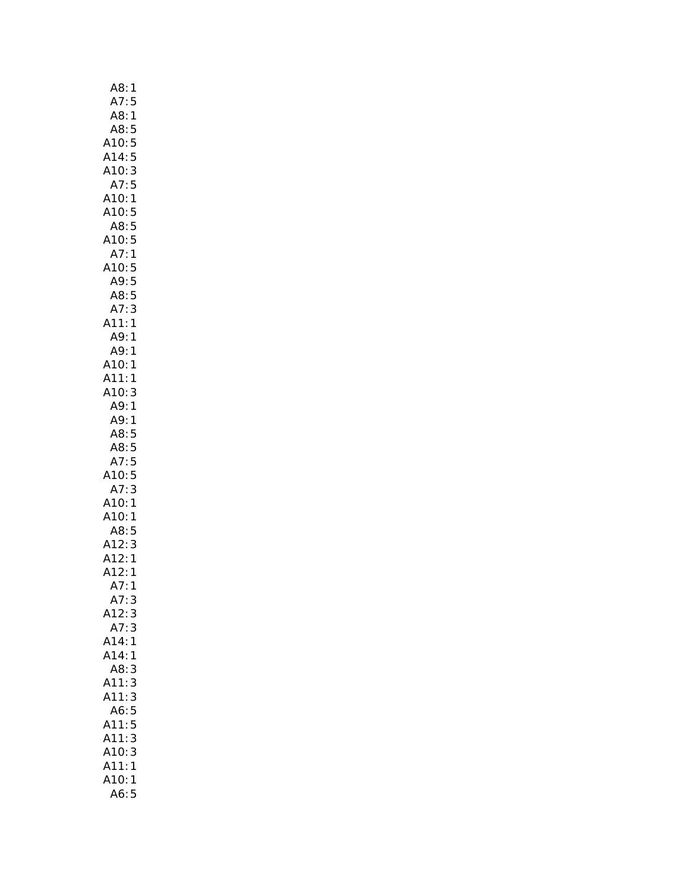A8: 1
A7: 5
A8: 1
A8: 5
A10: 5
A14: 5
A10: 3
A7: 5
A10: 1
A10: 5
A8: 5
A10: 5
A7: 1
A10: 5
A9: 5
A8: 5
A7: 3
A11: 1
A9: 1
A9: 1
A10: 1
A11: 1
A10: 3
A9: 1
A9: 1
A8: 5
A8: 5
A7: 5
A10: 5
A7: 3
A10: 1
A10: 1
A8: 5
A12: 3
A12: 1
A12: 1
A7: 1
A7: 3
A12: 3
A7: 3
A14: 1
A14: 1
A8: 3
A11: 3
A11: 3
A6: 5
A11: 5
A11: 3
A10: 3
A11: 1
A10: 1
A6: 5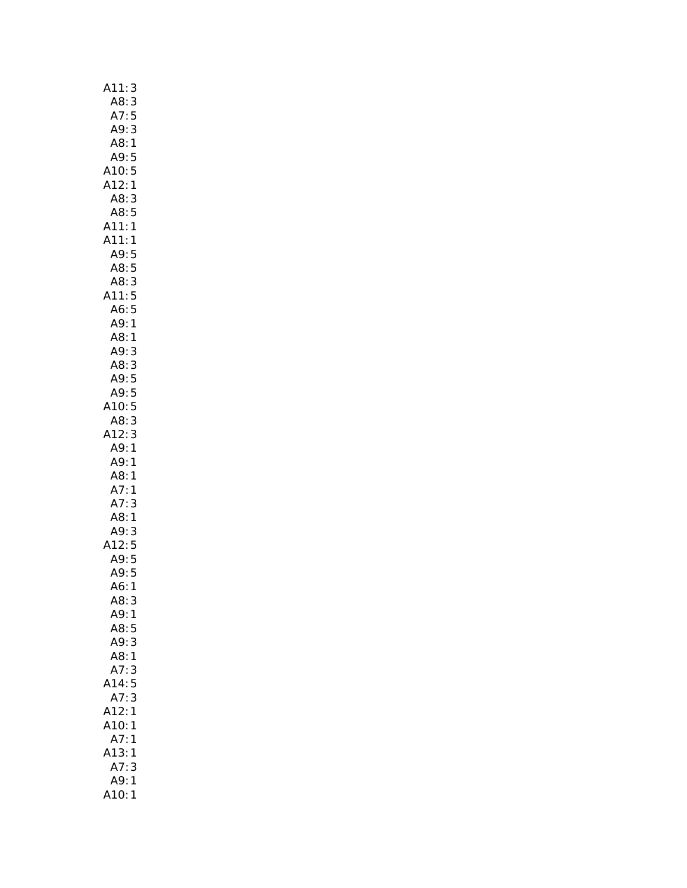A11: 3
A8: 3
A7: 5
A9: 3
A8: 1
A9: 5
A10: 5
A12: 1
A8: 3
A8: 5
A11: 1
A11: 1
A9: 5
A8: 5
A8: 3
A11: 5
A6: 5
A9: 1
A8: 1
A9: 3
A8: 3
A9: 5
A9: 5
A10: 5
A8: 3
A12: 3
A9: 1
A9: 1
A8: 1
A7: 1
A7: 3
A8: 1
A9: 3
A12: 5
A9: 5
A9: 5
A6: 1
A8: 3
A9: 1
A8: 5
A9: 3
A8: 1
A7: 3
A14: 5
A7: 3
A12: 1
A10: 1
A7: 1
A13: 1
A7: 3
A9: 1
A10: 1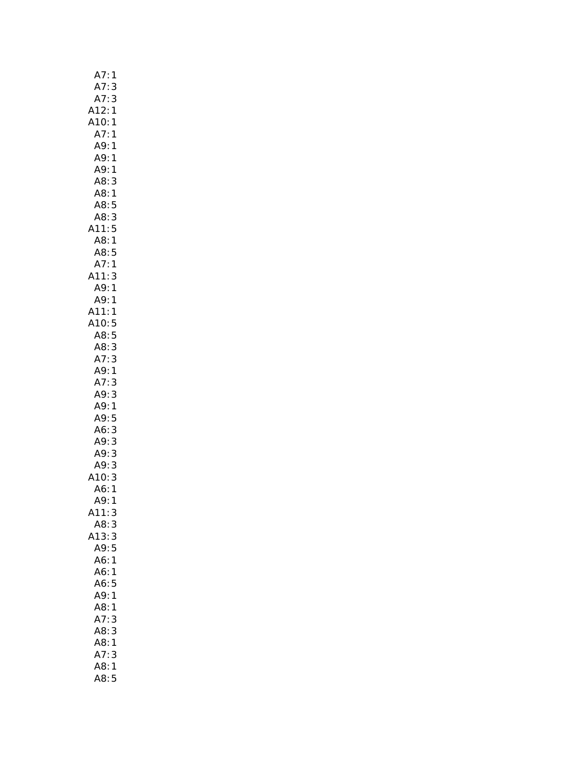A7: 1
A7: 3
A7: 3
A12: 1
A10: 1
A7: 1
A9: 1
A9: 1
A9: 1
A8: 3
A8: 1
A8: 5
A8: 3
A11: 5
A8: 1
A8: 5
A7: 1
A11: 3
A9: 1
A9: 1
A11: 1
A10: 5
A8: 5
A8: 3
A7: 3
A9: 1
A7: 3
A9: 3
A9: 1
A9: 5
A6: 3
A9: 3
A9: 3
A9: 3
A10: 3
A6: 1
A9: 1
A11: 3
A8: 3
A13: 3
A9: 5
A6: 1
A6: 1
A6: 5
A9: 1
A8: 1
A7: 3
A8: 3
A8: 1
A7: 3
A8: 1
A8: 5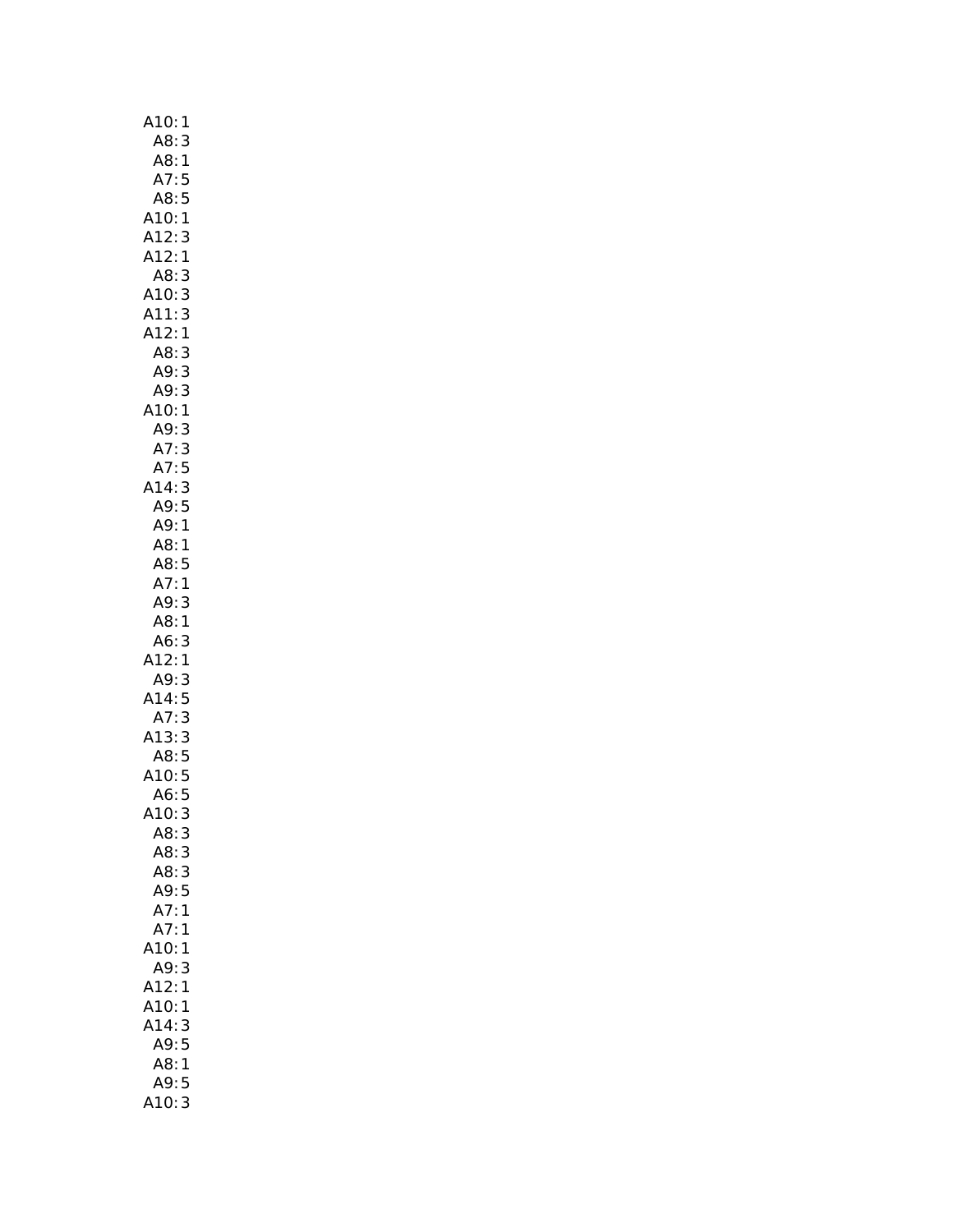A10: 1
A8: 3
A8: 1
A7: 5
A8: 5
A10: 1
A12: 3
A12: 1
A8: 3
A10: 3
A11: 3
A12: 1
A8: 3
A9: 3
A9: 3
A10: 1
A9: 3
A7: 3
A7: 5
A14: 3
A9: 5
A9: 1
A8: 1
A8: 5
A7: 1
A9: 3
A8: 1
A6: 3
A12: 1
A9: 3
A14: 5
A7: 3
A13: 3
A8: 5
A10: 5
A6: 5
A10: 3
A8: 3
A8: 3
A8: 3
A9: 5
A7: 1
A7: 1
A10: 1
A9: 3
A12: 1
A10: 1
A14: 3
A9: 5
A8: 1
A9: 5
A10: 3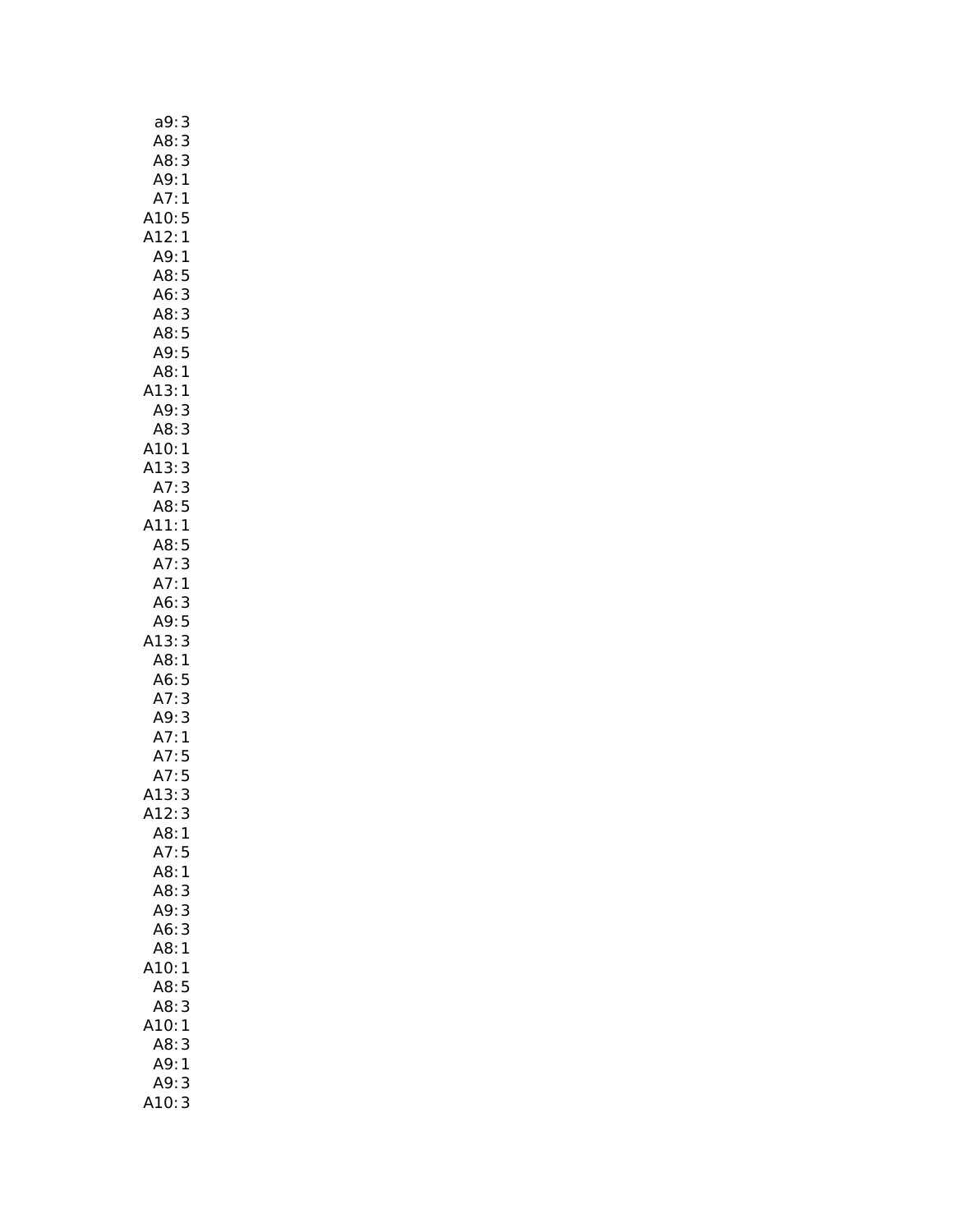a9: 3
A8: 3
A8: 3
A9: 1
A7: 1
A10: 5
A12: 1
A9: 1
A8: 5
A6: 3
A8: 3
A8: 5
A9: 5
A8: 1
A13: 1
A9: 3
A8: 3
A10: 1
A13: 3
A7: 3
A8: 5
A11: 1
A8: 5
A7: 3
A7: 1
A6: 3
A9: 5
A13: 3
A8: 1
A6: 5
A7: 3
A9: 3
A7: 1
A7: 5
A7: 5
A13: 3
A12: 3
A8: 1
A7: 5
A8: 1
A8: 3
A9: 3
A6: 3
A8: 1
A10: 1
A8: 5
A8: 3
A10: 1
A8: 3
A9: 1
A9: 3
A10: 3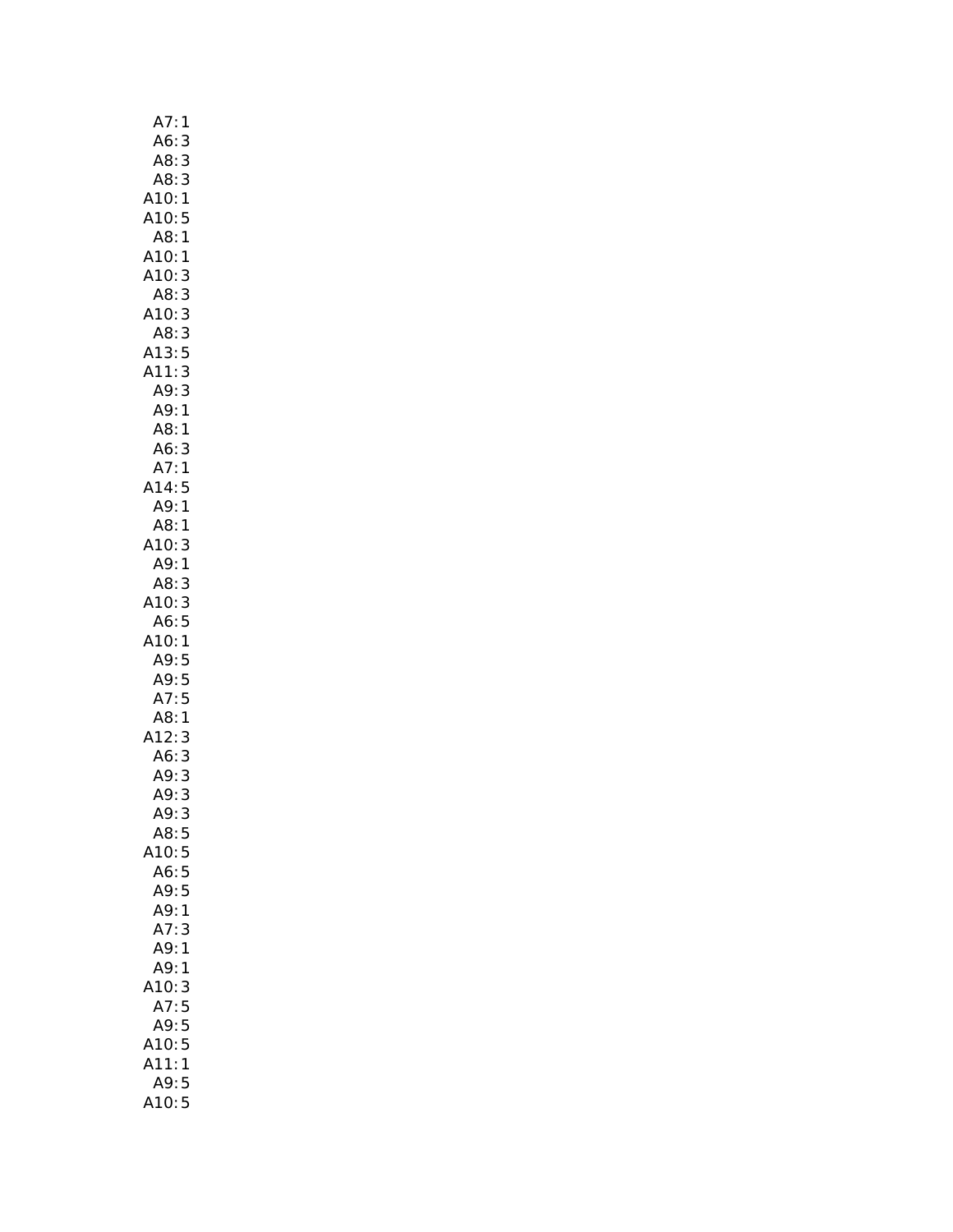A7: 1
A6: 3
A8: 3
A8: 3
A10: 1
A10: 5
A8: 1
A10: 1
A10: 3
A8: 3
A10: 3
A8: 3
A13: 5
A11: 3
A9: 3
A9: 1
A8: 1
A6: 3
A7: 1
A14: 5
A9: 1
A8: 1
A10: 3
A9: 1
A8: 3
A10: 3
A6: 5
A10: 1
A9: 5
A9: 5
A7: 5
A8: 1
A12: 3
A6: 3
A9: 3
A9: 3
A9: 3
A8: 5
A10: 5
A6: 5
A9: 5
A9: 1
A7: 3
A9: 1
A9: 1
A10: 3
A7: 5
A9: 5
A10: 5
A11: 1
A9: 5
A10: 5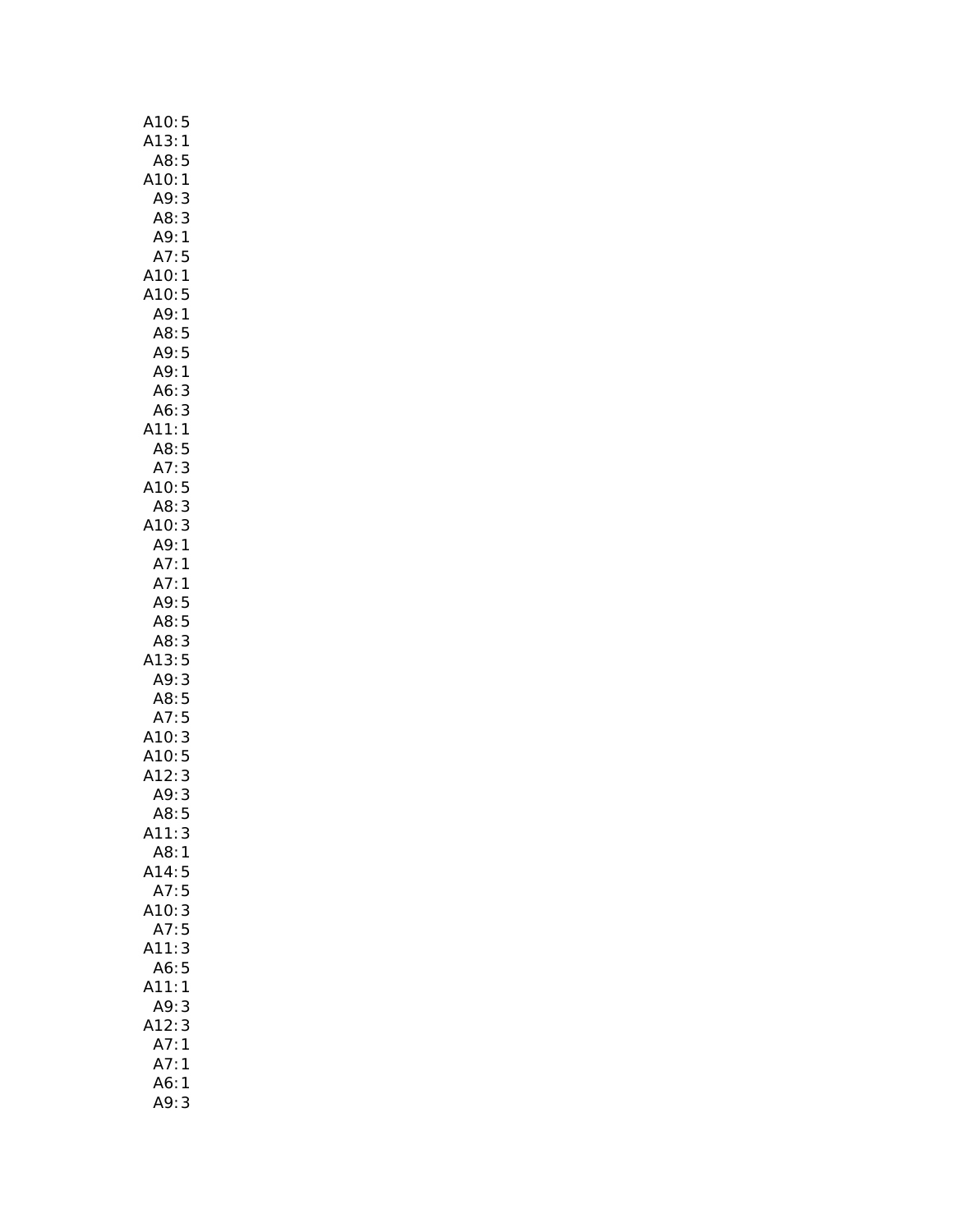A10: 5
A13: 1
A8: 5
A10: 1
A9: 3
A8: 3
A9: 1
A7: 5
A10: 1
A10: 5
A9: 1
A8: 5
A9: 5
A9: 1
A6: 3
A6: 3
A11: 1
A8: 5
A7: 3
A10: 5
A8: 3
A10: 3
A9: 1
A7: 1
A7: 1
A9: 5
A8: 5
A8: 3
A13: 5
A9: 3
A8: 5
A7: 5
A10: 3
A10: 5
A12: 3
A9: 3
A8: 5
A11: 3
A8: 1
A14: 5
A7: 5
A10: 3
A7: 5
A11: 3
A6: 5
A11: 1
A9: 3
A12: 3
A7: 1
A7: 1
A6: 1
A9: 3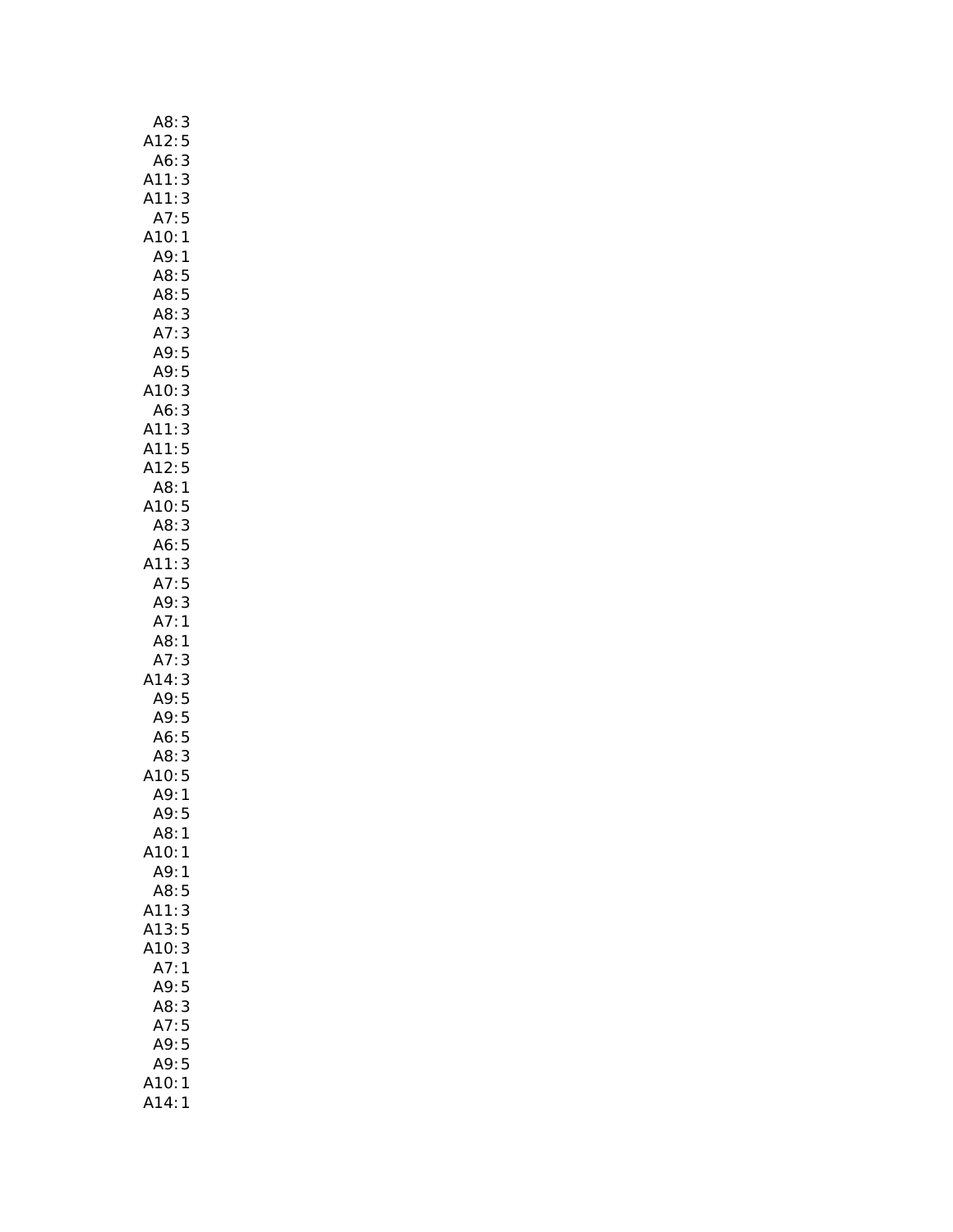A8: 3
A12: 5
A6: 3
A11: 3
A11: 3
A7: 5
A10: 1
A9: 1
A8: 5
A8: 5
A8: 3
A7: 3
A9: 5
A9: 5
A10: 3
A6: 3
A11: 3
A11: 5
A12: 5
A8: 1
A10: 5
A8: 3
A6: 5
A11: 3
A7: 5
A9: 3
A7: 1
A8: 1
A7: 3
A14: 3
A9: 5
A9: 5
A6: 5
A8: 3
A10: 5
A9: 1
A9: 5
A8: 1
A10: 1
A9: 1
A8: 5
A11: 3
A13: 5
A10: 3
A7: 1
A9: 5
A8: 3
A7: 5
A9: 5
A9: 5
A10: 1
A14: 1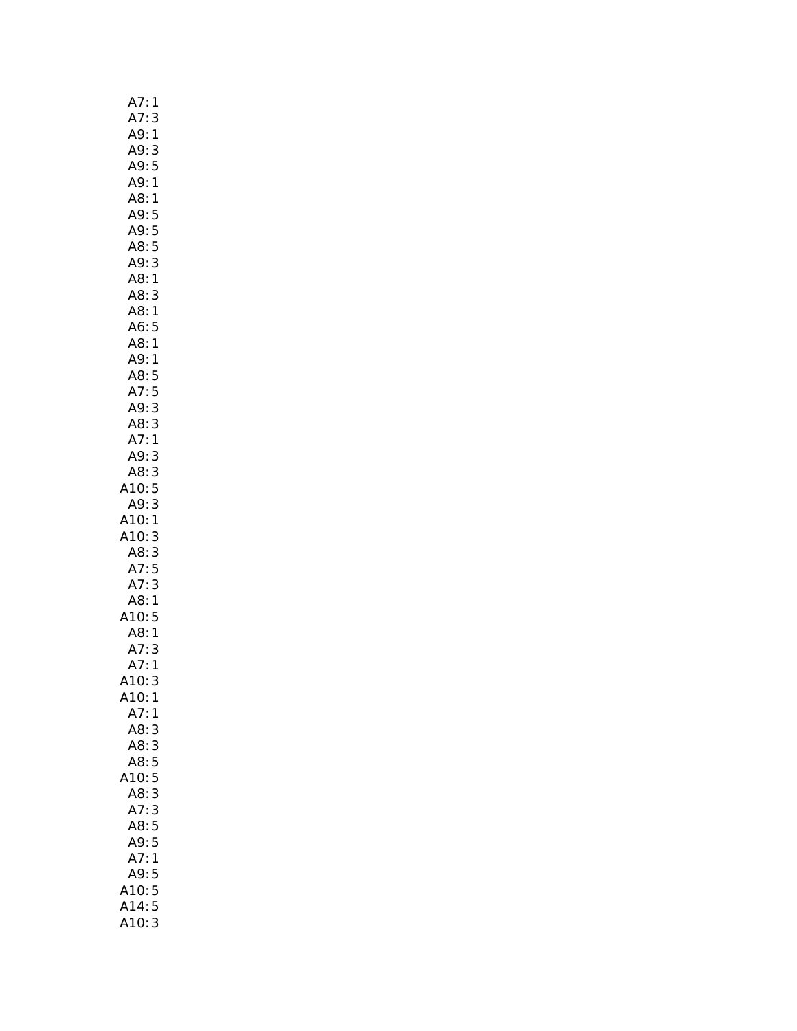A7: 1
A7: 3
A9: 1
A9: 3
A9: 5
A9: 1
A8: 1
A9: 5
A9: 5
A8: 5
A9: 3
A8: 1
A8: 3
A8: 1
A6: 5
A8: 1
A9: 1
A8: 5
A7: 5
A9: 3
A8: 3
A7: 1
A9: 3
A8: 3
A10: 5
A9: 3
A10: 1
A10: 3
A8: 3
A7: 5
A7: 3
A8: 1
A10: 5
A8: 1
A7: 3
A7: 1
A10: 3
A10: 1
A7: 1
A8: 3
A8: 3
A8: 5
A10: 5
A8: 3
A7: 3
A8: 5
A9: 5
A7: 1
A9: 5
A10: 5
A14: 5
A10: 3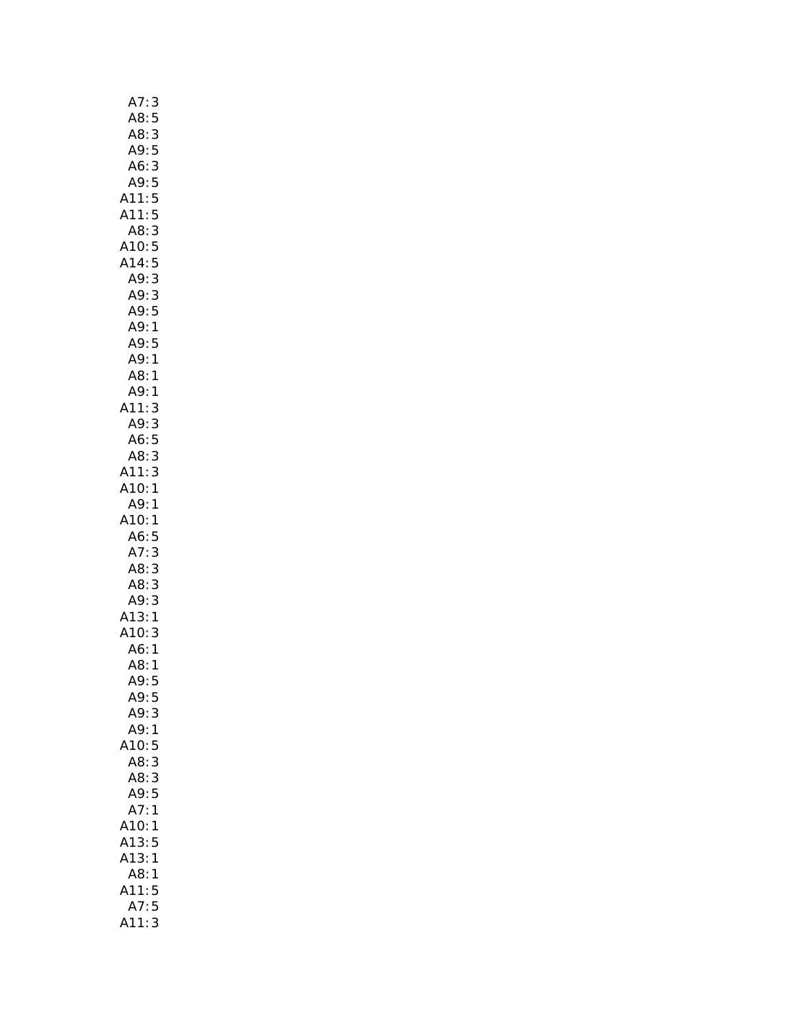A7: 3
A8: 5
A8: 3
A9: 5
A6: 3
A9: 5
A11: 5
A11: 5
A8: 3
A10: 5
A14: 5
A9: 3
A9: 3
A9: 5
A9: 1
A9: 5
A9: 1
A8: 1
A9: 1
A11: 3
A9: 3
A6: 5
A8: 3
A11: 3
A10: 1
A9: 1
A10: 1
A6: 5
A7: 3
A8: 3
A8: 3
A9: 3
A13: 1
A10: 3
A6: 1
A8: 1
A9: 5
A9: 5
A9: 3
A9: 1
A10: 5
A8: 3
A8: 3
A9: 5
A7: 1
A10: 1
A13: 5
A13: 1
A8: 1
A11: 5
A7: 5
A11: 3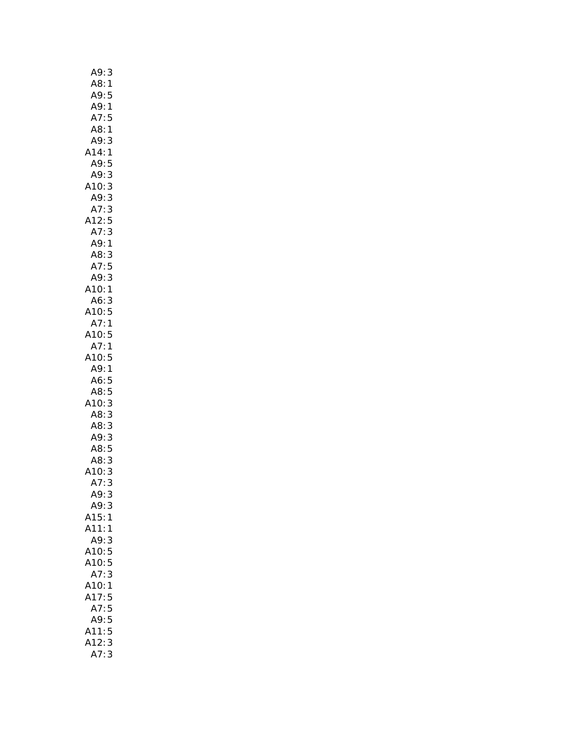A9: 3
A8: 1
A9: 5
A9: 1
A7: 5
A8: 1
A9: 3
A14: 1
A9: 5
A9: 3
A10: 3
A9: 3
A7: 3
A12: 5
A7: 3
A9: 1
A8: 3
A7: 5
A9: 3
A10: 1
A6: 3
A10: 5
A7: 1
A10: 5
A7: 1
A10: 5
A9: 1
A6: 5
A8: 5
A10: 3
A8: 3
A8: 3
A9: 3
A8: 5
A8: 3
A10: 3
A7: 3
A9: 3
A9: 3
A15: 1
A11: 1
A9: 3
A10: 5
A10: 5
A7: 3
A10: 1
A17: 5
A7: 5
A9: 5
A11: 5
A12: 3
A7: 3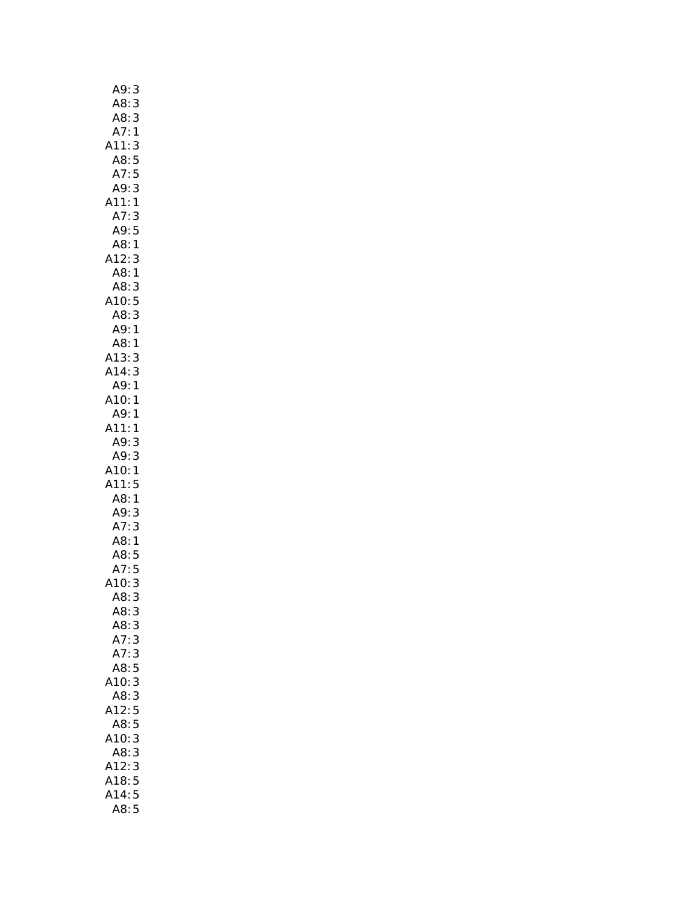A9: 3
A8: 3
A8: 3
A7: 1
A11: 3
A8: 5
A7: 5
A9: 3
A11: 1
A7: 3
A9: 5
A8: 1
A12: 3
A8: 1
A8: 3
A10: 5
A8: 3
A9: 1
A8: 1
A13: 3
A14: 3
A9: 1
A10: 1
A9: 1
A11: 1
A9: 3
A9: 3
A10: 1
A11: 5
A8: 1
A9: 3
A7: 3
A8: 1
A8: 5
A7: 5
A10: 3
A8: 3
A8: 3
A8: 3
A7: 3
A7: 3
A8: 5
A10: 3
A8: 3
A12: 5
A8: 5
A10: 3
A8: 3
A12: 3
A18: 5
A14: 5
A8: 5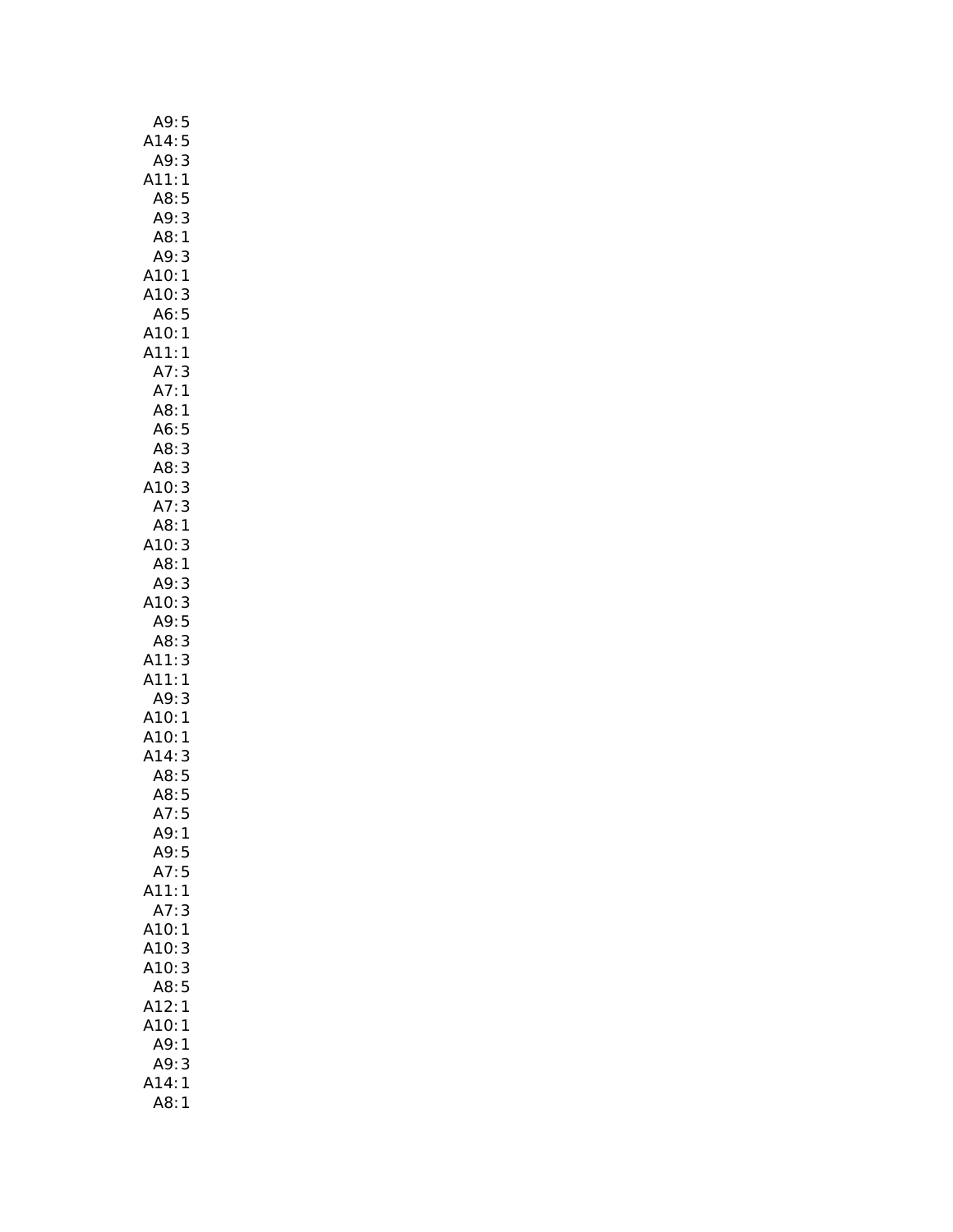A9: 5
A14: 5
A9: 3
A11: 1
A8: 5
A9: 3
A8: 1
A9: 3
A10: 1
A10: 3
A6: 5
A10: 1
A11: 1
A7: 3
A7: 1
A8: 1
A6: 5
A8: 3
A8: 3
A10: 3
A7: 3
A8: 1
A10: 3
A8: 1
A9: 3
A10: 3
A9: 5
A8: 3
A11: 3
A11: 1
A9: 3
A10: 1
A10: 1
A14: 3
A8: 5
A8: 5
A7: 5
A9: 1
A9: 5
A7: 5
A11: 1
A7: 3
A10: 1
A10: 3
A10: 3
A8: 5
A12: 1
A10: 1
A9: 1
A9: 3
A14: 1
A8: 1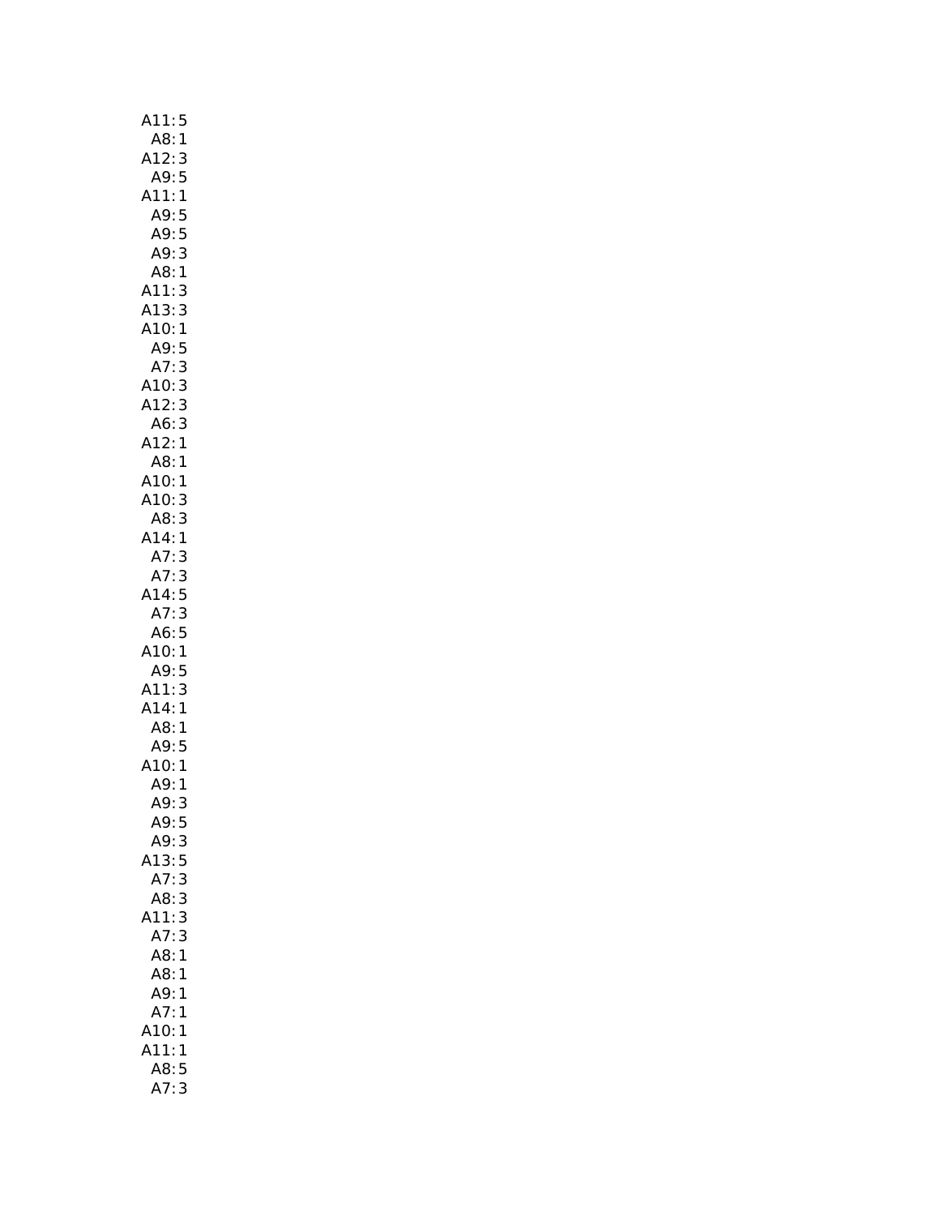A11: 5
A8: 1
A12: 3
A9: 5
A11: 1
A9: 5
A9: 5
A9: 3
A8: 1
A11: 3
A13: 3
A10: 1
A9: 5
A7: 3
A10: 3
A12: 3
A6: 3
A12: 1
A8: 1
A10: 1
A10: 3
A8: 3
A14: 1
A7: 3
A7: 3
A14: 5
A7: 3
A6: 5
A10: 1
A9: 5
A11: 3
A14: 1
A8: 1
A9: 5
A10: 1
A9: 1
A9: 3
A9: 5
A9: 3
A13: 5
A7: 3
A8: 3
A11: 3
A7: 3
A8: 1
A8: 1
A9: 1
A7: 1
A10: 1
A11: 1
A8: 5
A7: 3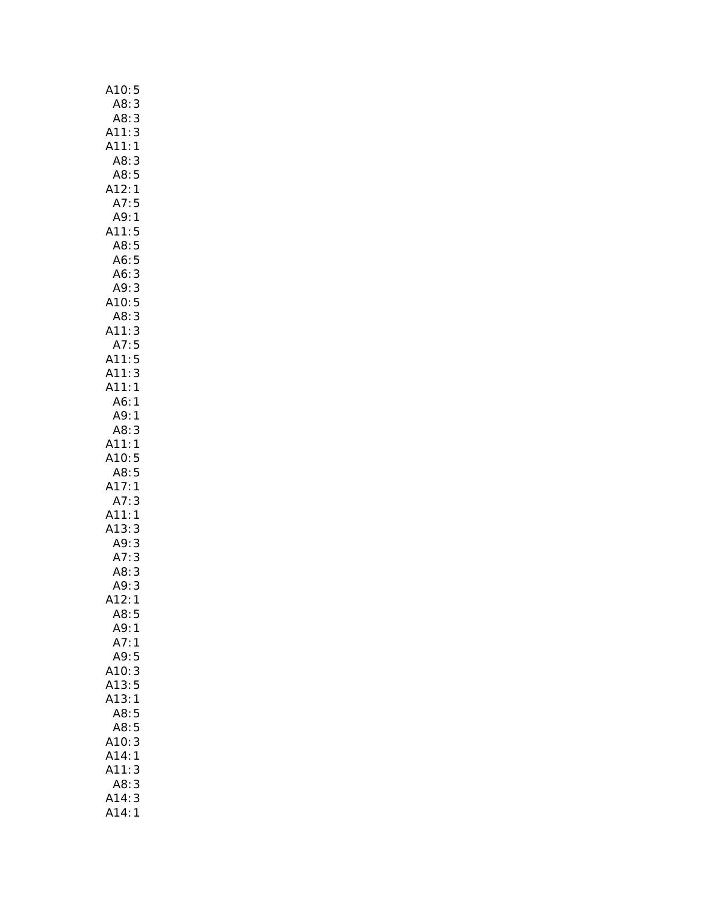A10: 5
A8: 3
A8: 3
A11: 3
A11: 1
A8: 3
A8: 5
A12: 1
A7: 5
A9: 1
A11: 5
A8: 5
A6: 5
A6: 3
A9: 3
A10: 5
A8: 3
A11: 3
A7: 5
A11: 5
A11: 3
A11: 1
A6: 1
A9: 1
A8: 3
A11: 1
A10: 5
A8: 5
A17: 1
A7: 3
A11: 1
A13: 3
A9: 3
A7: 3
A8: 3
A9: 3
A12: 1
A8: 5
A9: 1
A7: 1
A9: 5
A10: 3
A13: 5
A13: 1
A8: 5
A8: 5
A10: 3
A14: 1
A11: 3
A8: 3
A14: 3
A14: 1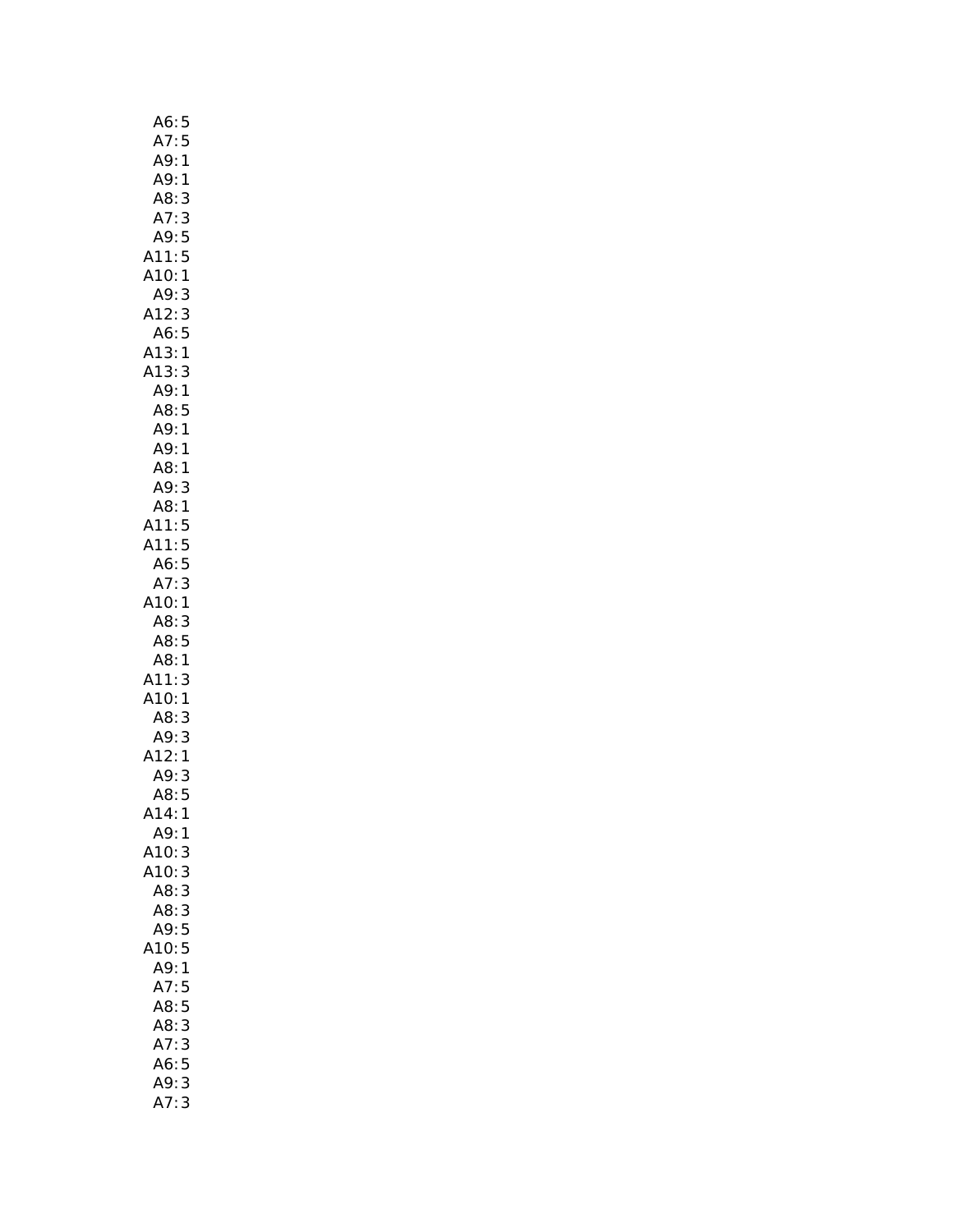A6: 5
A7: 5
A9: 1
A9: 1
A8: 3
A7: 3
A9: 5
A11: 5
A10: 1
A9: 3
A12: 3
A6: 5
A13: 1
A13: 3
A9: 1
A8: 5
A9: 1
A9: 1
A8: 1
A9: 3
A8: 1
A11: 5
A11: 5
A6: 5
A7: 3
A10: 1
A8: 3
A8: 5
A8: 1
A11: 3
A10: 1
A8: 3
A9: 3
A12: 1
A9: 3
A8: 5
A14: 1
A9: 1
A10: 3
A10: 3
A8: 3
A8: 3
A9: 5
A10: 5
A9: 1
A7: 5
A8: 5
A8: 3
A7: 3
A6: 5
A9: 3
A7: 3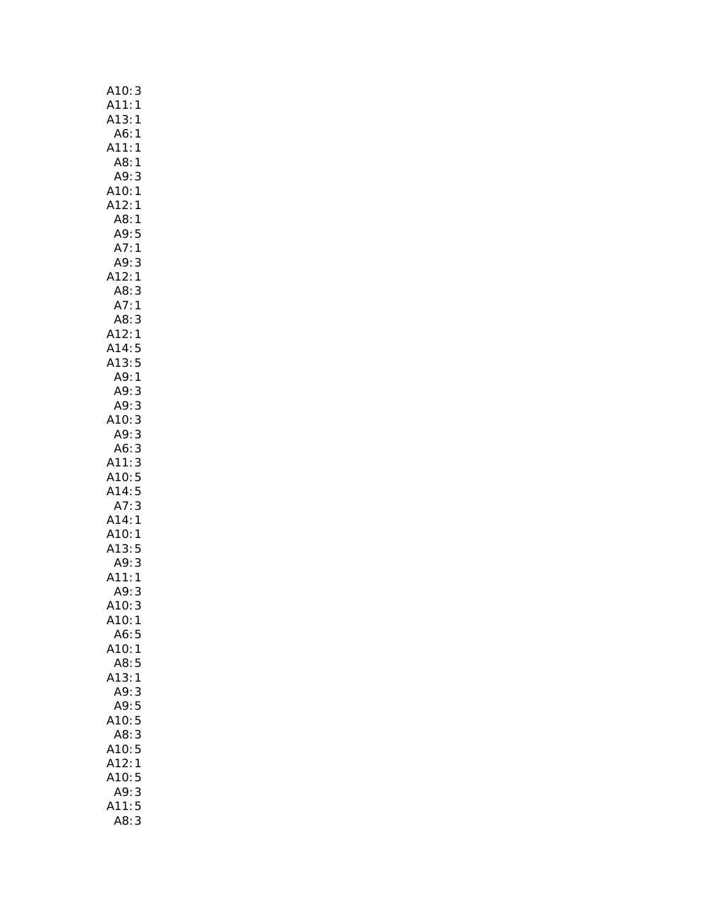A10: 3
A11: 1
A13: 1
A6: 1
A11: 1
A8: 1
A9: 3
A10: 1
A12: 1
A8: 1
A9: 5
A7: 1
A9: 3
A12: 1
A8: 3
A7: 1
A8: 3
A12: 1
A14: 5
A13: 5
A9: 1
A9: 3
A9: 3
A10: 3
A9: 3
A6: 3
A11: 3
A10: 5
A14: 5
A7: 3
A14: 1
A10: 1
A13: 5
A9: 3
A11: 1
A9: 3
A10: 3
A10: 1
A6: 5
A10: 1
A8: 5
A13: 1
A9: 3
A9: 5
A10: 5
A8: 3
A10: 5
A12: 1
A10: 5
A9: 3
A11: 5
A8: 3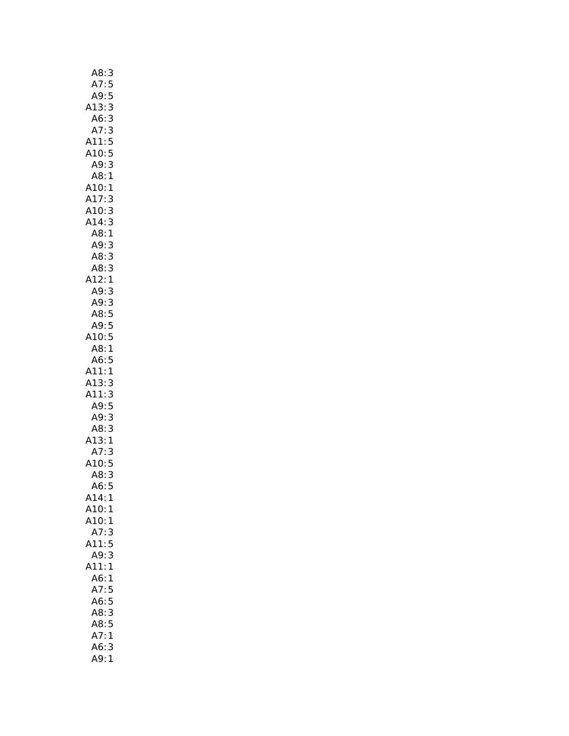A8: 3
A7: 5
A9: 5
A13: 3
A6: 3
A7: 3
A11: 5
A10: 5
A9: 3
A8: 1
A10: 1
A17: 3
A10: 3
A14: 3
A8: 1
A9: 3
A8: 3
A8: 3
A12: 1
A9: 3
A9: 3
A8: 5
A9: 5
A10: 5
A8: 1
A6: 5
A11: 1
A13: 3
A11: 3
A9: 5
A9: 3
A8: 3
A13: 1
A7: 3
A10: 5
A8: 3
A6: 5
A14: 1
A10: 1
A10: 1
A7: 3
A11: 5
A9: 3
A11: 1
A6: 1
A7: 5
A6: 5
A8: 3
A8: 5
A7: 1
A6: 3
A9: 1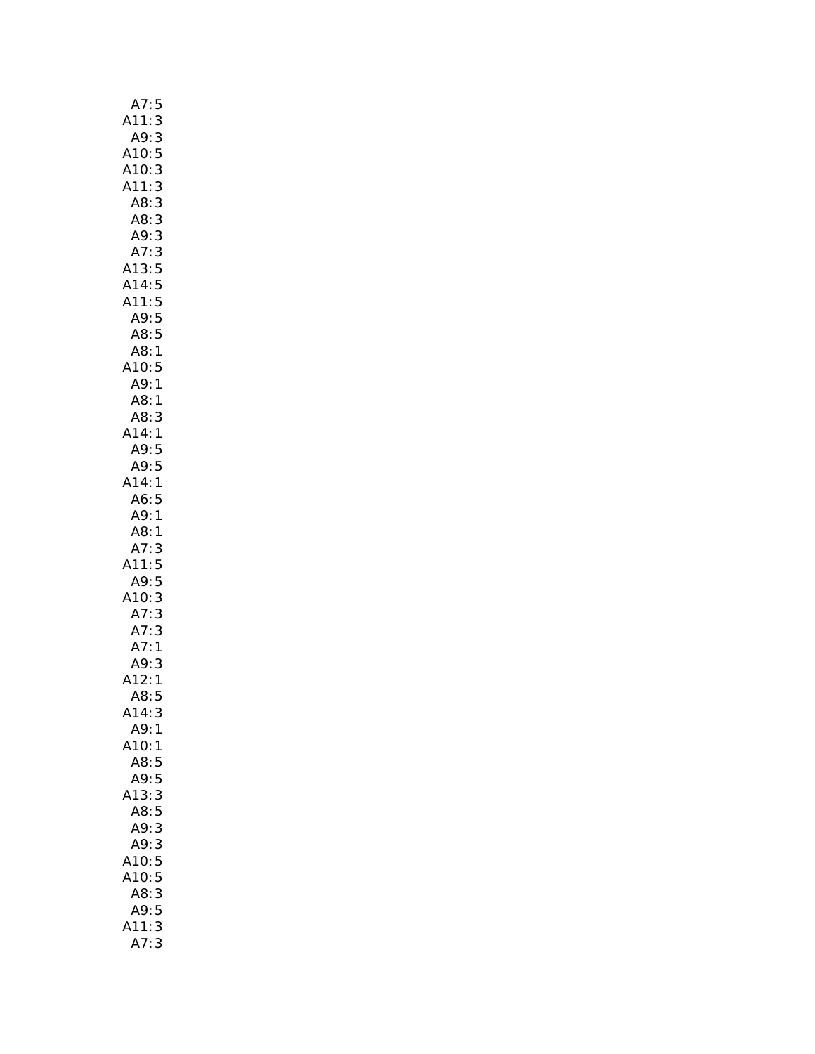A7: 5
A11: 3
A9: 3
A10: 5
A10: 3
A11: 3
A8: 3
A8: 3
A9: 3
A7: 3
A13: 5
A14: 5
A11: 5
A9: 5
A8: 5
A8: 1
A10: 5
A9: 1
A8: 1
A8: 3
A14: 1
A9: 5
A9: 5
A14: 1
A6: 5
A9: 1
A8: 1
A7: 3
A11: 5
A9: 5
A10: 3
A7: 3
A7: 3
A7: 1
A9: 3
A12: 1
A8: 5
A14: 3
A9: 1
A10: 1
A8: 5
A9: 5
A13: 3
A8: 5
A9: 3
A9: 3
A10: 5
A10: 5
A8: 3
A9: 5
A11: 3
A7: 3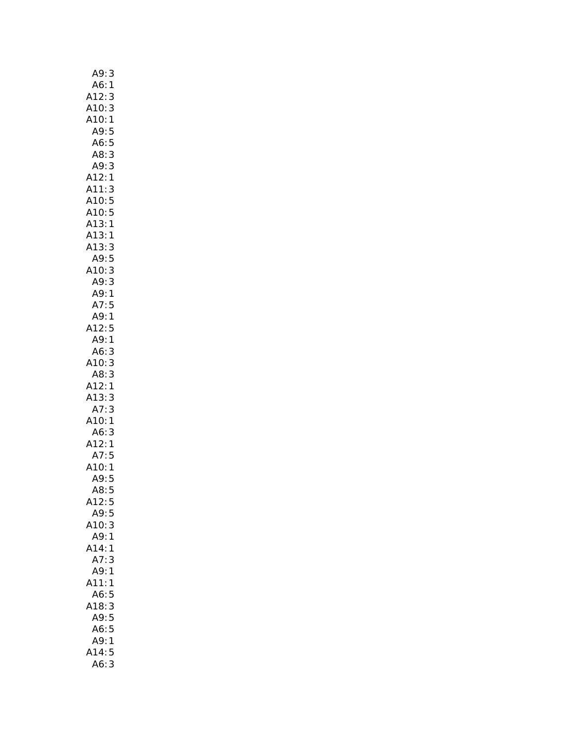A9: 3
A6: 1
A12: 3
A10: 3
A10: 1
A9: 5
A6: 5
A8: 3
A9: 3
A12: 1
A11: 3
A10: 5
A10: 5
A13: 1
A13: 1
A13: 3
A9: 5
A10: 3
A9: 3
A9: 1
A7: 5
A9: 1
A12: 5
A9: 1
A6: 3
A10: 3
A8: 3
A12: 1
A13: 3
A7: 3
A10: 1
A6: 3
A12: 1
A7: 5
A10: 1
A9: 5
A8: 5
A12: 5
A9: 5
A10: 3
A9: 1
A14: 1
A7: 3
A9: 1
A11: 1
A6: 5
A18: 3
A9: 5
A6: 5
A9: 1
A14: 5
A6: 3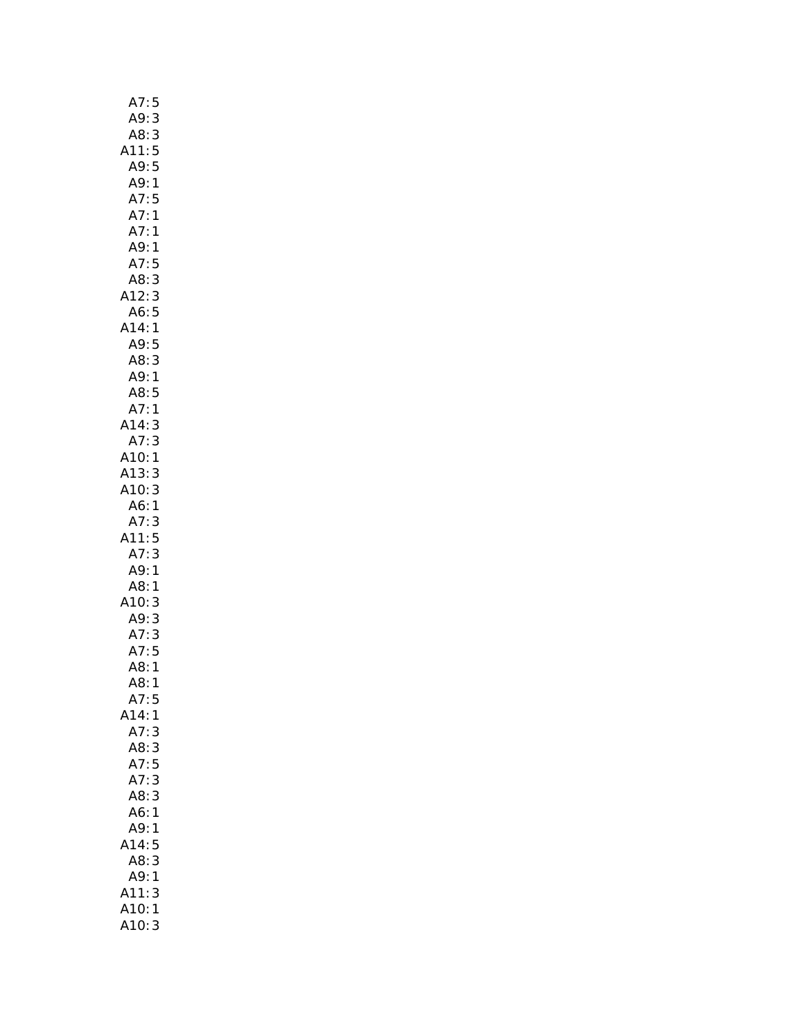A7: 5
A9: 3
A8: 3
A11: 5
A9: 5
A9: 1
A7: 5
A7: 1
A7: 1
A9: 1
A7: 5
A8: 3
A12: 3
A6: 5
A14: 1
A9: 5
A8: 3
A9: 1
A8: 5
A7: 1
A14: 3
A7: 3
A10: 1
A13: 3
A10: 3
A6: 1
A7: 3
A11: 5
A7: 3
A9: 1
A8: 1
A10: 3
A9: 3
A7: 3
A7: 5
A8: 1
A8: 1
A7: 5
A14: 1
A7: 3
A8: 3
A7: 5
A7: 3
A8: 3
A6: 1
A9: 1
A14: 5
A8: 3
A9: 1
A11: 3
A10: 1
A10: 3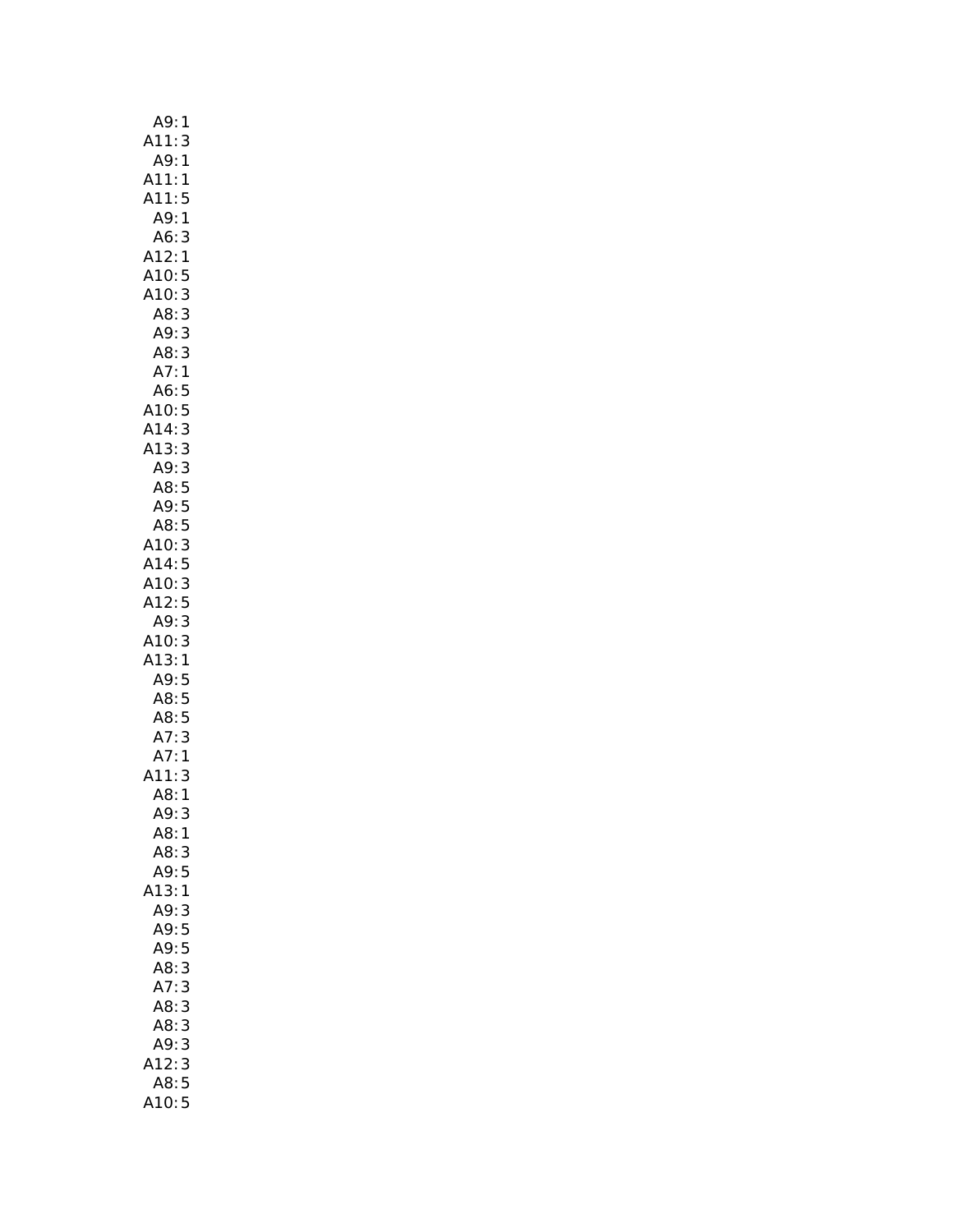A9: 1
A11: 3
A9: 1
A11: 1
A11: 5
A9: 1
A6: 3
A12: 1
A10: 5
A10: 3
A8: 3
A9: 3
A8: 3
A7: 1
A6: 5
A10: 5
A14: 3
A13: 3
A9: 3
A8: 5
A9: 5
A8: 5
A10: 3
A14: 5
A10: 3
A12: 5
A9: 3
A10: 3
A13: 1
A9: 5
A8: 5
A8: 5
A7: 3
A7: 1
A11: 3
A8: 1
A9: 3
A8: 1
A8: 3
A9: 5
A13: 1
A9: 3
A9: 5
A9: 5
A8: 3
A7: 3
A8: 3
A8: 3
A9: 3
A12: 3
A8: 5
A10: 5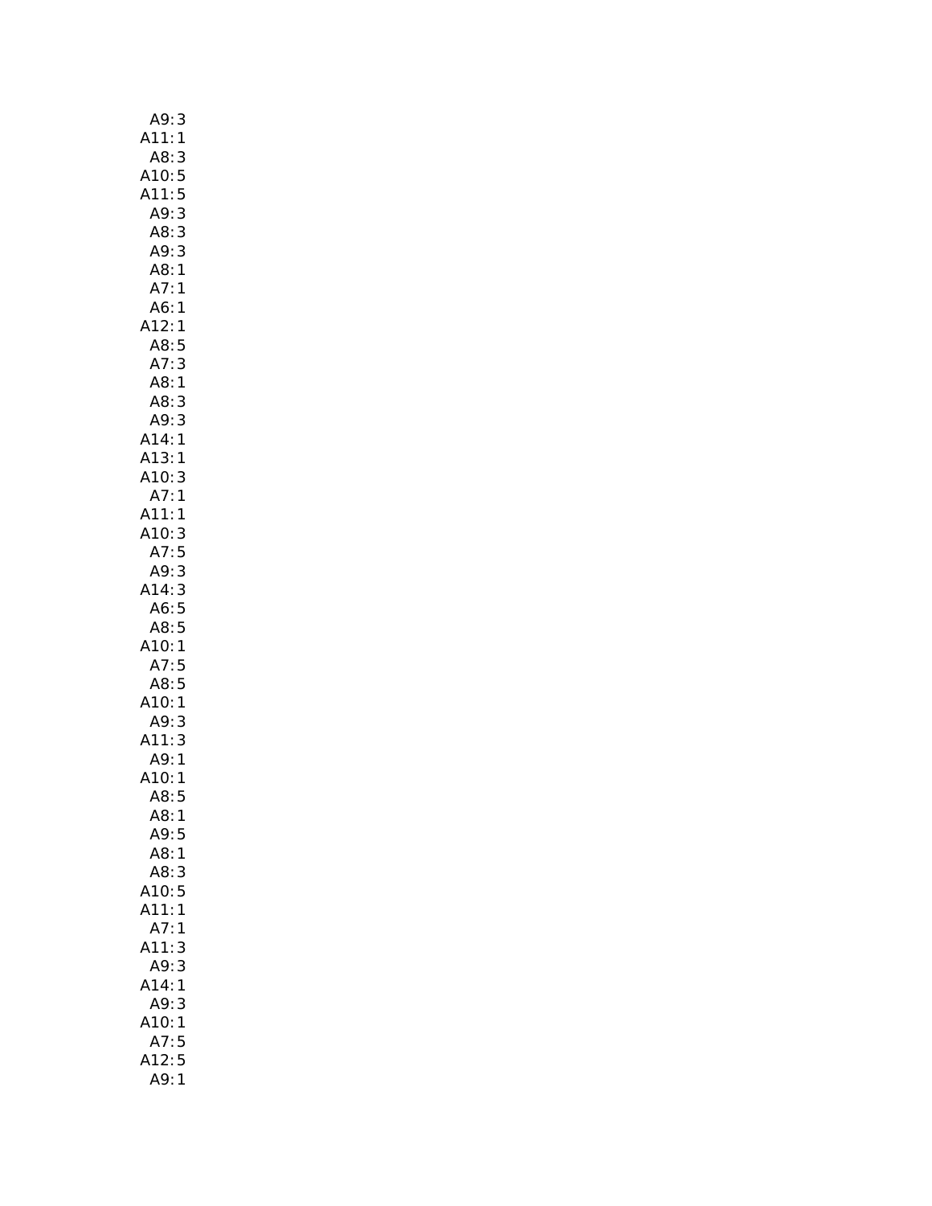A9: 3
A11: 1
A8: 3
A10: 5
A11: 5
A9: 3
A8: 3
A9: 3
A8: 1
A7: 1
A6: 1
A12: 1
A8: 5
A7: 3
A8: 1
A8: 3
A9: 3
A14: 1
A13: 1
A10: 3
A7: 1
A11: 1
A10: 3
A7: 5
A9: 3
A14: 3
A6: 5
A8: 5
A10: 1
A7: 5
A8: 5
A10: 1
A9: 3
A11: 3
A9: 1
A10: 1
A8: 5
A8: 1
A9: 5
A8: 1
A8: 3
A10: 5
A11: 1
A7: 1
A11: 3
A9: 3
A14: 1
A9: 3
A10: 1
A7: 5
A12: 5
A9: 1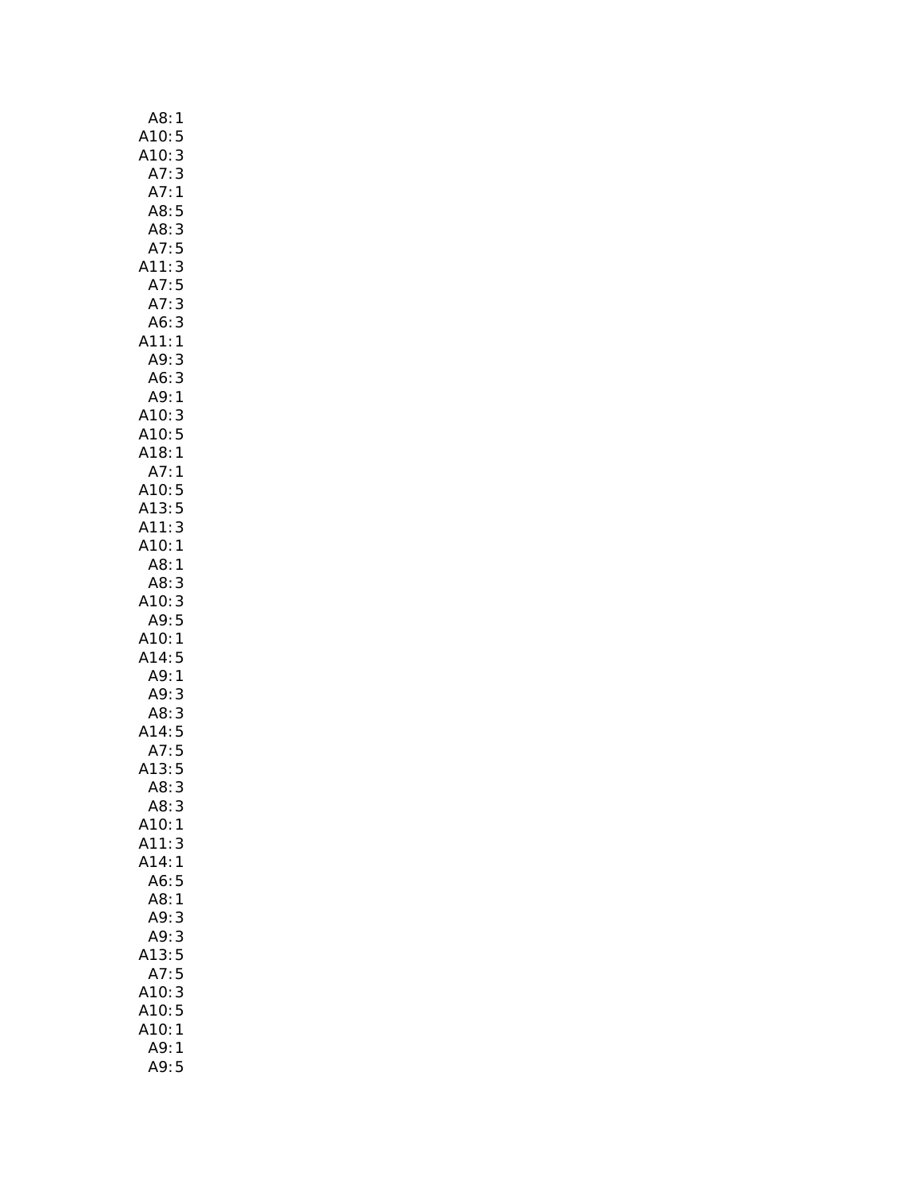A8: 1
A10: 5
A10: 3
A7: 3
A7: 1
A8: 5
A8: 3
A7: 5
A11: 3
A7: 5
A7: 3
A6: 3
A11: 1
A9: 3
A6: 3
A9: 1
A10: 3
A10: 5
A18: 1
A7: 1
A10: 5
A13: 5
A11: 3
A10: 1
A8: 1
A8: 3
A10: 3
A9: 5
A10: 1
A14: 5
A9: 1
A9: 3
A8: 3
A14: 5
A7: 5
A13: 5
A8: 3
A8: 3
A10: 1
A11: 3
A14: 1
A6: 5
A8: 1
A9: 3
A9: 3
A13: 5
A7: 5
A10: 3
A10: 5
A10: 1
A9: 1
A9: 5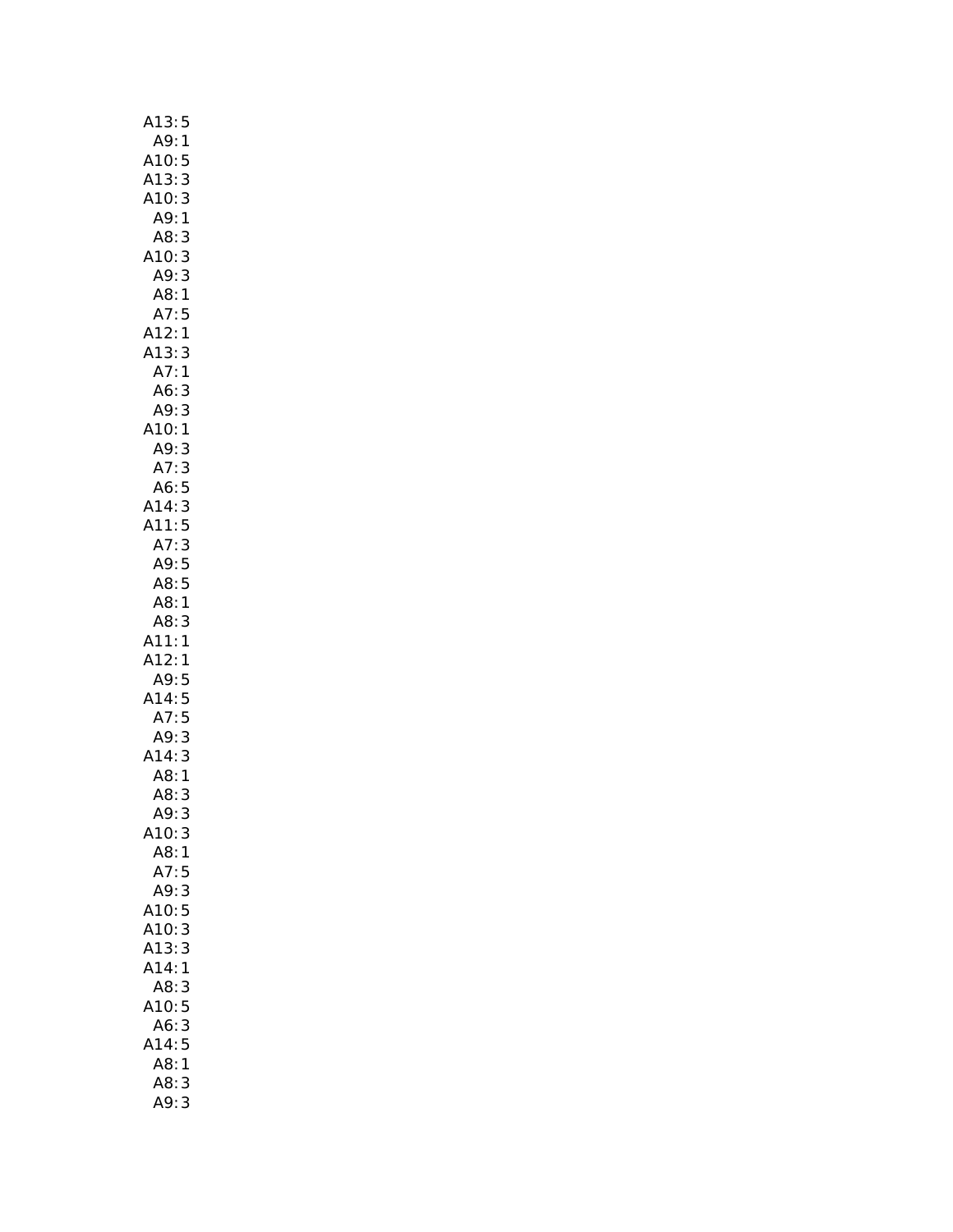A13: 5
A9: 1
A10: 5
A13: 3
A10: 3
A9: 1
A8: 3
A10: 3
A9: 3
A8: 1
A7: 5
A12: 1
A13: 3
A7: 1
A6: 3
A9: 3
A10: 1
A9: 3
A7: 3
A6: 5
A14: 3
A11: 5
A7: 3
A9: 5
A8: 5
A8: 1
A8: 3
A11: 1
A12: 1
A9: 5
A14: 5
A7: 5
A9: 3
A14: 3
A8: 1
A8: 3
A9: 3
A10: 3
A8: 1
A7: 5
A9: 3
A10: 5
A10: 3
A13: 3
A14: 1
A8: 3
A10: 5
A6: 3
A14: 5
A8: 1
A8: 3
A9: 3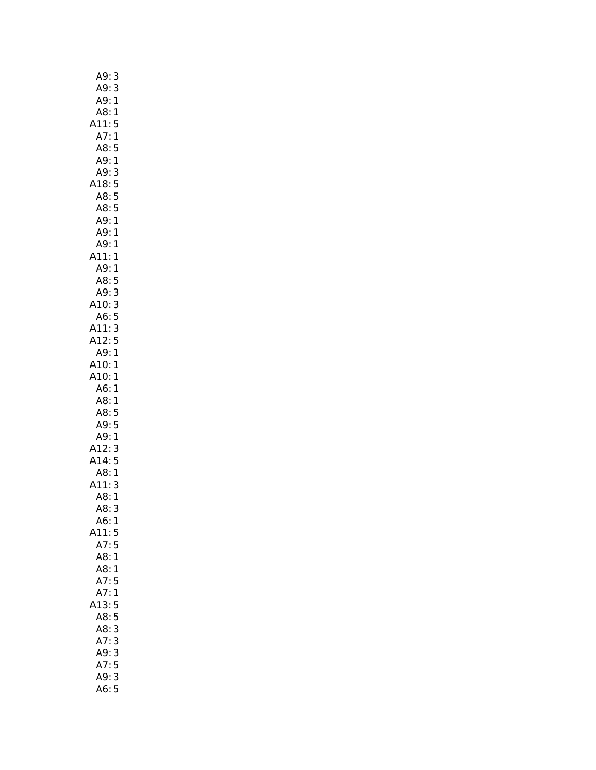A9: 3
A9: 3
A9: 1
A8: 1
A11: 5
A7: 1
A8: 5
A9: 1
A9: 3
A18: 5
A8: 5
A8: 5
A9: 1
A9: 1
A9: 1
A11: 1
A9: 1
A8: 5
A9: 3
A10: 3
A6: 5
A11: 3
A12: 5
A9: 1
A10: 1
A10: 1
A6: 1
A8: 1
A8: 5
A9: 5
A9: 1
A12: 3
A14: 5
A8: 1
A11: 3
A8: 1
A8: 3
A6: 1
A11: 5
A7: 5
A8: 1
A8: 1
A7: 5
A7: 1
A13: 5
A8: 5
A8: 3
A7: 3
A9: 3
A7: 5
A9: 3
A6: 5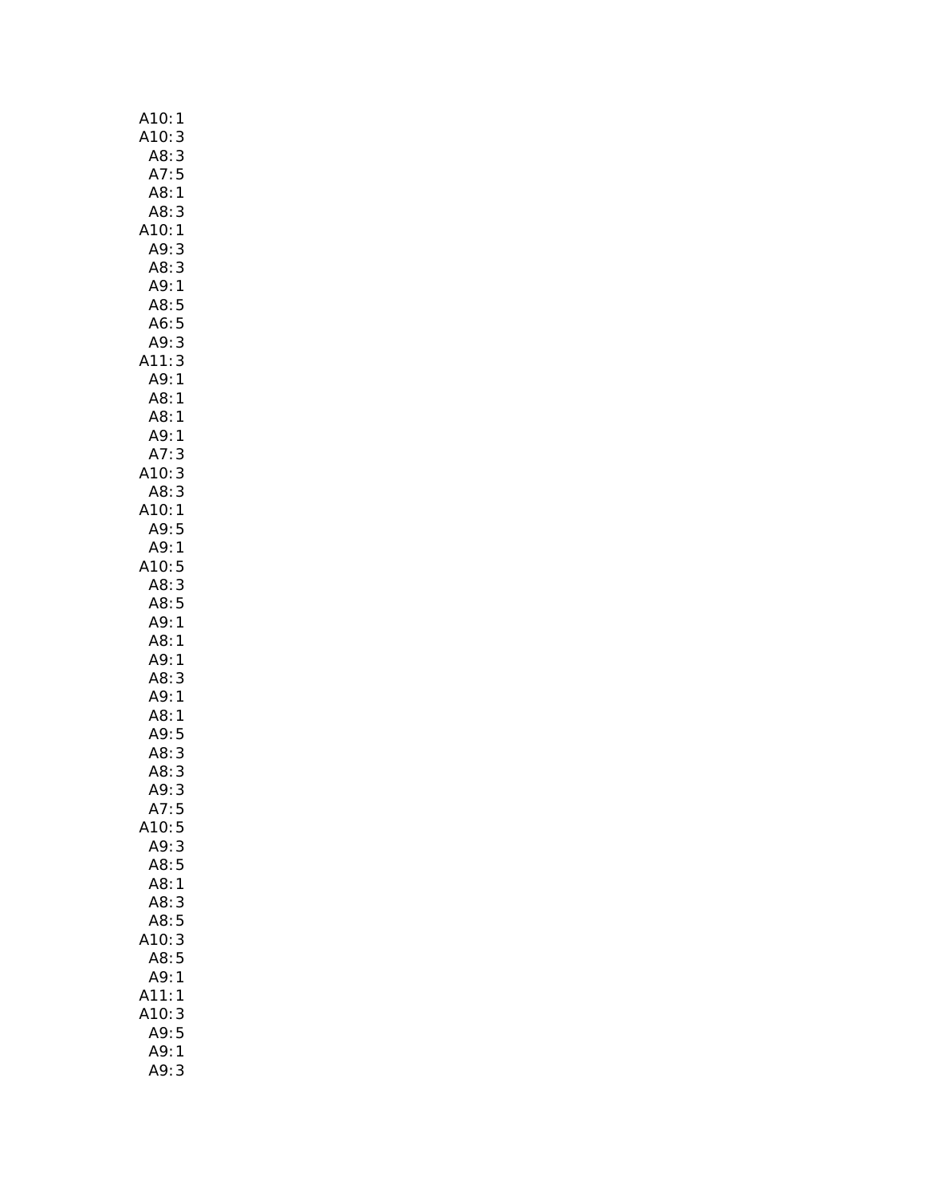A10: 1
A10: 3
A8: 3
A7: 5
A8: 1
A8: 3
A10: 1
A9: 3
A8: 3
A9: 1
A8: 5
A6: 5
A9: 3
A11: 3
A9: 1
A8: 1
A8: 1
A9: 1
A7: 3
A10: 3
A8: 3
A10: 1
A9: 5
A9: 1
A10: 5
A8: 3
A8: 5
A9: 1
A8: 1
A9: 1
A8: 3
A9: 1
A8: 1
A9: 5
A8: 3
A8: 3
A9: 3
A7: 5
A10: 5
A9: 3
A8: 5
A8: 1
A8: 3
A8: 5
A10: 3
A8: 5
A9: 1
A11: 1
A10: 3
A9: 5
A9: 1
A9: 3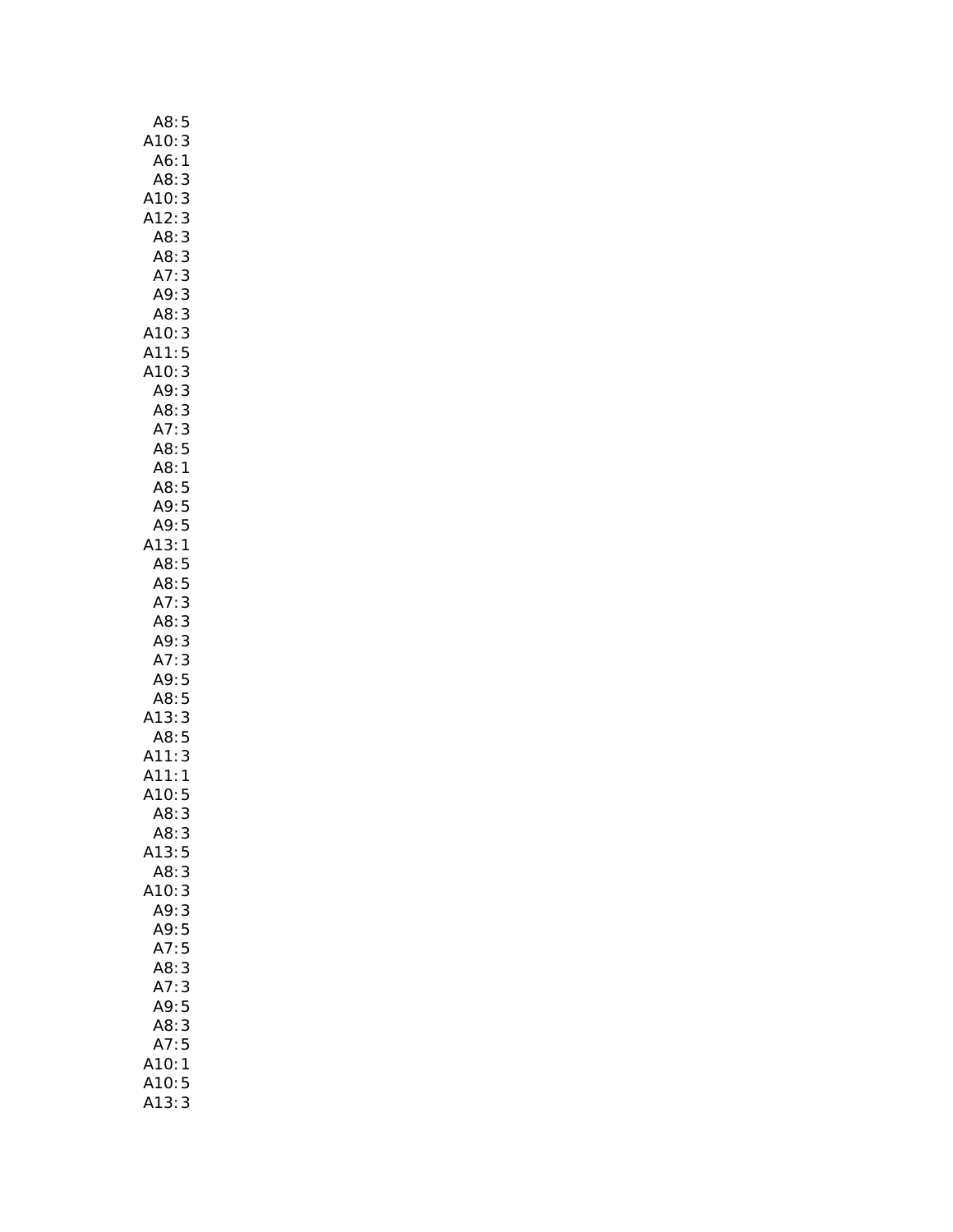A8: 5
A10: 3
A6: 1
A8: 3
A10: 3
A12: 3
A8: 3
A8: 3
A7: 3
A9: 3
A8: 3
A10: 3
A11: 5
A10: 3
A9: 3
A8: 3
A7: 3
A8: 5
A8: 1
A8: 5
A9: 5
A9: 5
A13: 1
A8: 5
A8: 5
A7: 3
A8: 3
A9: 3
A7: 3
A9: 5
A8: 5
A13: 3
A8: 5
A11: 3
A11: 1
A10: 5
A8: 3
A8: 3
A13: 5
A8: 3
A10: 3
A9: 3
A9: 5
A7: 5
A8: 3
A7: 3
A9: 5
A8: 3
A7: 5
A10: 1
A10: 5
A13: 3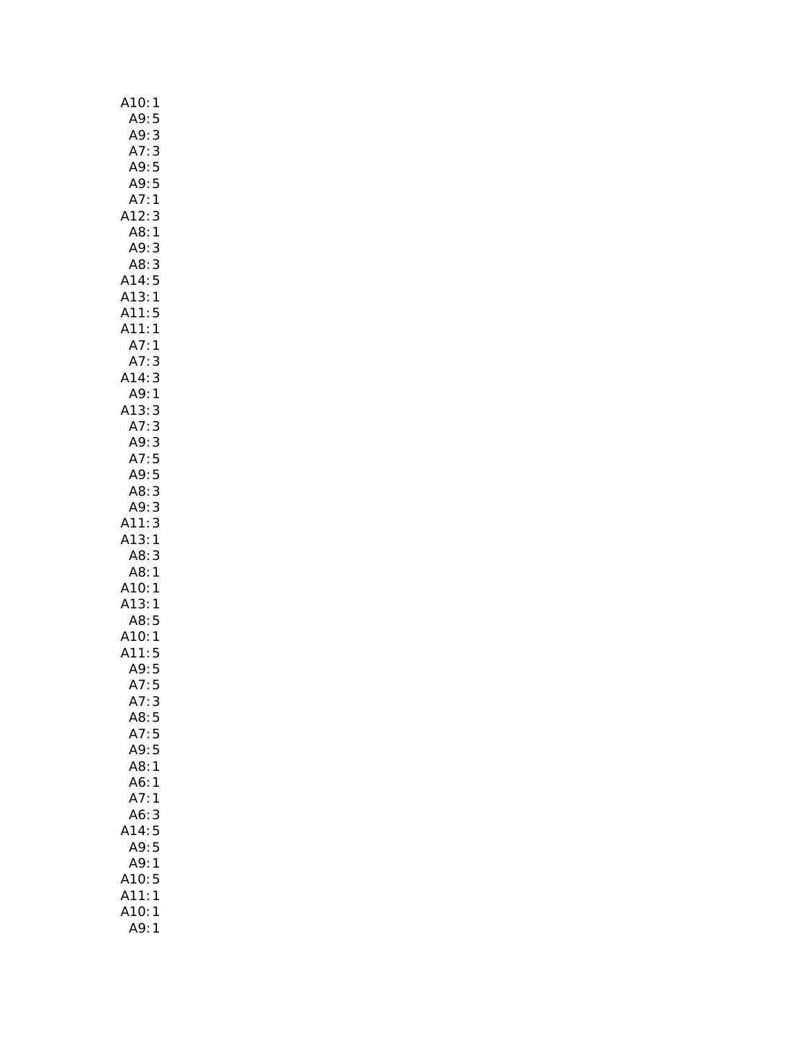A10: 1
A9: 5
A9: 3
A7: 3
A9: 5
A9: 5
A7: 1
A12: 3
A8: 1
A9: 3
A8: 3
A14: 5
A13: 1
A11: 5
A11: 1
A7: 1
A7: 3
A14: 3
A9: 1
A13: 3
A7: 3
A9: 3
A7: 5
A9: 5
A8: 3
A9: 3
A11: 3
A13: 1
A8: 3
A8: 1
A10: 1
A13: 1
A8: 5
A10: 1
A11: 5
A9: 5
A7: 5
A7: 3
A8: 5
A7: 5
A9: 5
A8: 1
A6: 1
A7: 1
A6: 3
A14: 5
A9: 5
A9: 1
A10: 5
A11: 1
A10: 1
A9: 1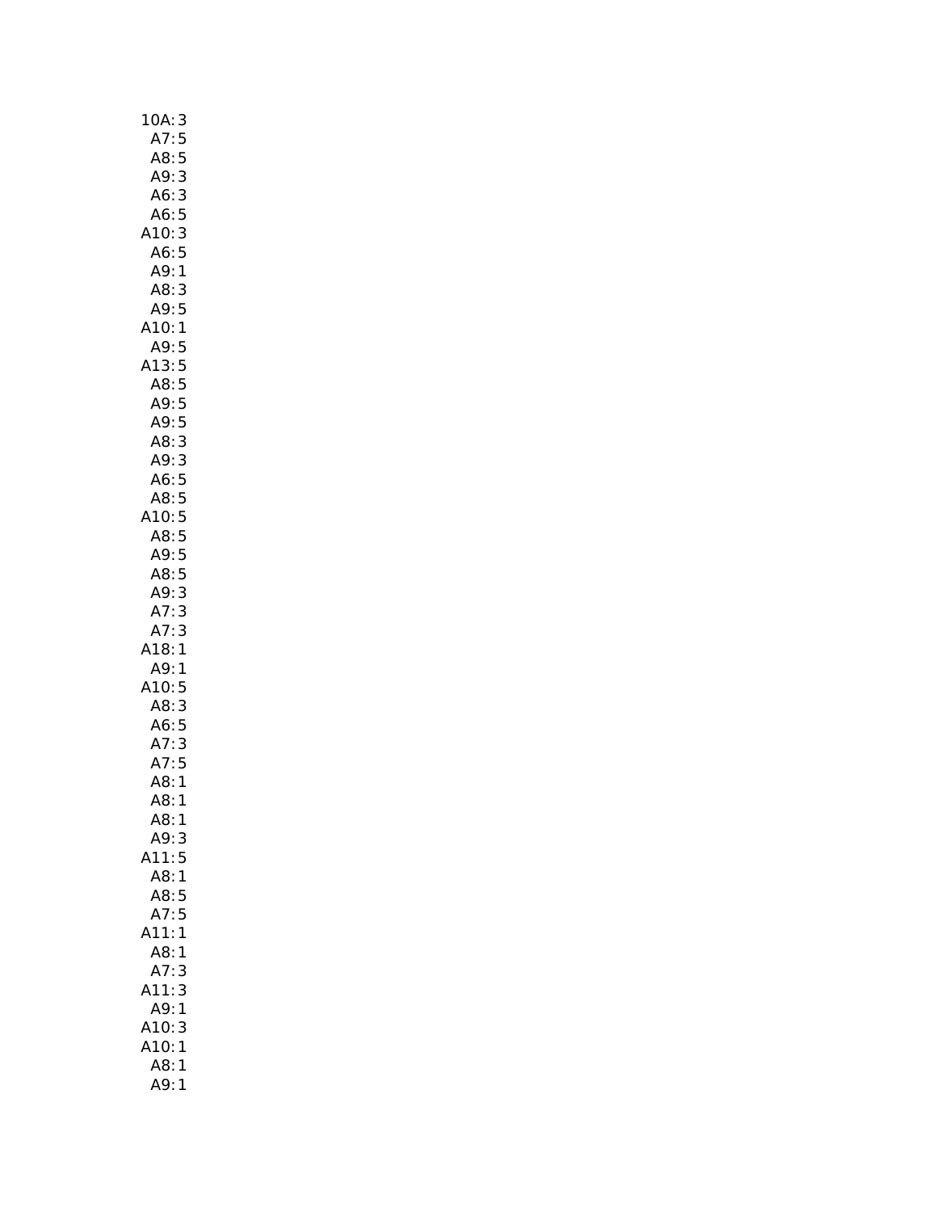10A: 3
A7: 5
A8: 5
A9: 3
A6: 3
A6: 5
A10: 3
A6: 5
A9: 1
A8: 3
A9: 5
A10: 1
A9: 5
A13: 5
A8: 5
A9: 5
A9: 5
A8: 3
A9: 3
A6: 5
A8: 5
A10: 5
A8: 5
A9: 5
A8: 5
A9: 3
A7: 3
A7: 3
A18: 1
A9: 1
A10: 5
A8: 3
A6: 5
A7: 3
A7: 5
A8: 1
A8: 1
A8: 1
A9: 3
A11: 5
A8: 1
A8: 5
A7: 5
A11: 1
A8: 1
A7: 3
A11: 3
A9: 1
A10: 3
A10: 1
A8: 1
A9: 1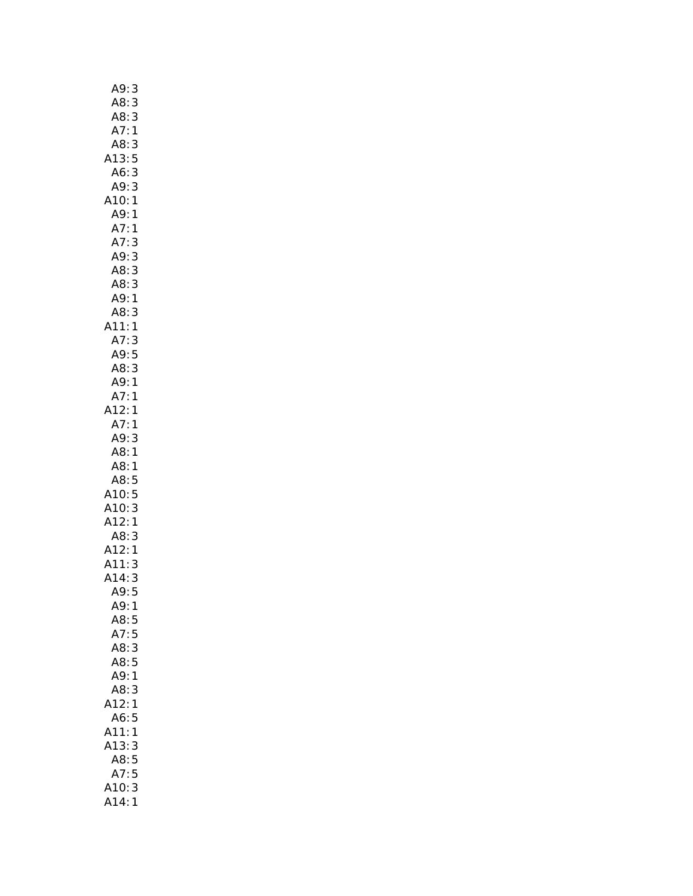A9: 3
A8: 3
A8: 3
A7: 1
A8: 3
A13: 5
A6: 3
A9: 3
A10: 1
A9: 1
A7: 1
A7: 3
A9: 3
A8: 3
A8: 3
A9: 1
A8: 3
A11: 1
A7: 3
A9: 5
A8: 3
A9: 1
A7: 1
A12: 1
A7: 1
A9: 3
A8: 1
A8: 1
A8: 5
A10: 5
A10: 3
A12: 1
A8: 3
A12: 1
A11: 3
A14: 3
A9: 5
A9: 1
A8: 5
A7: 5
A8: 3
A8: 5
A9: 1
A8: 3
A12: 1
A6: 5
A11: 1
A13: 3
A8: 5
A7: 5
A10: 3
A14: 1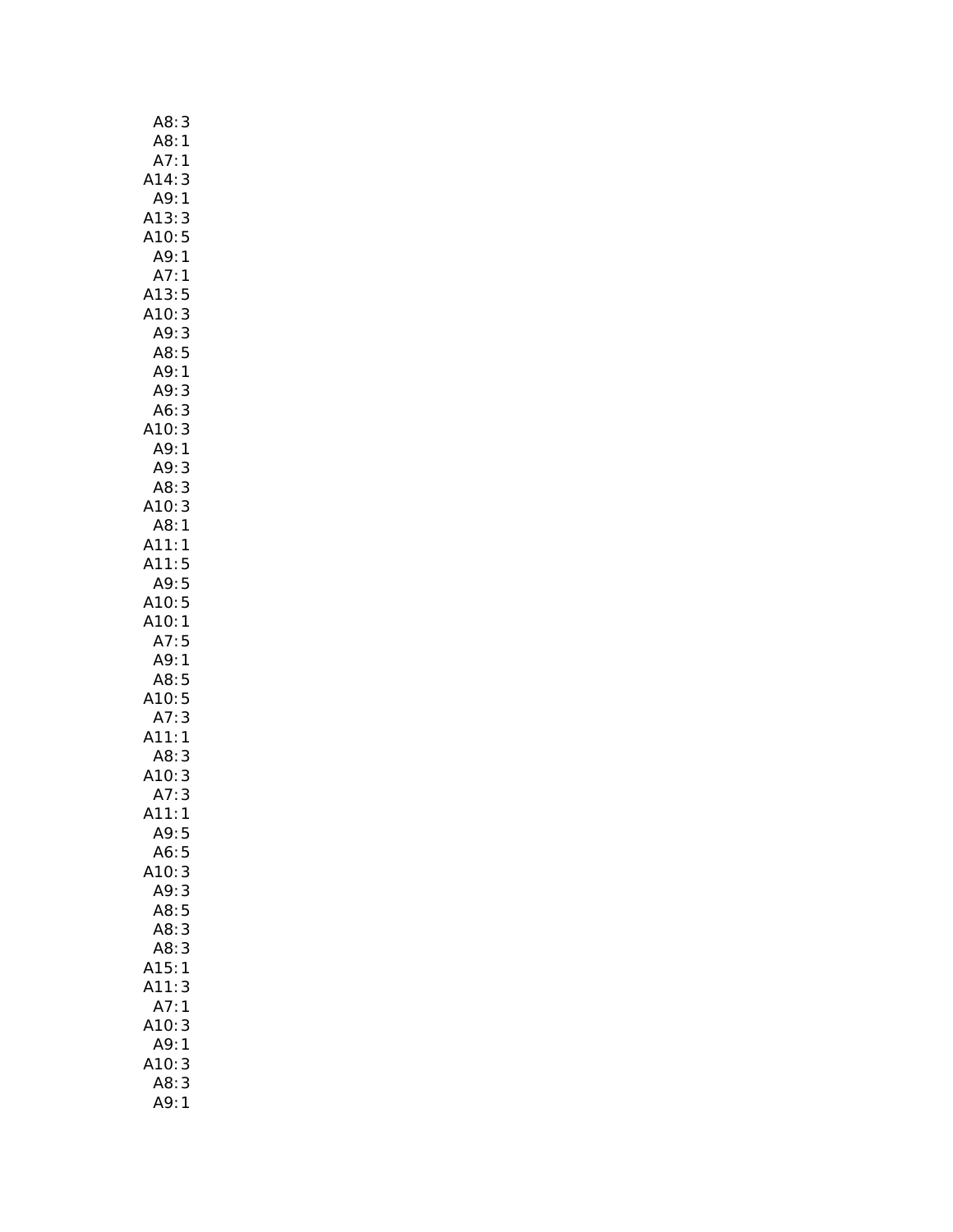A8: 3
A8: 1
A7: 1
A14: 3
A9: 1
A13: 3
A10: 5
A9: 1
A7: 1
A13: 5
A10: 3
A9: 3
A8: 5
A9: 1
A9: 3
A6: 3
A10: 3
A9: 1
A9: 3
A8: 3
A10: 3
A8: 1
A11: 1
A11: 5
A9: 5
A10: 5
A10: 1
A7: 5
A9: 1
A8: 5
A10: 5
A7: 3
A11: 1
A8: 3
A10: 3
A7: 3
A11: 1
A9: 5
A6: 5
A10: 3
A9: 3
A8: 5
A8: 3
A8: 3
A15: 1
A11: 3
A7: 1
A10: 3
A9: 1
A10: 3
A8: 3
A9: 1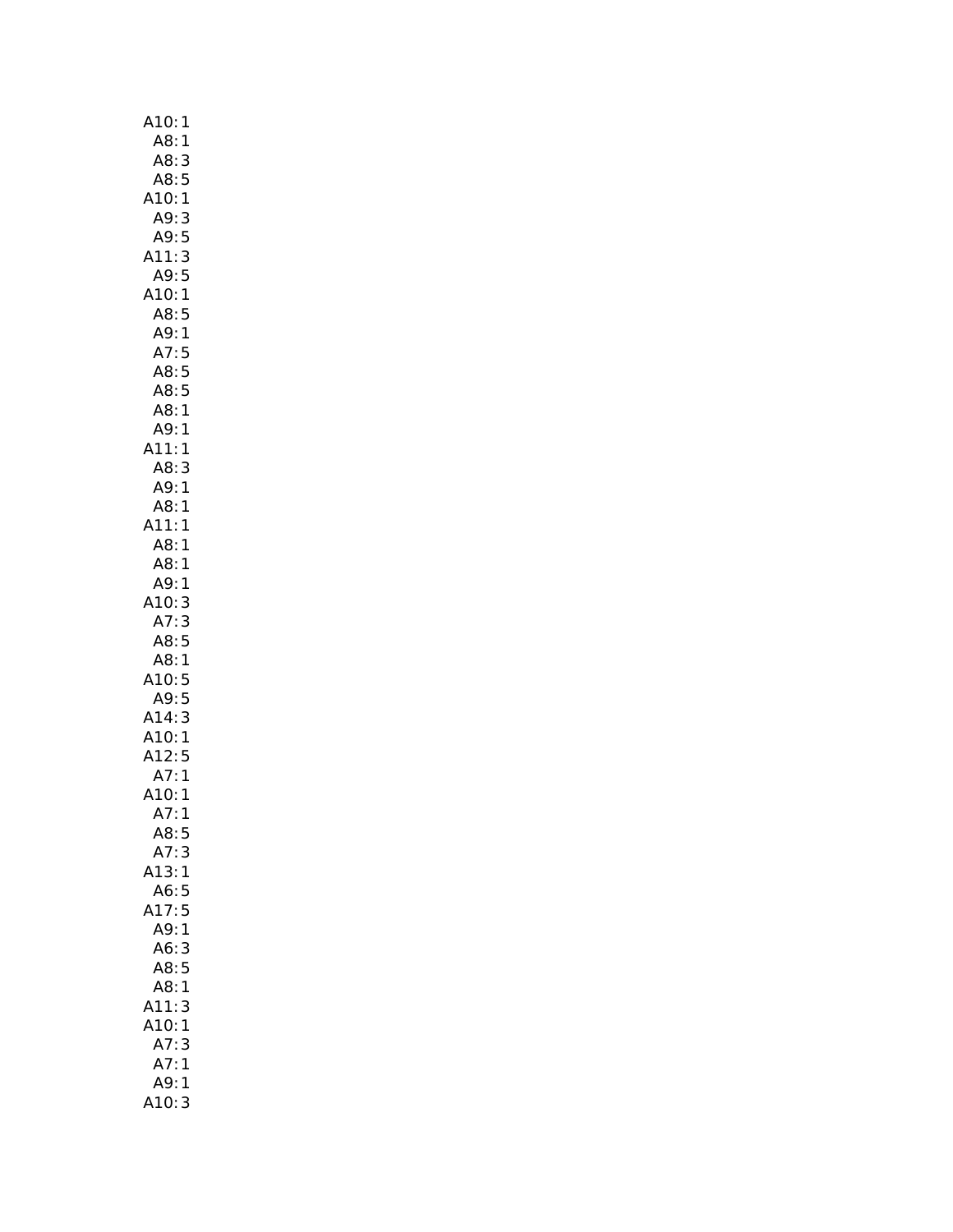A10: 1
A8: 1
A8: 3
A8: 5
A10: 1
A9: 3
A9: 5
A11: 3
A9: 5
A10: 1
A8: 5
A9: 1
A7: 5
A8: 5
A8: 5
A8: 1
A9: 1
A11: 1
A8: 3
A9: 1
A8: 1
A11: 1
A8: 1
A8: 1
A9: 1
A10: 3
A7: 3
A8: 5
A8: 1
A10: 5
A9: 5
A14: 3
A10: 1
A12: 5
A7: 1
A10: 1
A7: 1
A8: 5
A7: 3
A13: 1
A6: 5
A17: 5
A9: 1
A6: 3
A8: 5
A8: 1
A11: 3
A10: 1
A7: 3
A7: 1
A9: 1
A10: 3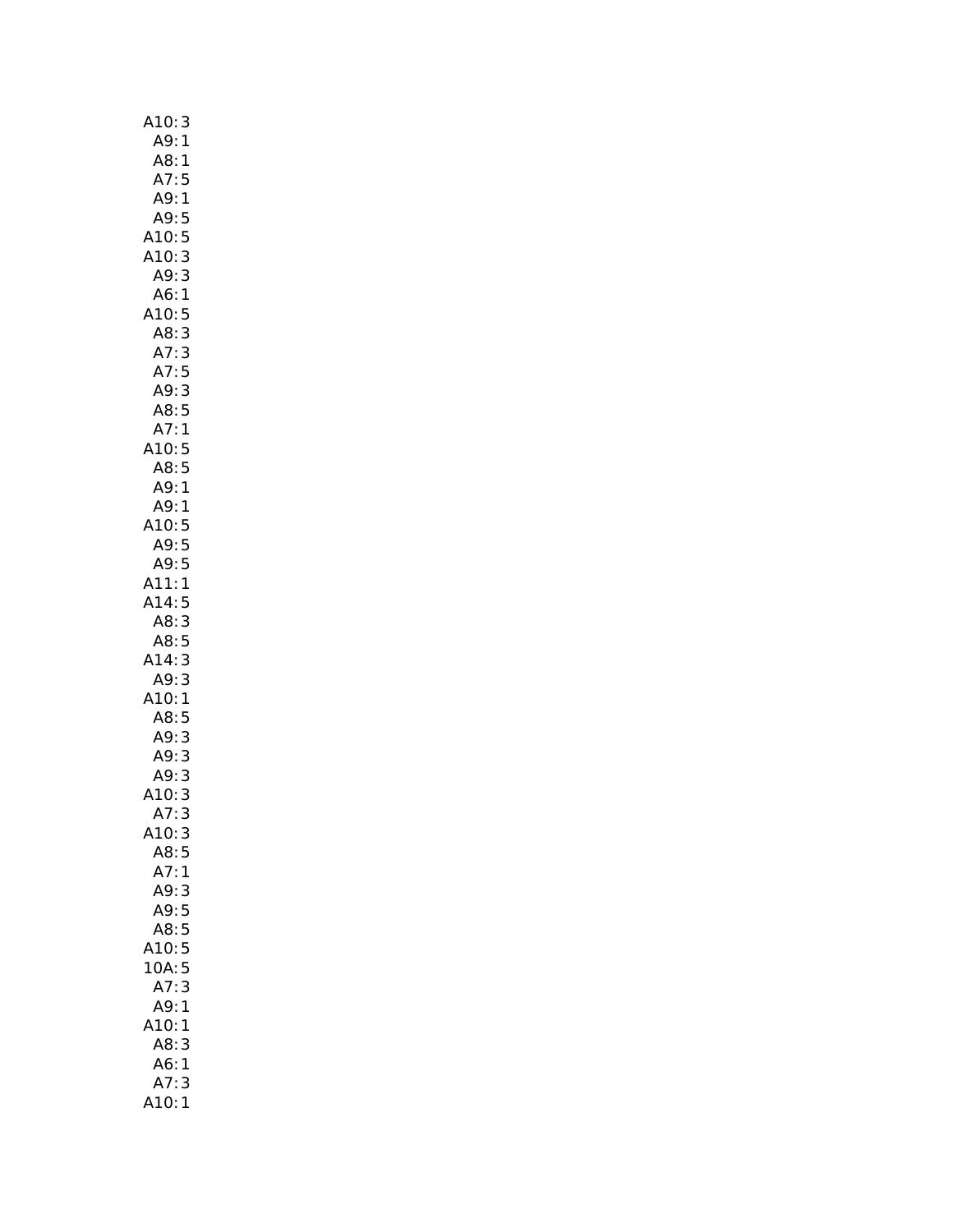A10: 3
A9: 1
A8: 1
A7: 5
A9: 1
A9: 5
A10: 5
A10: 3
A9: 3
A6: 1
A10: 5
A8: 3
A7: 3
A7: 5
A9: 3
A8: 5
A7: 1
A10: 5
A8: 5
A9: 1
A9: 1
A10: 5
A9: 5
A9: 5
A11: 1
A14: 5
A8: 3
A8: 5
A14: 3
A9: 3
A10: 1
A8: 5
A9: 3
A9: 3
A9: 3
A10: 3
A7: 3
A10: 3
A8: 5
A7: 1
A9: 3
A9: 5
A8: 5
A10: 5
10A: 5
A7: 3
A9: 1
A10: 1
A8: 3
A6: 1
A7: 3
A10: 1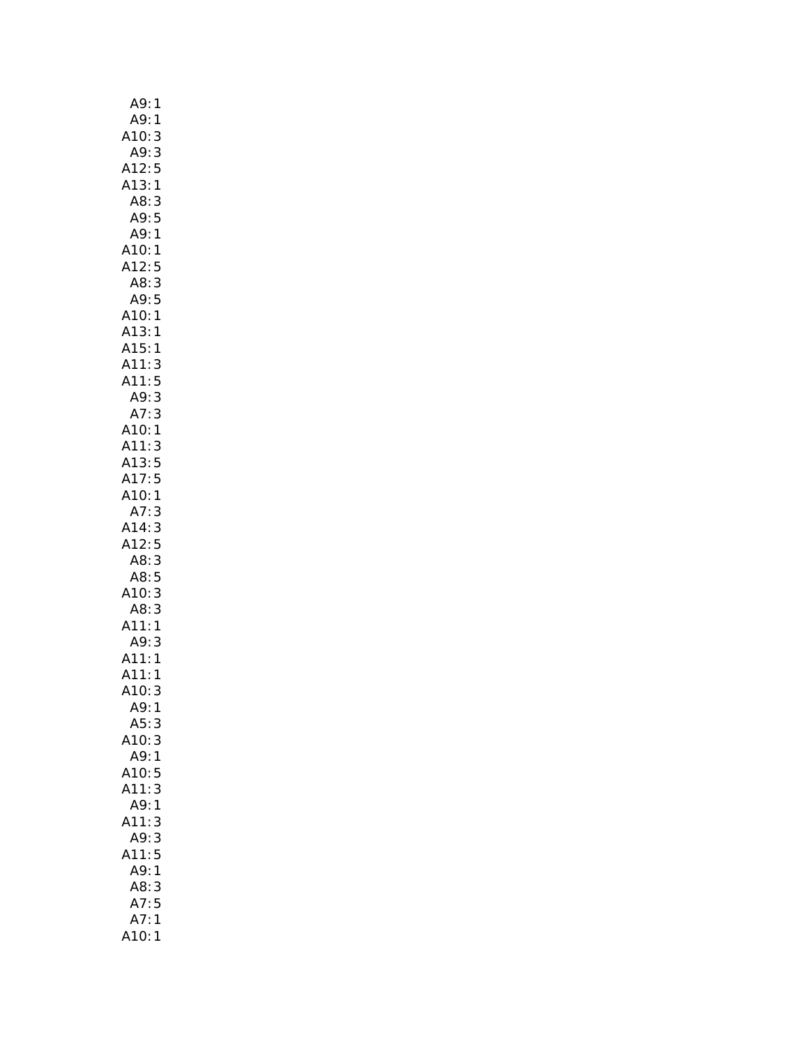A9: 1
A9: 1
A10: 3
A9: 3
A12: 5
A13: 1
A8: 3
A9: 5
A9: 1
A10: 1
A12: 5
A8: 3
A9: 5
A10: 1
A13: 1
A15: 1
A11: 3
A11: 5
A9: 3
A7: 3
A10: 1
A11: 3
A13: 5
A17: 5
A10: 1
A7: 3
A14: 3
A12: 5
A8: 3
A8: 5
A10: 3
A8: 3
A11: 1
A9: 3
A11: 1
A11: 1
A10: 3
A9: 1
A5: 3
A10: 3
A9: 1
A10: 5
A11: 3
A9: 1
A11: 3
A9: 3
A11: 5
A9: 1
A8: 3
A7: 5
A7: 1
A10: 1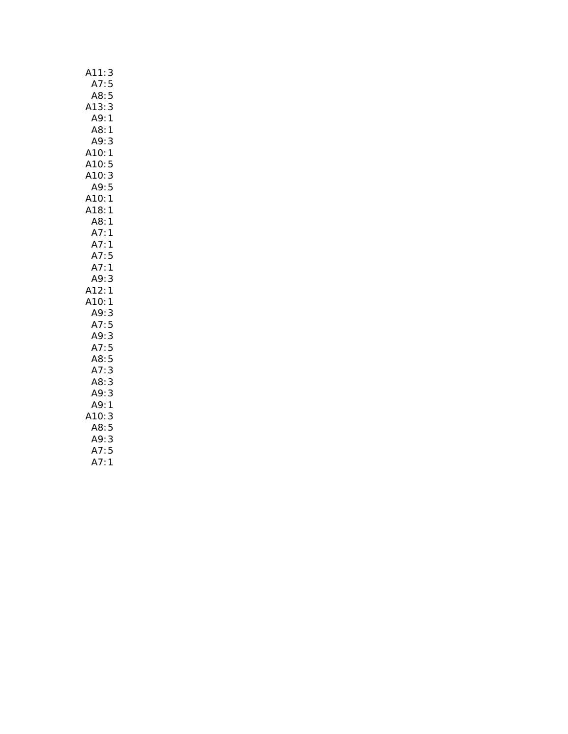A11: 3
A7: 5
A8: 5
A13: 3
A9: 1
A8: 1
A9: 3
A10: 1
A10: 5
A10: 3
A9: 5
A10: 1
A18: 1
A8: 1
A7: 1
A7: 1
A7: 5
A7: 1
A9: 3
A12: 1
A10: 1
A9: 3
A7: 5
A9: 3
A7: 5
A8: 5
A7: 3
A8: 3
A9: 3
A9: 1
A10: 3
A8: 5
A9: 3
A7: 5
A7: 1